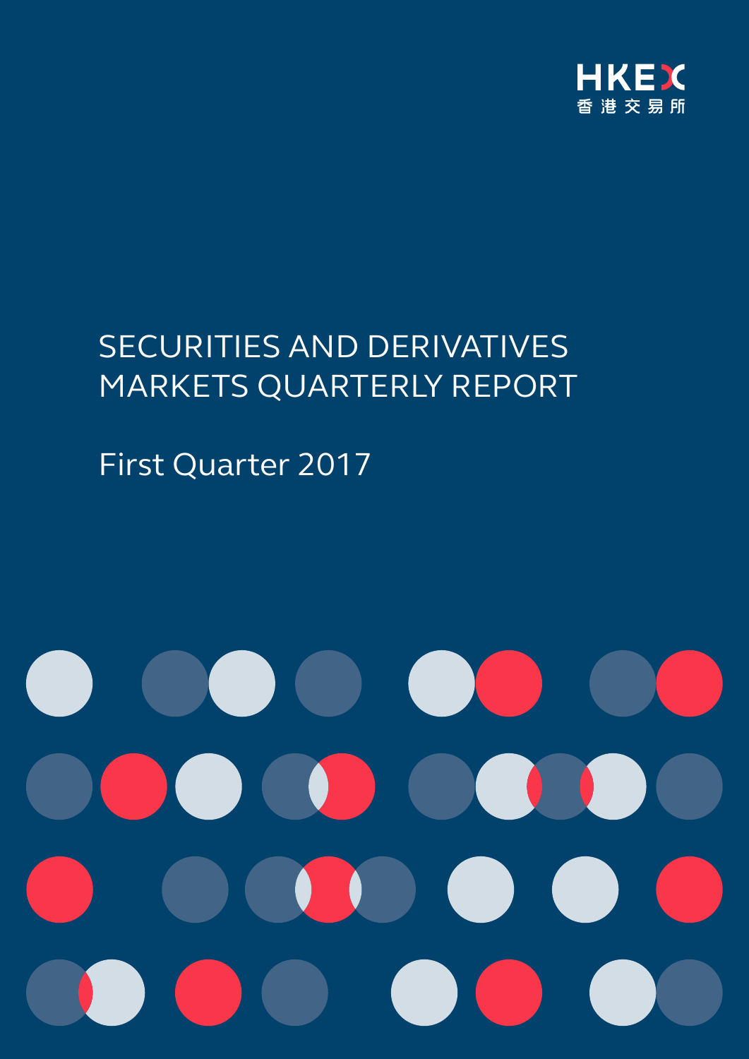HKEX

香港交易所

# SECURITIES AND DERIVATIVES MARKETS QUARTERLY REPORT

## First Quarter 2017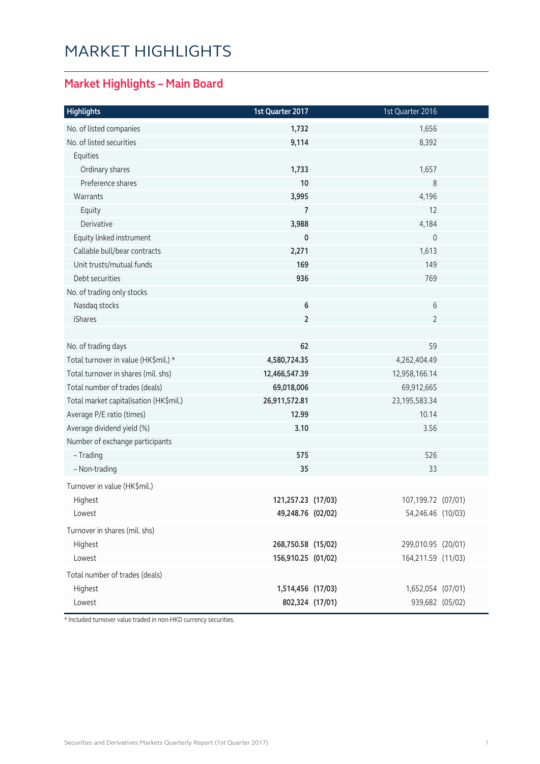# MARKET HIGHLIGHTS

## Market Highlights – Main Board

| Highlights | 1st Quarter 2017 | | 1st Quarter 2016 | |
|---|---|---|---|---|
| No. of listed companies | **1,732** | | 1,656 | |
| No. of listed securities | **9,114** | | 8,392 | |
| Equities | | | | |
| Ordinary shares | **1,733** | | 1,657 | |
| Preference shares | **10** | | 8 | |
| Warrants | **3,995** | | 4,196 | |
| Equity | **7** | | 12 | |
| Derivative | **3,988** | | 4,184 | |
| Equity linked instrument | **0** | | 0 | |
| Callable bull/bear contracts | **2,271** | | 1,613 | |
| Unit trusts/mutual funds | **169** | | 149 | |
| Debt securities | **936** | | 769 | |
| No. of trading only stocks | | | | |
| Nasdaq stocks | **6** | | 6 | |
| iShares | **2** | | 2 | |
| | | | | |
| No. of trading days | **62** | | 59 | |
| Total turnover in value (HK$mil.) * | **4,580,724.35** | | 4,262,404.49 | |
| Total turnover in shares (mil. shs) | **12,466,547.39** | | 12,958,166.14 | |
| Total number of trades (deals) | **69,018,006** | | 69,912,665 | |
| Total market capitalisation (HK$mil.) | **26,911,572.81** | | 23,195,583.34 | |
| Average P/E ratio (times) | **12.99** | | 10.14 | |
| Average dividend yield (%) | **3.10** | | 3.56 | |
| Number of exchange participants | | | | |
| – Trading | **575** | | 526 | |
| – Non-trading | **35** | | 33 | |
| Turnover in value (HK$mil.) | | | | |
| Highest | **121,257.23** | **(17/03)** | 107,199.72 | (07/01) |
| Lowest | **49,248.76** | **(02/02)** | 54,246.46 | (10/03) |
| Turnover in shares (mil. shs) | | | | |
| Highest | **268,750.58** | **(15/02)** | 299,010.95 | (20/01) |
| Lowest | **156,910.25** | **(01/02)** | 164,211.59 | (11/03) |
| Total number of trades (deals) | | | | |
| Highest | **1,514,456** | **(17/03)** | 1,652,054 | (07/01) |
| Lowest | **802,324** | **(17/01)** | 939,682 | (05/02) |

* Included turnover value traded in non-HKD currency securities.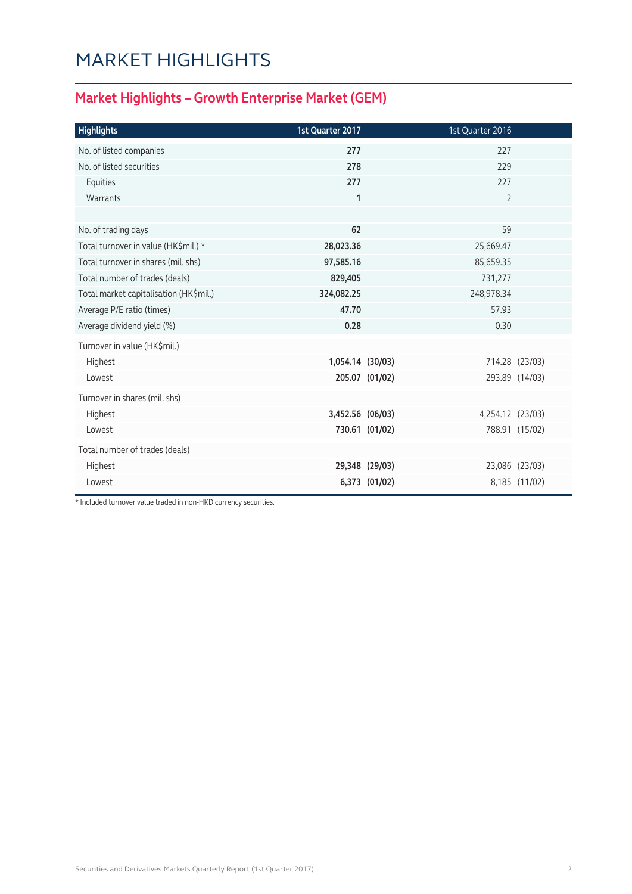# MARKET HIGHLIGHTS

## Market Highlights – Growth Enterprise Market (GEM)

| Highlights | 1st Quarter 2017 | | 1st Quarter 2016 | |
|---|---|---|---|---|
| No. of listed companies | **277** | | 227 | |
| No. of listed securities | **278** | | 229 | |
| Equities | **277** | | 227 | |
| Warrants | **1** | | 2 | |
| | | | | |
| No. of trading days | **62** | | 59 | |
| Total turnover in value (HK$mil.) * | **28,023.36** | | 25,669.47 | |
| Total turnover in shares (mil. shs) | **97,585.16** | | 85,659.35 | |
| Total number of trades (deals) | **829,405** | | 731,277 | |
| Total market capitalisation (HK$mil.) | **324,082.25** | | 248,978.34 | |
| Average P/E ratio (times) | **47.70** | | 57.93 | |
| Average dividend yield (%) | **0.28** | | 0.30 | |
| Turnover in value (HK$mil.) | | | | |
| Highest | **1,054.14** | **(30/03)** | 714.28 | (23/03) |
| Lowest | **205.07** | **(01/02)** | 293.89 | (14/03) |
| Turnover in shares (mil. shs) | | | | |
| Highest | **3,452.56** | **(06/03)** | 4,254.12 | (23/03) |
| Lowest | **730.61** | **(01/02)** | 788.91 | (15/02) |
| Total number of trades (deals) | | | | |
| Highest | **29,348** | **(29/03)** | 23,086 | (23/03) |
| Lowest | **6,373** | **(01/02)** | 8,185 | (11/02) |

* Included turnover value traded in non-HKD currency securities.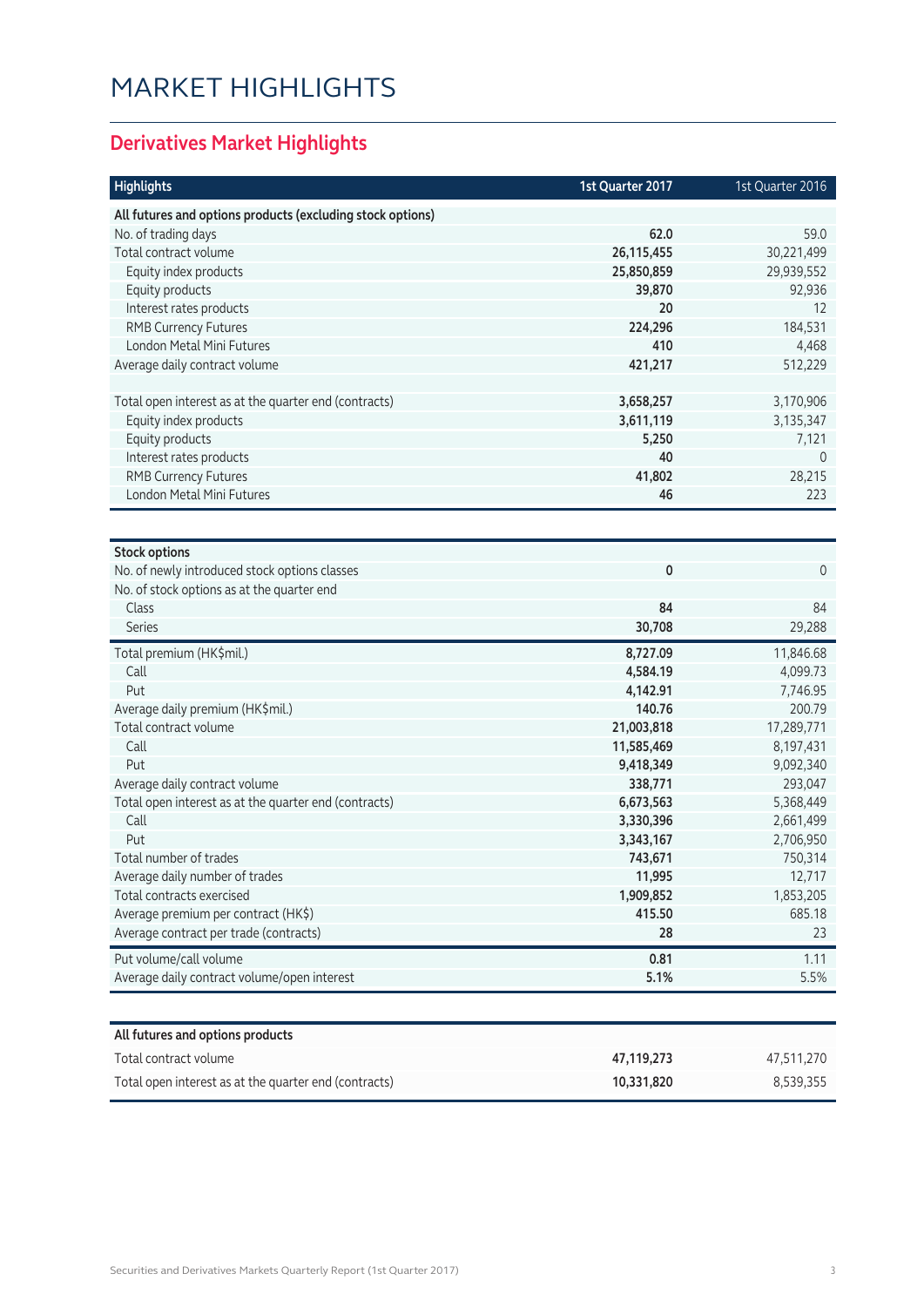# MARKET HIGHLIGHTS

## Derivatives Market Highlights

| Highlights | 1st Quarter 2017 | 1st Quarter 2016 |
|---|---|---|
| **All futures and options products (excluding stock options)** | | |
| No. of trading days | **62.0** | 59.0 |
| Total contract volume | **26,115,455** | 30,221,499 |
| Equity index products | **25,850,859** | 29,939,552 |
| Equity products | **39,870** | 92,936 |
| Interest rates products | **20** | 12 |
| RMB Currency Futures | **224,296** | 184,531 |
| London Metal Mini Futures | **410** | 4,468 |
| Average daily contract volume | **421,217** | 512,229 |
| | | |
| Total open interest as at the quarter end (contracts) | **3,658,257** | 3,170,906 |
| Equity index products | **3,611,119** | 3,135,347 |
| Equity products | **5,250** | 7,121 |
| Interest rates products | **40** | 0 |
| RMB Currency Futures | **41,802** | 28,215 |
| London Metal Mini Futures | **46** | 223 |

| | | |
|---|---|---|
| **Stock options** | | |
| No. of newly introduced stock options classes | **0** | 0 |
| No. of stock options as at the quarter end | | |
| Class | **84** | 84 |
| Series | **30,708** | 29,288 |
| Total premium (HK$mil.) | **8,727.09** | 11,846.68 |
| Call | **4,584.19** | 4,099.73 |
| Put | **4,142.91** | 7,746.95 |
| Average daily premium (HK$mil.) | **140.76** | 200.79 |
| Total contract volume | **21,003,818** | 17,289,771 |
| Call | **11,585,469** | 8,197,431 |
| Put | **9,418,349** | 9,092,340 |
| Average daily contract volume | **338,771** | 293,047 |
| Total open interest as at the quarter end (contracts) | **6,673,563** | 5,368,449 |
| Call | **3,330,396** | 2,661,499 |
| Put | **3,343,167** | 2,706,950 |
| Total number of trades | **743,671** | 750,314 |
| Average daily number of trades | **11,995** | 12,717 |
| Total contracts exercised | **1,909,852** | 1,853,205 |
| Average premium per contract (HK$) | **415.50** | 685.18 |
| Average contract per trade (contracts) | **28** | 23 |
| Put volume/call volume | **0.81** | 1.11 |
| Average daily contract volume/open interest | **5.1%** | 5.5% |

| | | |
|---|---|---|
| **All futures and options products** | | |
| Total contract volume | **47,119,273** | 47,511,270 |
| Total open interest as at the quarter end (contracts) | **10,331,820** | 8,539,355 |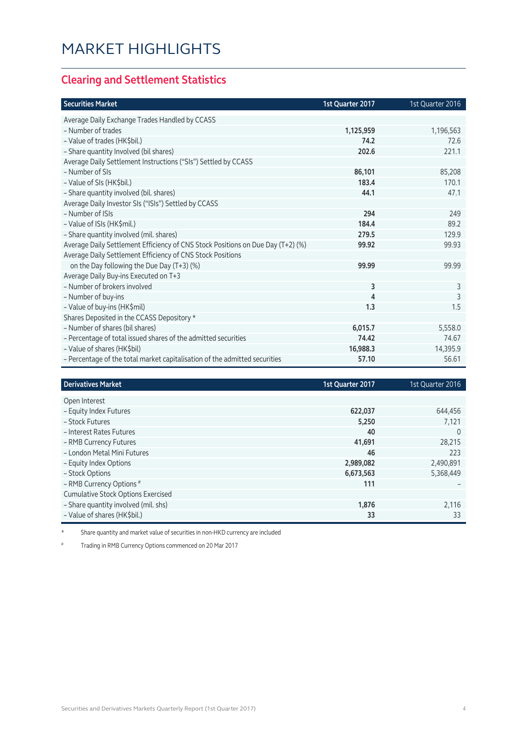# MARKET HIGHLIGHTS

## Clearing and Settlement Statistics

| Securities Market | 1st Quarter 2017 | 1st Quarter 2016 |
|---|---|---|
| Average Daily Exchange Trades Handled by CCASS | | |
| – Number of trades | **1,125,959** | 1,196,563 |
| – Value of trades (HK$bil.) | **74.2** | 72.6 |
| – Share quantity Involved (bil shares) | **202.6** | 221.1 |
| Average Daily Settlement Instructions ("SIs") Settled by CCASS | | |
| – Number of SIs | **86,101** | 85,208 |
| – Value of SIs (HK$bil.) | **183.4** | 170.1 |
| – Share quantity involved (bil. shares) | **44.1** | 47.1 |
| Average Daily Investor SIs ("ISIs") Settled by CCASS | | |
| – Number of ISIs | **294** | 249 |
| – Value of ISIs (HK$mil.) | **184.4** | 89.2 |
| – Share quantity involved (mil. shares) | **279.5** | 129.9 |
| Average Daily Settlement Efficiency of CNS Stock Positions on Due Day (T+2) (%) | **99.92** | 99.93 |
| Average Daily Settlement Efficiency of CNS Stock Positions on the Day following the Due Day (T+3) (%) | **99.99** | 99.99 |
| Average Daily Buy-ins Executed on T+3 | | |
| – Number of brokers involved | **3** | 3 |
| – Number of buy-ins | **4** | 3 |
| – Value of buy-ins (HK$mil) | **1.3** | 1.5 |
| Shares Deposited in the CCASS Depository * | | |
| – Number of shares (bil shares) | **6,015.7** | 5,558.0 |
| – Percentage of total issued shares of the admitted securities | **74.42** | 74.67 |
| – Value of shares (HK$bil) | **16,988.3** | 14,395.9 |
| – Percentage of the total market capitalisation of the admitted securities | **57.10** | 56.61 |

| Derivatives Market | 1st Quarter 2017 | 1st Quarter 2016 |
|---|---|---|
| Open Interest | | |
| – Equity Index Futures | **622,037** | 644,456 |
| – Stock Futures | **5,250** | 7,121 |
| – Interest Rates Futures | **40** | 0 |
| – RMB Currency Futures | **41,691** | 28,215 |
| – London Metal Mini Futures | **46** | 223 |
| – Equity Index Options | **2,989,082** | 2,490,891 |
| – Stock Options | **6,673,563** | 5,368,449 |
| – RMB Currency Options # | **111** | – |
| Cumulative Stock Options Exercised | | |
| – Share quantity involved (mil. shs) | **1,876** | 2,116 |
| – Value of shares (HK$bil.) | **33** | 33 |

\* Share quantity and market value of securities in non-HKD currency are included

\# Trading in RMB Currency Options commenced on 20 Mar 2017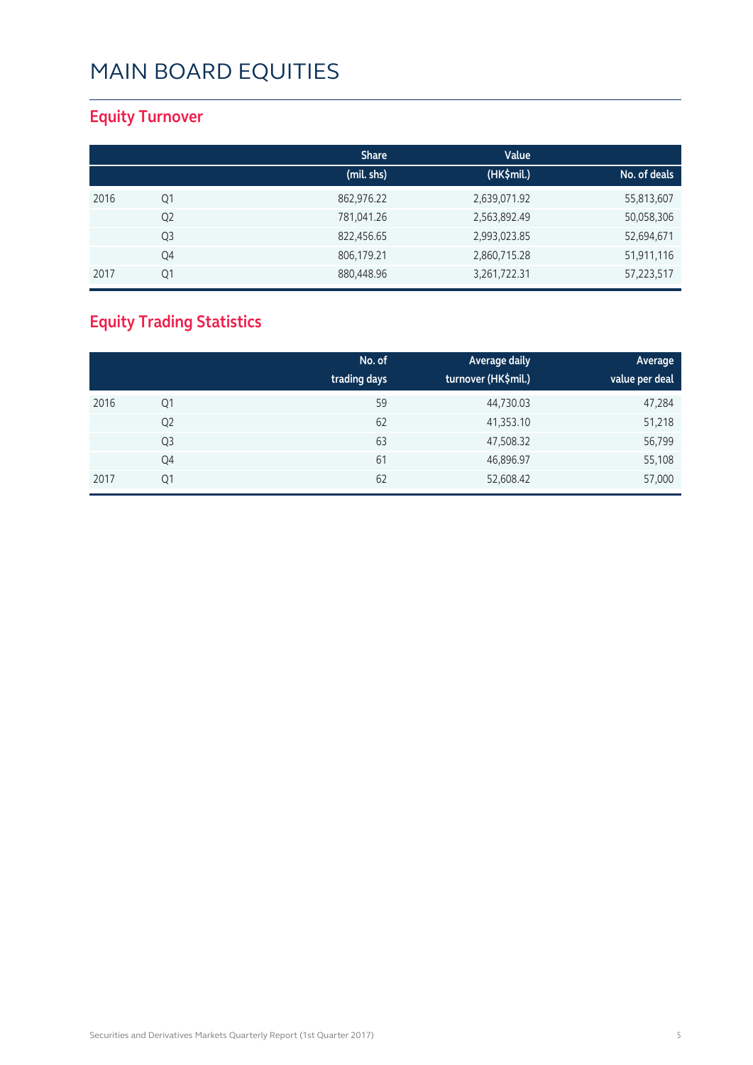# MAIN BOARD EQUITIES

## Equity Turnover

| | | Share (mil. shs) | Value (HK$mil.) | No. of deals |
|---|---|---|---|---|
| 2016 | Q1 | 862,976.22 | 2,639,071.92 | 55,813,607 |
| | Q2 | 781,041.26 | 2,563,892.49 | 50,058,306 |
| | Q3 | 822,456.65 | 2,993,023.85 | 52,694,671 |
| | Q4 | 806,179.21 | 2,860,715.28 | 51,911,116 |
| 2017 | Q1 | 880,448.96 | 3,261,722.31 | 57,223,517 |

## Equity Trading Statistics

| | | No. of trading days | Average daily turnover (HK$mil.) | Average value per deal |
|---|---|---|---|---|
| 2016 | Q1 | 59 | 44,730.03 | 47,284 |
| | Q2 | 62 | 41,353.10 | 51,218 |
| | Q3 | 63 | 47,508.32 | 56,799 |
| | Q4 | 61 | 46,896.97 | 55,108 |
| 2017 | Q1 | 62 | 52,608.42 | 57,000 |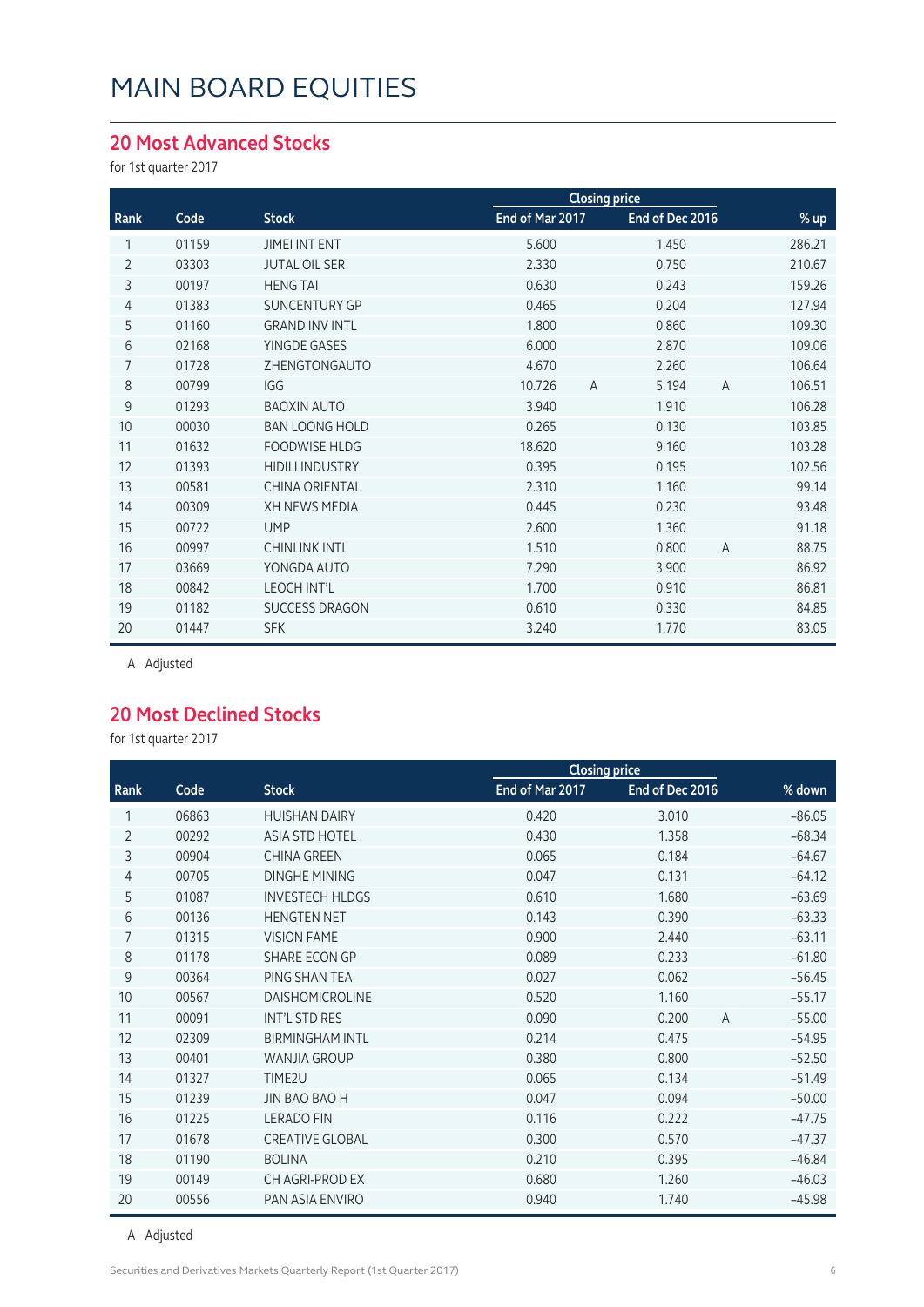# MAIN BOARD EQUITIES

## 20 Most Advanced Stocks

for 1st quarter 2017

| Rank | Code | Stock | Closing price End of Mar 2017 | | Closing price End of Dec 2016 | | % up |
|---|---|---|---|---|---|---|---|
| 1 | 01159 | JIMEI INT ENT | 5.600 | | 1.450 | | 286.21 |
| 2 | 03303 | JUTAL OIL SER | 2.330 | | 0.750 | | 210.67 |
| 3 | 00197 | HENG TAI | 0.630 | | 0.243 | | 159.26 |
| 4 | 01383 | SUNCENTURY GP | 0.465 | | 0.204 | | 127.94 |
| 5 | 01160 | GRAND INV INTL | 1.800 | | 0.860 | | 109.30 |
| 6 | 02168 | YINGDE GASES | 6.000 | | 2.870 | | 109.06 |
| 7 | 01728 | ZHENGTONGAUTO | 4.670 | | 2.260 | | 106.64 |
| 8 | 00799 | IGG | 10.726 | A | 5.194 | A | 106.51 |
| 9 | 01293 | BAOXIN AUTO | 3.940 | | 1.910 | | 106.28 |
| 10 | 00030 | BAN LOONG HOLD | 0.265 | | 0.130 | | 103.85 |
| 11 | 01632 | FOODWISE HLDG | 18.620 | | 9.160 | | 103.28 |
| 12 | 01393 | HIDILI INDUSTRY | 0.395 | | 0.195 | | 102.56 |
| 13 | 00581 | CHINA ORIENTAL | 2.310 | | 1.160 | | 99.14 |
| 14 | 00309 | XH NEWS MEDIA | 0.445 | | 0.230 | | 93.48 |
| 15 | 00722 | UMP | 2.600 | | 1.360 | | 91.18 |
| 16 | 00997 | CHINLINK INTL | 1.510 | | 0.800 | A | 88.75 |
| 17 | 03669 | YONGDA AUTO | 7.290 | | 3.900 | | 86.92 |
| 18 | 00842 | LEOCH INT'L | 1.700 | | 0.910 | | 86.81 |
| 19 | 01182 | SUCCESS DRAGON | 0.610 | | 0.330 | | 84.85 |
| 20 | 01447 | SFK | 3.240 | | 1.770 | | 83.05 |

A Adjusted

## 20 Most Declined Stocks

for 1st quarter 2017

| Rank | Code | Stock | Closing price End of Mar 2017 | | Closing price End of Dec 2016 | | % down |
|---|---|---|---|---|---|---|---|
| 1 | 06863 | HUISHAN DAIRY | 0.420 | | 3.010 | | -86.05 |
| 2 | 00292 | ASIA STD HOTEL | 0.430 | | 1.358 | | -68.34 |
| 3 | 00904 | CHINA GREEN | 0.065 | | 0.184 | | -64.67 |
| 4 | 00705 | DINGHE MINING | 0.047 | | 0.131 | | -64.12 |
| 5 | 01087 | INVESTECH HLDGS | 0.610 | | 1.680 | | -63.69 |
| 6 | 00136 | HENGTEN NET | 0.143 | | 0.390 | | -63.33 |
| 7 | 01315 | VISION FAME | 0.900 | | 2.440 | | -63.11 |
| 8 | 01178 | SHARE ECON GP | 0.089 | | 0.233 | | -61.80 |
| 9 | 00364 | PING SHAN TEA | 0.027 | | 0.062 | | -56.45 |
| 10 | 00567 | DAISHOMICROLINE | 0.520 | | 1.160 | | -55.17 |
| 11 | 00091 | INT'L STD RES | 0.090 | | 0.200 | A | -55.00 |
| 12 | 02309 | BIRMINGHAM INTL | 0.214 | | 0.475 | | -54.95 |
| 13 | 00401 | WANJIA GROUP | 0.380 | | 0.800 | | -52.50 |
| 14 | 01327 | TIME2U | 0.065 | | 0.134 | | -51.49 |
| 15 | 01239 | JIN BAO BAO H | 0.047 | | 0.094 | | -50.00 |
| 16 | 01225 | LERADO FIN | 0.116 | | 0.222 | | -47.75 |
| 17 | 01678 | CREATIVE GLOBAL | 0.300 | | 0.570 | | -47.37 |
| 18 | 01190 | BOLINA | 0.210 | | 0.395 | | -46.84 |
| 19 | 00149 | CH AGRI-PROD EX | 0.680 | | 1.260 | | -46.03 |
| 20 | 00556 | PAN ASIA ENVIRO | 0.940 | | 1.740 | | -45.98 |

A Adjusted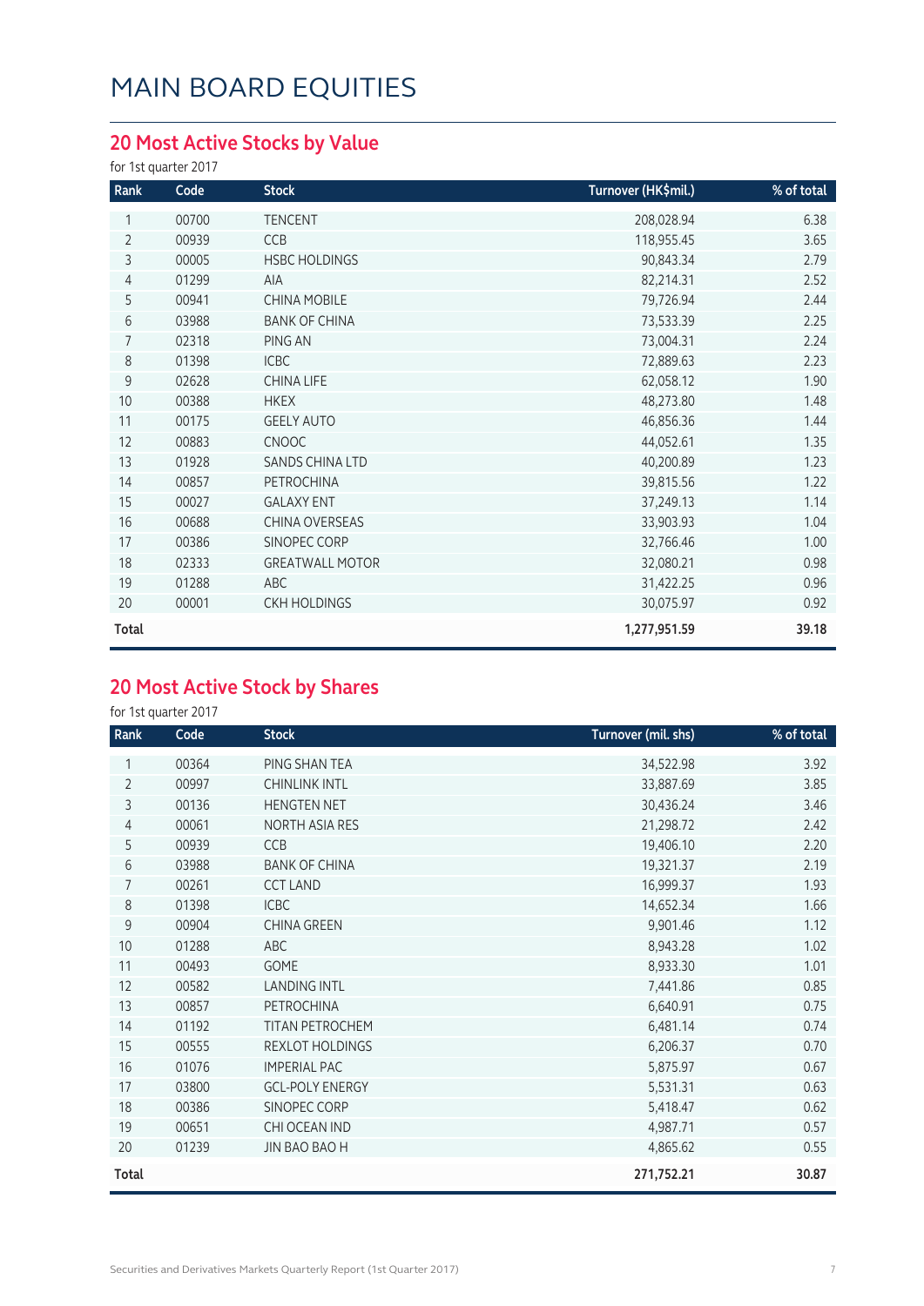# MAIN BOARD EQUITIES

## 20 Most Active Stocks by Value

for 1st quarter 2017

| Rank | Code | Stock | Turnover (HK$mil.) | % of total |
|---|---|---|---|---|
| 1 | 00700 | TENCENT | 208,028.94 | 6.38 |
| 2 | 00939 | CCB | 118,955.45 | 3.65 |
| 3 | 00005 | HSBC HOLDINGS | 90,843.34 | 2.79 |
| 4 | 01299 | AIA | 82,214.31 | 2.52 |
| 5 | 00941 | CHINA MOBILE | 79,726.94 | 2.44 |
| 6 | 03988 | BANK OF CHINA | 73,533.39 | 2.25 |
| 7 | 02318 | PING AN | 73,004.31 | 2.24 |
| 8 | 01398 | ICBC | 72,889.63 | 2.23 |
| 9 | 02628 | CHINA LIFE | 62,058.12 | 1.90 |
| 10 | 00388 | HKEX | 48,273.80 | 1.48 |
| 11 | 00175 | GEELY AUTO | 46,856.36 | 1.44 |
| 12 | 00883 | CNOOC | 44,052.61 | 1.35 |
| 13 | 01928 | SANDS CHINA LTD | 40,200.89 | 1.23 |
| 14 | 00857 | PETROCHINA | 39,815.56 | 1.22 |
| 15 | 00027 | GALAXY ENT | 37,249.13 | 1.14 |
| 16 | 00688 | CHINA OVERSEAS | 33,903.93 | 1.04 |
| 17 | 00386 | SINOPEC CORP | 32,766.46 | 1.00 |
| 18 | 02333 | GREATWALL MOTOR | 32,080.21 | 0.98 |
| 19 | 01288 | ABC | 31,422.25 | 0.96 |
| 20 | 00001 | CKH HOLDINGS | 30,075.97 | 0.92 |
| **Total** | | | **1,277,951.59** | **39.18** |

## 20 Most Active Stock by Shares

for 1st quarter 2017

| Rank | Code | Stock | Turnover (mil. shs) | % of total |
|---|---|---|---|---|
| 1 | 00364 | PING SHAN TEA | 34,522.98 | 3.92 |
| 2 | 00997 | CHINLINK INTL | 33,887.69 | 3.85 |
| 3 | 00136 | HENGTEN NET | 30,436.24 | 3.46 |
| 4 | 00061 | NORTH ASIA RES | 21,298.72 | 2.42 |
| 5 | 00939 | CCB | 19,406.10 | 2.20 |
| 6 | 03988 | BANK OF CHINA | 19,321.37 | 2.19 |
| 7 | 00261 | CCT LAND | 16,999.37 | 1.93 |
| 8 | 01398 | ICBC | 14,652.34 | 1.66 |
| 9 | 00904 | CHINA GREEN | 9,901.46 | 1.12 |
| 10 | 01288 | ABC | 8,943.28 | 1.02 |
| 11 | 00493 | GOME | 8,933.30 | 1.01 |
| 12 | 00582 | LANDING INTL | 7,441.86 | 0.85 |
| 13 | 00857 | PETROCHINA | 6,640.91 | 0.75 |
| 14 | 01192 | TITAN PETROCHEM | 6,481.14 | 0.74 |
| 15 | 00555 | REXLOT HOLDINGS | 6,206.37 | 0.70 |
| 16 | 01076 | IMPERIAL PAC | 5,875.97 | 0.67 |
| 17 | 03800 | GCL-POLY ENERGY | 5,531.31 | 0.63 |
| 18 | 00386 | SINOPEC CORP | 5,418.47 | 0.62 |
| 19 | 00651 | CHI OCEAN IND | 4,987.71 | 0.57 |
| 20 | 01239 | JIN BAO BAO H | 4,865.62 | 0.55 |
| **Total** | | | **271,752.21** | **30.87** |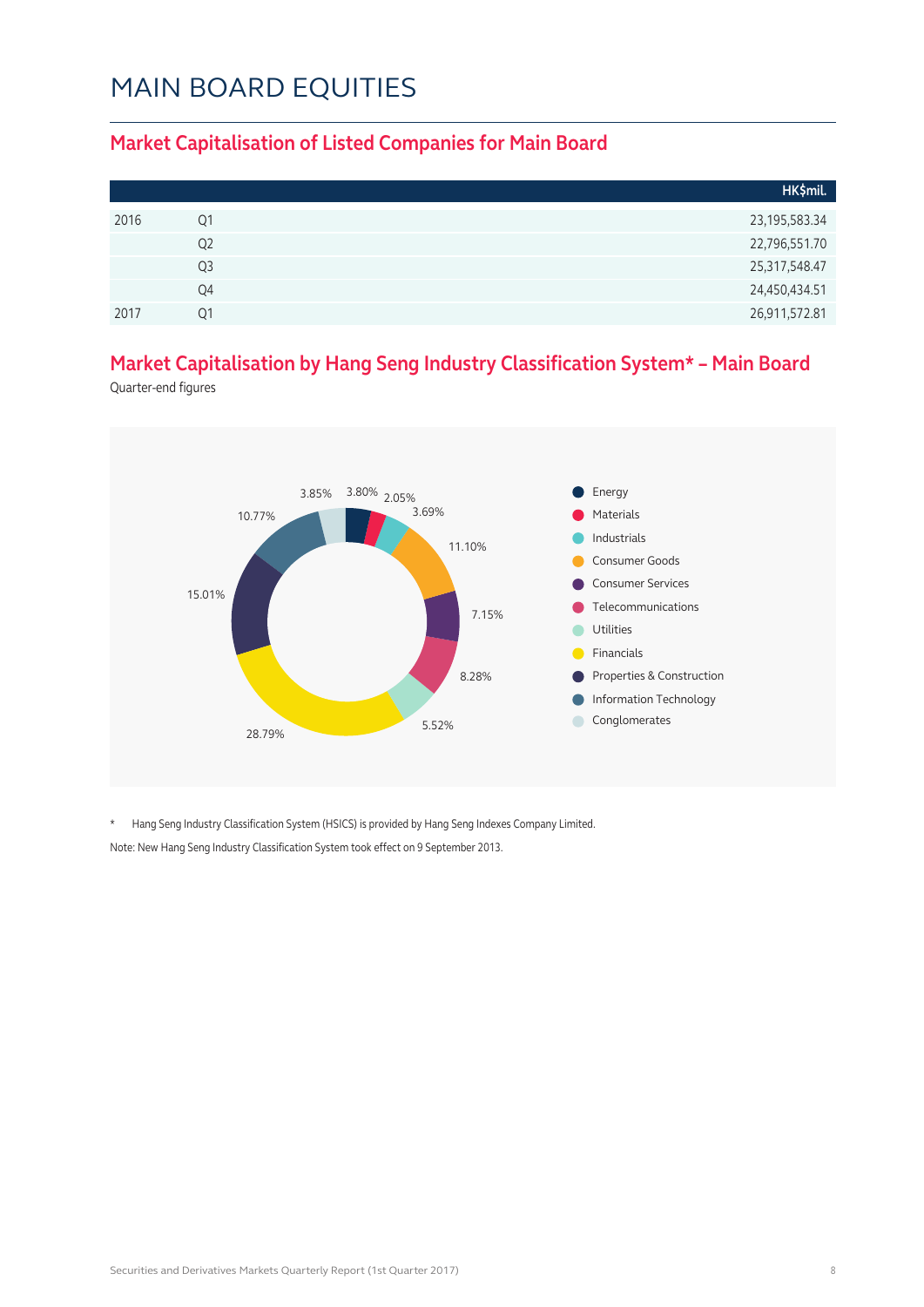# MAIN BOARD EQUITIES

## Market Capitalisation of Listed Companies for Main Board

| | | HK$mil. |
|---|---|---|
| 2016 | Q1 | 23,195,583.34 |
| | Q2 | 22,796,551.70 |
| | Q3 | 25,317,548.47 |
| | Q4 | 24,450,434.51 |
| 2017 | Q1 | 26,911,572.81 |

## Market Capitalisation by Hang Seng Industry Classification System* – Main Board

Quarter-end figures

3.85%
3.80%
2.05%
3.69%
11.10%
7.15%
8.28%
5.52%
28.79%
15.01%
10.77%

Energy
Materials
Industrials
Consumer Goods
Consumer Services
Telecommunications
Utilities
Financials
Properties & Construction
Information Technology
Conglomerates

* Hang Seng Industry Classification System (HSICS) is provided by Hang Seng Indexes Company Limited.

Note: New Hang Seng Industry Classification System took effect on 9 September 2013.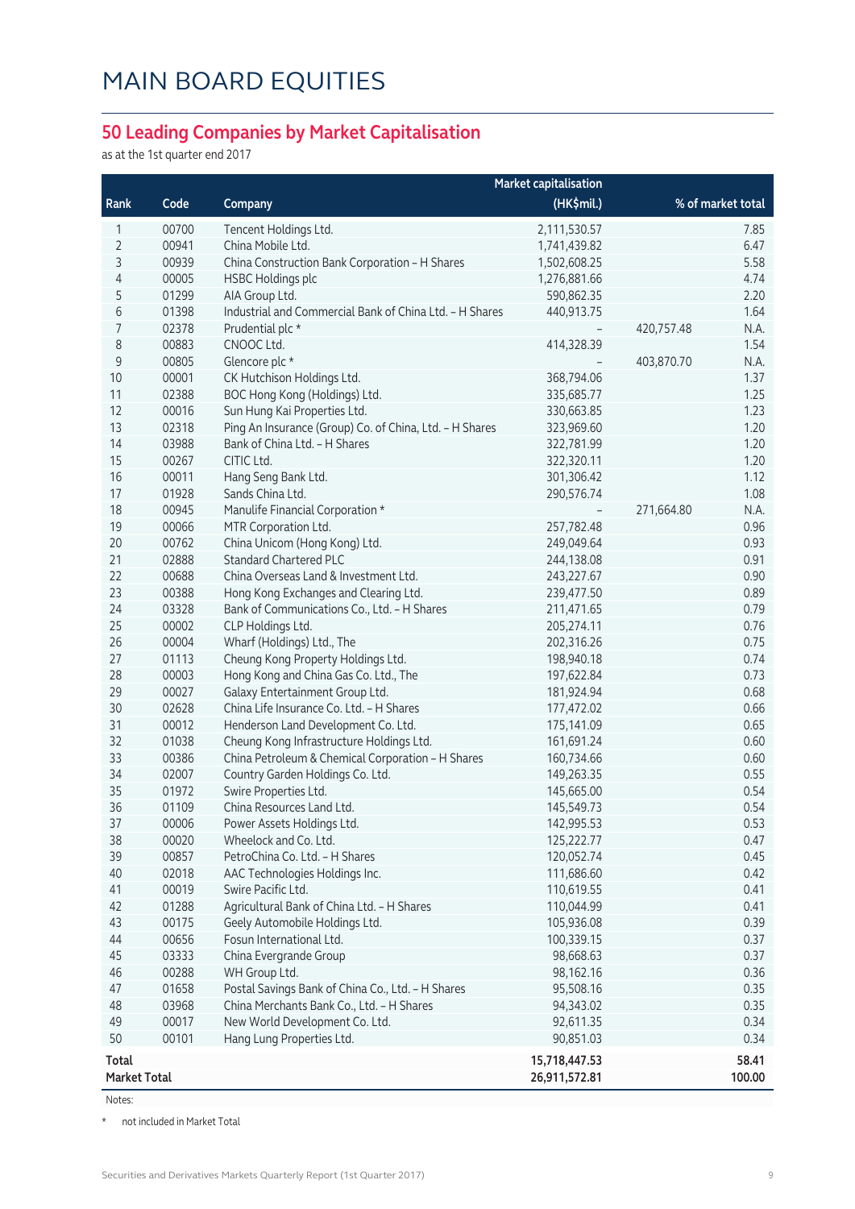# MAIN BOARD EQUITIES

## 50 Leading Companies by Market Capitalisation

as at the 1st quarter end 2017

| Rank | Code | Company | Market capitalisation (HK$mil.) | | % of market total |
|---|---|---|---|---|---|
| 1 | 00700 | Tencent Holdings Ltd. | 2,111,530.57 | | 7.85 |
| 2 | 00941 | China Mobile Ltd. | 1,741,439.82 | | 6.47 |
| 3 | 00939 | China Construction Bank Corporation – H Shares | 1,502,608.25 | | 5.58 |
| 4 | 00005 | HSBC Holdings plc | 1,276,881.66 | | 4.74 |
| 5 | 01299 | AIA Group Ltd. | 590,862.35 | | 2.20 |
| 6 | 01398 | Industrial and Commercial Bank of China Ltd. – H Shares | 440,913.75 | | 1.64 |
| 7 | 02378 | Prudential plc * | – | 420,757.48 | N.A. |
| 8 | 00883 | CNOOC Ltd. | 414,328.39 | | 1.54 |
| 9 | 00805 | Glencore plc * | – | 403,870.70 | N.A. |
| 10 | 00001 | CK Hutchison Holdings Ltd. | 368,794.06 | | 1.37 |
| 11 | 02388 | BOC Hong Kong (Holdings) Ltd. | 335,685.77 | | 1.25 |
| 12 | 00016 | Sun Hung Kai Properties Ltd. | 330,663.85 | | 1.23 |
| 13 | 02318 | Ping An Insurance (Group) Co. of China, Ltd. – H Shares | 323,969.60 | | 1.20 |
| 14 | 03988 | Bank of China Ltd. – H Shares | 322,781.99 | | 1.20 |
| 15 | 00267 | CITIC Ltd. | 322,320.11 | | 1.20 |
| 16 | 00011 | Hang Seng Bank Ltd. | 301,306.42 | | 1.12 |
| 17 | 01928 | Sands China Ltd. | 290,576.74 | | 1.08 |
| 18 | 00945 | Manulife Financial Corporation * | – | 271,664.80 | N.A. |
| 19 | 00066 | MTR Corporation Ltd. | 257,782.48 | | 0.96 |
| 20 | 00762 | China Unicom (Hong Kong) Ltd. | 249,049.64 | | 0.93 |
| 21 | 02888 | Standard Chartered PLC | 244,138.08 | | 0.91 |
| 22 | 00688 | China Overseas Land & Investment Ltd. | 243,227.67 | | 0.90 |
| 23 | 00388 | Hong Kong Exchanges and Clearing Ltd. | 239,477.50 | | 0.89 |
| 24 | 03328 | Bank of Communications Co., Ltd. – H Shares | 211,471.65 | | 0.79 |
| 25 | 00002 | CLP Holdings Ltd. | 205,274.11 | | 0.76 |
| 26 | 00004 | Wharf (Holdings) Ltd., The | 202,316.26 | | 0.75 |
| 27 | 01113 | Cheung Kong Property Holdings Ltd. | 198,940.18 | | 0.74 |
| 28 | 00003 | Hong Kong and China Gas Co. Ltd., The | 197,622.84 | | 0.73 |
| 29 | 00027 | Galaxy Entertainment Group Ltd. | 181,924.94 | | 0.68 |
| 30 | 02628 | China Life Insurance Co. Ltd. – H Shares | 177,472.02 | | 0.66 |
| 31 | 00012 | Henderson Land Development Co. Ltd. | 175,141.09 | | 0.65 |
| 32 | 01038 | Cheung Kong Infrastructure Holdings Ltd. | 161,691.24 | | 0.60 |
| 33 | 00386 | China Petroleum & Chemical Corporation – H Shares | 160,734.66 | | 0.60 |
| 34 | 02007 | Country Garden Holdings Co. Ltd. | 149,263.35 | | 0.55 |
| 35 | 01972 | Swire Properties Ltd. | 145,665.00 | | 0.54 |
| 36 | 01109 | China Resources Land Ltd. | 145,549.73 | | 0.54 |
| 37 | 00006 | Power Assets Holdings Ltd. | 142,995.53 | | 0.53 |
| 38 | 00020 | Wheelock and Co. Ltd. | 125,222.77 | | 0.47 |
| 39 | 00857 | PetroChina Co. Ltd. – H Shares | 120,052.74 | | 0.45 |
| 40 | 02018 | AAC Technologies Holdings Inc. | 111,686.60 | | 0.42 |
| 41 | 00019 | Swire Pacific Ltd. | 110,619.55 | | 0.41 |
| 42 | 01288 | Agricultural Bank of China Ltd. – H Shares | 110,044.99 | | 0.41 |
| 43 | 00175 | Geely Automobile Holdings Ltd. | 105,936.08 | | 0.39 |
| 44 | 00656 | Fosun International Ltd. | 100,339.15 | | 0.37 |
| 45 | 03333 | China Evergrande Group | 98,668.63 | | 0.37 |
| 46 | 00288 | WH Group Ltd. | 98,162.16 | | 0.36 |
| 47 | 01658 | Postal Savings Bank of China Co., Ltd. – H Shares | 95,508.16 | | 0.35 |
| 48 | 03968 | China Merchants Bank Co., Ltd. – H Shares | 94,343.02 | | 0.35 |
| 49 | 00017 | New World Development Co. Ltd. | 92,611.35 | | 0.34 |
| 50 | 00101 | Hang Lung Properties Ltd. | 90,851.03 | | 0.34 |
| **Total** | | | **15,718,447.53** | | **58.41** |
| **Market Total** | | | **26,911,572.81** | | **100.00** |

Notes:

\* not included in Market Total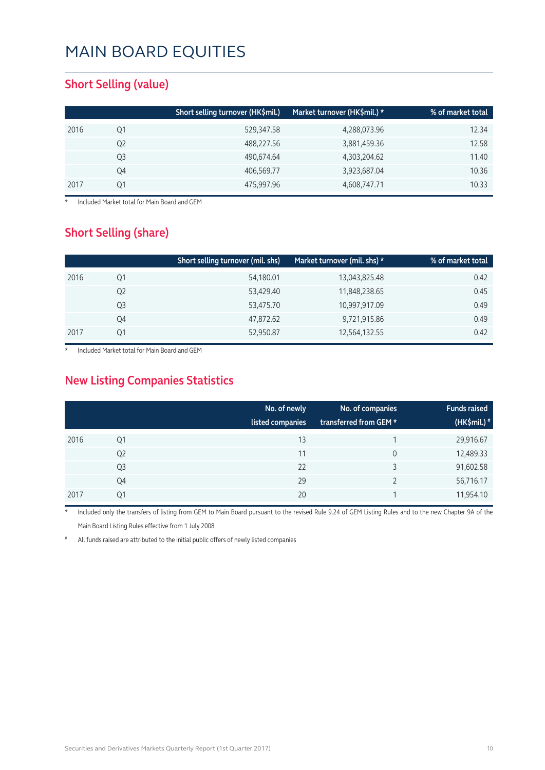# MAIN BOARD EQUITIES

## Short Selling (value)

| | | Short selling turnover (HK$mil.) | Market turnover (HK$mil.) * | % of market total |
|---|---|---|---|---|
| 2016 | Q1 | 529,347.58 | 4,288,073.96 | 12.34 |
| | Q2 | 488,227.56 | 3,881,459.36 | 12.58 |
| | Q3 | 490,674.64 | 4,303,204.62 | 11.40 |
| | Q4 | 406,569.77 | 3,923,687.04 | 10.36 |
| 2017 | Q1 | 475,997.96 | 4,608,747.71 | 10.33 |

* Included Market total for Main Board and GEM

## Short Selling (share)

| | | Short selling turnover (mil. shs) | Market turnover (mil. shs) * | % of market total |
|---|---|---|---|---|
| 2016 | Q1 | 54,180.01 | 13,043,825.48 | 0.42 |
| | Q2 | 53,429.40 | 11,848,238.65 | 0.45 |
| | Q3 | 53,475.70 | 10,997,917.09 | 0.49 |
| | Q4 | 47,872.62 | 9,721,915.86 | 0.49 |
| 2017 | Q1 | 52,950.87 | 12,564,132.55 | 0.42 |

* Included Market total for Main Board and GEM

## New Listing Companies Statistics

| | | No. of newly listed companies | No. of companies transferred from GEM * | Funds raised (HK$mil.) # |
|---|---|---|---|---|
| 2016 | Q1 | 13 | 1 | 29,916.67 |
| | Q2 | 11 | 0 | 12,489.33 |
| | Q3 | 22 | 3 | 91,602.58 |
| | Q4 | 29 | 2 | 56,716.17 |
| 2017 | Q1 | 20 | 1 | 11,954.10 |

* Included only the transfers of listing from GEM to Main Board pursuant to the revised Rule 9.24 of GEM Listing Rules and to the new Chapter 9A of the Main Board Listing Rules effective from 1 July 2008

# All funds raised are attributed to the initial public offers of newly listed companies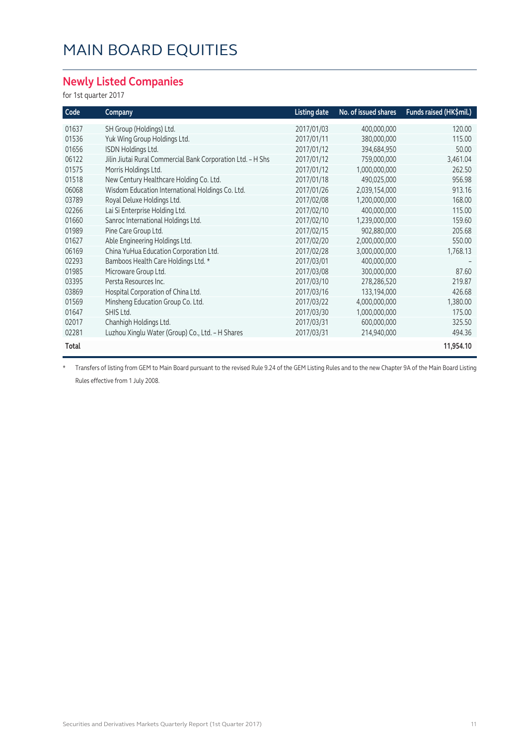# MAIN BOARD EQUITIES

## Newly Listed Companies

for 1st quarter 2017

| Code | Company | Listing date | No. of issued shares | Funds raised (HK$mil.) |
|---|---|---|---|---|
| 01637 | SH Group (Holdings) Ltd. | 2017/01/03 | 400,000,000 | 120.00 |
| 01536 | Yuk Wing Group Holdings Ltd. | 2017/01/11 | 380,000,000 | 115.00 |
| 01656 | ISDN Holdings Ltd. | 2017/01/12 | 394,684,950 | 50.00 |
| 06122 | Jilin Jiutai Rural Commercial Bank Corporation Ltd. - H Shs | 2017/01/12 | 759,000,000 | 3,461.04 |
| 01575 | Morris Holdings Ltd. | 2017/01/12 | 1,000,000,000 | 262.50 |
| 01518 | New Century Healthcare Holding Co. Ltd. | 2017/01/18 | 490,025,000 | 956.98 |
| 06068 | Wisdom Education International Holdings Co. Ltd. | 2017/01/26 | 2,039,154,000 | 913.16 |
| 03789 | Royal Deluxe Holdings Ltd. | 2017/02/08 | 1,200,000,000 | 168.00 |
| 02266 | Lai Si Enterprise Holding Ltd. | 2017/02/10 | 400,000,000 | 115.00 |
| 01660 | Sanroc International Holdings Ltd. | 2017/02/10 | 1,239,000,000 | 159.60 |
| 01989 | Pine Care Group Ltd. | 2017/02/15 | 902,880,000 | 205.68 |
| 01627 | Able Engineering Holdings Ltd. | 2017/02/20 | 2,000,000,000 | 550.00 |
| 06169 | China YuHua Education Corporation Ltd. | 2017/02/28 | 3,000,000,000 | 1,768.13 |
| 02293 | Bamboos Health Care Holdings Ltd. * | 2017/03/01 | 400,000,000 | - |
| 01985 | Microware Group Ltd. | 2017/03/08 | 300,000,000 | 87.60 |
| 03395 | Persta Resources Inc. | 2017/03/10 | 278,286,520 | 219.87 |
| 03869 | Hospital Corporation of China Ltd. | 2017/03/16 | 133,194,000 | 426.68 |
| 01569 | Minsheng Education Group Co. Ltd. | 2017/03/22 | 4,000,000,000 | 1,380.00 |
| 01647 | SHIS Ltd. | 2017/03/30 | 1,000,000,000 | 175.00 |
| 02017 | Chanhigh Holdings Ltd. | 2017/03/31 | 600,000,000 | 325.50 |
| 02281 | Luzhou Xinglu Water (Group) Co., Ltd. - H Shares | 2017/03/31 | 214,940,000 | 494.36 |
| **Total** | | | | **11,954.10** |

\* Transfers of listing from GEM to Main Board pursuant to the revised Rule 9.24 of the GEM Listing Rules and to the new Chapter 9A of the Main Board Listing Rules effective from 1 July 2008.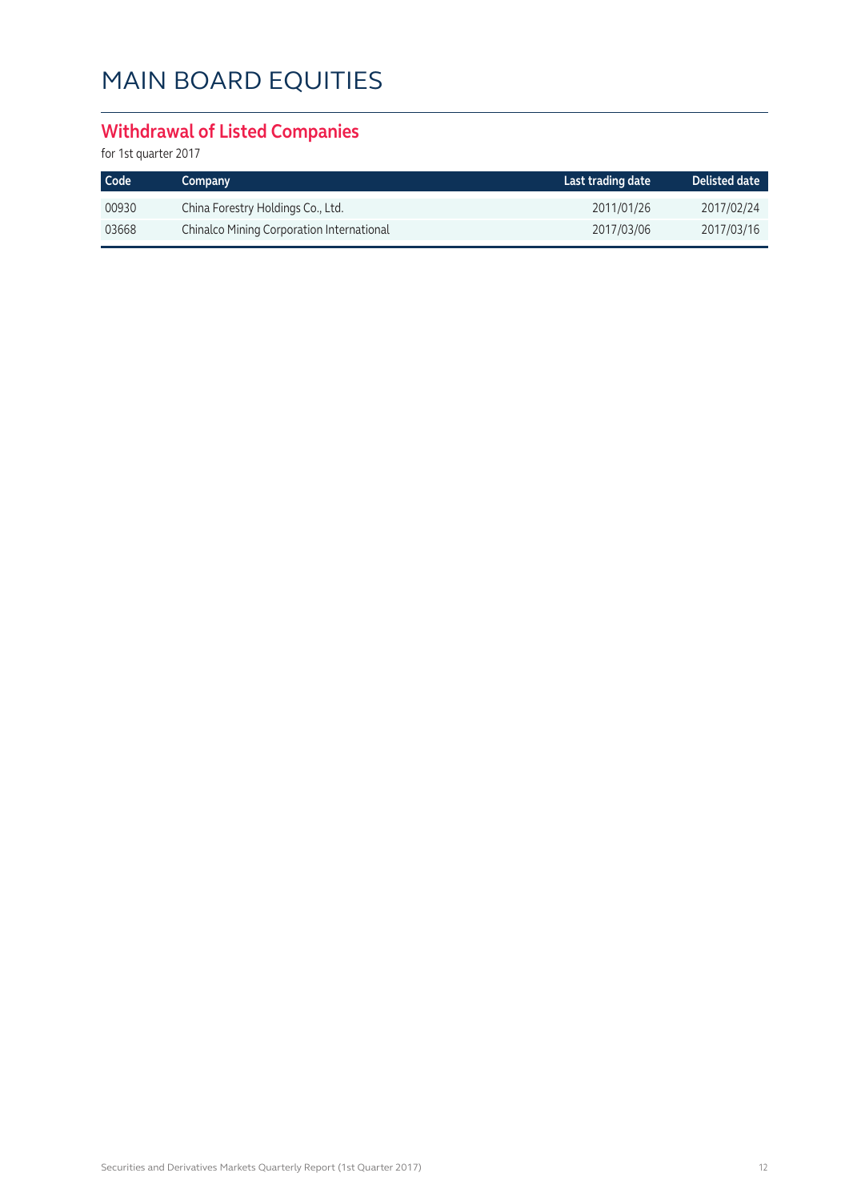# MAIN BOARD EQUITIES

## Withdrawal of Listed Companies

for 1st quarter 2017

| Code | Company | Last trading date | Delisted date |
|---|---|---|---|
| 00930 | China Forestry Holdings Co., Ltd. | 2011/01/26 | 2017/02/24 |
| 03668 | Chinalco Mining Corporation International | 2017/03/06 | 2017/03/16 |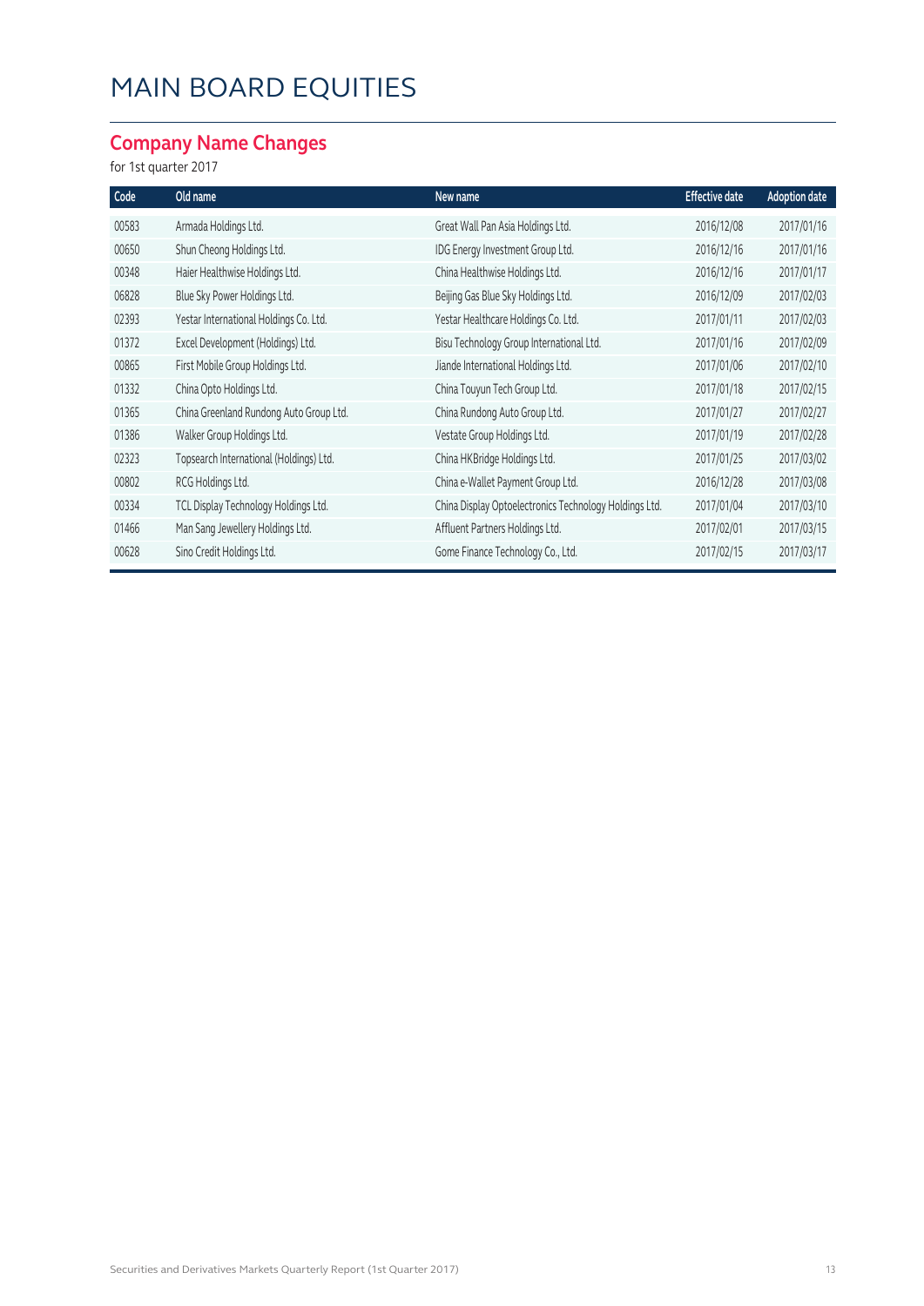# MAIN BOARD EQUITIES

## Company Name Changes

for 1st quarter 2017

| Code | Old name | New name | Effective date | Adoption date |
|---|---|---|---|---|
| 00583 | Armada Holdings Ltd. | Great Wall Pan Asia Holdings Ltd. | 2016/12/08 | 2017/01/16 |
| 00650 | Shun Cheong Holdings Ltd. | IDG Energy Investment Group Ltd. | 2016/12/16 | 2017/01/16 |
| 00348 | Haier Healthwise Holdings Ltd. | China Healthwise Holdings Ltd. | 2016/12/16 | 2017/01/17 |
| 06828 | Blue Sky Power Holdings Ltd. | Beijing Gas Blue Sky Holdings Ltd. | 2016/12/09 | 2017/02/03 |
| 02393 | Yestar International Holdings Co. Ltd. | Yestar Healthcare Holdings Co. Ltd. | 2017/01/11 | 2017/02/03 |
| 01372 | Excel Development (Holdings) Ltd. | Bisu Technology Group International Ltd. | 2017/01/16 | 2017/02/09 |
| 00865 | First Mobile Group Holdings Ltd. | Jiande International Holdings Ltd. | 2017/01/06 | 2017/02/10 |
| 01332 | China Opto Holdings Ltd. | China Touyun Tech Group Ltd. | 2017/01/18 | 2017/02/15 |
| 01365 | China Greenland Rundong Auto Group Ltd. | China Rundong Auto Group Ltd. | 2017/01/27 | 2017/02/27 |
| 01386 | Walker Group Holdings Ltd. | Vestate Group Holdings Ltd. | 2017/01/19 | 2017/02/28 |
| 02323 | Topsearch International (Holdings) Ltd. | China HKBridge Holdings Ltd. | 2017/01/25 | 2017/03/02 |
| 00802 | RCG Holdings Ltd. | China e-Wallet Payment Group Ltd. | 2016/12/28 | 2017/03/08 |
| 00334 | TCL Display Technology Holdings Ltd. | China Display Optoelectronics Technology Holdings Ltd. | 2017/01/04 | 2017/03/10 |
| 01466 | Man Sang Jewellery Holdings Ltd. | Affluent Partners Holdings Ltd. | 2017/02/01 | 2017/03/15 |
| 00628 | Sino Credit Holdings Ltd. | Gome Finance Technology Co., Ltd. | 2017/02/15 | 2017/03/17 |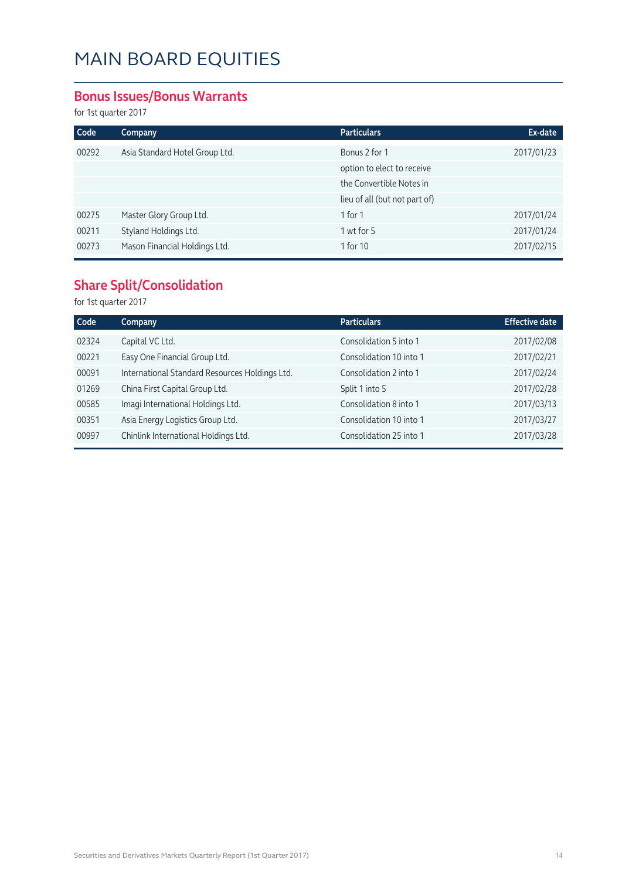# MAIN BOARD EQUITIES

## Bonus Issues/Bonus Warrants

for 1st quarter 2017

| Code | Company | Particulars | Ex-date |
|---|---|---|---|
| 00292 | Asia Standard Hotel Group Ltd. | Bonus 2 for 1 | 2017/01/23 |
| | | option to elect to receive | |
| | | the Convertible Notes in | |
| | | lieu of all (but not part of) | |
| 00275 | Master Glory Group Ltd. | 1 for 1 | 2017/01/24 |
| 00211 | Styland Holdings Ltd. | 1 wt for 5 | 2017/01/24 |
| 00273 | Mason Financial Holdings Ltd. | 1 for 10 | 2017/02/15 |

## Share Split/Consolidation

for 1st quarter 2017

| Code | Company | Particulars | Effective date |
|---|---|---|---|
| 02324 | Capital VC Ltd. | Consolidation 5 into 1 | 2017/02/08 |
| 00221 | Easy One Financial Group Ltd. | Consolidation 10 into 1 | 2017/02/21 |
| 00091 | International Standard Resources Holdings Ltd. | Consolidation 2 into 1 | 2017/02/24 |
| 01269 | China First Capital Group Ltd. | Split 1 into 5 | 2017/02/28 |
| 00585 | Imagi International Holdings Ltd. | Consolidation 8 into 1 | 2017/03/13 |
| 00351 | Asia Energy Logistics Group Ltd. | Consolidation 10 into 1 | 2017/03/27 |
| 00997 | Chinlink International Holdings Ltd. | Consolidation 25 into 1 | 2017/03/28 |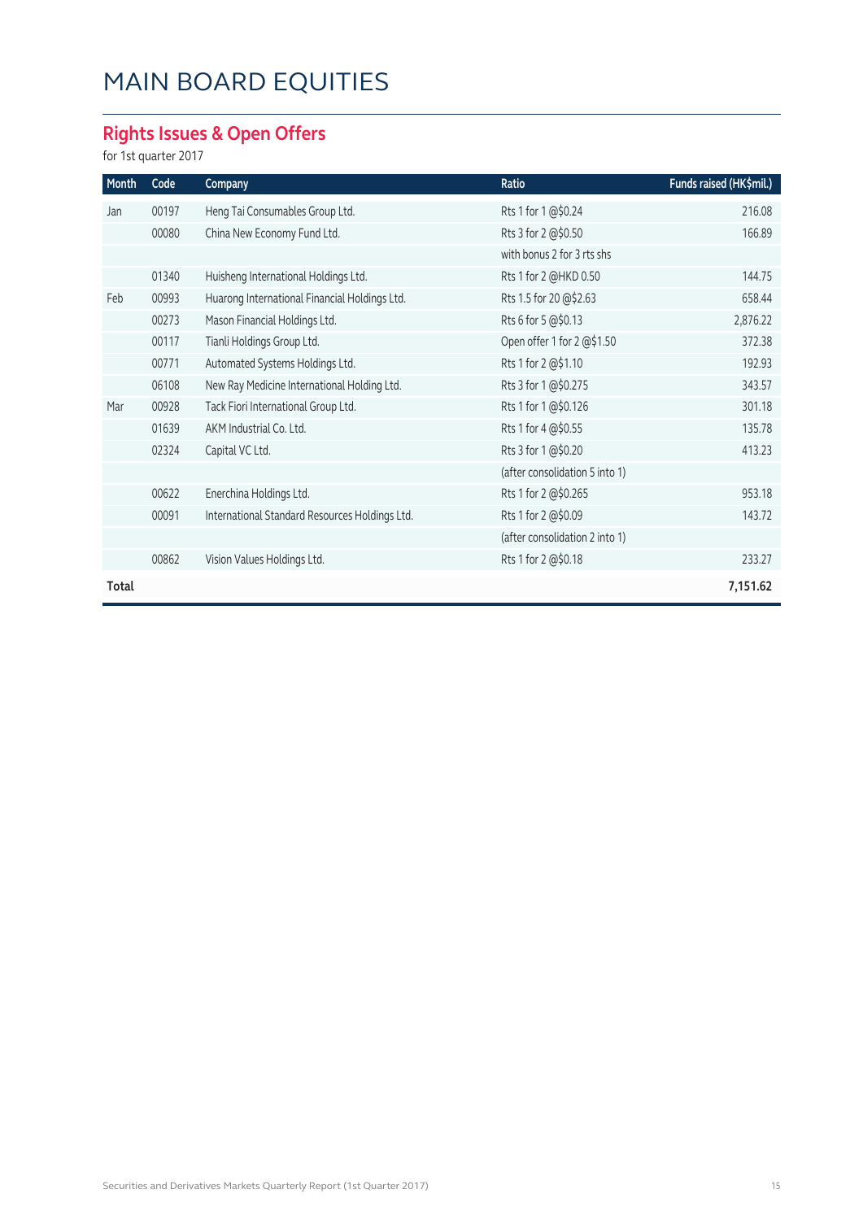# MAIN BOARD EQUITIES

## Rights Issues & Open Offers

for 1st quarter 2017

| Month | Code | Company | Ratio | Funds raised (HK$mil.) |
|---|---|---|---|---|
| Jan | 00197 | Heng Tai Consumables Group Ltd. | Rts 1 for 1 @$0.24 | 216.08 |
| | 00080 | China New Economy Fund Ltd. | Rts 3 for 2 @$0.50 | 166.89 |
| | | | with bonus 2 for 3 rts shs | |
| | 01340 | Huisheng International Holdings Ltd. | Rts 1 for 2 @HKD 0.50 | 144.75 |
| Feb | 00993 | Huarong International Financial Holdings Ltd. | Rts 1.5 for 20 @$2.63 | 658.44 |
| | 00273 | Mason Financial Holdings Ltd. | Rts 6 for 5 @$0.13 | 2,876.22 |
| | 00117 | Tianli Holdings Group Ltd. | Open offer 1 for 2 @$1.50 | 372.38 |
| | 00771 | Automated Systems Holdings Ltd. | Rts 1 for 2 @$1.10 | 192.93 |
| | 06108 | New Ray Medicine International Holding Ltd. | Rts 3 for 1 @$0.275 | 343.57 |
| Mar | 00928 | Tack Fiori International Group Ltd. | Rts 1 for 1 @$0.126 | 301.18 |
| | 01639 | AKM Industrial Co. Ltd. | Rts 1 for 4 @$0.55 | 135.78 |
| | 02324 | Capital VC Ltd. | Rts 3 for 1 @$0.20 | 413.23 |
| | | | (after consolidation 5 into 1) | |
| | 00622 | Enerchina Holdings Ltd. | Rts 1 for 2 @$0.265 | 953.18 |
| | 00091 | International Standard Resources Holdings Ltd. | Rts 1 for 2 @$0.09 | 143.72 |
| | | | (after consolidation 2 into 1) | |
| | 00862 | Vision Values Holdings Ltd. | Rts 1 for 2 @$0.18 | 233.27 |
| **Total** | | | | **7,151.62** |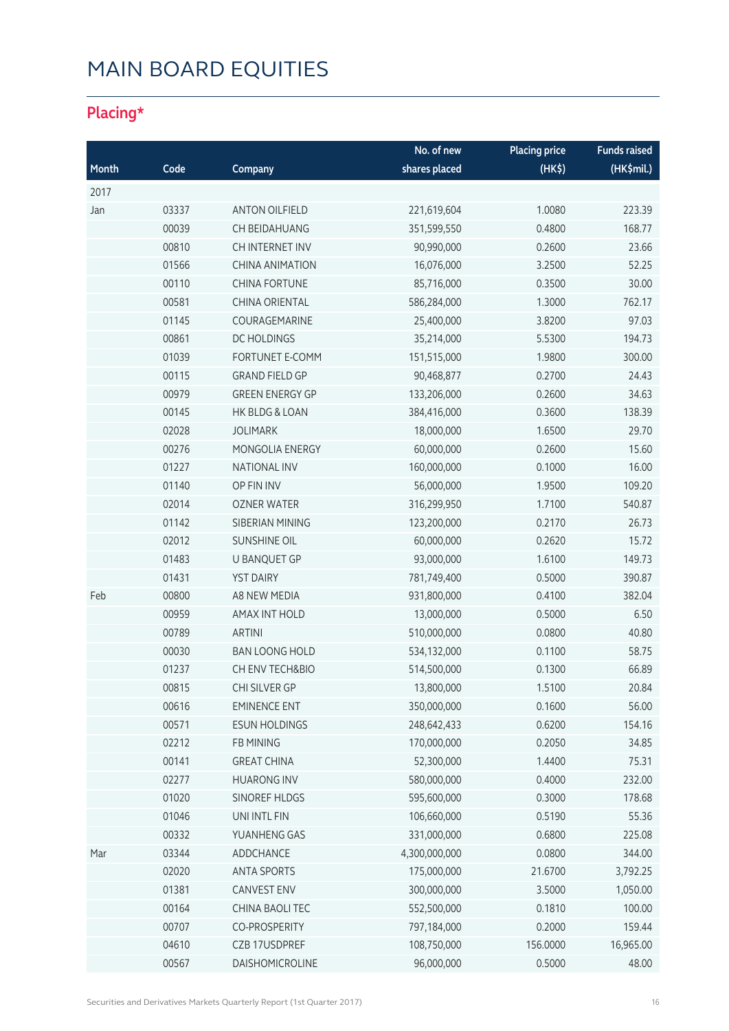# MAIN BOARD EQUITIES

## Placing*

| Month | Code | Company | No. of new shares placed | Placing price (HK$) | Funds raised (HK$mil.) |
|---|---|---|---|---|---|
| 2017 | | | | | |
| Jan | 03337 | ANTON OILFIELD | 221,619,604 | 1.0080 | 223.39 |
| | 00039 | CH BEIDAHUANG | 351,599,550 | 0.4800 | 168.77 |
| | 00810 | CH INTERNET INV | 90,990,000 | 0.2600 | 23.66 |
| | 01566 | CHINA ANIMATION | 16,076,000 | 3.2500 | 52.25 |
| | 00110 | CHINA FORTUNE | 85,716,000 | 0.3500 | 30.00 |
| | 00581 | CHINA ORIENTAL | 586,284,000 | 1.3000 | 762.17 |
| | 01145 | COURAGEMARINE | 25,400,000 | 3.8200 | 97.03 |
| | 00861 | DC HOLDINGS | 35,214,000 | 5.5300 | 194.73 |
| | 01039 | FORTUNET E-COMM | 151,515,000 | 1.9800 | 300.00 |
| | 00115 | GRAND FIELD GP | 90,468,877 | 0.2700 | 24.43 |
| | 00979 | GREEN ENERGY GP | 133,206,000 | 0.2600 | 34.63 |
| | 00145 | HK BLDG & LOAN | 384,416,000 | 0.3600 | 138.39 |
| | 02028 | JOLIMARK | 18,000,000 | 1.6500 | 29.70 |
| | 00276 | MONGOLIA ENERGY | 60,000,000 | 0.2600 | 15.60 |
| | 01227 | NATIONAL INV | 160,000,000 | 0.1000 | 16.00 |
| | 01140 | OP FIN INV | 56,000,000 | 1.9500 | 109.20 |
| | 02014 | OZNER WATER | 316,299,950 | 1.7100 | 540.87 |
| | 01142 | SIBERIAN MINING | 123,200,000 | 0.2170 | 26.73 |
| | 02012 | SUNSHINE OIL | 60,000,000 | 0.2620 | 15.72 |
| | 01483 | U BANQUET GP | 93,000,000 | 1.6100 | 149.73 |
| | 01431 | YST DAIRY | 781,749,400 | 0.5000 | 390.87 |
| Feb | 00800 | A8 NEW MEDIA | 931,800,000 | 0.4100 | 382.04 |
| | 00959 | AMAX INT HOLD | 13,000,000 | 0.5000 | 6.50 |
| | 00789 | ARTINI | 510,000,000 | 0.0800 | 40.80 |
| | 00030 | BAN LOONG HOLD | 534,132,000 | 0.1100 | 58.75 |
| | 01237 | CH ENV TECH&BIO | 514,500,000 | 0.1300 | 66.89 |
| | 00815 | CHI SILVER GP | 13,800,000 | 1.5100 | 20.84 |
| | 00616 | EMINENCE ENT | 350,000,000 | 0.1600 | 56.00 |
| | 00571 | ESUN HOLDINGS | 248,642,433 | 0.6200 | 154.16 |
| | 02212 | FB MINING | 170,000,000 | 0.2050 | 34.85 |
| | 00141 | GREAT CHINA | 52,300,000 | 1.4400 | 75.31 |
| | 02277 | HUARONG INV | 580,000,000 | 0.4000 | 232.00 |
| | 01020 | SINOREF HLDGS | 595,600,000 | 0.3000 | 178.68 |
| | 01046 | UNI INTL FIN | 106,660,000 | 0.5190 | 55.36 |
| | 00332 | YUANHENG GAS | 331,000,000 | 0.6800 | 225.08 |
| Mar | 03344 | ADDCHANCE | 4,300,000,000 | 0.0800 | 344.00 |
| | 02020 | ANTA SPORTS | 175,000,000 | 21.6700 | 3,792.25 |
| | 01381 | CANVEST ENV | 300,000,000 | 3.5000 | 1,050.00 |
| | 00164 | CHINA BAOLI TEC | 552,500,000 | 0.1810 | 100.00 |
| | 00707 | CO-PROSPERITY | 797,184,000 | 0.2000 | 159.44 |
| | 04610 | CZB 17USDPREF | 108,750,000 | 156.0000 | 16,965.00 |
| | 00567 | DAISHOMICROLINE | 96,000,000 | 0.5000 | 48.00 |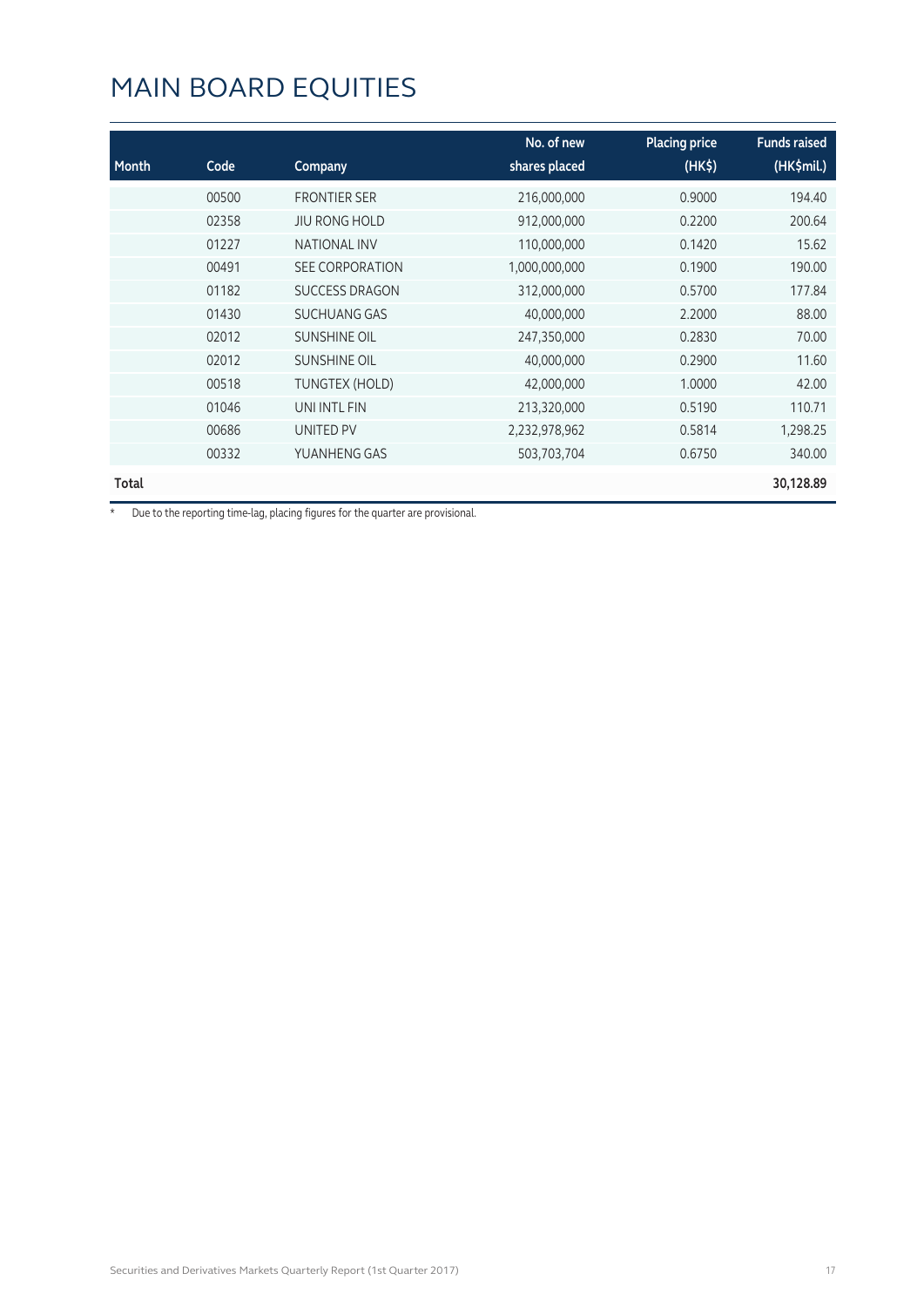# MAIN BOARD EQUITIES

| Month | Code | Company | No. of new shares placed | Placing price (HK$) | Funds raised (HK$mil.) |
|---|---|---|---|---|---|
| | 00500 | FRONTIER SER | 216,000,000 | 0.9000 | 194.40 |
| | 02358 | JIU RONG HOLD | 912,000,000 | 0.2200 | 200.64 |
| | 01227 | NATIONAL INV | 110,000,000 | 0.1420 | 15.62 |
| | 00491 | SEE CORPORATION | 1,000,000,000 | 0.1900 | 190.00 |
| | 01182 | SUCCESS DRAGON | 312,000,000 | 0.5700 | 177.84 |
| | 01430 | SUCHUANG GAS | 40,000,000 | 2.2000 | 88.00 |
| | 02012 | SUNSHINE OIL | 247,350,000 | 0.2830 | 70.00 |
| | 02012 | SUNSHINE OIL | 40,000,000 | 0.2900 | 11.60 |
| | 00518 | TUNGTEX (HOLD) | 42,000,000 | 1.0000 | 42.00 |
| | 01046 | UNI INTL FIN | 213,320,000 | 0.5190 | 110.71 |
| | 00686 | UNITED PV | 2,232,978,962 | 0.5814 | 1,298.25 |
| | 00332 | YUANHENG GAS | 503,703,704 | 0.6750 | 340.00 |
| **Total** | | | | | **30,128.89** |

\* Due to the reporting time-lag, placing figures for the quarter are provisional.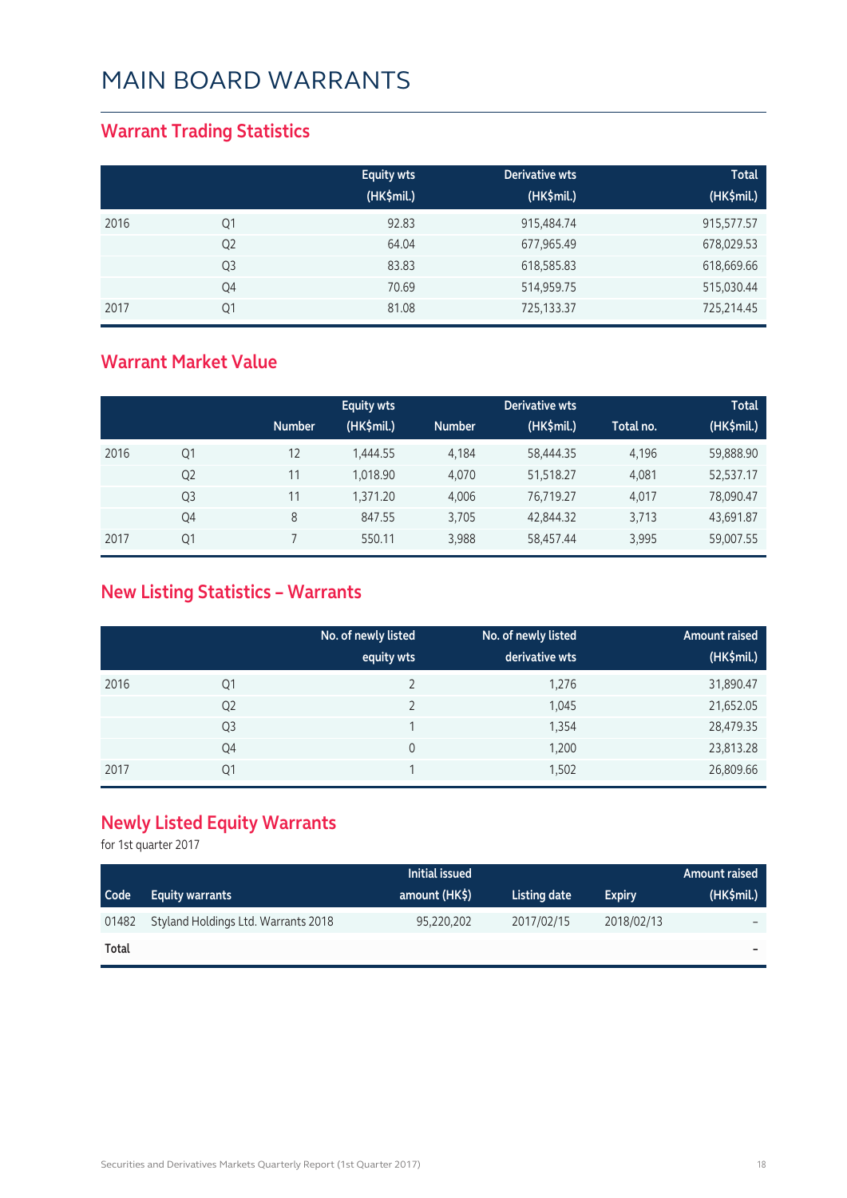# MAIN BOARD WARRANTS

## Warrant Trading Statistics

| | | Equity wts (HK$mil.) | Derivative wts (HK$mil.) | Total (HK$mil.) |
|---|---|---|---|---|
| 2016 | Q1 | 92.83 | 915,484.74 | 915,577.57 |
| | Q2 | 64.04 | 677,965.49 | 678,029.53 |
| | Q3 | 83.83 | 618,585.83 | 618,669.66 |
| | Q4 | 70.69 | 514,959.75 | 515,030.44 |
| 2017 | Q1 | 81.08 | 725,133.37 | 725,214.45 |

## Warrant Market Value

| | | Equity wts | | Derivative wts | | Total | |
|---|---|---|---|---|---|---|---|
| | | Number | (HK$mil.) | Number | (HK$mil.) | Total no. | (HK$mil.) |
| 2016 | Q1 | 12 | 1,444.55 | 4,184 | 58,444.35 | 4,196 | 59,888.90 |
| | Q2 | 11 | 1,018.90 | 4,070 | 51,518.27 | 4,081 | 52,537.17 |
| | Q3 | 11 | 1,371.20 | 4,006 | 76,719.27 | 4,017 | 78,090.47 |
| | Q4 | 8 | 847.55 | 3,705 | 42,844.32 | 3,713 | 43,691.87 |
| 2017 | Q1 | 7 | 550.11 | 3,988 | 58,457.44 | 3,995 | 59,007.55 |

## New Listing Statistics – Warrants

| | | No. of newly listed equity wts | No. of newly listed derivative wts | Amount raised (HK$mil.) |
|---|---|---|---|---|
| 2016 | Q1 | 2 | 1,276 | 31,890.47 |
| | Q2 | 2 | 1,045 | 21,652.05 |
| | Q3 | 1 | 1,354 | 28,479.35 |
| | Q4 | 0 | 1,200 | 23,813.28 |
| 2017 | Q1 | 1 | 1,502 | 26,809.66 |

## Newly Listed Equity Warrants

for 1st quarter 2017

| Code | Equity warrants | Initial issued amount (HK$) | Listing date | Expiry | Amount raised (HK$mil.) |
|---|---|---|---|---|---|
| 01482 | Styland Holdings Ltd. Warrants 2018 | 95,220,202 | 2017/02/15 | 2018/02/13 | – |
| **Total** | | | | | **–** |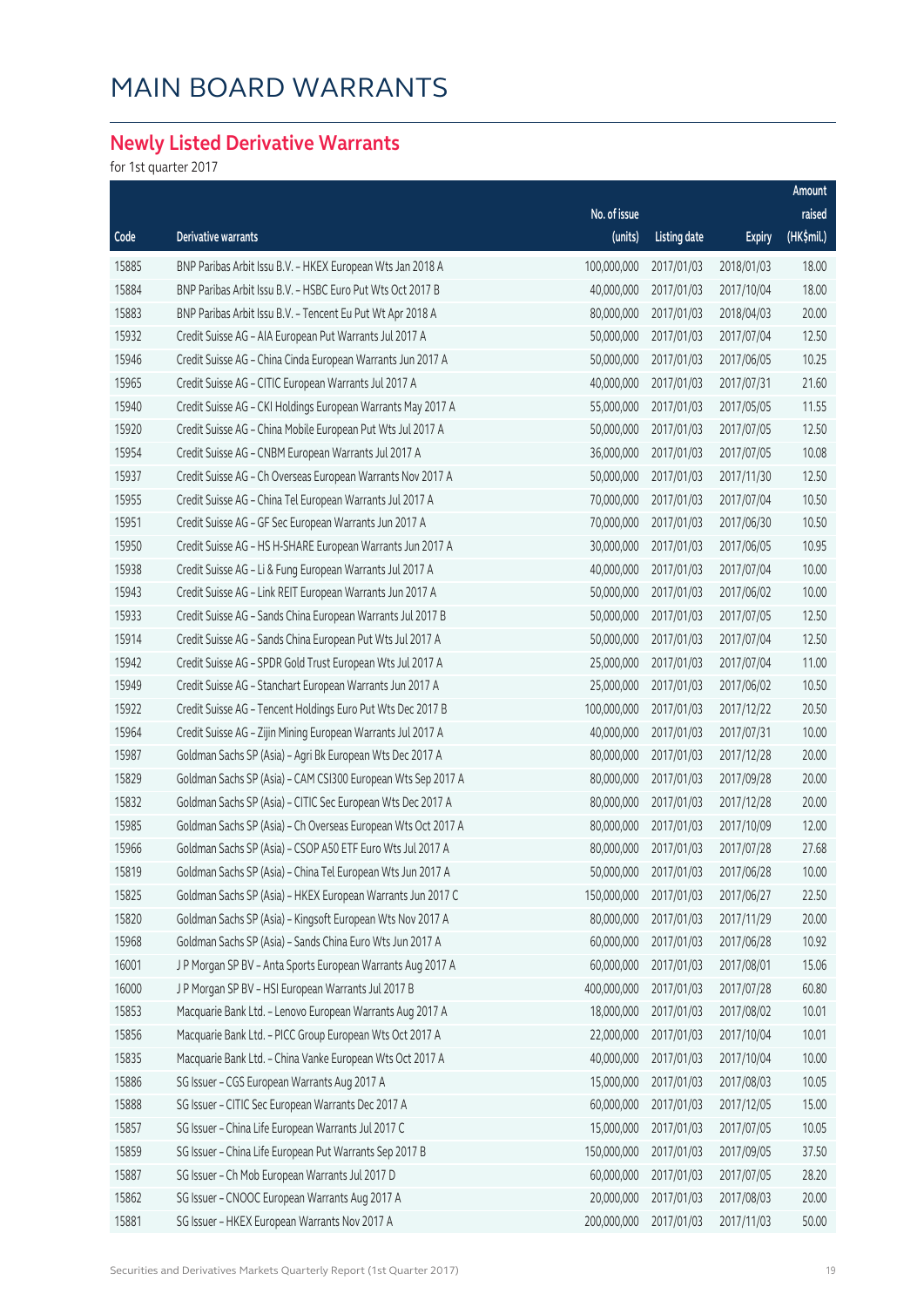# MAIN BOARD WARRANTS

## Newly Listed Derivative Warrants

for 1st quarter 2017

| Code | Derivative warrants | No. of issue (units) | Listing date | Expiry | Amount raised (HK$mil.) |
|---|---|---|---|---|---|
| 15885 | BNP Paribas Arbit Issu B.V. – HKEX European Wts Jan 2018 A | 100,000,000 | 2017/01/03 | 2018/01/03 | 18.00 |
| 15884 | BNP Paribas Arbit Issu B.V. – HSBC Euro Put Wts Oct 2017 B | 40,000,000 | 2017/01/03 | 2017/10/04 | 18.00 |
| 15883 | BNP Paribas Arbit Issu B.V. – Tencent Eu Put Wt Apr 2018 A | 80,000,000 | 2017/01/03 | 2018/04/03 | 20.00 |
| 15932 | Credit Suisse AG – AIA European Put Warrants Jul 2017 A | 50,000,000 | 2017/01/03 | 2017/07/04 | 12.50 |
| 15946 | Credit Suisse AG – China Cinda European Warrants Jun 2017 A | 50,000,000 | 2017/01/03 | 2017/06/05 | 10.25 |
| 15965 | Credit Suisse AG – CITIC European Warrants Jul 2017 A | 40,000,000 | 2017/01/03 | 2017/07/31 | 21.60 |
| 15940 | Credit Suisse AG – CKI Holdings European Warrants May 2017 A | 55,000,000 | 2017/01/03 | 2017/05/05 | 11.55 |
| 15920 | Credit Suisse AG – China Mobile European Put Wts Jul 2017 A | 50,000,000 | 2017/01/03 | 2017/07/05 | 12.50 |
| 15954 | Credit Suisse AG – CNBM European Warrants Jul 2017 A | 36,000,000 | 2017/01/03 | 2017/07/05 | 10.08 |
| 15937 | Credit Suisse AG – Ch Overseas European Warrants Nov 2017 A | 50,000,000 | 2017/01/03 | 2017/11/30 | 12.50 |
| 15955 | Credit Suisse AG – China Tel European Warrants Jul 2017 A | 70,000,000 | 2017/01/03 | 2017/07/04 | 10.50 |
| 15951 | Credit Suisse AG – GF Sec European Warrants Jun 2017 A | 70,000,000 | 2017/01/03 | 2017/06/30 | 10.50 |
| 15950 | Credit Suisse AG – HS H-SHARE European Warrants Jun 2017 A | 30,000,000 | 2017/01/03 | 2017/06/05 | 10.95 |
| 15938 | Credit Suisse AG – Li & Fung European Warrants Jul 2017 A | 40,000,000 | 2017/01/03 | 2017/07/04 | 10.00 |
| 15943 | Credit Suisse AG – Link REIT European Warrants Jun 2017 A | 50,000,000 | 2017/01/03 | 2017/06/02 | 10.00 |
| 15933 | Credit Suisse AG – Sands China European Warrants Jul 2017 B | 50,000,000 | 2017/01/03 | 2017/07/05 | 12.50 |
| 15914 | Credit Suisse AG – Sands China European Put Wts Jul 2017 A | 50,000,000 | 2017/01/03 | 2017/07/04 | 12.50 |
| 15942 | Credit Suisse AG – SPDR Gold Trust European Wts Jul 2017 A | 25,000,000 | 2017/01/03 | 2017/07/04 | 11.00 |
| 15949 | Credit Suisse AG – Stanchart European Warrants Jun 2017 A | 25,000,000 | 2017/01/03 | 2017/06/02 | 10.50 |
| 15922 | Credit Suisse AG – Tencent Holdings Euro Put Wts Dec 2017 B | 100,000,000 | 2017/01/03 | 2017/12/22 | 20.50 |
| 15964 | Credit Suisse AG – Zijin Mining European Warrants Jul 2017 A | 40,000,000 | 2017/01/03 | 2017/07/31 | 10.00 |
| 15987 | Goldman Sachs SP (Asia) – Agri Bk European Wts Dec 2017 A | 80,000,000 | 2017/01/03 | 2017/12/28 | 20.00 |
| 15829 | Goldman Sachs SP (Asia) – CAM CSI300 European Wts Sep 2017 A | 80,000,000 | 2017/01/03 | 2017/09/28 | 20.00 |
| 15832 | Goldman Sachs SP (Asia) – CITIC Sec European Wts Dec 2017 A | 80,000,000 | 2017/01/03 | 2017/12/28 | 20.00 |
| 15985 | Goldman Sachs SP (Asia) – Ch Overseas European Wts Oct 2017 A | 80,000,000 | 2017/01/03 | 2017/10/09 | 12.00 |
| 15966 | Goldman Sachs SP (Asia) – CSOP A50 ETF Euro Wts Jul 2017 A | 80,000,000 | 2017/01/03 | 2017/07/28 | 27.68 |
| 15819 | Goldman Sachs SP (Asia) – China Tel European Wts Jun 2017 A | 50,000,000 | 2017/01/03 | 2017/06/28 | 10.00 |
| 15825 | Goldman Sachs SP (Asia) – HKEX European Warrants Jun 2017 C | 150,000,000 | 2017/01/03 | 2017/06/27 | 22.50 |
| 15820 | Goldman Sachs SP (Asia) – Kingsoft European Wts Nov 2017 A | 80,000,000 | 2017/01/03 | 2017/11/29 | 20.00 |
| 15968 | Goldman Sachs SP (Asia) – Sands China Euro Wts Jun 2017 A | 60,000,000 | 2017/01/03 | 2017/06/28 | 10.92 |
| 16001 | J P Morgan SP BV – Anta Sports European Warrants Aug 2017 A | 60,000,000 | 2017/01/03 | 2017/08/01 | 15.06 |
| 16000 | J P Morgan SP BV – HSI European Warrants Jul 2017 B | 400,000,000 | 2017/01/03 | 2017/07/28 | 60.80 |
| 15853 | Macquarie Bank Ltd. – Lenovo European Warrants Aug 2017 A | 18,000,000 | 2017/01/03 | 2017/08/02 | 10.01 |
| 15856 | Macquarie Bank Ltd. – PICC Group European Wts Oct 2017 A | 22,000,000 | 2017/01/03 | 2017/10/04 | 10.01 |
| 15835 | Macquarie Bank Ltd. – China Vanke European Wts Oct 2017 A | 40,000,000 | 2017/01/03 | 2017/10/04 | 10.00 |
| 15886 | SG Issuer – CGS European Warrants Aug 2017 A | 15,000,000 | 2017/01/03 | 2017/08/03 | 10.05 |
| 15888 | SG Issuer – CITIC Sec European Warrants Dec 2017 A | 60,000,000 | 2017/01/03 | 2017/12/05 | 15.00 |
| 15857 | SG Issuer – China Life European Warrants Jul 2017 C | 15,000,000 | 2017/01/03 | 2017/07/05 | 10.05 |
| 15859 | SG Issuer – China Life European Put Warrants Sep 2017 B | 150,000,000 | 2017/01/03 | 2017/09/05 | 37.50 |
| 15887 | SG Issuer – Ch Mob European Warrants Jul 2017 D | 60,000,000 | 2017/01/03 | 2017/07/05 | 28.20 |
| 15862 | SG Issuer – CNOOC European Warrants Aug 2017 A | 20,000,000 | 2017/01/03 | 2017/08/03 | 20.00 |
| 15881 | SG Issuer – HKEX European Warrants Nov 2017 A | 200,000,000 | 2017/01/03 | 2017/11/03 | 50.00 |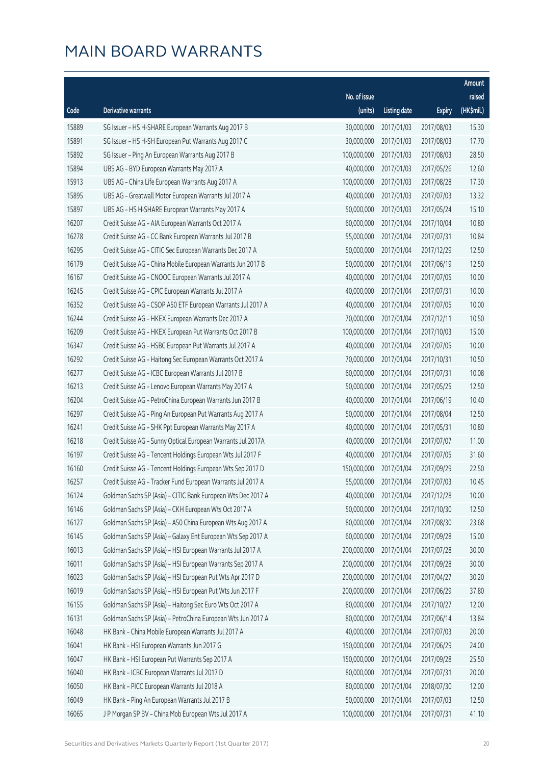# MAIN BOARD WARRANTS

| Code | Derivative warrants | No. of issue (units) | Listing date | Expiry | Amount raised (HK$mil.) |
|---|---|---|---|---|---|
| 15889 | SG Issuer – HS H-SHARE European Warrants Aug 2017 B | 30,000,000 | 2017/01/03 | 2017/08/03 | 15.30 |
| 15891 | SG Issuer – HS H-SH European Put Warrants Aug 2017 C | 30,000,000 | 2017/01/03 | 2017/08/03 | 17.70 |
| 15892 | SG Issuer – Ping An European Warrants Aug 2017 B | 100,000,000 | 2017/01/03 | 2017/08/03 | 28.50 |
| 15894 | UBS AG – BYD European Warrants May 2017 A | 40,000,000 | 2017/01/03 | 2017/05/26 | 12.60 |
| 15913 | UBS AG – China Life European Warrants Aug 2017 A | 100,000,000 | 2017/01/03 | 2017/08/28 | 17.30 |
| 15895 | UBS AG – Greatwall Motor European Warrants Jul 2017 A | 40,000,000 | 2017/01/03 | 2017/07/03 | 13.32 |
| 15897 | UBS AG – HS H-SHARE European Warrants May 2017 A | 50,000,000 | 2017/01/03 | 2017/05/24 | 15.10 |
| 16207 | Credit Suisse AG – AIA European Warrants Oct 2017 A | 60,000,000 | 2017/01/04 | 2017/10/04 | 10.80 |
| 16278 | Credit Suisse AG – CC Bank European Warrants Jul 2017 B | 55,000,000 | 2017/01/04 | 2017/07/31 | 10.84 |
| 16295 | Credit Suisse AG – CITIC Sec European Warrants Dec 2017 A | 50,000,000 | 2017/01/04 | 2017/12/29 | 12.50 |
| 16179 | Credit Suisse AG – China Mobile European Warrants Jun 2017 B | 50,000,000 | 2017/01/04 | 2017/06/19 | 12.50 |
| 16167 | Credit Suisse AG – CNOOC European Warrants Jul 2017 A | 40,000,000 | 2017/01/04 | 2017/07/05 | 10.00 |
| 16245 | Credit Suisse AG – CPIC European Warrants Jul 2017 A | 40,000,000 | 2017/01/04 | 2017/07/31 | 10.00 |
| 16352 | Credit Suisse AG – CSOP A50 ETF European Warrants Jul 2017 A | 40,000,000 | 2017/01/04 | 2017/07/05 | 10.00 |
| 16244 | Credit Suisse AG – HKEX European Warrants Dec 2017 A | 70,000,000 | 2017/01/04 | 2017/12/11 | 10.50 |
| 16209 | Credit Suisse AG – HKEX European Put Warrants Oct 2017 B | 100,000,000 | 2017/01/04 | 2017/10/03 | 15.00 |
| 16347 | Credit Suisse AG – HSBC European Put Warrants Jul 2017 A | 40,000,000 | 2017/01/04 | 2017/07/05 | 10.00 |
| 16292 | Credit Suisse AG – Haitong Sec European Warrants Oct 2017 A | 70,000,000 | 2017/01/04 | 2017/10/31 | 10.50 |
| 16277 | Credit Suisse AG – ICBC European Warrants Jul 2017 B | 60,000,000 | 2017/01/04 | 2017/07/31 | 10.08 |
| 16213 | Credit Suisse AG – Lenovo European Warrants May 2017 A | 50,000,000 | 2017/01/04 | 2017/05/25 | 12.50 |
| 16204 | Credit Suisse AG – PetroChina European Warrants Jun 2017 B | 40,000,000 | 2017/01/04 | 2017/06/19 | 10.40 |
| 16297 | Credit Suisse AG – Ping An European Put Warrants Aug 2017 A | 50,000,000 | 2017/01/04 | 2017/08/04 | 12.50 |
| 16241 | Credit Suisse AG – SHK Ppt European Warrants May 2017 A | 40,000,000 | 2017/01/04 | 2017/05/31 | 10.80 |
| 16218 | Credit Suisse AG – Sunny Optical European Warrants Jul 2017A | 40,000,000 | 2017/01/04 | 2017/07/07 | 11.00 |
| 16197 | Credit Suisse AG – Tencent Holdings European Wts Jul 2017 F | 40,000,000 | 2017/01/04 | 2017/07/05 | 31.60 |
| 16160 | Credit Suisse AG – Tencent Holdings European Wts Sep 2017 D | 150,000,000 | 2017/01/04 | 2017/09/29 | 22.50 |
| 16257 | Credit Suisse AG – Tracker Fund European Warrants Jul 2017 A | 55,000,000 | 2017/01/04 | 2017/07/03 | 10.45 |
| 16124 | Goldman Sachs SP (Asia) – CITIC Bank European Wts Dec 2017 A | 40,000,000 | 2017/01/04 | 2017/12/28 | 10.00 |
| 16146 | Goldman Sachs SP (Asia) – CKH European Wts Oct 2017 A | 50,000,000 | 2017/01/04 | 2017/10/30 | 12.50 |
| 16127 | Goldman Sachs SP (Asia) – A50 China European Wts Aug 2017 A | 80,000,000 | 2017/01/04 | 2017/08/30 | 23.68 |
| 16145 | Goldman Sachs SP (Asia) – Galaxy Ent European Wts Sep 2017 A | 60,000,000 | 2017/01/04 | 2017/09/28 | 15.00 |
| 16013 | Goldman Sachs SP (Asia) – HSI European Warrants Jul 2017 A | 200,000,000 | 2017/01/04 | 2017/07/28 | 30.00 |
| 16011 | Goldman Sachs SP (Asia) – HSI European Warrants Sep 2017 A | 200,000,000 | 2017/01/04 | 2017/09/28 | 30.00 |
| 16023 | Goldman Sachs SP (Asia) – HSI European Put Wts Apr 2017 D | 200,000,000 | 2017/01/04 | 2017/04/27 | 30.20 |
| 16019 | Goldman Sachs SP (Asia) – HSI European Put Wts Jun 2017 F | 200,000,000 | 2017/01/04 | 2017/06/29 | 37.80 |
| 16155 | Goldman Sachs SP (Asia) – Haitong Sec Euro Wts Oct 2017 A | 80,000,000 | 2017/01/04 | 2017/10/27 | 12.00 |
| 16131 | Goldman Sachs SP (Asia) – PetroChina European Wts Jun 2017 A | 80,000,000 | 2017/01/04 | 2017/06/14 | 13.84 |
| 16048 | HK Bank – China Mobile European Warrants Jul 2017 A | 40,000,000 | 2017/01/04 | 2017/07/03 | 20.00 |
| 16041 | HK Bank – HSI European Warrants Jun 2017 G | 150,000,000 | 2017/01/04 | 2017/06/29 | 24.00 |
| 16047 | HK Bank – HSI European Put Warrants Sep 2017 A | 150,000,000 | 2017/01/04 | 2017/09/28 | 25.50 |
| 16040 | HK Bank – ICBC European Warrants Jul 2017 D | 80,000,000 | 2017/01/04 | 2017/07/31 | 20.00 |
| 16050 | HK Bank – PICC European Warrants Jul 2018 A | 80,000,000 | 2017/01/04 | 2018/07/30 | 12.00 |
| 16049 | HK Bank – Ping An European Warrants Jul 2017 B | 50,000,000 | 2017/01/04 | 2017/07/03 | 12.50 |
| 16065 | J P Morgan SP BV – China Mob European Wts Jul 2017 A | 100,000,000 | 2017/01/04 | 2017/07/31 | 41.10 |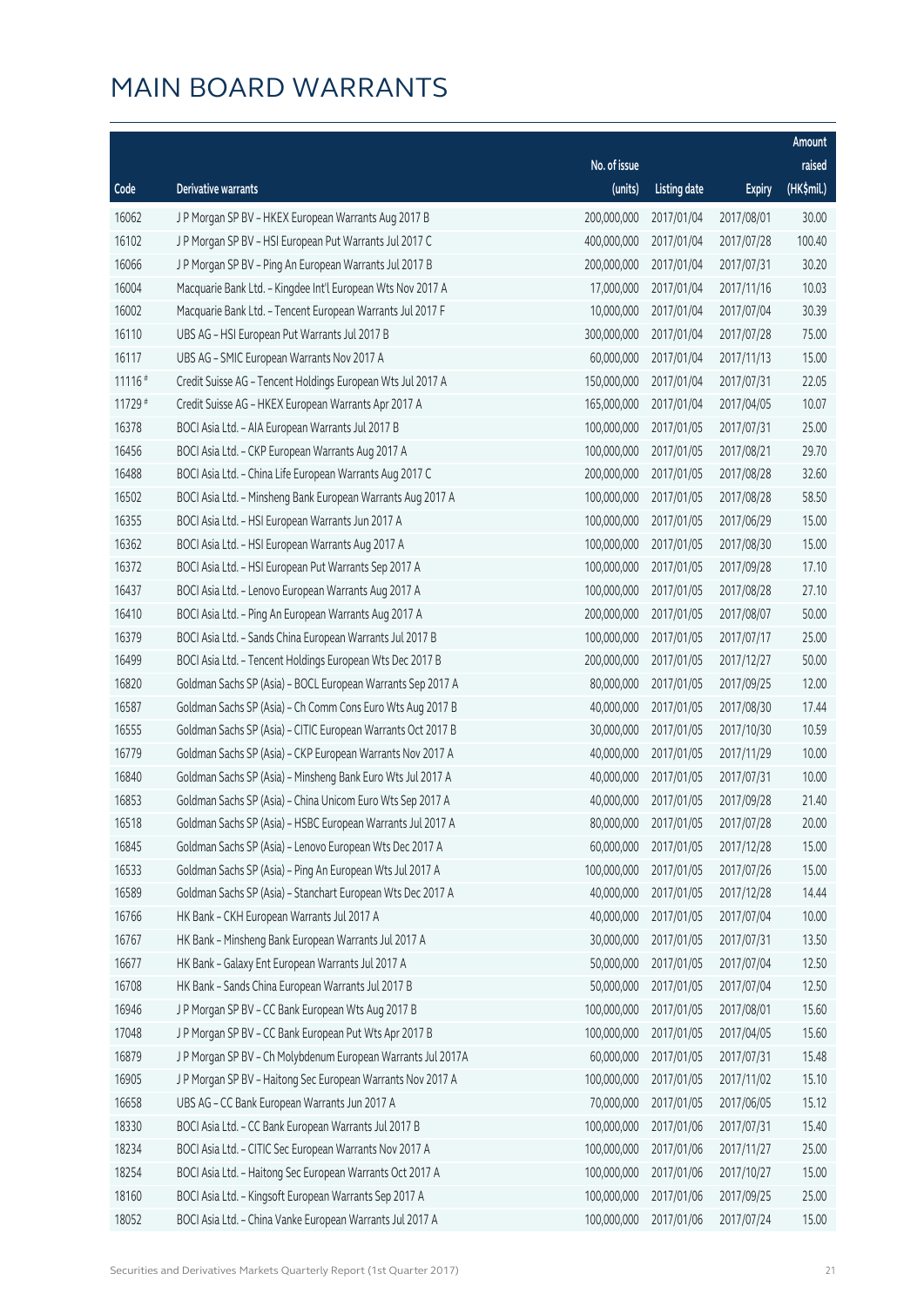# MAIN BOARD WARRANTS

| Code | Derivative warrants | No. of issue (units) | Listing date | Expiry | Amount raised (HK$mil.) |
|---|---|---|---|---|---|
| 16062 | J P Morgan SP BV - HKEX European Warrants Aug 2017 B | 200,000,000 | 2017/01/04 | 2017/08/01 | 30.00 |
| 16102 | J P Morgan SP BV - HSI European Put Warrants Jul 2017 C | 400,000,000 | 2017/01/04 | 2017/07/28 | 100.40 |
| 16066 | J P Morgan SP BV - Ping An European Warrants Jul 2017 B | 200,000,000 | 2017/01/04 | 2017/07/31 | 30.20 |
| 16004 | Macquarie Bank Ltd. - Kingdee Int'l European Wts Nov 2017 A | 17,000,000 | 2017/01/04 | 2017/11/16 | 10.03 |
| 16002 | Macquarie Bank Ltd. - Tencent European Warrants Jul 2017 F | 10,000,000 | 2017/01/04 | 2017/07/04 | 30.39 |
| 16110 | UBS AG - HSI European Put Warrants Jul 2017 B | 300,000,000 | 2017/01/04 | 2017/07/28 | 75.00 |
| 16117 | UBS AG - SMIC European Warrants Nov 2017 A | 60,000,000 | 2017/01/04 | 2017/11/13 | 15.00 |
| 11116 # | Credit Suisse AG - Tencent Holdings European Wts Jul 2017 A | 150,000,000 | 2017/01/04 | 2017/07/31 | 22.05 |
| 11729 # | Credit Suisse AG - HKEX European Warrants Apr 2017 A | 165,000,000 | 2017/01/04 | 2017/04/05 | 10.07 |
| 16378 | BOCI Asia Ltd. - AIA European Warrants Jul 2017 B | 100,000,000 | 2017/01/05 | 2017/07/31 | 25.00 |
| 16456 | BOCI Asia Ltd. - CKP European Warrants Aug 2017 A | 100,000,000 | 2017/01/05 | 2017/08/21 | 29.70 |
| 16488 | BOCI Asia Ltd. - China Life European Warrants Aug 2017 C | 200,000,000 | 2017/01/05 | 2017/08/28 | 32.60 |
| 16502 | BOCI Asia Ltd. - Minsheng Bank European Warrants Aug 2017 A | 100,000,000 | 2017/01/05 | 2017/08/28 | 58.50 |
| 16355 | BOCI Asia Ltd. - HSI European Warrants Jun 2017 A | 100,000,000 | 2017/01/05 | 2017/06/29 | 15.00 |
| 16362 | BOCI Asia Ltd. - HSI European Warrants Aug 2017 A | 100,000,000 | 2017/01/05 | 2017/08/30 | 15.00 |
| 16372 | BOCI Asia Ltd. - HSI European Put Warrants Sep 2017 A | 100,000,000 | 2017/01/05 | 2017/09/28 | 17.10 |
| 16437 | BOCI Asia Ltd. - Lenovo European Warrants Aug 2017 A | 100,000,000 | 2017/01/05 | 2017/08/28 | 27.10 |
| 16410 | BOCI Asia Ltd. - Ping An European Warrants Aug 2017 A | 200,000,000 | 2017/01/05 | 2017/08/07 | 50.00 |
| 16379 | BOCI Asia Ltd. - Sands China European Warrants Jul 2017 B | 100,000,000 | 2017/01/05 | 2017/07/17 | 25.00 |
| 16499 | BOCI Asia Ltd. - Tencent Holdings European Wts Dec 2017 B | 200,000,000 | 2017/01/05 | 2017/12/27 | 50.00 |
| 16820 | Goldman Sachs SP (Asia) - BOCL European Warrants Sep 2017 A | 80,000,000 | 2017/01/05 | 2017/09/25 | 12.00 |
| 16587 | Goldman Sachs SP (Asia) - Ch Comm Cons Euro Wts Aug 2017 B | 40,000,000 | 2017/01/05 | 2017/08/30 | 17.44 |
| 16555 | Goldman Sachs SP (Asia) - CITIC European Warrants Oct 2017 B | 30,000,000 | 2017/01/05 | 2017/10/30 | 10.59 |
| 16779 | Goldman Sachs SP (Asia) - CKP European Warrants Nov 2017 A | 40,000,000 | 2017/01/05 | 2017/11/29 | 10.00 |
| 16840 | Goldman Sachs SP (Asia) - Minsheng Bank Euro Wts Jul 2017 A | 40,000,000 | 2017/01/05 | 2017/07/31 | 10.00 |
| 16853 | Goldman Sachs SP (Asia) - China Unicom Euro Wts Sep 2017 A | 40,000,000 | 2017/01/05 | 2017/09/28 | 21.40 |
| 16518 | Goldman Sachs SP (Asia) - HSBC European Warrants Jul 2017 A | 80,000,000 | 2017/01/05 | 2017/07/28 | 20.00 |
| 16845 | Goldman Sachs SP (Asia) - Lenovo European Wts Dec 2017 A | 60,000,000 | 2017/01/05 | 2017/12/28 | 15.00 |
| 16533 | Goldman Sachs SP (Asia) - Ping An European Wts Jul 2017 A | 100,000,000 | 2017/01/05 | 2017/07/26 | 15.00 |
| 16589 | Goldman Sachs SP (Asia) - Stanchart European Wts Dec 2017 A | 40,000,000 | 2017/01/05 | 2017/12/28 | 14.44 |
| 16766 | HK Bank - CKH European Warrants Jul 2017 A | 40,000,000 | 2017/01/05 | 2017/07/04 | 10.00 |
| 16767 | HK Bank - Minsheng Bank European Warrants Jul 2017 A | 30,000,000 | 2017/01/05 | 2017/07/31 | 13.50 |
| 16677 | HK Bank - Galaxy Ent European Warrants Jul 2017 A | 50,000,000 | 2017/01/05 | 2017/07/04 | 12.50 |
| 16708 | HK Bank - Sands China European Warrants Jul 2017 B | 50,000,000 | 2017/01/05 | 2017/07/04 | 12.50 |
| 16946 | J P Morgan SP BV - CC Bank European Wts Aug 2017 B | 100,000,000 | 2017/01/05 | 2017/08/01 | 15.60 |
| 17048 | J P Morgan SP BV - CC Bank European Put Wts Apr 2017 B | 100,000,000 | 2017/01/05 | 2017/04/05 | 15.60 |
| 16879 | J P Morgan SP BV - Ch Molybdenum European Warrants Jul 2017A | 60,000,000 | 2017/01/05 | 2017/07/31 | 15.48 |
| 16905 | J P Morgan SP BV - Haitong Sec European Warrants Nov 2017 A | 100,000,000 | 2017/01/05 | 2017/11/02 | 15.10 |
| 16658 | UBS AG - CC Bank European Warrants Jun 2017 A | 70,000,000 | 2017/01/05 | 2017/06/05 | 15.12 |
| 18330 | BOCI Asia Ltd. - CC Bank European Warrants Jul 2017 B | 100,000,000 | 2017/01/06 | 2017/07/31 | 15.40 |
| 18234 | BOCI Asia Ltd. - CITIC Sec European Warrants Nov 2017 A | 100,000,000 | 2017/01/06 | 2017/11/27 | 25.00 |
| 18254 | BOCI Asia Ltd. - Haitong Sec European Warrants Oct 2017 A | 100,000,000 | 2017/01/06 | 2017/10/27 | 15.00 |
| 18160 | BOCI Asia Ltd. - Kingsoft European Warrants Sep 2017 A | 100,000,000 | 2017/01/06 | 2017/09/25 | 25.00 |
| 18052 | BOCI Asia Ltd. - China Vanke European Warrants Jul 2017 A | 100,000,000 | 2017/01/06 | 2017/07/24 | 15.00 |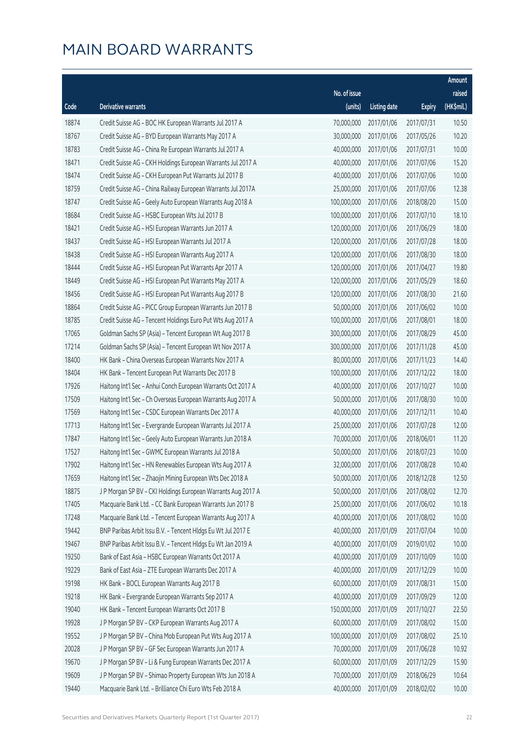# MAIN BOARD WARRANTS

| Code | Derivative warrants | No. of issue (units) | Listing date | Expiry | Amount raised (HK$mil.) |
|---|---|---|---|---|---|
| 18874 | Credit Suisse AG - BOC HK European Warrants Jul 2017 A | 70,000,000 | 2017/01/06 | 2017/07/31 | 10.50 |
| 18767 | Credit Suisse AG - BYD European Warrants May 2017 A | 30,000,000 | 2017/01/06 | 2017/05/26 | 10.20 |
| 18783 | Credit Suisse AG - China Re European Warrants Jul 2017 A | 40,000,000 | 2017/01/06 | 2017/07/31 | 10.00 |
| 18471 | Credit Suisse AG - CKH Holdings European Warrants Jul 2017 A | 40,000,000 | 2017/01/06 | 2017/07/06 | 15.20 |
| 18474 | Credit Suisse AG - CKH European Put Warrants Jul 2017 B | 40,000,000 | 2017/01/06 | 2017/07/06 | 10.00 |
| 18759 | Credit Suisse AG - China Railway European Warrants Jul 2017A | 25,000,000 | 2017/01/06 | 2017/07/06 | 12.38 |
| 18747 | Credit Suisse AG - Geely Auto European Warrants Aug 2018 A | 100,000,000 | 2017/01/06 | 2018/08/20 | 15.00 |
| 18684 | Credit Suisse AG - HSBC European Wts Jul 2017 B | 100,000,000 | 2017/01/06 | 2017/07/10 | 18.10 |
| 18421 | Credit Suisse AG - HSI European Warrants Jun 2017 A | 120,000,000 | 2017/01/06 | 2017/06/29 | 18.00 |
| 18437 | Credit Suisse AG - HSI European Warrants Jul 2017 A | 120,000,000 | 2017/01/06 | 2017/07/28 | 18.00 |
| 18438 | Credit Suisse AG - HSI European Warrants Aug 2017 A | 120,000,000 | 2017/01/06 | 2017/08/30 | 18.00 |
| 18444 | Credit Suisse AG - HSI European Put Warrants Apr 2017 A | 120,000,000 | 2017/01/06 | 2017/04/27 | 19.80 |
| 18449 | Credit Suisse AG - HSI European Put Warrants May 2017 A | 120,000,000 | 2017/01/06 | 2017/05/29 | 18.60 |
| 18456 | Credit Suisse AG - HSI European Put Warrants Aug 2017 B | 120,000,000 | 2017/01/06 | 2017/08/30 | 21.60 |
| 18864 | Credit Suisse AG - PICC Group European Warrants Jun 2017 B | 50,000,000 | 2017/01/06 | 2017/06/02 | 10.00 |
| 18785 | Credit Suisse AG - Tencent Holdings Euro Put Wts Aug 2017 A | 100,000,000 | 2017/01/06 | 2017/08/01 | 18.00 |
| 17065 | Goldman Sachs SP (Asia) - Tencent European Wt Aug 2017 B | 300,000,000 | 2017/01/06 | 2017/08/29 | 45.00 |
| 17214 | Goldman Sachs SP (Asia) - Tencent European Wt Nov 2017 A | 300,000,000 | 2017/01/06 | 2017/11/28 | 45.00 |
| 18400 | HK Bank - China Overseas European Warrants Nov 2017 A | 80,000,000 | 2017/01/06 | 2017/11/23 | 14.40 |
| 18404 | HK Bank - Tencent European Put Warrants Dec 2017 B | 100,000,000 | 2017/01/06 | 2017/12/22 | 18.00 |
| 17926 | Haitong Int'l Sec - Anhui Conch European Warrants Oct 2017 A | 40,000,000 | 2017/01/06 | 2017/10/27 | 10.00 |
| 17509 | Haitong Int'l Sec - Ch Overseas European Warrants Aug 2017 A | 50,000,000 | 2017/01/06 | 2017/08/30 | 10.00 |
| 17569 | Haitong Int'l Sec - CSDC European Warrants Dec 2017 A | 40,000,000 | 2017/01/06 | 2017/12/11 | 10.40 |
| 17713 | Haitong Int'l Sec - Evergrande European Warrants Jul 2017 A | 25,000,000 | 2017/01/06 | 2017/07/28 | 12.00 |
| 17847 | Haitong Int'l Sec - Geely Auto European Warrants Jun 2018 A | 70,000,000 | 2017/01/06 | 2018/06/01 | 11.20 |
| 17527 | Haitong Int'l Sec - GWMC European Warrants Jul 2018 A | 50,000,000 | 2017/01/06 | 2018/07/23 | 10.00 |
| 17902 | Haitong Int'l Sec - HN Renewables European Wts Aug 2017 A | 32,000,000 | 2017/01/06 | 2017/08/28 | 10.40 |
| 17659 | Haitong Int'l Sec - Zhaojin Mining European Wts Dec 2018 A | 50,000,000 | 2017/01/06 | 2018/12/28 | 12.50 |
| 18875 | J P Morgan SP BV - CKI Holdings European Warrants Aug 2017 A | 50,000,000 | 2017/01/06 | 2017/08/02 | 12.70 |
| 17405 | Macquarie Bank Ltd. - CC Bank European Warrants Jun 2017 B | 25,000,000 | 2017/01/06 | 2017/06/02 | 10.18 |
| 17248 | Macquarie Bank Ltd. - Tencent European Warrants Aug 2017 A | 40,000,000 | 2017/01/06 | 2017/08/02 | 10.00 |
| 19442 | BNP Paribas Arbit Issu B.V. - Tencent Hldgs Eu Wt Jul 2017 E | 40,000,000 | 2017/01/09 | 2017/07/04 | 10.00 |
| 19467 | BNP Paribas Arbit Issu B.V. - Tencent Hldgs Eu Wt Jan 2019 A | 40,000,000 | 2017/01/09 | 2019/01/02 | 10.00 |
| 19250 | Bank of East Asia - HSBC European Warrants Oct 2017 A | 40,000,000 | 2017/01/09 | 2017/10/09 | 10.00 |
| 19229 | Bank of East Asia - ZTE European Warrants Dec 2017 A | 40,000,000 | 2017/01/09 | 2017/12/29 | 10.00 |
| 19198 | HK Bank - BOCL European Warrants Aug 2017 B | 60,000,000 | 2017/01/09 | 2017/08/31 | 15.00 |
| 19218 | HK Bank - Evergrande European Warrants Sep 2017 A | 40,000,000 | 2017/01/09 | 2017/09/29 | 12.00 |
| 19040 | HK Bank - Tencent European Warrants Oct 2017 B | 150,000,000 | 2017/01/09 | 2017/10/27 | 22.50 |
| 19928 | J P Morgan SP BV - CKP European Warrants Aug 2017 A | 60,000,000 | 2017/01/09 | 2017/08/02 | 15.00 |
| 19552 | J P Morgan SP BV - China Mob European Put Wts Aug 2017 A | 100,000,000 | 2017/01/09 | 2017/08/02 | 25.10 |
| 20028 | J P Morgan SP BV - GF Sec European Warrants Jun 2017 A | 70,000,000 | 2017/01/09 | 2017/06/28 | 10.92 |
| 19670 | J P Morgan SP BV - Li & Fung European Warrants Dec 2017 A | 60,000,000 | 2017/01/09 | 2017/12/29 | 15.90 |
| 19609 | J P Morgan SP BV - Shimao Property European Wts Jun 2018 A | 70,000,000 | 2017/01/09 | 2018/06/29 | 10.64 |
| 19440 | Macquarie Bank Ltd. - Brilliance Chi Euro Wts Feb 2018 A | 40,000,000 | 2017/01/09 | 2018/02/02 | 10.00 |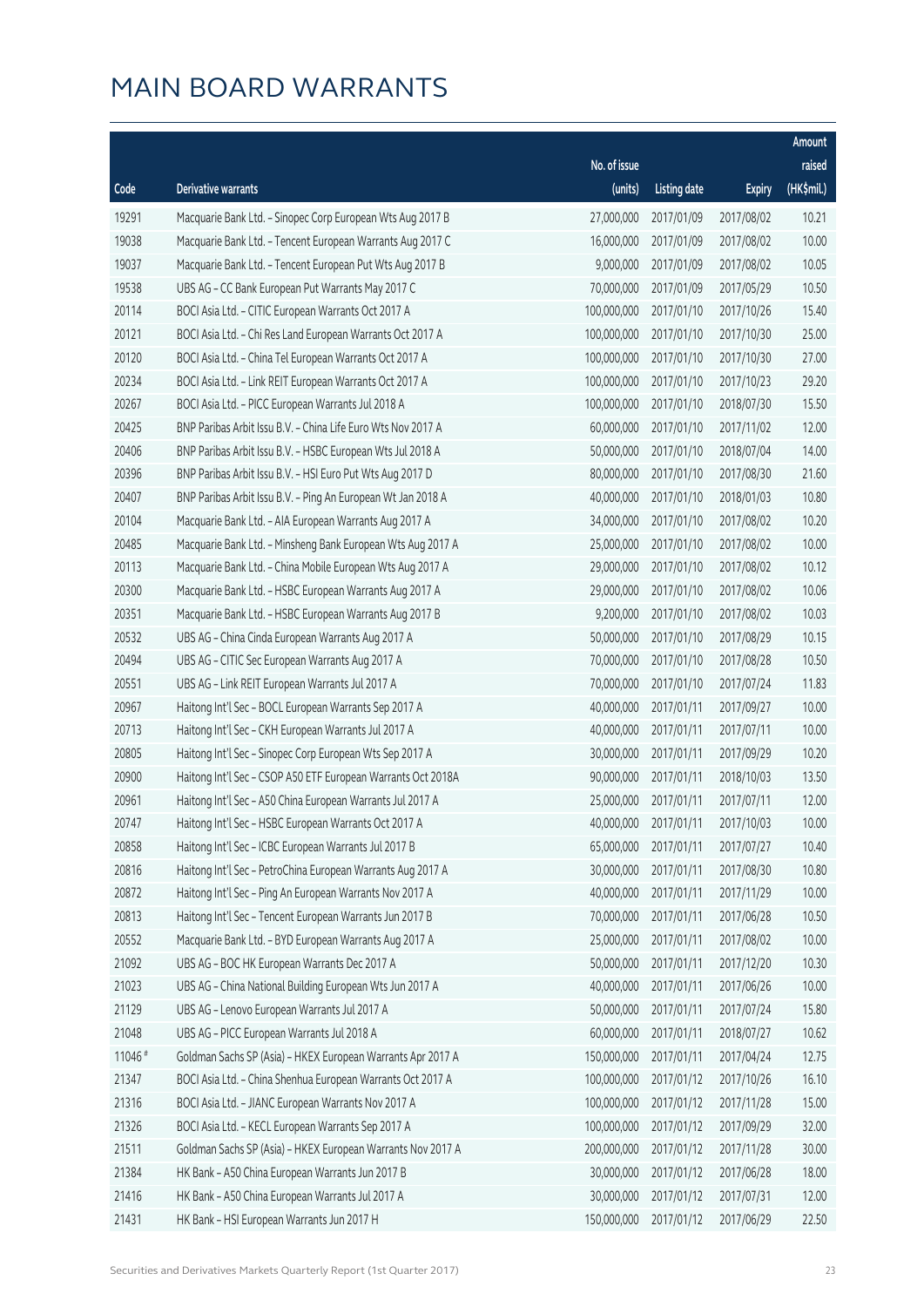# MAIN BOARD WARRANTS

| Code | Derivative warrants | No. of issue (units) | Listing date | Expiry | Amount raised (HK$mil.) |
|---|---|---|---|---|---|
| 19291 | Macquarie Bank Ltd. - Sinopec Corp European Wts Aug 2017 B | 27,000,000 | 2017/01/09 | 2017/08/02 | 10.21 |
| 19038 | Macquarie Bank Ltd. - Tencent European Warrants Aug 2017 C | 16,000,000 | 2017/01/09 | 2017/08/02 | 10.00 |
| 19037 | Macquarie Bank Ltd. - Tencent European Put Wts Aug 2017 B | 9,000,000 | 2017/01/09 | 2017/08/02 | 10.05 |
| 19538 | UBS AG - CC Bank European Put Warrants May 2017 C | 70,000,000 | 2017/01/09 | 2017/05/29 | 10.50 |
| 20114 | BOCI Asia Ltd. - CITIC European Warrants Oct 2017 A | 100,000,000 | 2017/01/10 | 2017/10/26 | 15.40 |
| 20121 | BOCI Asia Ltd. - Chi Res Land European Warrants Oct 2017 A | 100,000,000 | 2017/01/10 | 2017/10/30 | 25.00 |
| 20120 | BOCI Asia Ltd. - China Tel European Warrants Oct 2017 A | 100,000,000 | 2017/01/10 | 2017/10/30 | 27.00 |
| 20234 | BOCI Asia Ltd. - Link REIT European Warrants Oct 2017 A | 100,000,000 | 2017/01/10 | 2017/10/23 | 29.20 |
| 20267 | BOCI Asia Ltd. - PICC European Warrants Jul 2018 A | 100,000,000 | 2017/01/10 | 2018/07/30 | 15.50 |
| 20425 | BNP Paribas Arbit Issu B.V. - China Life Euro Wts Nov 2017 A | 60,000,000 | 2017/01/10 | 2017/11/02 | 12.00 |
| 20406 | BNP Paribas Arbit Issu B.V. - HSBC European Wts Jul 2018 A | 50,000,000 | 2017/01/10 | 2018/07/04 | 14.00 |
| 20396 | BNP Paribas Arbit Issu B.V. - HSI Euro Put Wts Aug 2017 D | 80,000,000 | 2017/01/10 | 2017/08/30 | 21.60 |
| 20407 | BNP Paribas Arbit Issu B.V. - Ping An European Wt Jan 2018 A | 40,000,000 | 2017/01/10 | 2018/01/03 | 10.80 |
| 20104 | Macquarie Bank Ltd. - AIA European Warrants Aug 2017 A | 34,000,000 | 2017/01/10 | 2017/08/02 | 10.20 |
| 20485 | Macquarie Bank Ltd. - Minsheng Bank European Wts Aug 2017 A | 25,000,000 | 2017/01/10 | 2017/08/02 | 10.00 |
| 20113 | Macquarie Bank Ltd. - China Mobile European Wts Aug 2017 A | 29,000,000 | 2017/01/10 | 2017/08/02 | 10.12 |
| 20300 | Macquarie Bank Ltd. - HSBC European Warrants Aug 2017 A | 29,000,000 | 2017/01/10 | 2017/08/02 | 10.06 |
| 20351 | Macquarie Bank Ltd. - HSBC European Warrants Aug 2017 B | 9,200,000 | 2017/01/10 | 2017/08/02 | 10.03 |
| 20532 | UBS AG - China Cinda European Warrants Aug 2017 A | 50,000,000 | 2017/01/10 | 2017/08/29 | 10.15 |
| 20494 | UBS AG - CITIC Sec European Warrants Aug 2017 A | 70,000,000 | 2017/01/10 | 2017/08/28 | 10.50 |
| 20551 | UBS AG - Link REIT European Warrants Jul 2017 A | 70,000,000 | 2017/01/10 | 2017/07/24 | 11.83 |
| 20967 | Haitong Int'l Sec - BOCL European Warrants Sep 2017 A | 40,000,000 | 2017/01/11 | 2017/09/27 | 10.00 |
| 20713 | Haitong Int'l Sec - CKH European Warrants Jul 2017 A | 40,000,000 | 2017/01/11 | 2017/07/11 | 10.00 |
| 20805 | Haitong Int'l Sec - Sinopec Corp European Wts Sep 2017 A | 30,000,000 | 2017/01/11 | 2017/09/29 | 10.20 |
| 20900 | Haitong Int'l Sec - CSOP A50 ETF European Warrants Oct 2018A | 90,000,000 | 2017/01/11 | 2018/10/03 | 13.50 |
| 20961 | Haitong Int'l Sec - A50 China European Warrants Jul 2017 A | 25,000,000 | 2017/01/11 | 2017/07/11 | 12.00 |
| 20747 | Haitong Int'l Sec - HSBC European Warrants Oct 2017 A | 40,000,000 | 2017/01/11 | 2017/10/03 | 10.00 |
| 20858 | Haitong Int'l Sec - ICBC European Warrants Jul 2017 B | 65,000,000 | 2017/01/11 | 2017/07/27 | 10.40 |
| 20816 | Haitong Int'l Sec - PetroChina European Warrants Aug 2017 A | 30,000,000 | 2017/01/11 | 2017/08/30 | 10.80 |
| 20872 | Haitong Int'l Sec - Ping An European Warrants Nov 2017 A | 40,000,000 | 2017/01/11 | 2017/11/29 | 10.00 |
| 20813 | Haitong Int'l Sec - Tencent European Warrants Jun 2017 B | 70,000,000 | 2017/01/11 | 2017/06/28 | 10.50 |
| 20552 | Macquarie Bank Ltd. - BYD European Warrants Aug 2017 A | 25,000,000 | 2017/01/11 | 2017/08/02 | 10.00 |
| 21092 | UBS AG - BOC HK European Warrants Dec 2017 A | 50,000,000 | 2017/01/11 | 2017/12/20 | 10.30 |
| 21023 | UBS AG - China National Building European Wts Jun 2017 A | 40,000,000 | 2017/01/11 | 2017/06/26 | 10.00 |
| 21129 | UBS AG - Lenovo European Warrants Jul 2017 A | 50,000,000 | 2017/01/11 | 2017/07/24 | 15.80 |
| 21048 | UBS AG - PICC European Warrants Jul 2018 A | 60,000,000 | 2017/01/11 | 2018/07/27 | 10.62 |
| 11046 # | Goldman Sachs SP (Asia) - HKEX European Warrants Apr 2017 A | 150,000,000 | 2017/01/11 | 2017/04/24 | 12.75 |
| 21347 | BOCI Asia Ltd. - China Shenhua European Warrants Oct 2017 A | 100,000,000 | 2017/01/12 | 2017/10/26 | 16.10 |
| 21316 | BOCI Asia Ltd. - JIANC European Warrants Nov 2017 A | 100,000,000 | 2017/01/12 | 2017/11/28 | 15.00 |
| 21326 | BOCI Asia Ltd. - KECL European Warrants Sep 2017 A | 100,000,000 | 2017/01/12 | 2017/09/29 | 32.00 |
| 21511 | Goldman Sachs SP (Asia) - HKEX European Warrants Nov 2017 A | 200,000,000 | 2017/01/12 | 2017/11/28 | 30.00 |
| 21384 | HK Bank - A50 China European Warrants Jun 2017 B | 30,000,000 | 2017/01/12 | 2017/06/28 | 18.00 |
| 21416 | HK Bank - A50 China European Warrants Jul 2017 A | 30,000,000 | 2017/01/12 | 2017/07/31 | 12.00 |
| 21431 | HK Bank - HSI European Warrants Jun 2017 H | 150,000,000 | 2017/01/12 | 2017/06/29 | 22.50 |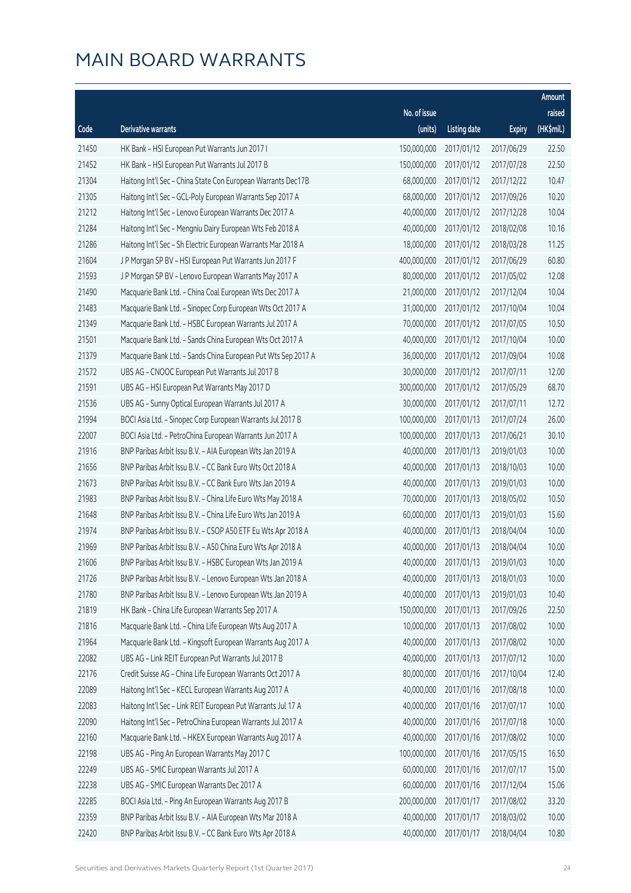# MAIN BOARD WARRANTS

| Code | Derivative warrants | No. of issue (units) | Listing date | Expiry | Amount raised (HK$mil.) |
|---|---|---|---|---|---|
| 21450 | HK Bank - HSI European Put Warrants Jun 2017 I | 150,000,000 | 2017/01/12 | 2017/06/29 | 22.50 |
| 21452 | HK Bank - HSI European Put Warrants Jul 2017 B | 150,000,000 | 2017/01/12 | 2017/07/28 | 22.50 |
| 21304 | Haitong Int'l Sec - China State Con European Warrants Dec17B | 68,000,000 | 2017/01/12 | 2017/12/22 | 10.47 |
| 21305 | Haitong Int'l Sec - GCL-Poly European Warrants Sep 2017 A | 68,000,000 | 2017/01/12 | 2017/09/26 | 10.20 |
| 21212 | Haitong Int'l Sec - Lenovo European Warrants Dec 2017 A | 40,000,000 | 2017/01/12 | 2017/12/28 | 10.04 |
| 21284 | Haitong Int'l Sec - Mengniu Dairy European Wts Feb 2018 A | 40,000,000 | 2017/01/12 | 2018/02/08 | 10.16 |
| 21286 | Haitong Int'l Sec - Sh Electric European Warrants Mar 2018 A | 18,000,000 | 2017/01/12 | 2018/03/28 | 11.25 |
| 21604 | J P Morgan SP BV - HSI European Put Warrants Jun 2017 F | 400,000,000 | 2017/01/12 | 2017/06/29 | 60.80 |
| 21593 | J P Morgan SP BV - Lenovo European Warrants May 2017 A | 80,000,000 | 2017/01/12 | 2017/05/02 | 12.08 |
| 21490 | Macquarie Bank Ltd. - China Coal European Wts Dec 2017 A | 21,000,000 | 2017/01/12 | 2017/12/04 | 10.04 |
| 21483 | Macquarie Bank Ltd. - Sinopec Corp European Wts Oct 2017 A | 31,000,000 | 2017/01/12 | 2017/10/04 | 10.04 |
| 21349 | Macquarie Bank Ltd. - HSBC European Warrants Jul 2017 A | 70,000,000 | 2017/01/12 | 2017/07/05 | 10.50 |
| 21501 | Macquarie Bank Ltd. - Sands China European Wts Oct 2017 A | 40,000,000 | 2017/01/12 | 2017/10/04 | 10.00 |
| 21379 | Macquarie Bank Ltd. - Sands China European Put Wts Sep 2017 A | 36,000,000 | 2017/01/12 | 2017/09/04 | 10.08 |
| 21572 | UBS AG - CNOOC European Put Warrants Jul 2017 B | 30,000,000 | 2017/01/12 | 2017/07/11 | 12.00 |
| 21591 | UBS AG - HSI European Put Warrants May 2017 D | 300,000,000 | 2017/01/12 | 2017/05/29 | 68.70 |
| 21536 | UBS AG - Sunny Optical European Warrants Jul 2017 A | 30,000,000 | 2017/01/12 | 2017/07/11 | 12.72 |
| 21994 | BOCI Asia Ltd. - Sinopec Corp European Warrants Jul 2017 B | 100,000,000 | 2017/01/13 | 2017/07/24 | 26.00 |
| 22007 | BOCI Asia Ltd. - PetroChina European Warrants Jun 2017 A | 100,000,000 | 2017/01/13 | 2017/06/21 | 30.10 |
| 21916 | BNP Paribas Arbit Issu B.V. - AIA European Wts Jan 2019 A | 40,000,000 | 2017/01/13 | 2019/01/03 | 10.00 |
| 21656 | BNP Paribas Arbit Issu B.V. - CC Bank Euro Wts Oct 2018 A | 40,000,000 | 2017/01/13 | 2018/10/03 | 10.00 |
| 21673 | BNP Paribas Arbit Issu B.V. - CC Bank Euro Wts Jan 2019 A | 40,000,000 | 2017/01/13 | 2019/01/03 | 10.00 |
| 21983 | BNP Paribas Arbit Issu B.V. - China Life Euro Wts May 2018 A | 70,000,000 | 2017/01/13 | 2018/05/02 | 10.50 |
| 21648 | BNP Paribas Arbit Issu B.V. - China Life Euro Wts Jan 2019 A | 60,000,000 | 2017/01/13 | 2019/01/03 | 15.60 |
| 21974 | BNP Paribas Arbit Issu B.V. - CSOP A50 ETF Eu Wts Apr 2018 A | 40,000,000 | 2017/01/13 | 2018/04/04 | 10.00 |
| 21969 | BNP Paribas Arbit Issu B.V. - A50 China Euro Wts Apr 2018 A | 40,000,000 | 2017/01/13 | 2018/04/04 | 10.00 |
| 21606 | BNP Paribas Arbit Issu B.V. - HSBC European Wts Jan 2019 A | 40,000,000 | 2017/01/13 | 2019/01/03 | 10.00 |
| 21726 | BNP Paribas Arbit Issu B.V. - Lenovo European Wts Jan 2018 A | 40,000,000 | 2017/01/13 | 2018/01/03 | 10.00 |
| 21780 | BNP Paribas Arbit Issu B.V. - Lenovo European Wts Jan 2019 A | 40,000,000 | 2017/01/13 | 2019/01/03 | 10.40 |
| 21819 | HK Bank - China Life European Warrants Sep 2017 A | 150,000,000 | 2017/01/13 | 2017/09/26 | 22.50 |
| 21816 | Macquarie Bank Ltd. - China Life European Wts Aug 2017 A | 10,000,000 | 2017/01/13 | 2017/08/02 | 10.00 |
| 21964 | Macquarie Bank Ltd. - Kingsoft European Warrants Aug 2017 A | 40,000,000 | 2017/01/13 | 2017/08/02 | 10.00 |
| 22082 | UBS AG - Link REIT European Put Warrants Jul 2017 B | 40,000,000 | 2017/01/13 | 2017/07/12 | 10.00 |
| 22176 | Credit Suisse AG - China Life European Warrants Oct 2017 A | 80,000,000 | 2017/01/16 | 2017/10/04 | 12.40 |
| 22089 | Haitong Int'l Sec - KECL European Warrants Aug 2017 A | 40,000,000 | 2017/01/16 | 2017/08/18 | 10.00 |
| 22083 | Haitong Int'l Sec - Link REIT European Put Warrants Jul 17 A | 40,000,000 | 2017/01/16 | 2017/07/17 | 10.00 |
| 22090 | Haitong Int'l Sec - PetroChina European Warrants Jul 2017 A | 40,000,000 | 2017/01/16 | 2017/07/18 | 10.00 |
| 22160 | Macquarie Bank Ltd. - HKEX European Warrants Aug 2017 A | 40,000,000 | 2017/01/16 | 2017/08/02 | 10.00 |
| 22198 | UBS AG - Ping An European Warrants May 2017 C | 100,000,000 | 2017/01/16 | 2017/05/15 | 16.50 |
| 22249 | UBS AG - SMIC European Warrants Jul 2017 A | 60,000,000 | 2017/01/16 | 2017/07/17 | 15.00 |
| 22238 | UBS AG - SMIC European Warrants Dec 2017 A | 60,000,000 | 2017/01/16 | 2017/12/04 | 15.06 |
| 22285 | BOCI Asia Ltd. - Ping An European Warrants Aug 2017 B | 200,000,000 | 2017/01/17 | 2017/08/02 | 33.20 |
| 22359 | BNP Paribas Arbit Issu B.V. - AIA European Wts Mar 2018 A | 40,000,000 | 2017/01/17 | 2018/03/02 | 10.00 |
| 22420 | BNP Paribas Arbit Issu B.V. - CC Bank Euro Wts Apr 2018 A | 40,000,000 | 2017/01/17 | 2018/04/04 | 10.80 |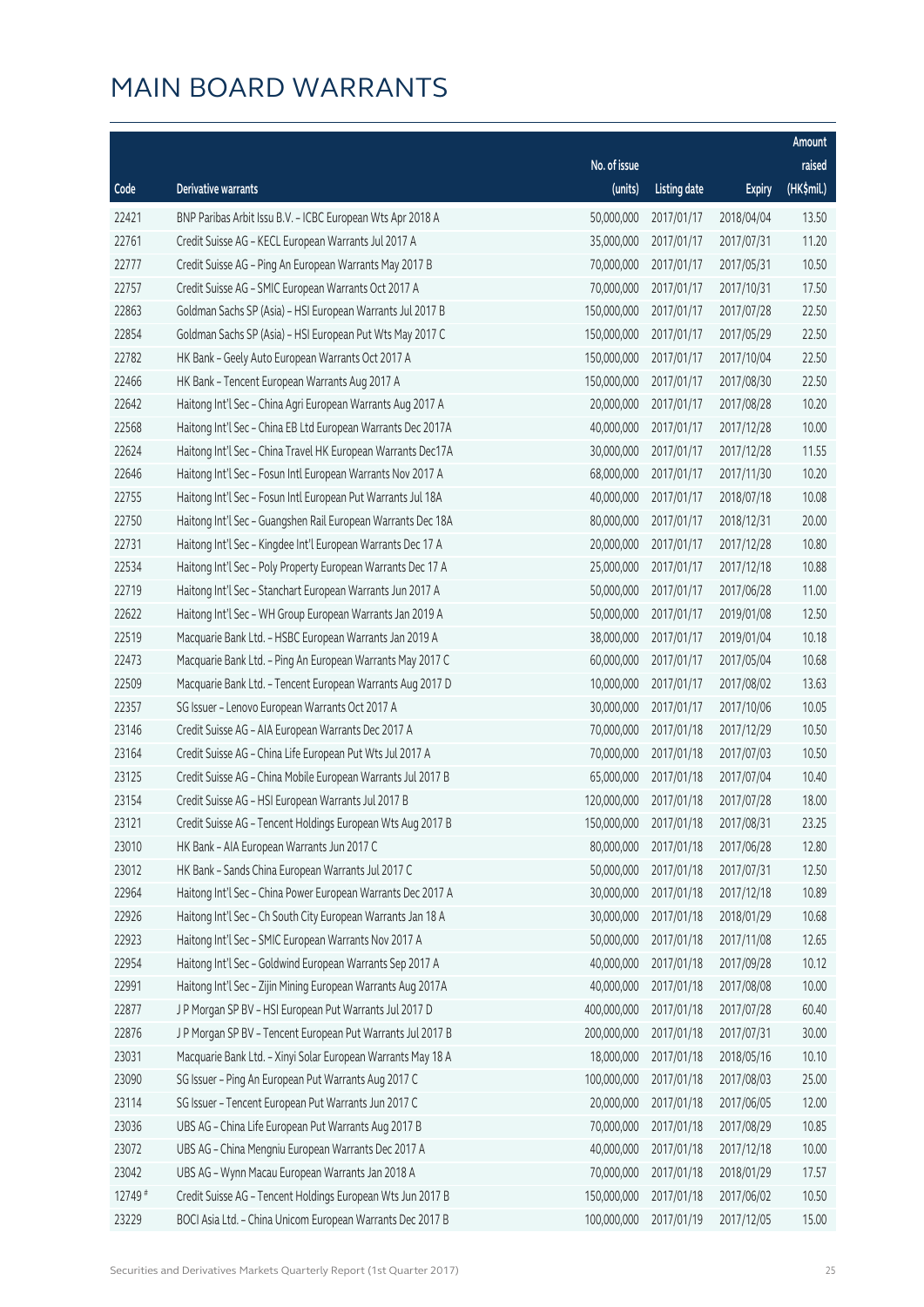# MAIN BOARD WARRANTS

| Code | Derivative warrants | No. of issue (units) | Listing date | Expiry | Amount raised (HK$mil.) |
|---|---|---|---|---|---|
| 22421 | BNP Paribas Arbit Issu B.V. - ICBC European Wts Apr 2018 A | 50,000,000 | 2017/01/17 | 2018/04/04 | 13.50 |
| 22761 | Credit Suisse AG - KECL European Warrants Jul 2017 A | 35,000,000 | 2017/01/17 | 2017/07/31 | 11.20 |
| 22777 | Credit Suisse AG - Ping An European Warrants May 2017 B | 70,000,000 | 2017/01/17 | 2017/05/31 | 10.50 |
| 22757 | Credit Suisse AG - SMIC European Warrants Oct 2017 A | 70,000,000 | 2017/01/17 | 2017/10/31 | 17.50 |
| 22863 | Goldman Sachs SP (Asia) - HSI European Warrants Jul 2017 B | 150,000,000 | 2017/01/17 | 2017/07/28 | 22.50 |
| 22854 | Goldman Sachs SP (Asia) - HSI European Put Wts May 2017 C | 150,000,000 | 2017/01/17 | 2017/05/29 | 22.50 |
| 22782 | HK Bank - Geely Auto European Warrants Oct 2017 A | 150,000,000 | 2017/01/17 | 2017/10/04 | 22.50 |
| 22466 | HK Bank - Tencent European Warrants Aug 2017 A | 150,000,000 | 2017/01/17 | 2017/08/30 | 22.50 |
| 22642 | Haitong Int'l Sec - China Agri European Warrants Aug 2017 A | 20,000,000 | 2017/01/17 | 2017/08/28 | 10.20 |
| 22568 | Haitong Int'l Sec - China EB Ltd European Warrants Dec 2017A | 40,000,000 | 2017/01/17 | 2017/12/28 | 10.00 |
| 22624 | Haitong Int'l Sec - China Travel HK European Warrants Dec17A | 30,000,000 | 2017/01/17 | 2017/12/28 | 11.55 |
| 22646 | Haitong Int'l Sec - Fosun Intl European Warrants Nov 2017 A | 68,000,000 | 2017/01/17 | 2017/11/30 | 10.20 |
| 22755 | Haitong Int'l Sec - Fosun Intl European Put Warrants Jul 18A | 40,000,000 | 2017/01/17 | 2018/07/18 | 10.08 |
| 22750 | Haitong Int'l Sec - Guangshen Rail European Warrants Dec 18A | 80,000,000 | 2017/01/17 | 2018/12/31 | 20.00 |
| 22731 | Haitong Int'l Sec - Kingdee Int'l European Warrants Dec 17 A | 20,000,000 | 2017/01/17 | 2017/12/28 | 10.80 |
| 22534 | Haitong Int'l Sec - Poly Property European Warrants Dec 17 A | 25,000,000 | 2017/01/17 | 2017/12/18 | 10.88 |
| 22719 | Haitong Int'l Sec - Stanchart European Warrants Jun 2017 A | 50,000,000 | 2017/01/17 | 2017/06/28 | 11.00 |
| 22622 | Haitong Int'l Sec - WH Group European Warrants Jan 2019 A | 50,000,000 | 2017/01/17 | 2019/01/08 | 12.50 |
| 22519 | Macquarie Bank Ltd. - HSBC European Warrants Jan 2019 A | 38,000,000 | 2017/01/17 | 2019/01/04 | 10.18 |
| 22473 | Macquarie Bank Ltd. - Ping An European Warrants May 2017 C | 60,000,000 | 2017/01/17 | 2017/05/04 | 10.68 |
| 22509 | Macquarie Bank Ltd. - Tencent European Warrants Aug 2017 D | 10,000,000 | 2017/01/17 | 2017/08/02 | 13.63 |
| 22357 | SG Issuer - Lenovo European Warrants Oct 2017 A | 30,000,000 | 2017/01/17 | 2017/10/06 | 10.05 |
| 23146 | Credit Suisse AG - AIA European Warrants Dec 2017 A | 70,000,000 | 2017/01/18 | 2017/12/29 | 10.50 |
| 23164 | Credit Suisse AG - China Life European Put Wts Jul 2017 A | 70,000,000 | 2017/01/18 | 2017/07/03 | 10.50 |
| 23125 | Credit Suisse AG - China Mobile European Warrants Jul 2017 B | 65,000,000 | 2017/01/18 | 2017/07/04 | 10.40 |
| 23154 | Credit Suisse AG - HSI European Warrants Jul 2017 B | 120,000,000 | 2017/01/18 | 2017/07/28 | 18.00 |
| 23121 | Credit Suisse AG - Tencent Holdings European Wts Aug 2017 B | 150,000,000 | 2017/01/18 | 2017/08/31 | 23.25 |
| 23010 | HK Bank - AIA European Warrants Jun 2017 C | 80,000,000 | 2017/01/18 | 2017/06/28 | 12.80 |
| 23012 | HK Bank - Sands China European Warrants Jul 2017 C | 50,000,000 | 2017/01/18 | 2017/07/31 | 12.50 |
| 22964 | Haitong Int'l Sec - China Power European Warrants Dec 2017 A | 30,000,000 | 2017/01/18 | 2017/12/18 | 10.89 |
| 22926 | Haitong Int'l Sec - Ch South City European Warrants Jan 18 A | 30,000,000 | 2017/01/18 | 2018/01/29 | 10.68 |
| 22923 | Haitong Int'l Sec - SMIC European Warrants Nov 2017 A | 50,000,000 | 2017/01/18 | 2017/11/08 | 12.65 |
| 22954 | Haitong Int'l Sec - Goldwind European Warrants Sep 2017 A | 40,000,000 | 2017/01/18 | 2017/09/28 | 10.12 |
| 22991 | Haitong Int'l Sec - Zijin Mining European Warrants Aug 2017A | 40,000,000 | 2017/01/18 | 2017/08/08 | 10.00 |
| 22877 | J P Morgan SP BV - HSI European Put Warrants Jul 2017 D | 400,000,000 | 2017/01/18 | 2017/07/28 | 60.40 |
| 22876 | J P Morgan SP BV - Tencent European Put Warrants Jul 2017 B | 200,000,000 | 2017/01/18 | 2017/07/31 | 30.00 |
| 23031 | Macquarie Bank Ltd. - Xinyi Solar European Warrants May 18 A | 18,000,000 | 2017/01/18 | 2018/05/16 | 10.10 |
| 23090 | SG Issuer - Ping An European Put Warrants Aug 2017 C | 100,000,000 | 2017/01/18 | 2017/08/03 | 25.00 |
| 23114 | SG Issuer - Tencent European Put Warrants Jun 2017 C | 20,000,000 | 2017/01/18 | 2017/06/05 | 12.00 |
| 23036 | UBS AG - China Life European Put Warrants Aug 2017 B | 70,000,000 | 2017/01/18 | 2017/08/29 | 10.85 |
| 23072 | UBS AG - China Mengniu European Warrants Dec 2017 A | 40,000,000 | 2017/01/18 | 2017/12/18 | 10.00 |
| 23042 | UBS AG - Wynn Macau European Warrants Jan 2018 A | 70,000,000 | 2017/01/18 | 2018/01/29 | 17.57 |
| 12749 # | Credit Suisse AG - Tencent Holdings European Wts Jun 2017 B | 150,000,000 | 2017/01/18 | 2017/06/02 | 10.50 |
| 23229 | BOCI Asia Ltd. - China Unicom European Warrants Dec 2017 B | 100,000,000 | 2017/01/19 | 2017/12/05 | 15.00 |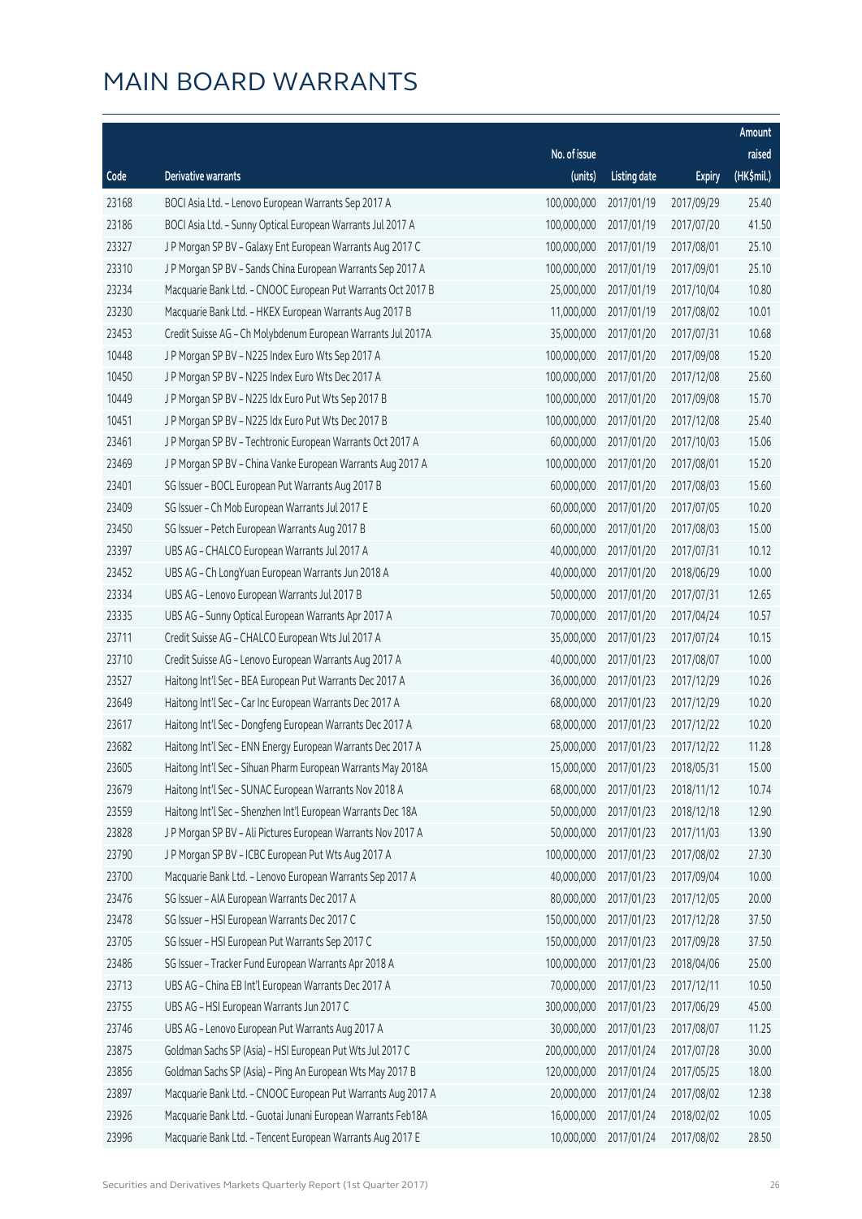# MAIN BOARD WARRANTS

| Code | Derivative warrants | No. of issue (units) | Listing date | Expiry | Amount raised (HK$mil.) |
|---|---|---|---|---|---|
| 23168 | BOCI Asia Ltd. - Lenovo European Warrants Sep 2017 A | 100,000,000 | 2017/01/19 | 2017/09/29 | 25.40 |
| 23186 | BOCI Asia Ltd. - Sunny Optical European Warrants Jul 2017 A | 100,000,000 | 2017/01/19 | 2017/07/20 | 41.50 |
| 23327 | J P Morgan SP BV - Galaxy Ent European Warrants Aug 2017 C | 100,000,000 | 2017/01/19 | 2017/08/01 | 25.10 |
| 23310 | J P Morgan SP BV - Sands China European Warrants Sep 2017 A | 100,000,000 | 2017/01/19 | 2017/09/01 | 25.10 |
| 23234 | Macquarie Bank Ltd. - CNOOC European Put Warrants Oct 2017 B | 25,000,000 | 2017/01/19 | 2017/10/04 | 10.80 |
| 23230 | Macquarie Bank Ltd. - HKEX European Warrants Aug 2017 B | 11,000,000 | 2017/01/19 | 2017/08/02 | 10.01 |
| 23453 | Credit Suisse AG - Ch Molybdenum European Warrants Jul 2017A | 35,000,000 | 2017/01/20 | 2017/07/31 | 10.68 |
| 10448 | J P Morgan SP BV - N225 Index Euro Wts Sep 2017 A | 100,000,000 | 2017/01/20 | 2017/09/08 | 15.20 |
| 10450 | J P Morgan SP BV - N225 Index Euro Wts Dec 2017 A | 100,000,000 | 2017/01/20 | 2017/12/08 | 25.60 |
| 10449 | J P Morgan SP BV - N225 Idx Euro Put Wts Sep 2017 B | 100,000,000 | 2017/01/20 | 2017/09/08 | 15.70 |
| 10451 | J P Morgan SP BV - N225 Idx Euro Put Wts Dec 2017 B | 100,000,000 | 2017/01/20 | 2017/12/08 | 25.40 |
| 23461 | J P Morgan SP BV - Techtronic European Warrants Oct 2017 A | 60,000,000 | 2017/01/20 | 2017/10/03 | 15.06 |
| 23469 | J P Morgan SP BV - China Vanke European Warrants Aug 2017 A | 100,000,000 | 2017/01/20 | 2017/08/01 | 15.20 |
| 23401 | SG Issuer - BOCL European Put Warrants Aug 2017 B | 60,000,000 | 2017/01/20 | 2017/08/03 | 15.60 |
| 23409 | SG Issuer - Ch Mob European Warrants Jul 2017 E | 60,000,000 | 2017/01/20 | 2017/07/05 | 10.20 |
| 23450 | SG Issuer - Petch European Warrants Aug 2017 B | 60,000,000 | 2017/01/20 | 2017/08/03 | 15.00 |
| 23397 | UBS AG - CHALCO European Warrants Jul 2017 A | 40,000,000 | 2017/01/20 | 2017/07/31 | 10.12 |
| 23452 | UBS AG - Ch LongYuan European Warrants Jun 2018 A | 40,000,000 | 2017/01/20 | 2018/06/29 | 10.00 |
| 23334 | UBS AG - Lenovo European Warrants Jul 2017 B | 50,000,000 | 2017/01/20 | 2017/07/31 | 12.65 |
| 23335 | UBS AG - Sunny Optical European Warrants Apr 2017 A | 70,000,000 | 2017/01/20 | 2017/04/24 | 10.57 |
| 23711 | Credit Suisse AG - CHALCO European Wts Jul 2017 A | 35,000,000 | 2017/01/23 | 2017/07/24 | 10.15 |
| 23710 | Credit Suisse AG - Lenovo European Warrants Aug 2017 A | 40,000,000 | 2017/01/23 | 2017/08/07 | 10.00 |
| 23527 | Haitong Int'l Sec - BEA European Put Warrants Dec 2017 A | 36,000,000 | 2017/01/23 | 2017/12/29 | 10.26 |
| 23649 | Haitong Int'l Sec - Car Inc European Warrants Dec 2017 A | 68,000,000 | 2017/01/23 | 2017/12/29 | 10.20 |
| 23617 | Haitong Int'l Sec - Dongfeng European Warrants Dec 2017 A | 68,000,000 | 2017/01/23 | 2017/12/22 | 10.20 |
| 23682 | Haitong Int'l Sec - ENN Energy European Warrants Dec 2017 A | 25,000,000 | 2017/01/23 | 2017/12/22 | 11.28 |
| 23605 | Haitong Int'l Sec - Sihuan Pharm European Warrants May 2018A | 15,000,000 | 2017/01/23 | 2018/05/31 | 15.00 |
| 23679 | Haitong Int'l Sec - SUNAC European Warrants Nov 2018 A | 68,000,000 | 2017/01/23 | 2018/11/12 | 10.74 |
| 23559 | Haitong Int'l Sec - Shenzhen Int'l European Warrants Dec 18A | 50,000,000 | 2017/01/23 | 2018/12/18 | 12.90 |
| 23828 | J P Morgan SP BV - Ali Pictures European Warrants Nov 2017 A | 50,000,000 | 2017/01/23 | 2017/11/03 | 13.90 |
| 23790 | J P Morgan SP BV - ICBC European Put Wts Aug 2017 A | 100,000,000 | 2017/01/23 | 2017/08/02 | 27.30 |
| 23700 | Macquarie Bank Ltd. - Lenovo European Warrants Sep 2017 A | 40,000,000 | 2017/01/23 | 2017/09/04 | 10.00 |
| 23476 | SG Issuer - AIA European Warrants Dec 2017 A | 80,000,000 | 2017/01/23 | 2017/12/05 | 20.00 |
| 23478 | SG Issuer - HSI European Warrants Dec 2017 C | 150,000,000 | 2017/01/23 | 2017/12/28 | 37.50 |
| 23705 | SG Issuer - HSI European Put Warrants Sep 2017 C | 150,000,000 | 2017/01/23 | 2017/09/28 | 37.50 |
| 23486 | SG Issuer - Tracker Fund European Warrants Apr 2018 A | 100,000,000 | 2017/01/23 | 2018/04/06 | 25.00 |
| 23713 | UBS AG - China EB Int'l European Warrants Dec 2017 A | 70,000,000 | 2017/01/23 | 2017/12/11 | 10.50 |
| 23755 | UBS AG - HSI European Warrants Jun 2017 C | 300,000,000 | 2017/01/23 | 2017/06/29 | 45.00 |
| 23746 | UBS AG - Lenovo European Put Warrants Aug 2017 A | 30,000,000 | 2017/01/23 | 2017/08/07 | 11.25 |
| 23875 | Goldman Sachs SP (Asia) - HSI European Put Wts Jul 2017 C | 200,000,000 | 2017/01/24 | 2017/07/28 | 30.00 |
| 23856 | Goldman Sachs SP (Asia) - Ping An European Wts May 2017 B | 120,000,000 | 2017/01/24 | 2017/05/25 | 18.00 |
| 23897 | Macquarie Bank Ltd. - CNOOC European Put Warrants Aug 2017 A | 20,000,000 | 2017/01/24 | 2017/08/02 | 12.38 |
| 23926 | Macquarie Bank Ltd. - Guotai Junani European Warrants Feb18A | 16,000,000 | 2017/01/24 | 2018/02/02 | 10.05 |
| 23996 | Macquarie Bank Ltd. - Tencent European Warrants Aug 2017 E | 10,000,000 | 2017/01/24 | 2017/08/02 | 28.50 |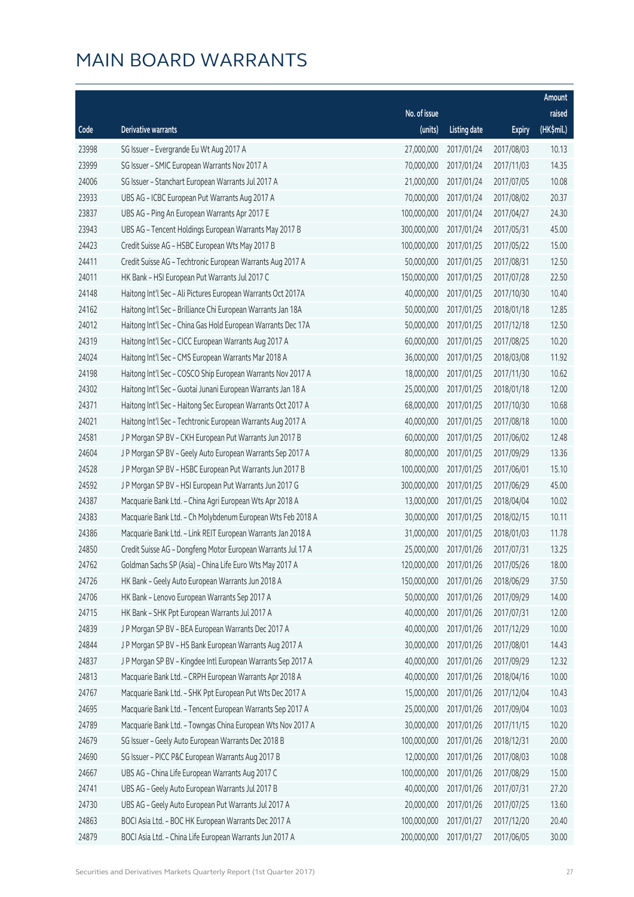# MAIN BOARD WARRANTS

| Code | Derivative warrants | No. of issue (units) | Listing date | Expiry | Amount raised (HK$mil.) |
|---|---|---|---|---|---|
| 23998 | SG Issuer – Evergrande Eu Wt Aug 2017 A | 27,000,000 | 2017/01/24 | 2017/08/03 | 10.13 |
| 23999 | SG Issuer – SMIC European Warrants Nov 2017 A | 70,000,000 | 2017/01/24 | 2017/11/03 | 14.35 |
| 24006 | SG Issuer – Stanchart European Warrants Jul 2017 A | 21,000,000 | 2017/01/24 | 2017/07/05 | 10.08 |
| 23933 | UBS AG – ICBC European Put Warrants Aug 2017 A | 70,000,000 | 2017/01/24 | 2017/08/02 | 20.37 |
| 23837 | UBS AG – Ping An European Warrants Apr 2017 E | 100,000,000 | 2017/01/24 | 2017/04/27 | 24.30 |
| 23943 | UBS AG – Tencent Holdings European Warrants May 2017 B | 300,000,000 | 2017/01/24 | 2017/05/31 | 45.00 |
| 24423 | Credit Suisse AG – HSBC European Wts May 2017 B | 100,000,000 | 2017/01/25 | 2017/05/22 | 15.00 |
| 24411 | Credit Suisse AG – Techtronic European Warrants Aug 2017 A | 50,000,000 | 2017/01/25 | 2017/08/31 | 12.50 |
| 24011 | HK Bank – HSI European Put Warrants Jul 2017 C | 150,000,000 | 2017/01/25 | 2017/07/28 | 22.50 |
| 24148 | Haitong Int'l Sec – Ali Pictures European Warrants Oct 2017A | 40,000,000 | 2017/01/25 | 2017/10/30 | 10.40 |
| 24162 | Haitong Int'l Sec – Brilliance Chi European Warrants Jan 18A | 50,000,000 | 2017/01/25 | 2018/01/18 | 12.85 |
| 24012 | Haitong Int'l Sec – China Gas Hold European Warrants Dec 17A | 50,000,000 | 2017/01/25 | 2017/12/18 | 12.50 |
| 24319 | Haitong Int'l Sec – CICC European Warrants Aug 2017 A | 60,000,000 | 2017/01/25 | 2017/08/25 | 10.20 |
| 24024 | Haitong Int'l Sec – CMS European Warrants Mar 2018 A | 36,000,000 | 2017/01/25 | 2018/03/08 | 11.92 |
| 24198 | Haitong Int'l Sec – COSCO Ship European Warrants Nov 2017 A | 18,000,000 | 2017/01/25 | 2017/11/30 | 10.62 |
| 24302 | Haitong Int'l Sec – Guotai Junani European Warrants Jan 18 A | 25,000,000 | 2017/01/25 | 2018/01/18 | 12.00 |
| 24371 | Haitong Int'l Sec – Haitong Sec European Warrants Oct 2017 A | 68,000,000 | 2017/01/25 | 2017/10/30 | 10.68 |
| 24021 | Haitong Int'l Sec – Techtronic European Warrants Aug 2017 A | 40,000,000 | 2017/01/25 | 2017/08/18 | 10.00 |
| 24581 | J P Morgan SP BV – CKH European Put Warrants Jun 2017 B | 60,000,000 | 2017/01/25 | 2017/06/02 | 12.48 |
| 24604 | J P Morgan SP BV – Geely Auto European Warrants Sep 2017 A | 80,000,000 | 2017/01/25 | 2017/09/29 | 13.36 |
| 24528 | J P Morgan SP BV – HSBC European Put Warrants Jun 2017 B | 100,000,000 | 2017/01/25 | 2017/06/01 | 15.10 |
| 24592 | J P Morgan SP BV – HSI European Put Warrants Jun 2017 G | 300,000,000 | 2017/01/25 | 2017/06/29 | 45.00 |
| 24387 | Macquarie Bank Ltd. – China Agri European Wts Apr 2018 A | 13,000,000 | 2017/01/25 | 2018/04/04 | 10.02 |
| 24383 | Macquarie Bank Ltd. – Ch Molybdenum European Wts Feb 2018 A | 30,000,000 | 2017/01/25 | 2018/02/15 | 10.11 |
| 24386 | Macquarie Bank Ltd. – Link REIT European Warrants Jan 2018 A | 31,000,000 | 2017/01/25 | 2018/01/03 | 11.78 |
| 24850 | Credit Suisse AG – Dongfeng Motor European Warrants Jul 17 A | 25,000,000 | 2017/01/26 | 2017/07/31 | 13.25 |
| 24762 | Goldman Sachs SP (Asia) – China Life Euro Wts May 2017 A | 120,000,000 | 2017/01/26 | 2017/05/26 | 18.00 |
| 24726 | HK Bank – Geely Auto European Warrants Jun 2018 A | 150,000,000 | 2017/01/26 | 2018/06/29 | 37.50 |
| 24706 | HK Bank – Lenovo European Warrants Sep 2017 A | 50,000,000 | 2017/01/26 | 2017/09/29 | 14.00 |
| 24715 | HK Bank – SHK Ppt European Warrants Jul 2017 A | 40,000,000 | 2017/01/26 | 2017/07/31 | 12.00 |
| 24839 | J P Morgan SP BV – BEA European Warrants Dec 2017 A | 40,000,000 | 2017/01/26 | 2017/12/29 | 10.00 |
| 24844 | J P Morgan SP BV – HS Bank European Warrants Aug 2017 A | 30,000,000 | 2017/01/26 | 2017/08/01 | 14.43 |
| 24837 | J P Morgan SP BV – Kingdee Intl European Warrants Sep 2017 A | 40,000,000 | 2017/01/26 | 2017/09/29 | 12.32 |
| 24813 | Macquarie Bank Ltd. – CRPH European Warrants Apr 2018 A | 40,000,000 | 2017/01/26 | 2018/04/16 | 10.00 |
| 24767 | Macquarie Bank Ltd. – SHK Ppt European Put Wts Dec 2017 A | 15,000,000 | 2017/01/26 | 2017/12/04 | 10.43 |
| 24695 | Macquarie Bank Ltd. – Tencent European Warrants Sep 2017 A | 25,000,000 | 2017/01/26 | 2017/09/04 | 10.03 |
| 24789 | Macquarie Bank Ltd. – Towngas China European Wts Nov 2017 A | 30,000,000 | 2017/01/26 | 2017/11/15 | 10.20 |
| 24679 | SG Issuer – Geely Auto European Warrants Dec 2018 B | 100,000,000 | 2017/01/26 | 2018/12/31 | 20.00 |
| 24690 | SG Issuer – PICC P&C European Warrants Aug 2017 B | 12,000,000 | 2017/01/26 | 2017/08/03 | 10.08 |
| 24667 | UBS AG – China Life European Warrants Aug 2017 C | 100,000,000 | 2017/01/26 | 2017/08/29 | 15.00 |
| 24741 | UBS AG – Geely Auto European Warrants Jul 2017 B | 40,000,000 | 2017/01/26 | 2017/07/31 | 27.20 |
| 24730 | UBS AG – Geely Auto European Put Warrants Jul 2017 A | 20,000,000 | 2017/01/26 | 2017/07/25 | 13.60 |
| 24863 | BOCI Asia Ltd. – BOC HK European Warrants Dec 2017 A | 100,000,000 | 2017/01/27 | 2017/12/20 | 20.40 |
| 24879 | BOCI Asia Ltd. – China Life European Warrants Jun 2017 A | 200,000,000 | 2017/01/27 | 2017/06/05 | 30.00 |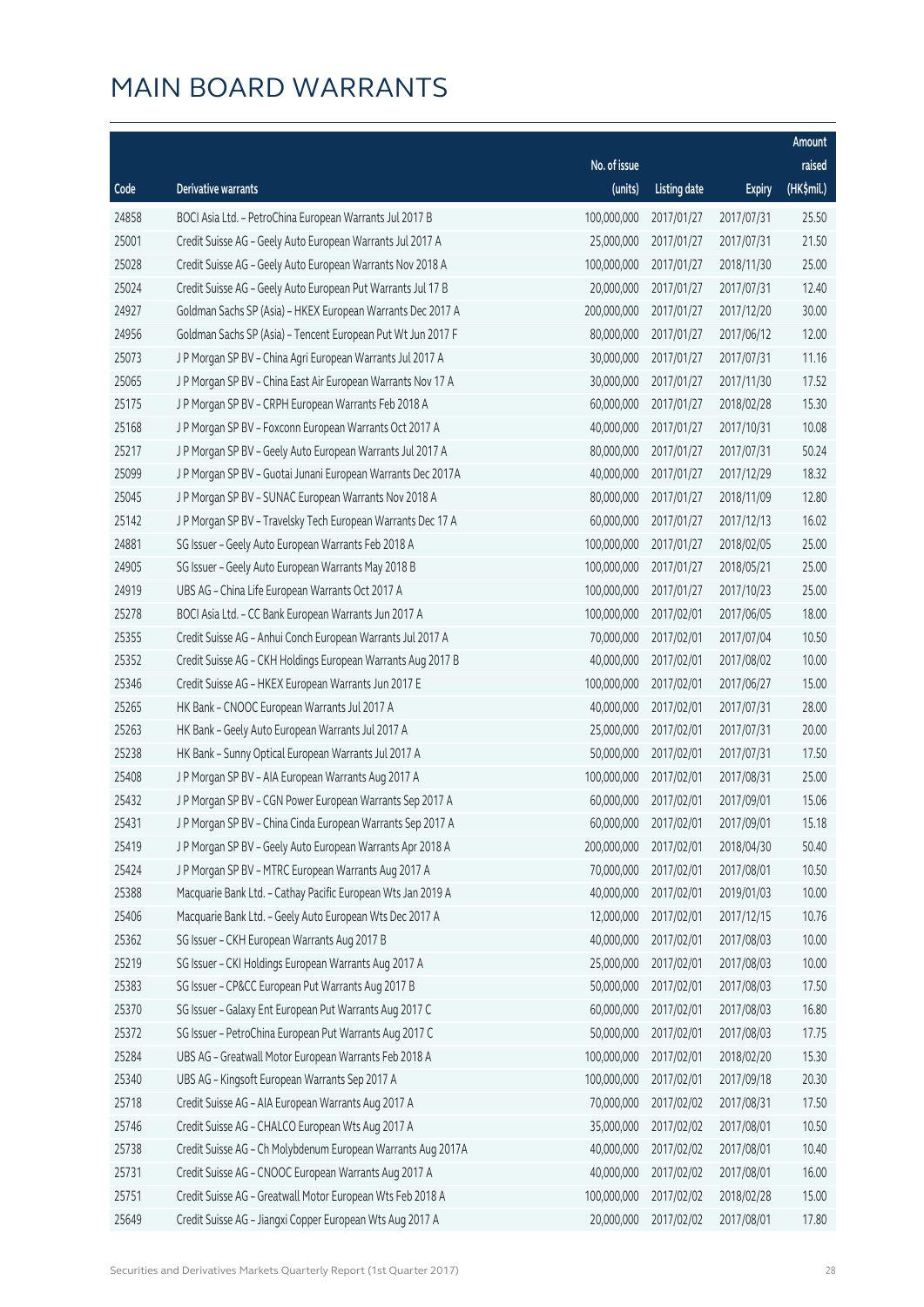# MAIN BOARD WARRANTS

| Code | Derivative warrants | No. of issue (units) | Listing date | Expiry | Amount raised (HK$mil.) |
|---|---|---|---|---|---|
| 24858 | BOCI Asia Ltd. - PetroChina European Warrants Jul 2017 B | 100,000,000 | 2017/01/27 | 2017/07/31 | 25.50 |
| 25001 | Credit Suisse AG - Geely Auto European Warrants Jul 2017 A | 25,000,000 | 2017/01/27 | 2017/07/31 | 21.50 |
| 25028 | Credit Suisse AG - Geely Auto European Warrants Nov 2018 A | 100,000,000 | 2017/01/27 | 2018/11/30 | 25.00 |
| 25024 | Credit Suisse AG - Geely Auto European Put Warrants Jul 17 B | 20,000,000 | 2017/01/27 | 2017/07/31 | 12.40 |
| 24927 | Goldman Sachs SP (Asia) - HKEX European Warrants Dec 2017 A | 200,000,000 | 2017/01/27 | 2017/12/20 | 30.00 |
| 24956 | Goldman Sachs SP (Asia) - Tencent European Put Wt Jun 2017 F | 80,000,000 | 2017/01/27 | 2017/06/12 | 12.00 |
| 25073 | J P Morgan SP BV - China Agri European Warrants Jul 2017 A | 30,000,000 | 2017/01/27 | 2017/07/31 | 11.16 |
| 25065 | J P Morgan SP BV - China East Air European Warrants Nov 17 A | 30,000,000 | 2017/01/27 | 2017/11/30 | 17.52 |
| 25175 | J P Morgan SP BV - CRPH European Warrants Feb 2018 A | 60,000,000 | 2017/01/27 | 2018/02/28 | 15.30 |
| 25168 | J P Morgan SP BV - Foxconn European Warrants Oct 2017 A | 40,000,000 | 2017/01/27 | 2017/10/31 | 10.08 |
| 25217 | J P Morgan SP BV - Geely Auto European Warrants Jul 2017 A | 80,000,000 | 2017/01/27 | 2017/07/31 | 50.24 |
| 25099 | J P Morgan SP BV - Guotai Junani European Warrants Dec 2017A | 40,000,000 | 2017/01/27 | 2017/12/29 | 18.32 |
| 25045 | J P Morgan SP BV - SUNAC European Warrants Nov 2018 A | 80,000,000 | 2017/01/27 | 2018/11/09 | 12.80 |
| 25142 | J P Morgan SP BV - Travelsky Tech European Warrants Dec 17 A | 60,000,000 | 2017/01/27 | 2017/12/13 | 16.02 |
| 24881 | SG Issuer - Geely Auto European Warrants Feb 2018 A | 100,000,000 | 2017/01/27 | 2018/02/05 | 25.00 |
| 24905 | SG Issuer - Geely Auto European Warrants May 2018 B | 100,000,000 | 2017/01/27 | 2018/05/21 | 25.00 |
| 24919 | UBS AG - China Life European Warrants Oct 2017 A | 100,000,000 | 2017/01/27 | 2017/10/23 | 25.00 |
| 25278 | BOCI Asia Ltd. - CC Bank European Warrants Jun 2017 A | 100,000,000 | 2017/02/01 | 2017/06/05 | 18.00 |
| 25355 | Credit Suisse AG - Anhui Conch European Warrants Jul 2017 A | 70,000,000 | 2017/02/01 | 2017/07/04 | 10.50 |
| 25352 | Credit Suisse AG - CKH Holdings European Warrants Aug 2017 B | 40,000,000 | 2017/02/01 | 2017/08/02 | 10.00 |
| 25346 | Credit Suisse AG - HKEX European Warrants Jun 2017 E | 100,000,000 | 2017/02/01 | 2017/06/27 | 15.00 |
| 25265 | HK Bank - CNOOC European Warrants Jul 2017 A | 40,000,000 | 2017/02/01 | 2017/07/31 | 28.00 |
| 25263 | HK Bank - Geely Auto European Warrants Jul 2017 A | 25,000,000 | 2017/02/01 | 2017/07/31 | 20.00 |
| 25238 | HK Bank - Sunny Optical European Warrants Jul 2017 A | 50,000,000 | 2017/02/01 | 2017/07/31 | 17.50 |
| 25408 | J P Morgan SP BV - AIA European Warrants Aug 2017 A | 100,000,000 | 2017/02/01 | 2017/08/31 | 25.00 |
| 25432 | J P Morgan SP BV - CGN Power European Warrants Sep 2017 A | 60,000,000 | 2017/02/01 | 2017/09/01 | 15.06 |
| 25431 | J P Morgan SP BV - China Cinda European Warrants Sep 2017 A | 60,000,000 | 2017/02/01 | 2017/09/01 | 15.18 |
| 25419 | J P Morgan SP BV - Geely Auto European Warrants Apr 2018 A | 200,000,000 | 2017/02/01 | 2018/04/30 | 50.40 |
| 25424 | J P Morgan SP BV - MTRC European Warrants Aug 2017 A | 70,000,000 | 2017/02/01 | 2017/08/01 | 10.50 |
| 25388 | Macquarie Bank Ltd. - Cathay Pacific European Wts Jan 2019 A | 40,000,000 | 2017/02/01 | 2019/01/03 | 10.00 |
| 25406 | Macquarie Bank Ltd. - Geely Auto European Wts Dec 2017 A | 12,000,000 | 2017/02/01 | 2017/12/15 | 10.76 |
| 25362 | SG Issuer - CKH European Warrants Aug 2017 B | 40,000,000 | 2017/02/01 | 2017/08/03 | 10.00 |
| 25219 | SG Issuer - CKI Holdings European Warrants Aug 2017 A | 25,000,000 | 2017/02/01 | 2017/08/03 | 10.00 |
| 25383 | SG Issuer - CP&CC European Put Warrants Aug 2017 B | 50,000,000 | 2017/02/01 | 2017/08/03 | 17.50 |
| 25370 | SG Issuer - Galaxy Ent European Put Warrants Aug 2017 C | 60,000,000 | 2017/02/01 | 2017/08/03 | 16.80 |
| 25372 | SG Issuer - PetroChina European Put Warrants Aug 2017 C | 50,000,000 | 2017/02/01 | 2017/08/03 | 17.75 |
| 25284 | UBS AG - Greatwall Motor European Warrants Feb 2018 A | 100,000,000 | 2017/02/01 | 2018/02/20 | 15.30 |
| 25340 | UBS AG - Kingsoft European Warrants Sep 2017 A | 100,000,000 | 2017/02/01 | 2017/09/18 | 20.30 |
| 25718 | Credit Suisse AG - AIA European Warrants Aug 2017 A | 70,000,000 | 2017/02/02 | 2017/08/31 | 17.50 |
| 25746 | Credit Suisse AG - CHALCO European Wts Aug 2017 A | 35,000,000 | 2017/02/02 | 2017/08/01 | 10.50 |
| 25738 | Credit Suisse AG - Ch Molybdenum European Warrants Aug 2017A | 40,000,000 | 2017/02/02 | 2017/08/01 | 10.40 |
| 25731 | Credit Suisse AG - CNOOC European Warrants Aug 2017 A | 40,000,000 | 2017/02/02 | 2017/08/01 | 16.00 |
| 25751 | Credit Suisse AG - Greatwall Motor European Wts Feb 2018 A | 100,000,000 | 2017/02/02 | 2018/02/28 | 15.00 |
| 25649 | Credit Suisse AG - Jiangxi Copper European Wts Aug 2017 A | 20,000,000 | 2017/02/02 | 2017/08/01 | 17.80 |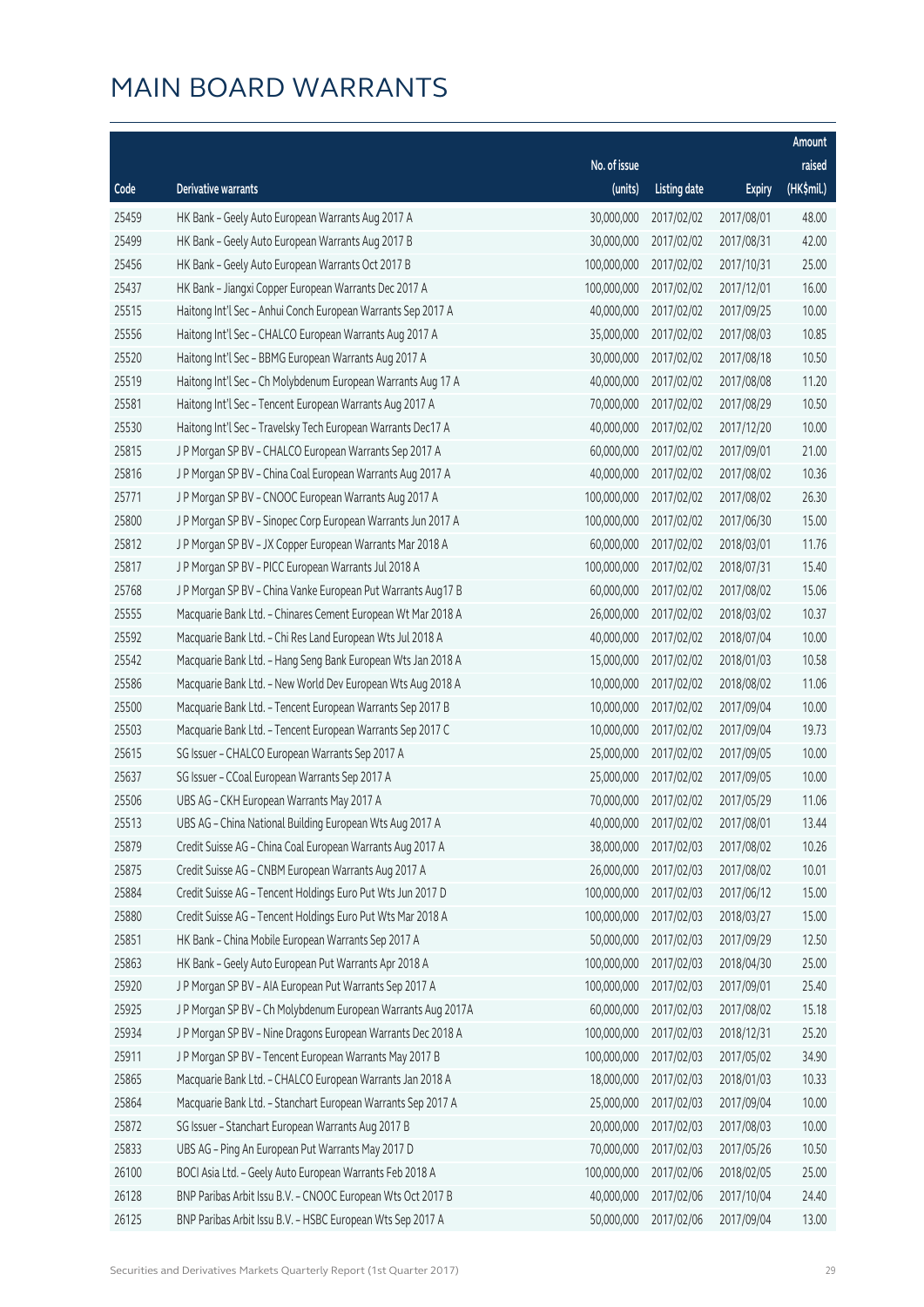# MAIN BOARD WARRANTS

| Code | Derivative warrants | No. of issue (units) | Listing date | Expiry | Amount raised (HK$mil.) |
|---|---|---|---|---|---|
| 25459 | HK Bank - Geely Auto European Warrants Aug 2017 A | 30,000,000 | 2017/02/02 | 2017/08/01 | 48.00 |
| 25499 | HK Bank - Geely Auto European Warrants Aug 2017 B | 30,000,000 | 2017/02/02 | 2017/08/31 | 42.00 |
| 25456 | HK Bank - Geely Auto European Warrants Oct 2017 B | 100,000,000 | 2017/02/02 | 2017/10/31 | 25.00 |
| 25437 | HK Bank - Jiangxi Copper European Warrants Dec 2017 A | 100,000,000 | 2017/02/02 | 2017/12/01 | 16.00 |
| 25515 | Haitong Int'l Sec - Anhui Conch European Warrants Sep 2017 A | 40,000,000 | 2017/02/02 | 2017/09/25 | 10.00 |
| 25556 | Haitong Int'l Sec - CHALCO European Warrants Aug 2017 A | 35,000,000 | 2017/02/02 | 2017/08/03 | 10.85 |
| 25520 | Haitong Int'l Sec - BBMG European Warrants Aug 2017 A | 30,000,000 | 2017/02/02 | 2017/08/18 | 10.50 |
| 25519 | Haitong Int'l Sec - Ch Molybdenum European Warrants Aug 17 A | 40,000,000 | 2017/02/02 | 2017/08/08 | 11.20 |
| 25581 | Haitong Int'l Sec - Tencent European Warrants Aug 2017 A | 70,000,000 | 2017/02/02 | 2017/08/29 | 10.50 |
| 25530 | Haitong Int'l Sec - Travelsky Tech European Warrants Dec17 A | 40,000,000 | 2017/02/02 | 2017/12/20 | 10.00 |
| 25815 | J P Morgan SP BV - CHALCO European Warrants Sep 2017 A | 60,000,000 | 2017/02/02 | 2017/09/01 | 21.00 |
| 25816 | J P Morgan SP BV - China Coal European Warrants Aug 2017 A | 40,000,000 | 2017/02/02 | 2017/08/02 | 10.36 |
| 25771 | J P Morgan SP BV - CNOOC European Warrants Aug 2017 A | 100,000,000 | 2017/02/02 | 2017/08/02 | 26.30 |
| 25800 | J P Morgan SP BV - Sinopec Corp European Warrants Jun 2017 A | 100,000,000 | 2017/02/02 | 2017/06/30 | 15.00 |
| 25812 | J P Morgan SP BV - JX Copper European Warrants Mar 2018 A | 60,000,000 | 2017/02/02 | 2018/03/01 | 11.76 |
| 25817 | J P Morgan SP BV - PICC European Warrants Jul 2018 A | 100,000,000 | 2017/02/02 | 2018/07/31 | 15.40 |
| 25768 | J P Morgan SP BV - China Vanke European Put Warrants Aug17 B | 60,000,000 | 2017/02/02 | 2017/08/02 | 15.06 |
| 25555 | Macquarie Bank Ltd. - Chinares Cement European Wt Mar 2018 A | 26,000,000 | 2017/02/02 | 2018/03/02 | 10.37 |
| 25592 | Macquarie Bank Ltd. - Chi Res Land European Wts Jul 2018 A | 40,000,000 | 2017/02/02 | 2018/07/04 | 10.00 |
| 25542 | Macquarie Bank Ltd. - Hang Seng Bank European Wts Jan 2018 A | 15,000,000 | 2017/02/02 | 2018/01/03 | 10.58 |
| 25586 | Macquarie Bank Ltd. - New World Dev European Wts Aug 2018 A | 10,000,000 | 2017/02/02 | 2018/08/02 | 11.06 |
| 25500 | Macquarie Bank Ltd. - Tencent European Warrants Sep 2017 B | 10,000,000 | 2017/02/02 | 2017/09/04 | 10.00 |
| 25503 | Macquarie Bank Ltd. - Tencent European Warrants Sep 2017 C | 10,000,000 | 2017/02/02 | 2017/09/04 | 19.73 |
| 25615 | SG Issuer - CHALCO European Warrants Sep 2017 A | 25,000,000 | 2017/02/02 | 2017/09/05 | 10.00 |
| 25637 | SG Issuer - CCoal European Warrants Sep 2017 A | 25,000,000 | 2017/02/02 | 2017/09/05 | 10.00 |
| 25506 | UBS AG - CKH European Warrants May 2017 A | 70,000,000 | 2017/02/02 | 2017/05/29 | 11.06 |
| 25513 | UBS AG - China National Building European Wts Aug 2017 A | 40,000,000 | 2017/02/02 | 2017/08/01 | 13.44 |
| 25879 | Credit Suisse AG - China Coal European Warrants Aug 2017 A | 38,000,000 | 2017/02/03 | 2017/08/02 | 10.26 |
| 25875 | Credit Suisse AG - CNBM European Warrants Aug 2017 A | 26,000,000 | 2017/02/03 | 2017/08/02 | 10.01 |
| 25884 | Credit Suisse AG - Tencent Holdings Euro Put Wts Jun 2017 D | 100,000,000 | 2017/02/03 | 2017/06/12 | 15.00 |
| 25880 | Credit Suisse AG - Tencent Holdings Euro Put Wts Mar 2018 A | 100,000,000 | 2017/02/03 | 2018/03/27 | 15.00 |
| 25851 | HK Bank - China Mobile European Warrants Sep 2017 A | 50,000,000 | 2017/02/03 | 2017/09/29 | 12.50 |
| 25863 | HK Bank - Geely Auto European Put Warrants Apr 2018 A | 100,000,000 | 2017/02/03 | 2018/04/30 | 25.00 |
| 25920 | J P Morgan SP BV - AIA European Put Warrants Sep 2017 A | 100,000,000 | 2017/02/03 | 2017/09/01 | 25.40 |
| 25925 | J P Morgan SP BV - Ch Molybdenum European Warrants Aug 2017A | 60,000,000 | 2017/02/03 | 2017/08/02 | 15.18 |
| 25934 | J P Morgan SP BV - Nine Dragons European Warrants Dec 2018 A | 100,000,000 | 2017/02/03 | 2018/12/31 | 25.20 |
| 25911 | J P Morgan SP BV - Tencent European Warrants May 2017 B | 100,000,000 | 2017/02/03 | 2017/05/02 | 34.90 |
| 25865 | Macquarie Bank Ltd. - CHALCO European Warrants Jan 2018 A | 18,000,000 | 2017/02/03 | 2018/01/03 | 10.33 |
| 25864 | Macquarie Bank Ltd. - Stanchart European Warrants Sep 2017 A | 25,000,000 | 2017/02/03 | 2017/09/04 | 10.00 |
| 25872 | SG Issuer - Stanchart European Warrants Aug 2017 B | 20,000,000 | 2017/02/03 | 2017/08/03 | 10.00 |
| 25833 | UBS AG - Ping An European Put Warrants May 2017 D | 70,000,000 | 2017/02/03 | 2017/05/26 | 10.50 |
| 26100 | BOCI Asia Ltd. - Geely Auto European Warrants Feb 2018 A | 100,000,000 | 2017/02/06 | 2018/02/05 | 25.00 |
| 26128 | BNP Paribas Arbit Issu B.V. - CNOOC European Wts Oct 2017 B | 40,000,000 | 2017/02/06 | 2017/10/04 | 24.40 |
| 26125 | BNP Paribas Arbit Issu B.V. - HSBC European Wts Sep 2017 A | 50,000,000 | 2017/02/06 | 2017/09/04 | 13.00 |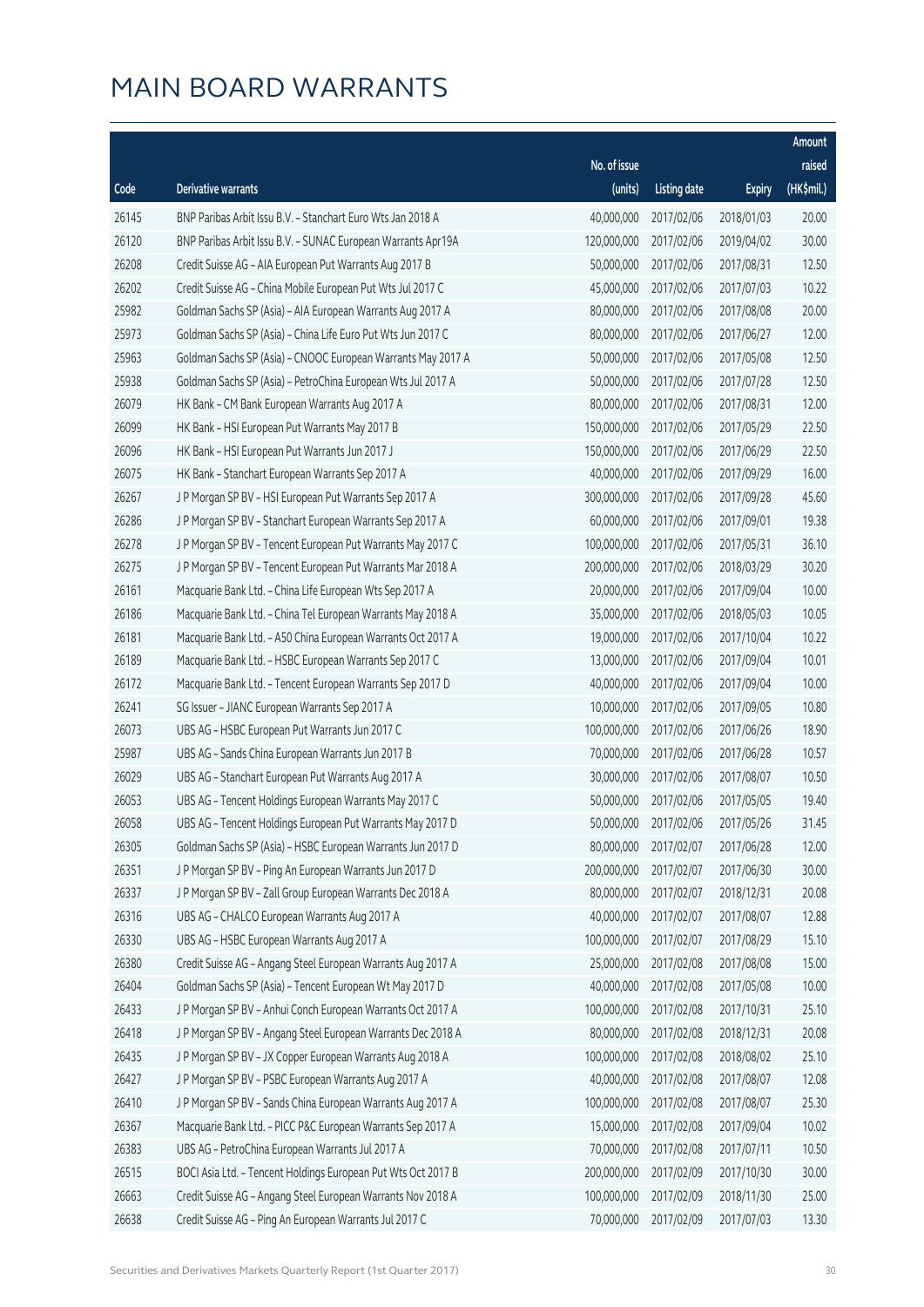# MAIN BOARD WARRANTS

| Code | Derivative warrants | No. of issue (units) | Listing date | Expiry | Amount raised (HK$mil.) |
|---|---|---|---|---|---|
| 26145 | BNP Paribas Arbit Issu B.V. - Stanchart Euro Wts Jan 2018 A | 40,000,000 | 2017/02/06 | 2018/01/03 | 20.00 |
| 26120 | BNP Paribas Arbit Issu B.V. - SUNAC European Warrants Apr19A | 120,000,000 | 2017/02/06 | 2019/04/02 | 30.00 |
| 26208 | Credit Suisse AG - AIA European Put Warrants Aug 2017 B | 50,000,000 | 2017/02/06 | 2017/08/31 | 12.50 |
| 26202 | Credit Suisse AG - China Mobile European Put Wts Jul 2017 C | 45,000,000 | 2017/02/06 | 2017/07/03 | 10.22 |
| 25982 | Goldman Sachs SP (Asia) - AIA European Warrants Aug 2017 A | 80,000,000 | 2017/02/06 | 2017/08/08 | 20.00 |
| 25973 | Goldman Sachs SP (Asia) - China Life Euro Put Wts Jun 2017 C | 80,000,000 | 2017/02/06 | 2017/06/27 | 12.00 |
| 25963 | Goldman Sachs SP (Asia) - CNOOC European Warrants May 2017 A | 50,000,000 | 2017/02/06 | 2017/05/08 | 12.50 |
| 25938 | Goldman Sachs SP (Asia) - PetroChina European Wts Jul 2017 A | 50,000,000 | 2017/02/06 | 2017/07/28 | 12.50 |
| 26079 | HK Bank - CM Bank European Warrants Aug 2017 A | 80,000,000 | 2017/02/06 | 2017/08/31 | 12.00 |
| 26099 | HK Bank - HSI European Put Warrants May 2017 B | 150,000,000 | 2017/02/06 | 2017/05/29 | 22.50 |
| 26096 | HK Bank - HSI European Put Warrants Jun 2017 J | 150,000,000 | 2017/02/06 | 2017/06/29 | 22.50 |
| 26075 | HK Bank - Stanchart European Warrants Sep 2017 A | 40,000,000 | 2017/02/06 | 2017/09/29 | 16.00 |
| 26267 | J P Morgan SP BV - HSI European Put Warrants Sep 2017 A | 300,000,000 | 2017/02/06 | 2017/09/28 | 45.60 |
| 26286 | J P Morgan SP BV - Stanchart European Warrants Sep 2017 A | 60,000,000 | 2017/02/06 | 2017/09/01 | 19.38 |
| 26278 | J P Morgan SP BV - Tencent European Put Warrants May 2017 C | 100,000,000 | 2017/02/06 | 2017/05/31 | 36.10 |
| 26275 | J P Morgan SP BV - Tencent European Put Warrants Mar 2018 A | 200,000,000 | 2017/02/06 | 2018/03/29 | 30.20 |
| 26161 | Macquarie Bank Ltd. - China Life European Wts Sep 2017 A | 20,000,000 | 2017/02/06 | 2017/09/04 | 10.00 |
| 26186 | Macquarie Bank Ltd. - China Tel European Warrants May 2018 A | 35,000,000 | 2017/02/06 | 2018/05/03 | 10.05 |
| 26181 | Macquarie Bank Ltd. - A50 China European Warrants Oct 2017 A | 19,000,000 | 2017/02/06 | 2017/10/04 | 10.22 |
| 26189 | Macquarie Bank Ltd. - HSBC European Warrants Sep 2017 C | 13,000,000 | 2017/02/06 | 2017/09/04 | 10.01 |
| 26172 | Macquarie Bank Ltd. - Tencent European Warrants Sep 2017 D | 40,000,000 | 2017/02/06 | 2017/09/04 | 10.00 |
| 26241 | SG Issuer - JIANC European Warrants Sep 2017 A | 10,000,000 | 2017/02/06 | 2017/09/05 | 10.80 |
| 26073 | UBS AG - HSBC European Put Warrants Jun 2017 C | 100,000,000 | 2017/02/06 | 2017/06/26 | 18.90 |
| 25987 | UBS AG - Sands China European Warrants Jun 2017 B | 70,000,000 | 2017/02/06 | 2017/06/28 | 10.57 |
| 26029 | UBS AG - Stanchart European Put Warrants Aug 2017 A | 30,000,000 | 2017/02/06 | 2017/08/07 | 10.50 |
| 26053 | UBS AG - Tencent Holdings European Warrants May 2017 C | 50,000,000 | 2017/02/06 | 2017/05/05 | 19.40 |
| 26058 | UBS AG - Tencent Holdings European Put Warrants May 2017 D | 50,000,000 | 2017/02/06 | 2017/05/26 | 31.45 |
| 26305 | Goldman Sachs SP (Asia) - HSBC European Warrants Jun 2017 D | 80,000,000 | 2017/02/07 | 2017/06/28 | 12.00 |
| 26351 | J P Morgan SP BV - Ping An European Warrants Jun 2017 D | 200,000,000 | 2017/02/07 | 2017/06/30 | 30.00 |
| 26337 | J P Morgan SP BV - Zall Group European Warrants Dec 2018 A | 80,000,000 | 2017/02/07 | 2018/12/31 | 20.08 |
| 26316 | UBS AG - CHALCO European Warrants Aug 2017 A | 40,000,000 | 2017/02/07 | 2017/08/07 | 12.88 |
| 26330 | UBS AG - HSBC European Warrants Aug 2017 A | 100,000,000 | 2017/02/07 | 2017/08/29 | 15.10 |
| 26380 | Credit Suisse AG - Angang Steel European Warrants Aug 2017 A | 25,000,000 | 2017/02/08 | 2017/08/08 | 15.00 |
| 26404 | Goldman Sachs SP (Asia) - Tencent European Wt May 2017 D | 40,000,000 | 2017/02/08 | 2017/05/08 | 10.00 |
| 26433 | J P Morgan SP BV - Anhui Conch European Warrants Oct 2017 A | 100,000,000 | 2017/02/08 | 2017/10/31 | 25.10 |
| 26418 | J P Morgan SP BV - Angang Steel European Warrants Dec 2018 A | 80,000,000 | 2017/02/08 | 2018/12/31 | 20.08 |
| 26435 | J P Morgan SP BV - JX Copper European Warrants Aug 2018 A | 100,000,000 | 2017/02/08 | 2018/08/02 | 25.10 |
| 26427 | J P Morgan SP BV - PSBC European Warrants Aug 2017 A | 40,000,000 | 2017/02/08 | 2017/08/07 | 12.08 |
| 26410 | J P Morgan SP BV - Sands China European Warrants Aug 2017 A | 100,000,000 | 2017/02/08 | 2017/08/07 | 25.30 |
| 26367 | Macquarie Bank Ltd. - PICC P&C European Warrants Sep 2017 A | 15,000,000 | 2017/02/08 | 2017/09/04 | 10.02 |
| 26383 | UBS AG - PetroChina European Warrants Jul 2017 A | 70,000,000 | 2017/02/08 | 2017/07/11 | 10.50 |
| 26515 | BOCI Asia Ltd. - Tencent Holdings European Put Wts Oct 2017 B | 200,000,000 | 2017/02/09 | 2017/10/30 | 30.00 |
| 26663 | Credit Suisse AG - Angang Steel European Warrants Nov 2018 A | 100,000,000 | 2017/02/09 | 2018/11/30 | 25.00 |
| 26638 | Credit Suisse AG - Ping An European Warrants Jul 2017 C | 70,000,000 | 2017/02/09 | 2017/07/03 | 13.30 |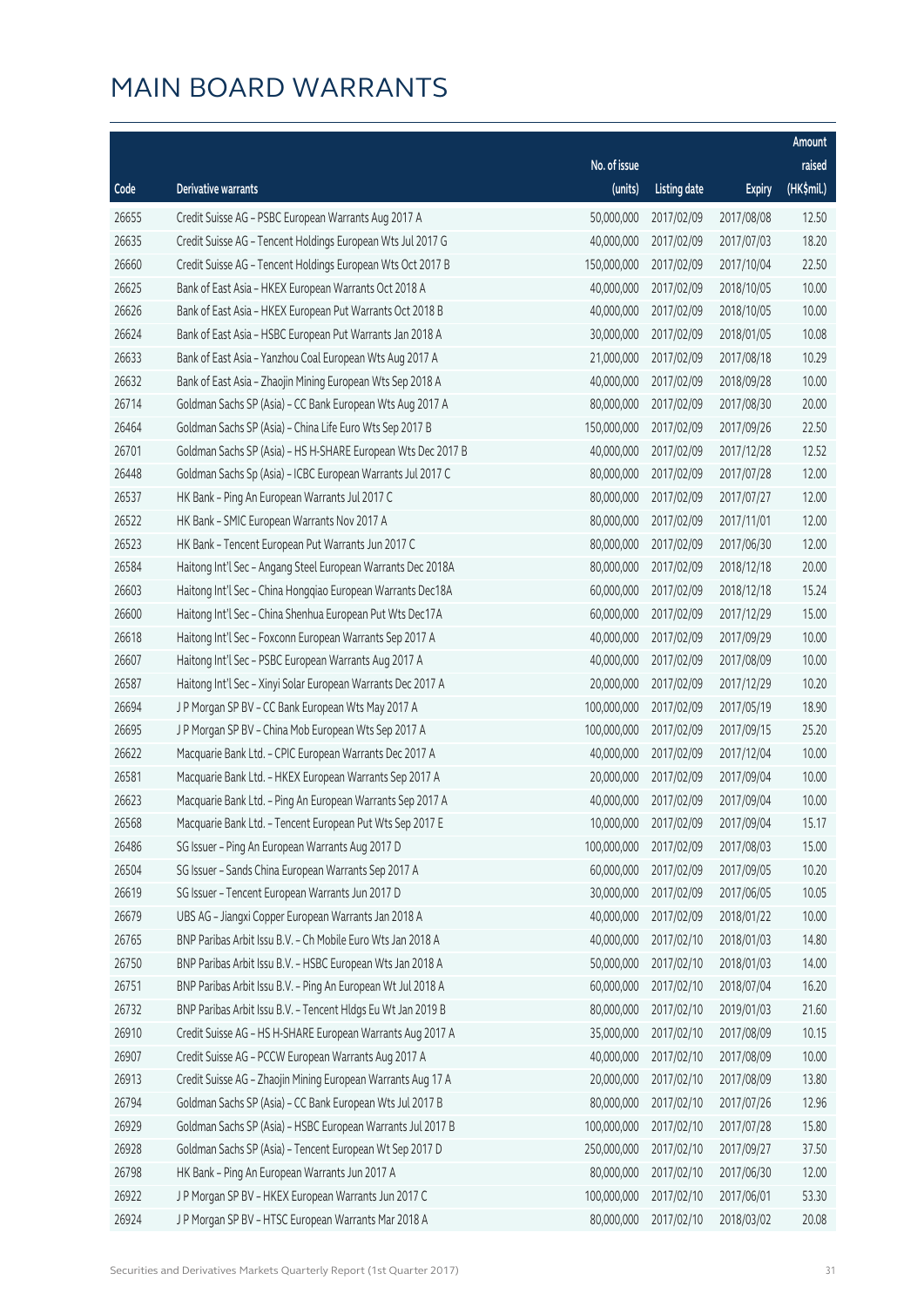# MAIN BOARD WARRANTS

| Code | Derivative warrants | No. of issue (units) | Listing date | Expiry | Amount raised (HK$mil.) |
|---|---|---|---|---|---|
| 26655 | Credit Suisse AG – PSBC European Warrants Aug 2017 A | 50,000,000 | 2017/02/09 | 2017/08/08 | 12.50 |
| 26635 | Credit Suisse AG – Tencent Holdings European Wts Jul 2017 G | 40,000,000 | 2017/02/09 | 2017/07/03 | 18.20 |
| 26660 | Credit Suisse AG – Tencent Holdings European Wts Oct 2017 B | 150,000,000 | 2017/02/09 | 2017/10/04 | 22.50 |
| 26625 | Bank of East Asia – HKEX European Warrants Oct 2018 A | 40,000,000 | 2017/02/09 | 2018/10/05 | 10.00 |
| 26626 | Bank of East Asia – HKEX European Put Warrants Oct 2018 B | 40,000,000 | 2017/02/09 | 2018/10/05 | 10.00 |
| 26624 | Bank of East Asia – HSBC European Put Warrants Jan 2018 A | 30,000,000 | 2017/02/09 | 2018/01/05 | 10.08 |
| 26633 | Bank of East Asia – Yanzhou Coal European Wts Aug 2017 A | 21,000,000 | 2017/02/09 | 2017/08/18 | 10.29 |
| 26632 | Bank of East Asia – Zhaojin Mining European Wts Sep 2018 A | 40,000,000 | 2017/02/09 | 2018/09/28 | 10.00 |
| 26714 | Goldman Sachs SP (Asia) – CC Bank European Wts Aug 2017 A | 80,000,000 | 2017/02/09 | 2017/08/30 | 20.00 |
| 26464 | Goldman Sachs SP (Asia) – China Life Euro Wts Sep 2017 B | 150,000,000 | 2017/02/09 | 2017/09/26 | 22.50 |
| 26701 | Goldman Sachs SP (Asia) – HS H-SHARE European Wts Dec 2017 B | 40,000,000 | 2017/02/09 | 2017/12/28 | 12.52 |
| 26448 | Goldman Sachs Sp (Asia) – ICBC European Warrants Jul 2017 C | 80,000,000 | 2017/02/09 | 2017/07/28 | 12.00 |
| 26537 | HK Bank – Ping An European Warrants Jul 2017 C | 80,000,000 | 2017/02/09 | 2017/07/27 | 12.00 |
| 26522 | HK Bank – SMIC European Warrants Nov 2017 A | 80,000,000 | 2017/02/09 | 2017/11/01 | 12.00 |
| 26523 | HK Bank – Tencent European Put Warrants Jun 2017 C | 80,000,000 | 2017/02/09 | 2017/06/30 | 12.00 |
| 26584 | Haitong Int'l Sec – Angang Steel European Warrants Dec 2018A | 80,000,000 | 2017/02/09 | 2018/12/18 | 20.00 |
| 26603 | Haitong Int'l Sec – China Hongqiao European Warrants Dec18A | 60,000,000 | 2017/02/09 | 2018/12/18 | 15.24 |
| 26600 | Haitong Int'l Sec – China Shenhua European Put Wts Dec17A | 60,000,000 | 2017/02/09 | 2017/12/29 | 15.00 |
| 26618 | Haitong Int'l Sec – Foxconn European Warrants Sep 2017 A | 40,000,000 | 2017/02/09 | 2017/09/29 | 10.00 |
| 26607 | Haitong Int'l Sec – PSBC European Warrants Aug 2017 A | 40,000,000 | 2017/02/09 | 2017/08/09 | 10.00 |
| 26587 | Haitong Int'l Sec – Xinyi Solar European Warrants Dec 2017 A | 20,000,000 | 2017/02/09 | 2017/12/29 | 10.20 |
| 26694 | J P Morgan SP BV – CC Bank European Wts May 2017 A | 100,000,000 | 2017/02/09 | 2017/05/19 | 18.90 |
| 26695 | J P Morgan SP BV – China Mob European Wts Sep 2017 A | 100,000,000 | 2017/02/09 | 2017/09/15 | 25.20 |
| 26622 | Macquarie Bank Ltd. – CPIC European Warrants Dec 2017 A | 40,000,000 | 2017/02/09 | 2017/12/04 | 10.00 |
| 26581 | Macquarie Bank Ltd. – HKEX European Warrants Sep 2017 A | 20,000,000 | 2017/02/09 | 2017/09/04 | 10.00 |
| 26623 | Macquarie Bank Ltd. – Ping An European Warrants Sep 2017 A | 40,000,000 | 2017/02/09 | 2017/09/04 | 10.00 |
| 26568 | Macquarie Bank Ltd. – Tencent European Put Wts Sep 2017 E | 10,000,000 | 2017/02/09 | 2017/09/04 | 15.17 |
| 26486 | SG Issuer – Ping An European Warrants Aug 2017 D | 100,000,000 | 2017/02/09 | 2017/08/03 | 15.00 |
| 26504 | SG Issuer – Sands China European Warrants Sep 2017 A | 60,000,000 | 2017/02/09 | 2017/09/05 | 10.20 |
| 26619 | SG Issuer – Tencent European Warrants Jun 2017 D | 30,000,000 | 2017/02/09 | 2017/06/05 | 10.05 |
| 26679 | UBS AG – Jiangxi Copper European Warrants Jan 2018 A | 40,000,000 | 2017/02/09 | 2018/01/22 | 10.00 |
| 26765 | BNP Paribas Arbit Issu B.V. – Ch Mobile Euro Wts Jan 2018 A | 40,000,000 | 2017/02/10 | 2018/01/03 | 14.80 |
| 26750 | BNP Paribas Arbit Issu B.V. – HSBC European Wts Jan 2018 A | 50,000,000 | 2017/02/10 | 2018/01/03 | 14.00 |
| 26751 | BNP Paribas Arbit Issu B.V. – Ping An European Wt Jul 2018 A | 60,000,000 | 2017/02/10 | 2018/07/04 | 16.20 |
| 26732 | BNP Paribas Arbit Issu B.V. – Tencent Hldgs Eu Wt Jan 2019 B | 80,000,000 | 2017/02/10 | 2019/01/03 | 21.60 |
| 26910 | Credit Suisse AG – HS H-SHARE European Warrants Aug 2017 A | 35,000,000 | 2017/02/10 | 2017/08/09 | 10.15 |
| 26907 | Credit Suisse AG – PCCW European Warrants Aug 2017 A | 40,000,000 | 2017/02/10 | 2017/08/09 | 10.00 |
| 26913 | Credit Suisse AG – Zhaojin Mining European Warrants Aug 17 A | 20,000,000 | 2017/02/10 | 2017/08/09 | 13.80 |
| 26794 | Goldman Sachs SP (Asia) – CC Bank European Wts Jul 2017 B | 80,000,000 | 2017/02/10 | 2017/07/26 | 12.96 |
| 26929 | Goldman Sachs SP (Asia) – HSBC European Warrants Jul 2017 B | 100,000,000 | 2017/02/10 | 2017/07/28 | 15.80 |
| 26928 | Goldman Sachs SP (Asia) – Tencent European Wt Sep 2017 D | 250,000,000 | 2017/02/10 | 2017/09/27 | 37.50 |
| 26798 | HK Bank – Ping An European Warrants Jun 2017 A | 80,000,000 | 2017/02/10 | 2017/06/30 | 12.00 |
| 26922 | J P Morgan SP BV – HKEX European Warrants Jun 2017 C | 100,000,000 | 2017/02/10 | 2017/06/01 | 53.30 |
| 26924 | J P Morgan SP BV – HTSC European Warrants Mar 2018 A | 80,000,000 | 2017/02/10 | 2018/03/02 | 20.08 |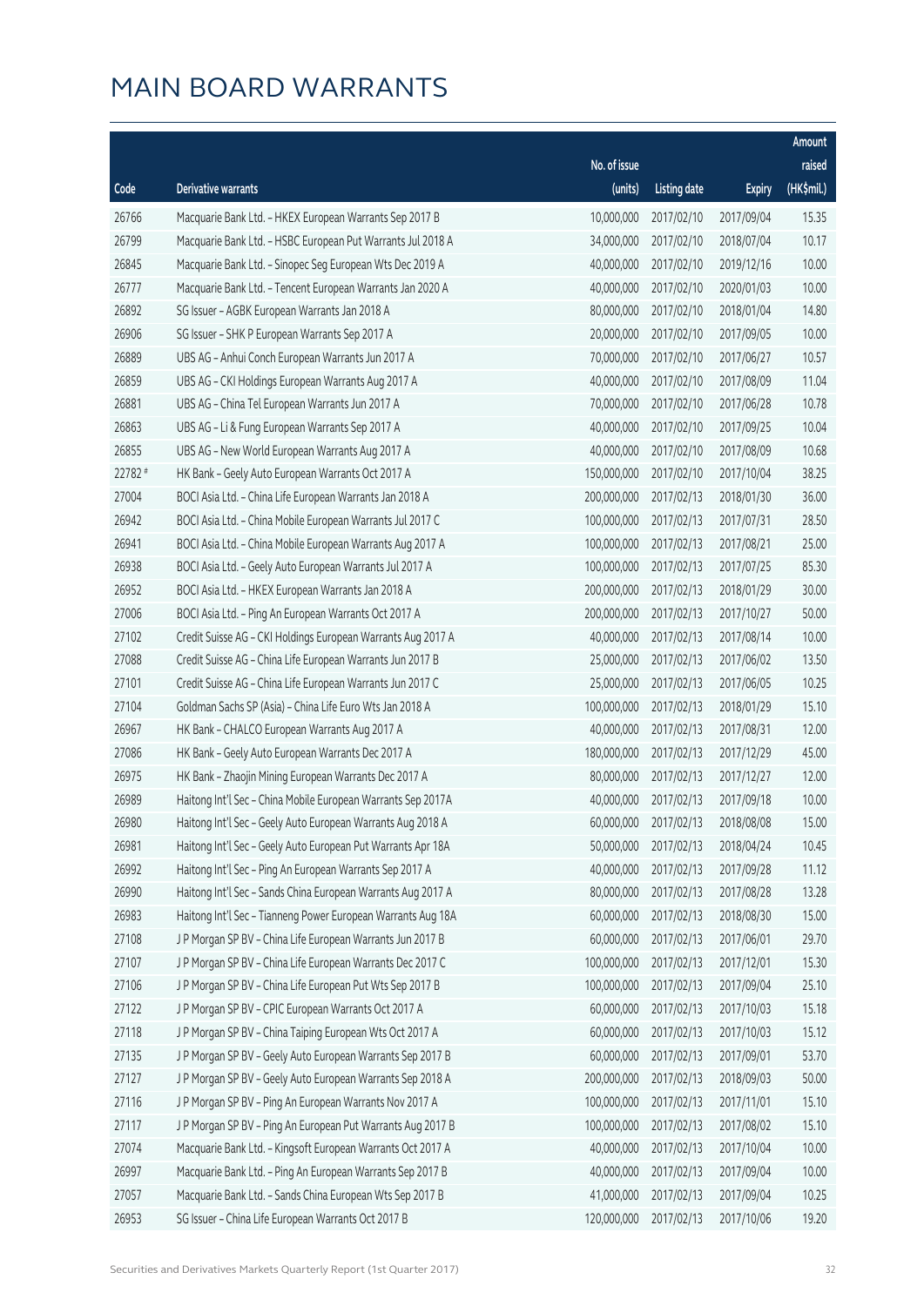# MAIN BOARD WARRANTS

| Code | Derivative warrants | No. of issue (units) | Listing date | Expiry | Amount raised (HK$mil.) |
|---|---|---|---|---|---|
| 26766 | Macquarie Bank Ltd. - HKEX European Warrants Sep 2017 B | 10,000,000 | 2017/02/10 | 2017/09/04 | 15.35 |
| 26799 | Macquarie Bank Ltd. - HSBC European Put Warrants Jul 2018 A | 34,000,000 | 2017/02/10 | 2018/07/04 | 10.17 |
| 26845 | Macquarie Bank Ltd. - Sinopec Seg European Wts Dec 2019 A | 40,000,000 | 2017/02/10 | 2019/12/16 | 10.00 |
| 26777 | Macquarie Bank Ltd. - Tencent European Warrants Jan 2020 A | 40,000,000 | 2017/02/10 | 2020/01/03 | 10.00 |
| 26892 | SG Issuer - AGBK European Warrants Jan 2018 A | 80,000,000 | 2017/02/10 | 2018/01/04 | 14.80 |
| 26906 | SG Issuer - SHK P European Warrants Sep 2017 A | 20,000,000 | 2017/02/10 | 2017/09/05 | 10.00 |
| 26889 | UBS AG - Anhui Conch European Warrants Jun 2017 A | 70,000,000 | 2017/02/10 | 2017/06/27 | 10.57 |
| 26859 | UBS AG - CKI Holdings European Warrants Aug 2017 A | 40,000,000 | 2017/02/10 | 2017/08/09 | 11.04 |
| 26881 | UBS AG - China Tel European Warrants Jun 2017 A | 70,000,000 | 2017/02/10 | 2017/06/28 | 10.78 |
| 26863 | UBS AG - Li & Fung European Warrants Sep 2017 A | 40,000,000 | 2017/02/10 | 2017/09/25 | 10.04 |
| 26855 | UBS AG - New World European Warrants Aug 2017 A | 40,000,000 | 2017/02/10 | 2017/08/09 | 10.68 |
| 22782 # | HK Bank - Geely Auto European Warrants Oct 2017 A | 150,000,000 | 2017/02/10 | 2017/10/04 | 38.25 |
| 27004 | BOCI Asia Ltd. - China Life European Warrants Jan 2018 A | 200,000,000 | 2017/02/13 | 2018/01/30 | 36.00 |
| 26942 | BOCI Asia Ltd. - China Mobile European Warrants Jul 2017 C | 100,000,000 | 2017/02/13 | 2017/07/31 | 28.50 |
| 26941 | BOCI Asia Ltd. - China Mobile European Warrants Aug 2017 A | 100,000,000 | 2017/02/13 | 2017/08/21 | 25.00 |
| 26938 | BOCI Asia Ltd. - Geely Auto European Warrants Jul 2017 A | 100,000,000 | 2017/02/13 | 2017/07/25 | 85.30 |
| 26952 | BOCI Asia Ltd. - HKEX European Warrants Jan 2018 A | 200,000,000 | 2017/02/13 | 2018/01/29 | 30.00 |
| 27006 | BOCI Asia Ltd. - Ping An European Warrants Oct 2017 A | 200,000,000 | 2017/02/13 | 2017/10/27 | 50.00 |
| 27102 | Credit Suisse AG - CKI Holdings European Warrants Aug 2017 A | 40,000,000 | 2017/02/13 | 2017/08/14 | 10.00 |
| 27088 | Credit Suisse AG - China Life European Warrants Jun 2017 B | 25,000,000 | 2017/02/13 | 2017/06/02 | 13.50 |
| 27101 | Credit Suisse AG - China Life European Warrants Jun 2017 C | 25,000,000 | 2017/02/13 | 2017/06/05 | 10.25 |
| 27104 | Goldman Sachs SP (Asia) - China Life Euro Wts Jan 2018 A | 100,000,000 | 2017/02/13 | 2018/01/29 | 15.10 |
| 26967 | HK Bank - CHALCO European Warrants Aug 2017 A | 40,000,000 | 2017/02/13 | 2017/08/31 | 12.00 |
| 27086 | HK Bank - Geely Auto European Warrants Dec 2017 A | 180,000,000 | 2017/02/13 | 2017/12/29 | 45.00 |
| 26975 | HK Bank - Zhaojin Mining European Warrants Dec 2017 A | 80,000,000 | 2017/02/13 | 2017/12/27 | 12.00 |
| 26989 | Haitong Int'l Sec - China Mobile European Warrants Sep 2017A | 40,000,000 | 2017/02/13 | 2017/09/18 | 10.00 |
| 26980 | Haitong Int'l Sec - Geely Auto European Warrants Aug 2018 A | 60,000,000 | 2017/02/13 | 2018/08/08 | 15.00 |
| 26981 | Haitong Int'l Sec - Geely Auto European Put Warrants Apr 18A | 50,000,000 | 2017/02/13 | 2018/04/24 | 10.45 |
| 26992 | Haitong Int'l Sec - Ping An European Warrants Sep 2017 A | 40,000,000 | 2017/02/13 | 2017/09/28 | 11.12 |
| 26990 | Haitong Int'l Sec - Sands China European Warrants Aug 2017 A | 80,000,000 | 2017/02/13 | 2017/08/28 | 13.28 |
| 26983 | Haitong Int'l Sec - Tianneng Power European Warrants Aug 18A | 60,000,000 | 2017/02/13 | 2018/08/30 | 15.00 |
| 27108 | J P Morgan SP BV - China Life European Warrants Jun 2017 B | 60,000,000 | 2017/02/13 | 2017/06/01 | 29.70 |
| 27107 | J P Morgan SP BV - China Life European Warrants Dec 2017 C | 100,000,000 | 2017/02/13 | 2017/12/01 | 15.30 |
| 27106 | J P Morgan SP BV - China Life European Put Wts Sep 2017 B | 100,000,000 | 2017/02/13 | 2017/09/04 | 25.10 |
| 27122 | J P Morgan SP BV - CPIC European Warrants Oct 2017 A | 60,000,000 | 2017/02/13 | 2017/10/03 | 15.18 |
| 27118 | J P Morgan SP BV - China Taiping European Wts Oct 2017 A | 60,000,000 | 2017/02/13 | 2017/10/03 | 15.12 |
| 27135 | J P Morgan SP BV - Geely Auto European Warrants Sep 2017 B | 60,000,000 | 2017/02/13 | 2017/09/01 | 53.70 |
| 27127 | J P Morgan SP BV - Geely Auto European Warrants Sep 2018 A | 200,000,000 | 2017/02/13 | 2018/09/03 | 50.00 |
| 27116 | J P Morgan SP BV - Ping An European Warrants Nov 2017 A | 100,000,000 | 2017/02/13 | 2017/11/01 | 15.10 |
| 27117 | J P Morgan SP BV - Ping An European Put Warrants Aug 2017 B | 100,000,000 | 2017/02/13 | 2017/08/02 | 15.10 |
| 27074 | Macquarie Bank Ltd. - Kingsoft European Warrants Oct 2017 A | 40,000,000 | 2017/02/13 | 2017/10/04 | 10.00 |
| 26997 | Macquarie Bank Ltd. - Ping An European Warrants Sep 2017 B | 40,000,000 | 2017/02/13 | 2017/09/04 | 10.00 |
| 27057 | Macquarie Bank Ltd. - Sands China European Wts Sep 2017 B | 41,000,000 | 2017/02/13 | 2017/09/04 | 10.25 |
| 26953 | SG Issuer - China Life European Warrants Oct 2017 B | 120,000,000 | 2017/02/13 | 2017/10/06 | 19.20 |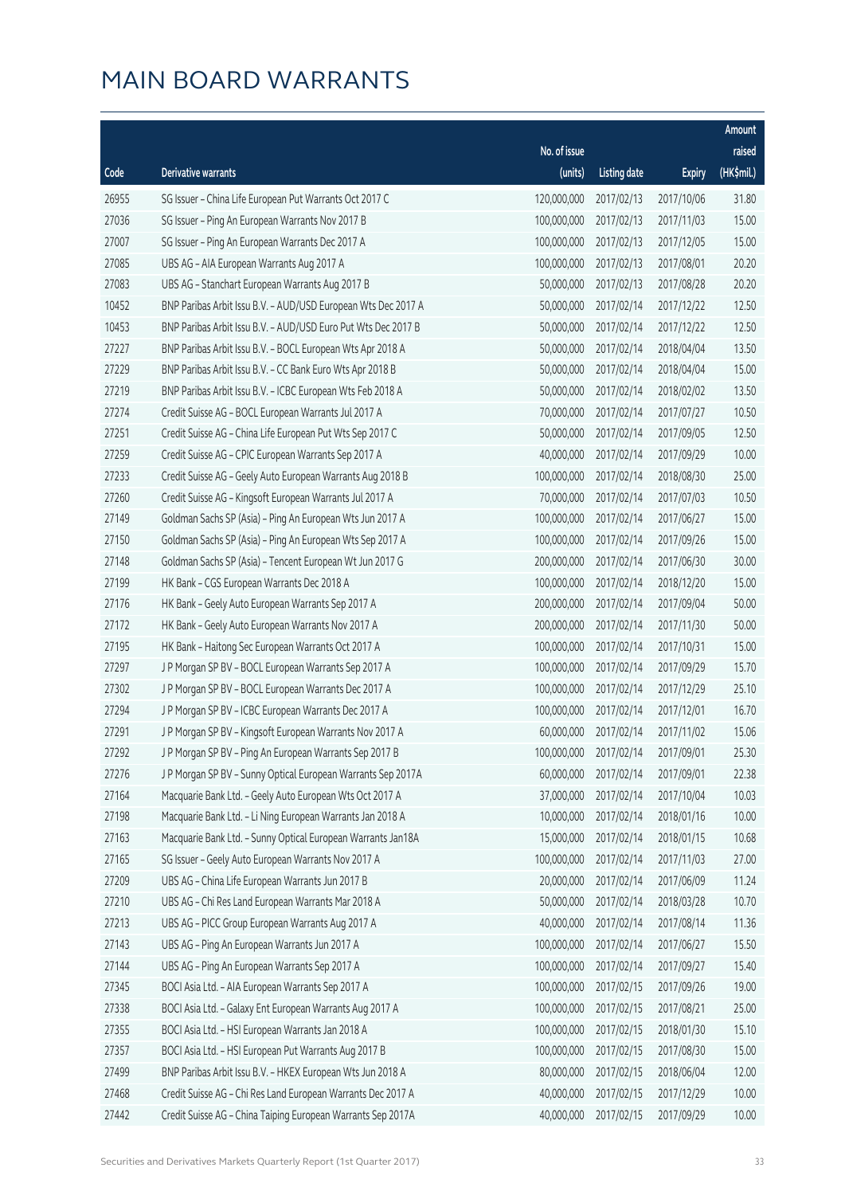# MAIN BOARD WARRANTS

| Code | Derivative warrants | No. of issue (units) | Listing date | Expiry | Amount raised (HK$mil.) |
|---|---|---|---|---|---|
| 26955 | SG Issuer - China Life European Put Warrants Oct 2017 C | 120,000,000 | 2017/02/13 | 2017/10/06 | 31.80 |
| 27036 | SG Issuer - Ping An European Warrants Nov 2017 B | 100,000,000 | 2017/02/13 | 2017/11/03 | 15.00 |
| 27007 | SG Issuer - Ping An European Warrants Dec 2017 A | 100,000,000 | 2017/02/13 | 2017/12/05 | 15.00 |
| 27085 | UBS AG - AIA European Warrants Aug 2017 A | 100,000,000 | 2017/02/13 | 2017/08/01 | 20.20 |
| 27083 | UBS AG - Stanchart European Warrants Aug 2017 B | 50,000,000 | 2017/02/13 | 2017/08/28 | 20.20 |
| 10452 | BNP Paribas Arbit Issu B.V. - AUD/USD European Wts Dec 2017 A | 50,000,000 | 2017/02/14 | 2017/12/22 | 12.50 |
| 10453 | BNP Paribas Arbit Issu B.V. - AUD/USD Euro Put Wts Dec 2017 B | 50,000,000 | 2017/02/14 | 2017/12/22 | 12.50 |
| 27227 | BNP Paribas Arbit Issu B.V. - BOCL European Wts Apr 2018 A | 50,000,000 | 2017/02/14 | 2018/04/04 | 13.50 |
| 27229 | BNP Paribas Arbit Issu B.V. - CC Bank Euro Wts Apr 2018 B | 50,000,000 | 2017/02/14 | 2018/04/04 | 15.00 |
| 27219 | BNP Paribas Arbit Issu B.V. - ICBC European Wts Feb 2018 A | 50,000,000 | 2017/02/14 | 2018/02/02 | 13.50 |
| 27274 | Credit Suisse AG - BOCL European Warrants Jul 2017 A | 70,000,000 | 2017/02/14 | 2017/07/27 | 10.50 |
| 27251 | Credit Suisse AG - China Life European Put Wts Sep 2017 C | 50,000,000 | 2017/02/14 | 2017/09/05 | 12.50 |
| 27259 | Credit Suisse AG - CPIC European Warrants Sep 2017 A | 40,000,000 | 2017/02/14 | 2017/09/29 | 10.00 |
| 27233 | Credit Suisse AG - Geely Auto European Warrants Aug 2018 B | 100,000,000 | 2017/02/14 | 2018/08/30 | 25.00 |
| 27260 | Credit Suisse AG - Kingsoft European Warrants Jul 2017 A | 70,000,000 | 2017/02/14 | 2017/07/03 | 10.50 |
| 27149 | Goldman Sachs SP (Asia) - Ping An European Wts Jun 2017 A | 100,000,000 | 2017/02/14 | 2017/06/27 | 15.00 |
| 27150 | Goldman Sachs SP (Asia) - Ping An European Wts Sep 2017 A | 100,000,000 | 2017/02/14 | 2017/09/26 | 15.00 |
| 27148 | Goldman Sachs SP (Asia) - Tencent European Wt Jun 2017 G | 200,000,000 | 2017/02/14 | 2017/06/30 | 30.00 |
| 27199 | HK Bank - CGS European Warrants Dec 2018 A | 100,000,000 | 2017/02/14 | 2018/12/20 | 15.00 |
| 27176 | HK Bank - Geely Auto European Warrants Sep 2017 A | 200,000,000 | 2017/02/14 | 2017/09/04 | 50.00 |
| 27172 | HK Bank - Geely Auto European Warrants Nov 2017 A | 200,000,000 | 2017/02/14 | 2017/11/30 | 50.00 |
| 27195 | HK Bank - Haitong Sec European Warrants Oct 2017 A | 100,000,000 | 2017/02/14 | 2017/10/31 | 15.00 |
| 27297 | J P Morgan SP BV - BOCL European Warrants Sep 2017 A | 100,000,000 | 2017/02/14 | 2017/09/29 | 15.70 |
| 27302 | J P Morgan SP BV - BOCL European Warrants Dec 2017 A | 100,000,000 | 2017/02/14 | 2017/12/29 | 25.10 |
| 27294 | J P Morgan SP BV - ICBC European Warrants Dec 2017 A | 100,000,000 | 2017/02/14 | 2017/12/01 | 16.70 |
| 27291 | J P Morgan SP BV - Kingsoft European Warrants Nov 2017 A | 60,000,000 | 2017/02/14 | 2017/11/02 | 15.06 |
| 27292 | J P Morgan SP BV - Ping An European Warrants Sep 2017 B | 100,000,000 | 2017/02/14 | 2017/09/01 | 25.30 |
| 27276 | J P Morgan SP BV - Sunny Optical European Warrants Sep 2017A | 60,000,000 | 2017/02/14 | 2017/09/01 | 22.38 |
| 27164 | Macquarie Bank Ltd. - Geely Auto European Wts Oct 2017 A | 37,000,000 | 2017/02/14 | 2017/10/04 | 10.03 |
| 27198 | Macquarie Bank Ltd. - Li Ning European Warrants Jan 2018 A | 10,000,000 | 2017/02/14 | 2018/01/16 | 10.00 |
| 27163 | Macquarie Bank Ltd. - Sunny Optical European Warrants Jan18A | 15,000,000 | 2017/02/14 | 2018/01/15 | 10.68 |
| 27165 | SG Issuer - Geely Auto European Warrants Nov 2017 A | 100,000,000 | 2017/02/14 | 2017/11/03 | 27.00 |
| 27209 | UBS AG - China Life European Warrants Jun 2017 B | 20,000,000 | 2017/02/14 | 2017/06/09 | 11.24 |
| 27210 | UBS AG - Chi Res Land European Warrants Mar 2018 A | 50,000,000 | 2017/02/14 | 2018/03/28 | 10.70 |
| 27213 | UBS AG - PICC Group European Warrants Aug 2017 A | 40,000,000 | 2017/02/14 | 2017/08/14 | 11.36 |
| 27143 | UBS AG - Ping An European Warrants Jun 2017 A | 100,000,000 | 2017/02/14 | 2017/06/27 | 15.50 |
| 27144 | UBS AG - Ping An European Warrants Sep 2017 A | 100,000,000 | 2017/02/14 | 2017/09/27 | 15.40 |
| 27345 | BOCI Asia Ltd. - AIA European Warrants Sep 2017 A | 100,000,000 | 2017/02/15 | 2017/09/26 | 19.00 |
| 27338 | BOCI Asia Ltd. - Galaxy Ent European Warrants Aug 2017 A | 100,000,000 | 2017/02/15 | 2017/08/21 | 25.00 |
| 27355 | BOCI Asia Ltd. - HSI European Warrants Jan 2018 A | 100,000,000 | 2017/02/15 | 2018/01/30 | 15.10 |
| 27357 | BOCI Asia Ltd. - HSI European Put Warrants Aug 2017 B | 100,000,000 | 2017/02/15 | 2017/08/30 | 15.00 |
| 27499 | BNP Paribas Arbit Issu B.V. - HKEX European Wts Jun 2018 A | 80,000,000 | 2017/02/15 | 2018/06/04 | 12.00 |
| 27468 | Credit Suisse AG - Chi Res Land European Warrants Dec 2017 A | 40,000,000 | 2017/02/15 | 2017/12/29 | 10.00 |
| 27442 | Credit Suisse AG - China Taiping European Warrants Sep 2017A | 40,000,000 | 2017/02/15 | 2017/09/29 | 10.00 |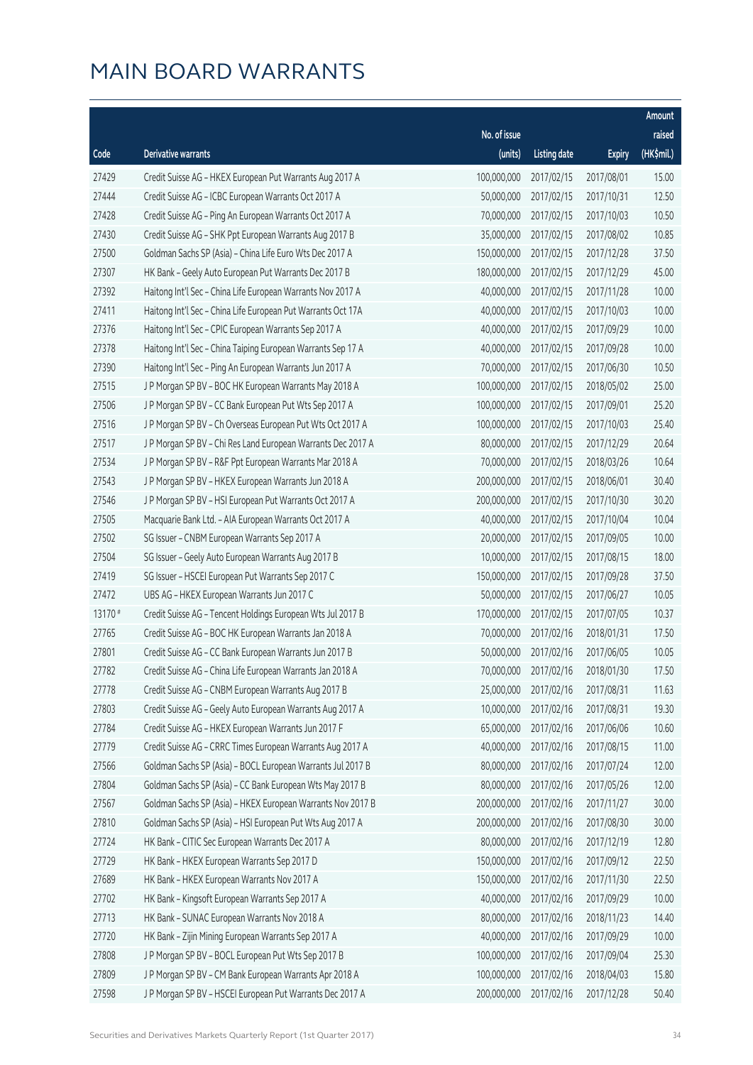# MAIN BOARD WARRANTS

| Code | Derivative warrants | No. of issue (units) | Listing date | Expiry | Amount raised (HK$mil.) |
|---|---|---|---|---|---|
| 27429 | Credit Suisse AG - HKEX European Put Warrants Aug 2017 A | 100,000,000 | 2017/02/15 | 2017/08/01 | 15.00 |
| 27444 | Credit Suisse AG - ICBC European Warrants Oct 2017 A | 50,000,000 | 2017/02/15 | 2017/10/31 | 12.50 |
| 27428 | Credit Suisse AG - Ping An European Warrants Oct 2017 A | 70,000,000 | 2017/02/15 | 2017/10/03 | 10.50 |
| 27430 | Credit Suisse AG - SHK Ppt European Warrants Aug 2017 B | 35,000,000 | 2017/02/15 | 2017/08/02 | 10.85 |
| 27500 | Goldman Sachs SP (Asia) - China Life Euro Wts Dec 2017 A | 150,000,000 | 2017/02/15 | 2017/12/28 | 37.50 |
| 27307 | HK Bank - Geely Auto European Put Warrants Dec 2017 B | 180,000,000 | 2017/02/15 | 2017/12/29 | 45.00 |
| 27392 | Haitong Int'l Sec - China Life European Warrants Nov 2017 A | 40,000,000 | 2017/02/15 | 2017/11/28 | 10.00 |
| 27411 | Haitong Int'l Sec - China Life European Put Warrants Oct 17A | 40,000,000 | 2017/02/15 | 2017/10/03 | 10.00 |
| 27376 | Haitong Int'l Sec - CPIC European Warrants Sep 2017 A | 40,000,000 | 2017/02/15 | 2017/09/29 | 10.00 |
| 27378 | Haitong Int'l Sec - China Taiping European Warrants Sep 17 A | 40,000,000 | 2017/02/15 | 2017/09/28 | 10.00 |
| 27390 | Haitong Int'l Sec - Ping An European Warrants Jun 2017 A | 70,000,000 | 2017/02/15 | 2017/06/30 | 10.50 |
| 27515 | J P Morgan SP BV - BOC HK European Warrants May 2018 A | 100,000,000 | 2017/02/15 | 2018/05/02 | 25.00 |
| 27506 | J P Morgan SP BV - CC Bank European Put Wts Sep 2017 A | 100,000,000 | 2017/02/15 | 2017/09/01 | 25.20 |
| 27516 | J P Morgan SP BV - Ch Overseas European Put Wts Oct 2017 A | 100,000,000 | 2017/02/15 | 2017/10/03 | 25.40 |
| 27517 | J P Morgan SP BV - Chi Res Land European Warrants Dec 2017 A | 80,000,000 | 2017/02/15 | 2017/12/29 | 20.64 |
| 27534 | J P Morgan SP BV - R&F Ppt European Warrants Mar 2018 A | 70,000,000 | 2017/02/15 | 2018/03/26 | 10.64 |
| 27543 | J P Morgan SP BV - HKEX European Warrants Jun 2018 A | 200,000,000 | 2017/02/15 | 2018/06/01 | 30.40 |
| 27546 | J P Morgan SP BV - HSI European Put Warrants Oct 2017 A | 200,000,000 | 2017/02/15 | 2017/10/30 | 30.20 |
| 27505 | Macquarie Bank Ltd. - AIA European Warrants Oct 2017 A | 40,000,000 | 2017/02/15 | 2017/10/04 | 10.04 |
| 27502 | SG Issuer - CNBM European Warrants Sep 2017 A | 20,000,000 | 2017/02/15 | 2017/09/05 | 10.00 |
| 27504 | SG Issuer - Geely Auto European Warrants Aug 2017 B | 10,000,000 | 2017/02/15 | 2017/08/15 | 18.00 |
| 27419 | SG Issuer - HSCEI European Put Warrants Sep 2017 C | 150,000,000 | 2017/02/15 | 2017/09/28 | 37.50 |
| 27472 | UBS AG - HKEX European Warrants Jun 2017 C | 50,000,000 | 2017/02/15 | 2017/06/27 | 10.05 |
| 13170 # | Credit Suisse AG - Tencent Holdings European Wts Jul 2017 B | 170,000,000 | 2017/02/15 | 2017/07/05 | 10.37 |
| 27765 | Credit Suisse AG - BOC HK European Warrants Jan 2018 A | 70,000,000 | 2017/02/16 | 2018/01/31 | 17.50 |
| 27801 | Credit Suisse AG - CC Bank European Warrants Jun 2017 B | 50,000,000 | 2017/02/16 | 2017/06/05 | 10.05 |
| 27782 | Credit Suisse AG - China Life European Warrants Jan 2018 A | 70,000,000 | 2017/02/16 | 2018/01/30 | 17.50 |
| 27778 | Credit Suisse AG - CNBM European Warrants Aug 2017 B | 25,000,000 | 2017/02/16 | 2017/08/31 | 11.63 |
| 27803 | Credit Suisse AG - Geely Auto European Warrants Aug 2017 A | 10,000,000 | 2017/02/16 | 2017/08/31 | 19.30 |
| 27784 | Credit Suisse AG - HKEX European Warrants Jun 2017 F | 65,000,000 | 2017/02/16 | 2017/06/06 | 10.60 |
| 27779 | Credit Suisse AG - CRRC Times European Warrants Aug 2017 A | 40,000,000 | 2017/02/16 | 2017/08/15 | 11.00 |
| 27566 | Goldman Sachs SP (Asia) - BOCL European Warrants Jul 2017 B | 80,000,000 | 2017/02/16 | 2017/07/24 | 12.00 |
| 27804 | Goldman Sachs SP (Asia) - CC Bank European Wts May 2017 B | 80,000,000 | 2017/02/16 | 2017/05/26 | 12.00 |
| 27567 | Goldman Sachs SP (Asia) - HKEX European Warrants Nov 2017 B | 200,000,000 | 2017/02/16 | 2017/11/27 | 30.00 |
| 27810 | Goldman Sachs SP (Asia) - HSI European Put Wts Aug 2017 A | 200,000,000 | 2017/02/16 | 2017/08/30 | 30.00 |
| 27724 | HK Bank - CITIC Sec European Warrants Dec 2017 A | 80,000,000 | 2017/02/16 | 2017/12/19 | 12.80 |
| 27729 | HK Bank - HKEX European Warrants Sep 2017 D | 150,000,000 | 2017/02/16 | 2017/09/12 | 22.50 |
| 27689 | HK Bank - HKEX European Warrants Nov 2017 A | 150,000,000 | 2017/02/16 | 2017/11/30 | 22.50 |
| 27702 | HK Bank - Kingsoft European Warrants Sep 2017 A | 40,000,000 | 2017/02/16 | 2017/09/29 | 10.00 |
| 27713 | HK Bank - SUNAC European Warrants Nov 2018 A | 80,000,000 | 2017/02/16 | 2018/11/23 | 14.40 |
| 27720 | HK Bank - Zijin Mining European Warrants Sep 2017 A | 40,000,000 | 2017/02/16 | 2017/09/29 | 10.00 |
| 27808 | J P Morgan SP BV - BOCL European Put Wts Sep 2017 B | 100,000,000 | 2017/02/16 | 2017/09/04 | 25.30 |
| 27809 | J P Morgan SP BV - CM Bank European Warrants Apr 2018 A | 100,000,000 | 2017/02/16 | 2018/04/03 | 15.80 |
| 27598 | J P Morgan SP BV - HSCEI European Put Warrants Dec 2017 A | 200,000,000 | 2017/02/16 | 2017/12/28 | 50.40 |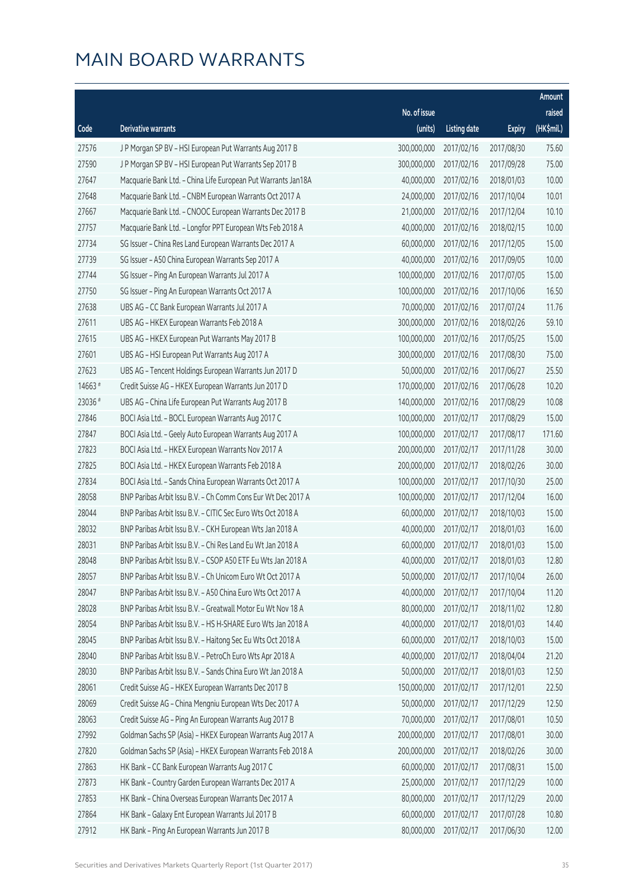# MAIN BOARD WARRANTS

| Code | Derivative warrants | No. of issue (units) | Listing date | Expiry | Amount raised (HK$mil.) |
|---|---|---|---|---|---|
| 27576 | J P Morgan SP BV - HSI European Put Warrants Aug 2017 B | 300,000,000 | 2017/02/16 | 2017/08/30 | 75.60 |
| 27590 | J P Morgan SP BV - HSI European Put Warrants Sep 2017 B | 300,000,000 | 2017/02/16 | 2017/09/28 | 75.00 |
| 27647 | Macquarie Bank Ltd. - China Life European Put Warrants Jan18A | 40,000,000 | 2017/02/16 | 2018/01/03 | 10.00 |
| 27648 | Macquarie Bank Ltd. - CNBM European Warrants Oct 2017 A | 24,000,000 | 2017/02/16 | 2017/10/04 | 10.01 |
| 27667 | Macquarie Bank Ltd. - CNOOC European Warrants Dec 2017 B | 21,000,000 | 2017/02/16 | 2017/12/04 | 10.10 |
| 27757 | Macquarie Bank Ltd. - Longfor PPT European Wts Feb 2018 A | 40,000,000 | 2017/02/16 | 2018/02/15 | 10.00 |
| 27734 | SG Issuer - China Res Land European Warrants Dec 2017 A | 60,000,000 | 2017/02/16 | 2017/12/05 | 15.00 |
| 27739 | SG Issuer - A50 China European Warrants Sep 2017 A | 40,000,000 | 2017/02/16 | 2017/09/05 | 10.00 |
| 27744 | SG Issuer - Ping An European Warrants Jul 2017 A | 100,000,000 | 2017/02/16 | 2017/07/05 | 15.00 |
| 27750 | SG Issuer - Ping An European Warrants Oct 2017 A | 100,000,000 | 2017/02/16 | 2017/10/06 | 16.50 |
| 27638 | UBS AG - CC Bank European Warrants Jul 2017 A | 70,000,000 | 2017/02/16 | 2017/07/24 | 11.76 |
| 27611 | UBS AG - HKEX European Warrants Feb 2018 A | 300,000,000 | 2017/02/16 | 2018/02/26 | 59.10 |
| 27615 | UBS AG - HKEX European Put Warrants May 2017 B | 100,000,000 | 2017/02/16 | 2017/05/25 | 15.00 |
| 27601 | UBS AG - HSI European Put Warrants Aug 2017 A | 300,000,000 | 2017/02/16 | 2017/08/30 | 75.00 |
| 27623 | UBS AG - Tencent Holdings European Warrants Jun 2017 D | 50,000,000 | 2017/02/16 | 2017/06/27 | 25.50 |
| 14663 # | Credit Suisse AG - HKEX European Warrants Jun 2017 D | 170,000,000 | 2017/02/16 | 2017/06/28 | 10.20 |
| 23036 # | UBS AG - China Life European Put Warrants Aug 2017 B | 140,000,000 | 2017/02/16 | 2017/08/29 | 10.08 |
| 27846 | BOCI Asia Ltd. - BOCL European Warrants Aug 2017 C | 100,000,000 | 2017/02/17 | 2017/08/29 | 15.00 |
| 27847 | BOCI Asia Ltd. - Geely Auto European Warrants Aug 2017 A | 100,000,000 | 2017/02/17 | 2017/08/17 | 171.60 |
| 27823 | BOCI Asia Ltd. - HKEX European Warrants Nov 2017 A | 200,000,000 | 2017/02/17 | 2017/11/28 | 30.00 |
| 27825 | BOCI Asia Ltd. - HKEX European Warrants Feb 2018 A | 200,000,000 | 2017/02/17 | 2018/02/26 | 30.00 |
| 27834 | BOCI Asia Ltd. - Sands China European Warrants Oct 2017 A | 100,000,000 | 2017/02/17 | 2017/10/30 | 25.00 |
| 28058 | BNP Paribas Arbit Issu B.V. - Ch Comm Cons Eur Wt Dec 2017 A | 100,000,000 | 2017/02/17 | 2017/12/04 | 16.00 |
| 28044 | BNP Paribas Arbit Issu B.V. - CITIC Sec Euro Wts Oct 2018 A | 60,000,000 | 2017/02/17 | 2018/10/03 | 15.00 |
| 28032 | BNP Paribas Arbit Issu B.V. - CKH European Wts Jan 2018 A | 40,000,000 | 2017/02/17 | 2018/01/03 | 16.00 |
| 28031 | BNP Paribas Arbit Issu B.V. - Chi Res Land Eu Wt Jan 2018 A | 60,000,000 | 2017/02/17 | 2018/01/03 | 15.00 |
| 28048 | BNP Paribas Arbit Issu B.V. - CSOP A50 ETF Eu Wts Jan 2018 A | 40,000,000 | 2017/02/17 | 2018/01/03 | 12.80 |
| 28057 | BNP Paribas Arbit Issu B.V. - Ch Unicom Euro Wt Oct 2017 A | 50,000,000 | 2017/02/17 | 2017/10/04 | 26.00 |
| 28047 | BNP Paribas Arbit Issu B.V. - A50 China Euro Wts Oct 2017 A | 40,000,000 | 2017/02/17 | 2017/10/04 | 11.20 |
| 28028 | BNP Paribas Arbit Issu B.V. - Greatwall Motor Eu Wt Nov 18 A | 80,000,000 | 2017/02/17 | 2018/11/02 | 12.80 |
| 28054 | BNP Paribas Arbit Issu B.V. - HS H-SHARE Euro Wts Jan 2018 A | 40,000,000 | 2017/02/17 | 2018/01/03 | 14.40 |
| 28045 | BNP Paribas Arbit Issu B.V. - Haitong Sec Eu Wts Oct 2018 A | 60,000,000 | 2017/02/17 | 2018/10/03 | 15.00 |
| 28040 | BNP Paribas Arbit Issu B.V. - PetroCh Euro Wts Apr 2018 A | 40,000,000 | 2017/02/17 | 2018/04/04 | 21.20 |
| 28030 | BNP Paribas Arbit Issu B.V. - Sands China Euro Wt Jan 2018 A | 50,000,000 | 2017/02/17 | 2018/01/03 | 12.50 |
| 28061 | Credit Suisse AG - HKEX European Warrants Dec 2017 B | 150,000,000 | 2017/02/17 | 2017/12/01 | 22.50 |
| 28069 | Credit Suisse AG - China Mengniu European Wts Dec 2017 A | 50,000,000 | 2017/02/17 | 2017/12/29 | 12.50 |
| 28063 | Credit Suisse AG - Ping An European Warrants Aug 2017 B | 70,000,000 | 2017/02/17 | 2017/08/01 | 10.50 |
| 27992 | Goldman Sachs SP (Asia) - HKEX European Warrants Aug 2017 A | 200,000,000 | 2017/02/17 | 2017/08/01 | 30.00 |
| 27820 | Goldman Sachs SP (Asia) - HKEX European Warrants Feb 2018 A | 200,000,000 | 2017/02/17 | 2018/02/26 | 30.00 |
| 27863 | HK Bank - CC Bank European Warrants Aug 2017 C | 60,000,000 | 2017/02/17 | 2017/08/31 | 15.00 |
| 27873 | HK Bank - Country Garden European Warrants Dec 2017 A | 25,000,000 | 2017/02/17 | 2017/12/29 | 10.00 |
| 27853 | HK Bank - China Overseas European Warrants Dec 2017 A | 80,000,000 | 2017/02/17 | 2017/12/29 | 20.00 |
| 27864 | HK Bank - Galaxy Ent European Warrants Jul 2017 B | 60,000,000 | 2017/02/17 | 2017/07/28 | 10.80 |
| 27912 | HK Bank - Ping An European Warrants Jun 2017 B | 80,000,000 | 2017/02/17 | 2017/06/30 | 12.00 |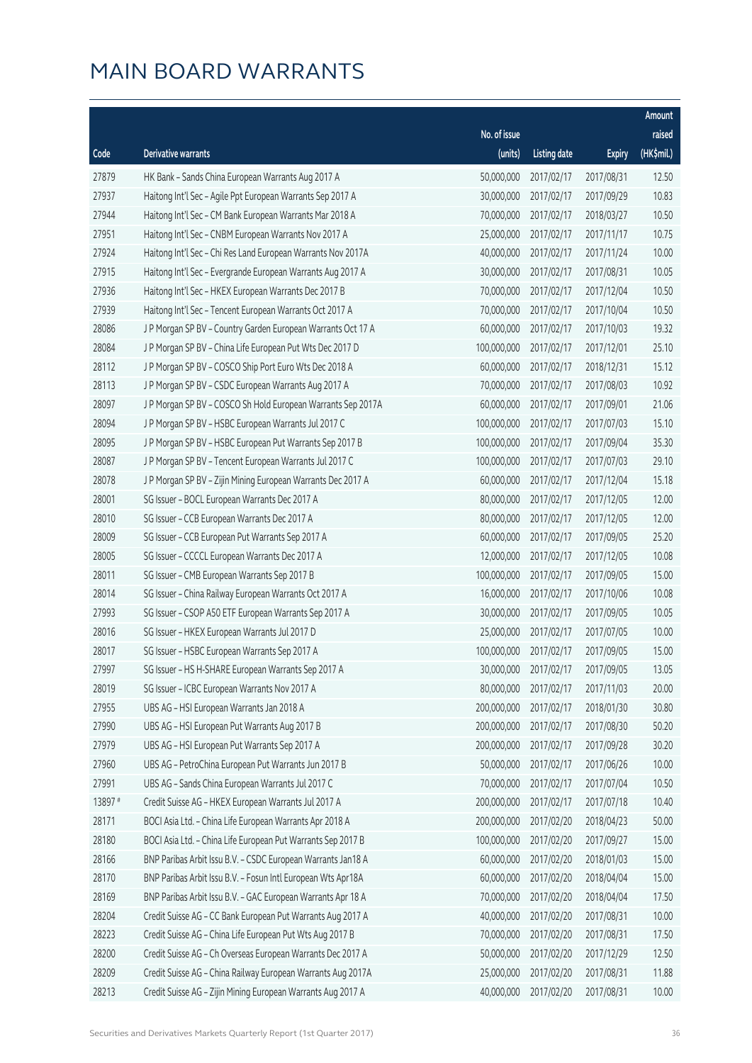# MAIN BOARD WARRANTS

| Code | Derivative warrants | No. of issue (units) | Listing date | Expiry | Amount raised (HK$mil.) |
|---|---|---|---|---|---|
| 27879 | HK Bank – Sands China European Warrants Aug 2017 A | 50,000,000 | 2017/02/17 | 2017/08/31 | 12.50 |
| 27937 | Haitong Int'l Sec – Agile Ppt European Warrants Sep 2017 A | 30,000,000 | 2017/02/17 | 2017/09/29 | 10.83 |
| 27944 | Haitong Int'l Sec – CM Bank European Warrants Mar 2018 A | 70,000,000 | 2017/02/17 | 2018/03/27 | 10.50 |
| 27951 | Haitong Int'l Sec – CNBM European Warrants Nov 2017 A | 25,000,000 | 2017/02/17 | 2017/11/17 | 10.75 |
| 27924 | Haitong Int'l Sec – Chi Res Land European Warrants Nov 2017A | 40,000,000 | 2017/02/17 | 2017/11/24 | 10.00 |
| 27915 | Haitong Int'l Sec – Evergrande European Warrants Aug 2017 A | 30,000,000 | 2017/02/17 | 2017/08/31 | 10.05 |
| 27936 | Haitong Int'l Sec – HKEX European Warrants Dec 2017 B | 70,000,000 | 2017/02/17 | 2017/12/04 | 10.50 |
| 27939 | Haitong Int'l Sec – Tencent European Warrants Oct 2017 A | 70,000,000 | 2017/02/17 | 2017/10/04 | 10.50 |
| 28086 | J P Morgan SP BV – Country Garden European Warrants Oct 17 A | 60,000,000 | 2017/02/17 | 2017/10/03 | 19.32 |
| 28084 | J P Morgan SP BV – China Life European Put Wts Dec 2017 D | 100,000,000 | 2017/02/17 | 2017/12/01 | 25.10 |
| 28112 | J P Morgan SP BV – COSCO Ship Port Euro Wts Dec 2018 A | 60,000,000 | 2017/02/17 | 2018/12/31 | 15.12 |
| 28113 | J P Morgan SP BV – CSDC European Warrants Aug 2017 A | 70,000,000 | 2017/02/17 | 2017/08/03 | 10.92 |
| 28097 | J P Morgan SP BV – COSCO Sh Hold European Warrants Sep 2017A | 60,000,000 | 2017/02/17 | 2017/09/01 | 21.06 |
| 28094 | J P Morgan SP BV – HSBC European Warrants Jul 2017 C | 100,000,000 | 2017/02/17 | 2017/07/03 | 15.10 |
| 28095 | J P Morgan SP BV – HSBC European Put Warrants Sep 2017 B | 100,000,000 | 2017/02/17 | 2017/09/04 | 35.30 |
| 28087 | J P Morgan SP BV – Tencent European Warrants Jul 2017 C | 100,000,000 | 2017/02/17 | 2017/07/03 | 29.10 |
| 28078 | J P Morgan SP BV – Zijin Mining European Warrants Dec 2017 A | 60,000,000 | 2017/02/17 | 2017/12/04 | 15.18 |
| 28001 | SG Issuer – BOCL European Warrants Dec 2017 A | 80,000,000 | 2017/02/17 | 2017/12/05 | 12.00 |
| 28010 | SG Issuer – CCB European Warrants Dec 2017 A | 80,000,000 | 2017/02/17 | 2017/12/05 | 12.00 |
| 28009 | SG Issuer – CCB European Put Warrants Sep 2017 A | 60,000,000 | 2017/02/17 | 2017/09/05 | 25.20 |
| 28005 | SG Issuer – CCCCL European Warrants Dec 2017 A | 12,000,000 | 2017/02/17 | 2017/12/05 | 10.08 |
| 28011 | SG Issuer – CMB European Warrants Sep 2017 B | 100,000,000 | 2017/02/17 | 2017/09/05 | 15.00 |
| 28014 | SG Issuer – China Railway European Warrants Oct 2017 A | 16,000,000 | 2017/02/17 | 2017/10/06 | 10.08 |
| 27993 | SG Issuer – CSOP A50 ETF European Warrants Sep 2017 A | 30,000,000 | 2017/02/17 | 2017/09/05 | 10.05 |
| 28016 | SG Issuer – HKEX European Warrants Jul 2017 D | 25,000,000 | 2017/02/17 | 2017/07/05 | 10.00 |
| 28017 | SG Issuer – HSBC European Warrants Sep 2017 A | 100,000,000 | 2017/02/17 | 2017/09/05 | 15.00 |
| 27997 | SG Issuer – HS H-SHARE European Warrants Sep 2017 A | 30,000,000 | 2017/02/17 | 2017/09/05 | 13.05 |
| 28019 | SG Issuer – ICBC European Warrants Nov 2017 A | 80,000,000 | 2017/02/17 | 2017/11/03 | 20.00 |
| 27955 | UBS AG – HSI European Warrants Jan 2018 A | 200,000,000 | 2017/02/17 | 2018/01/30 | 30.80 |
| 27990 | UBS AG – HSI European Put Warrants Aug 2017 B | 200,000,000 | 2017/02/17 | 2017/08/30 | 50.20 |
| 27979 | UBS AG – HSI European Put Warrants Sep 2017 A | 200,000,000 | 2017/02/17 | 2017/09/28 | 30.20 |
| 27960 | UBS AG – PetroChina European Put Warrants Jun 2017 B | 50,000,000 | 2017/02/17 | 2017/06/26 | 10.00 |
| 27991 | UBS AG – Sands China European Warrants Jul 2017 C | 70,000,000 | 2017/02/17 | 2017/07/04 | 10.50 |
| 13897 # | Credit Suisse AG – HKEX European Warrants Jul 2017 A | 200,000,000 | 2017/02/17 | 2017/07/18 | 10.40 |
| 28171 | BOCI Asia Ltd. – China Life European Warrants Apr 2018 A | 200,000,000 | 2017/02/20 | 2018/04/23 | 50.00 |
| 28180 | BOCI Asia Ltd. – China Life European Put Warrants Sep 2017 B | 100,000,000 | 2017/02/20 | 2017/09/27 | 15.00 |
| 28166 | BNP Paribas Arbit Issu B.V. – CSDC European Warrants Jan18 A | 60,000,000 | 2017/02/20 | 2018/01/03 | 15.00 |
| 28170 | BNP Paribas Arbit Issu B.V. – Fosun Intl European Wts Apr18A | 60,000,000 | 2017/02/20 | 2018/04/04 | 15.00 |
| 28169 | BNP Paribas Arbit Issu B.V. – GAC European Warrants Apr 18 A | 70,000,000 | 2017/02/20 | 2018/04/04 | 17.50 |
| 28204 | Credit Suisse AG – CC Bank European Put Warrants Aug 2017 A | 40,000,000 | 2017/02/20 | 2017/08/31 | 10.00 |
| 28223 | Credit Suisse AG – China Life European Put Wts Aug 2017 B | 70,000,000 | 2017/02/20 | 2017/08/31 | 17.50 |
| 28200 | Credit Suisse AG – Ch Overseas European Warrants Dec 2017 A | 50,000,000 | 2017/02/20 | 2017/12/29 | 12.50 |
| 28209 | Credit Suisse AG – China Railway European Warrants Aug 2017A | 25,000,000 | 2017/02/20 | 2017/08/31 | 11.88 |
| 28213 | Credit Suisse AG – Zijin Mining European Warrants Aug 2017 A | 40,000,000 | 2017/02/20 | 2017/08/31 | 10.00 |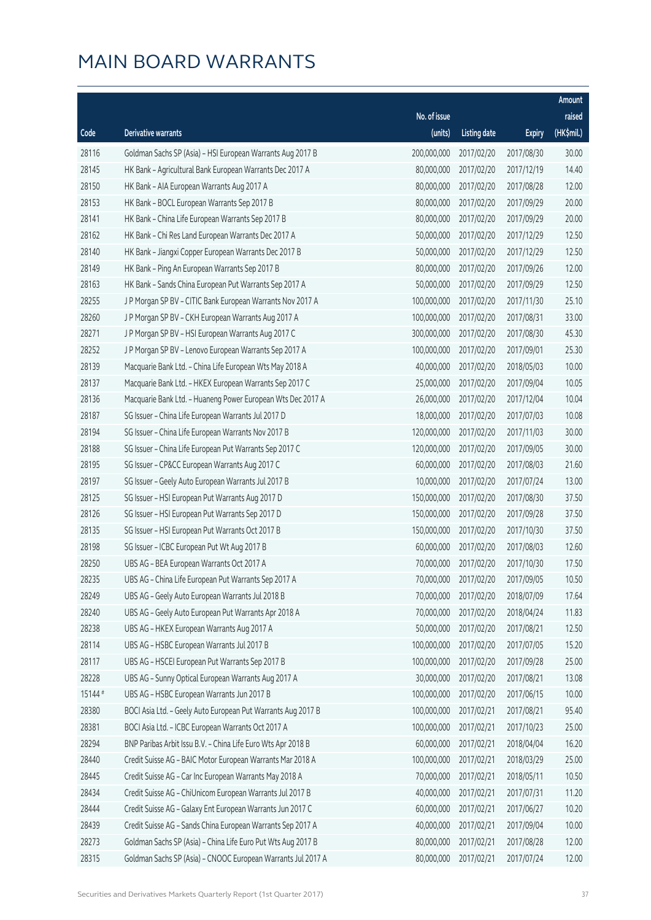# MAIN BOARD WARRANTS

| Code | Derivative warrants | No. of issue (units) | Listing date | Expiry | Amount raised (HK$mil.) |
|---|---|---|---|---|---|
| 28116 | Goldman Sachs SP (Asia) - HSI European Warrants Aug 2017 B | 200,000,000 | 2017/02/20 | 2017/08/30 | 30.00 |
| 28145 | HK Bank - Agricultural Bank European Warrants Dec 2017 A | 80,000,000 | 2017/02/20 | 2017/12/19 | 14.40 |
| 28150 | HK Bank - AIA European Warrants Aug 2017 A | 80,000,000 | 2017/02/20 | 2017/08/28 | 12.00 |
| 28153 | HK Bank - BOCL European Warrants Sep 2017 B | 80,000,000 | 2017/02/20 | 2017/09/29 | 20.00 |
| 28141 | HK Bank - China Life European Warrants Sep 2017 B | 80,000,000 | 2017/02/20 | 2017/09/29 | 20.00 |
| 28162 | HK Bank - Chi Res Land European Warrants Dec 2017 A | 50,000,000 | 2017/02/20 | 2017/12/29 | 12.50 |
| 28140 | HK Bank - Jiangxi Copper European Warrants Dec 2017 B | 50,000,000 | 2017/02/20 | 2017/12/29 | 12.50 |
| 28149 | HK Bank - Ping An European Warrants Sep 2017 B | 80,000,000 | 2017/02/20 | 2017/09/26 | 12.00 |
| 28163 | HK Bank - Sands China European Put Warrants Sep 2017 A | 50,000,000 | 2017/02/20 | 2017/09/29 | 12.50 |
| 28255 | J P Morgan SP BV - CITIC Bank European Warrants Nov 2017 A | 100,000,000 | 2017/02/20 | 2017/11/30 | 25.10 |
| 28260 | J P Morgan SP BV - CKH European Warrants Aug 2017 A | 100,000,000 | 2017/02/20 | 2017/08/31 | 33.00 |
| 28271 | J P Morgan SP BV - HSI European Warrants Aug 2017 C | 300,000,000 | 2017/02/20 | 2017/08/30 | 45.30 |
| 28252 | J P Morgan SP BV - Lenovo European Warrants Sep 2017 A | 100,000,000 | 2017/02/20 | 2017/09/01 | 25.30 |
| 28139 | Macquarie Bank Ltd. - China Life European Wts May 2018 A | 40,000,000 | 2017/02/20 | 2018/05/03 | 10.00 |
| 28137 | Macquarie Bank Ltd. - HKEX European Warrants Sep 2017 C | 25,000,000 | 2017/02/20 | 2017/09/04 | 10.05 |
| 28136 | Macquarie Bank Ltd. - Huaneng Power European Wts Dec 2017 A | 26,000,000 | 2017/02/20 | 2017/12/04 | 10.04 |
| 28187 | SG Issuer - China Life European Warrants Jul 2017 D | 18,000,000 | 2017/02/20 | 2017/07/03 | 10.08 |
| 28194 | SG Issuer - China Life European Warrants Nov 2017 B | 120,000,000 | 2017/02/20 | 2017/11/03 | 30.00 |
| 28188 | SG Issuer - China Life European Put Warrants Sep 2017 C | 120,000,000 | 2017/02/20 | 2017/09/05 | 30.00 |
| 28195 | SG Issuer - CP&CC European Warrants Aug 2017 C | 60,000,000 | 2017/02/20 | 2017/08/03 | 21.60 |
| 28197 | SG Issuer - Geely Auto European Warrants Jul 2017 B | 10,000,000 | 2017/02/20 | 2017/07/24 | 13.00 |
| 28125 | SG Issuer - HSI European Put Warrants Aug 2017 D | 150,000,000 | 2017/02/20 | 2017/08/30 | 37.50 |
| 28126 | SG Issuer - HSI European Put Warrants Sep 2017 D | 150,000,000 | 2017/02/20 | 2017/09/28 | 37.50 |
| 28135 | SG Issuer - HSI European Put Warrants Oct 2017 B | 150,000,000 | 2017/02/20 | 2017/10/30 | 37.50 |
| 28198 | SG Issuer - ICBC European Put Wt Aug 2017 B | 60,000,000 | 2017/02/20 | 2017/08/03 | 12.60 |
| 28250 | UBS AG - BEA European Warrants Oct 2017 A | 70,000,000 | 2017/02/20 | 2017/10/30 | 17.50 |
| 28235 | UBS AG - China Life European Put Warrants Sep 2017 A | 70,000,000 | 2017/02/20 | 2017/09/05 | 10.50 |
| 28249 | UBS AG - Geely Auto European Warrants Jul 2018 B | 70,000,000 | 2017/02/20 | 2018/07/09 | 17.64 |
| 28240 | UBS AG - Geely Auto European Put Warrants Apr 2018 A | 70,000,000 | 2017/02/20 | 2018/04/24 | 11.83 |
| 28238 | UBS AG - HKEX European Warrants Aug 2017 A | 50,000,000 | 2017/02/20 | 2017/08/21 | 12.50 |
| 28114 | UBS AG - HSBC European Warrants Jul 2017 B | 100,000,000 | 2017/02/20 | 2017/07/05 | 15.20 |
| 28117 | UBS AG - HSCEI European Put Warrants Sep 2017 B | 100,000,000 | 2017/02/20 | 2017/09/28 | 25.00 |
| 28228 | UBS AG - Sunny Optical European Warrants Aug 2017 A | 30,000,000 | 2017/02/20 | 2017/08/21 | 13.08 |
| 15144 # | UBS AG - HSBC European Warrants Jun 2017 B | 100,000,000 | 2017/02/20 | 2017/06/15 | 10.00 |
| 28380 | BOCI Asia Ltd. - Geely Auto European Put Warrants Aug 2017 B | 100,000,000 | 2017/02/21 | 2017/08/21 | 95.40 |
| 28381 | BOCI Asia Ltd. - ICBC European Warrants Oct 2017 A | 100,000,000 | 2017/02/21 | 2017/10/23 | 25.00 |
| 28294 | BNP Paribas Arbit Issu B.V. - China Life Euro Wts Apr 2018 B | 60,000,000 | 2017/02/21 | 2018/04/04 | 16.20 |
| 28440 | Credit Suisse AG - BAIC Motor European Warrants Mar 2018 A | 100,000,000 | 2017/02/21 | 2018/03/29 | 25.00 |
| 28445 | Credit Suisse AG - Car Inc European Warrants May 2018 A | 70,000,000 | 2017/02/21 | 2018/05/11 | 10.50 |
| 28434 | Credit Suisse AG - ChiUnicom European Warrants Jul 2017 B | 40,000,000 | 2017/02/21 | 2017/07/31 | 11.20 |
| 28444 | Credit Suisse AG - Galaxy Ent European Warrants Jun 2017 C | 60,000,000 | 2017/02/21 | 2017/06/27 | 10.20 |
| 28439 | Credit Suisse AG - Sands China European Warrants Sep 2017 A | 40,000,000 | 2017/02/21 | 2017/09/04 | 10.00 |
| 28273 | Goldman Sachs SP (Asia) - China Life Euro Put Wts Aug 2017 B | 80,000,000 | 2017/02/21 | 2017/08/28 | 12.00 |
| 28315 | Goldman Sachs SP (Asia) - CNOOC European Warrants Jul 2017 A | 80,000,000 | 2017/02/21 | 2017/07/24 | 12.00 |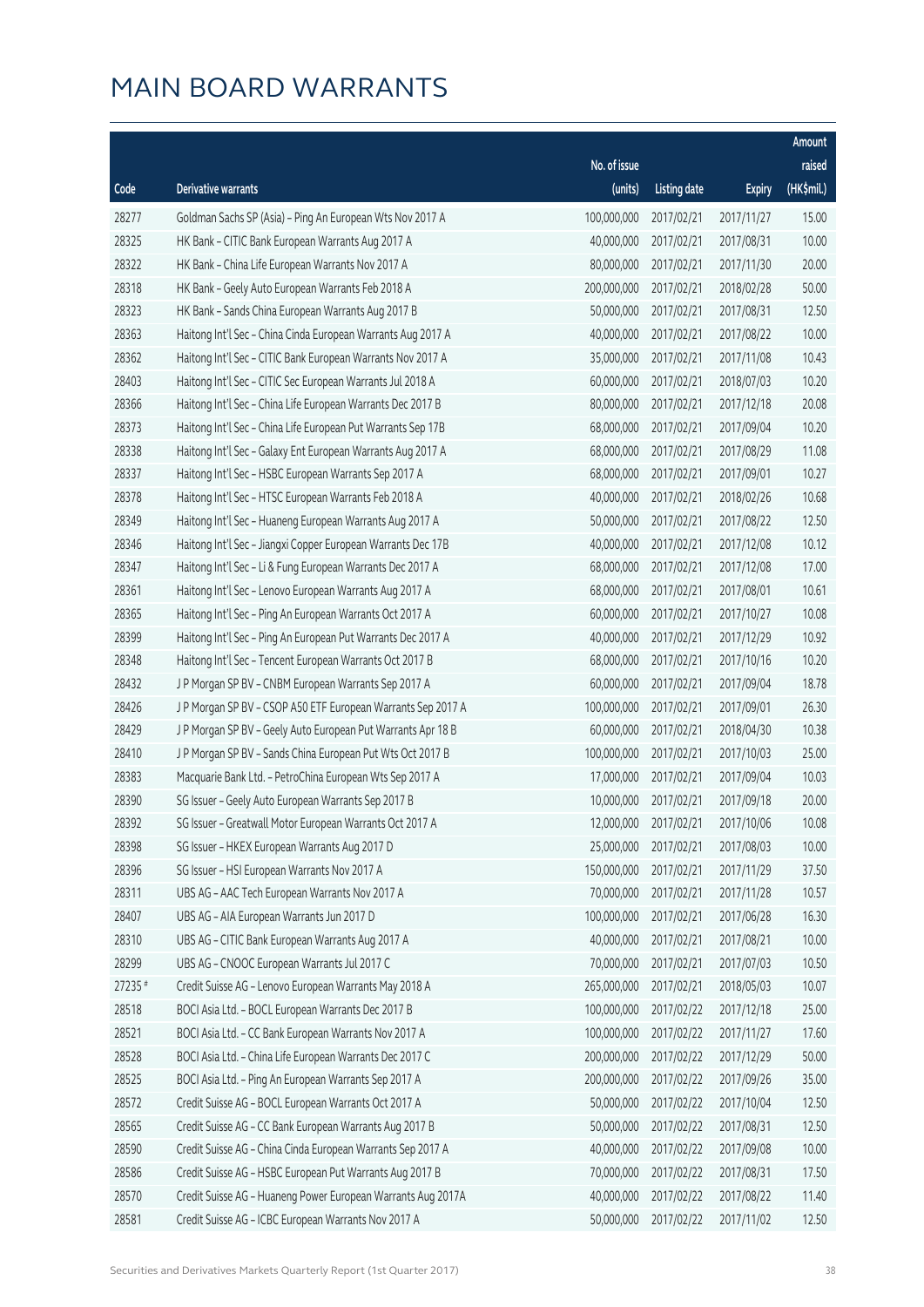# MAIN BOARD WARRANTS

| Code | Derivative warrants | No. of issue (units) | Listing date | Expiry | Amount raised (HK$mil.) |
|---|---|---|---|---|---|
| 28277 | Goldman Sachs SP (Asia) - Ping An European Wts Nov 2017 A | 100,000,000 | 2017/02/21 | 2017/11/27 | 15.00 |
| 28325 | HK Bank - CITIC Bank European Warrants Aug 2017 A | 40,000,000 | 2017/02/21 | 2017/08/31 | 10.00 |
| 28322 | HK Bank - China Life European Warrants Nov 2017 A | 80,000,000 | 2017/02/21 | 2017/11/30 | 20.00 |
| 28318 | HK Bank - Geely Auto European Warrants Feb 2018 A | 200,000,000 | 2017/02/21 | 2018/02/28 | 50.00 |
| 28323 | HK Bank - Sands China European Warrants Aug 2017 B | 50,000,000 | 2017/02/21 | 2017/08/31 | 12.50 |
| 28363 | Haitong Int'l Sec - China Cinda European Warrants Aug 2017 A | 40,000,000 | 2017/02/21 | 2017/08/22 | 10.00 |
| 28362 | Haitong Int'l Sec - CITIC Bank European Warrants Nov 2017 A | 35,000,000 | 2017/02/21 | 2017/11/08 | 10.43 |
| 28403 | Haitong Int'l Sec - CITIC Sec European Warrants Jul 2018 A | 60,000,000 | 2017/02/21 | 2018/07/03 | 10.20 |
| 28366 | Haitong Int'l Sec - China Life European Warrants Dec 2017 B | 80,000,000 | 2017/02/21 | 2017/12/18 | 20.08 |
| 28373 | Haitong Int'l Sec - China Life European Put Warrants Sep 17B | 68,000,000 | 2017/02/21 | 2017/09/04 | 10.20 |
| 28338 | Haitong Int'l Sec - Galaxy Ent European Warrants Aug 2017 A | 68,000,000 | 2017/02/21 | 2017/08/29 | 11.08 |
| 28337 | Haitong Int'l Sec - HSBC European Warrants Sep 2017 A | 68,000,000 | 2017/02/21 | 2017/09/01 | 10.27 |
| 28378 | Haitong Int'l Sec - HTSC European Warrants Feb 2018 A | 40,000,000 | 2017/02/21 | 2018/02/26 | 10.68 |
| 28349 | Haitong Int'l Sec - Huaneng European Warrants Aug 2017 A | 50,000,000 | 2017/02/21 | 2017/08/22 | 12.50 |
| 28346 | Haitong Int'l Sec - Jiangxi Copper European Warrants Dec 17B | 40,000,000 | 2017/02/21 | 2017/12/08 | 10.12 |
| 28347 | Haitong Int'l Sec - Li & Fung European Warrants Dec 2017 A | 68,000,000 | 2017/02/21 | 2017/12/08 | 17.00 |
| 28361 | Haitong Int'l Sec - Lenovo European Warrants Aug 2017 A | 68,000,000 | 2017/02/21 | 2017/08/01 | 10.61 |
| 28365 | Haitong Int'l Sec - Ping An European Warrants Oct 2017 A | 60,000,000 | 2017/02/21 | 2017/10/27 | 10.08 |
| 28399 | Haitong Int'l Sec - Ping An European Put Warrants Dec 2017 A | 40,000,000 | 2017/02/21 | 2017/12/29 | 10.92 |
| 28348 | Haitong Int'l Sec - Tencent European Warrants Oct 2017 B | 68,000,000 | 2017/02/21 | 2017/10/16 | 10.20 |
| 28432 | J P Morgan SP BV - CNBM European Warrants Sep 2017 A | 60,000,000 | 2017/02/21 | 2017/09/04 | 18.78 |
| 28426 | J P Morgan SP BV - CSOP A50 ETF European Warrants Sep 2017 A | 100,000,000 | 2017/02/21 | 2017/09/01 | 26.30 |
| 28429 | J P Morgan SP BV - Geely Auto European Put Warrants Apr 18 B | 60,000,000 | 2017/02/21 | 2018/04/30 | 10.38 |
| 28410 | J P Morgan SP BV - Sands China European Put Wts Oct 2017 B | 100,000,000 | 2017/02/21 | 2017/10/03 | 25.00 |
| 28383 | Macquarie Bank Ltd. - PetroChina European Wts Sep 2017 A | 17,000,000 | 2017/02/21 | 2017/09/04 | 10.03 |
| 28390 | SG Issuer - Geely Auto European Warrants Sep 2017 B | 10,000,000 | 2017/02/21 | 2017/09/18 | 20.00 |
| 28392 | SG Issuer - Greatwall Motor European Warrants Oct 2017 A | 12,000,000 | 2017/02/21 | 2017/10/06 | 10.08 |
| 28398 | SG Issuer - HKEX European Warrants Aug 2017 D | 25,000,000 | 2017/02/21 | 2017/08/03 | 10.00 |
| 28396 | SG Issuer - HSI European Warrants Nov 2017 A | 150,000,000 | 2017/02/21 | 2017/11/29 | 37.50 |
| 28311 | UBS AG - AAC Tech European Warrants Nov 2017 A | 70,000,000 | 2017/02/21 | 2017/11/28 | 10.57 |
| 28407 | UBS AG - AIA European Warrants Jun 2017 D | 100,000,000 | 2017/02/21 | 2017/06/28 | 16.30 |
| 28310 | UBS AG - CITIC Bank European Warrants Aug 2017 A | 40,000,000 | 2017/02/21 | 2017/08/21 | 10.00 |
| 28299 | UBS AG - CNOOC European Warrants Jul 2017 C | 70,000,000 | 2017/02/21 | 2017/07/03 | 10.50 |
| 27235 # | Credit Suisse AG - Lenovo European Warrants May 2018 A | 265,000,000 | 2017/02/21 | 2018/05/03 | 10.07 |
| 28518 | BOCI Asia Ltd. - BOCL European Warrants Dec 2017 B | 100,000,000 | 2017/02/22 | 2017/12/18 | 25.00 |
| 28521 | BOCI Asia Ltd. - CC Bank European Warrants Nov 2017 A | 100,000,000 | 2017/02/22 | 2017/11/27 | 17.60 |
| 28528 | BOCI Asia Ltd. - China Life European Warrants Dec 2017 C | 200,000,000 | 2017/02/22 | 2017/12/29 | 50.00 |
| 28525 | BOCI Asia Ltd. - Ping An European Warrants Sep 2017 A | 200,000,000 | 2017/02/22 | 2017/09/26 | 35.00 |
| 28572 | Credit Suisse AG - BOCL European Warrants Oct 2017 A | 50,000,000 | 2017/02/22 | 2017/10/04 | 12.50 |
| 28565 | Credit Suisse AG - CC Bank European Warrants Aug 2017 B | 50,000,000 | 2017/02/22 | 2017/08/31 | 12.50 |
| 28590 | Credit Suisse AG - China Cinda European Warrants Sep 2017 A | 40,000,000 | 2017/02/22 | 2017/09/08 | 10.00 |
| 28586 | Credit Suisse AG - HSBC European Put Warrants Aug 2017 B | 70,000,000 | 2017/02/22 | 2017/08/31 | 17.50 |
| 28570 | Credit Suisse AG - Huaneng Power European Warrants Aug 2017A | 40,000,000 | 2017/02/22 | 2017/08/22 | 11.40 |
| 28581 | Credit Suisse AG - ICBC European Warrants Nov 2017 A | 50,000,000 | 2017/02/22 | 2017/11/02 | 12.50 |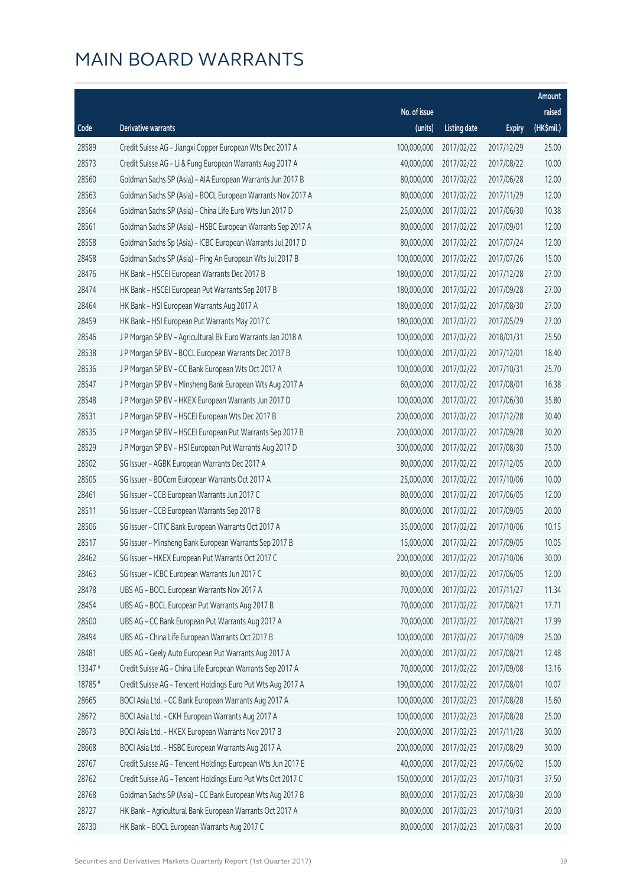# MAIN BOARD WARRANTS

| Code | Derivative warrants | No. of issue (units) | Listing date | Expiry | Amount raised (HK$mil.) |
|---|---|---|---|---|---|
| 28589 | Credit Suisse AG - Jiangxi Copper European Wts Dec 2017 A | 100,000,000 | 2017/02/22 | 2017/12/29 | 25.00 |
| 28573 | Credit Suisse AG - Li & Fung European Warrants Aug 2017 A | 40,000,000 | 2017/02/22 | 2017/08/22 | 10.00 |
| 28560 | Goldman Sachs SP (Asia) - AIA European Warrants Jun 2017 B | 80,000,000 | 2017/02/22 | 2017/06/28 | 12.00 |
| 28563 | Goldman Sachs SP (Asia) - BOCL European Warrants Nov 2017 A | 80,000,000 | 2017/02/22 | 2017/11/29 | 12.00 |
| 28564 | Goldman Sachs SP (Asia) - China Life Euro Wts Jun 2017 D | 25,000,000 | 2017/02/22 | 2017/06/30 | 10.38 |
| 28561 | Goldman Sachs SP (Asia) - HSBC European Warrants Sep 2017 A | 80,000,000 | 2017/02/22 | 2017/09/01 | 12.00 |
| 28558 | Goldman Sachs Sp (Asia) - ICBC European Warrants Jul 2017 D | 80,000,000 | 2017/02/22 | 2017/07/24 | 12.00 |
| 28458 | Goldman Sachs SP (Asia) - Ping An European Wts Jul 2017 B | 100,000,000 | 2017/02/22 | 2017/07/26 | 15.00 |
| 28476 | HK Bank - HSCEI European Warrants Dec 2017 B | 180,000,000 | 2017/02/22 | 2017/12/28 | 27.00 |
| 28474 | HK Bank - HSCEI European Put Warrants Sep 2017 B | 180,000,000 | 2017/02/22 | 2017/09/28 | 27.00 |
| 28464 | HK Bank - HSI European Warrants Aug 2017 A | 180,000,000 | 2017/02/22 | 2017/08/30 | 27.00 |
| 28459 | HK Bank - HSI European Put Warrants May 2017 C | 180,000,000 | 2017/02/22 | 2017/05/29 | 27.00 |
| 28546 | J P Morgan SP BV - Agricultural Bk Euro Warrants Jan 2018 A | 100,000,000 | 2017/02/22 | 2018/01/31 | 25.50 |
| 28538 | J P Morgan SP BV - BOCL European Warrants Dec 2017 B | 100,000,000 | 2017/02/22 | 2017/12/01 | 18.40 |
| 28536 | J P Morgan SP BV - CC Bank European Wts Oct 2017 A | 100,000,000 | 2017/02/22 | 2017/10/31 | 25.70 |
| 28547 | J P Morgan SP BV - Minsheng Bank European Wts Aug 2017 A | 60,000,000 | 2017/02/22 | 2017/08/01 | 16.38 |
| 28548 | J P Morgan SP BV - HKEX European Warrants Jun 2017 D | 100,000,000 | 2017/02/22 | 2017/06/30 | 35.80 |
| 28531 | J P Morgan SP BV - HSCEI European Wts Dec 2017 B | 200,000,000 | 2017/02/22 | 2017/12/28 | 30.40 |
| 28535 | J P Morgan SP BV - HSCEI European Put Warrants Sep 2017 B | 200,000,000 | 2017/02/22 | 2017/09/28 | 30.20 |
| 28529 | J P Morgan SP BV - HSI European Put Warrants Aug 2017 D | 300,000,000 | 2017/02/22 | 2017/08/30 | 75.00 |
| 28502 | SG Issuer - AGBK European Warrants Dec 2017 A | 80,000,000 | 2017/02/22 | 2017/12/05 | 20.00 |
| 28505 | SG Issuer - BOCom European Warrants Oct 2017 A | 25,000,000 | 2017/02/22 | 2017/10/06 | 10.00 |
| 28461 | SG Issuer - CCB European Warrants Jun 2017 C | 80,000,000 | 2017/02/22 | 2017/06/05 | 12.00 |
| 28511 | SG Issuer - CCB European Warrants Sep 2017 B | 80,000,000 | 2017/02/22 | 2017/09/05 | 20.00 |
| 28506 | SG Issuer - CITIC Bank European Warrants Oct 2017 A | 35,000,000 | 2017/02/22 | 2017/10/06 | 10.15 |
| 28517 | SG Issuer - Minsheng Bank European Warrants Sep 2017 B | 15,000,000 | 2017/02/22 | 2017/09/05 | 10.05 |
| 28462 | SG Issuer - HKEX European Put Warrants Oct 2017 C | 200,000,000 | 2017/02/22 | 2017/10/06 | 30.00 |
| 28463 | SG Issuer - ICBC European Warrants Jun 2017 C | 80,000,000 | 2017/02/22 | 2017/06/05 | 12.00 |
| 28478 | UBS AG - BOCL European Warrants Nov 2017 A | 70,000,000 | 2017/02/22 | 2017/11/27 | 11.34 |
| 28454 | UBS AG - BOCL European Put Warrants Aug 2017 B | 70,000,000 | 2017/02/22 | 2017/08/21 | 17.71 |
| 28500 | UBS AG - CC Bank European Put Warrants Aug 2017 A | 70,000,000 | 2017/02/22 | 2017/08/21 | 17.99 |
| 28494 | UBS AG - China Life European Warrants Oct 2017 B | 100,000,000 | 2017/02/22 | 2017/10/09 | 25.00 |
| 28481 | UBS AG - Geely Auto European Put Warrants Aug 2017 A | 20,000,000 | 2017/02/22 | 2017/08/21 | 12.48 |
| 13347 # | Credit Suisse AG - China Life European Warrants Sep 2017 A | 70,000,000 | 2017/02/22 | 2017/09/08 | 13.16 |
| 18785 # | Credit Suisse AG - Tencent Holdings Euro Put Wts Aug 2017 A | 190,000,000 | 2017/02/22 | 2017/08/01 | 10.07 |
| 28665 | BOCI Asia Ltd. - CC Bank European Warrants Aug 2017 A | 100,000,000 | 2017/02/23 | 2017/08/28 | 15.60 |
| 28672 | BOCI Asia Ltd. - CKH European Warrants Aug 2017 A | 100,000,000 | 2017/02/23 | 2017/08/28 | 25.00 |
| 28673 | BOCI Asia Ltd. - HKEX European Warrants Nov 2017 B | 200,000,000 | 2017/02/23 | 2017/11/28 | 30.00 |
| 28668 | BOCI Asia Ltd. - HSBC European Warrants Aug 2017 A | 200,000,000 | 2017/02/23 | 2017/08/29 | 30.00 |
| 28767 | Credit Suisse AG - Tencent Holdings European Wts Jun 2017 E | 40,000,000 | 2017/02/23 | 2017/06/02 | 15.00 |
| 28762 | Credit Suisse AG - Tencent Holdings Euro Put Wts Oct 2017 C | 150,000,000 | 2017/02/23 | 2017/10/31 | 37.50 |
| 28768 | Goldman Sachs SP (Asia) - CC Bank European Wts Aug 2017 B | 80,000,000 | 2017/02/23 | 2017/08/30 | 20.00 |
| 28727 | HK Bank - Agricultural Bank European Warrants Oct 2017 A | 80,000,000 | 2017/02/23 | 2017/10/31 | 20.00 |
| 28730 | HK Bank - BOCL European Warrants Aug 2017 C | 80,000,000 | 2017/02/23 | 2017/08/31 | 20.00 |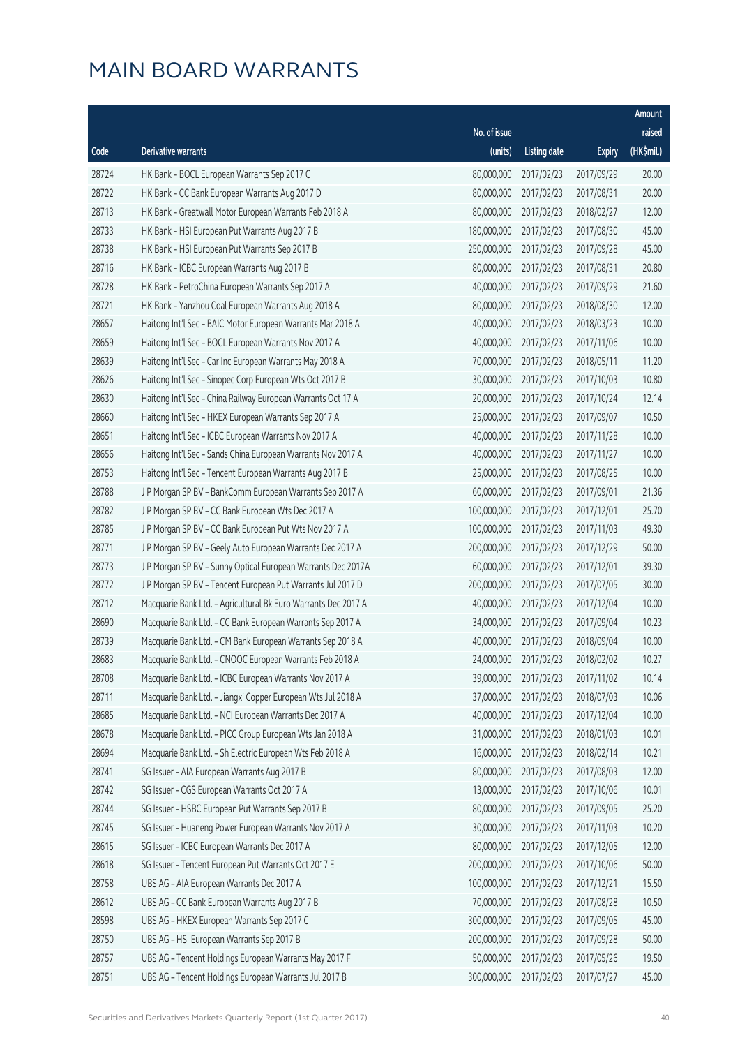# MAIN BOARD WARRANTS

| Code | Derivative warrants | No. of issue (units) | Listing date | Expiry | Amount raised (HK$mil.) |
|---|---|---|---|---|---|
| 28724 | HK Bank – BOCL European Warrants Sep 2017 C | 80,000,000 | 2017/02/23 | 2017/09/29 | 20.00 |
| 28722 | HK Bank – CC Bank European Warrants Aug 2017 D | 80,000,000 | 2017/02/23 | 2017/08/31 | 20.00 |
| 28713 | HK Bank – Greatwall Motor European Warrants Feb 2018 A | 80,000,000 | 2017/02/23 | 2018/02/27 | 12.00 |
| 28733 | HK Bank – HSI European Put Warrants Aug 2017 B | 180,000,000 | 2017/02/23 | 2017/08/30 | 45.00 |
| 28738 | HK Bank – HSI European Put Warrants Sep 2017 B | 250,000,000 | 2017/02/23 | 2017/09/28 | 45.00 |
| 28716 | HK Bank – ICBC European Warrants Aug 2017 B | 80,000,000 | 2017/02/23 | 2017/08/31 | 20.80 |
| 28728 | HK Bank – PetroChina European Warrants Sep 2017 A | 40,000,000 | 2017/02/23 | 2017/09/29 | 21.60 |
| 28721 | HK Bank – Yanzhou Coal European Warrants Aug 2018 A | 80,000,000 | 2017/02/23 | 2018/08/30 | 12.00 |
| 28657 | Haitong Int'l Sec – BAIC Motor European Warrants Mar 2018 A | 40,000,000 | 2017/02/23 | 2018/03/23 | 10.00 |
| 28659 | Haitong Int'l Sec – BOCL European Warrants Nov 2017 A | 40,000,000 | 2017/02/23 | 2017/11/06 | 10.00 |
| 28639 | Haitong Int'l Sec – Car Inc European Warrants May 2018 A | 70,000,000 | 2017/02/23 | 2018/05/11 | 11.20 |
| 28626 | Haitong Int'l Sec – Sinopec Corp European Wts Oct 2017 B | 30,000,000 | 2017/02/23 | 2017/10/03 | 10.80 |
| 28630 | Haitong Int'l Sec – China Railway European Warrants Oct 17 A | 20,000,000 | 2017/02/23 | 2017/10/24 | 12.14 |
| 28660 | Haitong Int'l Sec – HKEX European Warrants Sep 2017 A | 25,000,000 | 2017/02/23 | 2017/09/07 | 10.50 |
| 28651 | Haitong Int'l Sec – ICBC European Warrants Nov 2017 A | 40,000,000 | 2017/02/23 | 2017/11/28 | 10.00 |
| 28656 | Haitong Int'l Sec – Sands China European Warrants Nov 2017 A | 40,000,000 | 2017/02/23 | 2017/11/27 | 10.00 |
| 28753 | Haitong Int'l Sec – Tencent European Warrants Aug 2017 B | 25,000,000 | 2017/02/23 | 2017/08/25 | 10.00 |
| 28788 | J P Morgan SP BV – BankComm European Warrants Sep 2017 A | 60,000,000 | 2017/02/23 | 2017/09/01 | 21.36 |
| 28782 | J P Morgan SP BV – CC Bank European Wts Dec 2017 A | 100,000,000 | 2017/02/23 | 2017/12/01 | 25.70 |
| 28785 | J P Morgan SP BV – CC Bank European Put Wts Nov 2017 A | 100,000,000 | 2017/02/23 | 2017/11/03 | 49.30 |
| 28771 | J P Morgan SP BV – Geely Auto European Warrants Dec 2017 A | 200,000,000 | 2017/02/23 | 2017/12/29 | 50.00 |
| 28773 | J P Morgan SP BV – Sunny Optical European Warrants Dec 2017A | 60,000,000 | 2017/02/23 | 2017/12/01 | 39.30 |
| 28772 | J P Morgan SP BV – Tencent European Put Warrants Jul 2017 D | 200,000,000 | 2017/02/23 | 2017/07/05 | 30.00 |
| 28712 | Macquarie Bank Ltd. – Agricultural Bk Euro Warrants Dec 2017 A | 40,000,000 | 2017/02/23 | 2017/12/04 | 10.00 |
| 28690 | Macquarie Bank Ltd. – CC Bank European Warrants Sep 2017 A | 34,000,000 | 2017/02/23 | 2017/09/04 | 10.23 |
| 28739 | Macquarie Bank Ltd. – CM Bank European Warrants Sep 2018 A | 40,000,000 | 2017/02/23 | 2018/09/04 | 10.00 |
| 28683 | Macquarie Bank Ltd. – CNOOC European Warrants Feb 2018 A | 24,000,000 | 2017/02/23 | 2018/02/02 | 10.27 |
| 28708 | Macquarie Bank Ltd. – ICBC European Warrants Nov 2017 A | 39,000,000 | 2017/02/23 | 2017/11/02 | 10.14 |
| 28711 | Macquarie Bank Ltd. – Jiangxi Copper European Wts Jul 2018 A | 37,000,000 | 2017/02/23 | 2018/07/03 | 10.06 |
| 28685 | Macquarie Bank Ltd. – NCI European Warrants Dec 2017 A | 40,000,000 | 2017/02/23 | 2017/12/04 | 10.00 |
| 28678 | Macquarie Bank Ltd. – PICC Group European Wts Jan 2018 A | 31,000,000 | 2017/02/23 | 2018/01/03 | 10.01 |
| 28694 | Macquarie Bank Ltd. – Sh Electric European Wts Feb 2018 A | 16,000,000 | 2017/02/23 | 2018/02/14 | 10.21 |
| 28741 | SG Issuer – AIA European Warrants Aug 2017 B | 80,000,000 | 2017/02/23 | 2017/08/03 | 12.00 |
| 28742 | SG Issuer – CGS European Warrants Oct 2017 A | 13,000,000 | 2017/02/23 | 2017/10/06 | 10.01 |
| 28744 | SG Issuer – HSBC European Put Warrants Sep 2017 B | 80,000,000 | 2017/02/23 | 2017/09/05 | 25.20 |
| 28745 | SG Issuer – Huaneng Power European Warrants Nov 2017 A | 30,000,000 | 2017/02/23 | 2017/11/03 | 10.20 |
| 28615 | SG Issuer – ICBC European Warrants Dec 2017 A | 80,000,000 | 2017/02/23 | 2017/12/05 | 12.00 |
| 28618 | SG Issuer – Tencent European Put Warrants Oct 2017 E | 200,000,000 | 2017/02/23 | 2017/10/06 | 50.00 |
| 28758 | UBS AG – AIA European Warrants Dec 2017 A | 100,000,000 | 2017/02/23 | 2017/12/21 | 15.50 |
| 28612 | UBS AG – CC Bank European Warrants Aug 2017 B | 70,000,000 | 2017/02/23 | 2017/08/28 | 10.50 |
| 28598 | UBS AG – HKEX European Warrants Sep 2017 C | 300,000,000 | 2017/02/23 | 2017/09/05 | 45.00 |
| 28750 | UBS AG – HSI European Warrants Sep 2017 B | 200,000,000 | 2017/02/23 | 2017/09/28 | 50.00 |
| 28757 | UBS AG – Tencent Holdings European Warrants May 2017 F | 50,000,000 | 2017/02/23 | 2017/05/26 | 19.50 |
| 28751 | UBS AG – Tencent Holdings European Warrants Jul 2017 B | 300,000,000 | 2017/02/23 | 2017/07/27 | 45.00 |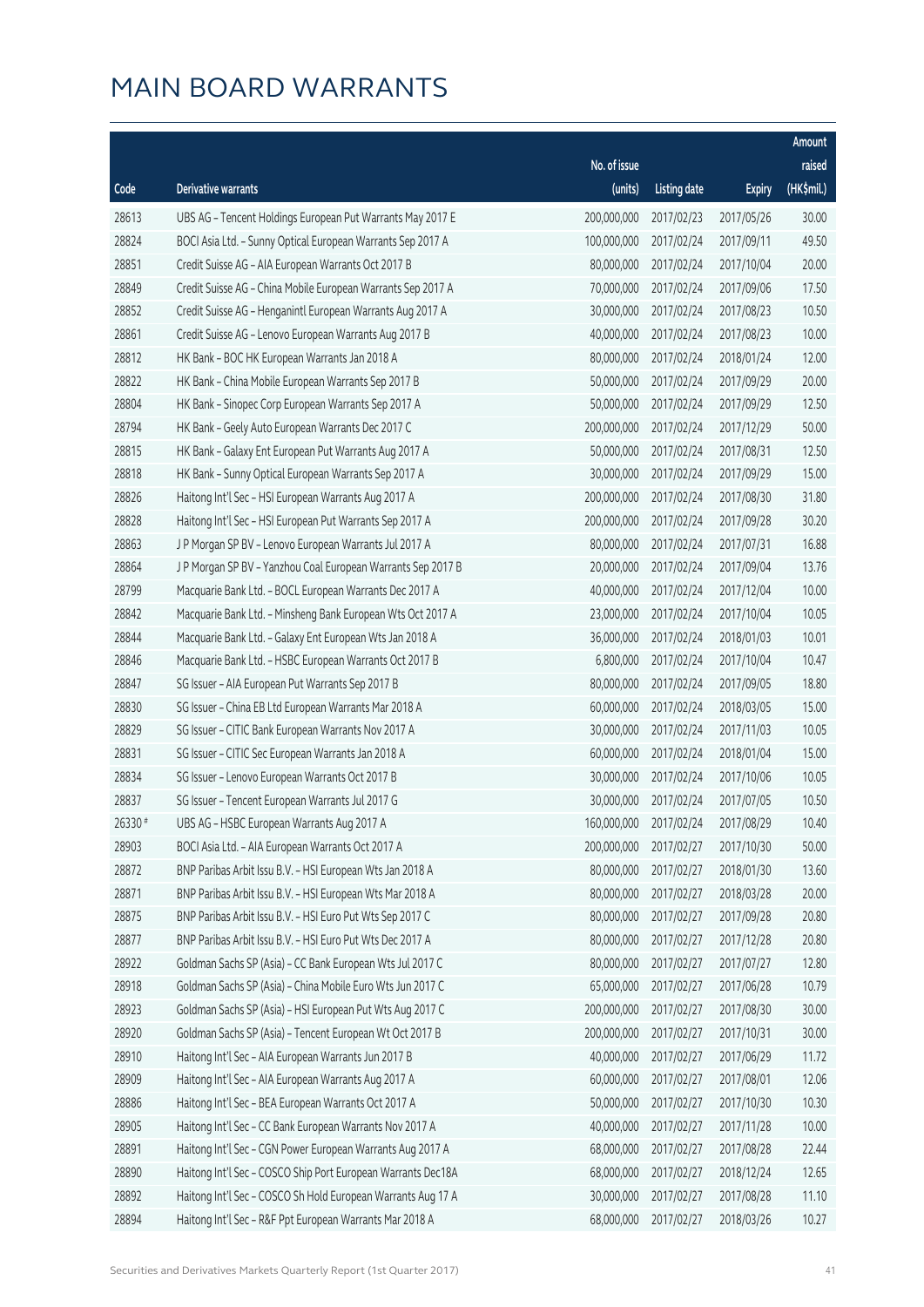# MAIN BOARD WARRANTS

| Code | Derivative warrants | No. of issue (units) | Listing date | Expiry | Amount raised (HK$mil.) |
|---|---|---|---|---|---|
| 28613 | UBS AG - Tencent Holdings European Put Warrants May 2017 E | 200,000,000 | 2017/02/23 | 2017/05/26 | 30.00 |
| 28824 | BOCI Asia Ltd. - Sunny Optical European Warrants Sep 2017 A | 100,000,000 | 2017/02/24 | 2017/09/11 | 49.50 |
| 28851 | Credit Suisse AG - AIA European Warrants Oct 2017 B | 80,000,000 | 2017/02/24 | 2017/10/04 | 20.00 |
| 28849 | Credit Suisse AG - China Mobile European Warrants Sep 2017 A | 70,000,000 | 2017/02/24 | 2017/09/06 | 17.50 |
| 28852 | Credit Suisse AG - Henganintl European Warrants Aug 2017 A | 30,000,000 | 2017/02/24 | 2017/08/23 | 10.50 |
| 28861 | Credit Suisse AG - Lenovo European Warrants Aug 2017 B | 40,000,000 | 2017/02/24 | 2017/08/23 | 10.00 |
| 28812 | HK Bank - BOC HK European Warrants Jan 2018 A | 80,000,000 | 2017/02/24 | 2018/01/24 | 12.00 |
| 28822 | HK Bank - China Mobile European Warrants Sep 2017 B | 50,000,000 | 2017/02/24 | 2017/09/29 | 20.00 |
| 28804 | HK Bank - Sinopec Corp European Warrants Sep 2017 A | 50,000,000 | 2017/02/24 | 2017/09/29 | 12.50 |
| 28794 | HK Bank - Geely Auto European Warrants Dec 2017 C | 200,000,000 | 2017/02/24 | 2017/12/29 | 50.00 |
| 28815 | HK Bank - Galaxy Ent European Put Warrants Aug 2017 A | 50,000,000 | 2017/02/24 | 2017/08/31 | 12.50 |
| 28818 | HK Bank - Sunny Optical European Warrants Sep 2017 A | 30,000,000 | 2017/02/24 | 2017/09/29 | 15.00 |
| 28826 | Haitong Int'l Sec - HSI European Warrants Aug 2017 A | 200,000,000 | 2017/02/24 | 2017/08/30 | 31.80 |
| 28828 | Haitong Int'l Sec - HSI European Put Warrants Sep 2017 A | 200,000,000 | 2017/02/24 | 2017/09/28 | 30.20 |
| 28863 | J P Morgan SP BV - Lenovo European Warrants Jul 2017 A | 80,000,000 | 2017/02/24 | 2017/07/31 | 16.88 |
| 28864 | J P Morgan SP BV - Yanzhou Coal European Warrants Sep 2017 B | 20,000,000 | 2017/02/24 | 2017/09/04 | 13.76 |
| 28799 | Macquarie Bank Ltd. - BOCL European Warrants Dec 2017 A | 40,000,000 | 2017/02/24 | 2017/12/04 | 10.00 |
| 28842 | Macquarie Bank Ltd. - Minsheng Bank European Wts Oct 2017 A | 23,000,000 | 2017/02/24 | 2017/10/04 | 10.05 |
| 28844 | Macquarie Bank Ltd. - Galaxy Ent European Wts Jan 2018 A | 36,000,000 | 2017/02/24 | 2018/01/03 | 10.01 |
| 28846 | Macquarie Bank Ltd. - HSBC European Warrants Oct 2017 B | 6,800,000 | 2017/02/24 | 2017/10/04 | 10.47 |
| 28847 | SG Issuer - AIA European Put Warrants Sep 2017 B | 80,000,000 | 2017/02/24 | 2017/09/05 | 18.80 |
| 28830 | SG Issuer - China EB Ltd European Warrants Mar 2018 A | 60,000,000 | 2017/02/24 | 2018/03/05 | 15.00 |
| 28829 | SG Issuer - CITIC Bank European Warrants Nov 2017 A | 30,000,000 | 2017/02/24 | 2017/11/03 | 10.05 |
| 28831 | SG Issuer - CITIC Sec European Warrants Jan 2018 A | 60,000,000 | 2017/02/24 | 2018/01/04 | 15.00 |
| 28834 | SG Issuer - Lenovo European Warrants Oct 2017 B | 30,000,000 | 2017/02/24 | 2017/10/06 | 10.05 |
| 28837 | SG Issuer - Tencent European Warrants Jul 2017 G | 30,000,000 | 2017/02/24 | 2017/07/05 | 10.50 |
| 26330 # | UBS AG - HSBC European Warrants Aug 2017 A | 160,000,000 | 2017/02/24 | 2017/08/29 | 10.40 |
| 28903 | BOCI Asia Ltd. - AIA European Warrants Oct 2017 A | 200,000,000 | 2017/02/27 | 2017/10/30 | 50.00 |
| 28872 | BNP Paribas Arbit Issu B.V. - HSI European Wts Jan 2018 A | 80,000,000 | 2017/02/27 | 2018/01/30 | 13.60 |
| 28871 | BNP Paribas Arbit Issu B.V. - HSI European Wts Mar 2018 A | 80,000,000 | 2017/02/27 | 2018/03/28 | 20.00 |
| 28875 | BNP Paribas Arbit Issu B.V. - HSI Euro Put Wts Sep 2017 C | 80,000,000 | 2017/02/27 | 2017/09/28 | 20.80 |
| 28877 | BNP Paribas Arbit Issu B.V. - HSI Euro Put Wts Dec 2017 A | 80,000,000 | 2017/02/27 | 2017/12/28 | 20.80 |
| 28922 | Goldman Sachs SP (Asia) - CC Bank European Wts Jul 2017 C | 80,000,000 | 2017/02/27 | 2017/07/27 | 12.80 |
| 28918 | Goldman Sachs SP (Asia) - China Mobile Euro Wts Jun 2017 C | 65,000,000 | 2017/02/27 | 2017/06/28 | 10.79 |
| 28923 | Goldman Sachs SP (Asia) - HSI European Put Wts Aug 2017 C | 200,000,000 | 2017/02/27 | 2017/08/30 | 30.00 |
| 28920 | Goldman Sachs SP (Asia) - Tencent European Wt Oct 2017 B | 200,000,000 | 2017/02/27 | 2017/10/31 | 30.00 |
| 28910 | Haitong Int'l Sec - AIA European Warrants Jun 2017 B | 40,000,000 | 2017/02/27 | 2017/06/29 | 11.72 |
| 28909 | Haitong Int'l Sec - AIA European Warrants Aug 2017 A | 60,000,000 | 2017/02/27 | 2017/08/01 | 12.06 |
| 28886 | Haitong Int'l Sec - BEA European Warrants Oct 2017 A | 50,000,000 | 2017/02/27 | 2017/10/30 | 10.30 |
| 28905 | Haitong Int'l Sec - CC Bank European Warrants Nov 2017 A | 40,000,000 | 2017/02/27 | 2017/11/28 | 10.00 |
| 28891 | Haitong Int'l Sec - CGN Power European Warrants Aug 2017 A | 68,000,000 | 2017/02/27 | 2017/08/28 | 22.44 |
| 28890 | Haitong Int'l Sec - COSCO Ship Port European Warrants Dec18A | 68,000,000 | 2017/02/27 | 2018/12/24 | 12.65 |
| 28892 | Haitong Int'l Sec - COSCO Sh Hold European Warrants Aug 17 A | 30,000,000 | 2017/02/27 | 2017/08/28 | 11.10 |
| 28894 | Haitong Int'l Sec - R&F Ppt European Warrants Mar 2018 A | 68,000,000 | 2017/02/27 | 2018/03/26 | 10.27 |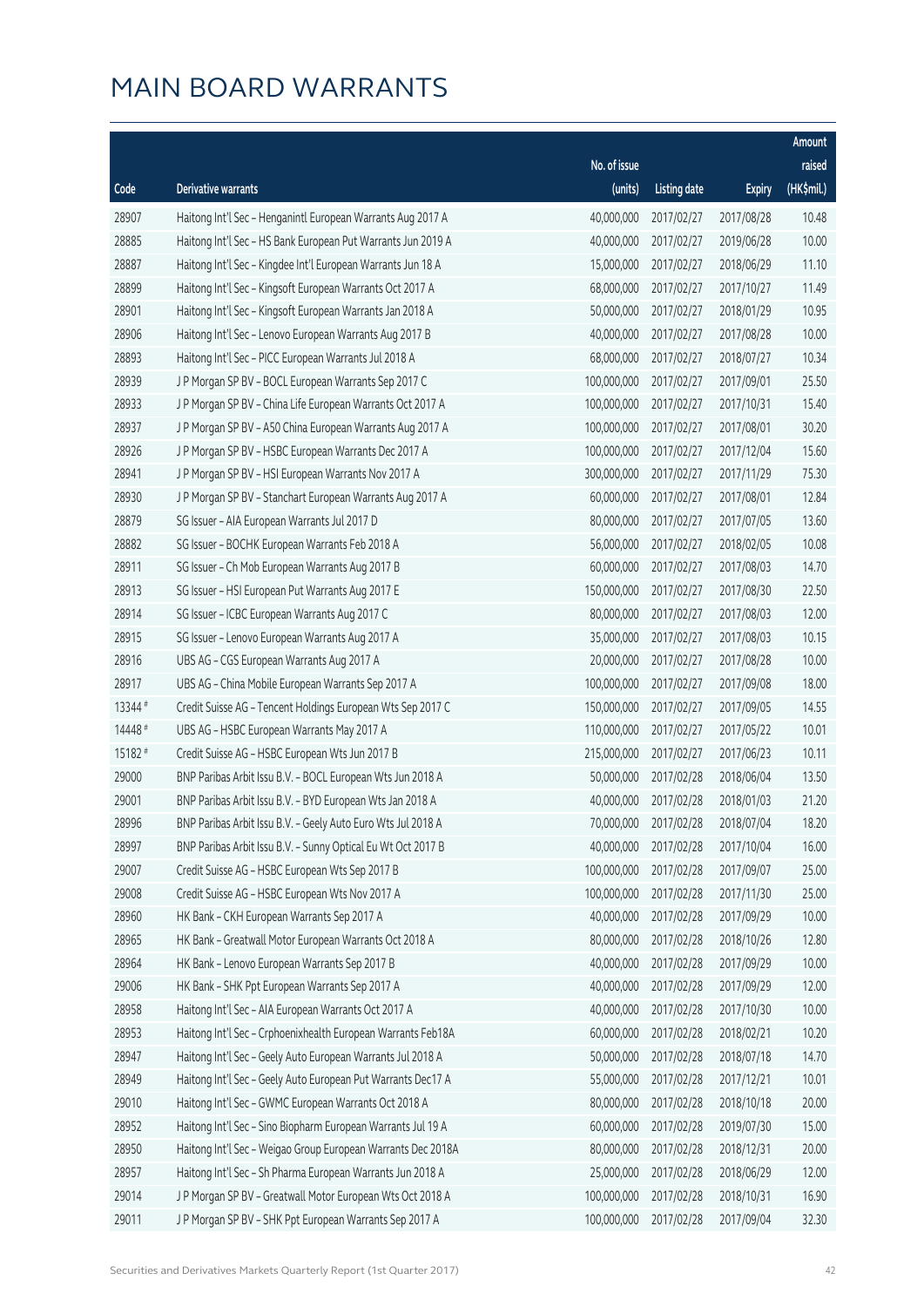# MAIN BOARD WARRANTS

| Code | Derivative warrants | No. of issue (units) | Listing date | Expiry | Amount raised (HK$mil.) |
|---|---|---|---|---|---|
| 28907 | Haitong Int'l Sec – Henganintl European Warrants Aug 2017 A | 40,000,000 | 2017/02/27 | 2017/08/28 | 10.48 |
| 28885 | Haitong Int'l Sec – HS Bank European Put Warrants Jun 2019 A | 40,000,000 | 2017/02/27 | 2019/06/28 | 10.00 |
| 28887 | Haitong Int'l Sec – Kingdee Int'l European Warrants Jun 18 A | 15,000,000 | 2017/02/27 | 2018/06/29 | 11.10 |
| 28899 | Haitong Int'l Sec – Kingsoft European Warrants Oct 2017 A | 68,000,000 | 2017/02/27 | 2017/10/27 | 11.49 |
| 28901 | Haitong Int'l Sec – Kingsoft European Warrants Jan 2018 A | 50,000,000 | 2017/02/27 | 2018/01/29 | 10.95 |
| 28906 | Haitong Int'l Sec – Lenovo European Warrants Aug 2017 B | 40,000,000 | 2017/02/27 | 2017/08/28 | 10.00 |
| 28893 | Haitong Int'l Sec – PICC European Warrants Jul 2018 A | 68,000,000 | 2017/02/27 | 2018/07/27 | 10.34 |
| 28939 | J P Morgan SP BV – BOCL European Warrants Sep 2017 C | 100,000,000 | 2017/02/27 | 2017/09/01 | 25.50 |
| 28933 | J P Morgan SP BV – China Life European Warrants Oct 2017 A | 100,000,000 | 2017/02/27 | 2017/10/31 | 15.40 |
| 28937 | J P Morgan SP BV – A50 China European Warrants Aug 2017 A | 100,000,000 | 2017/02/27 | 2017/08/01 | 30.20 |
| 28926 | J P Morgan SP BV – HSBC European Warrants Dec 2017 A | 100,000,000 | 2017/02/27 | 2017/12/04 | 15.60 |
| 28941 | J P Morgan SP BV – HSI European Warrants Nov 2017 A | 300,000,000 | 2017/02/27 | 2017/11/29 | 75.30 |
| 28930 | J P Morgan SP BV – Stanchart European Warrants Aug 2017 A | 60,000,000 | 2017/02/27 | 2017/08/01 | 12.84 |
| 28879 | SG Issuer – AIA European Warrants Jul 2017 D | 80,000,000 | 2017/02/27 | 2017/07/05 | 13.60 |
| 28882 | SG Issuer – BOCHK European Warrants Feb 2018 A | 56,000,000 | 2017/02/27 | 2018/02/05 | 10.08 |
| 28911 | SG Issuer – Ch Mob European Warrants Aug 2017 B | 60,000,000 | 2017/02/27 | 2017/08/03 | 14.70 |
| 28913 | SG Issuer – HSI European Put Warrants Aug 2017 E | 150,000,000 | 2017/02/27 | 2017/08/30 | 22.50 |
| 28914 | SG Issuer – ICBC European Warrants Aug 2017 C | 80,000,000 | 2017/02/27 | 2017/08/03 | 12.00 |
| 28915 | SG Issuer – Lenovo European Warrants Aug 2017 A | 35,000,000 | 2017/02/27 | 2017/08/03 | 10.15 |
| 28916 | UBS AG – CGS European Warrants Aug 2017 A | 20,000,000 | 2017/02/27 | 2017/08/28 | 10.00 |
| 28917 | UBS AG – China Mobile European Warrants Sep 2017 A | 100,000,000 | 2017/02/27 | 2017/09/08 | 18.00 |
| 13344 # | Credit Suisse AG – Tencent Holdings European Wts Sep 2017 C | 150,000,000 | 2017/02/27 | 2017/09/05 | 14.55 |
| 14448 # | UBS AG – HSBC European Warrants May 2017 A | 110,000,000 | 2017/02/27 | 2017/05/22 | 10.01 |
| 15182 # | Credit Suisse AG – HSBC European Wts Jun 2017 B | 215,000,000 | 2017/02/27 | 2017/06/23 | 10.11 |
| 29000 | BNP Paribas Arbit Issu B.V. – BOCL European Wts Jun 2018 A | 50,000,000 | 2017/02/28 | 2018/06/04 | 13.50 |
| 29001 | BNP Paribas Arbit Issu B.V. – BYD European Wts Jan 2018 A | 40,000,000 | 2017/02/28 | 2018/01/03 | 21.20 |
| 28996 | BNP Paribas Arbit Issu B.V. – Geely Auto Euro Wts Jul 2018 A | 70,000,000 | 2017/02/28 | 2018/07/04 | 18.20 |
| 28997 | BNP Paribas Arbit Issu B.V. – Sunny Optical Eu Wt Oct 2017 B | 40,000,000 | 2017/02/28 | 2017/10/04 | 16.00 |
| 29007 | Credit Suisse AG – HSBC European Wts Sep 2017 B | 100,000,000 | 2017/02/28 | 2017/09/07 | 25.00 |
| 29008 | Credit Suisse AG – HSBC European Wts Nov 2017 A | 100,000,000 | 2017/02/28 | 2017/11/30 | 25.00 |
| 28960 | HK Bank – CKH European Warrants Sep 2017 A | 40,000,000 | 2017/02/28 | 2017/09/29 | 10.00 |
| 28965 | HK Bank – Greatwall Motor European Warrants Oct 2018 A | 80,000,000 | 2017/02/28 | 2018/10/26 | 12.80 |
| 28964 | HK Bank – Lenovo European Warrants Sep 2017 B | 40,000,000 | 2017/02/28 | 2017/09/29 | 10.00 |
| 29006 | HK Bank – SHK Ppt European Warrants Sep 2017 A | 40,000,000 | 2017/02/28 | 2017/09/29 | 12.00 |
| 28958 | Haitong Int'l Sec – AIA European Warrants Oct 2017 A | 40,000,000 | 2017/02/28 | 2017/10/30 | 10.00 |
| 28953 | Haitong Int'l Sec – Crphoenixhealth European Warrants Feb18A | 60,000,000 | 2017/02/28 | 2018/02/21 | 10.20 |
| 28947 | Haitong Int'l Sec – Geely Auto European Warrants Jul 2018 A | 50,000,000 | 2017/02/28 | 2018/07/18 | 14.70 |
| 28949 | Haitong Int'l Sec – Geely Auto European Put Warrants Dec17 A | 55,000,000 | 2017/02/28 | 2017/12/21 | 10.01 |
| 29010 | Haitong Int'l Sec – GWMC European Warrants Oct 2018 A | 80,000,000 | 2017/02/28 | 2018/10/18 | 20.00 |
| 28952 | Haitong Int'l Sec – Sino Biopharm European Warrants Jul 19 A | 60,000,000 | 2017/02/28 | 2019/07/30 | 15.00 |
| 28950 | Haitong Int'l Sec – Weigao Group European Warrants Dec 2018A | 80,000,000 | 2017/02/28 | 2018/12/31 | 20.00 |
| 28957 | Haitong Int'l Sec – Sh Pharma European Warrants Jun 2018 A | 25,000,000 | 2017/02/28 | 2018/06/29 | 12.00 |
| 29014 | J P Morgan SP BV – Greatwall Motor European Wts Oct 2018 A | 100,000,000 | 2017/02/28 | 2018/10/31 | 16.90 |
| 29011 | J P Morgan SP BV – SHK Ppt European Warrants Sep 2017 A | 100,000,000 | 2017/02/28 | 2017/09/04 | 32.30 |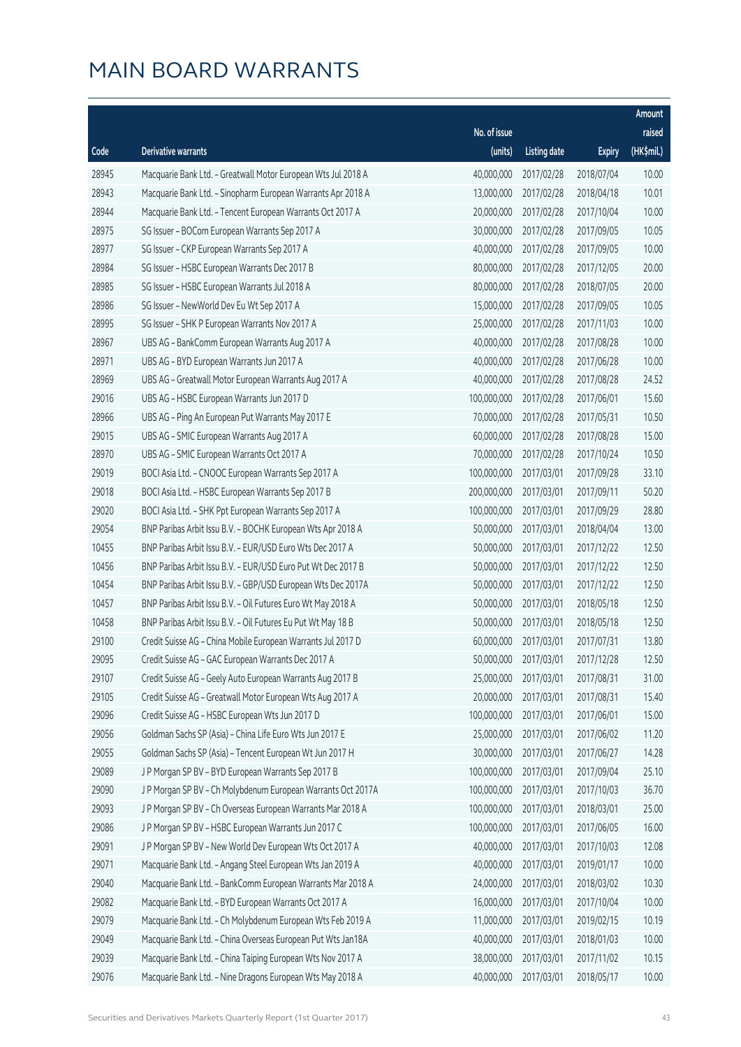# MAIN BOARD WARRANTS

| Code | Derivative warrants | No. of issue (units) | Listing date | Expiry | Amount raised (HK$mil.) |
|---|---|---|---|---|---|
| 28945 | Macquarie Bank Ltd. - Greatwall Motor European Wts Jul 2018 A | 40,000,000 | 2017/02/28 | 2018/07/04 | 10.00 |
| 28943 | Macquarie Bank Ltd. - Sinopharm European Warrants Apr 2018 A | 13,000,000 | 2017/02/28 | 2018/04/18 | 10.01 |
| 28944 | Macquarie Bank Ltd. - Tencent European Warrants Oct 2017 A | 20,000,000 | 2017/02/28 | 2017/10/04 | 10.00 |
| 28975 | SG Issuer - BOCom European Warrants Sep 2017 A | 30,000,000 | 2017/02/28 | 2017/09/05 | 10.05 |
| 28977 | SG Issuer - CKP European Warrants Sep 2017 A | 40,000,000 | 2017/02/28 | 2017/09/05 | 10.00 |
| 28984 | SG Issuer - HSBC European Warrants Dec 2017 B | 80,000,000 | 2017/02/28 | 2017/12/05 | 20.00 |
| 28985 | SG Issuer - HSBC European Warrants Jul 2018 A | 80,000,000 | 2017/02/28 | 2018/07/05 | 20.00 |
| 28986 | SG Issuer - NewWorld Dev Eu Wt Sep 2017 A | 15,000,000 | 2017/02/28 | 2017/09/05 | 10.05 |
| 28995 | SG Issuer - SHK P European Warrants Nov 2017 A | 25,000,000 | 2017/02/28 | 2017/11/03 | 10.00 |
| 28967 | UBS AG - BankComm European Warrants Aug 2017 A | 40,000,000 | 2017/02/28 | 2017/08/28 | 10.00 |
| 28971 | UBS AG - BYD European Warrants Jun 2017 A | 40,000,000 | 2017/02/28 | 2017/06/28 | 10.00 |
| 28969 | UBS AG - Greatwall Motor European Warrants Aug 2017 A | 40,000,000 | 2017/02/28 | 2017/08/28 | 24.52 |
| 29016 | UBS AG - HSBC European Warrants Jun 2017 D | 100,000,000 | 2017/02/28 | 2017/06/01 | 15.60 |
| 28966 | UBS AG - Ping An European Put Warrants May 2017 E | 70,000,000 | 2017/02/28 | 2017/05/31 | 10.50 |
| 29015 | UBS AG - SMIC European Warrants Aug 2017 A | 60,000,000 | 2017/02/28 | 2017/08/28 | 15.00 |
| 28970 | UBS AG - SMIC European Warrants Oct 2017 A | 70,000,000 | 2017/02/28 | 2017/10/24 | 10.50 |
| 29019 | BOCI Asia Ltd. - CNOOC European Warrants Sep 2017 A | 100,000,000 | 2017/03/01 | 2017/09/28 | 33.10 |
| 29018 | BOCI Asia Ltd. - HSBC European Warrants Sep 2017 B | 200,000,000 | 2017/03/01 | 2017/09/11 | 50.20 |
| 29020 | BOCI Asia Ltd. - SHK Ppt European Warrants Sep 2017 A | 100,000,000 | 2017/03/01 | 2017/09/29 | 28.80 |
| 29054 | BNP Paribas Arbit Issu B.V. - BOCHK European Wts Apr 2018 A | 50,000,000 | 2017/03/01 | 2018/04/04 | 13.00 |
| 10455 | BNP Paribas Arbit Issu B.V. - EUR/USD Euro Wts Dec 2017 A | 50,000,000 | 2017/03/01 | 2017/12/22 | 12.50 |
| 10456 | BNP Paribas Arbit Issu B.V. - EUR/USD Euro Put Wt Dec 2017 B | 50,000,000 | 2017/03/01 | 2017/12/22 | 12.50 |
| 10454 | BNP Paribas Arbit Issu B.V. - GBP/USD European Wts Dec 2017A | 50,000,000 | 2017/03/01 | 2017/12/22 | 12.50 |
| 10457 | BNP Paribas Arbit Issu B.V. - Oil Futures Euro Wt May 2018 A | 50,000,000 | 2017/03/01 | 2018/05/18 | 12.50 |
| 10458 | BNP Paribas Arbit Issu B.V. - Oil Futures Eu Put Wt May 18 B | 50,000,000 | 2017/03/01 | 2018/05/18 | 12.50 |
| 29100 | Credit Suisse AG - China Mobile European Warrants Jul 2017 D | 60,000,000 | 2017/03/01 | 2017/07/31 | 13.80 |
| 29095 | Credit Suisse AG - GAC European Warrants Dec 2017 A | 50,000,000 | 2017/03/01 | 2017/12/28 | 12.50 |
| 29107 | Credit Suisse AG - Geely Auto European Warrants Aug 2017 B | 25,000,000 | 2017/03/01 | 2017/08/31 | 31.00 |
| 29105 | Credit Suisse AG - Greatwall Motor European Wts Aug 2017 A | 20,000,000 | 2017/03/01 | 2017/08/31 | 15.40 |
| 29096 | Credit Suisse AG - HSBC European Wts Jun 2017 D | 100,000,000 | 2017/03/01 | 2017/06/01 | 15.00 |
| 29056 | Goldman Sachs SP (Asia) - China Life Euro Wts Jun 2017 E | 25,000,000 | 2017/03/01 | 2017/06/02 | 11.20 |
| 29055 | Goldman Sachs SP (Asia) - Tencent European Wt Jun 2017 H | 30,000,000 | 2017/03/01 | 2017/06/27 | 14.28 |
| 29089 | J P Morgan SP BV - BYD European Warrants Sep 2017 B | 100,000,000 | 2017/03/01 | 2017/09/04 | 25.10 |
| 29090 | J P Morgan SP BV - Ch Molybdenum European Warrants Oct 2017A | 100,000,000 | 2017/03/01 | 2017/10/03 | 36.70 |
| 29093 | J P Morgan SP BV - Ch Overseas European Warrants Mar 2018 A | 100,000,000 | 2017/03/01 | 2018/03/01 | 25.00 |
| 29086 | J P Morgan SP BV - HSBC European Warrants Jun 2017 C | 100,000,000 | 2017/03/01 | 2017/06/05 | 16.00 |
| 29091 | J P Morgan SP BV - New World Dev European Wts Oct 2017 A | 40,000,000 | 2017/03/01 | 2017/10/03 | 12.08 |
| 29071 | Macquarie Bank Ltd. - Angang Steel European Wts Jan 2019 A | 40,000,000 | 2017/03/01 | 2019/01/17 | 10.00 |
| 29040 | Macquarie Bank Ltd. - BankComm European Warrants Mar 2018 A | 24,000,000 | 2017/03/01 | 2018/03/02 | 10.30 |
| 29082 | Macquarie Bank Ltd. - BYD European Warrants Oct 2017 A | 16,000,000 | 2017/03/01 | 2017/10/04 | 10.00 |
| 29079 | Macquarie Bank Ltd. - Ch Molybdenum European Wts Feb 2019 A | 11,000,000 | 2017/03/01 | 2019/02/15 | 10.19 |
| 29049 | Macquarie Bank Ltd. - China Overseas European Put Wts Jan18A | 40,000,000 | 2017/03/01 | 2018/01/03 | 10.00 |
| 29039 | Macquarie Bank Ltd. - China Taiping European Wts Nov 2017 A | 38,000,000 | 2017/03/01 | 2017/11/02 | 10.15 |
| 29076 | Macquarie Bank Ltd. - Nine Dragons European Wts May 2018 A | 40,000,000 | 2017/03/01 | 2018/05/17 | 10.00 |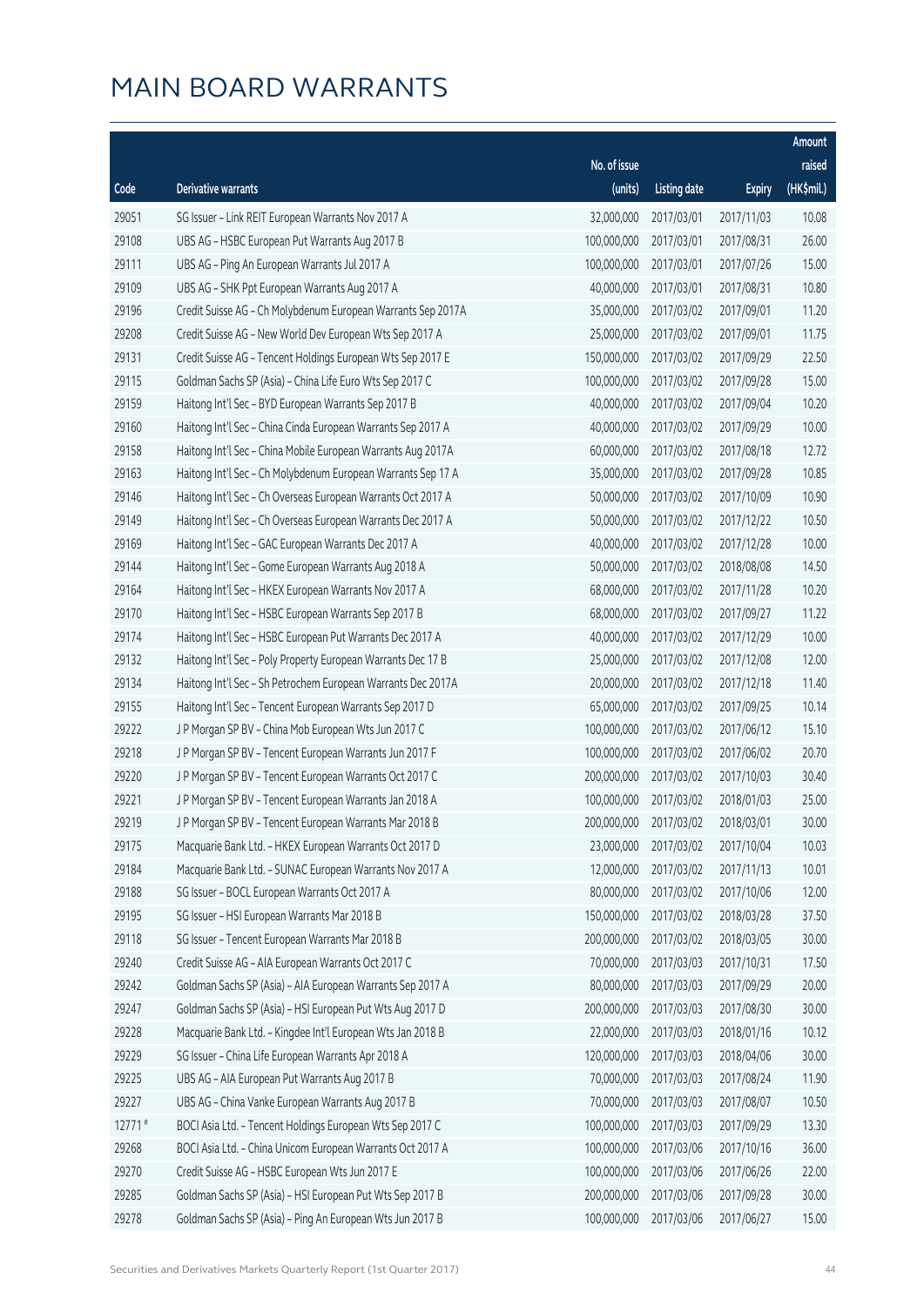# MAIN BOARD WARRANTS

| Code | Derivative warrants | No. of issue (units) | Listing date | Expiry | Amount raised (HK$mil.) |
|---|---|---|---|---|---|
| 29051 | SG Issuer - Link REIT European Warrants Nov 2017 A | 32,000,000 | 2017/03/01 | 2017/11/03 | 10.08 |
| 29108 | UBS AG - HSBC European Put Warrants Aug 2017 B | 100,000,000 | 2017/03/01 | 2017/08/31 | 26.00 |
| 29111 | UBS AG - Ping An European Warrants Jul 2017 A | 100,000,000 | 2017/03/01 | 2017/07/26 | 15.00 |
| 29109 | UBS AG - SHK Ppt European Warrants Aug 2017 A | 40,000,000 | 2017/03/01 | 2017/08/31 | 10.80 |
| 29196 | Credit Suisse AG - Ch Molybdenum European Warrants Sep 2017A | 35,000,000 | 2017/03/02 | 2017/09/01 | 11.20 |
| 29208 | Credit Suisse AG - New World Dev European Wts Sep 2017 A | 25,000,000 | 2017/03/02 | 2017/09/01 | 11.75 |
| 29131 | Credit Suisse AG - Tencent Holdings European Wts Sep 2017 E | 150,000,000 | 2017/03/02 | 2017/09/29 | 22.50 |
| 29115 | Goldman Sachs SP (Asia) - China Life Euro Wts Sep 2017 C | 100,000,000 | 2017/03/02 | 2017/09/28 | 15.00 |
| 29159 | Haitong Int'l Sec - BYD European Warrants Sep 2017 B | 40,000,000 | 2017/03/02 | 2017/09/04 | 10.20 |
| 29160 | Haitong Int'l Sec - China Cinda European Warrants Sep 2017 A | 40,000,000 | 2017/03/02 | 2017/09/29 | 10.00 |
| 29158 | Haitong Int'l Sec - China Mobile European Warrants Aug 2017A | 60,000,000 | 2017/03/02 | 2017/08/18 | 12.72 |
| 29163 | Haitong Int'l Sec - Ch Molybdenum European Warrants Sep 17 A | 35,000,000 | 2017/03/02 | 2017/09/28 | 10.85 |
| 29146 | Haitong Int'l Sec - Ch Overseas European Warrants Oct 2017 A | 50,000,000 | 2017/03/02 | 2017/10/09 | 10.90 |
| 29149 | Haitong Int'l Sec - Ch Overseas European Warrants Dec 2017 A | 50,000,000 | 2017/03/02 | 2017/12/22 | 10.50 |
| 29169 | Haitong Int'l Sec - GAC European Warrants Dec 2017 A | 40,000,000 | 2017/03/02 | 2017/12/28 | 10.00 |
| 29144 | Haitong Int'l Sec - Gome European Warrants Aug 2018 A | 50,000,000 | 2017/03/02 | 2018/08/08 | 14.50 |
| 29164 | Haitong Int'l Sec - HKEX European Warrants Nov 2017 A | 68,000,000 | 2017/03/02 | 2017/11/28 | 10.20 |
| 29170 | Haitong Int'l Sec - HSBC European Warrants Sep 2017 B | 68,000,000 | 2017/03/02 | 2017/09/27 | 11.22 |
| 29174 | Haitong Int'l Sec - HSBC European Put Warrants Dec 2017 A | 40,000,000 | 2017/03/02 | 2017/12/29 | 10.00 |
| 29132 | Haitong Int'l Sec - Poly Property European Warrants Dec 17 B | 25,000,000 | 2017/03/02 | 2017/12/08 | 12.00 |
| 29134 | Haitong Int'l Sec - Sh Petrochem European Warrants Dec 2017A | 20,000,000 | 2017/03/02 | 2017/12/18 | 11.40 |
| 29155 | Haitong Int'l Sec - Tencent European Warrants Sep 2017 D | 65,000,000 | 2017/03/02 | 2017/09/25 | 10.14 |
| 29222 | J P Morgan SP BV - China Mob European Wts Jun 2017 C | 100,000,000 | 2017/03/02 | 2017/06/12 | 15.10 |
| 29218 | J P Morgan SP BV - Tencent European Warrants Jun 2017 F | 100,000,000 | 2017/03/02 | 2017/06/02 | 20.70 |
| 29220 | J P Morgan SP BV - Tencent European Warrants Oct 2017 C | 200,000,000 | 2017/03/02 | 2017/10/03 | 30.40 |
| 29221 | J P Morgan SP BV - Tencent European Warrants Jan 2018 A | 100,000,000 | 2017/03/02 | 2018/01/03 | 25.00 |
| 29219 | J P Morgan SP BV - Tencent European Warrants Mar 2018 B | 200,000,000 | 2017/03/02 | 2018/03/01 | 30.00 |
| 29175 | Macquarie Bank Ltd. - HKEX European Warrants Oct 2017 D | 23,000,000 | 2017/03/02 | 2017/10/04 | 10.03 |
| 29184 | Macquarie Bank Ltd. - SUNAC European Warrants Nov 2017 A | 12,000,000 | 2017/03/02 | 2017/11/13 | 10.01 |
| 29188 | SG Issuer - BOCL European Warrants Oct 2017 A | 80,000,000 | 2017/03/02 | 2017/10/06 | 12.00 |
| 29195 | SG Issuer - HSI European Warrants Mar 2018 B | 150,000,000 | 2017/03/02 | 2018/03/28 | 37.50 |
| 29118 | SG Issuer - Tencent European Warrants Mar 2018 B | 200,000,000 | 2017/03/02 | 2018/03/05 | 30.00 |
| 29240 | Credit Suisse AG - AIA European Warrants Oct 2017 C | 70,000,000 | 2017/03/03 | 2017/10/31 | 17.50 |
| 29242 | Goldman Sachs SP (Asia) - AIA European Warrants Sep 2017 A | 80,000,000 | 2017/03/03 | 2017/09/29 | 20.00 |
| 29247 | Goldman Sachs SP (Asia) - HSI European Put Wts Aug 2017 D | 200,000,000 | 2017/03/03 | 2017/08/30 | 30.00 |
| 29228 | Macquarie Bank Ltd. - Kingdee Int'l European Wts Jan 2018 B | 22,000,000 | 2017/03/03 | 2018/01/16 | 10.12 |
| 29229 | SG Issuer - China Life European Warrants Apr 2018 A | 120,000,000 | 2017/03/03 | 2018/04/06 | 30.00 |
| 29225 | UBS AG - AIA European Put Warrants Aug 2017 B | 70,000,000 | 2017/03/03 | 2017/08/24 | 11.90 |
| 29227 | UBS AG - China Vanke European Warrants Aug 2017 B | 70,000,000 | 2017/03/03 | 2017/08/07 | 10.50 |
| 12771 # | BOCI Asia Ltd. - Tencent Holdings European Wts Sep 2017 C | 100,000,000 | 2017/03/03 | 2017/09/29 | 13.30 |
| 29268 | BOCI Asia Ltd. - China Unicom European Warrants Oct 2017 A | 100,000,000 | 2017/03/06 | 2017/10/16 | 36.00 |
| 29270 | Credit Suisse AG - HSBC European Wts Jun 2017 E | 100,000,000 | 2017/03/06 | 2017/06/26 | 22.00 |
| 29285 | Goldman Sachs SP (Asia) - HSI European Put Wts Sep 2017 B | 200,000,000 | 2017/03/06 | 2017/09/28 | 30.00 |
| 29278 | Goldman Sachs SP (Asia) - Ping An European Wts Jun 2017 B | 100,000,000 | 2017/03/06 | 2017/06/27 | 15.00 |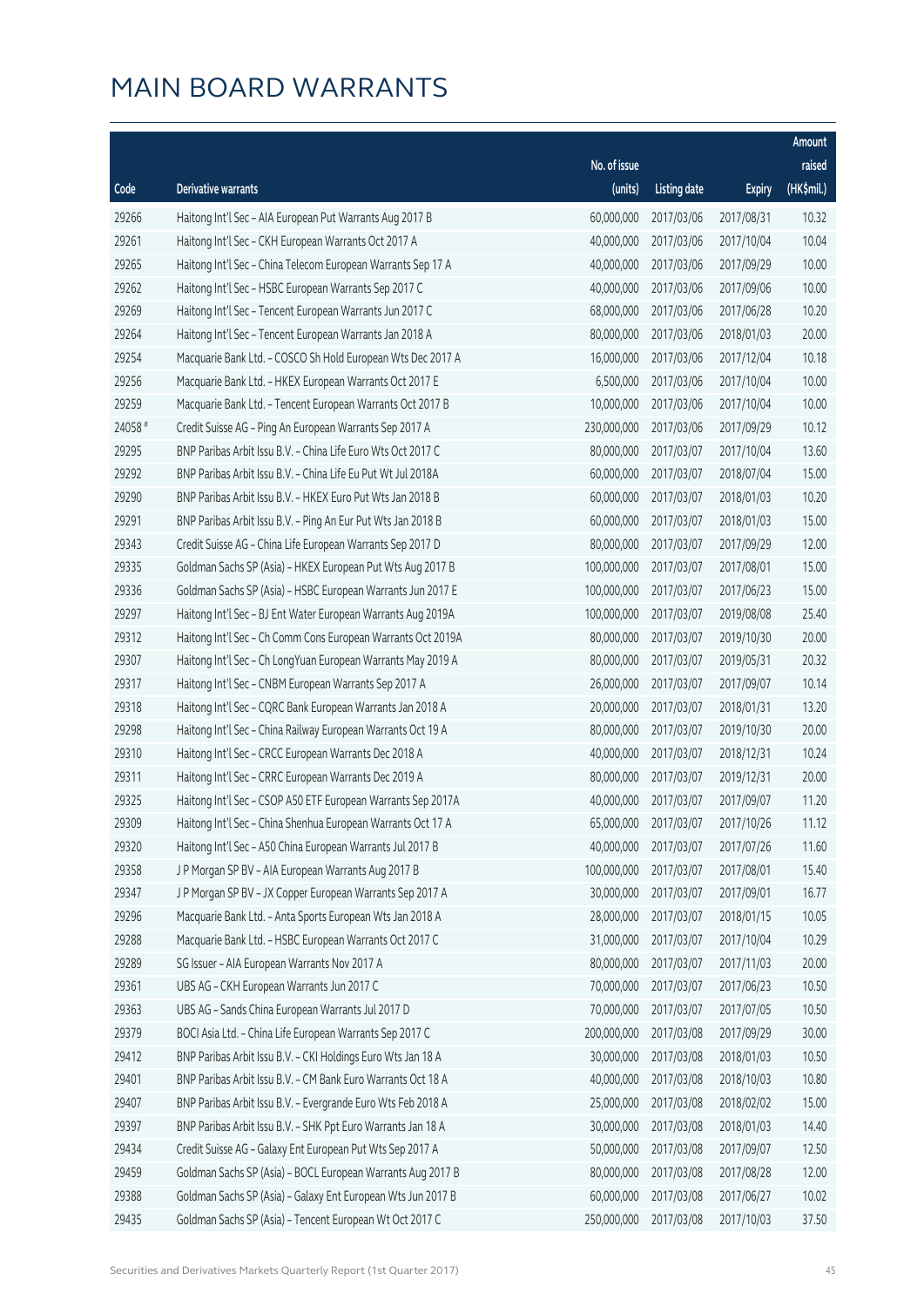# MAIN BOARD WARRANTS

| Code | Derivative warrants | No. of issue (units) | Listing date | Expiry | Amount raised (HK$mil.) |
|---|---|---|---|---|---|
| 29266 | Haitong Int'l Sec – AIA European Put Warrants Aug 2017 B | 60,000,000 | 2017/03/06 | 2017/08/31 | 10.32 |
| 29261 | Haitong Int'l Sec – CKH European Warrants Oct 2017 A | 40,000,000 | 2017/03/06 | 2017/10/04 | 10.04 |
| 29265 | Haitong Int'l Sec – China Telecom European Warrants Sep 17 A | 40,000,000 | 2017/03/06 | 2017/09/29 | 10.00 |
| 29262 | Haitong Int'l Sec – HSBC European Warrants Sep 2017 C | 40,000,000 | 2017/03/06 | 2017/09/06 | 10.00 |
| 29269 | Haitong Int'l Sec – Tencent European Warrants Jun 2017 C | 68,000,000 | 2017/03/06 | 2017/06/28 | 10.20 |
| 29264 | Haitong Int'l Sec – Tencent European Warrants Jan 2018 A | 80,000,000 | 2017/03/06 | 2018/01/03 | 20.00 |
| 29254 | Macquarie Bank Ltd. – COSCO Sh Hold European Wts Dec 2017 A | 16,000,000 | 2017/03/06 | 2017/12/04 | 10.18 |
| 29256 | Macquarie Bank Ltd. – HKEX European Warrants Oct 2017 E | 6,500,000 | 2017/03/06 | 2017/10/04 | 10.00 |
| 29259 | Macquarie Bank Ltd. – Tencent European Warrants Oct 2017 B | 10,000,000 | 2017/03/06 | 2017/10/04 | 10.00 |
| 24058 # | Credit Suisse AG – Ping An European Warrants Sep 2017 A | 230,000,000 | 2017/03/06 | 2017/09/29 | 10.12 |
| 29295 | BNP Paribas Arbit Issu B.V. – China Life Euro Wts Oct 2017 C | 80,000,000 | 2017/03/07 | 2017/10/04 | 13.60 |
| 29292 | BNP Paribas Arbit Issu B.V. – China Life Eu Put Wt Jul 2018A | 60,000,000 | 2017/03/07 | 2018/07/04 | 15.00 |
| 29290 | BNP Paribas Arbit Issu B.V. – HKEX Euro Put Wts Jan 2018 B | 60,000,000 | 2017/03/07 | 2018/01/03 | 10.20 |
| 29291 | BNP Paribas Arbit Issu B.V. – Ping An Eur Put Wts Jan 2018 B | 60,000,000 | 2017/03/07 | 2018/01/03 | 15.00 |
| 29343 | Credit Suisse AG – China Life European Warrants Sep 2017 D | 80,000,000 | 2017/03/07 | 2017/09/29 | 12.00 |
| 29335 | Goldman Sachs SP (Asia) – HKEX European Put Wts Aug 2017 B | 100,000,000 | 2017/03/07 | 2017/08/01 | 15.00 |
| 29336 | Goldman Sachs SP (Asia) – HSBC European Warrants Jun 2017 E | 100,000,000 | 2017/03/07 | 2017/06/23 | 15.00 |
| 29297 | Haitong Int'l Sec – BJ Ent Water European Warrants Aug 2019A | 100,000,000 | 2017/03/07 | 2019/08/08 | 25.40 |
| 29312 | Haitong Int'l Sec – Ch Comm Cons European Warrants Oct 2019A | 80,000,000 | 2017/03/07 | 2019/10/30 | 20.00 |
| 29307 | Haitong Int'l Sec – Ch LongYuan European Warrants May 2019 A | 80,000,000 | 2017/03/07 | 2019/05/31 | 20.32 |
| 29317 | Haitong Int'l Sec – CNBM European Warrants Sep 2017 A | 26,000,000 | 2017/03/07 | 2017/09/07 | 10.14 |
| 29318 | Haitong Int'l Sec – CQRC Bank European Warrants Jan 2018 A | 20,000,000 | 2017/03/07 | 2018/01/31 | 13.20 |
| 29298 | Haitong Int'l Sec – China Railway European Warrants Oct 19 A | 80,000,000 | 2017/03/07 | 2019/10/30 | 20.00 |
| 29310 | Haitong Int'l Sec – CRCC European Warrants Dec 2018 A | 40,000,000 | 2017/03/07 | 2018/12/31 | 10.24 |
| 29311 | Haitong Int'l Sec – CRRC European Warrants Dec 2019 A | 80,000,000 | 2017/03/07 | 2019/12/31 | 20.00 |
| 29325 | Haitong Int'l Sec – CSOP A50 ETF European Warrants Sep 2017A | 40,000,000 | 2017/03/07 | 2017/09/07 | 11.20 |
| 29309 | Haitong Int'l Sec – China Shenhua European Warrants Oct 17 A | 65,000,000 | 2017/03/07 | 2017/10/26 | 11.12 |
| 29320 | Haitong Int'l Sec – A50 China European Warrants Jul 2017 B | 40,000,000 | 2017/03/07 | 2017/07/26 | 11.60 |
| 29358 | J P Morgan SP BV – AIA European Warrants Aug 2017 B | 100,000,000 | 2017/03/07 | 2017/08/01 | 15.40 |
| 29347 | J P Morgan SP BV – JX Copper European Warrants Sep 2017 A | 30,000,000 | 2017/03/07 | 2017/09/01 | 16.77 |
| 29296 | Macquarie Bank Ltd. – Anta Sports European Wts Jan 2018 A | 28,000,000 | 2017/03/07 | 2018/01/15 | 10.05 |
| 29288 | Macquarie Bank Ltd. – HSBC European Warrants Oct 2017 C | 31,000,000 | 2017/03/07 | 2017/10/04 | 10.29 |
| 29289 | SG Issuer – AIA European Warrants Nov 2017 A | 80,000,000 | 2017/03/07 | 2017/11/03 | 20.00 |
| 29361 | UBS AG – CKH European Warrants Jun 2017 C | 70,000,000 | 2017/03/07 | 2017/06/23 | 10.50 |
| 29363 | UBS AG – Sands China European Warrants Jul 2017 D | 70,000,000 | 2017/03/07 | 2017/07/05 | 10.50 |
| 29379 | BOCI Asia Ltd. – China Life European Warrants Sep 2017 C | 200,000,000 | 2017/03/08 | 2017/09/29 | 30.00 |
| 29412 | BNP Paribas Arbit Issu B.V. – CKI Holdings Euro Wts Jan 18 A | 30,000,000 | 2017/03/08 | 2018/01/03 | 10.50 |
| 29401 | BNP Paribas Arbit Issu B.V. – CM Bank Euro Warrants Oct 18 A | 40,000,000 | 2017/03/08 | 2018/10/03 | 10.80 |
| 29407 | BNP Paribas Arbit Issu B.V. – Evergrande Euro Wts Feb 2018 A | 25,000,000 | 2017/03/08 | 2018/02/02 | 15.00 |
| 29397 | BNP Paribas Arbit Issu B.V. – SHK Ppt Euro Warrants Jan 18 A | 30,000,000 | 2017/03/08 | 2018/01/03 | 14.40 |
| 29434 | Credit Suisse AG – Galaxy Ent European Put Wts Sep 2017 A | 50,000,000 | 2017/03/08 | 2017/09/07 | 12.50 |
| 29459 | Goldman Sachs SP (Asia) – BOCL European Warrants Aug 2017 B | 80,000,000 | 2017/03/08 | 2017/08/28 | 12.00 |
| 29388 | Goldman Sachs SP (Asia) – Galaxy Ent European Wts Jun 2017 B | 60,000,000 | 2017/03/08 | 2017/06/27 | 10.02 |
| 29435 | Goldman Sachs SP (Asia) – Tencent European Wt Oct 2017 C | 250,000,000 | 2017/03/08 | 2017/10/03 | 37.50 |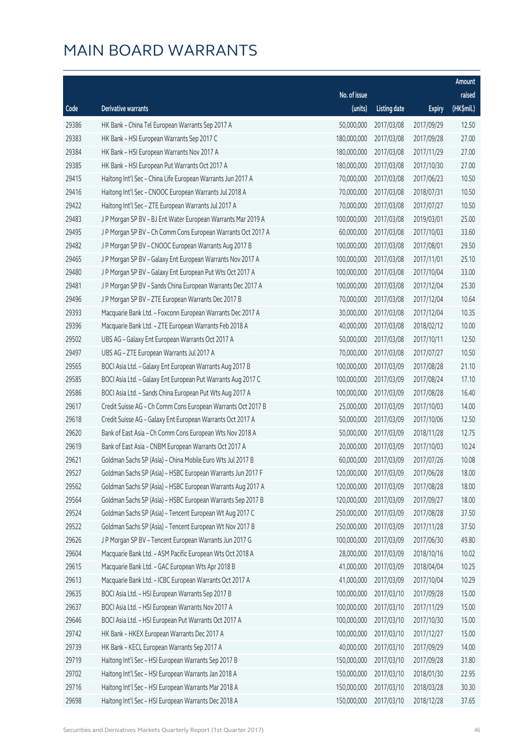# MAIN BOARD WARRANTS

| Code | Derivative warrants | No. of issue (units) | Listing date | Expiry | Amount raised (HK$mil.) |
|---|---|---|---|---|---|
| 29386 | HK Bank – China Tel European Warrants Sep 2017 A | 50,000,000 | 2017/03/08 | 2017/09/29 | 12.50 |
| 29383 | HK Bank – HSI European Warrants Sep 2017 C | 180,000,000 | 2017/03/08 | 2017/09/28 | 27.00 |
| 29384 | HK Bank – HSI European Warrants Nov 2017 A | 180,000,000 | 2017/03/08 | 2017/11/29 | 27.00 |
| 29385 | HK Bank – HSI European Put Warrants Oct 2017 A | 180,000,000 | 2017/03/08 | 2017/10/30 | 27.00 |
| 29415 | Haitong Int'l Sec – China Life European Warrants Jun 2017 A | 70,000,000 | 2017/03/08 | 2017/06/23 | 10.50 |
| 29416 | Haitong Int'l Sec – CNOOC European Warrants Jul 2018 A | 70,000,000 | 2017/03/08 | 2018/07/31 | 10.50 |
| 29422 | Haitong Int'l Sec – ZTE European Warrants Jul 2017 A | 70,000,000 | 2017/03/08 | 2017/07/27 | 10.50 |
| 29483 | J P Morgan SP BV – BJ Ent Water European Warrants Mar 2019 A | 100,000,000 | 2017/03/08 | 2019/03/01 | 25.00 |
| 29495 | J P Morgan SP BV – Ch Comm Cons European Warrants Oct 2017 A | 60,000,000 | 2017/03/08 | 2017/10/03 | 33.60 |
| 29482 | J P Morgan SP BV – CNOOC European Warrants Aug 2017 B | 100,000,000 | 2017/03/08 | 2017/08/01 | 29.50 |
| 29465 | J P Morgan SP BV – Galaxy Ent European Warrants Nov 2017 A | 100,000,000 | 2017/03/08 | 2017/11/01 | 25.10 |
| 29480 | J P Morgan SP BV – Galaxy Ent European Put Wts Oct 2017 A | 100,000,000 | 2017/03/08 | 2017/10/04 | 33.00 |
| 29481 | J P Morgan SP BV – Sands China European Warrants Dec 2017 A | 100,000,000 | 2017/03/08 | 2017/12/04 | 25.30 |
| 29496 | J P Morgan SP BV – ZTE European Warrants Dec 2017 B | 70,000,000 | 2017/03/08 | 2017/12/04 | 10.64 |
| 29393 | Macquarie Bank Ltd. – Foxconn European Warrants Dec 2017 A | 30,000,000 | 2017/03/08 | 2017/12/04 | 10.35 |
| 29396 | Macquarie Bank Ltd. – ZTE European Warrants Feb 2018 A | 40,000,000 | 2017/03/08 | 2018/02/12 | 10.00 |
| 29502 | UBS AG – Galaxy Ent European Warrants Oct 2017 A | 50,000,000 | 2017/03/08 | 2017/10/11 | 12.50 |
| 29497 | UBS AG – ZTE European Warrants Jul 2017 A | 70,000,000 | 2017/03/08 | 2017/07/27 | 10.50 |
| 29565 | BOCI Asia Ltd. – Galaxy Ent European Warrants Aug 2017 B | 100,000,000 | 2017/03/09 | 2017/08/28 | 21.10 |
| 29585 | BOCI Asia Ltd. – Galaxy Ent European Put Warrants Aug 2017 C | 100,000,000 | 2017/03/09 | 2017/08/24 | 17.10 |
| 29586 | BOCI Asia Ltd. – Sands China European Put Wts Aug 2017 A | 100,000,000 | 2017/03/09 | 2017/08/28 | 16.40 |
| 29617 | Credit Suisse AG – Ch Comm Cons European Warrants Oct 2017 B | 25,000,000 | 2017/03/09 | 2017/10/03 | 14.00 |
| 29618 | Credit Suisse AG – Galaxy Ent European Warrants Oct 2017 A | 50,000,000 | 2017/03/09 | 2017/10/06 | 12.50 |
| 29620 | Bank of East Asia – Ch Comm Cons European Wts Nov 2018 A | 50,000,000 | 2017/03/09 | 2018/11/28 | 12.75 |
| 29619 | Bank of East Asia – CNBM European Warrants Oct 2017 A | 20,000,000 | 2017/03/09 | 2017/10/03 | 10.24 |
| 29621 | Goldman Sachs SP (Asia) – China Mobile Euro Wts Jul 2017 B | 60,000,000 | 2017/03/09 | 2017/07/26 | 10.08 |
| 29527 | Goldman Sachs SP (Asia) – HSBC European Warrants Jun 2017 F | 120,000,000 | 2017/03/09 | 2017/06/28 | 18.00 |
| 29562 | Goldman Sachs SP (Asia) – HSBC European Warrants Aug 2017 A | 120,000,000 | 2017/03/09 | 2017/08/28 | 18.00 |
| 29564 | Goldman Sachs SP (Asia) – HSBC European Warrants Sep 2017 B | 120,000,000 | 2017/03/09 | 2017/09/27 | 18.00 |
| 29524 | Goldman Sachs SP (Asia) – Tencent European Wt Aug 2017 C | 250,000,000 | 2017/03/09 | 2017/08/28 | 37.50 |
| 29522 | Goldman Sachs SP (Asia) – Tencent European Wt Nov 2017 B | 250,000,000 | 2017/03/09 | 2017/11/28 | 37.50 |
| 29626 | J P Morgan SP BV – Tencent European Warrants Jun 2017 G | 100,000,000 | 2017/03/09 | 2017/06/30 | 49.80 |
| 29604 | Macquarie Bank Ltd. – ASM Pacific European Wts Oct 2018 A | 28,000,000 | 2017/03/09 | 2018/10/16 | 10.02 |
| 29615 | Macquarie Bank Ltd. – GAC European Wts Apr 2018 B | 41,000,000 | 2017/03/09 | 2018/04/04 | 10.25 |
| 29613 | Macquarie Bank Ltd. – ICBC European Warrants Oct 2017 A | 41,000,000 | 2017/03/09 | 2017/10/04 | 10.29 |
| 29635 | BOCI Asia Ltd. – HSI European Warrants Sep 2017 B | 100,000,000 | 2017/03/10 | 2017/09/28 | 15.00 |
| 29637 | BOCI Asia Ltd. – HSI European Warrants Nov 2017 A | 100,000,000 | 2017/03/10 | 2017/11/29 | 15.00 |
| 29646 | BOCI Asia Ltd. – HSI European Put Warrants Oct 2017 A | 100,000,000 | 2017/03/10 | 2017/10/30 | 15.00 |
| 29742 | HK Bank – HKEX European Warrants Dec 2017 A | 100,000,000 | 2017/03/10 | 2017/12/27 | 15.00 |
| 29739 | HK Bank – KECL European Warrants Sep 2017 A | 40,000,000 | 2017/03/10 | 2017/09/29 | 14.00 |
| 29719 | Haitong Int'l Sec – HSI European Warrants Sep 2017 B | 150,000,000 | 2017/03/10 | 2017/09/28 | 31.80 |
| 29702 | Haitong Int'l Sec – HSI European Warrants Jan 2018 A | 150,000,000 | 2017/03/10 | 2018/01/30 | 22.95 |
| 29716 | Haitong Int'l Sec – HSI European Warrants Mar 2018 A | 150,000,000 | 2017/03/10 | 2018/03/28 | 30.30 |
| 29698 | Haitong Int'l Sec – HSI European Warrants Dec 2018 A | 150,000,000 | 2017/03/10 | 2018/12/28 | 37.65 |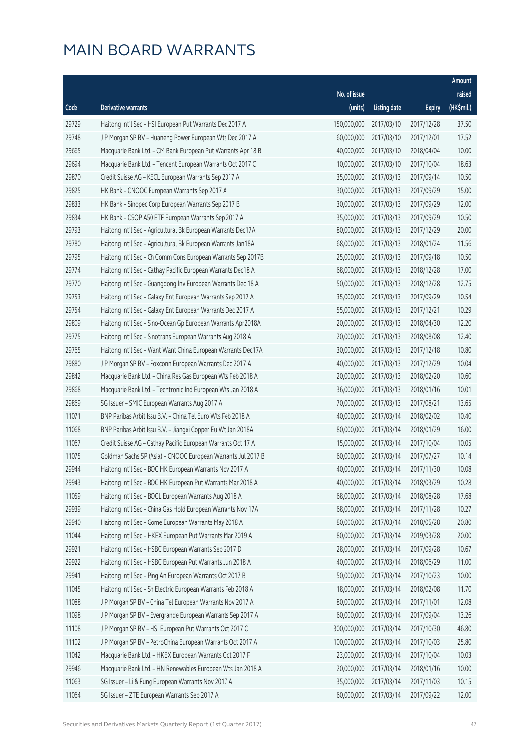# MAIN BOARD WARRANTS

| Code | Derivative warrants | No. of issue (units) | Listing date | Expiry | Amount raised (HK$mil.) |
|---|---|---|---|---|---|
| 29729 | Haitong Int'l Sec – HSI European Put Warrants Dec 2017 A | 150,000,000 | 2017/03/10 | 2017/12/28 | 37.50 |
| 29748 | J P Morgan SP BV – Huaneng Power European Wts Dec 2017 A | 60,000,000 | 2017/03/10 | 2017/12/01 | 17.52 |
| 29665 | Macquarie Bank Ltd. – CM Bank European Put Warrants Apr 18 B | 40,000,000 | 2017/03/10 | 2018/04/04 | 10.00 |
| 29694 | Macquarie Bank Ltd. – Tencent European Warrants Oct 2017 C | 10,000,000 | 2017/03/10 | 2017/10/04 | 18.63 |
| 29870 | Credit Suisse AG – KECL European Warrants Sep 2017 A | 35,000,000 | 2017/03/13 | 2017/09/14 | 10.50 |
| 29825 | HK Bank – CNOOC European Warrants Sep 2017 A | 30,000,000 | 2017/03/13 | 2017/09/29 | 15.00 |
| 29833 | HK Bank – Sinopec Corp European Warrants Sep 2017 B | 30,000,000 | 2017/03/13 | 2017/09/29 | 12.00 |
| 29834 | HK Bank – CSOP A50 ETF European Warrants Sep 2017 A | 35,000,000 | 2017/03/13 | 2017/09/29 | 10.50 |
| 29793 | Haitong Int'l Sec – Agricultural Bk European Warrants Dec17A | 80,000,000 | 2017/03/13 | 2017/12/29 | 20.00 |
| 29780 | Haitong Int'l Sec – Agricultural Bk European Warrants Jan18A | 68,000,000 | 2017/03/13 | 2018/01/24 | 11.56 |
| 29795 | Haitong Int'l Sec – Ch Comm Cons European Warrants Sep 2017B | 25,000,000 | 2017/03/13 | 2017/09/18 | 10.50 |
| 29774 | Haitong Int'l Sec – Cathay Pacific European Warrants Dec18 A | 68,000,000 | 2017/03/13 | 2018/12/28 | 17.00 |
| 29770 | Haitong Int'l Sec – Guangdong Inv European Warrants Dec 18 A | 50,000,000 | 2017/03/13 | 2018/12/28 | 12.75 |
| 29753 | Haitong Int'l Sec – Galaxy Ent European Warrants Sep 2017 A | 35,000,000 | 2017/03/13 | 2017/09/29 | 10.54 |
| 29754 | Haitong Int'l Sec – Galaxy Ent European Warrants Dec 2017 A | 55,000,000 | 2017/03/13 | 2017/12/21 | 10.29 |
| 29809 | Haitong Int'l Sec – Sino-Ocean Gp European Warrants Apr2018A | 20,000,000 | 2017/03/13 | 2018/04/30 | 12.20 |
| 29775 | Haitong Int'l Sec – Sinotrans European Warrants Aug 2018 A | 20,000,000 | 2017/03/13 | 2018/08/08 | 12.40 |
| 29765 | Haitong Int'l Sec – Want Want China European Warrants Dec17A | 30,000,000 | 2017/03/13 | 2017/12/18 | 10.80 |
| 29880 | J P Morgan SP BV – Foxconn European Warrants Dec 2017 A | 40,000,000 | 2017/03/13 | 2017/12/29 | 10.04 |
| 29842 | Macquarie Bank Ltd. – China Res Gas European Wts Feb 2018 A | 20,000,000 | 2017/03/13 | 2018/02/20 | 10.60 |
| 29868 | Macquarie Bank Ltd. – Techtronic Ind European Wts Jan 2018 A | 36,000,000 | 2017/03/13 | 2018/01/16 | 10.01 |
| 29869 | SG Issuer – SMIC European Warrants Aug 2017 A | 70,000,000 | 2017/03/13 | 2017/08/21 | 13.65 |
| 11071 | BNP Paribas Arbit Issu B.V. – China Tel Euro Wts Feb 2018 A | 40,000,000 | 2017/03/14 | 2018/02/02 | 10.40 |
| 11068 | BNP Paribas Arbit Issu B.V. – Jiangxi Copper Eu Wt Jan 2018A | 80,000,000 | 2017/03/14 | 2018/01/29 | 16.00 |
| 11067 | Credit Suisse AG – Cathay Pacific European Warrants Oct 17 A | 15,000,000 | 2017/03/14 | 2017/10/04 | 10.05 |
| 11075 | Goldman Sachs SP (Asia) – CNOOC European Warrants Jul 2017 B | 60,000,000 | 2017/03/14 | 2017/07/27 | 10.14 |
| 29944 | Haitong Int'l Sec – BOC HK European Warrants Nov 2017 A | 40,000,000 | 2017/03/14 | 2017/11/30 | 10.08 |
| 29943 | Haitong Int'l Sec – BOC HK European Put Warrants Mar 2018 A | 40,000,000 | 2017/03/14 | 2018/03/29 | 10.28 |
| 11059 | Haitong Int'l Sec – BOCL European Warrants Aug 2018 A | 68,000,000 | 2017/03/14 | 2018/08/28 | 17.68 |
| 29939 | Haitong Int'l Sec – China Gas Hold European Warrants Nov 17A | 68,000,000 | 2017/03/14 | 2017/11/28 | 10.27 |
| 29940 | Haitong Int'l Sec – Gome European Warrants May 2018 A | 80,000,000 | 2017/03/14 | 2018/05/28 | 20.80 |
| 11044 | Haitong Int'l Sec – HKEX European Put Warrants Mar 2019 A | 80,000,000 | 2017/03/14 | 2019/03/28 | 20.00 |
| 29921 | Haitong Int'l Sec – HSBC European Warrants Sep 2017 D | 28,000,000 | 2017/03/14 | 2017/09/28 | 10.67 |
| 29922 | Haitong Int'l Sec – HSBC European Put Warrants Jun 2018 A | 40,000,000 | 2017/03/14 | 2018/06/29 | 11.00 |
| 29941 | Haitong Int'l Sec – Ping An European Warrants Oct 2017 B | 50,000,000 | 2017/03/14 | 2017/10/23 | 10.00 |
| 11045 | Haitong Int'l Sec – Sh Electric European Warrants Feb 2018 A | 18,000,000 | 2017/03/14 | 2018/02/08 | 11.70 |
| 11088 | J P Morgan SP BV – China Tel European Warrants Nov 2017 A | 80,000,000 | 2017/03/14 | 2017/11/01 | 12.08 |
| 11098 | J P Morgan SP BV – Evergrande European Warrants Sep 2017 A | 60,000,000 | 2017/03/14 | 2017/09/04 | 13.26 |
| 11108 | J P Morgan SP BV – HSI European Put Warrants Oct 2017 C | 300,000,000 | 2017/03/14 | 2017/10/30 | 46.80 |
| 11102 | J P Morgan SP BV – PetroChina European Warrants Oct 2017 A | 100,000,000 | 2017/03/14 | 2017/10/03 | 25.80 |
| 11042 | Macquarie Bank Ltd. – HKEX European Warrants Oct 2017 F | 23,000,000 | 2017/03/14 | 2017/10/04 | 10.03 |
| 29946 | Macquarie Bank Ltd. – HN Renewables European Wts Jan 2018 A | 20,000,000 | 2017/03/14 | 2018/01/16 | 10.00 |
| 11063 | SG Issuer – Li & Fung European Warrants Nov 2017 A | 35,000,000 | 2017/03/14 | 2017/11/03 | 10.15 |
| 11064 | SG Issuer – ZTE European Warrants Sep 2017 A | 60,000,000 | 2017/03/14 | 2017/09/22 | 12.00 |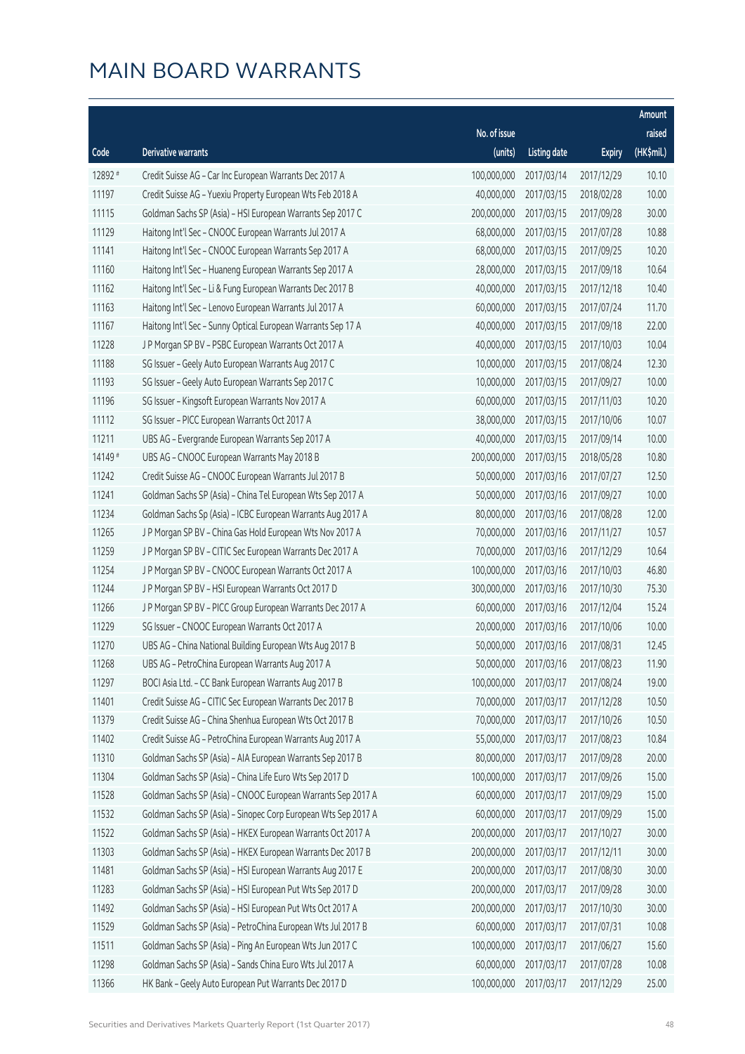# MAIN BOARD WARRANTS

| Code | Derivative warrants | No. of issue (units) | Listing date | Expiry | Amount raised (HK$mil.) |
|---|---|---|---|---|---|
| 12892 # | Credit Suisse AG - Car Inc European Warrants Dec 2017 A | 100,000,000 | 2017/03/14 | 2017/12/29 | 10.10 |
| 11197 | Credit Suisse AG - Yuexiu Property European Wts Feb 2018 A | 40,000,000 | 2017/03/15 | 2018/02/28 | 10.00 |
| 11115 | Goldman Sachs SP (Asia) - HSI European Warrants Sep 2017 C | 200,000,000 | 2017/03/15 | 2017/09/28 | 30.00 |
| 11129 | Haitong Int'l Sec - CNOOC European Warrants Jul 2017 A | 68,000,000 | 2017/03/15 | 2017/07/28 | 10.88 |
| 11141 | Haitong Int'l Sec - CNOOC European Warrants Sep 2017 A | 68,000,000 | 2017/03/15 | 2017/09/25 | 10.20 |
| 11160 | Haitong Int'l Sec - Huaneng European Warrants Sep 2017 A | 28,000,000 | 2017/03/15 | 2017/09/18 | 10.64 |
| 11162 | Haitong Int'l Sec - Li & Fung European Warrants Dec 2017 B | 40,000,000 | 2017/03/15 | 2017/12/18 | 10.40 |
| 11163 | Haitong Int'l Sec - Lenovo European Warrants Jul 2017 A | 60,000,000 | 2017/03/15 | 2017/07/24 | 11.70 |
| 11167 | Haitong Int'l Sec - Sunny Optical European Warrants Sep 17 A | 40,000,000 | 2017/03/15 | 2017/09/18 | 22.00 |
| 11228 | J P Morgan SP BV - PSBC European Warrants Oct 2017 A | 40,000,000 | 2017/03/15 | 2017/10/03 | 10.04 |
| 11188 | SG Issuer - Geely Auto European Warrants Aug 2017 C | 10,000,000 | 2017/03/15 | 2017/08/24 | 12.30 |
| 11193 | SG Issuer - Geely Auto European Warrants Sep 2017 C | 10,000,000 | 2017/03/15 | 2017/09/27 | 10.00 |
| 11196 | SG Issuer - Kingsoft European Warrants Nov 2017 A | 60,000,000 | 2017/03/15 | 2017/11/03 | 10.20 |
| 11112 | SG Issuer - PICC European Warrants Oct 2017 A | 38,000,000 | 2017/03/15 | 2017/10/06 | 10.07 |
| 11211 | UBS AG - Evergrande European Warrants Sep 2017 A | 40,000,000 | 2017/03/15 | 2017/09/14 | 10.00 |
| 14149 # | UBS AG - CNOOC European Warrants May 2018 B | 200,000,000 | 2017/03/15 | 2018/05/28 | 10.80 |
| 11242 | Credit Suisse AG - CNOOC European Warrants Jul 2017 B | 50,000,000 | 2017/03/16 | 2017/07/27 | 12.50 |
| 11241 | Goldman Sachs SP (Asia) - China Tel European Wts Sep 2017 A | 50,000,000 | 2017/03/16 | 2017/09/27 | 10.00 |
| 11234 | Goldman Sachs Sp (Asia) - ICBC European Warrants Aug 2017 A | 80,000,000 | 2017/03/16 | 2017/08/28 | 12.00 |
| 11265 | J P Morgan SP BV - China Gas Hold European Wts Nov 2017 A | 70,000,000 | 2017/03/16 | 2017/11/27 | 10.57 |
| 11259 | J P Morgan SP BV - CITIC Sec European Warrants Dec 2017 A | 70,000,000 | 2017/03/16 | 2017/12/29 | 10.64 |
| 11254 | J P Morgan SP BV - CNOOC European Warrants Oct 2017 A | 100,000,000 | 2017/03/16 | 2017/10/03 | 46.80 |
| 11244 | J P Morgan SP BV - HSI European Warrants Oct 2017 D | 300,000,000 | 2017/03/16 | 2017/10/30 | 75.30 |
| 11266 | J P Morgan SP BV - PICC Group European Warrants Dec 2017 A | 60,000,000 | 2017/03/16 | 2017/12/04 | 15.24 |
| 11229 | SG Issuer - CNOOC European Warrants Oct 2017 A | 20,000,000 | 2017/03/16 | 2017/10/06 | 10.00 |
| 11270 | UBS AG - China National Building European Wts Aug 2017 B | 50,000,000 | 2017/03/16 | 2017/08/31 | 12.45 |
| 11268 | UBS AG - PetroChina European Warrants Aug 2017 A | 50,000,000 | 2017/03/16 | 2017/08/23 | 11.90 |
| 11297 | BOCI Asia Ltd. - CC Bank European Warrants Aug 2017 B | 100,000,000 | 2017/03/17 | 2017/08/24 | 19.00 |
| 11401 | Credit Suisse AG - CITIC Sec European Warrants Dec 2017 B | 70,000,000 | 2017/03/17 | 2017/12/28 | 10.50 |
| 11379 | Credit Suisse AG - China Shenhua European Wts Oct 2017 B | 70,000,000 | 2017/03/17 | 2017/10/26 | 10.50 |
| 11402 | Credit Suisse AG - PetroChina European Warrants Aug 2017 A | 55,000,000 | 2017/03/17 | 2017/08/23 | 10.84 |
| 11310 | Goldman Sachs SP (Asia) - AIA European Warrants Sep 2017 B | 80,000,000 | 2017/03/17 | 2017/09/28 | 20.00 |
| 11304 | Goldman Sachs SP (Asia) - China Life Euro Wts Sep 2017 D | 100,000,000 | 2017/03/17 | 2017/09/26 | 15.00 |
| 11528 | Goldman Sachs SP (Asia) - CNOOC European Warrants Sep 2017 A | 60,000,000 | 2017/03/17 | 2017/09/29 | 15.00 |
| 11532 | Goldman Sachs SP (Asia) - Sinopec Corp European Wts Sep 2017 A | 60,000,000 | 2017/03/17 | 2017/09/29 | 15.00 |
| 11522 | Goldman Sachs SP (Asia) - HKEX European Warrants Oct 2017 A | 200,000,000 | 2017/03/17 | 2017/10/27 | 30.00 |
| 11303 | Goldman Sachs SP (Asia) - HKEX European Warrants Dec 2017 B | 200,000,000 | 2017/03/17 | 2017/12/11 | 30.00 |
| 11481 | Goldman Sachs SP (Asia) - HSI European Warrants Aug 2017 E | 200,000,000 | 2017/03/17 | 2017/08/30 | 30.00 |
| 11283 | Goldman Sachs SP (Asia) - HSI European Put Wts Sep 2017 D | 200,000,000 | 2017/03/17 | 2017/09/28 | 30.00 |
| 11492 | Goldman Sachs SP (Asia) - HSI European Put Wts Oct 2017 A | 200,000,000 | 2017/03/17 | 2017/10/30 | 30.00 |
| 11529 | Goldman Sachs SP (Asia) - PetroChina European Wts Jul 2017 B | 60,000,000 | 2017/03/17 | 2017/07/31 | 10.08 |
| 11511 | Goldman Sachs SP (Asia) - Ping An European Wts Jun 2017 C | 100,000,000 | 2017/03/17 | 2017/06/27 | 15.60 |
| 11298 | Goldman Sachs SP (Asia) - Sands China Euro Wts Jul 2017 A | 60,000,000 | 2017/03/17 | 2017/07/28 | 10.08 |
| 11366 | HK Bank - Geely Auto European Put Warrants Dec 2017 D | 100,000,000 | 2017/03/17 | 2017/12/29 | 25.00 |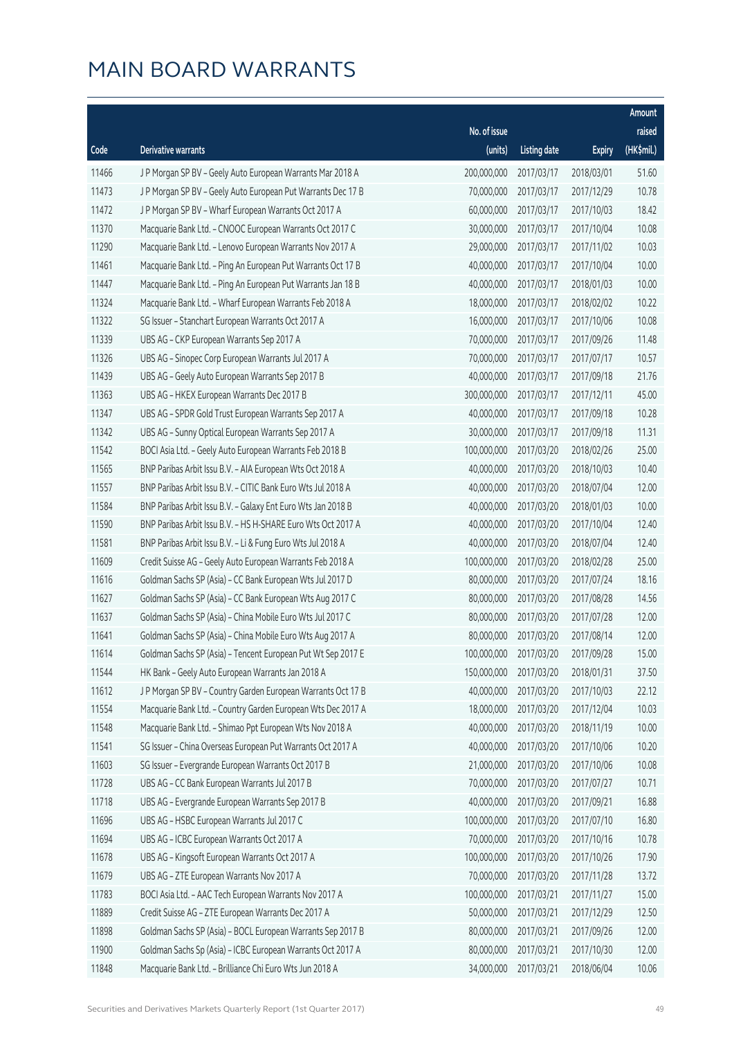# MAIN BOARD WARRANTS

| Code | Derivative warrants | No. of issue (units) | Listing date | Expiry | Amount raised (HK$mil.) |
|---|---|---|---|---|---|
| 11466 | J P Morgan SP BV - Geely Auto European Warrants Mar 2018 A | 200,000,000 | 2017/03/17 | 2018/03/01 | 51.60 |
| 11473 | J P Morgan SP BV - Geely Auto European Put Warrants Dec 17 B | 70,000,000 | 2017/03/17 | 2017/12/29 | 10.78 |
| 11472 | J P Morgan SP BV - Wharf European Warrants Oct 2017 A | 60,000,000 | 2017/03/17 | 2017/10/03 | 18.42 |
| 11370 | Macquarie Bank Ltd. - CNOOC European Warrants Oct 2017 C | 30,000,000 | 2017/03/17 | 2017/10/04 | 10.08 |
| 11290 | Macquarie Bank Ltd. - Lenovo European Warrants Nov 2017 A | 29,000,000 | 2017/03/17 | 2017/11/02 | 10.03 |
| 11461 | Macquarie Bank Ltd. - Ping An European Put Warrants Oct 17 B | 40,000,000 | 2017/03/17 | 2017/10/04 | 10.00 |
| 11447 | Macquarie Bank Ltd. - Ping An European Put Warrants Jan 18 B | 40,000,000 | 2017/03/17 | 2018/01/03 | 10.00 |
| 11324 | Macquarie Bank Ltd. - Wharf European Warrants Feb 2018 A | 18,000,000 | 2017/03/17 | 2018/02/02 | 10.22 |
| 11322 | SG Issuer - Stanchart European Warrants Oct 2017 A | 16,000,000 | 2017/03/17 | 2017/10/06 | 10.08 |
| 11339 | UBS AG - CKP European Warrants Sep 2017 A | 70,000,000 | 2017/03/17 | 2017/09/26 | 11.48 |
| 11326 | UBS AG - Sinopec Corp European Warrants Jul 2017 A | 70,000,000 | 2017/03/17 | 2017/07/17 | 10.57 |
| 11439 | UBS AG - Geely Auto European Warrants Sep 2017 B | 40,000,000 | 2017/03/17 | 2017/09/18 | 21.76 |
| 11363 | UBS AG - HKEX European Warrants Dec 2017 B | 300,000,000 | 2017/03/17 | 2017/12/11 | 45.00 |
| 11347 | UBS AG - SPDR Gold Trust European Warrants Sep 2017 A | 40,000,000 | 2017/03/17 | 2017/09/18 | 10.28 |
| 11342 | UBS AG - Sunny Optical European Warrants Sep 2017 A | 30,000,000 | 2017/03/17 | 2017/09/18 | 11.31 |
| 11542 | BOCI Asia Ltd. - Geely Auto European Warrants Feb 2018 B | 100,000,000 | 2017/03/20 | 2018/02/26 | 25.00 |
| 11565 | BNP Paribas Arbit Issu B.V. - AIA European Wts Oct 2018 A | 40,000,000 | 2017/03/20 | 2018/10/03 | 10.40 |
| 11557 | BNP Paribas Arbit Issu B.V. - CITIC Bank Euro Wts Jul 2018 A | 40,000,000 | 2017/03/20 | 2018/07/04 | 12.00 |
| 11584 | BNP Paribas Arbit Issu B.V. - Galaxy Ent Euro Wts Jan 2018 B | 40,000,000 | 2017/03/20 | 2018/01/03 | 10.00 |
| 11590 | BNP Paribas Arbit Issu B.V. - HS H-SHARE Euro Wts Oct 2017 A | 40,000,000 | 2017/03/20 | 2017/10/04 | 12.40 |
| 11581 | BNP Paribas Arbit Issu B.V. - Li & Fung Euro Wts Jul 2018 A | 40,000,000 | 2017/03/20 | 2018/07/04 | 12.40 |
| 11609 | Credit Suisse AG - Geely Auto European Warrants Feb 2018 A | 100,000,000 | 2017/03/20 | 2018/02/28 | 25.00 |
| 11616 | Goldman Sachs SP (Asia) - CC Bank European Wts Jul 2017 D | 80,000,000 | 2017/03/20 | 2017/07/24 | 18.16 |
| 11627 | Goldman Sachs SP (Asia) - CC Bank European Wts Aug 2017 C | 80,000,000 | 2017/03/20 | 2017/08/28 | 14.56 |
| 11637 | Goldman Sachs SP (Asia) - China Mobile Euro Wts Jul 2017 C | 80,000,000 | 2017/03/20 | 2017/07/28 | 12.00 |
| 11641 | Goldman Sachs SP (Asia) - China Mobile Euro Wts Aug 2017 A | 80,000,000 | 2017/03/20 | 2017/08/14 | 12.00 |
| 11614 | Goldman Sachs SP (Asia) - Tencent European Put Wt Sep 2017 E | 100,000,000 | 2017/03/20 | 2017/09/28 | 15.00 |
| 11544 | HK Bank - Geely Auto European Warrants Jan 2018 A | 150,000,000 | 2017/03/20 | 2018/01/31 | 37.50 |
| 11612 | J P Morgan SP BV - Country Garden European Warrants Oct 17 B | 40,000,000 | 2017/03/20 | 2017/10/03 | 22.12 |
| 11554 | Macquarie Bank Ltd. - Country Garden European Wts Dec 2017 A | 18,000,000 | 2017/03/20 | 2017/12/04 | 10.03 |
| 11548 | Macquarie Bank Ltd. - Shimao Ppt European Wts Nov 2018 A | 40,000,000 | 2017/03/20 | 2018/11/19 | 10.00 |
| 11541 | SG Issuer - China Overseas European Put Warrants Oct 2017 A | 40,000,000 | 2017/03/20 | 2017/10/06 | 10.20 |
| 11603 | SG Issuer - Evergrande European Warrants Oct 2017 B | 21,000,000 | 2017/03/20 | 2017/10/06 | 10.08 |
| 11728 | UBS AG - CC Bank European Warrants Jul 2017 B | 70,000,000 | 2017/03/20 | 2017/07/27 | 10.71 |
| 11718 | UBS AG - Evergrande European Warrants Sep 2017 B | 40,000,000 | 2017/03/20 | 2017/09/21 | 16.88 |
| 11696 | UBS AG - HSBC European Warrants Jul 2017 C | 100,000,000 | 2017/03/20 | 2017/07/10 | 16.80 |
| 11694 | UBS AG - ICBC European Warrants Oct 2017 A | 70,000,000 | 2017/03/20 | 2017/10/16 | 10.78 |
| 11678 | UBS AG - Kingsoft European Warrants Oct 2017 A | 100,000,000 | 2017/03/20 | 2017/10/26 | 17.90 |
| 11679 | UBS AG - ZTE European Warrants Nov 2017 A | 70,000,000 | 2017/03/20 | 2017/11/28 | 13.72 |
| 11783 | BOCI Asia Ltd. - AAC Tech European Warrants Nov 2017 A | 100,000,000 | 2017/03/21 | 2017/11/27 | 15.00 |
| 11889 | Credit Suisse AG - ZTE European Warrants Dec 2017 A | 50,000,000 | 2017/03/21 | 2017/12/29 | 12.50 |
| 11898 | Goldman Sachs SP (Asia) - BOCL European Warrants Sep 2017 B | 80,000,000 | 2017/03/21 | 2017/09/26 | 12.00 |
| 11900 | Goldman Sachs Sp (Asia) - ICBC European Warrants Oct 2017 A | 80,000,000 | 2017/03/21 | 2017/10/30 | 12.00 |
| 11848 | Macquarie Bank Ltd. - Brilliance Chi Euro Wts Jun 2018 A | 34,000,000 | 2017/03/21 | 2018/06/04 | 10.06 |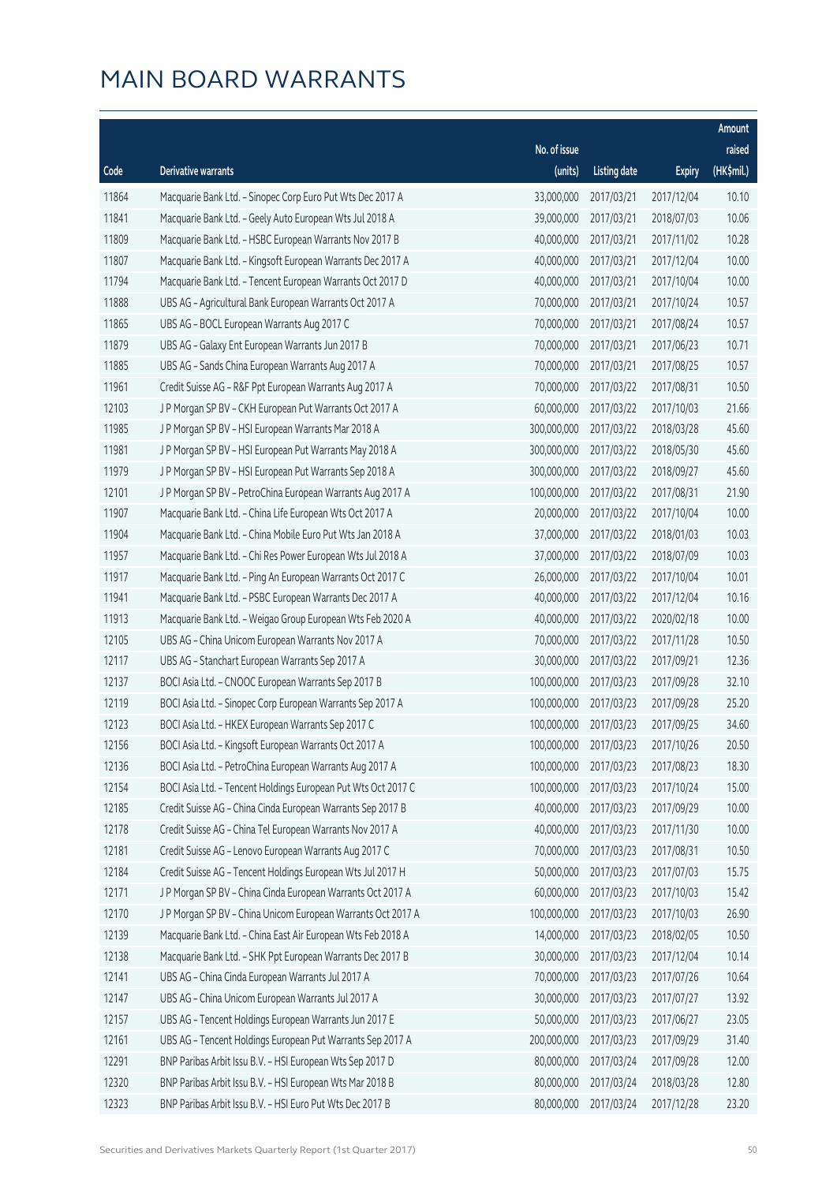# MAIN BOARD WARRANTS

| Code | Derivative warrants | No. of issue (units) | Listing date | Expiry | Amount raised (HK$mil.) |
|---|---|---|---|---|---|
| 11864 | Macquarie Bank Ltd. - Sinopec Corp Euro Put Wts Dec 2017 A | 33,000,000 | 2017/03/21 | 2017/12/04 | 10.10 |
| 11841 | Macquarie Bank Ltd. - Geely Auto European Wts Jul 2018 A | 39,000,000 | 2017/03/21 | 2018/07/03 | 10.06 |
| 11809 | Macquarie Bank Ltd. - HSBC European Warrants Nov 2017 B | 40,000,000 | 2017/03/21 | 2017/11/02 | 10.28 |
| 11807 | Macquarie Bank Ltd. - Kingsoft European Warrants Dec 2017 A | 40,000,000 | 2017/03/21 | 2017/12/04 | 10.00 |
| 11794 | Macquarie Bank Ltd. - Tencent European Warrants Oct 2017 D | 40,000,000 | 2017/03/21 | 2017/10/04 | 10.00 |
| 11888 | UBS AG - Agricultural Bank European Warrants Oct 2017 A | 70,000,000 | 2017/03/21 | 2017/10/24 | 10.57 |
| 11865 | UBS AG - BOCL European Warrants Aug 2017 C | 70,000,000 | 2017/03/21 | 2017/08/24 | 10.57 |
| 11879 | UBS AG - Galaxy Ent European Warrants Jun 2017 B | 70,000,000 | 2017/03/21 | 2017/06/23 | 10.71 |
| 11885 | UBS AG - Sands China European Warrants Aug 2017 A | 70,000,000 | 2017/03/21 | 2017/08/25 | 10.57 |
| 11961 | Credit Suisse AG - R&F Ppt European Warrants Aug 2017 A | 70,000,000 | 2017/03/22 | 2017/08/31 | 10.50 |
| 12103 | J P Morgan SP BV - CKH European Put Warrants Oct 2017 A | 60,000,000 | 2017/03/22 | 2017/10/03 | 21.66 |
| 11985 | J P Morgan SP BV - HSI European Warrants Mar 2018 A | 300,000,000 | 2017/03/22 | 2018/03/28 | 45.60 |
| 11981 | J P Morgan SP BV - HSI European Put Warrants May 2018 A | 300,000,000 | 2017/03/22 | 2018/05/30 | 45.60 |
| 11979 | J P Morgan SP BV - HSI European Put Warrants Sep 2018 A | 300,000,000 | 2017/03/22 | 2018/09/27 | 45.60 |
| 12101 | J P Morgan SP BV - PetroChina European Warrants Aug 2017 A | 100,000,000 | 2017/03/22 | 2017/08/31 | 21.90 |
| 11907 | Macquarie Bank Ltd. - China Life European Wts Oct 2017 A | 20,000,000 | 2017/03/22 | 2017/10/04 | 10.00 |
| 11904 | Macquarie Bank Ltd. - China Mobile Euro Put Wts Jan 2018 A | 37,000,000 | 2017/03/22 | 2018/01/03 | 10.03 |
| 11957 | Macquarie Bank Ltd. - Chi Res Power European Wts Jul 2018 A | 37,000,000 | 2017/03/22 | 2018/07/09 | 10.03 |
| 11917 | Macquarie Bank Ltd. - Ping An European Warrants Oct 2017 C | 26,000,000 | 2017/03/22 | 2017/10/04 | 10.01 |
| 11941 | Macquarie Bank Ltd. - PSBC European Warrants Dec 2017 A | 40,000,000 | 2017/03/22 | 2017/12/04 | 10.16 |
| 11913 | Macquarie Bank Ltd. - Weigao Group European Wts Feb 2020 A | 40,000,000 | 2017/03/22 | 2020/02/18 | 10.00 |
| 12105 | UBS AG - China Unicom European Warrants Nov 2017 A | 70,000,000 | 2017/03/22 | 2017/11/28 | 10.50 |
| 12117 | UBS AG - Stanchart European Warrants Sep 2017 A | 30,000,000 | 2017/03/22 | 2017/09/21 | 12.36 |
| 12137 | BOCI Asia Ltd. - CNOOC European Warrants Sep 2017 B | 100,000,000 | 2017/03/23 | 2017/09/28 | 32.10 |
| 12119 | BOCI Asia Ltd. - Sinopec Corp European Warrants Sep 2017 A | 100,000,000 | 2017/03/23 | 2017/09/28 | 25.20 |
| 12123 | BOCI Asia Ltd. - HKEX European Warrants Sep 2017 C | 100,000,000 | 2017/03/23 | 2017/09/25 | 34.60 |
| 12156 | BOCI Asia Ltd. - Kingsoft European Warrants Oct 2017 A | 100,000,000 | 2017/03/23 | 2017/10/26 | 20.50 |
| 12136 | BOCI Asia Ltd. - PetroChina European Warrants Aug 2017 A | 100,000,000 | 2017/03/23 | 2017/08/23 | 18.30 |
| 12154 | BOCI Asia Ltd. - Tencent Holdings European Put Wts Oct 2017 C | 100,000,000 | 2017/03/23 | 2017/10/24 | 15.00 |
| 12185 | Credit Suisse AG - China Cinda European Warrants Sep 2017 B | 40,000,000 | 2017/03/23 | 2017/09/29 | 10.00 |
| 12178 | Credit Suisse AG - China Tel European Warrants Nov 2017 A | 40,000,000 | 2017/03/23 | 2017/11/30 | 10.00 |
| 12181 | Credit Suisse AG - Lenovo European Warrants Aug 2017 C | 70,000,000 | 2017/03/23 | 2017/08/31 | 10.50 |
| 12184 | Credit Suisse AG - Tencent Holdings European Wts Jul 2017 H | 50,000,000 | 2017/03/23 | 2017/07/03 | 15.75 |
| 12171 | J P Morgan SP BV - China Cinda European Warrants Oct 2017 A | 60,000,000 | 2017/03/23 | 2017/10/03 | 15.42 |
| 12170 | J P Morgan SP BV - China Unicom European Warrants Oct 2017 A | 100,000,000 | 2017/03/23 | 2017/10/03 | 26.90 |
| 12139 | Macquarie Bank Ltd. - China East Air European Wts Feb 2018 A | 14,000,000 | 2017/03/23 | 2018/02/05 | 10.50 |
| 12138 | Macquarie Bank Ltd. - SHK Ppt European Warrants Dec 2017 B | 30,000,000 | 2017/03/23 | 2017/12/04 | 10.14 |
| 12141 | UBS AG - China Cinda European Warrants Jul 2017 A | 70,000,000 | 2017/03/23 | 2017/07/26 | 10.64 |
| 12147 | UBS AG - China Unicom European Warrants Jul 2017 A | 30,000,000 | 2017/03/23 | 2017/07/27 | 13.92 |
| 12157 | UBS AG - Tencent Holdings European Warrants Jun 2017 E | 50,000,000 | 2017/03/23 | 2017/06/27 | 23.05 |
| 12161 | UBS AG - Tencent Holdings European Put Warrants Sep 2017 A | 200,000,000 | 2017/03/23 | 2017/09/29 | 31.40 |
| 12291 | BNP Paribas Arbit Issu B.V. - HSI European Wts Sep 2017 D | 80,000,000 | 2017/03/24 | 2017/09/28 | 12.00 |
| 12320 | BNP Paribas Arbit Issu B.V. - HSI European Wts Mar 2018 B | 80,000,000 | 2017/03/24 | 2018/03/28 | 12.80 |
| 12323 | BNP Paribas Arbit Issu B.V. - HSI Euro Put Wts Dec 2017 B | 80,000,000 | 2017/03/24 | 2017/12/28 | 23.20 |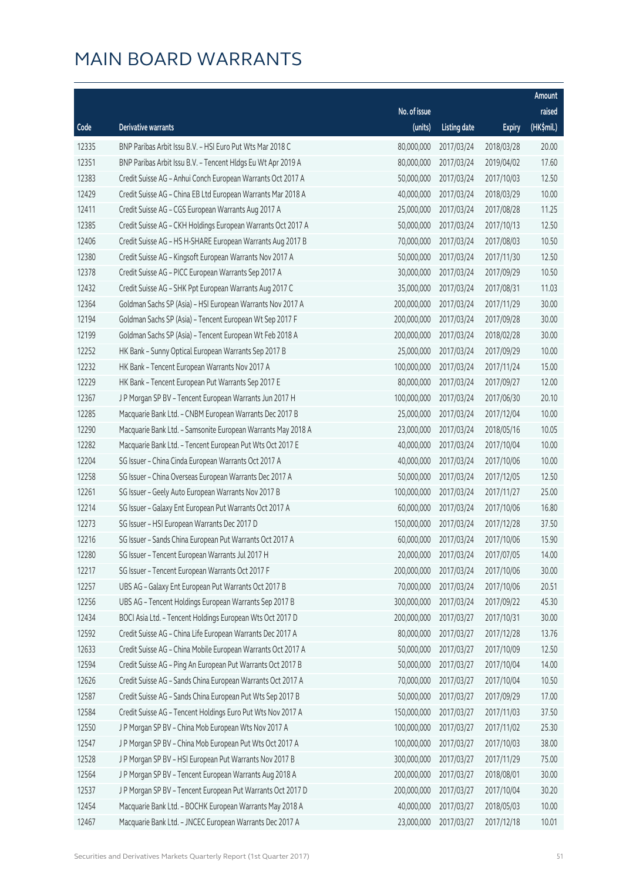# MAIN BOARD WARRANTS

| Code | Derivative warrants | No. of issue (units) | Listing date | Expiry | Amount raised (HK$mil.) |
|---|---|---|---|---|---|
| 12335 | BNP Paribas Arbit Issu B.V. - HSI Euro Put Wts Mar 2018 C | 80,000,000 | 2017/03/24 | 2018/03/28 | 20.00 |
| 12351 | BNP Paribas Arbit Issu B.V. - Tencent Hldgs Eu Wt Apr 2019 A | 80,000,000 | 2017/03/24 | 2019/04/02 | 17.60 |
| 12383 | Credit Suisse AG - Anhui Conch European Warrants Oct 2017 A | 50,000,000 | 2017/03/24 | 2017/10/03 | 12.50 |
| 12429 | Credit Suisse AG - China EB Ltd European Warrants Mar 2018 A | 40,000,000 | 2017/03/24 | 2018/03/29 | 10.00 |
| 12411 | Credit Suisse AG - CGS European Warrants Aug 2017 A | 25,000,000 | 2017/03/24 | 2017/08/28 | 11.25 |
| 12385 | Credit Suisse AG - CKH Holdings European Warrants Oct 2017 A | 50,000,000 | 2017/03/24 | 2017/10/13 | 12.50 |
| 12406 | Credit Suisse AG - HS H-SHARE European Warrants Aug 2017 B | 70,000,000 | 2017/03/24 | 2017/08/03 | 10.50 |
| 12380 | Credit Suisse AG - Kingsoft European Warrants Nov 2017 A | 50,000,000 | 2017/03/24 | 2017/11/30 | 12.50 |
| 12378 | Credit Suisse AG - PICC European Warrants Sep 2017 A | 30,000,000 | 2017/03/24 | 2017/09/29 | 10.50 |
| 12432 | Credit Suisse AG - SHK Ppt European Warrants Aug 2017 C | 35,000,000 | 2017/03/24 | 2017/08/31 | 11.03 |
| 12364 | Goldman Sachs SP (Asia) - HSI European Warrants Nov 2017 A | 200,000,000 | 2017/03/24 | 2017/11/29 | 30.00 |
| 12194 | Goldman Sachs SP (Asia) - Tencent European Wt Sep 2017 F | 200,000,000 | 2017/03/24 | 2017/09/28 | 30.00 |
| 12199 | Goldman Sachs SP (Asia) - Tencent European Wt Feb 2018 A | 200,000,000 | 2017/03/24 | 2018/02/28 | 30.00 |
| 12252 | HK Bank - Sunny Optical European Warrants Sep 2017 B | 25,000,000 | 2017/03/24 | 2017/09/29 | 10.00 |
| 12232 | HK Bank - Tencent European Warrants Nov 2017 A | 100,000,000 | 2017/03/24 | 2017/11/24 | 15.00 |
| 12229 | HK Bank - Tencent European Put Warrants Sep 2017 E | 80,000,000 | 2017/03/24 | 2017/09/27 | 12.00 |
| 12367 | J P Morgan SP BV - Tencent European Warrants Jun 2017 H | 100,000,000 | 2017/03/24 | 2017/06/30 | 20.10 |
| 12285 | Macquarie Bank Ltd. - CNBM European Warrants Dec 2017 B | 25,000,000 | 2017/03/24 | 2017/12/04 | 10.00 |
| 12290 | Macquarie Bank Ltd. - Samsonite European Warrants May 2018 A | 23,000,000 | 2017/03/24 | 2018/05/16 | 10.05 |
| 12282 | Macquarie Bank Ltd. - Tencent European Put Wts Oct 2017 E | 40,000,000 | 2017/03/24 | 2017/10/04 | 10.00 |
| 12204 | SG Issuer - China Cinda European Warrants Oct 2017 A | 40,000,000 | 2017/03/24 | 2017/10/06 | 10.00 |
| 12258 | SG Issuer - China Overseas European Warrants Dec 2017 A | 50,000,000 | 2017/03/24 | 2017/12/05 | 12.50 |
| 12261 | SG Issuer - Geely Auto European Warrants Nov 2017 B | 100,000,000 | 2017/03/24 | 2017/11/27 | 25.00 |
| 12214 | SG Issuer - Galaxy Ent European Put Warrants Oct 2017 A | 60,000,000 | 2017/03/24 | 2017/10/06 | 16.80 |
| 12273 | SG Issuer - HSI European Warrants Dec 2017 D | 150,000,000 | 2017/03/24 | 2017/12/28 | 37.50 |
| 12216 | SG Issuer - Sands China European Put Warrants Oct 2017 A | 60,000,000 | 2017/03/24 | 2017/10/06 | 15.90 |
| 12280 | SG Issuer - Tencent European Warrants Jul 2017 H | 20,000,000 | 2017/03/24 | 2017/07/05 | 14.00 |
| 12217 | SG Issuer - Tencent European Warrants Oct 2017 F | 200,000,000 | 2017/03/24 | 2017/10/06 | 30.00 |
| 12257 | UBS AG - Galaxy Ent European Put Warrants Oct 2017 B | 70,000,000 | 2017/03/24 | 2017/10/06 | 20.51 |
| 12256 | UBS AG - Tencent Holdings European Warrants Sep 2017 B | 300,000,000 | 2017/03/24 | 2017/09/22 | 45.30 |
| 12434 | BOCI Asia Ltd. - Tencent Holdings European Wts Oct 2017 D | 200,000,000 | 2017/03/27 | 2017/10/31 | 30.00 |
| 12592 | Credit Suisse AG - China Life European Warrants Dec 2017 A | 80,000,000 | 2017/03/27 | 2017/12/28 | 13.76 |
| 12633 | Credit Suisse AG - China Mobile European Warrants Oct 2017 A | 50,000,000 | 2017/03/27 | 2017/10/09 | 12.50 |
| 12594 | Credit Suisse AG - Ping An European Put Warrants Oct 2017 B | 50,000,000 | 2017/03/27 | 2017/10/04 | 14.00 |
| 12626 | Credit Suisse AG - Sands China European Warrants Oct 2017 A | 70,000,000 | 2017/03/27 | 2017/10/04 | 10.50 |
| 12587 | Credit Suisse AG - Sands China European Put Wts Sep 2017 B | 50,000,000 | 2017/03/27 | 2017/09/29 | 17.00 |
| 12584 | Credit Suisse AG - Tencent Holdings Euro Put Wts Nov 2017 A | 150,000,000 | 2017/03/27 | 2017/11/03 | 37.50 |
| 12550 | J P Morgan SP BV - China Mob European Wts Nov 2017 A | 100,000,000 | 2017/03/27 | 2017/11/02 | 25.30 |
| 12547 | J P Morgan SP BV - China Mob European Put Wts Oct 2017 A | 100,000,000 | 2017/03/27 | 2017/10/03 | 38.00 |
| 12528 | J P Morgan SP BV - HSI European Put Warrants Nov 2017 B | 300,000,000 | 2017/03/27 | 2017/11/29 | 75.00 |
| 12564 | J P Morgan SP BV - Tencent European Warrants Aug 2018 A | 200,000,000 | 2017/03/27 | 2018/08/01 | 30.00 |
| 12537 | J P Morgan SP BV - Tencent European Put Warrants Oct 2017 D | 200,000,000 | 2017/03/27 | 2017/10/04 | 30.20 |
| 12454 | Macquarie Bank Ltd. - BOCHK European Warrants May 2018 A | 40,000,000 | 2017/03/27 | 2018/05/03 | 10.00 |
| 12467 | Macquarie Bank Ltd. - JNCEC European Warrants Dec 2017 A | 23,000,000 | 2017/03/27 | 2017/12/18 | 10.01 |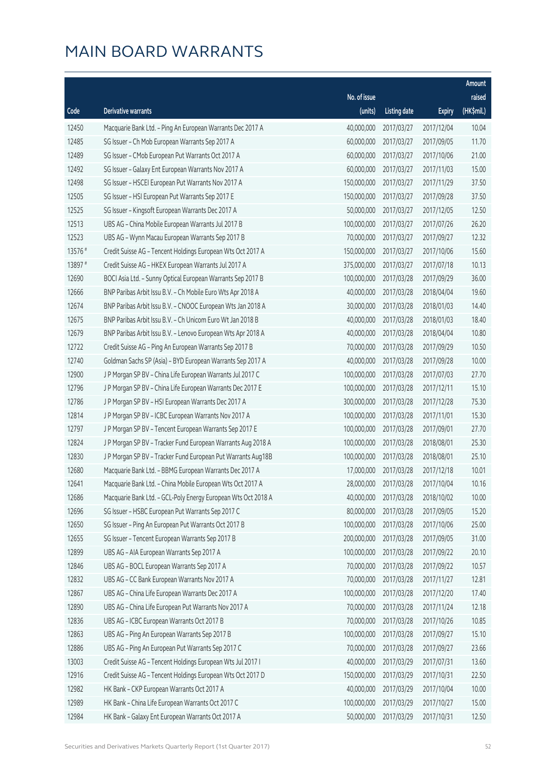# MAIN BOARD WARRANTS

| Code | Derivative warrants | No. of issue (units) | Listing date | Expiry | Amount raised (HK$mil.) |
|---|---|---|---|---|---|
| 12450 | Macquarie Bank Ltd. - Ping An European Warrants Dec 2017 A | 40,000,000 | 2017/03/27 | 2017/12/04 | 10.04 |
| 12485 | SG Issuer – Ch Mob European Warrants Sep 2017 A | 60,000,000 | 2017/03/27 | 2017/09/05 | 11.70 |
| 12489 | SG Issuer – CMob European Put Warrants Oct 2017 A | 60,000,000 | 2017/03/27 | 2017/10/06 | 21.00 |
| 12492 | SG Issuer – Galaxy Ent European Warrants Nov 2017 A | 60,000,000 | 2017/03/27 | 2017/11/03 | 15.00 |
| 12498 | SG Issuer – HSCEI European Put Warrants Nov 2017 A | 150,000,000 | 2017/03/27 | 2017/11/29 | 37.50 |
| 12505 | SG Issuer – HSI European Put Warrants Sep 2017 E | 150,000,000 | 2017/03/27 | 2017/09/28 | 37.50 |
| 12525 | SG Issuer – Kingsoft European Warrants Dec 2017 A | 50,000,000 | 2017/03/27 | 2017/12/05 | 12.50 |
| 12513 | UBS AG – China Mobile European Warrants Jul 2017 B | 100,000,000 | 2017/03/27 | 2017/07/26 | 26.20 |
| 12523 | UBS AG – Wynn Macau European Warrants Sep 2017 B | 70,000,000 | 2017/03/27 | 2017/09/27 | 12.32 |
| 13576 # | Credit Suisse AG – Tencent Holdings European Wts Oct 2017 A | 150,000,000 | 2017/03/27 | 2017/10/06 | 15.60 |
| 13897 # | Credit Suisse AG – HKEX European Warrants Jul 2017 A | 375,000,000 | 2017/03/27 | 2017/07/18 | 10.13 |
| 12690 | BOCI Asia Ltd. – Sunny Optical European Warrants Sep 2017 B | 100,000,000 | 2017/03/28 | 2017/09/29 | 36.00 |
| 12666 | BNP Paribas Arbit Issu B.V. – Ch Mobile Euro Wts Apr 2018 A | 40,000,000 | 2017/03/28 | 2018/04/04 | 19.60 |
| 12674 | BNP Paribas Arbit Issu B.V. – CNOOC European Wts Jan 2018 A | 30,000,000 | 2017/03/28 | 2018/01/03 | 14.40 |
| 12675 | BNP Paribas Arbit Issu B.V. – Ch Unicom Euro Wt Jan 2018 B | 40,000,000 | 2017/03/28 | 2018/01/03 | 18.40 |
| 12679 | BNP Paribas Arbit Issu B.V. – Lenovo European Wts Apr 2018 A | 40,000,000 | 2017/03/28 | 2018/04/04 | 10.80 |
| 12722 | Credit Suisse AG – Ping An European Warrants Sep 2017 B | 70,000,000 | 2017/03/28 | 2017/09/29 | 10.50 |
| 12740 | Goldman Sachs SP (Asia) – BYD European Warrants Sep 2017 A | 40,000,000 | 2017/03/28 | 2017/09/28 | 10.00 |
| 12900 | J P Morgan SP BV – China Life European Warrants Jul 2017 C | 100,000,000 | 2017/03/28 | 2017/07/03 | 27.70 |
| 12796 | J P Morgan SP BV – China Life European Warrants Dec 2017 E | 100,000,000 | 2017/03/28 | 2017/12/11 | 15.10 |
| 12786 | J P Morgan SP BV – HSI European Warrants Dec 2017 A | 300,000,000 | 2017/03/28 | 2017/12/28 | 75.30 |
| 12814 | J P Morgan SP BV – ICBC European Warrants Nov 2017 A | 100,000,000 | 2017/03/28 | 2017/11/01 | 15.30 |
| 12797 | J P Morgan SP BV – Tencent European Warrants Sep 2017 E | 100,000,000 | 2017/03/28 | 2017/09/01 | 27.70 |
| 12824 | J P Morgan SP BV – Tracker Fund European Warrants Aug 2018 A | 100,000,000 | 2017/03/28 | 2018/08/01 | 25.30 |
| 12830 | J P Morgan SP BV – Tracker Fund European Put Warrants Aug18B | 100,000,000 | 2017/03/28 | 2018/08/01 | 25.10 |
| 12680 | Macquarie Bank Ltd. – BBMG European Warrants Dec 2017 A | 17,000,000 | 2017/03/28 | 2017/12/18 | 10.01 |
| 12641 | Macquarie Bank Ltd. – China Mobile European Wts Oct 2017 A | 28,000,000 | 2017/03/28 | 2017/10/04 | 10.16 |
| 12686 | Macquarie Bank Ltd. – GCL-Poly Energy European Wts Oct 2018 A | 40,000,000 | 2017/03/28 | 2018/10/02 | 10.00 |
| 12696 | SG Issuer – HSBC European Put Warrants Sep 2017 C | 80,000,000 | 2017/03/28 | 2017/09/05 | 15.20 |
| 12650 | SG Issuer – Ping An European Put Warrants Oct 2017 B | 100,000,000 | 2017/03/28 | 2017/10/06 | 25.00 |
| 12655 | SG Issuer – Tencent European Warrants Sep 2017 B | 200,000,000 | 2017/03/28 | 2017/09/05 | 31.00 |
| 12899 | UBS AG – AIA European Warrants Sep 2017 A | 100,000,000 | 2017/03/28 | 2017/09/22 | 20.10 |
| 12846 | UBS AG – BOCL European Warrants Sep 2017 A | 70,000,000 | 2017/03/28 | 2017/09/22 | 10.57 |
| 12832 | UBS AG – CC Bank European Warrants Nov 2017 A | 70,000,000 | 2017/03/28 | 2017/11/27 | 12.81 |
| 12867 | UBS AG – China Life European Warrants Dec 2017 A | 100,000,000 | 2017/03/28 | 2017/12/20 | 17.40 |
| 12890 | UBS AG – China Life European Put Warrants Nov 2017 A | 70,000,000 | 2017/03/28 | 2017/11/24 | 12.18 |
| 12836 | UBS AG – ICBC European Warrants Oct 2017 B | 70,000,000 | 2017/03/28 | 2017/10/26 | 10.85 |
| 12863 | UBS AG – Ping An European Warrants Sep 2017 B | 100,000,000 | 2017/03/28 | 2017/09/27 | 15.10 |
| 12886 | UBS AG – Ping An European Put Warrants Sep 2017 C | 70,000,000 | 2017/03/28 | 2017/09/27 | 23.66 |
| 13003 | Credit Suisse AG – Tencent Holdings European Wts Jul 2017 I | 40,000,000 | 2017/03/29 | 2017/07/31 | 13.60 |
| 12916 | Credit Suisse AG – Tencent Holdings European Wts Oct 2017 D | 150,000,000 | 2017/03/29 | 2017/10/31 | 22.50 |
| 12982 | HK Bank – CKP European Warrants Oct 2017 A | 40,000,000 | 2017/03/29 | 2017/10/04 | 10.00 |
| 12989 | HK Bank – China Life European Warrants Oct 2017 C | 100,000,000 | 2017/03/29 | 2017/10/27 | 15.00 |
| 12984 | HK Bank – Galaxy Ent European Warrants Oct 2017 A | 50,000,000 | 2017/03/29 | 2017/10/31 | 12.50 |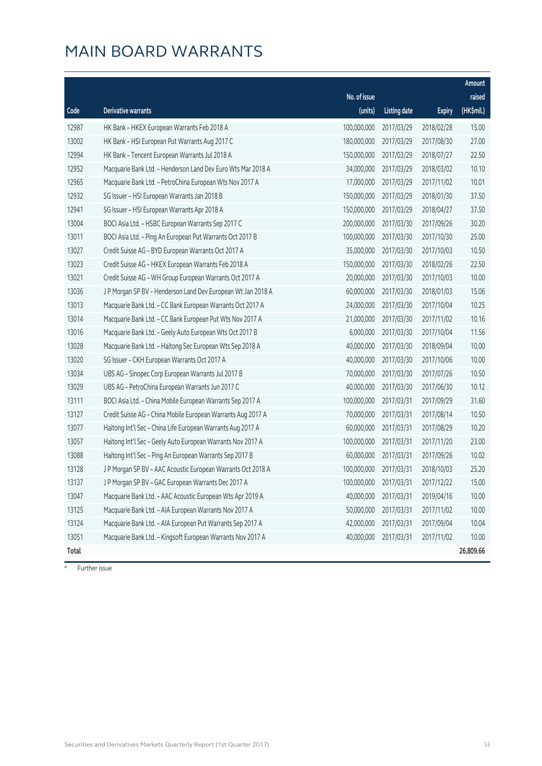# MAIN BOARD WARRANTS

| Code | Derivative warrants | No. of issue (units) | Listing date | Expiry | Amount raised (HK$mil.) |
|---|---|---|---|---|---|
| 12987 | HK Bank – HKEX European Warrants Feb 2018 A | 100,000,000 | 2017/03/29 | 2018/02/28 | 15.00 |
| 13002 | HK Bank – HSI European Put Warrants Aug 2017 C | 180,000,000 | 2017/03/29 | 2017/08/30 | 27.00 |
| 12994 | HK Bank – Tencent European Warrants Jul 2018 A | 150,000,000 | 2017/03/29 | 2018/07/27 | 22.50 |
| 12952 | Macquarie Bank Ltd. – Henderson Land Dev Euro Wts Mar 2018 A | 34,000,000 | 2017/03/29 | 2018/03/02 | 10.10 |
| 12965 | Macquarie Bank Ltd. – PetroChina European Wts Nov 2017 A | 17,000,000 | 2017/03/29 | 2017/11/02 | 10.01 |
| 12932 | SG Issuer – HSI European Warrants Jan 2018 B | 150,000,000 | 2017/03/29 | 2018/01/30 | 37.50 |
| 12941 | SG Issuer – HSI European Warrants Apr 2018 A | 150,000,000 | 2017/03/29 | 2018/04/27 | 37.50 |
| 13004 | BOCI Asia Ltd. – HSBC European Warrants Sep 2017 C | 200,000,000 | 2017/03/30 | 2017/09/26 | 30.20 |
| 13011 | BOCI Asia Ltd. – Ping An European Put Warrants Oct 2017 B | 100,000,000 | 2017/03/30 | 2017/10/30 | 25.00 |
| 13027 | Credit Suisse AG – BYD European Warrants Oct 2017 A | 35,000,000 | 2017/03/30 | 2017/10/03 | 10.50 |
| 13023 | Credit Suisse AG – HKEX European Warrants Feb 2018 A | 150,000,000 | 2017/03/30 | 2018/02/26 | 22.50 |
| 13021 | Credit Suisse AG – WH Group European Warrants Oct 2017 A | 20,000,000 | 2017/03/30 | 2017/10/03 | 10.00 |
| 13036 | J P Morgan SP BV – Henderson Land Dev European Wt Jan 2018 A | 60,000,000 | 2017/03/30 | 2018/01/03 | 15.06 |
| 13013 | Macquarie Bank Ltd. – CC Bank European Warrants Oct 2017 A | 24,000,000 | 2017/03/30 | 2017/10/04 | 10.25 |
| 13014 | Macquarie Bank Ltd. – CC Bank European Put Wts Nov 2017 A | 21,000,000 | 2017/03/30 | 2017/11/02 | 10.16 |
| 13016 | Macquarie Bank Ltd. – Geely Auto European Wts Oct 2017 B | 6,000,000 | 2017/03/30 | 2017/10/04 | 11.56 |
| 13028 | Macquarie Bank Ltd. – Haitong Sec European Wts Sep 2018 A | 40,000,000 | 2017/03/30 | 2018/09/04 | 10.00 |
| 13020 | SG Issuer – CKH European Warrants Oct 2017 A | 40,000,000 | 2017/03/30 | 2017/10/06 | 10.00 |
| 13034 | UBS AG – Sinopec Corp European Warrants Jul 2017 B | 70,000,000 | 2017/03/30 | 2017/07/26 | 10.50 |
| 13029 | UBS AG – PetroChina European Warrants Jun 2017 C | 40,000,000 | 2017/03/30 | 2017/06/30 | 10.12 |
| 13111 | BOCI Asia Ltd. – China Mobile European Warrants Sep 2017 A | 100,000,000 | 2017/03/31 | 2017/09/29 | 31.60 |
| 13127 | Credit Suisse AG – China Mobile European Warrants Aug 2017 A | 70,000,000 | 2017/03/31 | 2017/08/14 | 10.50 |
| 13077 | Haitong Int'l Sec – China Life European Warrants Aug 2017 A | 60,000,000 | 2017/03/31 | 2017/08/29 | 10.20 |
| 13057 | Haitong Int'l Sec – Geely Auto European Warrants Nov 2017 A | 100,000,000 | 2017/03/31 | 2017/11/20 | 23.00 |
| 13088 | Haitong Int'l Sec – Ping An European Warrants Sep 2017 B | 60,000,000 | 2017/03/31 | 2017/09/26 | 10.02 |
| 13128 | J P Morgan SP BV – AAC Acoustic European Warrants Oct 2018 A | 100,000,000 | 2017/03/31 | 2018/10/03 | 25.20 |
| 13137 | J P Morgan SP BV – GAC European Warrants Dec 2017 A | 100,000,000 | 2017/03/31 | 2017/12/22 | 15.00 |
| 13047 | Macquarie Bank Ltd. – AAC Acoustic European Wts Apr 2019 A | 40,000,000 | 2017/03/31 | 2019/04/16 | 10.00 |
| 13125 | Macquarie Bank Ltd. – AIA European Warrants Nov 2017 A | 50,000,000 | 2017/03/31 | 2017/11/02 | 10.00 |
| 13124 | Macquarie Bank Ltd. – AIA European Put Warrants Sep 2017 A | 42,000,000 | 2017/03/31 | 2017/09/04 | 10.04 |
| 13051 | Macquarie Bank Ltd. – Kingsoft European Warrants Nov 2017 A | 40,000,000 | 2017/03/31 | 2017/11/02 | 10.00 |
| **Total** | | | | | **26,809.66** |

# Further issue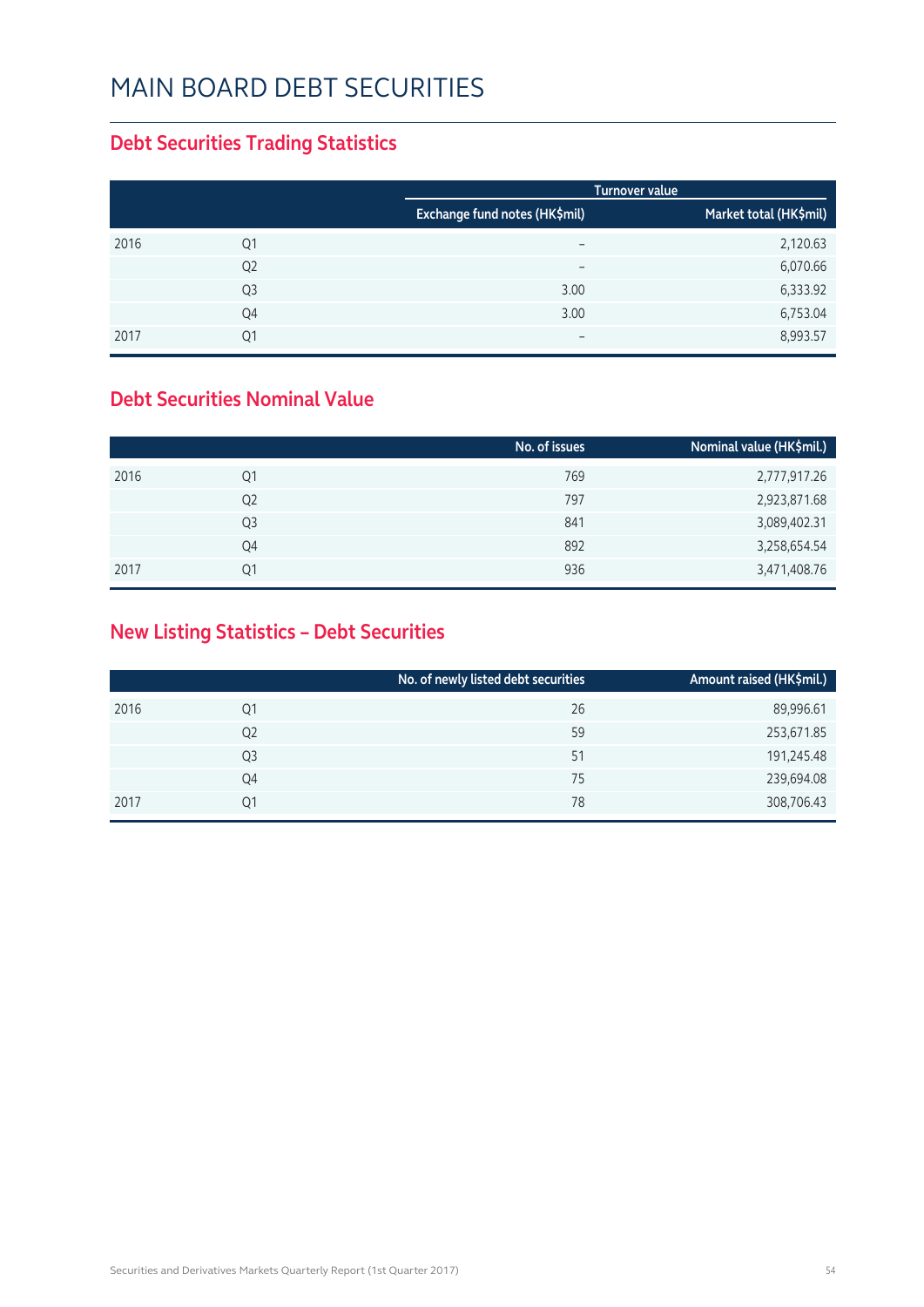# MAIN BOARD DEBT SECURITIES

## Debt Securities Trading Statistics

| | | Turnover value | |
|---|---|---|---|
| | | Exchange fund notes (HK$mil) | Market total (HK$mil) |
| 2016 | Q1 | – | 2,120.63 |
| | Q2 | – | 6,070.66 |
| | Q3 | 3.00 | 6,333.92 |
| | Q4 | 3.00 | 6,753.04 |
| 2017 | Q1 | – | 8,993.57 |

## Debt Securities Nominal Value

| | | No. of issues | Nominal value (HK$mil.) |
|---|---|---|---|
| 2016 | Q1 | 769 | 2,777,917.26 |
| | Q2 | 797 | 2,923,871.68 |
| | Q3 | 841 | 3,089,402.31 |
| | Q4 | 892 | 3,258,654.54 |
| 2017 | Q1 | 936 | 3,471,408.76 |

## New Listing Statistics – Debt Securities

| | | No. of newly listed debt securities | Amount raised (HK$mil.) |
|---|---|---|---|
| 2016 | Q1 | 26 | 89,996.61 |
| | Q2 | 59 | 253,671.85 |
| | Q3 | 51 | 191,245.48 |
| | Q4 | 75 | 239,694.08 |
| 2017 | Q1 | 78 | 308,706.43 |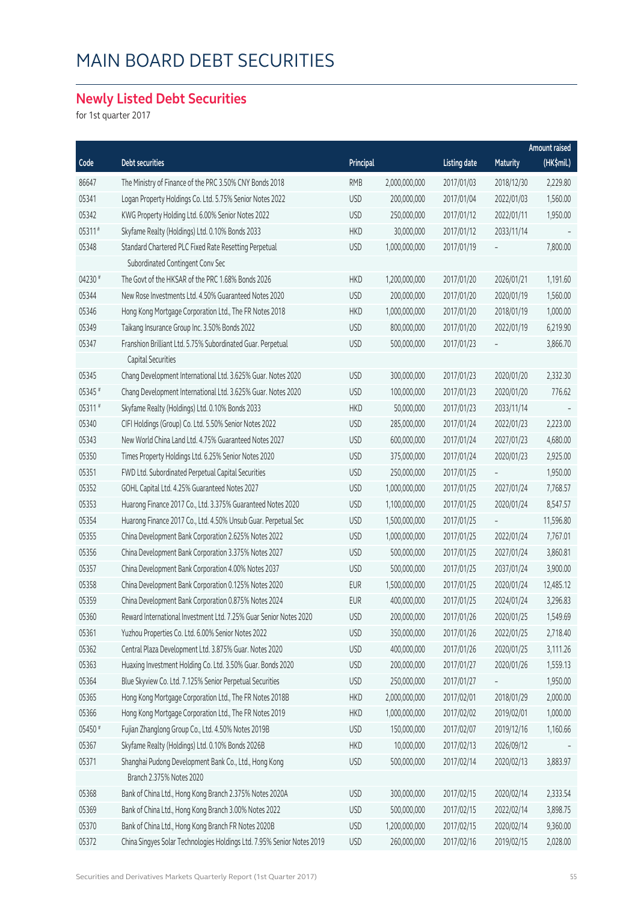# MAIN BOARD DEBT SECURITIES

## Newly Listed Debt Securities

for 1st quarter 2017

| Code | Debt securities | Principal | | Listing date | Maturity | Amount raised (HK$mil.) |
|---|---|---|---|---|---|---|
| 86647 | The Ministry of Finance of the PRC 3.50% CNY Bonds 2018 | RMB | 2,000,000,000 | 2017/01/03 | 2018/12/30 | 2,229.80 |
| 05341 | Logan Property Holdings Co. Ltd. 5.75% Senior Notes 2022 | USD | 200,000,000 | 2017/01/04 | 2022/01/03 | 1,560.00 |
| 05342 | KWG Property Holding Ltd. 6.00% Senior Notes 2022 | USD | 250,000,000 | 2017/01/12 | 2022/01/11 | 1,950.00 |
| 05311 # | Skyfame Realty (Holdings) Ltd. 0.10% Bonds 2033 | HKD | 30,000,000 | 2017/01/12 | 2033/11/14 | - |
| 05348 | Standard Chartered PLC Fixed Rate Resetting Perpetual Subordinated Contingent Conv Sec | USD | 1,000,000,000 | 2017/01/19 | - | 7,800.00 |
| 04230 # | The Govt of the HKSAR of the PRC 1.68% Bonds 2026 | HKD | 1,200,000,000 | 2017/01/20 | 2026/01/21 | 1,191.60 |
| 05344 | New Rose Investments Ltd. 4.50% Guaranteed Notes 2020 | USD | 200,000,000 | 2017/01/20 | 2020/01/19 | 1,560.00 |
| 05346 | Hong Kong Mortgage Corporation Ltd., The FR Notes 2018 | HKD | 1,000,000,000 | 2017/01/20 | 2018/01/19 | 1,000.00 |
| 05349 | Taikang Insurance Group Inc. 3.50% Bonds 2022 | USD | 800,000,000 | 2017/01/20 | 2022/01/19 | 6,219.90 |
| 05347 | Franshion Brilliant Ltd. 5.75% Subordinated Guar. Perpetual Capital Securities | USD | 500,000,000 | 2017/01/23 | - | 3,866.70 |
| 05345 | Chang Development International Ltd. 3.625% Guar. Notes 2020 | USD | 300,000,000 | 2017/01/23 | 2020/01/20 | 2,332.30 |
| 05345 # | Chang Development International Ltd. 3.625% Guar. Notes 2020 | USD | 100,000,000 | 2017/01/23 | 2020/01/20 | 776.62 |
| 05311 # | Skyfame Realty (Holdings) Ltd. 0.10% Bonds 2033 | HKD | 50,000,000 | 2017/01/23 | 2033/11/14 | - |
| 05340 | CIFI Holdings (Group) Co. Ltd. 5.50% Senior Notes 2022 | USD | 285,000,000 | 2017/01/24 | 2022/01/23 | 2,223.00 |
| 05343 | New World China Land Ltd. 4.75% Guaranteed Notes 2027 | USD | 600,000,000 | 2017/01/24 | 2027/01/23 | 4,680.00 |
| 05350 | Times Property Holdings Ltd. 6.25% Senior Notes 2020 | USD | 375,000,000 | 2017/01/24 | 2020/01/23 | 2,925.00 |
| 05351 | FWD Ltd. Subordinated Perpetual Capital Securities | USD | 250,000,000 | 2017/01/25 | - | 1,950.00 |
| 05352 | GOHL Capital Ltd. 4.25% Guaranteed Notes 2027 | USD | 1,000,000,000 | 2017/01/25 | 2027/01/24 | 7,768.57 |
| 05353 | Huarong Finance 2017 Co., Ltd. 3.375% Guaranteed Notes 2020 | USD | 1,100,000,000 | 2017/01/25 | 2020/01/24 | 8,547.57 |
| 05354 | Huarong Finance 2017 Co., Ltd. 4.50% Unsub Guar. Perpetual Sec | USD | 1,500,000,000 | 2017/01/25 | - | 11,596.80 |
| 05355 | China Development Bank Corporation 2.625% Notes 2022 | USD | 1,000,000,000 | 2017/01/25 | 2022/01/24 | 7,767.01 |
| 05356 | China Development Bank Corporation 3.375% Notes 2027 | USD | 500,000,000 | 2017/01/25 | 2027/01/24 | 3,860.81 |
| 05357 | China Development Bank Corporation 4.00% Notes 2037 | USD | 500,000,000 | 2017/01/25 | 2037/01/24 | 3,900.00 |
| 05358 | China Development Bank Corporation 0.125% Notes 2020 | EUR | 1,500,000,000 | 2017/01/25 | 2020/01/24 | 12,485.12 |
| 05359 | China Development Bank Corporation 0.875% Notes 2024 | EUR | 400,000,000 | 2017/01/25 | 2024/01/24 | 3,296.83 |
| 05360 | Reward International Investment Ltd. 7.25% Guar Senior Notes 2020 | USD | 200,000,000 | 2017/01/26 | 2020/01/25 | 1,549.69 |
| 05361 | Yuzhou Properties Co. Ltd. 6.00% Senior Notes 2022 | USD | 350,000,000 | 2017/01/26 | 2022/01/25 | 2,718.40 |
| 05362 | Central Plaza Development Ltd. 3.875% Guar. Notes 2020 | USD | 400,000,000 | 2017/01/26 | 2020/01/25 | 3,111.26 |
| 05363 | Huaxing Investment Holding Co. Ltd. 3.50% Guar. Bonds 2020 | USD | 200,000,000 | 2017/01/27 | 2020/01/26 | 1,559.13 |
| 05364 | Blue Skyview Co. Ltd. 7.125% Senior Perpetual Securities | USD | 250,000,000 | 2017/01/27 | - | 1,950.00 |
| 05365 | Hong Kong Mortgage Corporation Ltd., The FR Notes 2018B | HKD | 2,000,000,000 | 2017/02/01 | 2018/01/29 | 2,000.00 |
| 05366 | Hong Kong Mortgage Corporation Ltd., The FR Notes 2019 | HKD | 1,000,000,000 | 2017/02/02 | 2019/02/01 | 1,000.00 |
| 05450 # | Fujian Zhanglong Group Co., Ltd. 4.50% Notes 2019B | USD | 150,000,000 | 2017/02/07 | 2019/12/16 | 1,160.66 |
| 05367 | Skyfame Realty (Holdings) Ltd. 0.10% Bonds 2026B | HKD | 10,000,000 | 2017/02/13 | 2026/09/12 | - |
| 05371 | Shanghai Pudong Development Bank Co., Ltd., Hong Kong Branch 2.375% Notes 2020 | USD | 500,000,000 | 2017/02/14 | 2020/02/13 | 3,883.97 |
| 05368 | Bank of China Ltd., Hong Kong Branch 2.375% Notes 2020A | USD | 300,000,000 | 2017/02/15 | 2020/02/14 | 2,333.54 |
| 05369 | Bank of China Ltd., Hong Kong Branch 3.00% Notes 2022 | USD | 500,000,000 | 2017/02/15 | 2022/02/14 | 3,898.75 |
| 05370 | Bank of China Ltd., Hong Kong Branch FR Notes 2020B | USD | 1,200,000,000 | 2017/02/15 | 2020/02/14 | 9,360.00 |
| 05372 | China Singyes Solar Technologies Holdings Ltd. 7.95% Senior Notes 2019 | USD | 260,000,000 | 2017/02/16 | 2019/02/15 | 2,028.00 |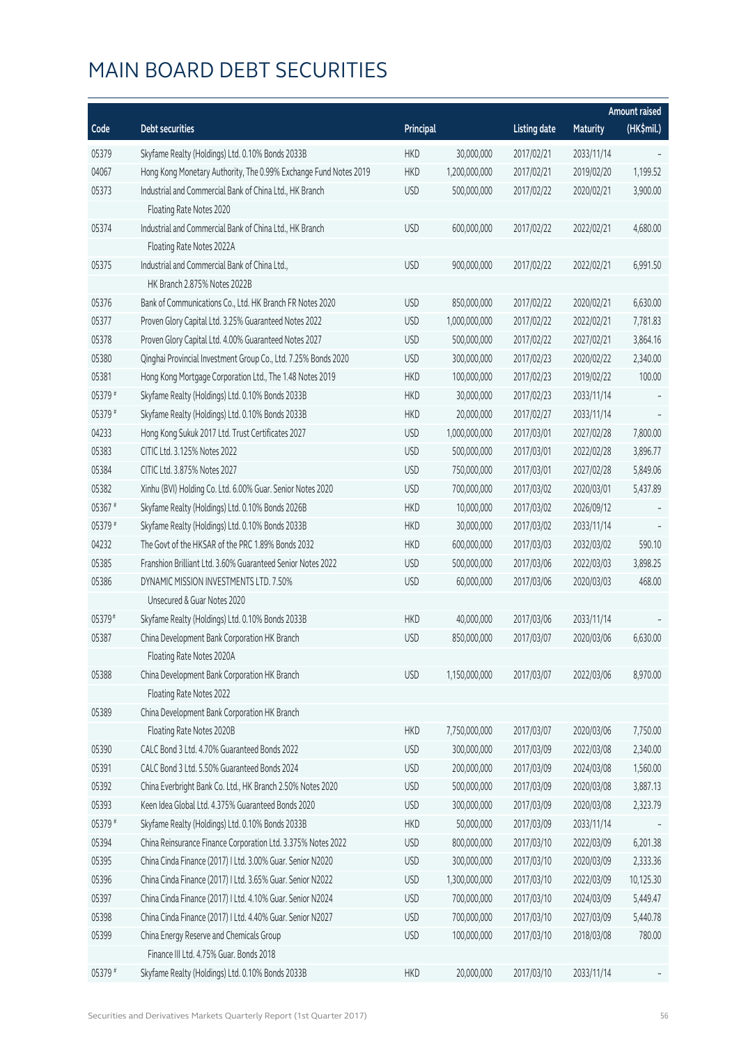# MAIN BOARD DEBT SECURITIES

| Code | Debt securities | Principal | | Listing date | Maturity | Amount raised (HK$mil.) |
|---|---|---|---|---|---|---|
| 05379 | Skyfame Realty (Holdings) Ltd. 0.10% Bonds 2033B | HKD | 30,000,000 | 2017/02/21 | 2033/11/14 | - |
| 04067 | Hong Kong Monetary Authority, The 0.99% Exchange Fund Notes 2019 | HKD | 1,200,000,000 | 2017/02/21 | 2019/02/20 | 1,199.52 |
| 05373 | Industrial and Commercial Bank of China Ltd., HK Branch Floating Rate Notes 2020 | USD | 500,000,000 | 2017/02/22 | 2020/02/21 | 3,900.00 |
| 05374 | Industrial and Commercial Bank of China Ltd., HK Branch Floating Rate Notes 2022A | USD | 600,000,000 | 2017/02/22 | 2022/02/21 | 4,680.00 |
| 05375 | Industrial and Commercial Bank of China Ltd., HK Branch 2.875% Notes 2022B | USD | 900,000,000 | 2017/02/22 | 2022/02/21 | 6,991.50 |
| 05376 | Bank of Communications Co., Ltd. HK Branch FR Notes 2020 | USD | 850,000,000 | 2017/02/22 | 2020/02/21 | 6,630.00 |
| 05377 | Proven Glory Capital Ltd. 3.25% Guaranteed Notes 2022 | USD | 1,000,000,000 | 2017/02/22 | 2022/02/21 | 7,781.83 |
| 05378 | Proven Glory Capital Ltd. 4.00% Guaranteed Notes 2027 | USD | 500,000,000 | 2017/02/22 | 2027/02/21 | 3,864.16 |
| 05380 | Qinghai Provincial Investment Group Co., Ltd. 7.25% Bonds 2020 | USD | 300,000,000 | 2017/02/23 | 2020/02/22 | 2,340.00 |
| 05381 | Hong Kong Mortgage Corporation Ltd., The 1.48 Notes 2019 | HKD | 100,000,000 | 2017/02/23 | 2019/02/22 | 100.00 |
| 05379 # | Skyfame Realty (Holdings) Ltd. 0.10% Bonds 2033B | HKD | 30,000,000 | 2017/02/23 | 2033/11/14 | - |
| 05379 # | Skyfame Realty (Holdings) Ltd. 0.10% Bonds 2033B | HKD | 20,000,000 | 2017/02/27 | 2033/11/14 | - |
| 04233 | Hong Kong Sukuk 2017 Ltd. Trust Certificates 2027 | USD | 1,000,000,000 | 2017/03/01 | 2027/02/28 | 7,800.00 |
| 05383 | CITIC Ltd. 3.125% Notes 2022 | USD | 500,000,000 | 2017/03/01 | 2022/02/28 | 3,896.77 |
| 05384 | CITIC Ltd. 3.875% Notes 2027 | USD | 750,000,000 | 2017/03/01 | 2027/02/28 | 5,849.06 |
| 05382 | Xinhu (BVI) Holding Co. Ltd. 6.00% Guar. Senior Notes 2020 | USD | 700,000,000 | 2017/03/02 | 2020/03/01 | 5,437.89 |
| 05367 # | Skyfame Realty (Holdings) Ltd. 0.10% Bonds 2026B | HKD | 10,000,000 | 2017/03/02 | 2026/09/12 | - |
| 05379 # | Skyfame Realty (Holdings) Ltd. 0.10% Bonds 2033B | HKD | 30,000,000 | 2017/03/02 | 2033/11/14 | - |
| 04232 | The Govt of the HKSAR of the PRC 1.89% Bonds 2032 | HKD | 600,000,000 | 2017/03/03 | 2032/03/02 | 590.10 |
| 05385 | Franshion Brilliant Ltd. 3.60% Guaranteed Senior Notes 2022 | USD | 500,000,000 | 2017/03/06 | 2022/03/03 | 3,898.25 |
| 05386 | DYNAMIC MISSION INVESTMENTS LTD. 7.50% Unsecured & Guar Notes 2020 | USD | 60,000,000 | 2017/03/06 | 2020/03/03 | 468.00 |
| 05379 # | Skyfame Realty (Holdings) Ltd. 0.10% Bonds 2033B | HKD | 40,000,000 | 2017/03/06 | 2033/11/14 | - |
| 05387 | China Development Bank Corporation HK Branch Floating Rate Notes 2020A | USD | 850,000,000 | 2017/03/07 | 2020/03/06 | 6,630.00 |
| 05388 | China Development Bank Corporation HK Branch Floating Rate Notes 2022 | USD | 1,150,000,000 | 2017/03/07 | 2022/03/06 | 8,970.00 |
| 05389 | China Development Bank Corporation HK Branch Floating Rate Notes 2020B | HKD | 7,750,000,000 | 2017/03/07 | 2020/03/06 | 7,750.00 |
| 05390 | CALC Bond 3 Ltd. 4.70% Guaranteed Bonds 2022 | USD | 300,000,000 | 2017/03/09 | 2022/03/08 | 2,340.00 |
| 05391 | CALC Bond 3 Ltd. 5.50% Guaranteed Bonds 2024 | USD | 200,000,000 | 2017/03/09 | 2024/03/08 | 1,560.00 |
| 05392 | China Everbright Bank Co. Ltd., HK Branch 2.50% Notes 2020 | USD | 500,000,000 | 2017/03/09 | 2020/03/08 | 3,887.13 |
| 05393 | Keen Idea Global Ltd. 4.375% Guaranteed Bonds 2020 | USD | 300,000,000 | 2017/03/09 | 2020/03/08 | 2,323.79 |
| 05379 # | Skyfame Realty (Holdings) Ltd. 0.10% Bonds 2033B | HKD | 50,000,000 | 2017/03/09 | 2033/11/14 | - |
| 05394 | China Reinsurance Finance Corporation Ltd. 3.375% Notes 2022 | USD | 800,000,000 | 2017/03/10 | 2022/03/09 | 6,201.38 |
| 05395 | China Cinda Finance (2017) I Ltd. 3.00% Guar. Senior N2020 | USD | 300,000,000 | 2017/03/10 | 2020/03/09 | 2,333.36 |
| 05396 | China Cinda Finance (2017) I Ltd. 3.65% Guar. Senior N2022 | USD | 1,300,000,000 | 2017/03/10 | 2022/03/09 | 10,125.30 |
| 05397 | China Cinda Finance (2017) I Ltd. 4.10% Guar. Senior N2024 | USD | 700,000,000 | 2017/03/10 | 2024/03/09 | 5,449.47 |
| 05398 | China Cinda Finance (2017) I Ltd. 4.40% Guar. Senior N2027 | USD | 700,000,000 | 2017/03/10 | 2027/03/09 | 5,440.78 |
| 05399 | China Energy Reserve and Chemicals Group Finance III Ltd. 4.75% Guar. Bonds 2018 | USD | 100,000,000 | 2017/03/10 | 2018/03/08 | 780.00 |
| 05379 # | Skyfame Realty (Holdings) Ltd. 0.10% Bonds 2033B | HKD | 20,000,000 | 2017/03/10 | 2033/11/14 | - |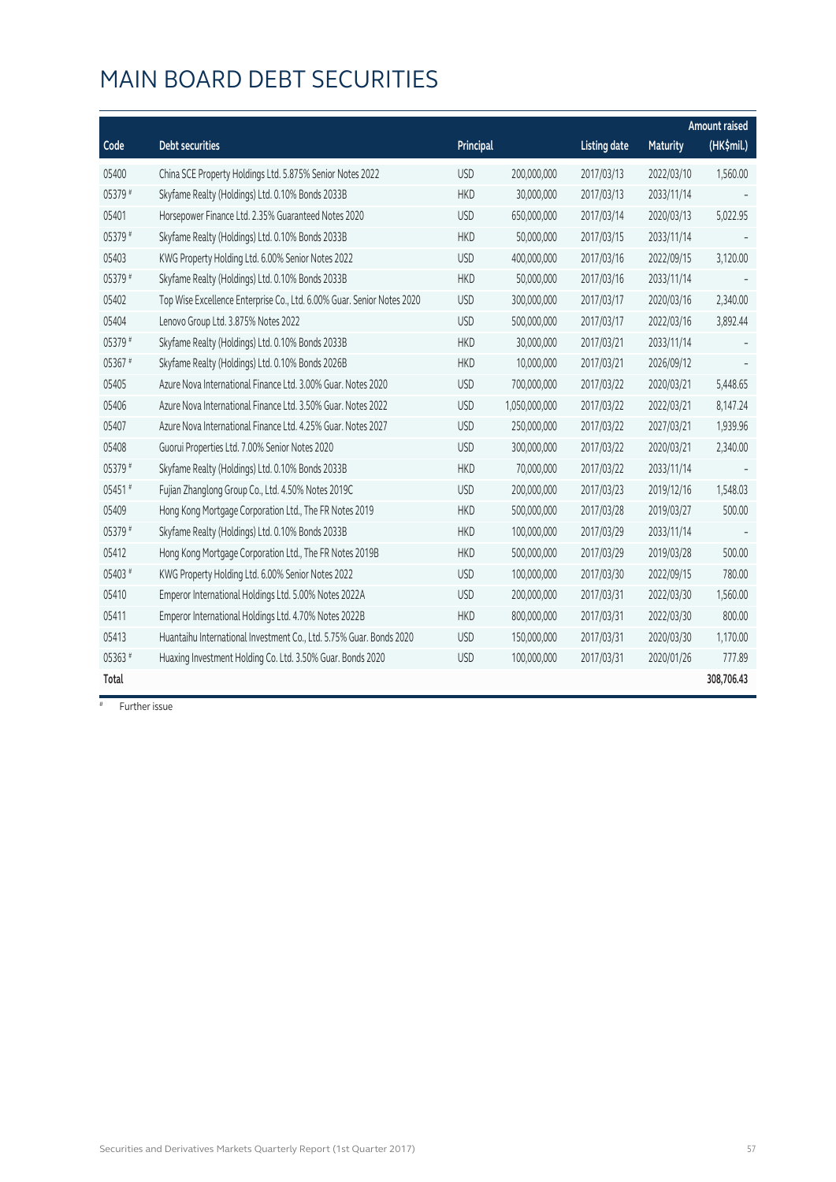# MAIN BOARD DEBT SECURITIES

| Code | Debt securities | Principal | | Listing date | Maturity | Amount raised (HK$mil.) |
|---|---|---|---|---|---|---|
| 05400 | China SCE Property Holdings Ltd. 5.875% Senior Notes 2022 | USD | 200,000,000 | 2017/03/13 | 2022/03/10 | 1,560.00 |
| 05379 # | Skyfame Realty (Holdings) Ltd. 0.10% Bonds 2033B | HKD | 30,000,000 | 2017/03/13 | 2033/11/14 | - |
| 05401 | Horsepower Finance Ltd. 2.35% Guaranteed Notes 2020 | USD | 650,000,000 | 2017/03/14 | 2020/03/13 | 5,022.95 |
| 05379 # | Skyfame Realty (Holdings) Ltd. 0.10% Bonds 2033B | HKD | 50,000,000 | 2017/03/15 | 2033/11/14 | - |
| 05403 | KWG Property Holding Ltd. 6.00% Senior Notes 2022 | USD | 400,000,000 | 2017/03/16 | 2022/09/15 | 3,120.00 |
| 05379 # | Skyfame Realty (Holdings) Ltd. 0.10% Bonds 2033B | HKD | 50,000,000 | 2017/03/16 | 2033/11/14 | - |
| 05402 | Top Wise Excellence Enterprise Co., Ltd. 6.00% Guar. Senior Notes 2020 | USD | 300,000,000 | 2017/03/17 | 2020/03/16 | 2,340.00 |
| 05404 | Lenovo Group Ltd. 3.875% Notes 2022 | USD | 500,000,000 | 2017/03/17 | 2022/03/16 | 3,892.44 |
| 05379 # | Skyfame Realty (Holdings) Ltd. 0.10% Bonds 2033B | HKD | 30,000,000 | 2017/03/21 | 2033/11/14 | - |
| 05367 # | Skyfame Realty (Holdings) Ltd. 0.10% Bonds 2026B | HKD | 10,000,000 | 2017/03/21 | 2026/09/12 | - |
| 05405 | Azure Nova International Finance Ltd. 3.00% Guar. Notes 2020 | USD | 700,000,000 | 2017/03/22 | 2020/03/21 | 5,448.65 |
| 05406 | Azure Nova International Finance Ltd. 3.50% Guar. Notes 2022 | USD | 1,050,000,000 | 2017/03/22 | 2022/03/21 | 8,147.24 |
| 05407 | Azure Nova International Finance Ltd. 4.25% Guar. Notes 2027 | USD | 250,000,000 | 2017/03/22 | 2027/03/21 | 1,939.96 |
| 05408 | Guorui Properties Ltd. 7.00% Senior Notes 2020 | USD | 300,000,000 | 2017/03/22 | 2020/03/21 | 2,340.00 |
| 05379 # | Skyfame Realty (Holdings) Ltd. 0.10% Bonds 2033B | HKD | 70,000,000 | 2017/03/22 | 2033/11/14 | - |
| 05451 # | Fujian Zhanglong Group Co., Ltd. 4.50% Notes 2019C | USD | 200,000,000 | 2017/03/23 | 2019/12/16 | 1,548.03 |
| 05409 | Hong Kong Mortgage Corporation Ltd., The FR Notes 2019 | HKD | 500,000,000 | 2017/03/28 | 2019/03/27 | 500.00 |
| 05379 # | Skyfame Realty (Holdings) Ltd. 0.10% Bonds 2033B | HKD | 100,000,000 | 2017/03/29 | 2033/11/14 | - |
| 05412 | Hong Kong Mortgage Corporation Ltd., The FR Notes 2019B | HKD | 500,000,000 | 2017/03/29 | 2019/03/28 | 500.00 |
| 05403 # | KWG Property Holding Ltd. 6.00% Senior Notes 2022 | USD | 100,000,000 | 2017/03/30 | 2022/09/15 | 780.00 |
| 05410 | Emperor International Holdings Ltd. 5.00% Notes 2022A | USD | 200,000,000 | 2017/03/31 | 2022/03/30 | 1,560.00 |
| 05411 | Emperor International Holdings Ltd. 4.70% Notes 2022B | HKD | 800,000,000 | 2017/03/31 | 2022/03/30 | 800.00 |
| 05413 | Huantaihu International Investment Co., Ltd. 5.75% Guar. Bonds 2020 | USD | 150,000,000 | 2017/03/31 | 2020/03/30 | 1,170.00 |
| 05363 # | Huaxing Investment Holding Co. Ltd. 3.50% Guar. Bonds 2020 | USD | 100,000,000 | 2017/03/31 | 2020/01/26 | 777.89 |
| **Total** | | | | | | **308,706.43** |

# Further issue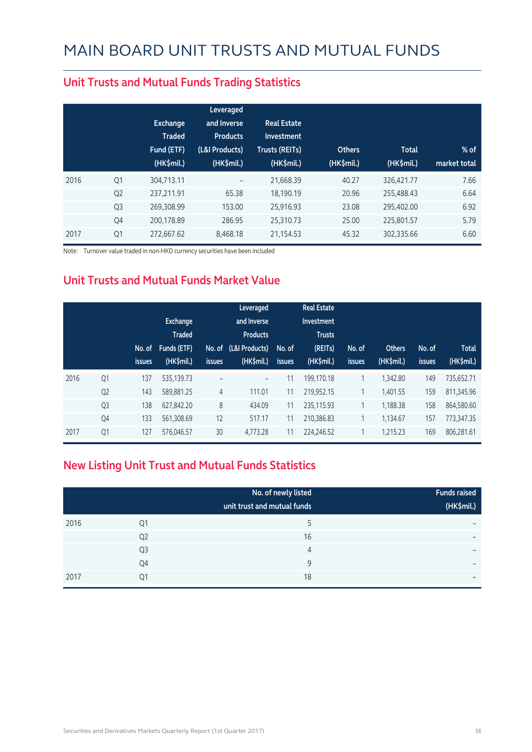# MAIN BOARD UNIT TRUSTS AND MUTUAL FUNDS

## Unit Trusts and Mutual Funds Trading Statistics

| | | Exchange Traded Fund (ETF) (HK$mil.) | Leveraged and Inverse Products (L&I Products) (HK$mil.) | Real Estate Investment Trusts (REITs) (HK$mil.) | Others (HK$mil.) | Total (HK$mil.) | % of market total |
|---|---|---|---|---|---|---|---|
| 2016 | Q1 | 304,713.11 | – | 21,668.39 | 40.27 | 326,421.77 | 7.66 |
| | Q2 | 237,211.91 | 65.38 | 18,190.19 | 20.96 | 255,488.43 | 6.64 |
| | Q3 | 269,308.99 | 153.00 | 25,916.93 | 23.08 | 295,402.00 | 6.92 |
| | Q4 | 200,178.89 | 286.95 | 25,310.73 | 25.00 | 225,801.57 | 5.79 |
| 2017 | Q1 | 272,667.62 | 8,468.18 | 21,154.53 | 45.32 | 302,335.66 | 6.60 |

Note: Turnover value traded in non-HKD currency securities have been included

## Unit Trusts and Mutual Funds Market Value

| | | No. of issues | Exchange Traded Funds (ETF) (HK$mil.) | No. of issues | Leveraged and Inverse Products (L&I Products) (HK$mil.) | No. of issues | Real Estate Investment Trusts (REITs) (HK$mil.) | No. of issues | Others (HK$mil.) | No. of issues | Total (HK$mil.) |
|---|---|---|---|---|---|---|---|---|---|---|---|
| 2016 | Q1 | 137 | 535,139.73 | – | – | 11 | 199,170.18 | 1 | 1,342.80 | 149 | 735,652.71 |
| | Q2 | 143 | 589,881.25 | 4 | 111.01 | 11 | 219,952.15 | 1 | 1,401.55 | 159 | 811,345.96 |
| | Q3 | 138 | 627,842.20 | 8 | 434.09 | 11 | 235,115.93 | 1 | 1,188.38 | 158 | 864,580.60 |
| | Q4 | 133 | 561,308.69 | 12 | 517.17 | 11 | 210,386.83 | 1 | 1,134.67 | 157 | 773,347.35 |
| 2017 | Q1 | 127 | 576,046.57 | 30 | 4,773.28 | 11 | 224,246.52 | 1 | 1,215.23 | 169 | 806,281.61 |

## New Listing Unit Trust and Mutual Funds Statistics

| | | No. of newly listed unit trust and mutual funds | Funds raised (HK$mil.) |
|---|---|---|---|
| 2016 | Q1 | 5 | – |
| | Q2 | 16 | – |
| | Q3 | 4 | – |
| | Q4 | 9 | – |
| 2017 | Q1 | 18 | – |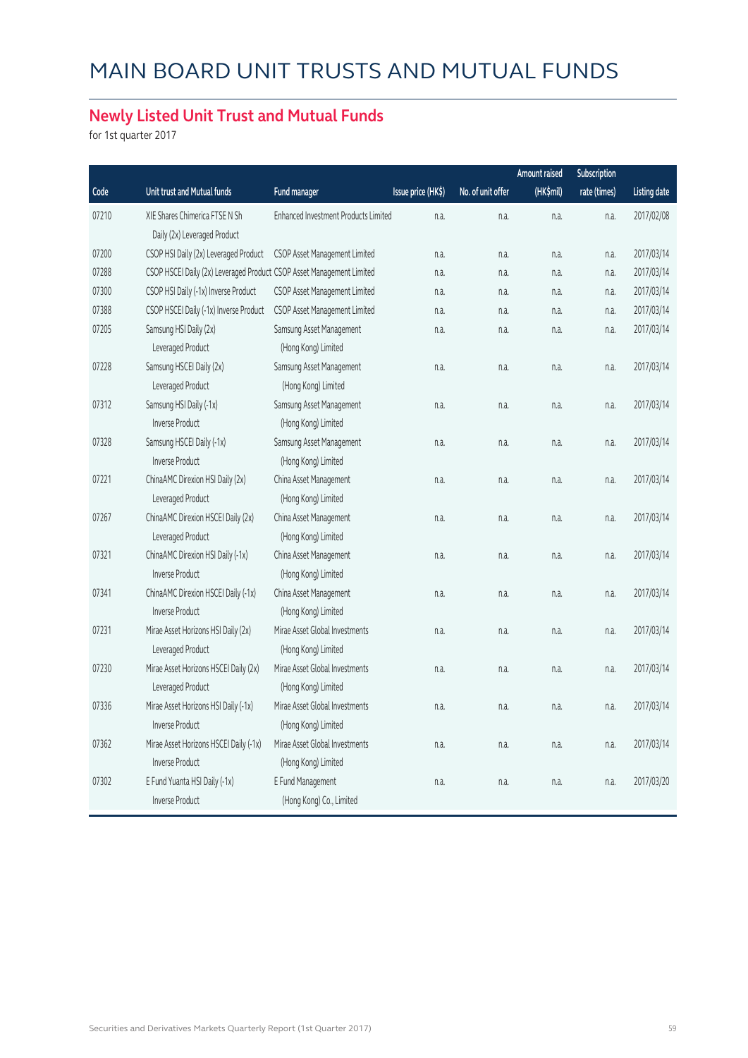# MAIN BOARD UNIT TRUSTS AND MUTUAL FUNDS

## Newly Listed Unit Trust and Mutual Funds

for 1st quarter 2017

| Code | Unit trust and Mutual funds | Fund manager | Issue price (HK$) | No. of unit offer | Amount raised (HK$mil) | Subscription rate (times) | Listing date |
|---|---|---|---|---|---|---|---|
| 07210 | XIE Shares Chimerica FTSE N Sh Daily (2x) Leveraged Product | Enhanced Investment Products Limited | n.a. | n.a. | n.a. | n.a. | 2017/02/08 |
| 07200 | CSOP HSI Daily (2x) Leveraged Product | CSOP Asset Management Limited | n.a. | n.a. | n.a. | n.a. | 2017/03/14 |
| 07288 | CSOP HSCEI Daily (2x) Leveraged Product | CSOP Asset Management Limited | n.a. | n.a. | n.a. | n.a. | 2017/03/14 |
| 07300 | CSOP HSI Daily (-1x) Inverse Product | CSOP Asset Management Limited | n.a. | n.a. | n.a. | n.a. | 2017/03/14 |
| 07388 | CSOP HSCEI Daily (-1x) Inverse Product | CSOP Asset Management Limited | n.a. | n.a. | n.a. | n.a. | 2017/03/14 |
| 07205 | Samsung HSI Daily (2x) Leveraged Product | Samsung Asset Management (Hong Kong) Limited | n.a. | n.a. | n.a. | n.a. | 2017/03/14 |
| 07228 | Samsung HSCEI Daily (2x) Leveraged Product | Samsung Asset Management (Hong Kong) Limited | n.a. | n.a. | n.a. | n.a. | 2017/03/14 |
| 07312 | Samsung HSI Daily (-1x) Inverse Product | Samsung Asset Management (Hong Kong) Limited | n.a. | n.a. | n.a. | n.a. | 2017/03/14 |
| 07328 | Samsung HSCEI Daily (-1x) Inverse Product | Samsung Asset Management (Hong Kong) Limited | n.a. | n.a. | n.a. | n.a. | 2017/03/14 |
| 07221 | ChinaAMC Direxion HSI Daily (2x) Leveraged Product | China Asset Management (Hong Kong) Limited | n.a. | n.a. | n.a. | n.a. | 2017/03/14 |
| 07267 | ChinaAMC Direxion HSCEI Daily (2x) Leveraged Product | China Asset Management (Hong Kong) Limited | n.a. | n.a. | n.a. | n.a. | 2017/03/14 |
| 07321 | ChinaAMC Direxion HSI Daily (-1x) Inverse Product | China Asset Management (Hong Kong) Limited | n.a. | n.a. | n.a. | n.a. | 2017/03/14 |
| 07341 | ChinaAMC Direxion HSCEI Daily (-1x) Inverse Product | China Asset Management (Hong Kong) Limited | n.a. | n.a. | n.a. | n.a. | 2017/03/14 |
| 07231 | Mirae Asset Horizons HSI Daily (2x) Leveraged Product | Mirae Asset Global Investments (Hong Kong) Limited | n.a. | n.a. | n.a. | n.a. | 2017/03/14 |
| 07230 | Mirae Asset Horizons HSCEI Daily (2x) Leveraged Product | Mirae Asset Global Investments (Hong Kong) Limited | n.a. | n.a. | n.a. | n.a. | 2017/03/14 |
| 07336 | Mirae Asset Horizons HSI Daily (-1x) Inverse Product | Mirae Asset Global Investments (Hong Kong) Limited | n.a. | n.a. | n.a. | n.a. | 2017/03/14 |
| 07362 | Mirae Asset Horizons HSCEI Daily (-1x) Inverse Product | Mirae Asset Global Investments (Hong Kong) Limited | n.a. | n.a. | n.a. | n.a. | 2017/03/14 |
| 07302 | E Fund Yuanta HSI Daily (-1x) Inverse Product | E Fund Management (Hong Kong) Co., Limited | n.a. | n.a. | n.a. | n.a. | 2017/03/20 |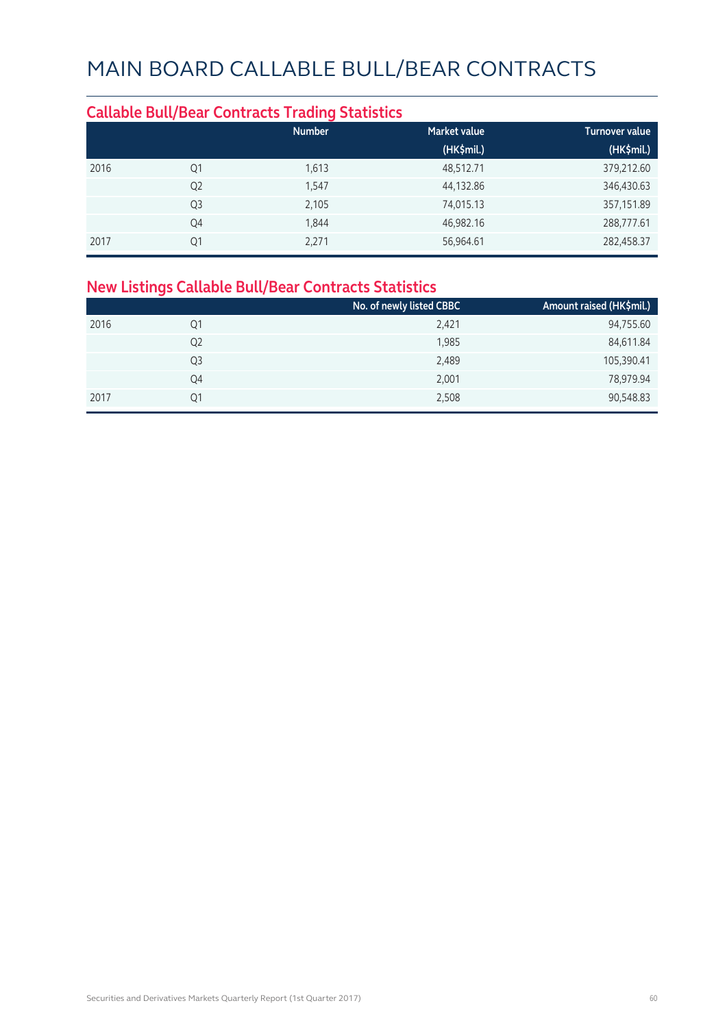# MAIN BOARD CALLABLE BULL/BEAR CONTRACTS

## Callable Bull/Bear Contracts Trading Statistics

| | | Number | Market value (HK$mil.) | Turnover value (HK$mil.) |
|---|---|---|---|---|
| 2016 | Q1 | 1,613 | 48,512.71 | 379,212.60 |
| | Q2 | 1,547 | 44,132.86 | 346,430.63 |
| | Q3 | 2,105 | 74,015.13 | 357,151.89 |
| | Q4 | 1,844 | 46,982.16 | 288,777.61 |
| 2017 | Q1 | 2,271 | 56,964.61 | 282,458.37 |

## New Listings Callable Bull/Bear Contracts Statistics

| | | No. of newly listed CBBC | Amount raised (HK$mil.) |
|---|---|---|---|
| 2016 | Q1 | 2,421 | 94,755.60 |
| | Q2 | 1,985 | 84,611.84 |
| | Q3 | 2,489 | 105,390.41 |
| | Q4 | 2,001 | 78,979.94 |
| 2017 | Q1 | 2,508 | 90,548.83 |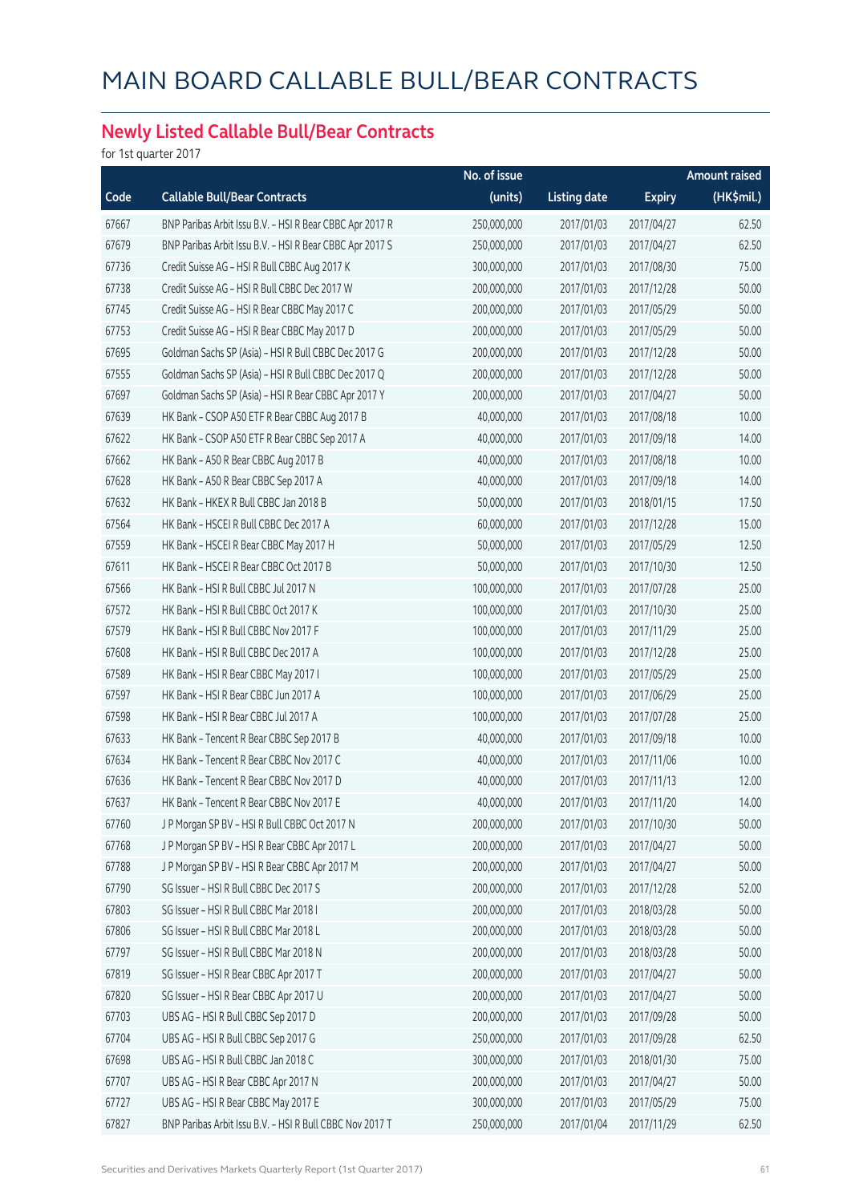# MAIN BOARD CALLABLE BULL/BEAR CONTRACTS

## Newly Listed Callable Bull/Bear Contracts

for 1st quarter 2017

| Code | Callable Bull/Bear Contracts | No. of issue (units) | Listing date | Expiry | Amount raised (HK$mil.) |
|---|---|---|---|---|---|
| 67667 | BNP Paribas Arbit Issu B.V. – HSI R Bear CBBC Apr 2017 R | 250,000,000 | 2017/01/03 | 2017/04/27 | 62.50 |
| 67679 | BNP Paribas Arbit Issu B.V. – HSI R Bear CBBC Apr 2017 S | 250,000,000 | 2017/01/03 | 2017/04/27 | 62.50 |
| 67736 | Credit Suisse AG – HSI R Bull CBBC Aug 2017 K | 300,000,000 | 2017/01/03 | 2017/08/30 | 75.00 |
| 67738 | Credit Suisse AG – HSI R Bull CBBC Dec 2017 W | 200,000,000 | 2017/01/03 | 2017/12/28 | 50.00 |
| 67745 | Credit Suisse AG – HSI R Bear CBBC May 2017 C | 200,000,000 | 2017/01/03 | 2017/05/29 | 50.00 |
| 67753 | Credit Suisse AG – HSI R Bear CBBC May 2017 D | 200,000,000 | 2017/01/03 | 2017/05/29 | 50.00 |
| 67695 | Goldman Sachs SP (Asia) – HSI R Bull CBBC Dec 2017 G | 200,000,000 | 2017/01/03 | 2017/12/28 | 50.00 |
| 67555 | Goldman Sachs SP (Asia) – HSI R Bull CBBC Dec 2017 Q | 200,000,000 | 2017/01/03 | 2017/12/28 | 50.00 |
| 67697 | Goldman Sachs SP (Asia) – HSI R Bear CBBC Apr 2017 Y | 200,000,000 | 2017/01/03 | 2017/04/27 | 50.00 |
| 67639 | HK Bank – CSOP A50 ETF R Bear CBBC Aug 2017 B | 40,000,000 | 2017/01/03 | 2017/08/18 | 10.00 |
| 67622 | HK Bank – CSOP A50 ETF R Bear CBBC Sep 2017 A | 40,000,000 | 2017/01/03 | 2017/09/18 | 14.00 |
| 67662 | HK Bank – A50 R Bear CBBC Aug 2017 B | 40,000,000 | 2017/01/03 | 2017/08/18 | 10.00 |
| 67628 | HK Bank – A50 R Bear CBBC Sep 2017 A | 40,000,000 | 2017/01/03 | 2017/09/18 | 14.00 |
| 67632 | HK Bank – HKEX R Bull CBBC Jan 2018 B | 50,000,000 | 2017/01/03 | 2018/01/15 | 17.50 |
| 67564 | HK Bank – HSCEI R Bull CBBC Dec 2017 A | 60,000,000 | 2017/01/03 | 2017/12/28 | 15.00 |
| 67559 | HK Bank – HSCEI R Bear CBBC May 2017 H | 50,000,000 | 2017/01/03 | 2017/05/29 | 12.50 |
| 67611 | HK Bank – HSCEI R Bear CBBC Oct 2017 B | 50,000,000 | 2017/01/03 | 2017/10/30 | 12.50 |
| 67566 | HK Bank – HSI R Bull CBBC Jul 2017 N | 100,000,000 | 2017/01/03 | 2017/07/28 | 25.00 |
| 67572 | HK Bank – HSI R Bull CBBC Oct 2017 K | 100,000,000 | 2017/01/03 | 2017/10/30 | 25.00 |
| 67579 | HK Bank – HSI R Bull CBBC Nov 2017 F | 100,000,000 | 2017/01/03 | 2017/11/29 | 25.00 |
| 67608 | HK Bank – HSI R Bull CBBC Dec 2017 A | 100,000,000 | 2017/01/03 | 2017/12/28 | 25.00 |
| 67589 | HK Bank – HSI R Bear CBBC May 2017 I | 100,000,000 | 2017/01/03 | 2017/05/29 | 25.00 |
| 67597 | HK Bank – HSI R Bear CBBC Jun 2017 A | 100,000,000 | 2017/01/03 | 2017/06/29 | 25.00 |
| 67598 | HK Bank – HSI R Bear CBBC Jul 2017 A | 100,000,000 | 2017/01/03 | 2017/07/28 | 25.00 |
| 67633 | HK Bank – Tencent R Bear CBBC Sep 2017 B | 40,000,000 | 2017/01/03 | 2017/09/18 | 10.00 |
| 67634 | HK Bank – Tencent R Bear CBBC Nov 2017 C | 40,000,000 | 2017/01/03 | 2017/11/06 | 10.00 |
| 67636 | HK Bank – Tencent R Bear CBBC Nov 2017 D | 40,000,000 | 2017/01/03 | 2017/11/13 | 12.00 |
| 67637 | HK Bank – Tencent R Bear CBBC Nov 2017 E | 40,000,000 | 2017/01/03 | 2017/11/20 | 14.00 |
| 67760 | J P Morgan SP BV – HSI R Bull CBBC Oct 2017 N | 200,000,000 | 2017/01/03 | 2017/10/30 | 50.00 |
| 67768 | J P Morgan SP BV – HSI R Bear CBBC Apr 2017 L | 200,000,000 | 2017/01/03 | 2017/04/27 | 50.00 |
| 67788 | J P Morgan SP BV – HSI R Bear CBBC Apr 2017 M | 200,000,000 | 2017/01/03 | 2017/04/27 | 50.00 |
| 67790 | SG Issuer – HSI R Bull CBBC Dec 2017 S | 200,000,000 | 2017/01/03 | 2017/12/28 | 52.00 |
| 67803 | SG Issuer – HSI R Bull CBBC Mar 2018 I | 200,000,000 | 2017/01/03 | 2018/03/28 | 50.00 |
| 67806 | SG Issuer – HSI R Bull CBBC Mar 2018 L | 200,000,000 | 2017/01/03 | 2018/03/28 | 50.00 |
| 67797 | SG Issuer – HSI R Bull CBBC Mar 2018 N | 200,000,000 | 2017/01/03 | 2018/03/28 | 50.00 |
| 67819 | SG Issuer – HSI R Bear CBBC Apr 2017 T | 200,000,000 | 2017/01/03 | 2017/04/27 | 50.00 |
| 67820 | SG Issuer – HSI R Bear CBBC Apr 2017 U | 200,000,000 | 2017/01/03 | 2017/04/27 | 50.00 |
| 67703 | UBS AG – HSI R Bull CBBC Sep 2017 D | 200,000,000 | 2017/01/03 | 2017/09/28 | 50.00 |
| 67704 | UBS AG – HSI R Bull CBBC Sep 2017 G | 250,000,000 | 2017/01/03 | 2017/09/28 | 62.50 |
| 67698 | UBS AG – HSI R Bull CBBC Jan 2018 C | 300,000,000 | 2017/01/03 | 2018/01/30 | 75.00 |
| 67707 | UBS AG – HSI R Bear CBBC Apr 2017 N | 200,000,000 | 2017/01/03 | 2017/04/27 | 50.00 |
| 67727 | UBS AG – HSI R Bear CBBC May 2017 E | 300,000,000 | 2017/01/03 | 2017/05/29 | 75.00 |
| 67827 | BNP Paribas Arbit Issu B.V. – HSI R Bull CBBC Nov 2017 T | 250,000,000 | 2017/01/04 | 2017/11/29 | 62.50 |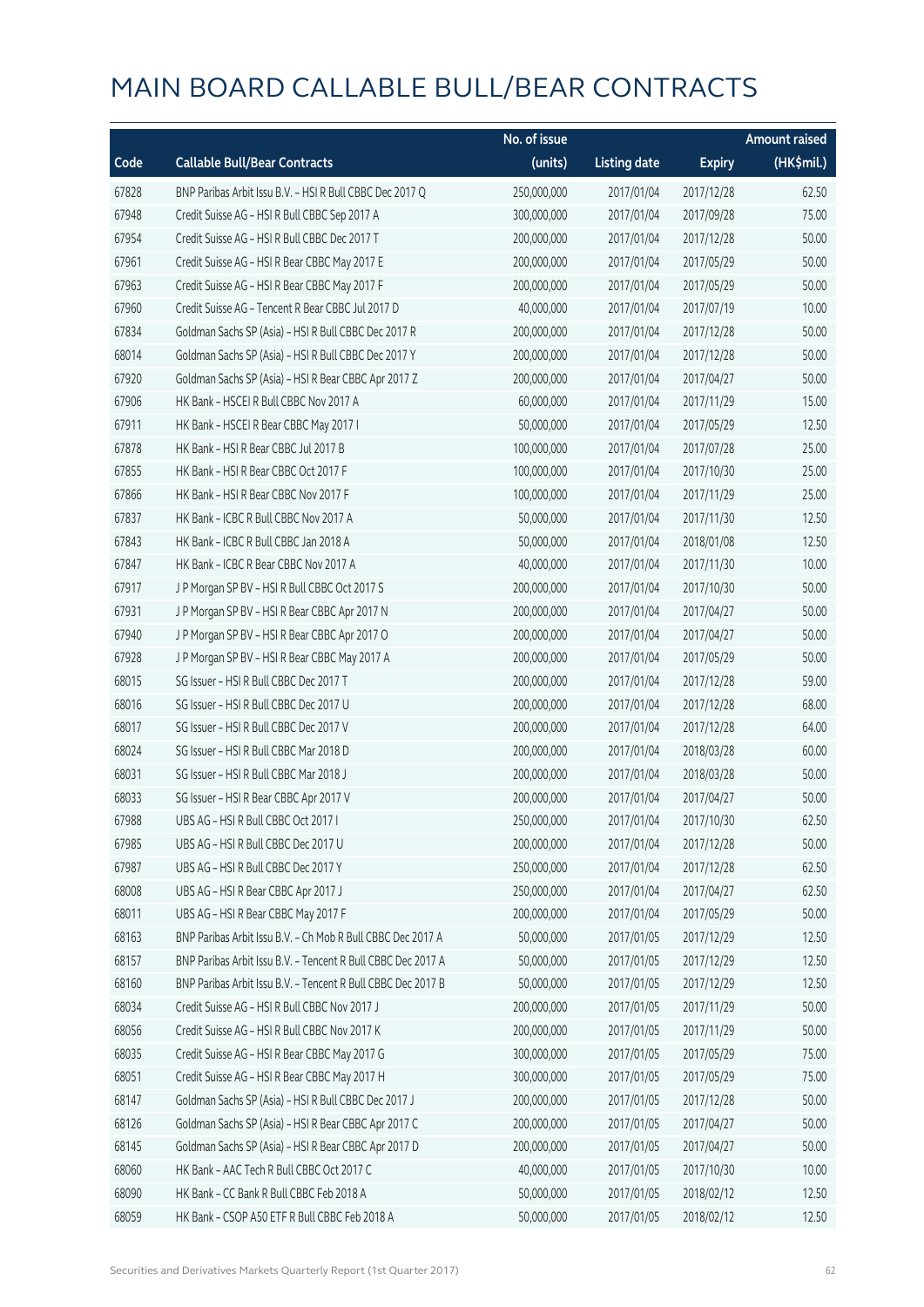# MAIN BOARD CALLABLE BULL/BEAR CONTRACTS

| Code | Callable Bull/Bear Contracts | No. of issue (units) | Listing date | Expiry | Amount raised (HK$mil.) |
|---|---|---|---|---|---|
| 67828 | BNP Paribas Arbit Issu B.V. – HSI R Bull CBBC Dec 2017 Q | 250,000,000 | 2017/01/04 | 2017/12/28 | 62.50 |
| 67948 | Credit Suisse AG – HSI R Bull CBBC Sep 2017 A | 300,000,000 | 2017/01/04 | 2017/09/28 | 75.00 |
| 67954 | Credit Suisse AG – HSI R Bull CBBC Dec 2017 T | 200,000,000 | 2017/01/04 | 2017/12/28 | 50.00 |
| 67961 | Credit Suisse AG – HSI R Bear CBBC May 2017 E | 200,000,000 | 2017/01/04 | 2017/05/29 | 50.00 |
| 67963 | Credit Suisse AG – HSI R Bear CBBC May 2017 F | 200,000,000 | 2017/01/04 | 2017/05/29 | 50.00 |
| 67960 | Credit Suisse AG – Tencent R Bear CBBC Jul 2017 D | 40,000,000 | 2017/01/04 | 2017/07/19 | 10.00 |
| 67834 | Goldman Sachs SP (Asia) – HSI R Bull CBBC Dec 2017 R | 200,000,000 | 2017/01/04 | 2017/12/28 | 50.00 |
| 68014 | Goldman Sachs SP (Asia) – HSI R Bull CBBC Dec 2017 Y | 200,000,000 | 2017/01/04 | 2017/12/28 | 50.00 |
| 67920 | Goldman Sachs SP (Asia) – HSI R Bear CBBC Apr 2017 Z | 200,000,000 | 2017/01/04 | 2017/04/27 | 50.00 |
| 67906 | HK Bank – HSCEI R Bull CBBC Nov 2017 A | 60,000,000 | 2017/01/04 | 2017/11/29 | 15.00 |
| 67911 | HK Bank – HSCEI R Bear CBBC May 2017 I | 50,000,000 | 2017/01/04 | 2017/05/29 | 12.50 |
| 67878 | HK Bank – HSI R Bear CBBC Jul 2017 B | 100,000,000 | 2017/01/04 | 2017/07/28 | 25.00 |
| 67855 | HK Bank – HSI R Bear CBBC Oct 2017 F | 100,000,000 | 2017/01/04 | 2017/10/30 | 25.00 |
| 67866 | HK Bank – HSI R Bear CBBC Nov 2017 F | 100,000,000 | 2017/01/04 | 2017/11/29 | 25.00 |
| 67837 | HK Bank – ICBC R Bull CBBC Nov 2017 A | 50,000,000 | 2017/01/04 | 2017/11/30 | 12.50 |
| 67843 | HK Bank – ICBC R Bull CBBC Jan 2018 A | 50,000,000 | 2017/01/04 | 2018/01/08 | 12.50 |
| 67847 | HK Bank – ICBC R Bear CBBC Nov 2017 A | 40,000,000 | 2017/01/04 | 2017/11/30 | 10.00 |
| 67917 | J P Morgan SP BV – HSI R Bull CBBC Oct 2017 S | 200,000,000 | 2017/01/04 | 2017/10/30 | 50.00 |
| 67931 | J P Morgan SP BV – HSI R Bear CBBC Apr 2017 N | 200,000,000 | 2017/01/04 | 2017/04/27 | 50.00 |
| 67940 | J P Morgan SP BV – HSI R Bear CBBC Apr 2017 O | 200,000,000 | 2017/01/04 | 2017/04/27 | 50.00 |
| 67928 | J P Morgan SP BV – HSI R Bear CBBC May 2017 A | 200,000,000 | 2017/01/04 | 2017/05/29 | 50.00 |
| 68015 | SG Issuer – HSI R Bull CBBC Dec 2017 T | 200,000,000 | 2017/01/04 | 2017/12/28 | 59.00 |
| 68016 | SG Issuer – HSI R Bull CBBC Dec 2017 U | 200,000,000 | 2017/01/04 | 2017/12/28 | 68.00 |
| 68017 | SG Issuer – HSI R Bull CBBC Dec 2017 V | 200,000,000 | 2017/01/04 | 2017/12/28 | 64.00 |
| 68024 | SG Issuer – HSI R Bull CBBC Mar 2018 D | 200,000,000 | 2017/01/04 | 2018/03/28 | 60.00 |
| 68031 | SG Issuer – HSI R Bull CBBC Mar 2018 J | 200,000,000 | 2017/01/04 | 2018/03/28 | 50.00 |
| 68033 | SG Issuer – HSI R Bear CBBC Apr 2017 V | 200,000,000 | 2017/01/04 | 2017/04/27 | 50.00 |
| 67988 | UBS AG – HSI R Bull CBBC Oct 2017 I | 250,000,000 | 2017/01/04 | 2017/10/30 | 62.50 |
| 67985 | UBS AG – HSI R Bull CBBC Dec 2017 U | 200,000,000 | 2017/01/04 | 2017/12/28 | 50.00 |
| 67987 | UBS AG – HSI R Bull CBBC Dec 2017 Y | 250,000,000 | 2017/01/04 | 2017/12/28 | 62.50 |
| 68008 | UBS AG – HSI R Bear CBBC Apr 2017 J | 250,000,000 | 2017/01/04 | 2017/04/27 | 62.50 |
| 68011 | UBS AG – HSI R Bear CBBC May 2017 F | 200,000,000 | 2017/01/04 | 2017/05/29 | 50.00 |
| 68163 | BNP Paribas Arbit Issu B.V. – Ch Mob R Bull CBBC Dec 2017 A | 50,000,000 | 2017/01/05 | 2017/12/29 | 12.50 |
| 68157 | BNP Paribas Arbit Issu B.V. – Tencent R Bull CBBC Dec 2017 A | 50,000,000 | 2017/01/05 | 2017/12/29 | 12.50 |
| 68160 | BNP Paribas Arbit Issu B.V. – Tencent R Bull CBBC Dec 2017 B | 50,000,000 | 2017/01/05 | 2017/12/29 | 12.50 |
| 68034 | Credit Suisse AG – HSI R Bull CBBC Nov 2017 J | 200,000,000 | 2017/01/05 | 2017/11/29 | 50.00 |
| 68056 | Credit Suisse AG – HSI R Bull CBBC Nov 2017 K | 200,000,000 | 2017/01/05 | 2017/11/29 | 50.00 |
| 68035 | Credit Suisse AG – HSI R Bear CBBC May 2017 G | 300,000,000 | 2017/01/05 | 2017/05/29 | 75.00 |
| 68051 | Credit Suisse AG – HSI R Bear CBBC May 2017 H | 300,000,000 | 2017/01/05 | 2017/05/29 | 75.00 |
| 68147 | Goldman Sachs SP (Asia) – HSI R Bull CBBC Dec 2017 J | 200,000,000 | 2017/01/05 | 2017/12/28 | 50.00 |
| 68126 | Goldman Sachs SP (Asia) – HSI R Bear CBBC Apr 2017 C | 200,000,000 | 2017/01/05 | 2017/04/27 | 50.00 |
| 68145 | Goldman Sachs SP (Asia) – HSI R Bear CBBC Apr 2017 D | 200,000,000 | 2017/01/05 | 2017/04/27 | 50.00 |
| 68060 | HK Bank – AAC Tech R Bull CBBC Oct 2017 C | 40,000,000 | 2017/01/05 | 2017/10/30 | 10.00 |
| 68090 | HK Bank – CC Bank R Bull CBBC Feb 2018 A | 50,000,000 | 2017/01/05 | 2018/02/12 | 12.50 |
| 68059 | HK Bank – CSOP A50 ETF R Bull CBBC Feb 2018 A | 50,000,000 | 2017/01/05 | 2018/02/12 | 12.50 |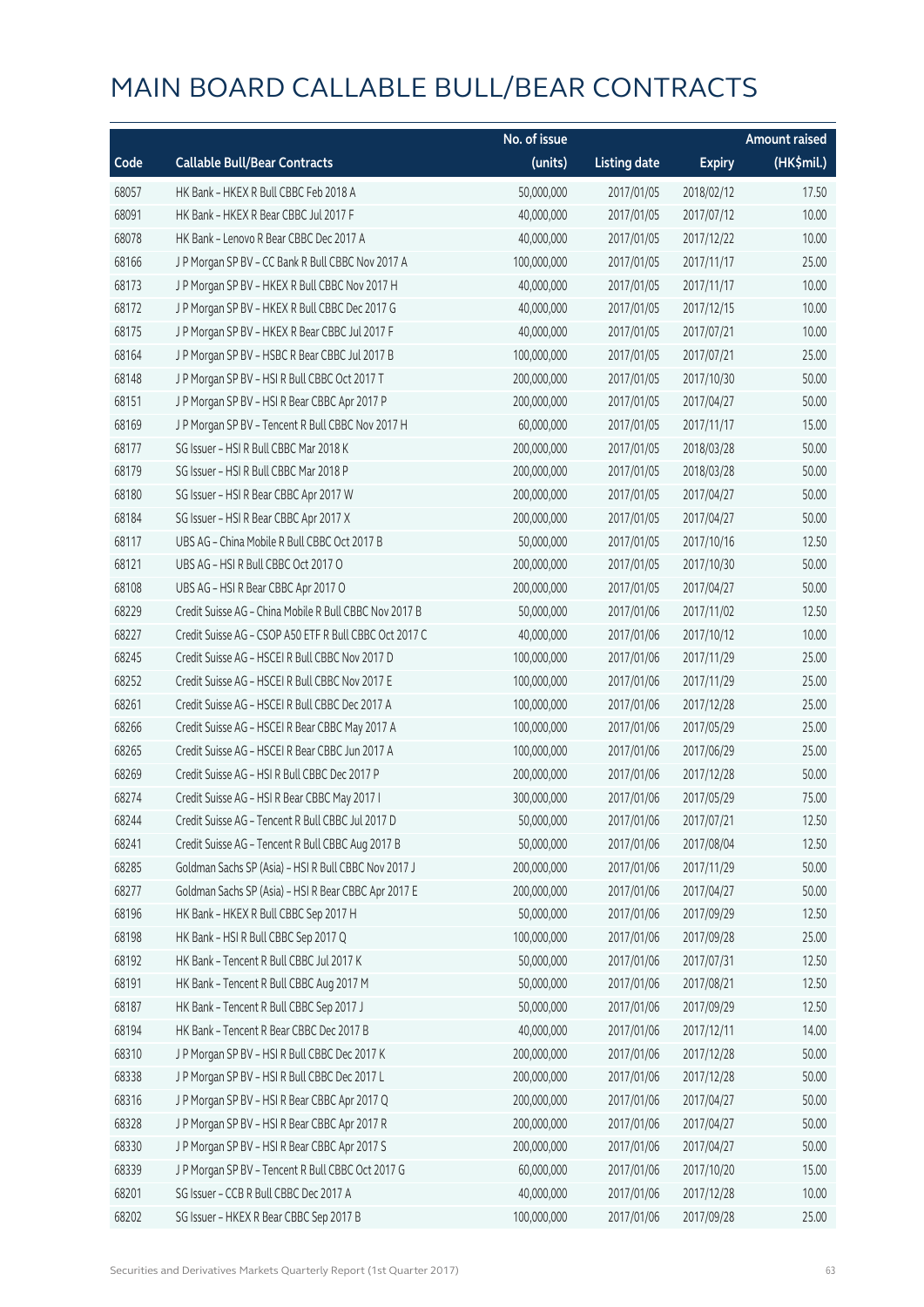# MAIN BOARD CALLABLE BULL/BEAR CONTRACTS

| Code | Callable Bull/Bear Contracts | No. of issue (units) | Listing date | Expiry | Amount raised (HK$mil.) |
|---|---|---|---|---|---|
| 68057 | HK Bank – HKEX R Bull CBBC Feb 2018 A | 50,000,000 | 2017/01/05 | 2018/02/12 | 17.50 |
| 68091 | HK Bank – HKEX R Bear CBBC Jul 2017 F | 40,000,000 | 2017/01/05 | 2017/07/12 | 10.00 |
| 68078 | HK Bank – Lenovo R Bear CBBC Dec 2017 A | 40,000,000 | 2017/01/05 | 2017/12/22 | 10.00 |
| 68166 | J P Morgan SP BV – CC Bank R Bull CBBC Nov 2017 A | 100,000,000 | 2017/01/05 | 2017/11/17 | 25.00 |
| 68173 | J P Morgan SP BV – HKEX R Bull CBBC Nov 2017 H | 40,000,000 | 2017/01/05 | 2017/11/17 | 10.00 |
| 68172 | J P Morgan SP BV – HKEX R Bull CBBC Dec 2017 G | 40,000,000 | 2017/01/05 | 2017/12/15 | 10.00 |
| 68175 | J P Morgan SP BV – HKEX R Bear CBBC Jul 2017 F | 40,000,000 | 2017/01/05 | 2017/07/21 | 10.00 |
| 68164 | J P Morgan SP BV – HSBC R Bear CBBC Jul 2017 B | 100,000,000 | 2017/01/05 | 2017/07/21 | 25.00 |
| 68148 | J P Morgan SP BV – HSI R Bull CBBC Oct 2017 T | 200,000,000 | 2017/01/05 | 2017/10/30 | 50.00 |
| 68151 | J P Morgan SP BV – HSI R Bear CBBC Apr 2017 P | 200,000,000 | 2017/01/05 | 2017/04/27 | 50.00 |
| 68169 | J P Morgan SP BV – Tencent R Bull CBBC Nov 2017 H | 60,000,000 | 2017/01/05 | 2017/11/17 | 15.00 |
| 68177 | SG Issuer – HSI R Bull CBBC Mar 2018 K | 200,000,000 | 2017/01/05 | 2018/03/28 | 50.00 |
| 68179 | SG Issuer – HSI R Bull CBBC Mar 2018 P | 200,000,000 | 2017/01/05 | 2018/03/28 | 50.00 |
| 68180 | SG Issuer – HSI R Bear CBBC Apr 2017 W | 200,000,000 | 2017/01/05 | 2017/04/27 | 50.00 |
| 68184 | SG Issuer – HSI R Bear CBBC Apr 2017 X | 200,000,000 | 2017/01/05 | 2017/04/27 | 50.00 |
| 68117 | UBS AG – China Mobile R Bull CBBC Oct 2017 B | 50,000,000 | 2017/01/05 | 2017/10/16 | 12.50 |
| 68121 | UBS AG – HSI R Bull CBBC Oct 2017 O | 200,000,000 | 2017/01/05 | 2017/10/30 | 50.00 |
| 68108 | UBS AG – HSI R Bear CBBC Apr 2017 O | 200,000,000 | 2017/01/05 | 2017/04/27 | 50.00 |
| 68229 | Credit Suisse AG – China Mobile R Bull CBBC Nov 2017 B | 50,000,000 | 2017/01/06 | 2017/11/02 | 12.50 |
| 68227 | Credit Suisse AG – CSOP A50 ETF R Bull CBBC Oct 2017 C | 40,000,000 | 2017/01/06 | 2017/10/12 | 10.00 |
| 68245 | Credit Suisse AG – HSCEI R Bull CBBC Nov 2017 D | 100,000,000 | 2017/01/06 | 2017/11/29 | 25.00 |
| 68252 | Credit Suisse AG – HSCEI R Bull CBBC Nov 2017 E | 100,000,000 | 2017/01/06 | 2017/11/29 | 25.00 |
| 68261 | Credit Suisse AG – HSCEI R Bull CBBC Dec 2017 A | 100,000,000 | 2017/01/06 | 2017/12/28 | 25.00 |
| 68266 | Credit Suisse AG – HSCEI R Bear CBBC May 2017 A | 100,000,000 | 2017/01/06 | 2017/05/29 | 25.00 |
| 68265 | Credit Suisse AG – HSCEI R Bear CBBC Jun 2017 A | 100,000,000 | 2017/01/06 | 2017/06/29 | 25.00 |
| 68269 | Credit Suisse AG – HSI R Bull CBBC Dec 2017 P | 200,000,000 | 2017/01/06 | 2017/12/28 | 50.00 |
| 68274 | Credit Suisse AG – HSI R Bear CBBC May 2017 I | 300,000,000 | 2017/01/06 | 2017/05/29 | 75.00 |
| 68244 | Credit Suisse AG – Tencent R Bull CBBC Jul 2017 D | 50,000,000 | 2017/01/06 | 2017/07/21 | 12.50 |
| 68241 | Credit Suisse AG – Tencent R Bull CBBC Aug 2017 B | 50,000,000 | 2017/01/06 | 2017/08/04 | 12.50 |
| 68285 | Goldman Sachs SP (Asia) – HSI R Bull CBBC Nov 2017 J | 200,000,000 | 2017/01/06 | 2017/11/29 | 50.00 |
| 68277 | Goldman Sachs SP (Asia) – HSI R Bear CBBC Apr 2017 E | 200,000,000 | 2017/01/06 | 2017/04/27 | 50.00 |
| 68196 | HK Bank – HKEX R Bull CBBC Sep 2017 H | 50,000,000 | 2017/01/06 | 2017/09/29 | 12.50 |
| 68198 | HK Bank – HSI R Bull CBBC Sep 2017 Q | 100,000,000 | 2017/01/06 | 2017/09/28 | 25.00 |
| 68192 | HK Bank – Tencent R Bull CBBC Jul 2017 K | 50,000,000 | 2017/01/06 | 2017/07/31 | 12.50 |
| 68191 | HK Bank – Tencent R Bull CBBC Aug 2017 M | 50,000,000 | 2017/01/06 | 2017/08/21 | 12.50 |
| 68187 | HK Bank – Tencent R Bull CBBC Sep 2017 J | 50,000,000 | 2017/01/06 | 2017/09/29 | 12.50 |
| 68194 | HK Bank – Tencent R Bear CBBC Dec 2017 B | 40,000,000 | 2017/01/06 | 2017/12/11 | 14.00 |
| 68310 | J P Morgan SP BV – HSI R Bull CBBC Dec 2017 K | 200,000,000 | 2017/01/06 | 2017/12/28 | 50.00 |
| 68338 | J P Morgan SP BV – HSI R Bull CBBC Dec 2017 L | 200,000,000 | 2017/01/06 | 2017/12/28 | 50.00 |
| 68316 | J P Morgan SP BV – HSI R Bear CBBC Apr 2017 Q | 200,000,000 | 2017/01/06 | 2017/04/27 | 50.00 |
| 68328 | J P Morgan SP BV – HSI R Bear CBBC Apr 2017 R | 200,000,000 | 2017/01/06 | 2017/04/27 | 50.00 |
| 68330 | J P Morgan SP BV – HSI R Bear CBBC Apr 2017 S | 200,000,000 | 2017/01/06 | 2017/04/27 | 50.00 |
| 68339 | J P Morgan SP BV – Tencent R Bull CBBC Oct 2017 G | 60,000,000 | 2017/01/06 | 2017/10/20 | 15.00 |
| 68201 | SG Issuer – CCB R Bull CBBC Dec 2017 A | 40,000,000 | 2017/01/06 | 2017/12/28 | 10.00 |
| 68202 | SG Issuer – HKEX R Bear CBBC Sep 2017 B | 100,000,000 | 2017/01/06 | 2017/09/28 | 25.00 |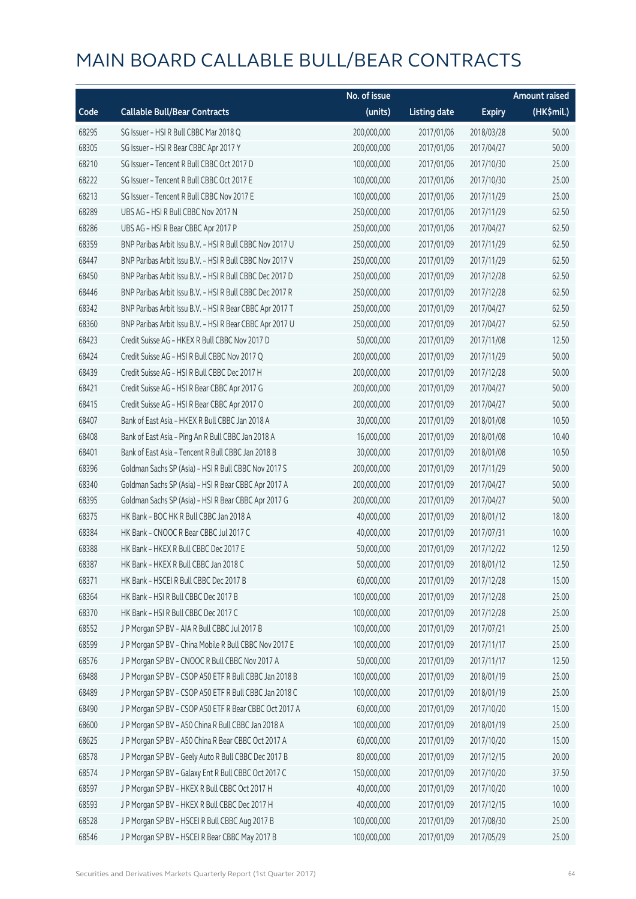# MAIN BOARD CALLABLE BULL/BEAR CONTRACTS

| Code | Callable Bull/Bear Contracts | No. of issue (units) | Listing date | Expiry | Amount raised (HK$mil.) |
|---|---|---|---|---|---|
| 68295 | SG Issuer – HSI R Bull CBBC Mar 2018 Q | 200,000,000 | 2017/01/06 | 2018/03/28 | 50.00 |
| 68305 | SG Issuer – HSI R Bear CBBC Apr 2017 Y | 200,000,000 | 2017/01/06 | 2017/04/27 | 50.00 |
| 68210 | SG Issuer – Tencent R Bull CBBC Oct 2017 D | 100,000,000 | 2017/01/06 | 2017/10/30 | 25.00 |
| 68222 | SG Issuer – Tencent R Bull CBBC Oct 2017 E | 100,000,000 | 2017/01/06 | 2017/10/30 | 25.00 |
| 68213 | SG Issuer – Tencent R Bull CBBC Nov 2017 E | 100,000,000 | 2017/01/06 | 2017/11/29 | 25.00 |
| 68289 | UBS AG – HSI R Bull CBBC Nov 2017 N | 250,000,000 | 2017/01/06 | 2017/11/29 | 62.50 |
| 68286 | UBS AG – HSI R Bear CBBC Apr 2017 P | 250,000,000 | 2017/01/06 | 2017/04/27 | 62.50 |
| 68359 | BNP Paribas Arbit Issu B.V. – HSI R Bull CBBC Nov 2017 U | 250,000,000 | 2017/01/09 | 2017/11/29 | 62.50 |
| 68447 | BNP Paribas Arbit Issu B.V. – HSI R Bull CBBC Nov 2017 V | 250,000,000 | 2017/01/09 | 2017/11/29 | 62.50 |
| 68450 | BNP Paribas Arbit Issu B.V. – HSI R Bull CBBC Dec 2017 D | 250,000,000 | 2017/01/09 | 2017/12/28 | 62.50 |
| 68446 | BNP Paribas Arbit Issu B.V. – HSI R Bull CBBC Dec 2017 R | 250,000,000 | 2017/01/09 | 2017/12/28 | 62.50 |
| 68342 | BNP Paribas Arbit Issu B.V. – HSI R Bear CBBC Apr 2017 T | 250,000,000 | 2017/01/09 | 2017/04/27 | 62.50 |
| 68360 | BNP Paribas Arbit Issu B.V. – HSI R Bear CBBC Apr 2017 U | 250,000,000 | 2017/01/09 | 2017/04/27 | 62.50 |
| 68423 | Credit Suisse AG – HKEX R Bull CBBC Nov 2017 D | 50,000,000 | 2017/01/09 | 2017/11/08 | 12.50 |
| 68424 | Credit Suisse AG – HSI R Bull CBBC Nov 2017 Q | 200,000,000 | 2017/01/09 | 2017/11/29 | 50.00 |
| 68439 | Credit Suisse AG – HSI R Bull CBBC Dec 2017 H | 200,000,000 | 2017/01/09 | 2017/12/28 | 50.00 |
| 68421 | Credit Suisse AG – HSI R Bear CBBC Apr 2017 G | 200,000,000 | 2017/01/09 | 2017/04/27 | 50.00 |
| 68415 | Credit Suisse AG – HSI R Bear CBBC Apr 2017 O | 200,000,000 | 2017/01/09 | 2017/04/27 | 50.00 |
| 68407 | Bank of East Asia – HKEX R Bull CBBC Jan 2018 A | 30,000,000 | 2017/01/09 | 2018/01/08 | 10.50 |
| 68408 | Bank of East Asia – Ping An R Bull CBBC Jan 2018 A | 16,000,000 | 2017/01/09 | 2018/01/08 | 10.40 |
| 68401 | Bank of East Asia – Tencent R Bull CBBC Jan 2018 B | 30,000,000 | 2017/01/09 | 2018/01/08 | 10.50 |
| 68396 | Goldman Sachs SP (Asia) – HSI R Bull CBBC Nov 2017 S | 200,000,000 | 2017/01/09 | 2017/11/29 | 50.00 |
| 68340 | Goldman Sachs SP (Asia) – HSI R Bear CBBC Apr 2017 A | 200,000,000 | 2017/01/09 | 2017/04/27 | 50.00 |
| 68395 | Goldman Sachs SP (Asia) – HSI R Bear CBBC Apr 2017 G | 200,000,000 | 2017/01/09 | 2017/04/27 | 50.00 |
| 68375 | HK Bank – BOC HK R Bull CBBC Jan 2018 A | 40,000,000 | 2017/01/09 | 2018/01/12 | 18.00 |
| 68384 | HK Bank – CNOOC R Bear CBBC Jul 2017 C | 40,000,000 | 2017/01/09 | 2017/07/31 | 10.00 |
| 68388 | HK Bank – HKEX R Bull CBBC Dec 2017 E | 50,000,000 | 2017/01/09 | 2017/12/22 | 12.50 |
| 68387 | HK Bank – HKEX R Bull CBBC Jan 2018 C | 50,000,000 | 2017/01/09 | 2018/01/12 | 12.50 |
| 68371 | HK Bank – HSCEI R Bull CBBC Dec 2017 B | 60,000,000 | 2017/01/09 | 2017/12/28 | 15.00 |
| 68364 | HK Bank – HSI R Bull CBBC Dec 2017 B | 100,000,000 | 2017/01/09 | 2017/12/28 | 25.00 |
| 68370 | HK Bank – HSI R Bull CBBC Dec 2017 C | 100,000,000 | 2017/01/09 | 2017/12/28 | 25.00 |
| 68552 | J P Morgan SP BV – AIA R Bull CBBC Jul 2017 B | 100,000,000 | 2017/01/09 | 2017/07/21 | 25.00 |
| 68599 | J P Morgan SP BV – China Mobile R Bull CBBC Nov 2017 E | 100,000,000 | 2017/01/09 | 2017/11/17 | 25.00 |
| 68576 | J P Morgan SP BV – CNOOC R Bull CBBC Nov 2017 A | 50,000,000 | 2017/01/09 | 2017/11/17 | 12.50 |
| 68488 | J P Morgan SP BV – CSOP A50 ETF R Bull CBBC Jan 2018 B | 100,000,000 | 2017/01/09 | 2018/01/19 | 25.00 |
| 68489 | J P Morgan SP BV – CSOP A50 ETF R Bull CBBC Jan 2018 C | 100,000,000 | 2017/01/09 | 2018/01/19 | 25.00 |
| 68490 | J P Morgan SP BV – CSOP A50 ETF R Bear CBBC Oct 2017 A | 60,000,000 | 2017/01/09 | 2017/10/20 | 15.00 |
| 68600 | J P Morgan SP BV – A50 China R Bull CBBC Jan 2018 A | 100,000,000 | 2017/01/09 | 2018/01/19 | 25.00 |
| 68625 | J P Morgan SP BV – A50 China R Bear CBBC Oct 2017 A | 60,000,000 | 2017/01/09 | 2017/10/20 | 15.00 |
| 68578 | J P Morgan SP BV – Geely Auto R Bull CBBC Dec 2017 B | 80,000,000 | 2017/01/09 | 2017/12/15 | 20.00 |
| 68574 | J P Morgan SP BV – Galaxy Ent R Bull CBBC Oct 2017 C | 150,000,000 | 2017/01/09 | 2017/10/20 | 37.50 |
| 68597 | J P Morgan SP BV – HKEX R Bull CBBC Oct 2017 H | 40,000,000 | 2017/01/09 | 2017/10/20 | 10.00 |
| 68593 | J P Morgan SP BV – HKEX R Bull CBBC Dec 2017 H | 40,000,000 | 2017/01/09 | 2017/12/15 | 10.00 |
| 68528 | J P Morgan SP BV – HSCEI R Bull CBBC Aug 2017 B | 100,000,000 | 2017/01/09 | 2017/08/30 | 25.00 |
| 68546 | J P Morgan SP BV – HSCEI R Bear CBBC May 2017 B | 100,000,000 | 2017/01/09 | 2017/05/29 | 25.00 |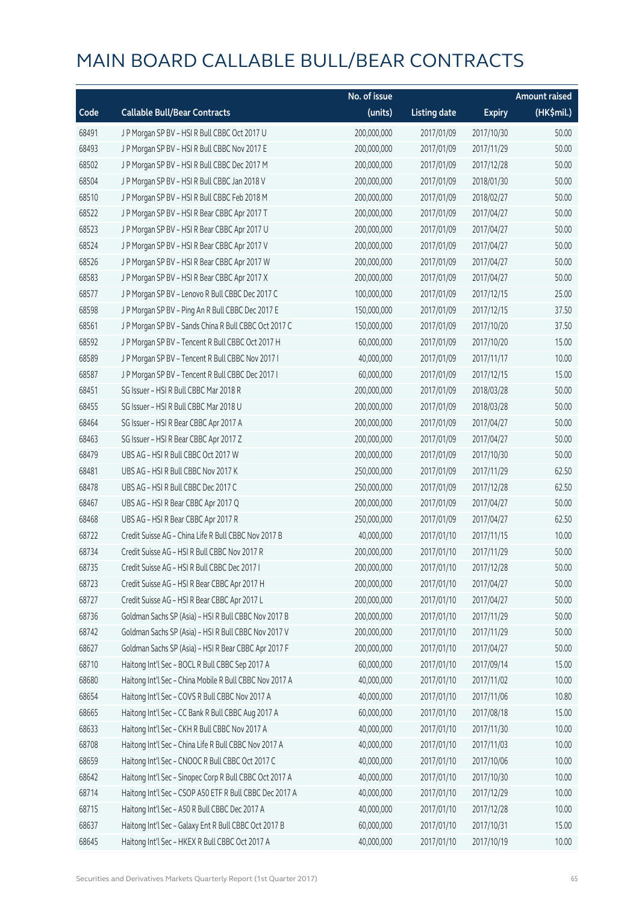# MAIN BOARD CALLABLE BULL/BEAR CONTRACTS

| Code | Callable Bull/Bear Contracts | No. of issue (units) | Listing date | Expiry | Amount raised (HK$mil.) |
|---|---|---|---|---|---|
| 68491 | J P Morgan SP BV – HSI R Bull CBBC Oct 2017 U | 200,000,000 | 2017/01/09 | 2017/10/30 | 50.00 |
| 68493 | J P Morgan SP BV – HSI R Bull CBBC Nov 2017 E | 200,000,000 | 2017/01/09 | 2017/11/29 | 50.00 |
| 68502 | J P Morgan SP BV – HSI R Bull CBBC Dec 2017 M | 200,000,000 | 2017/01/09 | 2017/12/28 | 50.00 |
| 68504 | J P Morgan SP BV – HSI R Bull CBBC Jan 2018 V | 200,000,000 | 2017/01/09 | 2018/01/30 | 50.00 |
| 68510 | J P Morgan SP BV – HSI R Bull CBBC Feb 2018 M | 200,000,000 | 2017/01/09 | 2018/02/27 | 50.00 |
| 68522 | J P Morgan SP BV – HSI R Bear CBBC Apr 2017 T | 200,000,000 | 2017/01/09 | 2017/04/27 | 50.00 |
| 68523 | J P Morgan SP BV – HSI R Bear CBBC Apr 2017 U | 200,000,000 | 2017/01/09 | 2017/04/27 | 50.00 |
| 68524 | J P Morgan SP BV – HSI R Bear CBBC Apr 2017 V | 200,000,000 | 2017/01/09 | 2017/04/27 | 50.00 |
| 68526 | J P Morgan SP BV – HSI R Bear CBBC Apr 2017 W | 200,000,000 | 2017/01/09 | 2017/04/27 | 50.00 |
| 68583 | J P Morgan SP BV – HSI R Bear CBBC Apr 2017 X | 200,000,000 | 2017/01/09 | 2017/04/27 | 50.00 |
| 68577 | J P Morgan SP BV – Lenovo R Bull CBBC Dec 2017 C | 100,000,000 | 2017/01/09 | 2017/12/15 | 25.00 |
| 68598 | J P Morgan SP BV – Ping An R Bull CBBC Dec 2017 E | 150,000,000 | 2017/01/09 | 2017/12/15 | 37.50 |
| 68561 | J P Morgan SP BV – Sands China R Bull CBBC Oct 2017 C | 150,000,000 | 2017/01/09 | 2017/10/20 | 37.50 |
| 68592 | J P Morgan SP BV – Tencent R Bull CBBC Oct 2017 H | 60,000,000 | 2017/01/09 | 2017/10/20 | 15.00 |
| 68589 | J P Morgan SP BV – Tencent R Bull CBBC Nov 2017 I | 40,000,000 | 2017/01/09 | 2017/11/17 | 10.00 |
| 68587 | J P Morgan SP BV – Tencent R Bull CBBC Dec 2017 I | 60,000,000 | 2017/01/09 | 2017/12/15 | 15.00 |
| 68451 | SG Issuer – HSI R Bull CBBC Mar 2018 R | 200,000,000 | 2017/01/09 | 2018/03/28 | 50.00 |
| 68455 | SG Issuer – HSI R Bull CBBC Mar 2018 U | 200,000,000 | 2017/01/09 | 2018/03/28 | 50.00 |
| 68464 | SG Issuer – HSI R Bear CBBC Apr 2017 A | 200,000,000 | 2017/01/09 | 2017/04/27 | 50.00 |
| 68463 | SG Issuer – HSI R Bear CBBC Apr 2017 Z | 200,000,000 | 2017/01/09 | 2017/04/27 | 50.00 |
| 68479 | UBS AG – HSI R Bull CBBC Oct 2017 W | 200,000,000 | 2017/01/09 | 2017/10/30 | 50.00 |
| 68481 | UBS AG – HSI R Bull CBBC Nov 2017 K | 250,000,000 | 2017/01/09 | 2017/11/29 | 62.50 |
| 68478 | UBS AG – HSI R Bull CBBC Dec 2017 C | 250,000,000 | 2017/01/09 | 2017/12/28 | 62.50 |
| 68467 | UBS AG – HSI R Bear CBBC Apr 2017 Q | 200,000,000 | 2017/01/09 | 2017/04/27 | 50.00 |
| 68468 | UBS AG – HSI R Bear CBBC Apr 2017 R | 250,000,000 | 2017/01/09 | 2017/04/27 | 62.50 |
| 68722 | Credit Suisse AG – China Life R Bull CBBC Nov 2017 B | 40,000,000 | 2017/01/10 | 2017/11/15 | 10.00 |
| 68734 | Credit Suisse AG – HSI R Bull CBBC Nov 2017 R | 200,000,000 | 2017/01/10 | 2017/11/29 | 50.00 |
| 68735 | Credit Suisse AG – HSI R Bull CBBC Dec 2017 I | 200,000,000 | 2017/01/10 | 2017/12/28 | 50.00 |
| 68723 | Credit Suisse AG – HSI R Bear CBBC Apr 2017 H | 200,000,000 | 2017/01/10 | 2017/04/27 | 50.00 |
| 68727 | Credit Suisse AG – HSI R Bear CBBC Apr 2017 L | 200,000,000 | 2017/01/10 | 2017/04/27 | 50.00 |
| 68736 | Goldman Sachs SP (Asia) – HSI R Bull CBBC Nov 2017 B | 200,000,000 | 2017/01/10 | 2017/11/29 | 50.00 |
| 68742 | Goldman Sachs SP (Asia) – HSI R Bull CBBC Nov 2017 V | 200,000,000 | 2017/01/10 | 2017/11/29 | 50.00 |
| 68627 | Goldman Sachs SP (Asia) – HSI R Bear CBBC Apr 2017 F | 200,000,000 | 2017/01/10 | 2017/04/27 | 50.00 |
| 68710 | Haitong Int'l Sec – BOCL R Bull CBBC Sep 2017 A | 60,000,000 | 2017/01/10 | 2017/09/14 | 15.00 |
| 68680 | Haitong Int'l Sec – China Mobile R Bull CBBC Nov 2017 A | 40,000,000 | 2017/01/10 | 2017/11/02 | 10.00 |
| 68654 | Haitong Int'l Sec – COVS R Bull CBBC Nov 2017 A | 40,000,000 | 2017/01/10 | 2017/11/06 | 10.80 |
| 68665 | Haitong Int'l Sec – CC Bank R Bull CBBC Aug 2017 A | 60,000,000 | 2017/01/10 | 2017/08/18 | 15.00 |
| 68633 | Haitong Int'l Sec – CKH R Bull CBBC Nov 2017 A | 40,000,000 | 2017/01/10 | 2017/11/30 | 10.00 |
| 68708 | Haitong Int'l Sec – China Life R Bull CBBC Nov 2017 A | 40,000,000 | 2017/01/10 | 2017/11/03 | 10.00 |
| 68659 | Haitong Int'l Sec – CNOOC R Bull CBBC Oct 2017 C | 40,000,000 | 2017/01/10 | 2017/10/06 | 10.00 |
| 68642 | Haitong Int'l Sec – Sinopec Corp R Bull CBBC Oct 2017 A | 40,000,000 | 2017/01/10 | 2017/10/30 | 10.00 |
| 68714 | Haitong Int'l Sec – CSOP A50 ETF R Bull CBBC Dec 2017 A | 40,000,000 | 2017/01/10 | 2017/12/29 | 10.00 |
| 68715 | Haitong Int'l Sec – A50 R Bull CBBC Dec 2017 A | 40,000,000 | 2017/01/10 | 2017/12/28 | 10.00 |
| 68637 | Haitong Int'l Sec – Galaxy Ent R Bull CBBC Oct 2017 B | 60,000,000 | 2017/01/10 | 2017/10/31 | 15.00 |
| 68645 | Haitong Int'l Sec – HKEX R Bull CBBC Oct 2017 A | 40,000,000 | 2017/01/10 | 2017/10/19 | 10.00 |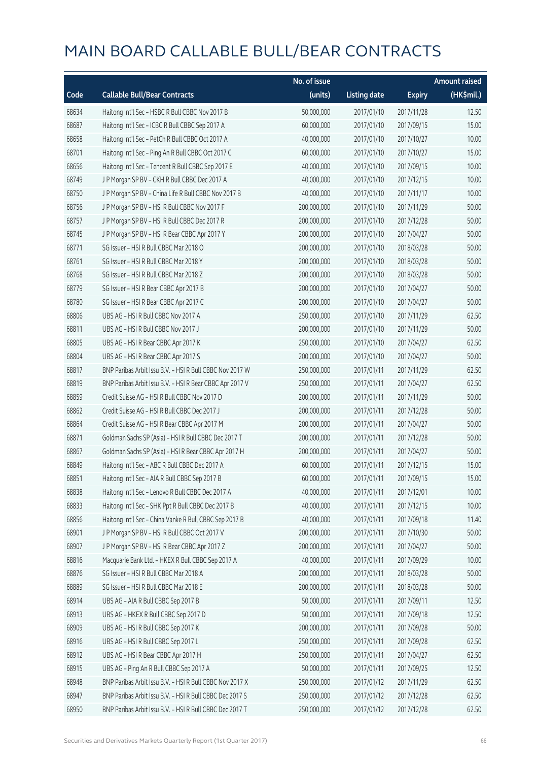# MAIN BOARD CALLABLE BULL/BEAR CONTRACTS

| Code | Callable Bull/Bear Contracts | No. of issue (units) | Listing date | Expiry | Amount raised (HK$mil.) |
|---|---|---|---|---|---|
| 68634 | Haitong Int'l Sec – HSBC R Bull CBBC Nov 2017 B | 50,000,000 | 2017/01/10 | 2017/11/28 | 12.50 |
| 68687 | Haitong Int'l Sec – ICBC R Bull CBBC Sep 2017 A | 60,000,000 | 2017/01/10 | 2017/09/15 | 15.00 |
| 68658 | Haitong Int'l Sec – PetCh R Bull CBBC Oct 2017 A | 40,000,000 | 2017/01/10 | 2017/10/27 | 10.00 |
| 68701 | Haitong Int'l Sec – Ping An R Bull CBBC Oct 2017 C | 60,000,000 | 2017/01/10 | 2017/10/27 | 15.00 |
| 68656 | Haitong Int'l Sec – Tencent R Bull CBBC Sep 2017 E | 40,000,000 | 2017/01/10 | 2017/09/15 | 10.00 |
| 68749 | J P Morgan SP BV – CKH R Bull CBBC Dec 2017 A | 40,000,000 | 2017/01/10 | 2017/12/15 | 10.00 |
| 68750 | J P Morgan SP BV – China Life R Bull CBBC Nov 2017 B | 40,000,000 | 2017/01/10 | 2017/11/17 | 10.00 |
| 68756 | J P Morgan SP BV – HSI R Bull CBBC Nov 2017 F | 200,000,000 | 2017/01/10 | 2017/11/29 | 50.00 |
| 68757 | J P Morgan SP BV – HSI R Bull CBBC Dec 2017 R | 200,000,000 | 2017/01/10 | 2017/12/28 | 50.00 |
| 68745 | J P Morgan SP BV – HSI R Bear CBBC Apr 2017 Y | 200,000,000 | 2017/01/10 | 2017/04/27 | 50.00 |
| 68771 | SG Issuer – HSI R Bull CBBC Mar 2018 O | 200,000,000 | 2017/01/10 | 2018/03/28 | 50.00 |
| 68761 | SG Issuer – HSI R Bull CBBC Mar 2018 Y | 200,000,000 | 2017/01/10 | 2018/03/28 | 50.00 |
| 68768 | SG Issuer – HSI R Bull CBBC Mar 2018 Z | 200,000,000 | 2017/01/10 | 2018/03/28 | 50.00 |
| 68779 | SG Issuer – HSI R Bear CBBC Apr 2017 B | 200,000,000 | 2017/01/10 | 2017/04/27 | 50.00 |
| 68780 | SG Issuer – HSI R Bear CBBC Apr 2017 C | 200,000,000 | 2017/01/10 | 2017/04/27 | 50.00 |
| 68806 | UBS AG – HSI R Bull CBBC Nov 2017 A | 250,000,000 | 2017/01/10 | 2017/11/29 | 62.50 |
| 68811 | UBS AG – HSI R Bull CBBC Nov 2017 J | 200,000,000 | 2017/01/10 | 2017/11/29 | 50.00 |
| 68805 | UBS AG – HSI R Bear CBBC Apr 2017 K | 250,000,000 | 2017/01/10 | 2017/04/27 | 62.50 |
| 68804 | UBS AG – HSI R Bear CBBC Apr 2017 S | 200,000,000 | 2017/01/10 | 2017/04/27 | 50.00 |
| 68817 | BNP Paribas Arbit Issu B.V. – HSI R Bull CBBC Nov 2017 W | 250,000,000 | 2017/01/11 | 2017/11/29 | 62.50 |
| 68819 | BNP Paribas Arbit Issu B.V. – HSI R Bear CBBC Apr 2017 V | 250,000,000 | 2017/01/11 | 2017/04/27 | 62.50 |
| 68859 | Credit Suisse AG – HSI R Bull CBBC Nov 2017 D | 200,000,000 | 2017/01/11 | 2017/11/29 | 50.00 |
| 68862 | Credit Suisse AG – HSI R Bull CBBC Dec 2017 J | 200,000,000 | 2017/01/11 | 2017/12/28 | 50.00 |
| 68864 | Credit Suisse AG – HSI R Bear CBBC Apr 2017 M | 200,000,000 | 2017/01/11 | 2017/04/27 | 50.00 |
| 68871 | Goldman Sachs SP (Asia) – HSI R Bull CBBC Dec 2017 T | 200,000,000 | 2017/01/11 | 2017/12/28 | 50.00 |
| 68867 | Goldman Sachs SP (Asia) – HSI R Bear CBBC Apr 2017 H | 200,000,000 | 2017/01/11 | 2017/04/27 | 50.00 |
| 68849 | Haitong Int'l Sec – ABC R Bull CBBC Dec 2017 A | 60,000,000 | 2017/01/11 | 2017/12/15 | 15.00 |
| 68851 | Haitong Int'l Sec – AIA R Bull CBBC Sep 2017 B | 60,000,000 | 2017/01/11 | 2017/09/15 | 15.00 |
| 68838 | Haitong Int'l Sec – Lenovo R Bull CBBC Dec 2017 A | 40,000,000 | 2017/01/11 | 2017/12/01 | 10.00 |
| 68833 | Haitong Int'l Sec – SHK Ppt R Bull CBBC Dec 2017 B | 40,000,000 | 2017/01/11 | 2017/12/15 | 10.00 |
| 68856 | Haitong Int'l Sec – China Vanke R Bull CBBC Sep 2017 B | 40,000,000 | 2017/01/11 | 2017/09/18 | 11.40 |
| 68901 | J P Morgan SP BV – HSI R Bull CBBC Oct 2017 V | 200,000,000 | 2017/01/11 | 2017/10/30 | 50.00 |
| 68907 | J P Morgan SP BV – HSI R Bear CBBC Apr 2017 Z | 200,000,000 | 2017/01/11 | 2017/04/27 | 50.00 |
| 68816 | Macquarie Bank Ltd. – HKEX R Bull CBBC Sep 2017 A | 40,000,000 | 2017/01/11 | 2017/09/29 | 10.00 |
| 68876 | SG Issuer – HSI R Bull CBBC Mar 2018 A | 200,000,000 | 2017/01/11 | 2018/03/28 | 50.00 |
| 68889 | SG Issuer – HSI R Bull CBBC Mar 2018 E | 200,000,000 | 2017/01/11 | 2018/03/28 | 50.00 |
| 68914 | UBS AG – AIA R Bull CBBC Sep 2017 B | 50,000,000 | 2017/01/11 | 2017/09/11 | 12.50 |
| 68913 | UBS AG – HKEX R Bull CBBC Sep 2017 D | 50,000,000 | 2017/01/11 | 2017/09/18 | 12.50 |
| 68909 | UBS AG – HSI R Bull CBBC Sep 2017 K | 200,000,000 | 2017/01/11 | 2017/09/28 | 50.00 |
| 68916 | UBS AG – HSI R Bull CBBC Sep 2017 L | 250,000,000 | 2017/01/11 | 2017/09/28 | 62.50 |
| 68912 | UBS AG – HSI R Bear CBBC Apr 2017 H | 250,000,000 | 2017/01/11 | 2017/04/27 | 62.50 |
| 68915 | UBS AG – Ping An R Bull CBBC Sep 2017 A | 50,000,000 | 2017/01/11 | 2017/09/25 | 12.50 |
| 68948 | BNP Paribas Arbit Issu B.V. – HSI R Bull CBBC Nov 2017 X | 250,000,000 | 2017/01/12 | 2017/11/29 | 62.50 |
| 68947 | BNP Paribas Arbit Issu B.V. – HSI R Bull CBBC Dec 2017 S | 250,000,000 | 2017/01/12 | 2017/12/28 | 62.50 |
| 68950 | BNP Paribas Arbit Issu B.V. – HSI R Bull CBBC Dec 2017 T | 250,000,000 | 2017/01/12 | 2017/12/28 | 62.50 |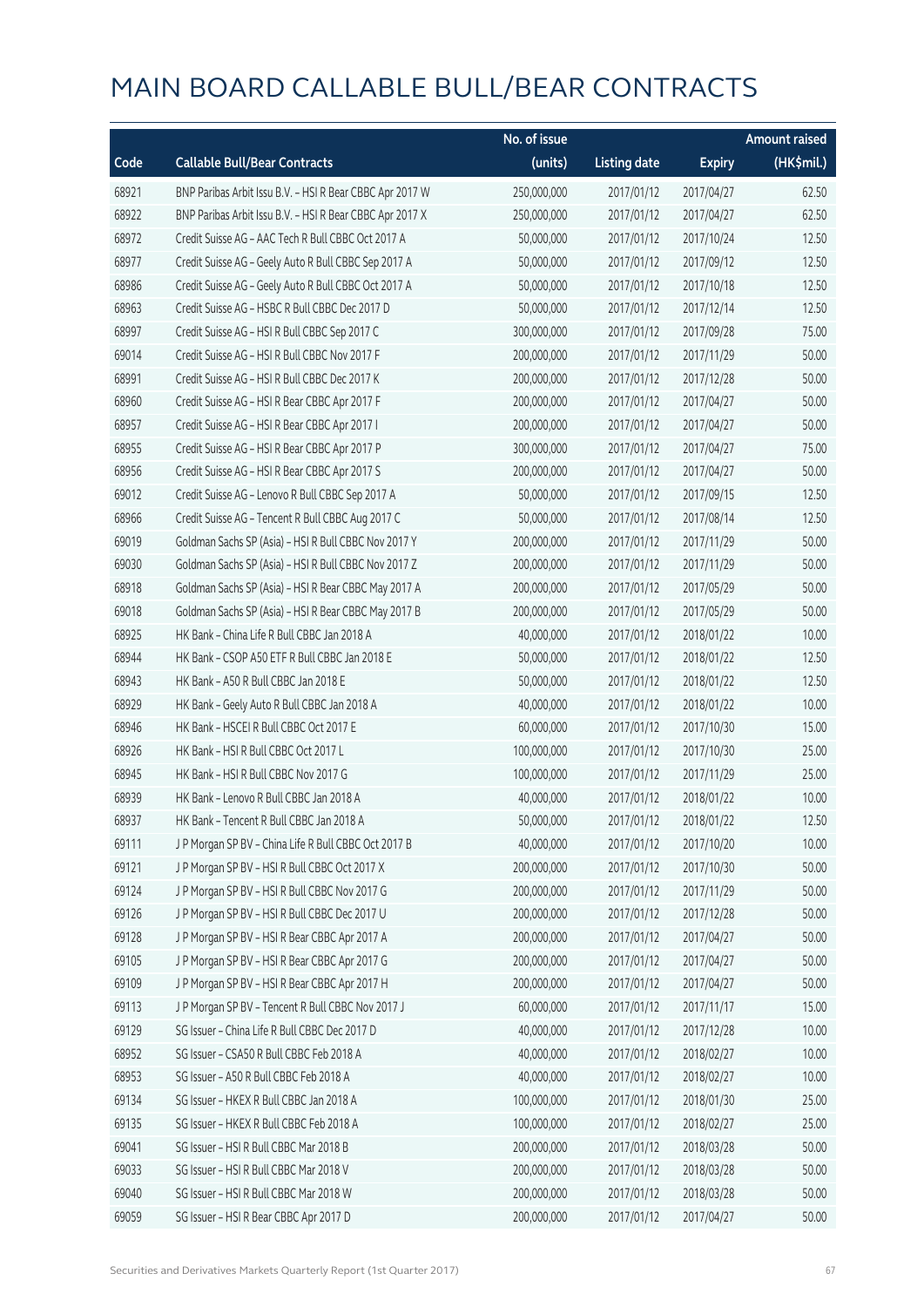# MAIN BOARD CALLABLE BULL/BEAR CONTRACTS

| Code | Callable Bull/Bear Contracts | No. of issue (units) | Listing date | Expiry | Amount raised (HK$mil.) |
|---|---|---|---|---|---|
| 68921 | BNP Paribas Arbit Issu B.V. – HSI R Bear CBBC Apr 2017 W | 250,000,000 | 2017/01/12 | 2017/04/27 | 62.50 |
| 68922 | BNP Paribas Arbit Issu B.V. – HSI R Bear CBBC Apr 2017 X | 250,000,000 | 2017/01/12 | 2017/04/27 | 62.50 |
| 68972 | Credit Suisse AG – AAC Tech R Bull CBBC Oct 2017 A | 50,000,000 | 2017/01/12 | 2017/10/24 | 12.50 |
| 68977 | Credit Suisse AG – Geely Auto R Bull CBBC Sep 2017 A | 50,000,000 | 2017/01/12 | 2017/09/12 | 12.50 |
| 68986 | Credit Suisse AG – Geely Auto R Bull CBBC Oct 2017 A | 50,000,000 | 2017/01/12 | 2017/10/18 | 12.50 |
| 68963 | Credit Suisse AG – HSBC R Bull CBBC Dec 2017 D | 50,000,000 | 2017/01/12 | 2017/12/14 | 12.50 |
| 68997 | Credit Suisse AG – HSI R Bull CBBC Sep 2017 C | 300,000,000 | 2017/01/12 | 2017/09/28 | 75.00 |
| 69014 | Credit Suisse AG – HSI R Bull CBBC Nov 2017 F | 200,000,000 | 2017/01/12 | 2017/11/29 | 50.00 |
| 68991 | Credit Suisse AG – HSI R Bull CBBC Dec 2017 K | 200,000,000 | 2017/01/12 | 2017/12/28 | 50.00 |
| 68960 | Credit Suisse AG – HSI R Bear CBBC Apr 2017 F | 200,000,000 | 2017/01/12 | 2017/04/27 | 50.00 |
| 68957 | Credit Suisse AG – HSI R Bear CBBC Apr 2017 I | 200,000,000 | 2017/01/12 | 2017/04/27 | 50.00 |
| 68955 | Credit Suisse AG – HSI R Bear CBBC Apr 2017 P | 300,000,000 | 2017/01/12 | 2017/04/27 | 75.00 |
| 68956 | Credit Suisse AG – HSI R Bear CBBC Apr 2017 S | 200,000,000 | 2017/01/12 | 2017/04/27 | 50.00 |
| 69012 | Credit Suisse AG – Lenovo R Bull CBBC Sep 2017 A | 50,000,000 | 2017/01/12 | 2017/09/15 | 12.50 |
| 68966 | Credit Suisse AG – Tencent R Bull CBBC Aug 2017 C | 50,000,000 | 2017/01/12 | 2017/08/14 | 12.50 |
| 69019 | Goldman Sachs SP (Asia) – HSI R Bull CBBC Nov 2017 Y | 200,000,000 | 2017/01/12 | 2017/11/29 | 50.00 |
| 69030 | Goldman Sachs SP (Asia) – HSI R Bull CBBC Nov 2017 Z | 200,000,000 | 2017/01/12 | 2017/11/29 | 50.00 |
| 68918 | Goldman Sachs SP (Asia) – HSI R Bear CBBC May 2017 A | 200,000,000 | 2017/01/12 | 2017/05/29 | 50.00 |
| 69018 | Goldman Sachs SP (Asia) – HSI R Bear CBBC May 2017 B | 200,000,000 | 2017/01/12 | 2017/05/29 | 50.00 |
| 68925 | HK Bank – China Life R Bull CBBC Jan 2018 A | 40,000,000 | 2017/01/12 | 2018/01/22 | 10.00 |
| 68944 | HK Bank – CSOP A50 ETF R Bull CBBC Jan 2018 E | 50,000,000 | 2017/01/12 | 2018/01/22 | 12.50 |
| 68943 | HK Bank – A50 R Bull CBBC Jan 2018 E | 50,000,000 | 2017/01/12 | 2018/01/22 | 12.50 |
| 68929 | HK Bank – Geely Auto R Bull CBBC Jan 2018 A | 40,000,000 | 2017/01/12 | 2018/01/22 | 10.00 |
| 68946 | HK Bank – HSCEI R Bull CBBC Oct 2017 E | 60,000,000 | 2017/01/12 | 2017/10/30 | 15.00 |
| 68926 | HK Bank – HSI R Bull CBBC Oct 2017 L | 100,000,000 | 2017/01/12 | 2017/10/30 | 25.00 |
| 68945 | HK Bank – HSI R Bull CBBC Nov 2017 G | 100,000,000 | 2017/01/12 | 2017/11/29 | 25.00 |
| 68939 | HK Bank – Lenovo R Bull CBBC Jan 2018 A | 40,000,000 | 2017/01/12 | 2018/01/22 | 10.00 |
| 68937 | HK Bank – Tencent R Bull CBBC Jan 2018 A | 50,000,000 | 2017/01/12 | 2018/01/22 | 12.50 |
| 69111 | J P Morgan SP BV – China Life R Bull CBBC Oct 2017 B | 40,000,000 | 2017/01/12 | 2017/10/20 | 10.00 |
| 69121 | J P Morgan SP BV – HSI R Bull CBBC Oct 2017 X | 200,000,000 | 2017/01/12 | 2017/10/30 | 50.00 |
| 69124 | J P Morgan SP BV – HSI R Bull CBBC Nov 2017 G | 200,000,000 | 2017/01/12 | 2017/11/29 | 50.00 |
| 69126 | J P Morgan SP BV – HSI R Bull CBBC Dec 2017 U | 200,000,000 | 2017/01/12 | 2017/12/28 | 50.00 |
| 69128 | J P Morgan SP BV – HSI R Bear CBBC Apr 2017 A | 200,000,000 | 2017/01/12 | 2017/04/27 | 50.00 |
| 69105 | J P Morgan SP BV – HSI R Bear CBBC Apr 2017 G | 200,000,000 | 2017/01/12 | 2017/04/27 | 50.00 |
| 69109 | J P Morgan SP BV – HSI R Bear CBBC Apr 2017 H | 200,000,000 | 2017/01/12 | 2017/04/27 | 50.00 |
| 69113 | J P Morgan SP BV – Tencent R Bull CBBC Nov 2017 J | 60,000,000 | 2017/01/12 | 2017/11/17 | 15.00 |
| 69129 | SG Issuer – China Life R Bull CBBC Dec 2017 D | 40,000,000 | 2017/01/12 | 2017/12/28 | 10.00 |
| 68952 | SG Issuer – CSA50 R Bull CBBC Feb 2018 A | 40,000,000 | 2017/01/12 | 2018/02/27 | 10.00 |
| 68953 | SG Issuer – A50 R Bull CBBC Feb 2018 A | 40,000,000 | 2017/01/12 | 2018/02/27 | 10.00 |
| 69134 | SG Issuer – HKEX R Bull CBBC Jan 2018 A | 100,000,000 | 2017/01/12 | 2018/01/30 | 25.00 |
| 69135 | SG Issuer – HKEX R Bull CBBC Feb 2018 A | 100,000,000 | 2017/01/12 | 2018/02/27 | 25.00 |
| 69041 | SG Issuer – HSI R Bull CBBC Mar 2018 B | 200,000,000 | 2017/01/12 | 2018/03/28 | 50.00 |
| 69033 | SG Issuer – HSI R Bull CBBC Mar 2018 V | 200,000,000 | 2017/01/12 | 2018/03/28 | 50.00 |
| 69040 | SG Issuer – HSI R Bull CBBC Mar 2018 W | 200,000,000 | 2017/01/12 | 2018/03/28 | 50.00 |
| 69059 | SG Issuer – HSI R Bear CBBC Apr 2017 D | 200,000,000 | 2017/01/12 | 2017/04/27 | 50.00 |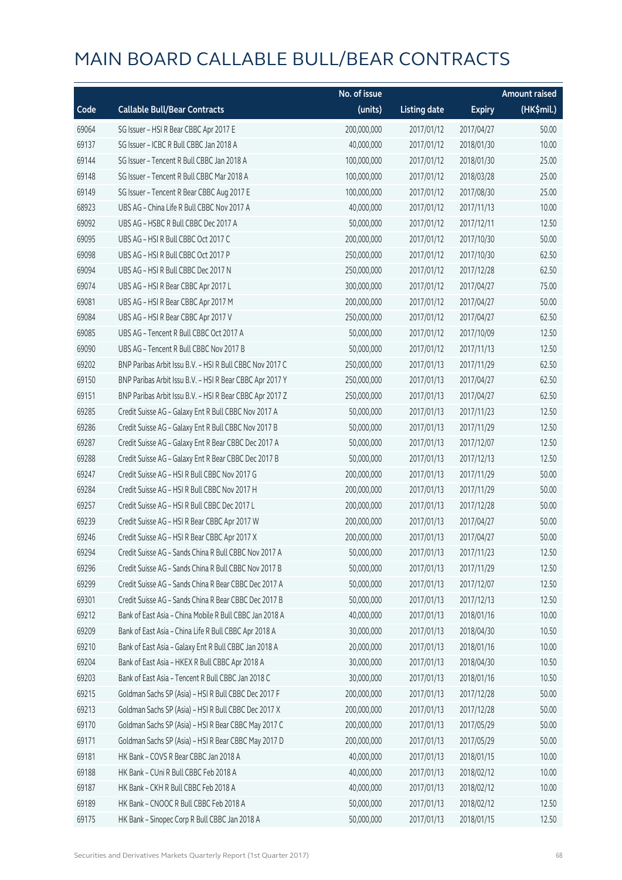# MAIN BOARD CALLABLE BULL/BEAR CONTRACTS

| Code | Callable Bull/Bear Contracts | No. of issue (units) | Listing date | Expiry | Amount raised (HK$mil.) |
|---|---|---|---|---|---|
| 69064 | SG Issuer – HSI R Bear CBBC Apr 2017 E | 200,000,000 | 2017/01/12 | 2017/04/27 | 50.00 |
| 69137 | SG Issuer – ICBC R Bull CBBC Jan 2018 A | 40,000,000 | 2017/01/12 | 2018/01/30 | 10.00 |
| 69144 | SG Issuer – Tencent R Bull CBBC Jan 2018 A | 100,000,000 | 2017/01/12 | 2018/01/30 | 25.00 |
| 69148 | SG Issuer – Tencent R Bull CBBC Mar 2018 A | 100,000,000 | 2017/01/12 | 2018/03/28 | 25.00 |
| 69149 | SG Issuer – Tencent R Bear CBBC Aug 2017 E | 100,000,000 | 2017/01/12 | 2017/08/30 | 25.00 |
| 68923 | UBS AG – China Life R Bull CBBC Nov 2017 A | 40,000,000 | 2017/01/12 | 2017/11/13 | 10.00 |
| 69092 | UBS AG – HSBC R Bull CBBC Dec 2017 A | 50,000,000 | 2017/01/12 | 2017/12/11 | 12.50 |
| 69095 | UBS AG – HSI R Bull CBBC Oct 2017 C | 200,000,000 | 2017/01/12 | 2017/10/30 | 50.00 |
| 69098 | UBS AG – HSI R Bull CBBC Oct 2017 P | 250,000,000 | 2017/01/12 | 2017/10/30 | 62.50 |
| 69094 | UBS AG – HSI R Bull CBBC Dec 2017 N | 250,000,000 | 2017/01/12 | 2017/12/28 | 62.50 |
| 69074 | UBS AG – HSI R Bear CBBC Apr 2017 L | 300,000,000 | 2017/01/12 | 2017/04/27 | 75.00 |
| 69081 | UBS AG – HSI R Bear CBBC Apr 2017 M | 200,000,000 | 2017/01/12 | 2017/04/27 | 50.00 |
| 69084 | UBS AG – HSI R Bear CBBC Apr 2017 V | 250,000,000 | 2017/01/12 | 2017/04/27 | 62.50 |
| 69085 | UBS AG – Tencent R Bull CBBC Oct 2017 A | 50,000,000 | 2017/01/12 | 2017/10/09 | 12.50 |
| 69090 | UBS AG – Tencent R Bull CBBC Nov 2017 B | 50,000,000 | 2017/01/12 | 2017/11/13 | 12.50 |
| 69202 | BNP Paribas Arbit Issu B.V. – HSI R Bull CBBC Nov 2017 C | 250,000,000 | 2017/01/13 | 2017/11/29 | 62.50 |
| 69150 | BNP Paribas Arbit Issu B.V. – HSI R Bear CBBC Apr 2017 Y | 250,000,000 | 2017/01/13 | 2017/04/27 | 62.50 |
| 69151 | BNP Paribas Arbit Issu B.V. – HSI R Bear CBBC Apr 2017 Z | 250,000,000 | 2017/01/13 | 2017/04/27 | 62.50 |
| 69285 | Credit Suisse AG – Galaxy Ent R Bull CBBC Nov 2017 A | 50,000,000 | 2017/01/13 | 2017/11/23 | 12.50 |
| 69286 | Credit Suisse AG – Galaxy Ent R Bull CBBC Nov 2017 B | 50,000,000 | 2017/01/13 | 2017/11/29 | 12.50 |
| 69287 | Credit Suisse AG – Galaxy Ent R Bear CBBC Dec 2017 A | 50,000,000 | 2017/01/13 | 2017/12/07 | 12.50 |
| 69288 | Credit Suisse AG – Galaxy Ent R Bear CBBC Dec 2017 B | 50,000,000 | 2017/01/13 | 2017/12/13 | 12.50 |
| 69247 | Credit Suisse AG – HSI R Bull CBBC Nov 2017 G | 200,000,000 | 2017/01/13 | 2017/11/29 | 50.00 |
| 69284 | Credit Suisse AG – HSI R Bull CBBC Nov 2017 H | 200,000,000 | 2017/01/13 | 2017/11/29 | 50.00 |
| 69257 | Credit Suisse AG – HSI R Bull CBBC Dec 2017 L | 200,000,000 | 2017/01/13 | 2017/12/28 | 50.00 |
| 69239 | Credit Suisse AG – HSI R Bear CBBC Apr 2017 W | 200,000,000 | 2017/01/13 | 2017/04/27 | 50.00 |
| 69246 | Credit Suisse AG – HSI R Bear CBBC Apr 2017 X | 200,000,000 | 2017/01/13 | 2017/04/27 | 50.00 |
| 69294 | Credit Suisse AG – Sands China R Bull CBBC Nov 2017 A | 50,000,000 | 2017/01/13 | 2017/11/23 | 12.50 |
| 69296 | Credit Suisse AG – Sands China R Bull CBBC Nov 2017 B | 50,000,000 | 2017/01/13 | 2017/11/29 | 12.50 |
| 69299 | Credit Suisse AG – Sands China R Bear CBBC Dec 2017 A | 50,000,000 | 2017/01/13 | 2017/12/07 | 12.50 |
| 69301 | Credit Suisse AG – Sands China R Bear CBBC Dec 2017 B | 50,000,000 | 2017/01/13 | 2017/12/13 | 12.50 |
| 69212 | Bank of East Asia – China Mobile R Bull CBBC Jan 2018 A | 40,000,000 | 2017/01/13 | 2018/01/16 | 10.00 |
| 69209 | Bank of East Asia – China Life R Bull CBBC Apr 2018 A | 30,000,000 | 2017/01/13 | 2018/04/30 | 10.50 |
| 69210 | Bank of East Asia – Galaxy Ent R Bull CBBC Jan 2018 A | 20,000,000 | 2017/01/13 | 2018/01/16 | 10.00 |
| 69204 | Bank of East Asia – HKEX R Bull CBBC Apr 2018 A | 30,000,000 | 2017/01/13 | 2018/04/30 | 10.50 |
| 69203 | Bank of East Asia – Tencent R Bull CBBC Jan 2018 C | 30,000,000 | 2017/01/13 | 2018/01/16 | 10.50 |
| 69215 | Goldman Sachs SP (Asia) – HSI R Bull CBBC Dec 2017 F | 200,000,000 | 2017/01/13 | 2017/12/28 | 50.00 |
| 69213 | Goldman Sachs SP (Asia) – HSI R Bull CBBC Dec 2017 X | 200,000,000 | 2017/01/13 | 2017/12/28 | 50.00 |
| 69170 | Goldman Sachs SP (Asia) – HSI R Bear CBBC May 2017 C | 200,000,000 | 2017/01/13 | 2017/05/29 | 50.00 |
| 69171 | Goldman Sachs SP (Asia) – HSI R Bear CBBC May 2017 D | 200,000,000 | 2017/01/13 | 2017/05/29 | 50.00 |
| 69181 | HK Bank – COVS R Bear CBBC Jan 2018 A | 40,000,000 | 2017/01/13 | 2018/01/15 | 10.00 |
| 69188 | HK Bank – CUni R Bull CBBC Feb 2018 A | 40,000,000 | 2017/01/13 | 2018/02/12 | 10.00 |
| 69187 | HK Bank – CKH R Bull CBBC Feb 2018 A | 40,000,000 | 2017/01/13 | 2018/02/12 | 10.00 |
| 69189 | HK Bank – CNOOC R Bull CBBC Feb 2018 A | 50,000,000 | 2017/01/13 | 2018/02/12 | 12.50 |
| 69175 | HK Bank – Sinopec Corp R Bull CBBC Jan 2018 A | 50,000,000 | 2017/01/13 | 2018/01/15 | 12.50 |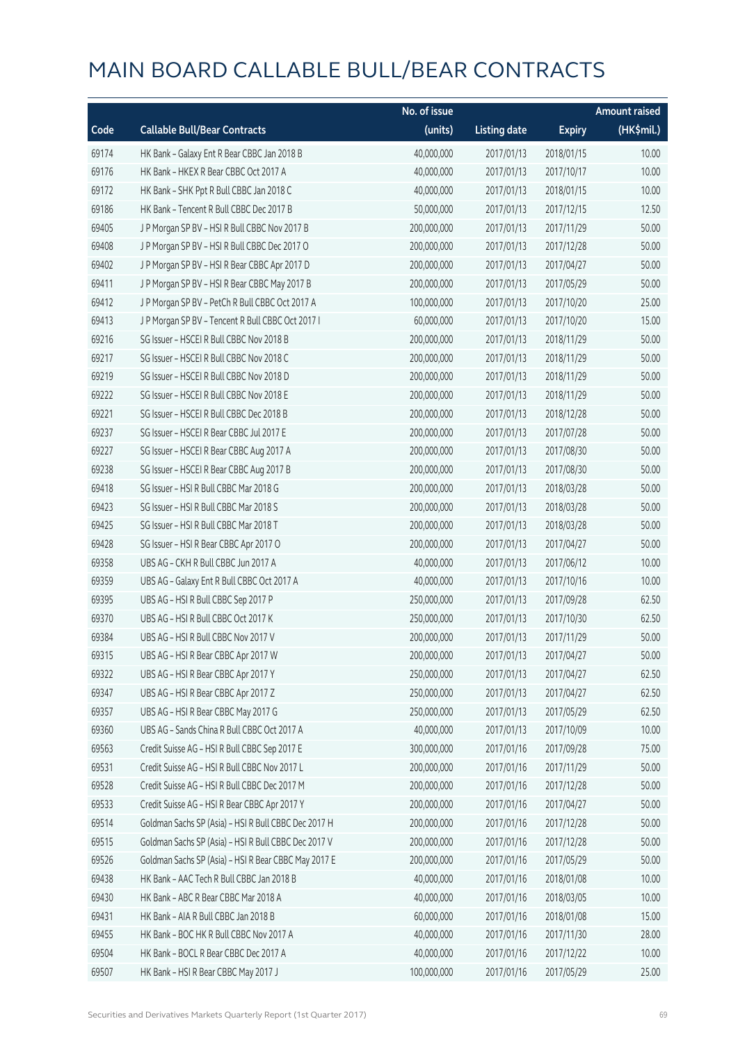# MAIN BOARD CALLABLE BULL/BEAR CONTRACTS

| Code | Callable Bull/Bear Contracts | No. of issue (units) | Listing date | Expiry | Amount raised (HK$mil.) |
|---|---|---|---|---|---|
| 69174 | HK Bank – Galaxy Ent R Bear CBBC Jan 2018 B | 40,000,000 | 2017/01/13 | 2018/01/15 | 10.00 |
| 69176 | HK Bank – HKEX R Bear CBBC Oct 2017 A | 40,000,000 | 2017/01/13 | 2017/10/17 | 10.00 |
| 69172 | HK Bank – SHK Ppt R Bull CBBC Jan 2018 C | 40,000,000 | 2017/01/13 | 2018/01/15 | 10.00 |
| 69186 | HK Bank – Tencent R Bull CBBC Dec 2017 B | 50,000,000 | 2017/01/13 | 2017/12/15 | 12.50 |
| 69405 | J P Morgan SP BV – HSI R Bull CBBC Nov 2017 B | 200,000,000 | 2017/01/13 | 2017/11/29 | 50.00 |
| 69408 | J P Morgan SP BV – HSI R Bull CBBC Dec 2017 O | 200,000,000 | 2017/01/13 | 2017/12/28 | 50.00 |
| 69402 | J P Morgan SP BV – HSI R Bear CBBC Apr 2017 D | 200,000,000 | 2017/01/13 | 2017/04/27 | 50.00 |
| 69411 | J P Morgan SP BV – HSI R Bear CBBC May 2017 B | 200,000,000 | 2017/01/13 | 2017/05/29 | 50.00 |
| 69412 | J P Morgan SP BV – PetCh R Bull CBBC Oct 2017 A | 100,000,000 | 2017/01/13 | 2017/10/20 | 25.00 |
| 69413 | J P Morgan SP BV – Tencent R Bull CBBC Oct 2017 I | 60,000,000 | 2017/01/13 | 2017/10/20 | 15.00 |
| 69216 | SG Issuer – HSCEI R Bull CBBC Nov 2018 B | 200,000,000 | 2017/01/13 | 2018/11/29 | 50.00 |
| 69217 | SG Issuer – HSCEI R Bull CBBC Nov 2018 C | 200,000,000 | 2017/01/13 | 2018/11/29 | 50.00 |
| 69219 | SG Issuer – HSCEI R Bull CBBC Nov 2018 D | 200,000,000 | 2017/01/13 | 2018/11/29 | 50.00 |
| 69222 | SG Issuer – HSCEI R Bull CBBC Nov 2018 E | 200,000,000 | 2017/01/13 | 2018/11/29 | 50.00 |
| 69221 | SG Issuer – HSCEI R Bull CBBC Dec 2018 B | 200,000,000 | 2017/01/13 | 2018/12/28 | 50.00 |
| 69237 | SG Issuer – HSCEI R Bear CBBC Jul 2017 E | 200,000,000 | 2017/01/13 | 2017/07/28 | 50.00 |
| 69227 | SG Issuer – HSCEI R Bear CBBC Aug 2017 A | 200,000,000 | 2017/01/13 | 2017/08/30 | 50.00 |
| 69238 | SG Issuer – HSCEI R Bear CBBC Aug 2017 B | 200,000,000 | 2017/01/13 | 2017/08/30 | 50.00 |
| 69418 | SG Issuer – HSI R Bull CBBC Mar 2018 G | 200,000,000 | 2017/01/13 | 2018/03/28 | 50.00 |
| 69423 | SG Issuer – HSI R Bull CBBC Mar 2018 S | 200,000,000 | 2017/01/13 | 2018/03/28 | 50.00 |
| 69425 | SG Issuer – HSI R Bull CBBC Mar 2018 T | 200,000,000 | 2017/01/13 | 2018/03/28 | 50.00 |
| 69428 | SG Issuer – HSI R Bear CBBC Apr 2017 O | 200,000,000 | 2017/01/13 | 2017/04/27 | 50.00 |
| 69358 | UBS AG – CKH R Bull CBBC Jun 2017 A | 40,000,000 | 2017/01/13 | 2017/06/12 | 10.00 |
| 69359 | UBS AG – Galaxy Ent R Bull CBBC Oct 2017 A | 40,000,000 | 2017/01/13 | 2017/10/16 | 10.00 |
| 69395 | UBS AG – HSI R Bull CBBC Sep 2017 P | 250,000,000 | 2017/01/13 | 2017/09/28 | 62.50 |
| 69370 | UBS AG – HSI R Bull CBBC Oct 2017 K | 250,000,000 | 2017/01/13 | 2017/10/30 | 62.50 |
| 69384 | UBS AG – HSI R Bull CBBC Nov 2017 V | 200,000,000 | 2017/01/13 | 2017/11/29 | 50.00 |
| 69315 | UBS AG – HSI R Bear CBBC Apr 2017 W | 200,000,000 | 2017/01/13 | 2017/04/27 | 50.00 |
| 69322 | UBS AG – HSI R Bear CBBC Apr 2017 Y | 250,000,000 | 2017/01/13 | 2017/04/27 | 62.50 |
| 69347 | UBS AG – HSI R Bear CBBC Apr 2017 Z | 250,000,000 | 2017/01/13 | 2017/04/27 | 62.50 |
| 69357 | UBS AG – HSI R Bear CBBC May 2017 G | 250,000,000 | 2017/01/13 | 2017/05/29 | 62.50 |
| 69360 | UBS AG – Sands China R Bull CBBC Oct 2017 A | 40,000,000 | 2017/01/13 | 2017/10/09 | 10.00 |
| 69563 | Credit Suisse AG – HSI R Bull CBBC Sep 2017 E | 300,000,000 | 2017/01/16 | 2017/09/28 | 75.00 |
| 69531 | Credit Suisse AG – HSI R Bull CBBC Nov 2017 L | 200,000,000 | 2017/01/16 | 2017/11/29 | 50.00 |
| 69528 | Credit Suisse AG – HSI R Bull CBBC Dec 2017 M | 200,000,000 | 2017/01/16 | 2017/12/28 | 50.00 |
| 69533 | Credit Suisse AG – HSI R Bear CBBC Apr 2017 Y | 200,000,000 | 2017/01/16 | 2017/04/27 | 50.00 |
| 69514 | Goldman Sachs SP (Asia) – HSI R Bull CBBC Dec 2017 H | 200,000,000 | 2017/01/16 | 2017/12/28 | 50.00 |
| 69515 | Goldman Sachs SP (Asia) – HSI R Bull CBBC Dec 2017 V | 200,000,000 | 2017/01/16 | 2017/12/28 | 50.00 |
| 69526 | Goldman Sachs SP (Asia) – HSI R Bear CBBC May 2017 E | 200,000,000 | 2017/01/16 | 2017/05/29 | 50.00 |
| 69438 | HK Bank – AAC Tech R Bull CBBC Jan 2018 B | 40,000,000 | 2017/01/16 | 2018/01/08 | 10.00 |
| 69430 | HK Bank – ABC R Bear CBBC Mar 2018 A | 40,000,000 | 2017/01/16 | 2018/03/05 | 10.00 |
| 69431 | HK Bank – AIA R Bull CBBC Jan 2018 B | 60,000,000 | 2017/01/16 | 2018/01/08 | 15.00 |
| 69455 | HK Bank – BOC HK R Bull CBBC Nov 2017 A | 40,000,000 | 2017/01/16 | 2017/11/30 | 28.00 |
| 69504 | HK Bank – BOCL R Bear CBBC Dec 2017 A | 40,000,000 | 2017/01/16 | 2017/12/22 | 10.00 |
| 69507 | HK Bank – HSI R Bear CBBC May 2017 J | 100,000,000 | 2017/01/16 | 2017/05/29 | 25.00 |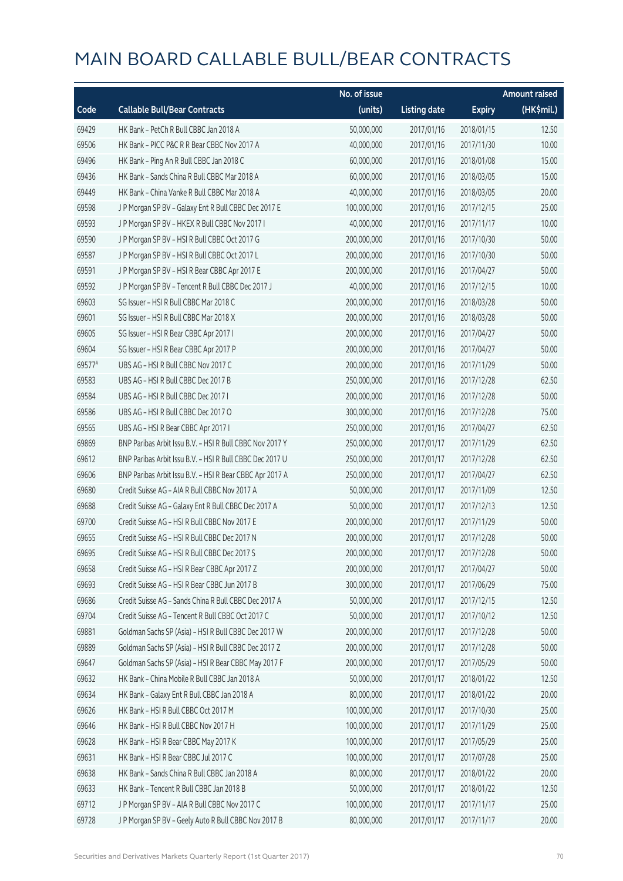# MAIN BOARD CALLABLE BULL/BEAR CONTRACTS

| Code | Callable Bull/Bear Contracts | No. of issue (units) | Listing date | Expiry | Amount raised (HK$mil.) |
|---|---|---|---|---|---|
| 69429 | HK Bank – PetCh R Bull CBBC Jan 2018 A | 50,000,000 | 2017/01/16 | 2018/01/15 | 12.50 |
| 69506 | HK Bank – PICC P&C R R Bear CBBC Nov 2017 A | 40,000,000 | 2017/01/16 | 2017/11/30 | 10.00 |
| 69496 | HK Bank – Ping An R Bull CBBC Jan 2018 C | 60,000,000 | 2017/01/16 | 2018/01/08 | 15.00 |
| 69436 | HK Bank – Sands China R Bull CBBC Mar 2018 A | 60,000,000 | 2017/01/16 | 2018/03/05 | 15.00 |
| 69449 | HK Bank – China Vanke R Bull CBBC Mar 2018 A | 40,000,000 | 2017/01/16 | 2018/03/05 | 20.00 |
| 69598 | J P Morgan SP BV – Galaxy Ent R Bull CBBC Dec 2017 E | 100,000,000 | 2017/01/16 | 2017/12/15 | 25.00 |
| 69593 | J P Morgan SP BV – HKEX R Bull CBBC Nov 2017 I | 40,000,000 | 2017/01/16 | 2017/11/17 | 10.00 |
| 69590 | J P Morgan SP BV – HSI R Bull CBBC Oct 2017 G | 200,000,000 | 2017/01/16 | 2017/10/30 | 50.00 |
| 69587 | J P Morgan SP BV – HSI R Bull CBBC Oct 2017 L | 200,000,000 | 2017/01/16 | 2017/10/30 | 50.00 |
| 69591 | J P Morgan SP BV – HSI R Bear CBBC Apr 2017 E | 200,000,000 | 2017/01/16 | 2017/04/27 | 50.00 |
| 69592 | J P Morgan SP BV – Tencent R Bull CBBC Dec 2017 J | 40,000,000 | 2017/01/16 | 2017/12/15 | 10.00 |
| 69603 | SG Issuer – HSI R Bull CBBC Mar 2018 C | 200,000,000 | 2017/01/16 | 2018/03/28 | 50.00 |
| 69601 | SG Issuer – HSI R Bull CBBC Mar 2018 X | 200,000,000 | 2017/01/16 | 2018/03/28 | 50.00 |
| 69605 | SG Issuer – HSI R Bear CBBC Apr 2017 I | 200,000,000 | 2017/01/16 | 2017/04/27 | 50.00 |
| 69604 | SG Issuer – HSI R Bear CBBC Apr 2017 P | 200,000,000 | 2017/01/16 | 2017/04/27 | 50.00 |
| 69577# | UBS AG – HSI R Bull CBBC Nov 2017 C | 200,000,000 | 2017/01/16 | 2017/11/29 | 50.00 |
| 69583 | UBS AG – HSI R Bull CBBC Dec 2017 B | 250,000,000 | 2017/01/16 | 2017/12/28 | 62.50 |
| 69584 | UBS AG – HSI R Bull CBBC Dec 2017 I | 200,000,000 | 2017/01/16 | 2017/12/28 | 50.00 |
| 69586 | UBS AG – HSI R Bull CBBC Dec 2017 O | 300,000,000 | 2017/01/16 | 2017/12/28 | 75.00 |
| 69565 | UBS AG – HSI R Bear CBBC Apr 2017 I | 250,000,000 | 2017/01/16 | 2017/04/27 | 62.50 |
| 69869 | BNP Paribas Arbit Issu B.V. – HSI R Bull CBBC Nov 2017 Y | 250,000,000 | 2017/01/17 | 2017/11/29 | 62.50 |
| 69612 | BNP Paribas Arbit Issu B.V. – HSI R Bull CBBC Dec 2017 U | 250,000,000 | 2017/01/17 | 2017/12/28 | 62.50 |
| 69606 | BNP Paribas Arbit Issu B.V. – HSI R Bear CBBC Apr 2017 A | 250,000,000 | 2017/01/17 | 2017/04/27 | 62.50 |
| 69680 | Credit Suisse AG – AIA R Bull CBBC Nov 2017 A | 50,000,000 | 2017/01/17 | 2017/11/09 | 12.50 |
| 69688 | Credit Suisse AG – Galaxy Ent R Bull CBBC Dec 2017 A | 50,000,000 | 2017/01/17 | 2017/12/13 | 12.50 |
| 69700 | Credit Suisse AG – HSI R Bull CBBC Nov 2017 E | 200,000,000 | 2017/01/17 | 2017/11/29 | 50.00 |
| 69655 | Credit Suisse AG – HSI R Bull CBBC Dec 2017 N | 200,000,000 | 2017/01/17 | 2017/12/28 | 50.00 |
| 69695 | Credit Suisse AG – HSI R Bull CBBC Dec 2017 S | 200,000,000 | 2017/01/17 | 2017/12/28 | 50.00 |
| 69658 | Credit Suisse AG – HSI R Bear CBBC Apr 2017 Z | 200,000,000 | 2017/01/17 | 2017/04/27 | 50.00 |
| 69693 | Credit Suisse AG – HSI R Bear CBBC Jun 2017 B | 300,000,000 | 2017/01/17 | 2017/06/29 | 75.00 |
| 69686 | Credit Suisse AG – Sands China R Bull CBBC Dec 2017 A | 50,000,000 | 2017/01/17 | 2017/12/15 | 12.50 |
| 69704 | Credit Suisse AG – Tencent R Bull CBBC Oct 2017 C | 50,000,000 | 2017/01/17 | 2017/10/12 | 12.50 |
| 69881 | Goldman Sachs SP (Asia) – HSI R Bull CBBC Dec 2017 W | 200,000,000 | 2017/01/17 | 2017/12/28 | 50.00 |
| 69889 | Goldman Sachs SP (Asia) – HSI R Bull CBBC Dec 2017 Z | 200,000,000 | 2017/01/17 | 2017/12/28 | 50.00 |
| 69647 | Goldman Sachs SP (Asia) – HSI R Bear CBBC May 2017 F | 200,000,000 | 2017/01/17 | 2017/05/29 | 50.00 |
| 69632 | HK Bank – China Mobile R Bull CBBC Jan 2018 A | 50,000,000 | 2017/01/17 | 2018/01/22 | 12.50 |
| 69634 | HK Bank – Galaxy Ent R Bull CBBC Jan 2018 A | 80,000,000 | 2017/01/17 | 2018/01/22 | 20.00 |
| 69626 | HK Bank – HSI R Bull CBBC Oct 2017 M | 100,000,000 | 2017/01/17 | 2017/10/30 | 25.00 |
| 69646 | HK Bank – HSI R Bull CBBC Nov 2017 H | 100,000,000 | 2017/01/17 | 2017/11/29 | 25.00 |
| 69628 | HK Bank – HSI R Bear CBBC May 2017 K | 100,000,000 | 2017/01/17 | 2017/05/29 | 25.00 |
| 69631 | HK Bank – HSI R Bear CBBC Jul 2017 C | 100,000,000 | 2017/01/17 | 2017/07/28 | 25.00 |
| 69638 | HK Bank – Sands China R Bull CBBC Jan 2018 A | 80,000,000 | 2017/01/17 | 2018/01/22 | 20.00 |
| 69633 | HK Bank – Tencent R Bull CBBC Jan 2018 B | 50,000,000 | 2017/01/17 | 2018/01/22 | 12.50 |
| 69712 | J P Morgan SP BV – AIA R Bull CBBC Nov 2017 C | 100,000,000 | 2017/01/17 | 2017/11/17 | 25.00 |
| 69728 | J P Morgan SP BV – Geely Auto R Bull CBBC Nov 2017 B | 80,000,000 | 2017/01/17 | 2017/11/17 | 20.00 |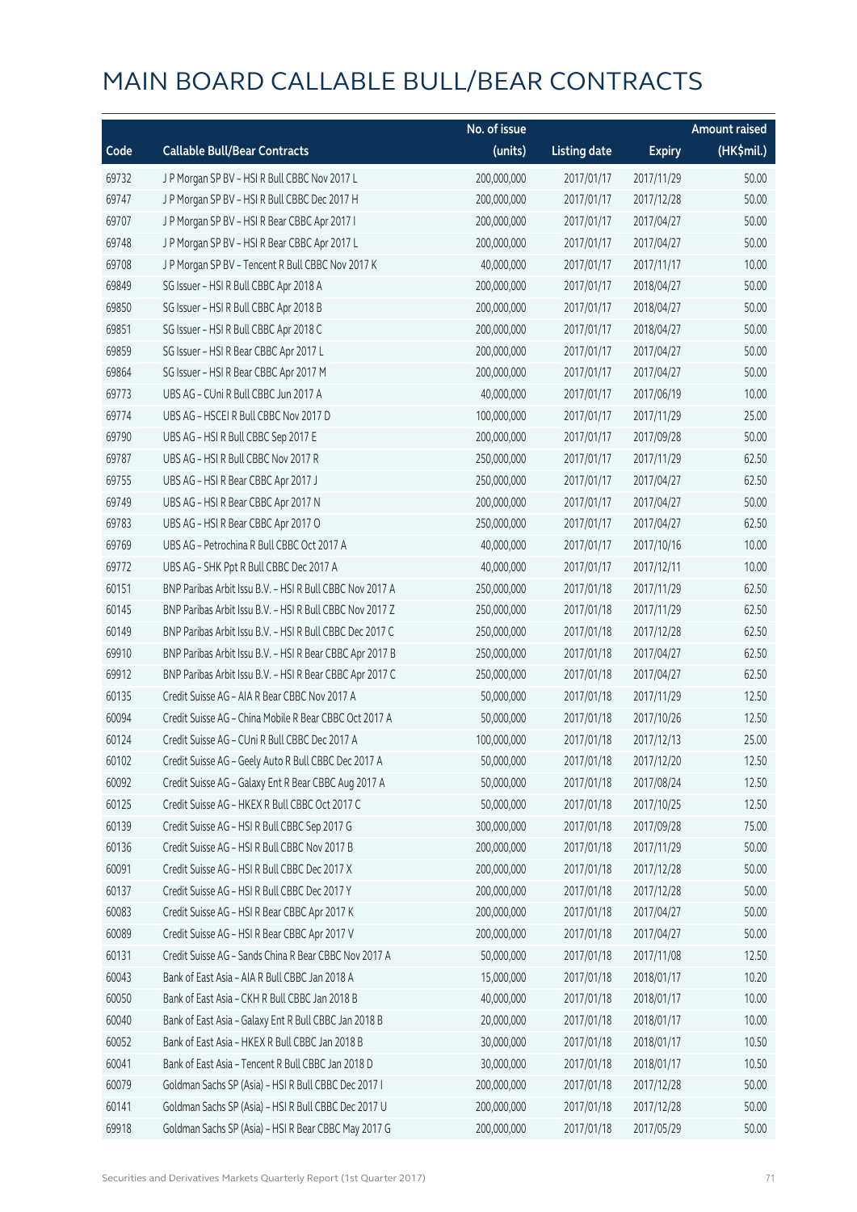# MAIN BOARD CALLABLE BULL/BEAR CONTRACTS

| Code | Callable Bull/Bear Contracts | No. of issue (units) | Listing date | Expiry | Amount raised (HK$mil.) |
|---|---|---|---|---|---|
| 69732 | J P Morgan SP BV – HSI R Bull CBBC Nov 2017 L | 200,000,000 | 2017/01/17 | 2017/11/29 | 50.00 |
| 69747 | J P Morgan SP BV – HSI R Bull CBBC Dec 2017 H | 200,000,000 | 2017/01/17 | 2017/12/28 | 50.00 |
| 69707 | J P Morgan SP BV – HSI R Bear CBBC Apr 2017 I | 200,000,000 | 2017/01/17 | 2017/04/27 | 50.00 |
| 69748 | J P Morgan SP BV – HSI R Bear CBBC Apr 2017 L | 200,000,000 | 2017/01/17 | 2017/04/27 | 50.00 |
| 69708 | J P Morgan SP BV – Tencent R Bull CBBC Nov 2017 K | 40,000,000 | 2017/01/17 | 2017/11/17 | 10.00 |
| 69849 | SG Issuer – HSI R Bull CBBC Apr 2018 A | 200,000,000 | 2017/01/17 | 2018/04/27 | 50.00 |
| 69850 | SG Issuer – HSI R Bull CBBC Apr 2018 B | 200,000,000 | 2017/01/17 | 2018/04/27 | 50.00 |
| 69851 | SG Issuer – HSI R Bull CBBC Apr 2018 C | 200,000,000 | 2017/01/17 | 2018/04/27 | 50.00 |
| 69859 | SG Issuer – HSI R Bear CBBC Apr 2017 L | 200,000,000 | 2017/01/17 | 2017/04/27 | 50.00 |
| 69864 | SG Issuer – HSI R Bear CBBC Apr 2017 M | 200,000,000 | 2017/01/17 | 2017/04/27 | 50.00 |
| 69773 | UBS AG – CUni R Bull CBBC Jun 2017 A | 40,000,000 | 2017/01/17 | 2017/06/19 | 10.00 |
| 69774 | UBS AG – HSCEI R Bull CBBC Nov 2017 D | 100,000,000 | 2017/01/17 | 2017/11/29 | 25.00 |
| 69790 | UBS AG – HSI R Bull CBBC Sep 2017 E | 200,000,000 | 2017/01/17 | 2017/09/28 | 50.00 |
| 69787 | UBS AG – HSI R Bull CBBC Nov 2017 R | 250,000,000 | 2017/01/17 | 2017/11/29 | 62.50 |
| 69755 | UBS AG – HSI R Bear CBBC Apr 2017 J | 250,000,000 | 2017/01/17 | 2017/04/27 | 62.50 |
| 69749 | UBS AG – HSI R Bear CBBC Apr 2017 N | 200,000,000 | 2017/01/17 | 2017/04/27 | 50.00 |
| 69783 | UBS AG – HSI R Bear CBBC Apr 2017 O | 250,000,000 | 2017/01/17 | 2017/04/27 | 62.50 |
| 69769 | UBS AG – Petrochina R Bull CBBC Oct 2017 A | 40,000,000 | 2017/01/17 | 2017/10/16 | 10.00 |
| 69772 | UBS AG – SHK Ppt R Bull CBBC Dec 2017 A | 40,000,000 | 2017/01/17 | 2017/12/11 | 10.00 |
| 60151 | BNP Paribas Arbit Issu B.V. – HSI R Bull CBBC Nov 2017 A | 250,000,000 | 2017/01/18 | 2017/11/29 | 62.50 |
| 60145 | BNP Paribas Arbit Issu B.V. – HSI R Bull CBBC Nov 2017 Z | 250,000,000 | 2017/01/18 | 2017/11/29 | 62.50 |
| 60149 | BNP Paribas Arbit Issu B.V. – HSI R Bull CBBC Dec 2017 C | 250,000,000 | 2017/01/18 | 2017/12/28 | 62.50 |
| 69910 | BNP Paribas Arbit Issu B.V. – HSI R Bear CBBC Apr 2017 B | 250,000,000 | 2017/01/18 | 2017/04/27 | 62.50 |
| 69912 | BNP Paribas Arbit Issu B.V. – HSI R Bear CBBC Apr 2017 C | 250,000,000 | 2017/01/18 | 2017/04/27 | 62.50 |
| 60135 | Credit Suisse AG – AIA R Bear CBBC Nov 2017 A | 50,000,000 | 2017/01/18 | 2017/11/29 | 12.50 |
| 60094 | Credit Suisse AG – China Mobile R Bear CBBC Oct 2017 A | 50,000,000 | 2017/01/18 | 2017/10/26 | 12.50 |
| 60124 | Credit Suisse AG – CUni R Bull CBBC Dec 2017 A | 100,000,000 | 2017/01/18 | 2017/12/13 | 25.00 |
| 60102 | Credit Suisse AG – Geely Auto R Bull CBBC Dec 2017 A | 50,000,000 | 2017/01/18 | 2017/12/20 | 12.50 |
| 60092 | Credit Suisse AG – Galaxy Ent R Bear CBBC Aug 2017 A | 50,000,000 | 2017/01/18 | 2017/08/24 | 12.50 |
| 60125 | Credit Suisse AG – HKEX R Bull CBBC Oct 2017 C | 50,000,000 | 2017/01/18 | 2017/10/25 | 12.50 |
| 60139 | Credit Suisse AG – HSI R Bull CBBC Sep 2017 G | 300,000,000 | 2017/01/18 | 2017/09/28 | 75.00 |
| 60136 | Credit Suisse AG – HSI R Bull CBBC Nov 2017 B | 200,000,000 | 2017/01/18 | 2017/11/29 | 50.00 |
| 60091 | Credit Suisse AG – HSI R Bull CBBC Dec 2017 X | 200,000,000 | 2017/01/18 | 2017/12/28 | 50.00 |
| 60137 | Credit Suisse AG – HSI R Bull CBBC Dec 2017 Y | 200,000,000 | 2017/01/18 | 2017/12/28 | 50.00 |
| 60083 | Credit Suisse AG – HSI R Bear CBBC Apr 2017 K | 200,000,000 | 2017/01/18 | 2017/04/27 | 50.00 |
| 60089 | Credit Suisse AG – HSI R Bear CBBC Apr 2017 V | 200,000,000 | 2017/01/18 | 2017/04/27 | 50.00 |
| 60131 | Credit Suisse AG – Sands China R Bear CBBC Nov 2017 A | 50,000,000 | 2017/01/18 | 2017/11/08 | 12.50 |
| 60043 | Bank of East Asia – AIA R Bull CBBC Jan 2018 A | 15,000,000 | 2017/01/18 | 2018/01/17 | 10.20 |
| 60050 | Bank of East Asia – CKH R Bull CBBC Jan 2018 B | 40,000,000 | 2017/01/18 | 2018/01/17 | 10.00 |
| 60040 | Bank of East Asia – Galaxy Ent R Bull CBBC Jan 2018 B | 20,000,000 | 2017/01/18 | 2018/01/17 | 10.00 |
| 60052 | Bank of East Asia – HKEX R Bull CBBC Jan 2018 B | 30,000,000 | 2017/01/18 | 2018/01/17 | 10.50 |
| 60041 | Bank of East Asia – Tencent R Bull CBBC Jan 2018 D | 30,000,000 | 2017/01/18 | 2018/01/17 | 10.50 |
| 60079 | Goldman Sachs SP (Asia) – HSI R Bull CBBC Dec 2017 I | 200,000,000 | 2017/01/18 | 2017/12/28 | 50.00 |
| 60141 | Goldman Sachs SP (Asia) – HSI R Bull CBBC Dec 2017 U | 200,000,000 | 2017/01/18 | 2017/12/28 | 50.00 |
| 69918 | Goldman Sachs SP (Asia) – HSI R Bear CBBC May 2017 G | 200,000,000 | 2017/01/18 | 2017/05/29 | 50.00 |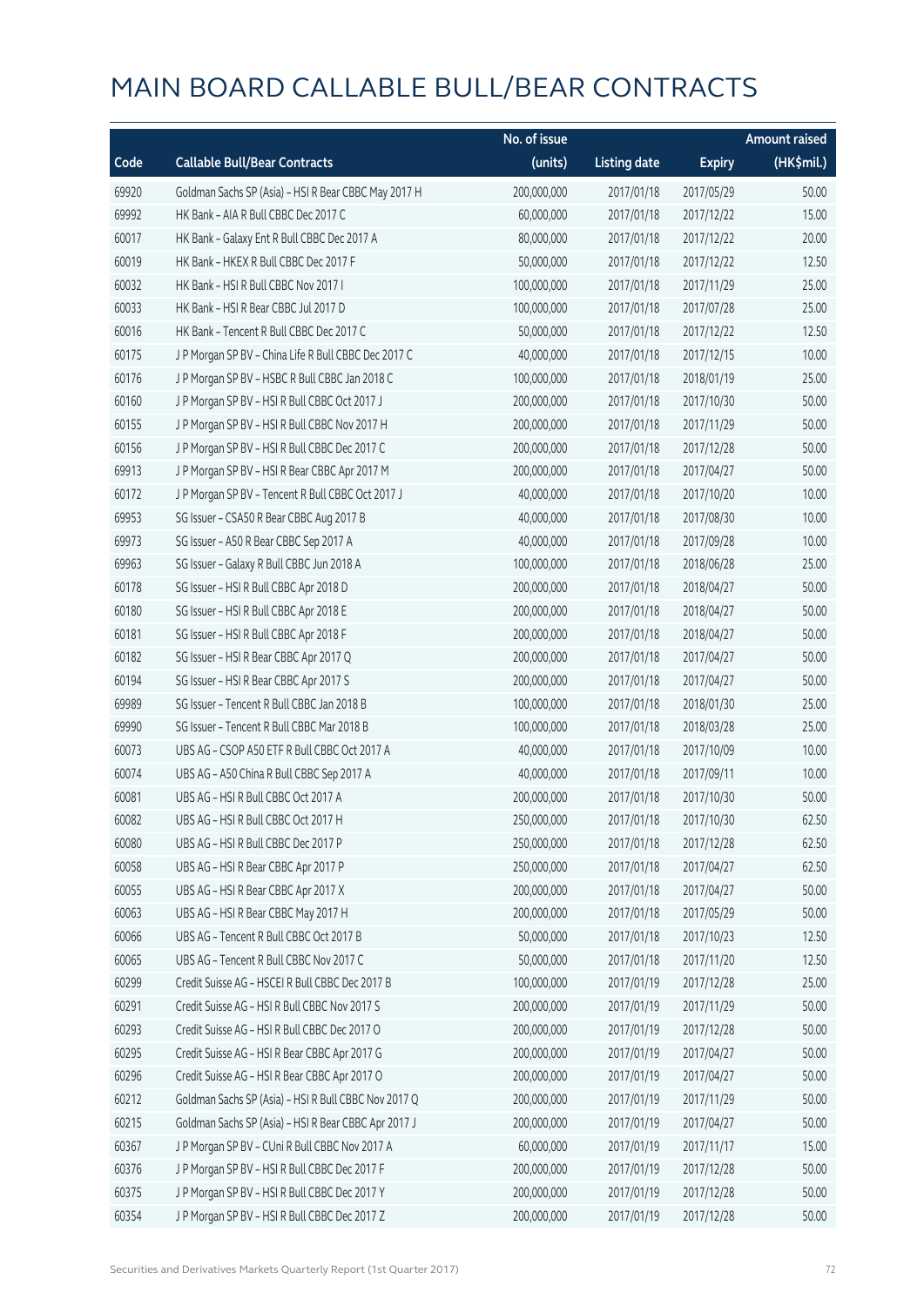# MAIN BOARD CALLABLE BULL/BEAR CONTRACTS

| Code | Callable Bull/Bear Contracts | No. of issue (units) | Listing date | Expiry | Amount raised (HK$mil.) |
|---|---|---|---|---|---|
| 69920 | Goldman Sachs SP (Asia) – HSI R Bear CBBC May 2017 H | 200,000,000 | 2017/01/18 | 2017/05/29 | 50.00 |
| 69992 | HK Bank – AIA R Bull CBBC Dec 2017 C | 60,000,000 | 2017/01/18 | 2017/12/22 | 15.00 |
| 60017 | HK Bank – Galaxy Ent R Bull CBBC Dec 2017 A | 80,000,000 | 2017/01/18 | 2017/12/22 | 20.00 |
| 60019 | HK Bank – HKEX R Bull CBBC Dec 2017 F | 50,000,000 | 2017/01/18 | 2017/12/22 | 12.50 |
| 60032 | HK Bank – HSI R Bull CBBC Nov 2017 I | 100,000,000 | 2017/01/18 | 2017/11/29 | 25.00 |
| 60033 | HK Bank – HSI R Bear CBBC Jul 2017 D | 100,000,000 | 2017/01/18 | 2017/07/28 | 25.00 |
| 60016 | HK Bank – Tencent R Bull CBBC Dec 2017 C | 50,000,000 | 2017/01/18 | 2017/12/22 | 12.50 |
| 60175 | J P Morgan SP BV – China Life R Bull CBBC Dec 2017 C | 40,000,000 | 2017/01/18 | 2017/12/15 | 10.00 |
| 60176 | J P Morgan SP BV – HSBC R Bull CBBC Jan 2018 C | 100,000,000 | 2017/01/18 | 2018/01/19 | 25.00 |
| 60160 | J P Morgan SP BV – HSI R Bull CBBC Oct 2017 J | 200,000,000 | 2017/01/18 | 2017/10/30 | 50.00 |
| 60155 | J P Morgan SP BV – HSI R Bull CBBC Nov 2017 H | 200,000,000 | 2017/01/18 | 2017/11/29 | 50.00 |
| 60156 | J P Morgan SP BV – HSI R Bull CBBC Dec 2017 C | 200,000,000 | 2017/01/18 | 2017/12/28 | 50.00 |
| 69913 | J P Morgan SP BV – HSI R Bear CBBC Apr 2017 M | 200,000,000 | 2017/01/18 | 2017/04/27 | 50.00 |
| 60172 | J P Morgan SP BV – Tencent R Bull CBBC Oct 2017 J | 40,000,000 | 2017/01/18 | 2017/10/20 | 10.00 |
| 69953 | SG Issuer – CSA50 R Bear CBBC Aug 2017 B | 40,000,000 | 2017/01/18 | 2017/08/30 | 10.00 |
| 69973 | SG Issuer – A50 R Bear CBBC Sep 2017 A | 40,000,000 | 2017/01/18 | 2017/09/28 | 10.00 |
| 69963 | SG Issuer – Galaxy R Bull CBBC Jun 2018 A | 100,000,000 | 2017/01/18 | 2018/06/28 | 25.00 |
| 60178 | SG Issuer – HSI R Bull CBBC Apr 2018 D | 200,000,000 | 2017/01/18 | 2018/04/27 | 50.00 |
| 60180 | SG Issuer – HSI R Bull CBBC Apr 2018 E | 200,000,000 | 2017/01/18 | 2018/04/27 | 50.00 |
| 60181 | SG Issuer – HSI R Bull CBBC Apr 2018 F | 200,000,000 | 2017/01/18 | 2018/04/27 | 50.00 |
| 60182 | SG Issuer – HSI R Bear CBBC Apr 2017 Q | 200,000,000 | 2017/01/18 | 2017/04/27 | 50.00 |
| 60194 | SG Issuer – HSI R Bear CBBC Apr 2017 S | 200,000,000 | 2017/01/18 | 2017/04/27 | 50.00 |
| 69989 | SG Issuer – Tencent R Bull CBBC Jan 2018 B | 100,000,000 | 2017/01/18 | 2018/01/30 | 25.00 |
| 69990 | SG Issuer – Tencent R Bull CBBC Mar 2018 B | 100,000,000 | 2017/01/18 | 2018/03/28 | 25.00 |
| 60073 | UBS AG – CSOP A50 ETF R Bull CBBC Oct 2017 A | 40,000,000 | 2017/01/18 | 2017/10/09 | 10.00 |
| 60074 | UBS AG – A50 China R Bull CBBC Sep 2017 A | 40,000,000 | 2017/01/18 | 2017/09/11 | 10.00 |
| 60081 | UBS AG – HSI R Bull CBBC Oct 2017 A | 200,000,000 | 2017/01/18 | 2017/10/30 | 50.00 |
| 60082 | UBS AG – HSI R Bull CBBC Oct 2017 H | 250,000,000 | 2017/01/18 | 2017/10/30 | 62.50 |
| 60080 | UBS AG – HSI R Bull CBBC Dec 2017 P | 250,000,000 | 2017/01/18 | 2017/12/28 | 62.50 |
| 60058 | UBS AG – HSI R Bear CBBC Apr 2017 P | 250,000,000 | 2017/01/18 | 2017/04/27 | 62.50 |
| 60055 | UBS AG – HSI R Bear CBBC Apr 2017 X | 200,000,000 | 2017/01/18 | 2017/04/27 | 50.00 |
| 60063 | UBS AG – HSI R Bear CBBC May 2017 H | 200,000,000 | 2017/01/18 | 2017/05/29 | 50.00 |
| 60066 | UBS AG – Tencent R Bull CBBC Oct 2017 B | 50,000,000 | 2017/01/18 | 2017/10/23 | 12.50 |
| 60065 | UBS AG – Tencent R Bull CBBC Nov 2017 C | 50,000,000 | 2017/01/18 | 2017/11/20 | 12.50 |
| 60299 | Credit Suisse AG – HSCEI R Bull CBBC Dec 2017 B | 100,000,000 | 2017/01/19 | 2017/12/28 | 25.00 |
| 60291 | Credit Suisse AG – HSI R Bull CBBC Nov 2017 S | 200,000,000 | 2017/01/19 | 2017/11/29 | 50.00 |
| 60293 | Credit Suisse AG – HSI R Bull CBBC Dec 2017 O | 200,000,000 | 2017/01/19 | 2017/12/28 | 50.00 |
| 60295 | Credit Suisse AG – HSI R Bear CBBC Apr 2017 G | 200,000,000 | 2017/01/19 | 2017/04/27 | 50.00 |
| 60296 | Credit Suisse AG – HSI R Bear CBBC Apr 2017 O | 200,000,000 | 2017/01/19 | 2017/04/27 | 50.00 |
| 60212 | Goldman Sachs SP (Asia) – HSI R Bull CBBC Nov 2017 Q | 200,000,000 | 2017/01/19 | 2017/11/29 | 50.00 |
| 60215 | Goldman Sachs SP (Asia) – HSI R Bear CBBC Apr 2017 J | 200,000,000 | 2017/01/19 | 2017/04/27 | 50.00 |
| 60367 | J P Morgan SP BV – CUni R Bull CBBC Nov 2017 A | 60,000,000 | 2017/01/19 | 2017/11/17 | 15.00 |
| 60376 | J P Morgan SP BV – HSI R Bull CBBC Dec 2017 F | 200,000,000 | 2017/01/19 | 2017/12/28 | 50.00 |
| 60375 | J P Morgan SP BV – HSI R Bull CBBC Dec 2017 Y | 200,000,000 | 2017/01/19 | 2017/12/28 | 50.00 |
| 60354 | J P Morgan SP BV – HSI R Bull CBBC Dec 2017 Z | 200,000,000 | 2017/01/19 | 2017/12/28 | 50.00 |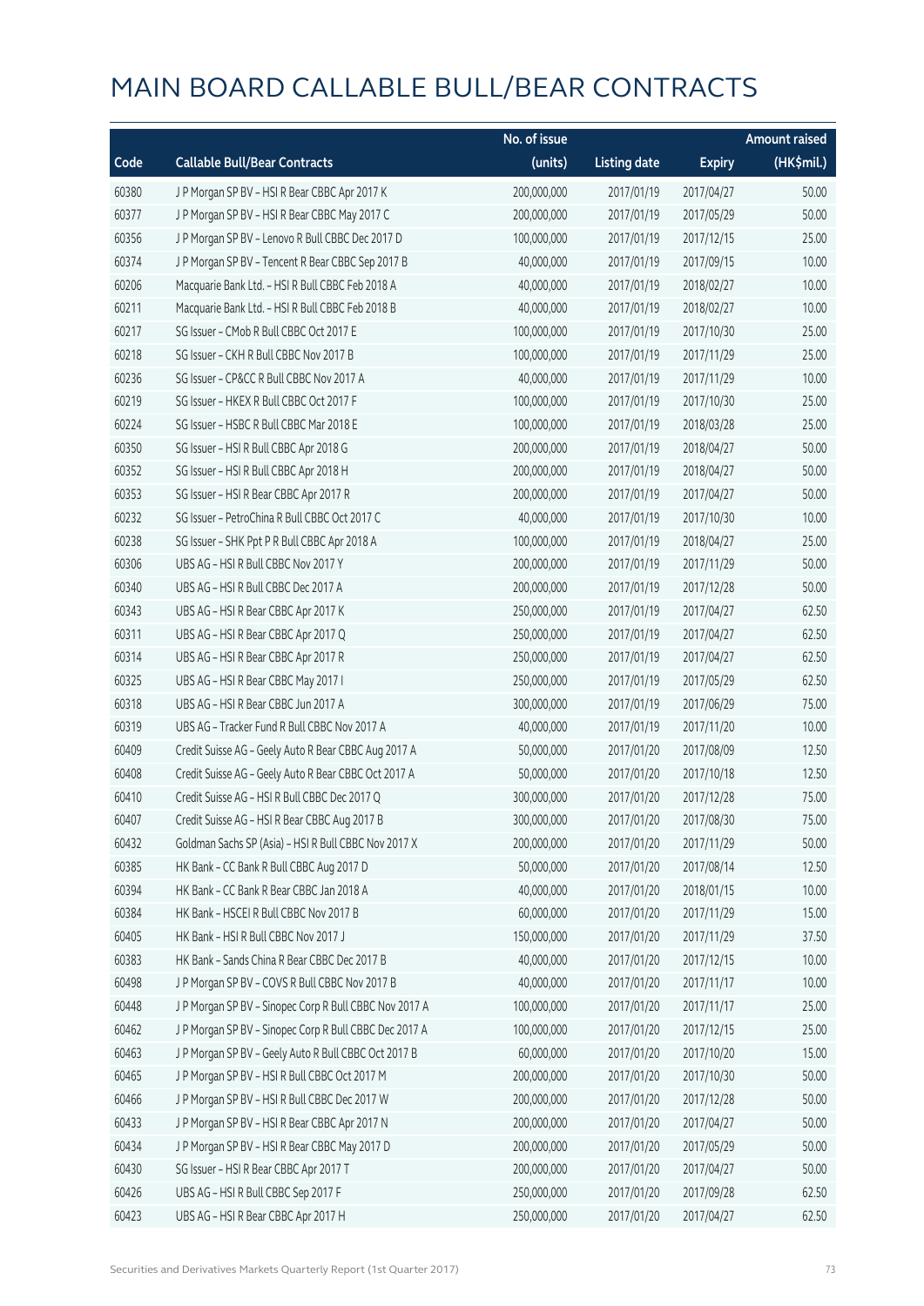# MAIN BOARD CALLABLE BULL/BEAR CONTRACTS

| Code | Callable Bull/Bear Contracts | No. of issue (units) | Listing date | Expiry | Amount raised (HK$mil.) |
|---|---|---|---|---|---|
| 60380 | J P Morgan SP BV – HSI R Bear CBBC Apr 2017 K | 200,000,000 | 2017/01/19 | 2017/04/27 | 50.00 |
| 60377 | J P Morgan SP BV – HSI R Bear CBBC May 2017 C | 200,000,000 | 2017/01/19 | 2017/05/29 | 50.00 |
| 60356 | J P Morgan SP BV – Lenovo R Bull CBBC Dec 2017 D | 100,000,000 | 2017/01/19 | 2017/12/15 | 25.00 |
| 60374 | J P Morgan SP BV – Tencent R Bear CBBC Sep 2017 B | 40,000,000 | 2017/01/19 | 2017/09/15 | 10.00 |
| 60206 | Macquarie Bank Ltd. – HSI R Bull CBBC Feb 2018 A | 40,000,000 | 2017/01/19 | 2018/02/27 | 10.00 |
| 60211 | Macquarie Bank Ltd. – HSI R Bull CBBC Feb 2018 B | 40,000,000 | 2017/01/19 | 2018/02/27 | 10.00 |
| 60217 | SG Issuer – CMob R Bull CBBC Oct 2017 E | 100,000,000 | 2017/01/19 | 2017/10/30 | 25.00 |
| 60218 | SG Issuer – CKH R Bull CBBC Nov 2017 B | 100,000,000 | 2017/01/19 | 2017/11/29 | 25.00 |
| 60236 | SG Issuer – CP&CC R Bull CBBC Nov 2017 A | 40,000,000 | 2017/01/19 | 2017/11/29 | 10.00 |
| 60219 | SG Issuer – HKEX R Bull CBBC Oct 2017 F | 100,000,000 | 2017/01/19 | 2017/10/30 | 25.00 |
| 60224 | SG Issuer – HSBC R Bull CBBC Mar 2018 E | 100,000,000 | 2017/01/19 | 2018/03/28 | 25.00 |
| 60350 | SG Issuer – HSI R Bull CBBC Apr 2018 G | 200,000,000 | 2017/01/19 | 2018/04/27 | 50.00 |
| 60352 | SG Issuer – HSI R Bull CBBC Apr 2018 H | 200,000,000 | 2017/01/19 | 2018/04/27 | 50.00 |
| 60353 | SG Issuer – HSI R Bear CBBC Apr 2017 R | 200,000,000 | 2017/01/19 | 2017/04/27 | 50.00 |
| 60232 | SG Issuer – PetroChina R Bull CBBC Oct 2017 C | 40,000,000 | 2017/01/19 | 2017/10/30 | 10.00 |
| 60238 | SG Issuer – SHK Ppt P R Bull CBBC Apr 2018 A | 100,000,000 | 2017/01/19 | 2018/04/27 | 25.00 |
| 60306 | UBS AG – HSI R Bull CBBC Nov 2017 Y | 200,000,000 | 2017/01/19 | 2017/11/29 | 50.00 |
| 60340 | UBS AG – HSI R Bull CBBC Dec 2017 A | 200,000,000 | 2017/01/19 | 2017/12/28 | 50.00 |
| 60343 | UBS AG – HSI R Bear CBBC Apr 2017 K | 250,000,000 | 2017/01/19 | 2017/04/27 | 62.50 |
| 60311 | UBS AG – HSI R Bear CBBC Apr 2017 Q | 250,000,000 | 2017/01/19 | 2017/04/27 | 62.50 |
| 60314 | UBS AG – HSI R Bear CBBC Apr 2017 R | 250,000,000 | 2017/01/19 | 2017/04/27 | 62.50 |
| 60325 | UBS AG – HSI R Bear CBBC May 2017 I | 250,000,000 | 2017/01/19 | 2017/05/29 | 62.50 |
| 60318 | UBS AG – HSI R Bear CBBC Jun 2017 A | 300,000,000 | 2017/01/19 | 2017/06/29 | 75.00 |
| 60319 | UBS AG – Tracker Fund R Bull CBBC Nov 2017 A | 40,000,000 | 2017/01/19 | 2017/11/20 | 10.00 |
| 60409 | Credit Suisse AG – Geely Auto R Bear CBBC Aug 2017 A | 50,000,000 | 2017/01/20 | 2017/08/09 | 12.50 |
| 60408 | Credit Suisse AG – Geely Auto R Bear CBBC Oct 2017 A | 50,000,000 | 2017/01/20 | 2017/10/18 | 12.50 |
| 60410 | Credit Suisse AG – HSI R Bull CBBC Dec 2017 Q | 300,000,000 | 2017/01/20 | 2017/12/28 | 75.00 |
| 60407 | Credit Suisse AG – HSI R Bear CBBC Aug 2017 B | 300,000,000 | 2017/01/20 | 2017/08/30 | 75.00 |
| 60432 | Goldman Sachs SP (Asia) – HSI R Bull CBBC Nov 2017 X | 200,000,000 | 2017/01/20 | 2017/11/29 | 50.00 |
| 60385 | HK Bank – CC Bank R Bull CBBC Aug 2017 D | 50,000,000 | 2017/01/20 | 2017/08/14 | 12.50 |
| 60394 | HK Bank – CC Bank R Bear CBBC Jan 2018 A | 40,000,000 | 2017/01/20 | 2018/01/15 | 10.00 |
| 60384 | HK Bank – HSCEI R Bull CBBC Nov 2017 B | 60,000,000 | 2017/01/20 | 2017/11/29 | 15.00 |
| 60405 | HK Bank – HSI R Bull CBBC Nov 2017 J | 150,000,000 | 2017/01/20 | 2017/11/29 | 37.50 |
| 60383 | HK Bank – Sands China R Bear CBBC Dec 2017 B | 40,000,000 | 2017/01/20 | 2017/12/15 | 10.00 |
| 60498 | J P Morgan SP BV – COVS R Bull CBBC Nov 2017 B | 40,000,000 | 2017/01/20 | 2017/11/17 | 10.00 |
| 60448 | J P Morgan SP BV – Sinopec Corp R Bull CBBC Nov 2017 A | 100,000,000 | 2017/01/20 | 2017/11/17 | 25.00 |
| 60462 | J P Morgan SP BV – Sinopec Corp R Bull CBBC Dec 2017 A | 100,000,000 | 2017/01/20 | 2017/12/15 | 25.00 |
| 60463 | J P Morgan SP BV – Geely Auto R Bull CBBC Oct 2017 B | 60,000,000 | 2017/01/20 | 2017/10/20 | 15.00 |
| 60465 | J P Morgan SP BV – HSI R Bull CBBC Oct 2017 M | 200,000,000 | 2017/01/20 | 2017/10/30 | 50.00 |
| 60466 | J P Morgan SP BV – HSI R Bull CBBC Dec 2017 W | 200,000,000 | 2017/01/20 | 2017/12/28 | 50.00 |
| 60433 | J P Morgan SP BV – HSI R Bear CBBC Apr 2017 N | 200,000,000 | 2017/01/20 | 2017/04/27 | 50.00 |
| 60434 | J P Morgan SP BV – HSI R Bear CBBC May 2017 D | 200,000,000 | 2017/01/20 | 2017/05/29 | 50.00 |
| 60430 | SG Issuer – HSI R Bear CBBC Apr 2017 T | 200,000,000 | 2017/01/20 | 2017/04/27 | 50.00 |
| 60426 | UBS AG – HSI R Bull CBBC Sep 2017 F | 250,000,000 | 2017/01/20 | 2017/09/28 | 62.50 |
| 60423 | UBS AG – HSI R Bear CBBC Apr 2017 H | 250,000,000 | 2017/01/20 | 2017/04/27 | 62.50 |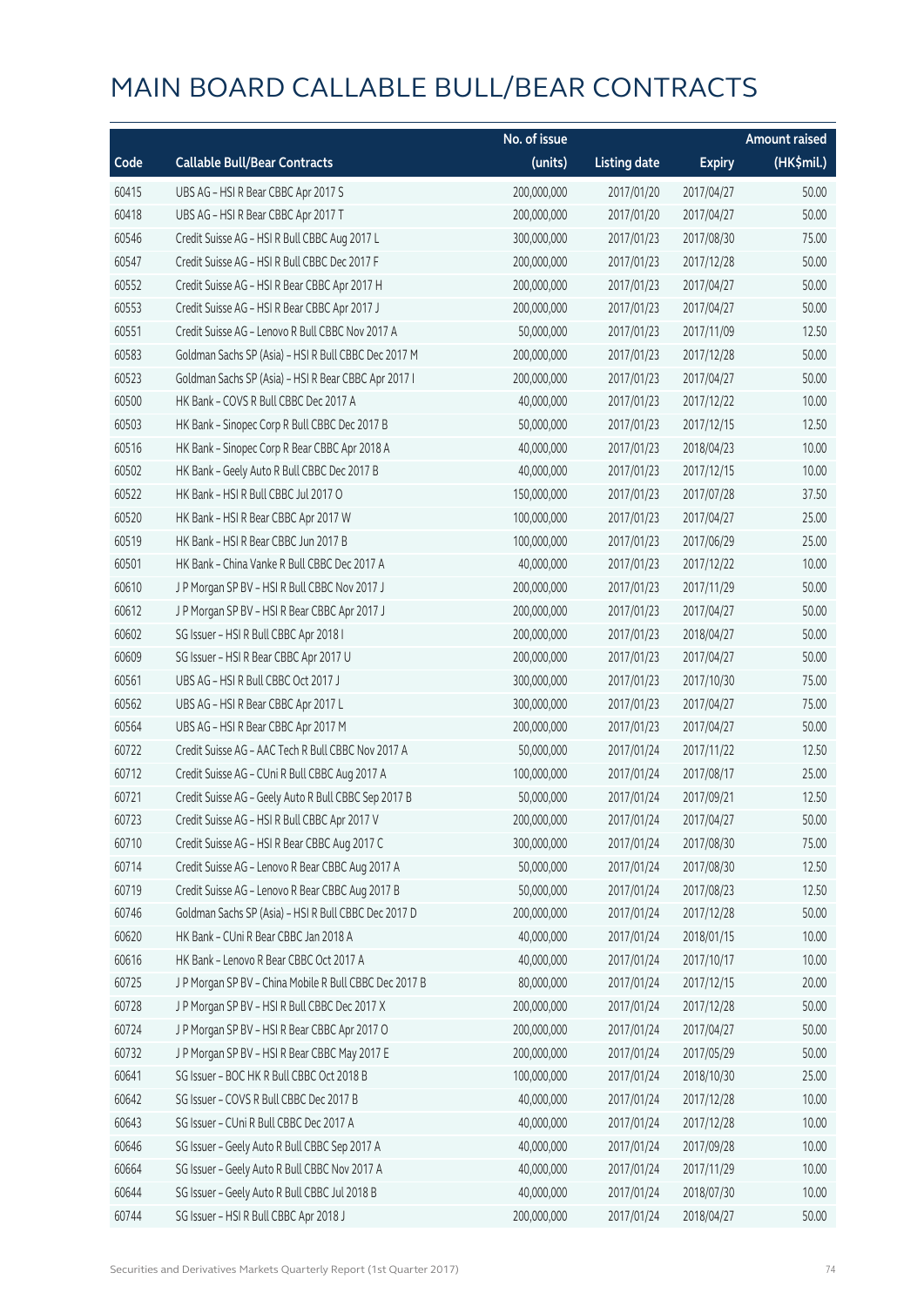# MAIN BOARD CALLABLE BULL/BEAR CONTRACTS

| Code | Callable Bull/Bear Contracts | No. of issue (units) | Listing date | Expiry | Amount raised (HK$mil.) |
|---|---|---|---|---|---|
| 60415 | UBS AG – HSI R Bear CBBC Apr 2017 S | 200,000,000 | 2017/01/20 | 2017/04/27 | 50.00 |
| 60418 | UBS AG – HSI R Bear CBBC Apr 2017 T | 200,000,000 | 2017/01/20 | 2017/04/27 | 50.00 |
| 60546 | Credit Suisse AG – HSI R Bull CBBC Aug 2017 L | 300,000,000 | 2017/01/23 | 2017/08/30 | 75.00 |
| 60547 | Credit Suisse AG – HSI R Bull CBBC Dec 2017 F | 200,000,000 | 2017/01/23 | 2017/12/28 | 50.00 |
| 60552 | Credit Suisse AG – HSI R Bear CBBC Apr 2017 H | 200,000,000 | 2017/01/23 | 2017/04/27 | 50.00 |
| 60553 | Credit Suisse AG – HSI R Bear CBBC Apr 2017 J | 200,000,000 | 2017/01/23 | 2017/04/27 | 50.00 |
| 60551 | Credit Suisse AG – Lenovo R Bull CBBC Nov 2017 A | 50,000,000 | 2017/01/23 | 2017/11/09 | 12.50 |
| 60583 | Goldman Sachs SP (Asia) – HSI R Bull CBBC Dec 2017 M | 200,000,000 | 2017/01/23 | 2017/12/28 | 50.00 |
| 60523 | Goldman Sachs SP (Asia) – HSI R Bear CBBC Apr 2017 I | 200,000,000 | 2017/01/23 | 2017/04/27 | 50.00 |
| 60500 | HK Bank – COVS R Bull CBBC Dec 2017 A | 40,000,000 | 2017/01/23 | 2017/12/22 | 10.00 |
| 60503 | HK Bank – Sinopec Corp R Bull CBBC Dec 2017 B | 50,000,000 | 2017/01/23 | 2017/12/15 | 12.50 |
| 60516 | HK Bank – Sinopec Corp R Bear CBBC Apr 2018 A | 40,000,000 | 2017/01/23 | 2018/04/23 | 10.00 |
| 60502 | HK Bank – Geely Auto R Bull CBBC Dec 2017 B | 40,000,000 | 2017/01/23 | 2017/12/15 | 10.00 |
| 60522 | HK Bank – HSI R Bull CBBC Jul 2017 O | 150,000,000 | 2017/01/23 | 2017/07/28 | 37.50 |
| 60520 | HK Bank – HSI R Bear CBBC Apr 2017 W | 100,000,000 | 2017/01/23 | 2017/04/27 | 25.00 |
| 60519 | HK Bank – HSI R Bear CBBC Jun 2017 B | 100,000,000 | 2017/01/23 | 2017/06/29 | 25.00 |
| 60501 | HK Bank – China Vanke R Bull CBBC Dec 2017 A | 40,000,000 | 2017/01/23 | 2017/12/22 | 10.00 |
| 60610 | J P Morgan SP BV – HSI R Bull CBBC Nov 2017 J | 200,000,000 | 2017/01/23 | 2017/11/29 | 50.00 |
| 60612 | J P Morgan SP BV – HSI R Bear CBBC Apr 2017 J | 200,000,000 | 2017/01/23 | 2017/04/27 | 50.00 |
| 60602 | SG Issuer – HSI R Bull CBBC Apr 2018 I | 200,000,000 | 2017/01/23 | 2018/04/27 | 50.00 |
| 60609 | SG Issuer – HSI R Bear CBBC Apr 2017 U | 200,000,000 | 2017/01/23 | 2017/04/27 | 50.00 |
| 60561 | UBS AG – HSI R Bull CBBC Oct 2017 J | 300,000,000 | 2017/01/23 | 2017/10/30 | 75.00 |
| 60562 | UBS AG – HSI R Bear CBBC Apr 2017 L | 300,000,000 | 2017/01/23 | 2017/04/27 | 75.00 |
| 60564 | UBS AG – HSI R Bear CBBC Apr 2017 M | 200,000,000 | 2017/01/23 | 2017/04/27 | 50.00 |
| 60722 | Credit Suisse AG – AAC Tech R Bull CBBC Nov 2017 A | 50,000,000 | 2017/01/24 | 2017/11/22 | 12.50 |
| 60712 | Credit Suisse AG – CUni R Bull CBBC Aug 2017 A | 100,000,000 | 2017/01/24 | 2017/08/17 | 25.00 |
| 60721 | Credit Suisse AG – Geely Auto R Bull CBBC Sep 2017 B | 50,000,000 | 2017/01/24 | 2017/09/21 | 12.50 |
| 60723 | Credit Suisse AG – HSI R Bull CBBC Apr 2017 V | 200,000,000 | 2017/01/24 | 2017/04/27 | 50.00 |
| 60710 | Credit Suisse AG – HSI R Bear CBBC Aug 2017 C | 300,000,000 | 2017/01/24 | 2017/08/30 | 75.00 |
| 60714 | Credit Suisse AG – Lenovo R Bear CBBC Aug 2017 A | 50,000,000 | 2017/01/24 | 2017/08/30 | 12.50 |
| 60719 | Credit Suisse AG – Lenovo R Bear CBBC Aug 2017 B | 50,000,000 | 2017/01/24 | 2017/08/23 | 12.50 |
| 60746 | Goldman Sachs SP (Asia) – HSI R Bull CBBC Dec 2017 D | 200,000,000 | 2017/01/24 | 2017/12/28 | 50.00 |
| 60620 | HK Bank – CUni R Bear CBBC Jan 2018 A | 40,000,000 | 2017/01/24 | 2018/01/15 | 10.00 |
| 60616 | HK Bank – Lenovo R Bear CBBC Oct 2017 A | 40,000,000 | 2017/01/24 | 2017/10/17 | 10.00 |
| 60725 | J P Morgan SP BV – China Mobile R Bull CBBC Dec 2017 B | 80,000,000 | 2017/01/24 | 2017/12/15 | 20.00 |
| 60728 | J P Morgan SP BV – HSI R Bull CBBC Dec 2017 X | 200,000,000 | 2017/01/24 | 2017/12/28 | 50.00 |
| 60724 | J P Morgan SP BV – HSI R Bear CBBC Apr 2017 O | 200,000,000 | 2017/01/24 | 2017/04/27 | 50.00 |
| 60732 | J P Morgan SP BV – HSI R Bear CBBC May 2017 E | 200,000,000 | 2017/01/24 | 2017/05/29 | 50.00 |
| 60641 | SG Issuer – BOC HK R Bull CBBC Oct 2018 B | 100,000,000 | 2017/01/24 | 2018/10/30 | 25.00 |
| 60642 | SG Issuer – COVS R Bull CBBC Dec 2017 B | 40,000,000 | 2017/01/24 | 2017/12/28 | 10.00 |
| 60643 | SG Issuer – CUni R Bull CBBC Dec 2017 A | 40,000,000 | 2017/01/24 | 2017/12/28 | 10.00 |
| 60646 | SG Issuer – Geely Auto R Bull CBBC Sep 2017 A | 40,000,000 | 2017/01/24 | 2017/09/28 | 10.00 |
| 60664 | SG Issuer – Geely Auto R Bull CBBC Nov 2017 A | 40,000,000 | 2017/01/24 | 2017/11/29 | 10.00 |
| 60644 | SG Issuer – Geely Auto R Bull CBBC Jul 2018 B | 40,000,000 | 2017/01/24 | 2018/07/30 | 10.00 |
| 60744 | SG Issuer – HSI R Bull CBBC Apr 2018 J | 200,000,000 | 2017/01/24 | 2018/04/27 | 50.00 |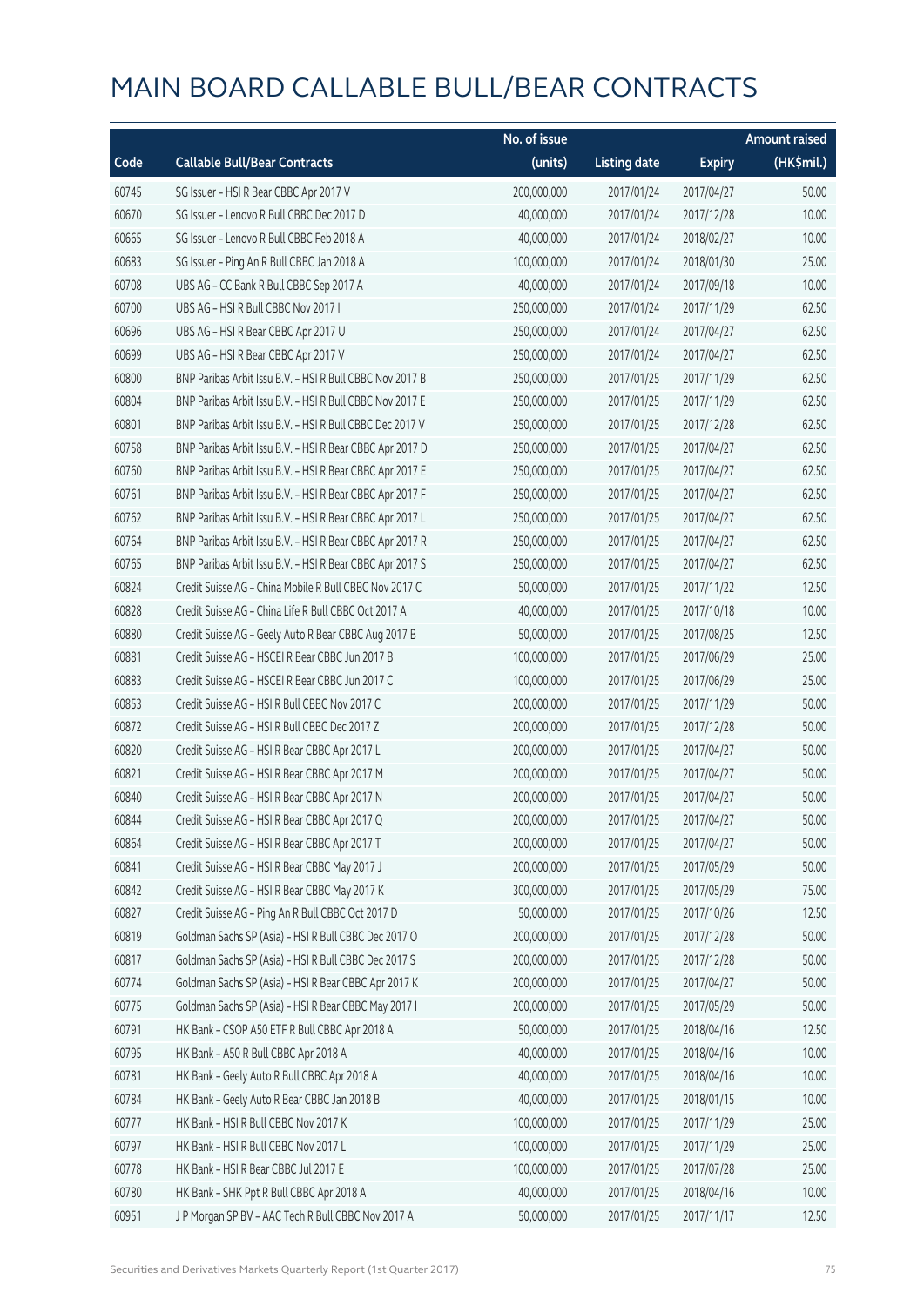# MAIN BOARD CALLABLE BULL/BEAR CONTRACTS

| Code | Callable Bull/Bear Contracts | No. of issue (units) | Listing date | Expiry | Amount raised (HK$mil.) |
|---|---|---|---|---|---|
| 60745 | SG Issuer – HSI R Bear CBBC Apr 2017 V | 200,000,000 | 2017/01/24 | 2017/04/27 | 50.00 |
| 60670 | SG Issuer – Lenovo R Bull CBBC Dec 2017 D | 40,000,000 | 2017/01/24 | 2017/12/28 | 10.00 |
| 60665 | SG Issuer – Lenovo R Bull CBBC Feb 2018 A | 40,000,000 | 2017/01/24 | 2018/02/27 | 10.00 |
| 60683 | SG Issuer – Ping An R Bull CBBC Jan 2018 A | 100,000,000 | 2017/01/24 | 2018/01/30 | 25.00 |
| 60708 | UBS AG – CC Bank R Bull CBBC Sep 2017 A | 40,000,000 | 2017/01/24 | 2017/09/18 | 10.00 |
| 60700 | UBS AG – HSI R Bull CBBC Nov 2017 I | 250,000,000 | 2017/01/24 | 2017/11/29 | 62.50 |
| 60696 | UBS AG – HSI R Bear CBBC Apr 2017 U | 250,000,000 | 2017/01/24 | 2017/04/27 | 62.50 |
| 60699 | UBS AG – HSI R Bear CBBC Apr 2017 V | 250,000,000 | 2017/01/24 | 2017/04/27 | 62.50 |
| 60800 | BNP Paribas Arbit Issu B.V. – HSI R Bull CBBC Nov 2017 B | 250,000,000 | 2017/01/25 | 2017/11/29 | 62.50 |
| 60804 | BNP Paribas Arbit Issu B.V. – HSI R Bull CBBC Nov 2017 E | 250,000,000 | 2017/01/25 | 2017/11/29 | 62.50 |
| 60801 | BNP Paribas Arbit Issu B.V. – HSI R Bull CBBC Dec 2017 V | 250,000,000 | 2017/01/25 | 2017/12/28 | 62.50 |
| 60758 | BNP Paribas Arbit Issu B.V. – HSI R Bear CBBC Apr 2017 D | 250,000,000 | 2017/01/25 | 2017/04/27 | 62.50 |
| 60760 | BNP Paribas Arbit Issu B.V. – HSI R Bear CBBC Apr 2017 E | 250,000,000 | 2017/01/25 | 2017/04/27 | 62.50 |
| 60761 | BNP Paribas Arbit Issu B.V. – HSI R Bear CBBC Apr 2017 F | 250,000,000 | 2017/01/25 | 2017/04/27 | 62.50 |
| 60762 | BNP Paribas Arbit Issu B.V. – HSI R Bear CBBC Apr 2017 L | 250,000,000 | 2017/01/25 | 2017/04/27 | 62.50 |
| 60764 | BNP Paribas Arbit Issu B.V. – HSI R Bear CBBC Apr 2017 R | 250,000,000 | 2017/01/25 | 2017/04/27 | 62.50 |
| 60765 | BNP Paribas Arbit Issu B.V. – HSI R Bear CBBC Apr 2017 S | 250,000,000 | 2017/01/25 | 2017/04/27 | 62.50 |
| 60824 | Credit Suisse AG – China Mobile R Bull CBBC Nov 2017 C | 50,000,000 | 2017/01/25 | 2017/11/22 | 12.50 |
| 60828 | Credit Suisse AG – China Life R Bull CBBC Oct 2017 A | 40,000,000 | 2017/01/25 | 2017/10/18 | 10.00 |
| 60880 | Credit Suisse AG – Geely Auto R Bear CBBC Aug 2017 B | 50,000,000 | 2017/01/25 | 2017/08/25 | 12.50 |
| 60881 | Credit Suisse AG – HSCEI R Bear CBBC Jun 2017 B | 100,000,000 | 2017/01/25 | 2017/06/29 | 25.00 |
| 60883 | Credit Suisse AG – HSCEI R Bear CBBC Jun 2017 C | 100,000,000 | 2017/01/25 | 2017/06/29 | 25.00 |
| 60853 | Credit Suisse AG – HSI R Bull CBBC Nov 2017 C | 200,000,000 | 2017/01/25 | 2017/11/29 | 50.00 |
| 60872 | Credit Suisse AG – HSI R Bull CBBC Dec 2017 Z | 200,000,000 | 2017/01/25 | 2017/12/28 | 50.00 |
| 60820 | Credit Suisse AG – HSI R Bear CBBC Apr 2017 L | 200,000,000 | 2017/01/25 | 2017/04/27 | 50.00 |
| 60821 | Credit Suisse AG – HSI R Bear CBBC Apr 2017 M | 200,000,000 | 2017/01/25 | 2017/04/27 | 50.00 |
| 60840 | Credit Suisse AG – HSI R Bear CBBC Apr 2017 N | 200,000,000 | 2017/01/25 | 2017/04/27 | 50.00 |
| 60844 | Credit Suisse AG – HSI R Bear CBBC Apr 2017 Q | 200,000,000 | 2017/01/25 | 2017/04/27 | 50.00 |
| 60864 | Credit Suisse AG – HSI R Bear CBBC Apr 2017 T | 200,000,000 | 2017/01/25 | 2017/04/27 | 50.00 |
| 60841 | Credit Suisse AG – HSI R Bear CBBC May 2017 J | 200,000,000 | 2017/01/25 | 2017/05/29 | 50.00 |
| 60842 | Credit Suisse AG – HSI R Bear CBBC May 2017 K | 300,000,000 | 2017/01/25 | 2017/05/29 | 75.00 |
| 60827 | Credit Suisse AG – Ping An R Bull CBBC Oct 2017 D | 50,000,000 | 2017/01/25 | 2017/10/26 | 12.50 |
| 60819 | Goldman Sachs SP (Asia) – HSI R Bull CBBC Dec 2017 O | 200,000,000 | 2017/01/25 | 2017/12/28 | 50.00 |
| 60817 | Goldman Sachs SP (Asia) – HSI R Bull CBBC Dec 2017 S | 200,000,000 | 2017/01/25 | 2017/12/28 | 50.00 |
| 60774 | Goldman Sachs SP (Asia) – HSI R Bear CBBC Apr 2017 K | 200,000,000 | 2017/01/25 | 2017/04/27 | 50.00 |
| 60775 | Goldman Sachs SP (Asia) – HSI R Bear CBBC May 2017 I | 200,000,000 | 2017/01/25 | 2017/05/29 | 50.00 |
| 60791 | HK Bank – CSOP A50 ETF R Bull CBBC Apr 2018 A | 50,000,000 | 2017/01/25 | 2018/04/16 | 12.50 |
| 60795 | HK Bank – A50 R Bull CBBC Apr 2018 A | 40,000,000 | 2017/01/25 | 2018/04/16 | 10.00 |
| 60781 | HK Bank – Geely Auto R Bull CBBC Apr 2018 A | 40,000,000 | 2017/01/25 | 2018/04/16 | 10.00 |
| 60784 | HK Bank – Geely Auto R Bear CBBC Jan 2018 B | 40,000,000 | 2017/01/25 | 2018/01/15 | 10.00 |
| 60777 | HK Bank – HSI R Bull CBBC Nov 2017 K | 100,000,000 | 2017/01/25 | 2017/11/29 | 25.00 |
| 60797 | HK Bank – HSI R Bull CBBC Nov 2017 L | 100,000,000 | 2017/01/25 | 2017/11/29 | 25.00 |
| 60778 | HK Bank – HSI R Bear CBBC Jul 2017 E | 100,000,000 | 2017/01/25 | 2017/07/28 | 25.00 |
| 60780 | HK Bank – SHK Ppt R Bull CBBC Apr 2018 A | 40,000,000 | 2017/01/25 | 2018/04/16 | 10.00 |
| 60951 | J P Morgan SP BV – AAC Tech R Bull CBBC Nov 2017 A | 50,000,000 | 2017/01/25 | 2017/11/17 | 12.50 |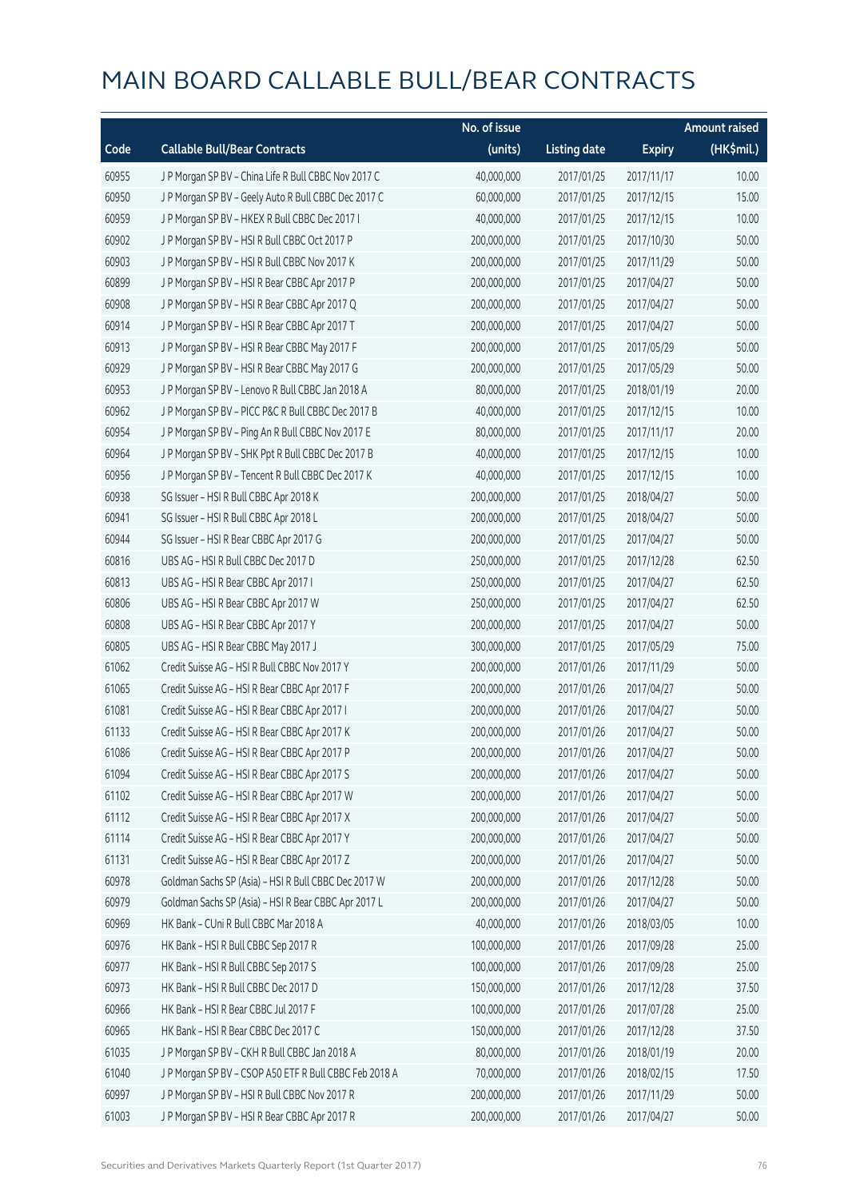# MAIN BOARD CALLABLE BULL/BEAR CONTRACTS

| Code | Callable Bull/Bear Contracts | No. of issue (units) | Listing date | Expiry | Amount raised (HK$mil.) |
|---|---|---|---|---|---|
| 60955 | J P Morgan SP BV – China Life R Bull CBBC Nov 2017 C | 40,000,000 | 2017/01/25 | 2017/11/17 | 10.00 |
| 60950 | J P Morgan SP BV – Geely Auto R Bull CBBC Dec 2017 C | 60,000,000 | 2017/01/25 | 2017/12/15 | 15.00 |
| 60959 | J P Morgan SP BV – HKEX R Bull CBBC Dec 2017 I | 40,000,000 | 2017/01/25 | 2017/12/15 | 10.00 |
| 60902 | J P Morgan SP BV – HSI R Bull CBBC Oct 2017 P | 200,000,000 | 2017/01/25 | 2017/10/30 | 50.00 |
| 60903 | J P Morgan SP BV – HSI R Bull CBBC Nov 2017 K | 200,000,000 | 2017/01/25 | 2017/11/29 | 50.00 |
| 60899 | J P Morgan SP BV – HSI R Bear CBBC Apr 2017 P | 200,000,000 | 2017/01/25 | 2017/04/27 | 50.00 |
| 60908 | J P Morgan SP BV – HSI R Bear CBBC Apr 2017 Q | 200,000,000 | 2017/01/25 | 2017/04/27 | 50.00 |
| 60914 | J P Morgan SP BV – HSI R Bear CBBC Apr 2017 T | 200,000,000 | 2017/01/25 | 2017/04/27 | 50.00 |
| 60913 | J P Morgan SP BV – HSI R Bear CBBC May 2017 F | 200,000,000 | 2017/01/25 | 2017/05/29 | 50.00 |
| 60929 | J P Morgan SP BV – HSI R Bear CBBC May 2017 G | 200,000,000 | 2017/01/25 | 2017/05/29 | 50.00 |
| 60953 | J P Morgan SP BV – Lenovo R Bull CBBC Jan 2018 A | 80,000,000 | 2017/01/25 | 2018/01/19 | 20.00 |
| 60962 | J P Morgan SP BV – PICC P&C R Bull CBBC Dec 2017 B | 40,000,000 | 2017/01/25 | 2017/12/15 | 10.00 |
| 60954 | J P Morgan SP BV – Ping An R Bull CBBC Nov 2017 E | 80,000,000 | 2017/01/25 | 2017/11/17 | 20.00 |
| 60964 | J P Morgan SP BV – SHK Ppt R Bull CBBC Dec 2017 B | 40,000,000 | 2017/01/25 | 2017/12/15 | 10.00 |
| 60956 | J P Morgan SP BV – Tencent R Bull CBBC Dec 2017 K | 40,000,000 | 2017/01/25 | 2017/12/15 | 10.00 |
| 60938 | SG Issuer – HSI R Bull CBBC Apr 2018 K | 200,000,000 | 2017/01/25 | 2018/04/27 | 50.00 |
| 60941 | SG Issuer – HSI R Bull CBBC Apr 2018 L | 200,000,000 | 2017/01/25 | 2018/04/27 | 50.00 |
| 60944 | SG Issuer – HSI R Bear CBBC Apr 2017 G | 200,000,000 | 2017/01/25 | 2017/04/27 | 50.00 |
| 60816 | UBS AG – HSI R Bull CBBC Dec 2017 D | 250,000,000 | 2017/01/25 | 2017/12/28 | 62.50 |
| 60813 | UBS AG – HSI R Bear CBBC Apr 2017 I | 250,000,000 | 2017/01/25 | 2017/04/27 | 62.50 |
| 60806 | UBS AG – HSI R Bear CBBC Apr 2017 W | 250,000,000 | 2017/01/25 | 2017/04/27 | 62.50 |
| 60808 | UBS AG – HSI R Bear CBBC Apr 2017 Y | 200,000,000 | 2017/01/25 | 2017/04/27 | 50.00 |
| 60805 | UBS AG – HSI R Bear CBBC May 2017 J | 300,000,000 | 2017/01/25 | 2017/05/29 | 75.00 |
| 61062 | Credit Suisse AG – HSI R Bull CBBC Nov 2017 Y | 200,000,000 | 2017/01/26 | 2017/11/29 | 50.00 |
| 61065 | Credit Suisse AG – HSI R Bear CBBC Apr 2017 F | 200,000,000 | 2017/01/26 | 2017/04/27 | 50.00 |
| 61081 | Credit Suisse AG – HSI R Bear CBBC Apr 2017 I | 200,000,000 | 2017/01/26 | 2017/04/27 | 50.00 |
| 61133 | Credit Suisse AG – HSI R Bear CBBC Apr 2017 K | 200,000,000 | 2017/01/26 | 2017/04/27 | 50.00 |
| 61086 | Credit Suisse AG – HSI R Bear CBBC Apr 2017 P | 200,000,000 | 2017/01/26 | 2017/04/27 | 50.00 |
| 61094 | Credit Suisse AG – HSI R Bear CBBC Apr 2017 S | 200,000,000 | 2017/01/26 | 2017/04/27 | 50.00 |
| 61102 | Credit Suisse AG – HSI R Bear CBBC Apr 2017 W | 200,000,000 | 2017/01/26 | 2017/04/27 | 50.00 |
| 61112 | Credit Suisse AG – HSI R Bear CBBC Apr 2017 X | 200,000,000 | 2017/01/26 | 2017/04/27 | 50.00 |
| 61114 | Credit Suisse AG – HSI R Bear CBBC Apr 2017 Y | 200,000,000 | 2017/01/26 | 2017/04/27 | 50.00 |
| 61131 | Credit Suisse AG – HSI R Bear CBBC Apr 2017 Z | 200,000,000 | 2017/01/26 | 2017/04/27 | 50.00 |
| 60978 | Goldman Sachs SP (Asia) – HSI R Bull CBBC Dec 2017 W | 200,000,000 | 2017/01/26 | 2017/12/28 | 50.00 |
| 60979 | Goldman Sachs SP (Asia) – HSI R Bear CBBC Apr 2017 L | 200,000,000 | 2017/01/26 | 2017/04/27 | 50.00 |
| 60969 | HK Bank – CUni R Bull CBBC Mar 2018 A | 40,000,000 | 2017/01/26 | 2018/03/05 | 10.00 |
| 60976 | HK Bank – HSI R Bull CBBC Sep 2017 R | 100,000,000 | 2017/01/26 | 2017/09/28 | 25.00 |
| 60977 | HK Bank – HSI R Bull CBBC Sep 2017 S | 100,000,000 | 2017/01/26 | 2017/09/28 | 25.00 |
| 60973 | HK Bank – HSI R Bull CBBC Dec 2017 D | 150,000,000 | 2017/01/26 | 2017/12/28 | 37.50 |
| 60966 | HK Bank – HSI R Bear CBBC Jul 2017 F | 100,000,000 | 2017/01/26 | 2017/07/28 | 25.00 |
| 60965 | HK Bank – HSI R Bear CBBC Dec 2017 C | 150,000,000 | 2017/01/26 | 2017/12/28 | 37.50 |
| 61035 | J P Morgan SP BV – CKH R Bull CBBC Jan 2018 A | 80,000,000 | 2017/01/26 | 2018/01/19 | 20.00 |
| 61040 | J P Morgan SP BV – CSOP A50 ETF R Bull CBBC Feb 2018 A | 70,000,000 | 2017/01/26 | 2018/02/15 | 17.50 |
| 60997 | J P Morgan SP BV – HSI R Bull CBBC Nov 2017 R | 200,000,000 | 2017/01/26 | 2017/11/29 | 50.00 |
| 61003 | J P Morgan SP BV – HSI R Bear CBBC Apr 2017 R | 200,000,000 | 2017/01/26 | 2017/04/27 | 50.00 |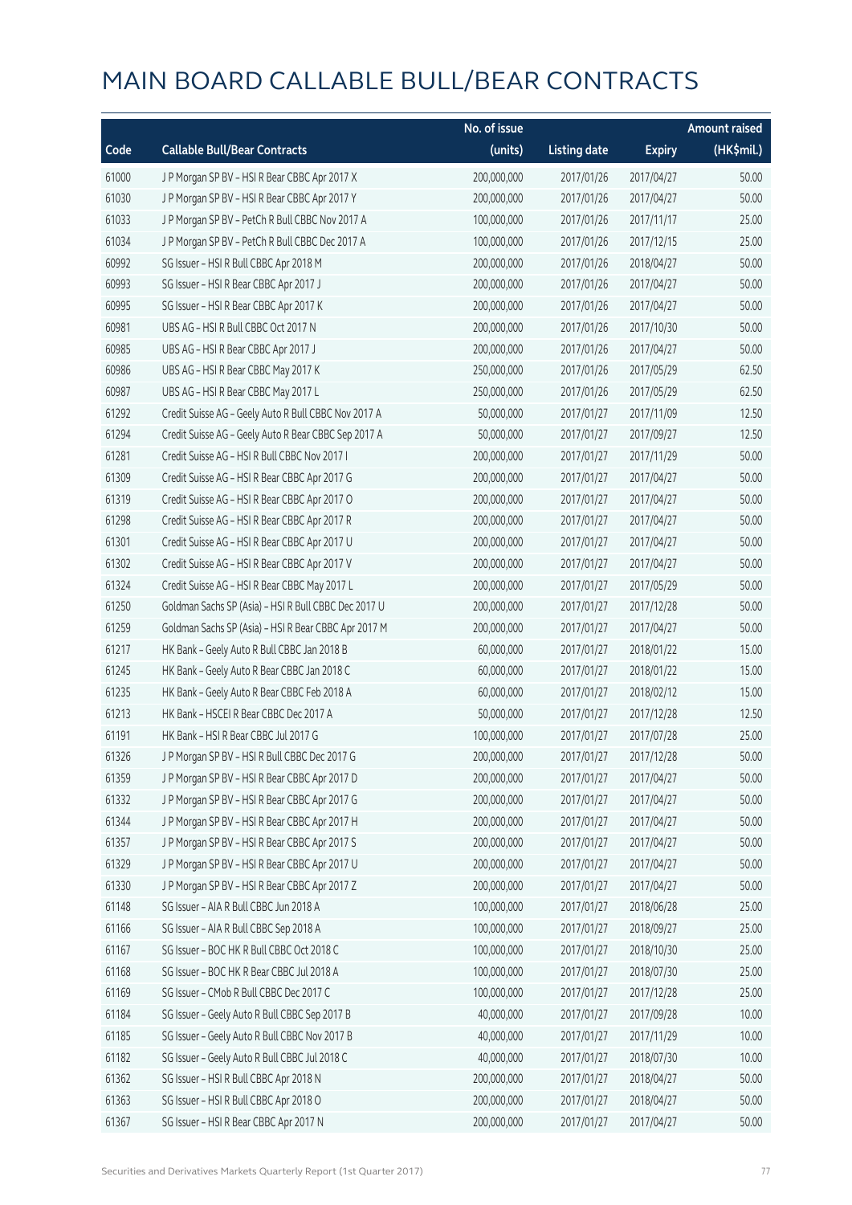# MAIN BOARD CALLABLE BULL/BEAR CONTRACTS

| Code | Callable Bull/Bear Contracts | No. of issue (units) | Listing date | Expiry | Amount raised (HK$mil.) |
|---|---|---|---|---|---|
| 61000 | J P Morgan SP BV – HSI R Bear CBBC Apr 2017 X | 200,000,000 | 2017/01/26 | 2017/04/27 | 50.00 |
| 61030 | J P Morgan SP BV – HSI R Bear CBBC Apr 2017 Y | 200,000,000 | 2017/01/26 | 2017/04/27 | 50.00 |
| 61033 | J P Morgan SP BV – PetCh R Bull CBBC Nov 2017 A | 100,000,000 | 2017/01/26 | 2017/11/17 | 25.00 |
| 61034 | J P Morgan SP BV – PetCh R Bull CBBC Dec 2017 A | 100,000,000 | 2017/01/26 | 2017/12/15 | 25.00 |
| 60992 | SG Issuer – HSI R Bull CBBC Apr 2018 M | 200,000,000 | 2017/01/26 | 2018/04/27 | 50.00 |
| 60993 | SG Issuer – HSI R Bear CBBC Apr 2017 J | 200,000,000 | 2017/01/26 | 2017/04/27 | 50.00 |
| 60995 | SG Issuer – HSI R Bear CBBC Apr 2017 K | 200,000,000 | 2017/01/26 | 2017/04/27 | 50.00 |
| 60981 | UBS AG – HSI R Bull CBBC Oct 2017 N | 200,000,000 | 2017/01/26 | 2017/10/30 | 50.00 |
| 60985 | UBS AG – HSI R Bear CBBC Apr 2017 J | 200,000,000 | 2017/01/26 | 2017/04/27 | 50.00 |
| 60986 | UBS AG – HSI R Bear CBBC May 2017 K | 250,000,000 | 2017/01/26 | 2017/05/29 | 62.50 |
| 60987 | UBS AG – HSI R Bear CBBC May 2017 L | 250,000,000 | 2017/01/26 | 2017/05/29 | 62.50 |
| 61292 | Credit Suisse AG – Geely Auto R Bull CBBC Nov 2017 A | 50,000,000 | 2017/01/27 | 2017/11/09 | 12.50 |
| 61294 | Credit Suisse AG – Geely Auto R Bear CBBC Sep 2017 A | 50,000,000 | 2017/01/27 | 2017/09/27 | 12.50 |
| 61281 | Credit Suisse AG – HSI R Bull CBBC Nov 2017 I | 200,000,000 | 2017/01/27 | 2017/11/29 | 50.00 |
| 61309 | Credit Suisse AG – HSI R Bear CBBC Apr 2017 G | 200,000,000 | 2017/01/27 | 2017/04/27 | 50.00 |
| 61319 | Credit Suisse AG – HSI R Bear CBBC Apr 2017 O | 200,000,000 | 2017/01/27 | 2017/04/27 | 50.00 |
| 61298 | Credit Suisse AG – HSI R Bear CBBC Apr 2017 R | 200,000,000 | 2017/01/27 | 2017/04/27 | 50.00 |
| 61301 | Credit Suisse AG – HSI R Bear CBBC Apr 2017 U | 200,000,000 | 2017/01/27 | 2017/04/27 | 50.00 |
| 61302 | Credit Suisse AG – HSI R Bear CBBC Apr 2017 V | 200,000,000 | 2017/01/27 | 2017/04/27 | 50.00 |
| 61324 | Credit Suisse AG – HSI R Bear CBBC May 2017 L | 200,000,000 | 2017/01/27 | 2017/05/29 | 50.00 |
| 61250 | Goldman Sachs SP (Asia) – HSI R Bull CBBC Dec 2017 U | 200,000,000 | 2017/01/27 | 2017/12/28 | 50.00 |
| 61259 | Goldman Sachs SP (Asia) – HSI R Bear CBBC Apr 2017 M | 200,000,000 | 2017/01/27 | 2017/04/27 | 50.00 |
| 61217 | HK Bank – Geely Auto R Bull CBBC Jan 2018 B | 60,000,000 | 2017/01/27 | 2018/01/22 | 15.00 |
| 61245 | HK Bank – Geely Auto R Bear CBBC Jan 2018 C | 60,000,000 | 2017/01/27 | 2018/01/22 | 15.00 |
| 61235 | HK Bank – Geely Auto R Bear CBBC Feb 2018 A | 60,000,000 | 2017/01/27 | 2018/02/12 | 15.00 |
| 61213 | HK Bank – HSCEI R Bear CBBC Dec 2017 A | 50,000,000 | 2017/01/27 | 2017/12/28 | 12.50 |
| 61191 | HK Bank – HSI R Bear CBBC Jul 2017 G | 100,000,000 | 2017/01/27 | 2017/07/28 | 25.00 |
| 61326 | J P Morgan SP BV – HSI R Bull CBBC Dec 2017 G | 200,000,000 | 2017/01/27 | 2017/12/28 | 50.00 |
| 61359 | J P Morgan SP BV – HSI R Bear CBBC Apr 2017 D | 200,000,000 | 2017/01/27 | 2017/04/27 | 50.00 |
| 61332 | J P Morgan SP BV – HSI R Bear CBBC Apr 2017 G | 200,000,000 | 2017/01/27 | 2017/04/27 | 50.00 |
| 61344 | J P Morgan SP BV – HSI R Bear CBBC Apr 2017 H | 200,000,000 | 2017/01/27 | 2017/04/27 | 50.00 |
| 61357 | J P Morgan SP BV – HSI R Bear CBBC Apr 2017 S | 200,000,000 | 2017/01/27 | 2017/04/27 | 50.00 |
| 61329 | J P Morgan SP BV – HSI R Bear CBBC Apr 2017 U | 200,000,000 | 2017/01/27 | 2017/04/27 | 50.00 |
| 61330 | J P Morgan SP BV – HSI R Bear CBBC Apr 2017 Z | 200,000,000 | 2017/01/27 | 2017/04/27 | 50.00 |
| 61148 | SG Issuer – AIA R Bull CBBC Jun 2018 A | 100,000,000 | 2017/01/27 | 2018/06/28 | 25.00 |
| 61166 | SG Issuer – AIA R Bull CBBC Sep 2018 A | 100,000,000 | 2017/01/27 | 2018/09/27 | 25.00 |
| 61167 | SG Issuer – BOC HK R Bull CBBC Oct 2018 C | 100,000,000 | 2017/01/27 | 2018/10/30 | 25.00 |
| 61168 | SG Issuer – BOC HK R Bear CBBC Jul 2018 A | 100,000,000 | 2017/01/27 | 2018/07/30 | 25.00 |
| 61169 | SG Issuer – CMob R Bull CBBC Dec 2017 C | 100,000,000 | 2017/01/27 | 2017/12/28 | 25.00 |
| 61184 | SG Issuer – Geely Auto R Bull CBBC Sep 2017 B | 40,000,000 | 2017/01/27 | 2017/09/28 | 10.00 |
| 61185 | SG Issuer – Geely Auto R Bull CBBC Nov 2017 B | 40,000,000 | 2017/01/27 | 2017/11/29 | 10.00 |
| 61182 | SG Issuer – Geely Auto R Bull CBBC Jul 2018 C | 40,000,000 | 2017/01/27 | 2018/07/30 | 10.00 |
| 61362 | SG Issuer – HSI R Bull CBBC Apr 2018 N | 200,000,000 | 2017/01/27 | 2018/04/27 | 50.00 |
| 61363 | SG Issuer – HSI R Bull CBBC Apr 2018 O | 200,000,000 | 2017/01/27 | 2018/04/27 | 50.00 |
| 61367 | SG Issuer – HSI R Bear CBBC Apr 2017 N | 200,000,000 | 2017/01/27 | 2017/04/27 | 50.00 |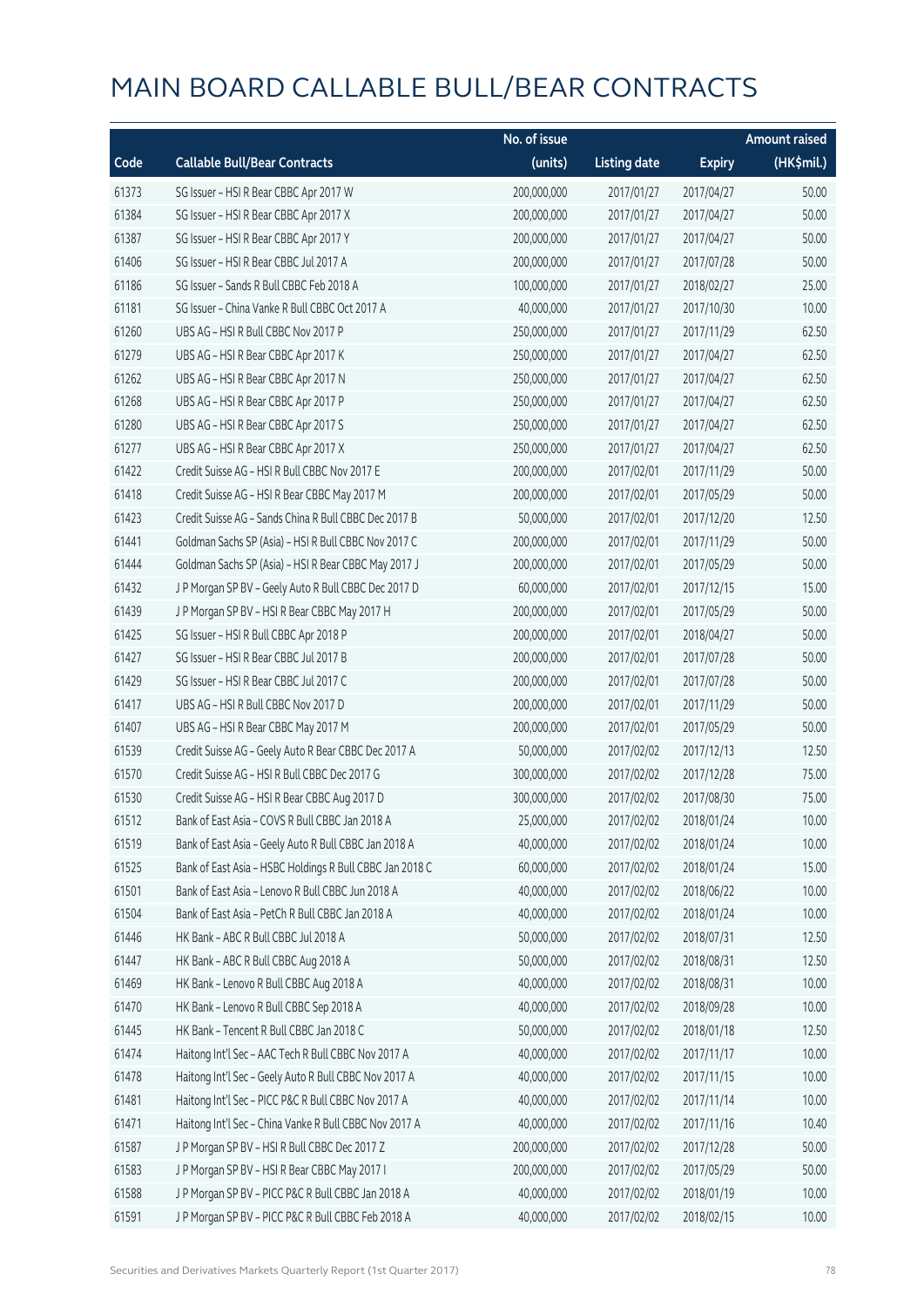# MAIN BOARD CALLABLE BULL/BEAR CONTRACTS

| Code | Callable Bull/Bear Contracts | No. of issue (units) | Listing date | Expiry | Amount raised (HK$mil.) |
|---|---|---|---|---|---|
| 61373 | SG Issuer – HSI R Bear CBBC Apr 2017 W | 200,000,000 | 2017/01/27 | 2017/04/27 | 50.00 |
| 61384 | SG Issuer – HSI R Bear CBBC Apr 2017 X | 200,000,000 | 2017/01/27 | 2017/04/27 | 50.00 |
| 61387 | SG Issuer – HSI R Bear CBBC Apr 2017 Y | 200,000,000 | 2017/01/27 | 2017/04/27 | 50.00 |
| 61406 | SG Issuer – HSI R Bear CBBC Jul 2017 A | 200,000,000 | 2017/01/27 | 2017/07/28 | 50.00 |
| 61186 | SG Issuer – Sands R Bull CBBC Feb 2018 A | 100,000,000 | 2017/01/27 | 2018/02/27 | 25.00 |
| 61181 | SG Issuer – China Vanke R Bull CBBC Oct 2017 A | 40,000,000 | 2017/01/27 | 2017/10/30 | 10.00 |
| 61260 | UBS AG – HSI R Bull CBBC Nov 2017 P | 250,000,000 | 2017/01/27 | 2017/11/29 | 62.50 |
| 61279 | UBS AG – HSI R Bear CBBC Apr 2017 K | 250,000,000 | 2017/01/27 | 2017/04/27 | 62.50 |
| 61262 | UBS AG – HSI R Bear CBBC Apr 2017 N | 250,000,000 | 2017/01/27 | 2017/04/27 | 62.50 |
| 61268 | UBS AG – HSI R Bear CBBC Apr 2017 P | 250,000,000 | 2017/01/27 | 2017/04/27 | 62.50 |
| 61280 | UBS AG – HSI R Bear CBBC Apr 2017 S | 250,000,000 | 2017/01/27 | 2017/04/27 | 62.50 |
| 61277 | UBS AG – HSI R Bear CBBC Apr 2017 X | 250,000,000 | 2017/01/27 | 2017/04/27 | 62.50 |
| 61422 | Credit Suisse AG – HSI R Bull CBBC Nov 2017 E | 200,000,000 | 2017/02/01 | 2017/11/29 | 50.00 |
| 61418 | Credit Suisse AG – HSI R Bear CBBC May 2017 M | 200,000,000 | 2017/02/01 | 2017/05/29 | 50.00 |
| 61423 | Credit Suisse AG – Sands China R Bull CBBC Dec 2017 B | 50,000,000 | 2017/02/01 | 2017/12/20 | 12.50 |
| 61441 | Goldman Sachs SP (Asia) – HSI R Bull CBBC Nov 2017 C | 200,000,000 | 2017/02/01 | 2017/11/29 | 50.00 |
| 61444 | Goldman Sachs SP (Asia) – HSI R Bear CBBC May 2017 J | 200,000,000 | 2017/02/01 | 2017/05/29 | 50.00 |
| 61432 | J P Morgan SP BV – Geely Auto R Bull CBBC Dec 2017 D | 60,000,000 | 2017/02/01 | 2017/12/15 | 15.00 |
| 61439 | J P Morgan SP BV – HSI R Bear CBBC May 2017 H | 200,000,000 | 2017/02/01 | 2017/05/29 | 50.00 |
| 61425 | SG Issuer – HSI R Bull CBBC Apr 2018 P | 200,000,000 | 2017/02/01 | 2018/04/27 | 50.00 |
| 61427 | SG Issuer – HSI R Bear CBBC Jul 2017 B | 200,000,000 | 2017/02/01 | 2017/07/28 | 50.00 |
| 61429 | SG Issuer – HSI R Bear CBBC Jul 2017 C | 200,000,000 | 2017/02/01 | 2017/07/28 | 50.00 |
| 61417 | UBS AG – HSI R Bull CBBC Nov 2017 D | 200,000,000 | 2017/02/01 | 2017/11/29 | 50.00 |
| 61407 | UBS AG – HSI R Bear CBBC May 2017 M | 200,000,000 | 2017/02/01 | 2017/05/29 | 50.00 |
| 61539 | Credit Suisse AG – Geely Auto R Bear CBBC Dec 2017 A | 50,000,000 | 2017/02/02 | 2017/12/13 | 12.50 |
| 61570 | Credit Suisse AG – HSI R Bull CBBC Dec 2017 G | 300,000,000 | 2017/02/02 | 2017/12/28 | 75.00 |
| 61530 | Credit Suisse AG – HSI R Bear CBBC Aug 2017 D | 300,000,000 | 2017/02/02 | 2017/08/30 | 75.00 |
| 61512 | Bank of East Asia – COVS R Bull CBBC Jan 2018 A | 25,000,000 | 2017/02/02 | 2018/01/24 | 10.00 |
| 61519 | Bank of East Asia – Geely Auto R Bull CBBC Jan 2018 A | 40,000,000 | 2017/02/02 | 2018/01/24 | 10.00 |
| 61525 | Bank of East Asia – HSBC Holdings R Bull CBBC Jan 2018 C | 60,000,000 | 2017/02/02 | 2018/01/24 | 15.00 |
| 61501 | Bank of East Asia – Lenovo R Bull CBBC Jun 2018 A | 40,000,000 | 2017/02/02 | 2018/06/22 | 10.00 |
| 61504 | Bank of East Asia – PetCh R Bull CBBC Jan 2018 A | 40,000,000 | 2017/02/02 | 2018/01/24 | 10.00 |
| 61446 | HK Bank – ABC R Bull CBBC Jul 2018 A | 50,000,000 | 2017/02/02 | 2018/07/31 | 12.50 |
| 61447 | HK Bank – ABC R Bull CBBC Aug 2018 A | 50,000,000 | 2017/02/02 | 2018/08/31 | 12.50 |
| 61469 | HK Bank – Lenovo R Bull CBBC Aug 2018 A | 40,000,000 | 2017/02/02 | 2018/08/31 | 10.00 |
| 61470 | HK Bank – Lenovo R Bull CBBC Sep 2018 A | 40,000,000 | 2017/02/02 | 2018/09/28 | 10.00 |
| 61445 | HK Bank – Tencent R Bull CBBC Jan 2018 C | 50,000,000 | 2017/02/02 | 2018/01/18 | 12.50 |
| 61474 | Haitong Int'l Sec – AAC Tech R Bull CBBC Nov 2017 A | 40,000,000 | 2017/02/02 | 2017/11/17 | 10.00 |
| 61478 | Haitong Int'l Sec – Geely Auto R Bull CBBC Nov 2017 A | 40,000,000 | 2017/02/02 | 2017/11/15 | 10.00 |
| 61481 | Haitong Int'l Sec – PICC P&C R Bull CBBC Nov 2017 A | 40,000,000 | 2017/02/02 | 2017/11/14 | 10.00 |
| 61471 | Haitong Int'l Sec – China Vanke R Bull CBBC Nov 2017 A | 40,000,000 | 2017/02/02 | 2017/11/16 | 10.40 |
| 61587 | J P Morgan SP BV – HSI R Bull CBBC Dec 2017 Z | 200,000,000 | 2017/02/02 | 2017/12/28 | 50.00 |
| 61583 | J P Morgan SP BV – HSI R Bear CBBC May 2017 I | 200,000,000 | 2017/02/02 | 2017/05/29 | 50.00 |
| 61588 | J P Morgan SP BV – PICC P&C R Bull CBBC Jan 2018 A | 40,000,000 | 2017/02/02 | 2018/01/19 | 10.00 |
| 61591 | J P Morgan SP BV – PICC P&C R Bull CBBC Feb 2018 A | 40,000,000 | 2017/02/02 | 2018/02/15 | 10.00 |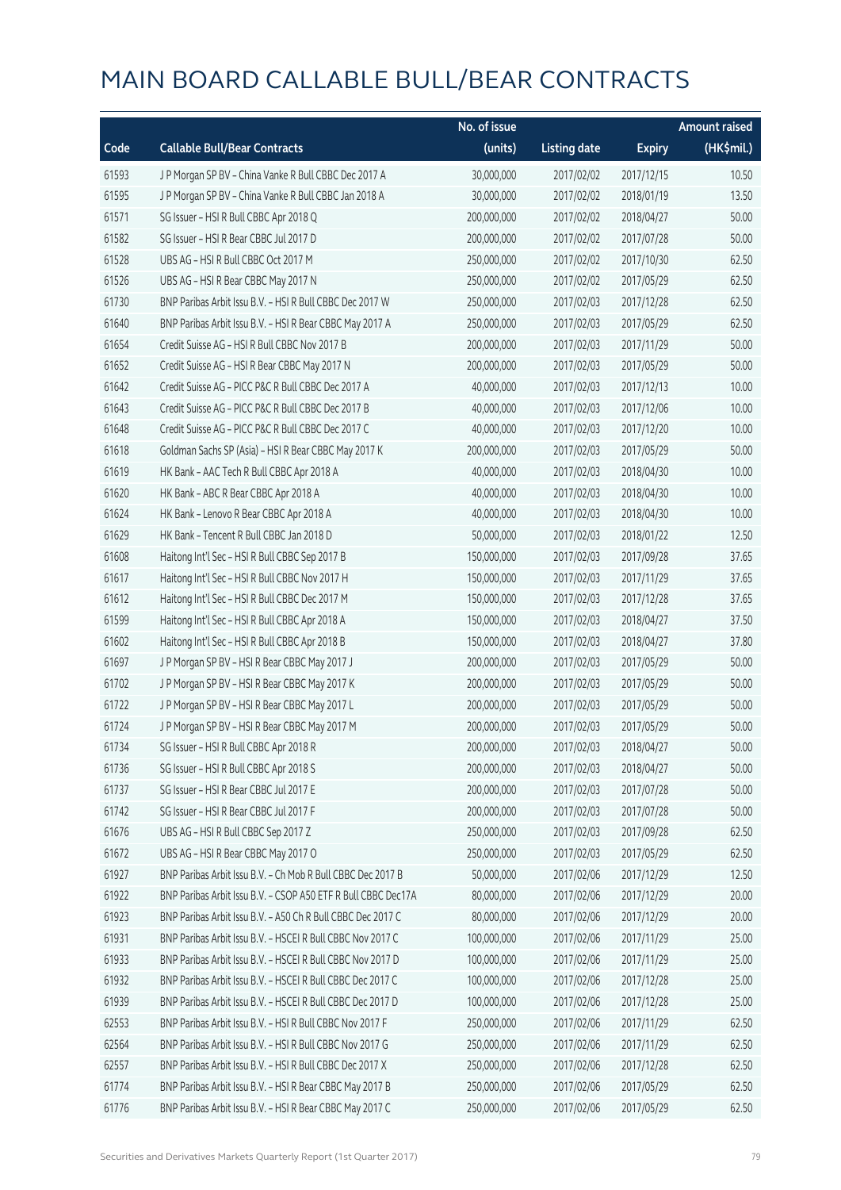# MAIN BOARD CALLABLE BULL/BEAR CONTRACTS

| Code | Callable Bull/Bear Contracts | No. of issue (units) | Listing date | Expiry | Amount raised (HK$mil.) |
|---|---|---|---|---|---|
| 61593 | J P Morgan SP BV – China Vanke R Bull CBBC Dec 2017 A | 30,000,000 | 2017/02/02 | 2017/12/15 | 10.50 |
| 61595 | J P Morgan SP BV – China Vanke R Bull CBBC Jan 2018 A | 30,000,000 | 2017/02/02 | 2018/01/19 | 13.50 |
| 61571 | SG Issuer – HSI R Bull CBBC Apr 2018 Q | 200,000,000 | 2017/02/02 | 2018/04/27 | 50.00 |
| 61582 | SG Issuer – HSI R Bear CBBC Jul 2017 D | 200,000,000 | 2017/02/02 | 2017/07/28 | 50.00 |
| 61528 | UBS AG – HSI R Bull CBBC Oct 2017 M | 250,000,000 | 2017/02/02 | 2017/10/30 | 62.50 |
| 61526 | UBS AG – HSI R Bear CBBC May 2017 N | 250,000,000 | 2017/02/02 | 2017/05/29 | 62.50 |
| 61730 | BNP Paribas Arbit Issu B.V. – HSI R Bull CBBC Dec 2017 W | 250,000,000 | 2017/02/03 | 2017/12/28 | 62.50 |
| 61640 | BNP Paribas Arbit Issu B.V. – HSI R Bear CBBC May 2017 A | 250,000,000 | 2017/02/03 | 2017/05/29 | 62.50 |
| 61654 | Credit Suisse AG – HSI R Bull CBBC Nov 2017 B | 200,000,000 | 2017/02/03 | 2017/11/29 | 50.00 |
| 61652 | Credit Suisse AG – HSI R Bear CBBC May 2017 N | 200,000,000 | 2017/02/03 | 2017/05/29 | 50.00 |
| 61642 | Credit Suisse AG – PICC P&C R Bull CBBC Dec 2017 A | 40,000,000 | 2017/02/03 | 2017/12/13 | 10.00 |
| 61643 | Credit Suisse AG – PICC P&C R Bull CBBC Dec 2017 B | 40,000,000 | 2017/02/03 | 2017/12/06 | 10.00 |
| 61648 | Credit Suisse AG – PICC P&C R Bull CBBC Dec 2017 C | 40,000,000 | 2017/02/03 | 2017/12/20 | 10.00 |
| 61618 | Goldman Sachs SP (Asia) – HSI R Bear CBBC May 2017 K | 200,000,000 | 2017/02/03 | 2017/05/29 | 50.00 |
| 61619 | HK Bank – AAC Tech R Bull CBBC Apr 2018 A | 40,000,000 | 2017/02/03 | 2018/04/30 | 10.00 |
| 61620 | HK Bank – ABC R Bear CBBC Apr 2018 A | 40,000,000 | 2017/02/03 | 2018/04/30 | 10.00 |
| 61624 | HK Bank – Lenovo R Bear CBBC Apr 2018 A | 40,000,000 | 2017/02/03 | 2018/04/30 | 10.00 |
| 61629 | HK Bank – Tencent R Bull CBBC Jan 2018 D | 50,000,000 | 2017/02/03 | 2018/01/22 | 12.50 |
| 61608 | Haitong Int'l Sec – HSI R Bull CBBC Sep 2017 B | 150,000,000 | 2017/02/03 | 2017/09/28 | 37.65 |
| 61617 | Haitong Int'l Sec – HSI R Bull CBBC Nov 2017 H | 150,000,000 | 2017/02/03 | 2017/11/29 | 37.65 |
| 61612 | Haitong Int'l Sec – HSI R Bull CBBC Dec 2017 M | 150,000,000 | 2017/02/03 | 2017/12/28 | 37.65 |
| 61599 | Haitong Int'l Sec – HSI R Bull CBBC Apr 2018 A | 150,000,000 | 2017/02/03 | 2018/04/27 | 37.50 |
| 61602 | Haitong Int'l Sec – HSI R Bull CBBC Apr 2018 B | 150,000,000 | 2017/02/03 | 2018/04/27 | 37.80 |
| 61697 | J P Morgan SP BV – HSI R Bear CBBC May 2017 J | 200,000,000 | 2017/02/03 | 2017/05/29 | 50.00 |
| 61702 | J P Morgan SP BV – HSI R Bear CBBC May 2017 K | 200,000,000 | 2017/02/03 | 2017/05/29 | 50.00 |
| 61722 | J P Morgan SP BV – HSI R Bear CBBC May 2017 L | 200,000,000 | 2017/02/03 | 2017/05/29 | 50.00 |
| 61724 | J P Morgan SP BV – HSI R Bear CBBC May 2017 M | 200,000,000 | 2017/02/03 | 2017/05/29 | 50.00 |
| 61734 | SG Issuer – HSI R Bull CBBC Apr 2018 R | 200,000,000 | 2017/02/03 | 2018/04/27 | 50.00 |
| 61736 | SG Issuer – HSI R Bull CBBC Apr 2018 S | 200,000,000 | 2017/02/03 | 2018/04/27 | 50.00 |
| 61737 | SG Issuer – HSI R Bear CBBC Jul 2017 E | 200,000,000 | 2017/02/03 | 2017/07/28 | 50.00 |
| 61742 | SG Issuer – HSI R Bear CBBC Jul 2017 F | 200,000,000 | 2017/02/03 | 2017/07/28 | 50.00 |
| 61676 | UBS AG – HSI R Bull CBBC Sep 2017 Z | 250,000,000 | 2017/02/03 | 2017/09/28 | 62.50 |
| 61672 | UBS AG – HSI R Bear CBBC May 2017 O | 250,000,000 | 2017/02/03 | 2017/05/29 | 62.50 |
| 61927 | BNP Paribas Arbit Issu B.V. – Ch Mob R Bull CBBC Dec 2017 B | 50,000,000 | 2017/02/06 | 2017/12/29 | 12.50 |
| 61922 | BNP Paribas Arbit Issu B.V. – CSOP A50 ETF R Bull CBBC Dec17A | 80,000,000 | 2017/02/06 | 2017/12/29 | 20.00 |
| 61923 | BNP Paribas Arbit Issu B.V. – A50 Ch R Bull CBBC Dec 2017 C | 80,000,000 | 2017/02/06 | 2017/12/29 | 20.00 |
| 61931 | BNP Paribas Arbit Issu B.V. – HSCEI R Bull CBBC Nov 2017 C | 100,000,000 | 2017/02/06 | 2017/11/29 | 25.00 |
| 61933 | BNP Paribas Arbit Issu B.V. – HSCEI R Bull CBBC Nov 2017 D | 100,000,000 | 2017/02/06 | 2017/11/29 | 25.00 |
| 61932 | BNP Paribas Arbit Issu B.V. – HSCEI R Bull CBBC Dec 2017 C | 100,000,000 | 2017/02/06 | 2017/12/28 | 25.00 |
| 61939 | BNP Paribas Arbit Issu B.V. – HSCEI R Bull CBBC Dec 2017 D | 100,000,000 | 2017/02/06 | 2017/12/28 | 25.00 |
| 62553 | BNP Paribas Arbit Issu B.V. – HSI R Bull CBBC Nov 2017 F | 250,000,000 | 2017/02/06 | 2017/11/29 | 62.50 |
| 62564 | BNP Paribas Arbit Issu B.V. – HSI R Bull CBBC Nov 2017 G | 250,000,000 | 2017/02/06 | 2017/11/29 | 62.50 |
| 62557 | BNP Paribas Arbit Issu B.V. – HSI R Bull CBBC Dec 2017 X | 250,000,000 | 2017/02/06 | 2017/12/28 | 62.50 |
| 61774 | BNP Paribas Arbit Issu B.V. – HSI R Bear CBBC May 2017 B | 250,000,000 | 2017/02/06 | 2017/05/29 | 62.50 |
| 61776 | BNP Paribas Arbit Issu B.V. – HSI R Bear CBBC May 2017 C | 250,000,000 | 2017/02/06 | 2017/05/29 | 62.50 |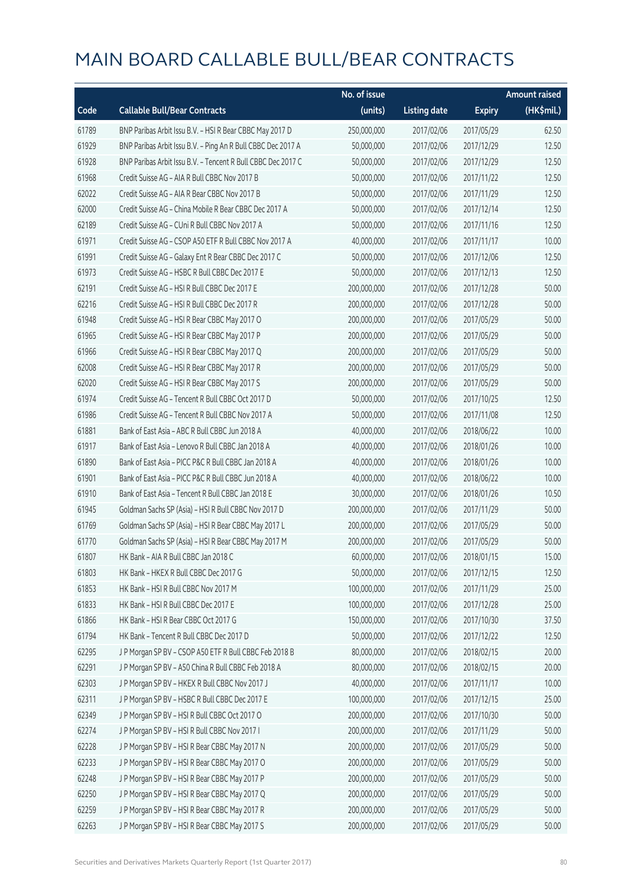# MAIN BOARD CALLABLE BULL/BEAR CONTRACTS

| Code | Callable Bull/Bear Contracts | No. of issue (units) | Listing date | Expiry | Amount raised (HK$mil.) |
|---|---|---|---|---|---|
| 61789 | BNP Paribas Arbit Issu B.V. – HSI R Bear CBBC May 2017 D | 250,000,000 | 2017/02/06 | 2017/05/29 | 62.50 |
| 61929 | BNP Paribas Arbit Issu B.V. – Ping An R Bull CBBC Dec 2017 A | 50,000,000 | 2017/02/06 | 2017/12/29 | 12.50 |
| 61928 | BNP Paribas Arbit Issu B.V. – Tencent R Bull CBBC Dec 2017 C | 50,000,000 | 2017/02/06 | 2017/12/29 | 12.50 |
| 61968 | Credit Suisse AG – AIA R Bull CBBC Nov 2017 B | 50,000,000 | 2017/02/06 | 2017/11/22 | 12.50 |
| 62022 | Credit Suisse AG – AIA R Bear CBBC Nov 2017 B | 50,000,000 | 2017/02/06 | 2017/11/29 | 12.50 |
| 62000 | Credit Suisse AG – China Mobile R Bear CBBC Dec 2017 A | 50,000,000 | 2017/02/06 | 2017/12/14 | 12.50 |
| 62189 | Credit Suisse AG – CUni R Bull CBBC Nov 2017 A | 50,000,000 | 2017/02/06 | 2017/11/16 | 12.50 |
| 61971 | Credit Suisse AG – CSOP A50 ETF R Bull CBBC Nov 2017 A | 40,000,000 | 2017/02/06 | 2017/11/17 | 10.00 |
| 61991 | Credit Suisse AG – Galaxy Ent R Bear CBBC Dec 2017 C | 50,000,000 | 2017/02/06 | 2017/12/06 | 12.50 |
| 61973 | Credit Suisse AG – HSBC R Bull CBBC Dec 2017 E | 50,000,000 | 2017/02/06 | 2017/12/13 | 12.50 |
| 62191 | Credit Suisse AG – HSI R Bull CBBC Dec 2017 E | 200,000,000 | 2017/02/06 | 2017/12/28 | 50.00 |
| 62216 | Credit Suisse AG – HSI R Bull CBBC Dec 2017 R | 200,000,000 | 2017/02/06 | 2017/12/28 | 50.00 |
| 61948 | Credit Suisse AG – HSI R Bear CBBC May 2017 O | 200,000,000 | 2017/02/06 | 2017/05/29 | 50.00 |
| 61965 | Credit Suisse AG – HSI R Bear CBBC May 2017 P | 200,000,000 | 2017/02/06 | 2017/05/29 | 50.00 |
| 61966 | Credit Suisse AG – HSI R Bear CBBC May 2017 Q | 200,000,000 | 2017/02/06 | 2017/05/29 | 50.00 |
| 62008 | Credit Suisse AG – HSI R Bear CBBC May 2017 R | 200,000,000 | 2017/02/06 | 2017/05/29 | 50.00 |
| 62020 | Credit Suisse AG – HSI R Bear CBBC May 2017 S | 200,000,000 | 2017/02/06 | 2017/05/29 | 50.00 |
| 61974 | Credit Suisse AG – Tencent R Bull CBBC Oct 2017 D | 50,000,000 | 2017/02/06 | 2017/10/25 | 12.50 |
| 61986 | Credit Suisse AG – Tencent R Bull CBBC Nov 2017 A | 50,000,000 | 2017/02/06 | 2017/11/08 | 12.50 |
| 61881 | Bank of East Asia – ABC R Bull CBBC Jun 2018 A | 40,000,000 | 2017/02/06 | 2018/06/22 | 10.00 |
| 61917 | Bank of East Asia – Lenovo R Bull CBBC Jan 2018 A | 40,000,000 | 2017/02/06 | 2018/01/26 | 10.00 |
| 61890 | Bank of East Asia – PICC P&C R Bull CBBC Jan 2018 A | 40,000,000 | 2017/02/06 | 2018/01/26 | 10.00 |
| 61901 | Bank of East Asia – PICC P&C R Bull CBBC Jun 2018 A | 40,000,000 | 2017/02/06 | 2018/06/22 | 10.00 |
| 61910 | Bank of East Asia – Tencent R Bull CBBC Jan 2018 E | 30,000,000 | 2017/02/06 | 2018/01/26 | 10.50 |
| 61945 | Goldman Sachs SP (Asia) – HSI R Bull CBBC Nov 2017 D | 200,000,000 | 2017/02/06 | 2017/11/29 | 50.00 |
| 61769 | Goldman Sachs SP (Asia) – HSI R Bear CBBC May 2017 L | 200,000,000 | 2017/02/06 | 2017/05/29 | 50.00 |
| 61770 | Goldman Sachs SP (Asia) – HSI R Bear CBBC May 2017 M | 200,000,000 | 2017/02/06 | 2017/05/29 | 50.00 |
| 61807 | HK Bank – AIA R Bull CBBC Jan 2018 C | 60,000,000 | 2017/02/06 | 2018/01/15 | 15.00 |
| 61803 | HK Bank – HKEX R Bull CBBC Dec 2017 G | 50,000,000 | 2017/02/06 | 2017/12/15 | 12.50 |
| 61853 | HK Bank – HSI R Bull CBBC Nov 2017 M | 100,000,000 | 2017/02/06 | 2017/11/29 | 25.00 |
| 61833 | HK Bank – HSI R Bull CBBC Dec 2017 E | 100,000,000 | 2017/02/06 | 2017/12/28 | 25.00 |
| 61866 | HK Bank – HSI R Bear CBBC Oct 2017 G | 150,000,000 | 2017/02/06 | 2017/10/30 | 37.50 |
| 61794 | HK Bank – Tencent R Bull CBBC Dec 2017 D | 50,000,000 | 2017/02/06 | 2017/12/22 | 12.50 |
| 62295 | J P Morgan SP BV – CSOP A50 ETF R Bull CBBC Feb 2018 B | 80,000,000 | 2017/02/06 | 2018/02/15 | 20.00 |
| 62291 | J P Morgan SP BV – A50 China R Bull CBBC Feb 2018 A | 80,000,000 | 2017/02/06 | 2018/02/15 | 20.00 |
| 62303 | J P Morgan SP BV – HKEX R Bull CBBC Nov 2017 J | 40,000,000 | 2017/02/06 | 2017/11/17 | 10.00 |
| 62311 | J P Morgan SP BV – HSBC R Bull CBBC Dec 2017 E | 100,000,000 | 2017/02/06 | 2017/12/15 | 25.00 |
| 62349 | J P Morgan SP BV – HSI R Bull CBBC Oct 2017 O | 200,000,000 | 2017/02/06 | 2017/10/30 | 50.00 |
| 62274 | J P Morgan SP BV – HSI R Bull CBBC Nov 2017 I | 200,000,000 | 2017/02/06 | 2017/11/29 | 50.00 |
| 62228 | J P Morgan SP BV – HSI R Bear CBBC May 2017 N | 200,000,000 | 2017/02/06 | 2017/05/29 | 50.00 |
| 62233 | J P Morgan SP BV – HSI R Bear CBBC May 2017 O | 200,000,000 | 2017/02/06 | 2017/05/29 | 50.00 |
| 62248 | J P Morgan SP BV – HSI R Bear CBBC May 2017 P | 200,000,000 | 2017/02/06 | 2017/05/29 | 50.00 |
| 62250 | J P Morgan SP BV – HSI R Bear CBBC May 2017 Q | 200,000,000 | 2017/02/06 | 2017/05/29 | 50.00 |
| 62259 | J P Morgan SP BV – HSI R Bear CBBC May 2017 R | 200,000,000 | 2017/02/06 | 2017/05/29 | 50.00 |
| 62263 | J P Morgan SP BV – HSI R Bear CBBC May 2017 S | 200,000,000 | 2017/02/06 | 2017/05/29 | 50.00 |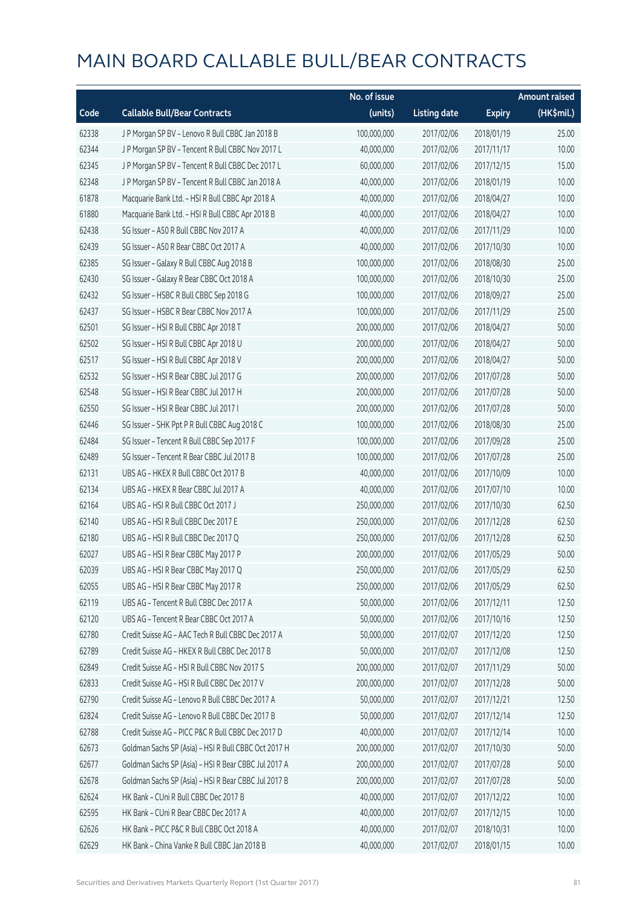# MAIN BOARD CALLABLE BULL/BEAR CONTRACTS

| Code | Callable Bull/Bear Contracts | No. of issue (units) | Listing date | Expiry | Amount raised (HK$mil.) |
|---|---|---|---|---|---|
| 62338 | J P Morgan SP BV – Lenovo R Bull CBBC Jan 2018 B | 100,000,000 | 2017/02/06 | 2018/01/19 | 25.00 |
| 62344 | J P Morgan SP BV – Tencent R Bull CBBC Nov 2017 L | 40,000,000 | 2017/02/06 | 2017/11/17 | 10.00 |
| 62345 | J P Morgan SP BV – Tencent R Bull CBBC Dec 2017 L | 60,000,000 | 2017/02/06 | 2017/12/15 | 15.00 |
| 62348 | J P Morgan SP BV – Tencent R Bull CBBC Jan 2018 A | 40,000,000 | 2017/02/06 | 2018/01/19 | 10.00 |
| 61878 | Macquarie Bank Ltd. – HSI R Bull CBBC Apr 2018 A | 40,000,000 | 2017/02/06 | 2018/04/27 | 10.00 |
| 61880 | Macquarie Bank Ltd. – HSI R Bull CBBC Apr 2018 B | 40,000,000 | 2017/02/06 | 2018/04/27 | 10.00 |
| 62438 | SG Issuer – A50 R Bull CBBC Nov 2017 A | 40,000,000 | 2017/02/06 | 2017/11/29 | 10.00 |
| 62439 | SG Issuer – A50 R Bear CBBC Oct 2017 A | 40,000,000 | 2017/02/06 | 2017/10/30 | 10.00 |
| 62385 | SG Issuer – Galaxy R Bull CBBC Aug 2018 B | 100,000,000 | 2017/02/06 | 2018/08/30 | 25.00 |
| 62430 | SG Issuer – Galaxy R Bear CBBC Oct 2018 A | 100,000,000 | 2017/02/06 | 2018/10/30 | 25.00 |
| 62432 | SG Issuer – HSBC R Bull CBBC Sep 2018 G | 100,000,000 | 2017/02/06 | 2018/09/27 | 25.00 |
| 62437 | SG Issuer – HSBC R Bear CBBC Nov 2017 A | 100,000,000 | 2017/02/06 | 2017/11/29 | 25.00 |
| 62501 | SG Issuer – HSI R Bull CBBC Apr 2018 T | 200,000,000 | 2017/02/06 | 2018/04/27 | 50.00 |
| 62502 | SG Issuer – HSI R Bull CBBC Apr 2018 U | 200,000,000 | 2017/02/06 | 2018/04/27 | 50.00 |
| 62517 | SG Issuer – HSI R Bull CBBC Apr 2018 V | 200,000,000 | 2017/02/06 | 2018/04/27 | 50.00 |
| 62532 | SG Issuer – HSI R Bear CBBC Jul 2017 G | 200,000,000 | 2017/02/06 | 2017/07/28 | 50.00 |
| 62548 | SG Issuer – HSI R Bear CBBC Jul 2017 H | 200,000,000 | 2017/02/06 | 2017/07/28 | 50.00 |
| 62550 | SG Issuer – HSI R Bear CBBC Jul 2017 I | 200,000,000 | 2017/02/06 | 2017/07/28 | 50.00 |
| 62446 | SG Issuer – SHK Ppt P R Bull CBBC Aug 2018 C | 100,000,000 | 2017/02/06 | 2018/08/30 | 25.00 |
| 62484 | SG Issuer – Tencent R Bull CBBC Sep 2017 F | 100,000,000 | 2017/02/06 | 2017/09/28 | 25.00 |
| 62489 | SG Issuer – Tencent R Bear CBBC Jul 2017 B | 100,000,000 | 2017/02/06 | 2017/07/28 | 25.00 |
| 62131 | UBS AG – HKEX R Bull CBBC Oct 2017 B | 40,000,000 | 2017/02/06 | 2017/10/09 | 10.00 |
| 62134 | UBS AG – HKEX R Bear CBBC Jul 2017 A | 40,000,000 | 2017/02/06 | 2017/07/10 | 10.00 |
| 62164 | UBS AG – HSI R Bull CBBC Oct 2017 J | 250,000,000 | 2017/02/06 | 2017/10/30 | 62.50 |
| 62140 | UBS AG – HSI R Bull CBBC Dec 2017 E | 250,000,000 | 2017/02/06 | 2017/12/28 | 62.50 |
| 62180 | UBS AG – HSI R Bull CBBC Dec 2017 Q | 250,000,000 | 2017/02/06 | 2017/12/28 | 62.50 |
| 62027 | UBS AG – HSI R Bear CBBC May 2017 P | 200,000,000 | 2017/02/06 | 2017/05/29 | 50.00 |
| 62039 | UBS AG – HSI R Bear CBBC May 2017 Q | 250,000,000 | 2017/02/06 | 2017/05/29 | 62.50 |
| 62055 | UBS AG – HSI R Bear CBBC May 2017 R | 250,000,000 | 2017/02/06 | 2017/05/29 | 62.50 |
| 62119 | UBS AG – Tencent R Bull CBBC Dec 2017 A | 50,000,000 | 2017/02/06 | 2017/12/11 | 12.50 |
| 62120 | UBS AG – Tencent R Bear CBBC Oct 2017 A | 50,000,000 | 2017/02/06 | 2017/10/16 | 12.50 |
| 62780 | Credit Suisse AG – AAC Tech R Bull CBBC Dec 2017 A | 50,000,000 | 2017/02/07 | 2017/12/20 | 12.50 |
| 62789 | Credit Suisse AG – HKEX R Bull CBBC Dec 2017 B | 50,000,000 | 2017/02/07 | 2017/12/08 | 12.50 |
| 62849 | Credit Suisse AG – HSI R Bull CBBC Nov 2017 S | 200,000,000 | 2017/02/07 | 2017/11/29 | 50.00 |
| 62833 | Credit Suisse AG – HSI R Bull CBBC Dec 2017 V | 200,000,000 | 2017/02/07 | 2017/12/28 | 50.00 |
| 62790 | Credit Suisse AG – Lenovo R Bull CBBC Dec 2017 A | 50,000,000 | 2017/02/07 | 2017/12/21 | 12.50 |
| 62824 | Credit Suisse AG – Lenovo R Bull CBBC Dec 2017 B | 50,000,000 | 2017/02/07 | 2017/12/14 | 12.50 |
| 62788 | Credit Suisse AG – PICC P&C R Bull CBBC Dec 2017 D | 40,000,000 | 2017/02/07 | 2017/12/14 | 10.00 |
| 62673 | Goldman Sachs SP (Asia) – HSI R Bull CBBC Oct 2017 H | 200,000,000 | 2017/02/07 | 2017/10/30 | 50.00 |
| 62677 | Goldman Sachs SP (Asia) – HSI R Bear CBBC Jul 2017 A | 200,000,000 | 2017/02/07 | 2017/07/28 | 50.00 |
| 62678 | Goldman Sachs SP (Asia) – HSI R Bear CBBC Jul 2017 B | 200,000,000 | 2017/02/07 | 2017/07/28 | 50.00 |
| 62624 | HK Bank – CUni R Bull CBBC Dec 2017 B | 40,000,000 | 2017/02/07 | 2017/12/22 | 10.00 |
| 62595 | HK Bank – CUni R Bear CBBC Dec 2017 A | 40,000,000 | 2017/02/07 | 2017/12/15 | 10.00 |
| 62626 | HK Bank – PICC P&C R Bull CBBC Oct 2018 A | 40,000,000 | 2017/02/07 | 2018/10/31 | 10.00 |
| 62629 | HK Bank – China Vanke R Bull CBBC Jan 2018 B | 40,000,000 | 2017/02/07 | 2018/01/15 | 10.00 |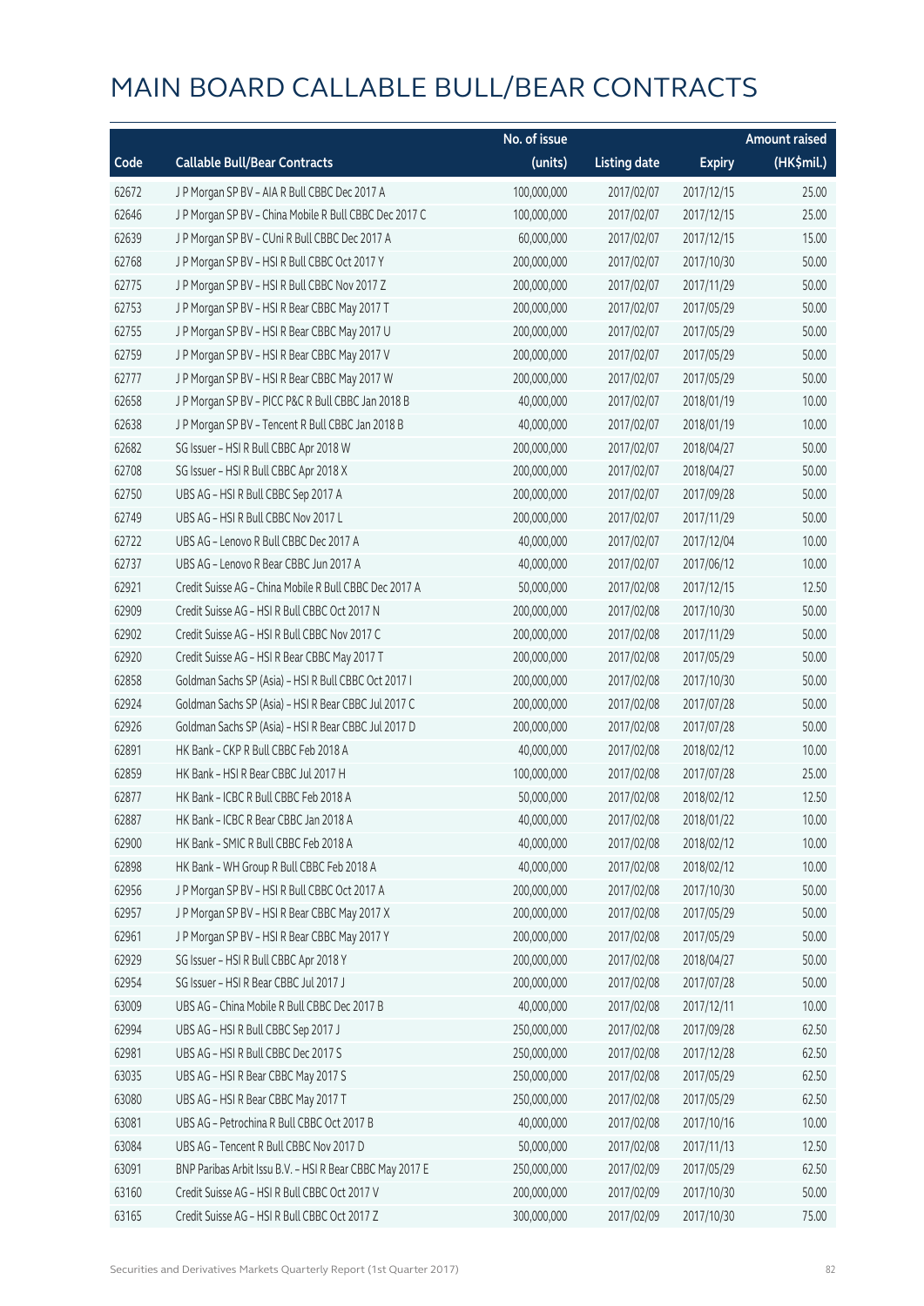# MAIN BOARD CALLABLE BULL/BEAR CONTRACTS

| Code | Callable Bull/Bear Contracts | No. of issue (units) | Listing date | Expiry | Amount raised (HK$mil.) |
|---|---|---|---|---|---|
| 62672 | J P Morgan SP BV – AIA R Bull CBBC Dec 2017 A | 100,000,000 | 2017/02/07 | 2017/12/15 | 25.00 |
| 62646 | J P Morgan SP BV – China Mobile R Bull CBBC Dec 2017 C | 100,000,000 | 2017/02/07 | 2017/12/15 | 25.00 |
| 62639 | J P Morgan SP BV – CUni R Bull CBBC Dec 2017 A | 60,000,000 | 2017/02/07 | 2017/12/15 | 15.00 |
| 62768 | J P Morgan SP BV – HSI R Bull CBBC Oct 2017 Y | 200,000,000 | 2017/02/07 | 2017/10/30 | 50.00 |
| 62775 | J P Morgan SP BV – HSI R Bull CBBC Nov 2017 Z | 200,000,000 | 2017/02/07 | 2017/11/29 | 50.00 |
| 62753 | J P Morgan SP BV – HSI R Bear CBBC May 2017 T | 200,000,000 | 2017/02/07 | 2017/05/29 | 50.00 |
| 62755 | J P Morgan SP BV – HSI R Bear CBBC May 2017 U | 200,000,000 | 2017/02/07 | 2017/05/29 | 50.00 |
| 62759 | J P Morgan SP BV – HSI R Bear CBBC May 2017 V | 200,000,000 | 2017/02/07 | 2017/05/29 | 50.00 |
| 62777 | J P Morgan SP BV – HSI R Bear CBBC May 2017 W | 200,000,000 | 2017/02/07 | 2017/05/29 | 50.00 |
| 62658 | J P Morgan SP BV – PICC P&C R Bull CBBC Jan 2018 B | 40,000,000 | 2017/02/07 | 2018/01/19 | 10.00 |
| 62638 | J P Morgan SP BV – Tencent R Bull CBBC Jan 2018 B | 40,000,000 | 2017/02/07 | 2018/01/19 | 10.00 |
| 62682 | SG Issuer – HSI R Bull CBBC Apr 2018 W | 200,000,000 | 2017/02/07 | 2018/04/27 | 50.00 |
| 62708 | SG Issuer – HSI R Bull CBBC Apr 2018 X | 200,000,000 | 2017/02/07 | 2018/04/27 | 50.00 |
| 62750 | UBS AG – HSI R Bull CBBC Sep 2017 A | 200,000,000 | 2017/02/07 | 2017/09/28 | 50.00 |
| 62749 | UBS AG – HSI R Bull CBBC Nov 2017 L | 200,000,000 | 2017/02/07 | 2017/11/29 | 50.00 |
| 62722 | UBS AG – Lenovo R Bull CBBC Dec 2017 A | 40,000,000 | 2017/02/07 | 2017/12/04 | 10.00 |
| 62737 | UBS AG – Lenovo R Bear CBBC Jun 2017 A | 40,000,000 | 2017/02/07 | 2017/06/12 | 10.00 |
| 62921 | Credit Suisse AG – China Mobile R Bull CBBC Dec 2017 A | 50,000,000 | 2017/02/08 | 2017/12/15 | 12.50 |
| 62909 | Credit Suisse AG – HSI R Bull CBBC Oct 2017 N | 200,000,000 | 2017/02/08 | 2017/10/30 | 50.00 |
| 62902 | Credit Suisse AG – HSI R Bull CBBC Nov 2017 C | 200,000,000 | 2017/02/08 | 2017/11/29 | 50.00 |
| 62920 | Credit Suisse AG – HSI R Bear CBBC May 2017 T | 200,000,000 | 2017/02/08 | 2017/05/29 | 50.00 |
| 62858 | Goldman Sachs SP (Asia) – HSI R Bull CBBC Oct 2017 I | 200,000,000 | 2017/02/08 | 2017/10/30 | 50.00 |
| 62924 | Goldman Sachs SP (Asia) – HSI R Bear CBBC Jul 2017 C | 200,000,000 | 2017/02/08 | 2017/07/28 | 50.00 |
| 62926 | Goldman Sachs SP (Asia) – HSI R Bear CBBC Jul 2017 D | 200,000,000 | 2017/02/08 | 2017/07/28 | 50.00 |
| 62891 | HK Bank – CKP R Bull CBBC Feb 2018 A | 40,000,000 | 2017/02/08 | 2018/02/12 | 10.00 |
| 62859 | HK Bank – HSI R Bear CBBC Jul 2017 H | 100,000,000 | 2017/02/08 | 2017/07/28 | 25.00 |
| 62877 | HK Bank – ICBC R Bull CBBC Feb 2018 A | 50,000,000 | 2017/02/08 | 2018/02/12 | 12.50 |
| 62887 | HK Bank – ICBC R Bear CBBC Jan 2018 A | 40,000,000 | 2017/02/08 | 2018/01/22 | 10.00 |
| 62900 | HK Bank – SMIC R Bull CBBC Feb 2018 A | 40,000,000 | 2017/02/08 | 2018/02/12 | 10.00 |
| 62898 | HK Bank – WH Group R Bull CBBC Feb 2018 A | 40,000,000 | 2017/02/08 | 2018/02/12 | 10.00 |
| 62956 | J P Morgan SP BV – HSI R Bull CBBC Oct 2017 A | 200,000,000 | 2017/02/08 | 2017/10/30 | 50.00 |
| 62957 | J P Morgan SP BV – HSI R Bear CBBC May 2017 X | 200,000,000 | 2017/02/08 | 2017/05/29 | 50.00 |
| 62961 | J P Morgan SP BV – HSI R Bear CBBC May 2017 Y | 200,000,000 | 2017/02/08 | 2017/05/29 | 50.00 |
| 62929 | SG Issuer – HSI R Bull CBBC Apr 2018 Y | 200,000,000 | 2017/02/08 | 2018/04/27 | 50.00 |
| 62954 | SG Issuer – HSI R Bear CBBC Jul 2017 J | 200,000,000 | 2017/02/08 | 2017/07/28 | 50.00 |
| 63009 | UBS AG – China Mobile R Bull CBBC Dec 2017 B | 40,000,000 | 2017/02/08 | 2017/12/11 | 10.00 |
| 62994 | UBS AG – HSI R Bull CBBC Sep 2017 J | 250,000,000 | 2017/02/08 | 2017/09/28 | 62.50 |
| 62981 | UBS AG – HSI R Bull CBBC Dec 2017 S | 250,000,000 | 2017/02/08 | 2017/12/28 | 62.50 |
| 63035 | UBS AG – HSI R Bear CBBC May 2017 S | 250,000,000 | 2017/02/08 | 2017/05/29 | 62.50 |
| 63080 | UBS AG – HSI R Bear CBBC May 2017 T | 250,000,000 | 2017/02/08 | 2017/05/29 | 62.50 |
| 63081 | UBS AG – Petrochina R Bull CBBC Oct 2017 B | 40,000,000 | 2017/02/08 | 2017/10/16 | 10.00 |
| 63084 | UBS AG – Tencent R Bull CBBC Nov 2017 D | 50,000,000 | 2017/02/08 | 2017/11/13 | 12.50 |
| 63091 | BNP Paribas Arbit Issu B.V. – HSI R Bear CBBC May 2017 E | 250,000,000 | 2017/02/09 | 2017/05/29 | 62.50 |
| 63160 | Credit Suisse AG – HSI R Bull CBBC Oct 2017 V | 200,000,000 | 2017/02/09 | 2017/10/30 | 50.00 |
| 63165 | Credit Suisse AG – HSI R Bull CBBC Oct 2017 Z | 300,000,000 | 2017/02/09 | 2017/10/30 | 75.00 |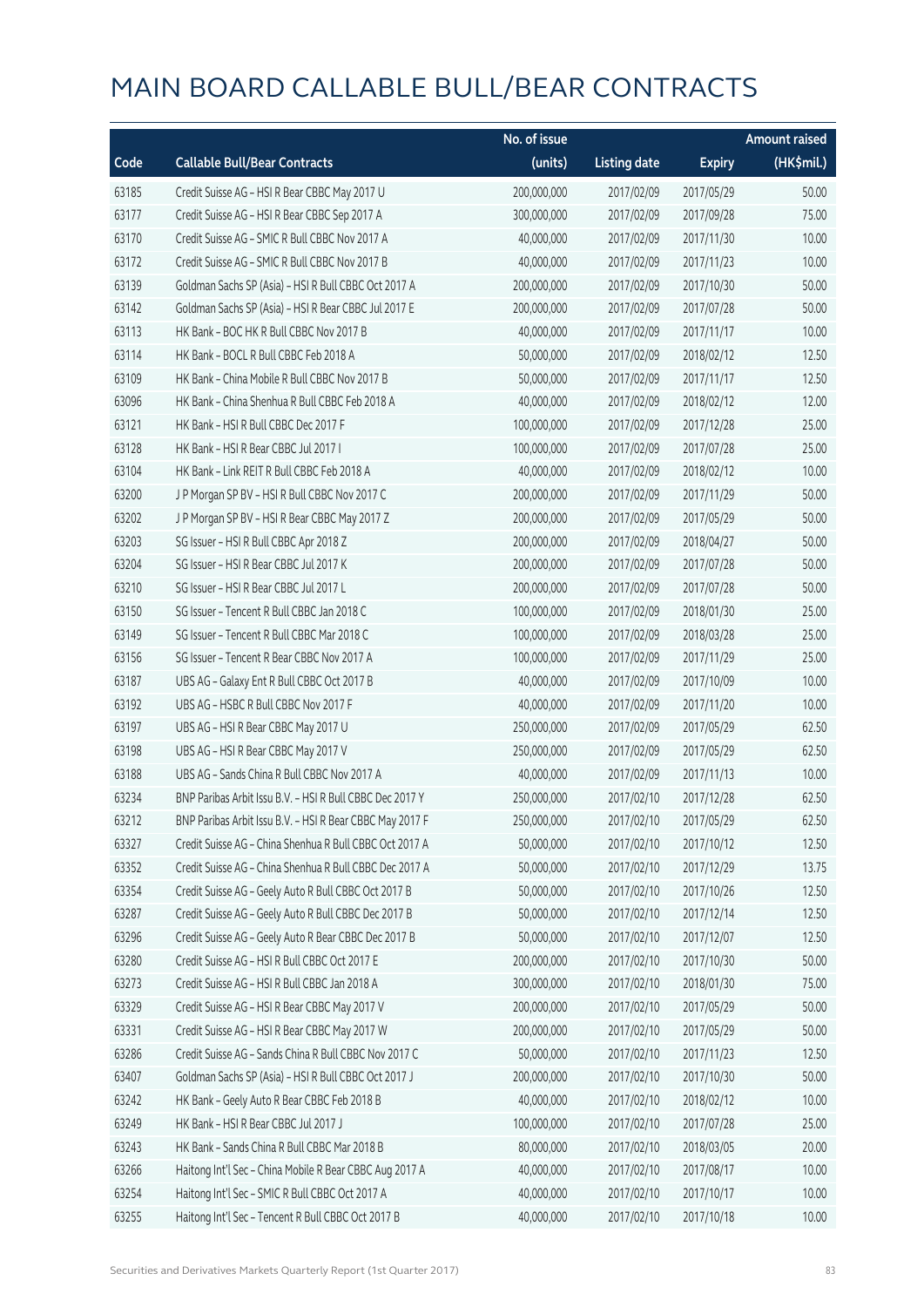# MAIN BOARD CALLABLE BULL/BEAR CONTRACTS

| Code | Callable Bull/Bear Contracts | No. of issue (units) | Listing date | Expiry | Amount raised (HK$mil.) |
|---|---|---|---|---|---|
| 63185 | Credit Suisse AG – HSI R Bear CBBC May 2017 U | 200,000,000 | 2017/02/09 | 2017/05/29 | 50.00 |
| 63177 | Credit Suisse AG – HSI R Bear CBBC Sep 2017 A | 300,000,000 | 2017/02/09 | 2017/09/28 | 75.00 |
| 63170 | Credit Suisse AG – SMIC R Bull CBBC Nov 2017 A | 40,000,000 | 2017/02/09 | 2017/11/30 | 10.00 |
| 63172 | Credit Suisse AG – SMIC R Bull CBBC Nov 2017 B | 40,000,000 | 2017/02/09 | 2017/11/23 | 10.00 |
| 63139 | Goldman Sachs SP (Asia) – HSI R Bull CBBC Oct 2017 A | 200,000,000 | 2017/02/09 | 2017/10/30 | 50.00 |
| 63142 | Goldman Sachs SP (Asia) – HSI R Bear CBBC Jul 2017 E | 200,000,000 | 2017/02/09 | 2017/07/28 | 50.00 |
| 63113 | HK Bank – BOC HK R Bull CBBC Nov 2017 B | 40,000,000 | 2017/02/09 | 2017/11/17 | 10.00 |
| 63114 | HK Bank – BOCL R Bull CBBC Feb 2018 A | 50,000,000 | 2017/02/09 | 2018/02/12 | 12.50 |
| 63109 | HK Bank – China Mobile R Bull CBBC Nov 2017 B | 50,000,000 | 2017/02/09 | 2017/11/17 | 12.50 |
| 63096 | HK Bank – China Shenhua R Bull CBBC Feb 2018 A | 40,000,000 | 2017/02/09 | 2018/02/12 | 12.00 |
| 63121 | HK Bank – HSI R Bull CBBC Dec 2017 F | 100,000,000 | 2017/02/09 | 2017/12/28 | 25.00 |
| 63128 | HK Bank – HSI R Bear CBBC Jul 2017 I | 100,000,000 | 2017/02/09 | 2017/07/28 | 25.00 |
| 63104 | HK Bank – Link REIT R Bull CBBC Feb 2018 A | 40,000,000 | 2017/02/09 | 2018/02/12 | 10.00 |
| 63200 | J P Morgan SP BV – HSI R Bull CBBC Nov 2017 C | 200,000,000 | 2017/02/09 | 2017/11/29 | 50.00 |
| 63202 | J P Morgan SP BV – HSI R Bear CBBC May 2017 Z | 200,000,000 | 2017/02/09 | 2017/05/29 | 50.00 |
| 63203 | SG Issuer – HSI R Bull CBBC Apr 2018 Z | 200,000,000 | 2017/02/09 | 2018/04/27 | 50.00 |
| 63204 | SG Issuer – HSI R Bear CBBC Jul 2017 K | 200,000,000 | 2017/02/09 | 2017/07/28 | 50.00 |
| 63210 | SG Issuer – HSI R Bear CBBC Jul 2017 L | 200,000,000 | 2017/02/09 | 2017/07/28 | 50.00 |
| 63150 | SG Issuer – Tencent R Bull CBBC Jan 2018 C | 100,000,000 | 2017/02/09 | 2018/01/30 | 25.00 |
| 63149 | SG Issuer – Tencent R Bull CBBC Mar 2018 C | 100,000,000 | 2017/02/09 | 2018/03/28 | 25.00 |
| 63156 | SG Issuer – Tencent R Bear CBBC Nov 2017 A | 100,000,000 | 2017/02/09 | 2017/11/29 | 25.00 |
| 63187 | UBS AG – Galaxy Ent R Bull CBBC Oct 2017 B | 40,000,000 | 2017/02/09 | 2017/10/09 | 10.00 |
| 63192 | UBS AG – HSBC R Bull CBBC Nov 2017 F | 40,000,000 | 2017/02/09 | 2017/11/20 | 10.00 |
| 63197 | UBS AG – HSI R Bear CBBC May 2017 U | 250,000,000 | 2017/02/09 | 2017/05/29 | 62.50 |
| 63198 | UBS AG – HSI R Bear CBBC May 2017 V | 250,000,000 | 2017/02/09 | 2017/05/29 | 62.50 |
| 63188 | UBS AG – Sands China R Bull CBBC Nov 2017 A | 40,000,000 | 2017/02/09 | 2017/11/13 | 10.00 |
| 63234 | BNP Paribas Arbit Issu B.V. – HSI R Bull CBBC Dec 2017 Y | 250,000,000 | 2017/02/10 | 2017/12/28 | 62.50 |
| 63212 | BNP Paribas Arbit Issu B.V. – HSI R Bear CBBC May 2017 F | 250,000,000 | 2017/02/10 | 2017/05/29 | 62.50 |
| 63327 | Credit Suisse AG – China Shenhua R Bull CBBC Oct 2017 A | 50,000,000 | 2017/02/10 | 2017/10/12 | 12.50 |
| 63352 | Credit Suisse AG – China Shenhua R Bull CBBC Dec 2017 A | 50,000,000 | 2017/02/10 | 2017/12/29 | 13.75 |
| 63354 | Credit Suisse AG – Geely Auto R Bull CBBC Oct 2017 B | 50,000,000 | 2017/02/10 | 2017/10/26 | 12.50 |
| 63287 | Credit Suisse AG – Geely Auto R Bull CBBC Dec 2017 B | 50,000,000 | 2017/02/10 | 2017/12/14 | 12.50 |
| 63296 | Credit Suisse AG – Geely Auto R Bear CBBC Dec 2017 B | 50,000,000 | 2017/02/10 | 2017/12/07 | 12.50 |
| 63280 | Credit Suisse AG – HSI R Bull CBBC Oct 2017 E | 200,000,000 | 2017/02/10 | 2017/10/30 | 50.00 |
| 63273 | Credit Suisse AG – HSI R Bull CBBC Jan 2018 A | 300,000,000 | 2017/02/10 | 2018/01/30 | 75.00 |
| 63329 | Credit Suisse AG – HSI R Bear CBBC May 2017 V | 200,000,000 | 2017/02/10 | 2017/05/29 | 50.00 |
| 63331 | Credit Suisse AG – HSI R Bear CBBC May 2017 W | 200,000,000 | 2017/02/10 | 2017/05/29 | 50.00 |
| 63286 | Credit Suisse AG – Sands China R Bull CBBC Nov 2017 C | 50,000,000 | 2017/02/10 | 2017/11/23 | 12.50 |
| 63407 | Goldman Sachs SP (Asia) – HSI R Bull CBBC Oct 2017 J | 200,000,000 | 2017/02/10 | 2017/10/30 | 50.00 |
| 63242 | HK Bank – Geely Auto R Bear CBBC Feb 2018 B | 40,000,000 | 2017/02/10 | 2018/02/12 | 10.00 |
| 63249 | HK Bank – HSI R Bear CBBC Jul 2017 J | 100,000,000 | 2017/02/10 | 2017/07/28 | 25.00 |
| 63243 | HK Bank – Sands China R Bull CBBC Mar 2018 B | 80,000,000 | 2017/02/10 | 2018/03/05 | 20.00 |
| 63266 | Haitong Int'l Sec – China Mobile R Bear CBBC Aug 2017 A | 40,000,000 | 2017/02/10 | 2017/08/17 | 10.00 |
| 63254 | Haitong Int'l Sec – SMIC R Bull CBBC Oct 2017 A | 40,000,000 | 2017/02/10 | 2017/10/17 | 10.00 |
| 63255 | Haitong Int'l Sec – Tencent R Bull CBBC Oct 2017 B | 40,000,000 | 2017/02/10 | 2017/10/18 | 10.00 |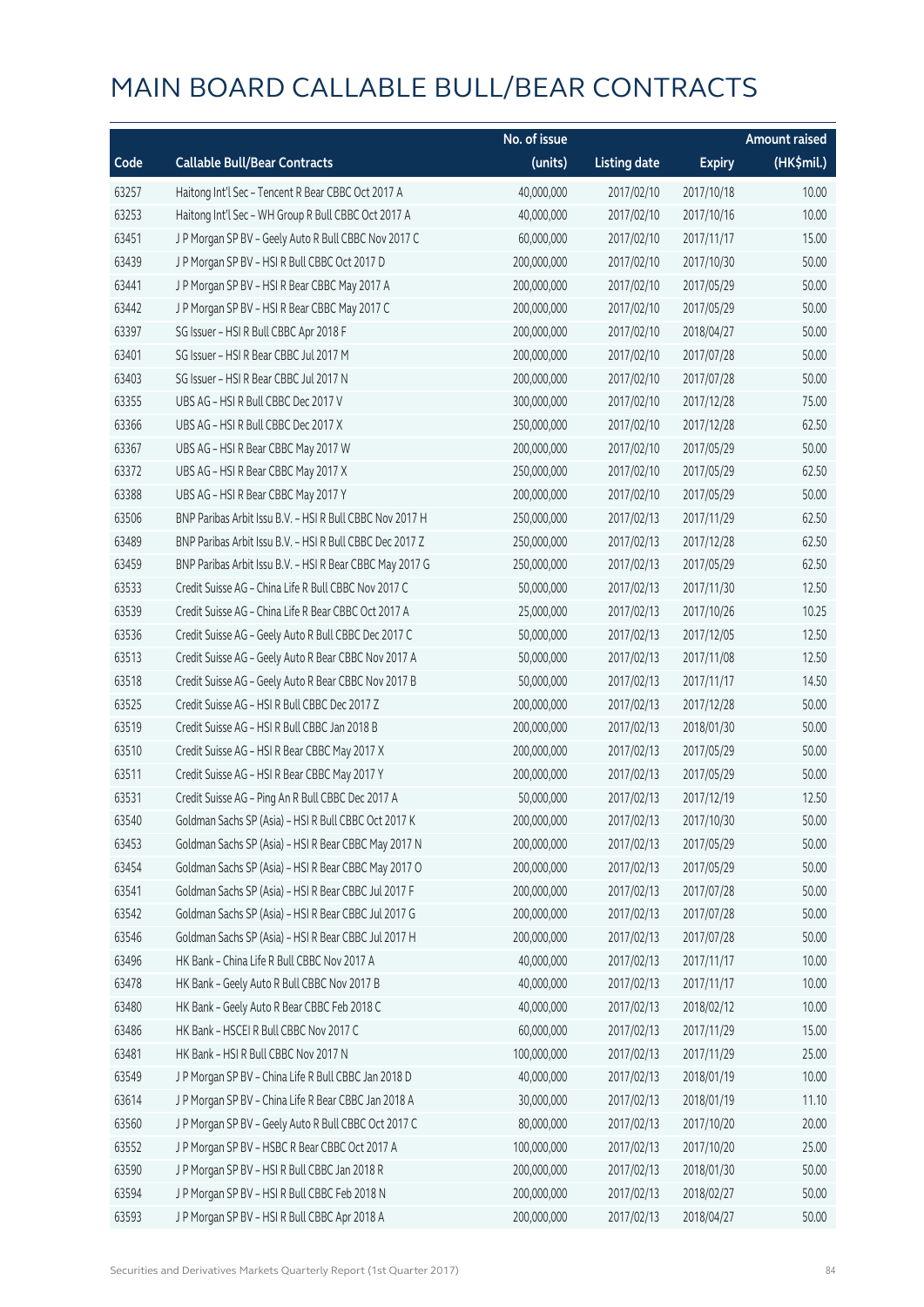# MAIN BOARD CALLABLE BULL/BEAR CONTRACTS

| Code | Callable Bull/Bear Contracts | No. of issue (units) | Listing date | Expiry | Amount raised (HK$mil.) |
|---|---|---|---|---|---|
| 63257 | Haitong Int'l Sec – Tencent R Bear CBBC Oct 2017 A | 40,000,000 | 2017/02/10 | 2017/10/18 | 10.00 |
| 63253 | Haitong Int'l Sec – WH Group R Bull CBBC Oct 2017 A | 40,000,000 | 2017/02/10 | 2017/10/16 | 10.00 |
| 63451 | J P Morgan SP BV – Geely Auto R Bull CBBC Nov 2017 C | 60,000,000 | 2017/02/10 | 2017/11/17 | 15.00 |
| 63439 | J P Morgan SP BV – HSI R Bull CBBC Oct 2017 D | 200,000,000 | 2017/02/10 | 2017/10/30 | 50.00 |
| 63441 | J P Morgan SP BV – HSI R Bear CBBC May 2017 A | 200,000,000 | 2017/02/10 | 2017/05/29 | 50.00 |
| 63442 | J P Morgan SP BV – HSI R Bear CBBC May 2017 C | 200,000,000 | 2017/02/10 | 2017/05/29 | 50.00 |
| 63397 | SG Issuer – HSI R Bull CBBC Apr 2018 F | 200,000,000 | 2017/02/10 | 2018/04/27 | 50.00 |
| 63401 | SG Issuer – HSI R Bear CBBC Jul 2017 M | 200,000,000 | 2017/02/10 | 2017/07/28 | 50.00 |
| 63403 | SG Issuer – HSI R Bear CBBC Jul 2017 N | 200,000,000 | 2017/02/10 | 2017/07/28 | 50.00 |
| 63355 | UBS AG – HSI R Bull CBBC Dec 2017 V | 300,000,000 | 2017/02/10 | 2017/12/28 | 75.00 |
| 63366 | UBS AG – HSI R Bull CBBC Dec 2017 X | 250,000,000 | 2017/02/10 | 2017/12/28 | 62.50 |
| 63367 | UBS AG – HSI R Bear CBBC May 2017 W | 200,000,000 | 2017/02/10 | 2017/05/29 | 50.00 |
| 63372 | UBS AG – HSI R Bear CBBC May 2017 X | 250,000,000 | 2017/02/10 | 2017/05/29 | 62.50 |
| 63388 | UBS AG – HSI R Bear CBBC May 2017 Y | 200,000,000 | 2017/02/10 | 2017/05/29 | 50.00 |
| 63506 | BNP Paribas Arbit Issu B.V. – HSI R Bull CBBC Nov 2017 H | 250,000,000 | 2017/02/13 | 2017/11/29 | 62.50 |
| 63489 | BNP Paribas Arbit Issu B.V. – HSI R Bull CBBC Dec 2017 Z | 250,000,000 | 2017/02/13 | 2017/12/28 | 62.50 |
| 63459 | BNP Paribas Arbit Issu B.V. – HSI R Bear CBBC May 2017 G | 250,000,000 | 2017/02/13 | 2017/05/29 | 62.50 |
| 63533 | Credit Suisse AG – China Life R Bull CBBC Nov 2017 C | 50,000,000 | 2017/02/13 | 2017/11/30 | 12.50 |
| 63539 | Credit Suisse AG – China Life R Bear CBBC Oct 2017 A | 25,000,000 | 2017/02/13 | 2017/10/26 | 10.25 |
| 63536 | Credit Suisse AG – Geely Auto R Bull CBBC Dec 2017 C | 50,000,000 | 2017/02/13 | 2017/12/05 | 12.50 |
| 63513 | Credit Suisse AG – Geely Auto R Bear CBBC Nov 2017 A | 50,000,000 | 2017/02/13 | 2017/11/08 | 12.50 |
| 63518 | Credit Suisse AG – Geely Auto R Bear CBBC Nov 2017 B | 50,000,000 | 2017/02/13 | 2017/11/17 | 14.50 |
| 63525 | Credit Suisse AG – HSI R Bull CBBC Dec 2017 Z | 200,000,000 | 2017/02/13 | 2017/12/28 | 50.00 |
| 63519 | Credit Suisse AG – HSI R Bull CBBC Jan 2018 B | 200,000,000 | 2017/02/13 | 2018/01/30 | 50.00 |
| 63510 | Credit Suisse AG – HSI R Bear CBBC May 2017 X | 200,000,000 | 2017/02/13 | 2017/05/29 | 50.00 |
| 63511 | Credit Suisse AG – HSI R Bear CBBC May 2017 Y | 200,000,000 | 2017/02/13 | 2017/05/29 | 50.00 |
| 63531 | Credit Suisse AG – Ping An R Bull CBBC Dec 2017 A | 50,000,000 | 2017/02/13 | 2017/12/19 | 12.50 |
| 63540 | Goldman Sachs SP (Asia) – HSI R Bull CBBC Oct 2017 K | 200,000,000 | 2017/02/13 | 2017/10/30 | 50.00 |
| 63453 | Goldman Sachs SP (Asia) – HSI R Bear CBBC May 2017 N | 200,000,000 | 2017/02/13 | 2017/05/29 | 50.00 |
| 63454 | Goldman Sachs SP (Asia) – HSI R Bear CBBC May 2017 O | 200,000,000 | 2017/02/13 | 2017/05/29 | 50.00 |
| 63541 | Goldman Sachs SP (Asia) – HSI R Bear CBBC Jul 2017 F | 200,000,000 | 2017/02/13 | 2017/07/28 | 50.00 |
| 63542 | Goldman Sachs SP (Asia) – HSI R Bear CBBC Jul 2017 G | 200,000,000 | 2017/02/13 | 2017/07/28 | 50.00 |
| 63546 | Goldman Sachs SP (Asia) – HSI R Bear CBBC Jul 2017 H | 200,000,000 | 2017/02/13 | 2017/07/28 | 50.00 |
| 63496 | HK Bank – China Life R Bull CBBC Nov 2017 A | 40,000,000 | 2017/02/13 | 2017/11/17 | 10.00 |
| 63478 | HK Bank – Geely Auto R Bull CBBC Nov 2017 B | 40,000,000 | 2017/02/13 | 2017/11/17 | 10.00 |
| 63480 | HK Bank – Geely Auto R Bear CBBC Feb 2018 C | 40,000,000 | 2017/02/13 | 2018/02/12 | 10.00 |
| 63486 | HK Bank – HSCEI R Bull CBBC Nov 2017 C | 60,000,000 | 2017/02/13 | 2017/11/29 | 15.00 |
| 63481 | HK Bank – HSI R Bull CBBC Nov 2017 N | 100,000,000 | 2017/02/13 | 2017/11/29 | 25.00 |
| 63549 | J P Morgan SP BV – China Life R Bull CBBC Jan 2018 D | 40,000,000 | 2017/02/13 | 2018/01/19 | 10.00 |
| 63614 | J P Morgan SP BV – China Life R Bear CBBC Jan 2018 A | 30,000,000 | 2017/02/13 | 2018/01/19 | 11.10 |
| 63560 | J P Morgan SP BV – Geely Auto R Bull CBBC Oct 2017 C | 80,000,000 | 2017/02/13 | 2017/10/20 | 20.00 |
| 63552 | J P Morgan SP BV – HSBC R Bear CBBC Oct 2017 A | 100,000,000 | 2017/02/13 | 2017/10/20 | 25.00 |
| 63590 | J P Morgan SP BV – HSI R Bull CBBC Jan 2018 R | 200,000,000 | 2017/02/13 | 2018/01/30 | 50.00 |
| 63594 | J P Morgan SP BV – HSI R Bull CBBC Feb 2018 N | 200,000,000 | 2017/02/13 | 2018/02/27 | 50.00 |
| 63593 | J P Morgan SP BV – HSI R Bull CBBC Apr 2018 A | 200,000,000 | 2017/02/13 | 2018/04/27 | 50.00 |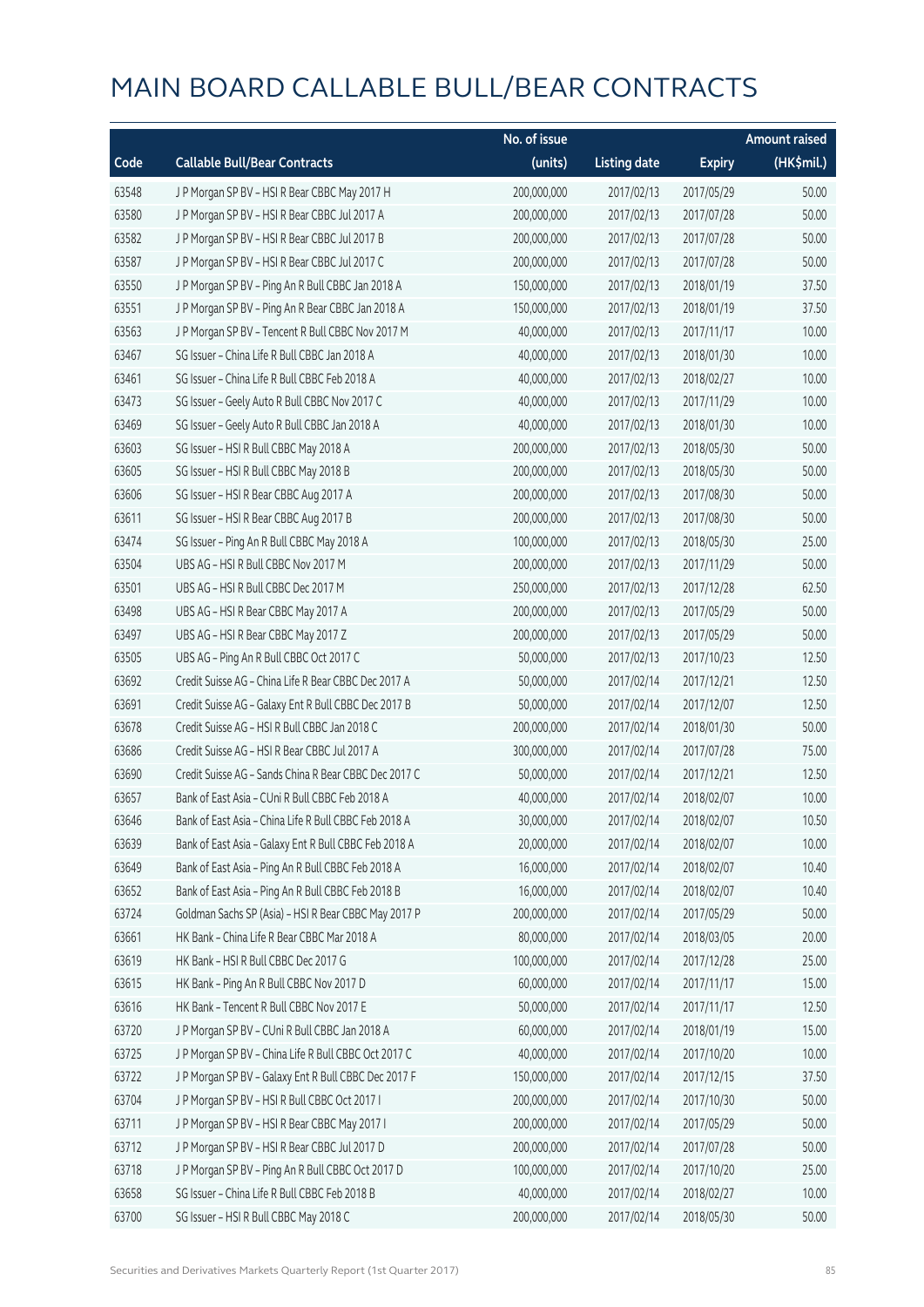# MAIN BOARD CALLABLE BULL/BEAR CONTRACTS

| Code | Callable Bull/Bear Contracts | No. of issue (units) | Listing date | Expiry | Amount raised (HK$mil.) |
|---|---|---|---|---|---|
| 63548 | J P Morgan SP BV – HSI R Bear CBBC May 2017 H | 200,000,000 | 2017/02/13 | 2017/05/29 | 50.00 |
| 63580 | J P Morgan SP BV – HSI R Bear CBBC Jul 2017 A | 200,000,000 | 2017/02/13 | 2017/07/28 | 50.00 |
| 63582 | J P Morgan SP BV – HSI R Bear CBBC Jul 2017 B | 200,000,000 | 2017/02/13 | 2017/07/28 | 50.00 |
| 63587 | J P Morgan SP BV – HSI R Bear CBBC Jul 2017 C | 200,000,000 | 2017/02/13 | 2017/07/28 | 50.00 |
| 63550 | J P Morgan SP BV – Ping An R Bull CBBC Jan 2018 A | 150,000,000 | 2017/02/13 | 2018/01/19 | 37.50 |
| 63551 | J P Morgan SP BV – Ping An R Bear CBBC Jan 2018 A | 150,000,000 | 2017/02/13 | 2018/01/19 | 37.50 |
| 63563 | J P Morgan SP BV – Tencent R Bull CBBC Nov 2017 M | 40,000,000 | 2017/02/13 | 2017/11/17 | 10.00 |
| 63467 | SG Issuer – China Life R Bull CBBC Jan 2018 A | 40,000,000 | 2017/02/13 | 2018/01/30 | 10.00 |
| 63461 | SG Issuer – China Life R Bull CBBC Feb 2018 A | 40,000,000 | 2017/02/13 | 2018/02/27 | 10.00 |
| 63473 | SG Issuer – Geely Auto R Bull CBBC Nov 2017 C | 40,000,000 | 2017/02/13 | 2017/11/29 | 10.00 |
| 63469 | SG Issuer – Geely Auto R Bull CBBC Jan 2018 A | 40,000,000 | 2017/02/13 | 2018/01/30 | 10.00 |
| 63603 | SG Issuer – HSI R Bull CBBC May 2018 A | 200,000,000 | 2017/02/13 | 2018/05/30 | 50.00 |
| 63605 | SG Issuer – HSI R Bull CBBC May 2018 B | 200,000,000 | 2017/02/13 | 2018/05/30 | 50.00 |
| 63606 | SG Issuer – HSI R Bear CBBC Aug 2017 A | 200,000,000 | 2017/02/13 | 2017/08/30 | 50.00 |
| 63611 | SG Issuer – HSI R Bear CBBC Aug 2017 B | 200,000,000 | 2017/02/13 | 2017/08/30 | 50.00 |
| 63474 | SG Issuer – Ping An R Bull CBBC May 2018 A | 100,000,000 | 2017/02/13 | 2018/05/30 | 25.00 |
| 63504 | UBS AG – HSI R Bull CBBC Nov 2017 M | 200,000,000 | 2017/02/13 | 2017/11/29 | 50.00 |
| 63501 | UBS AG – HSI R Bull CBBC Dec 2017 M | 250,000,000 | 2017/02/13 | 2017/12/28 | 62.50 |
| 63498 | UBS AG – HSI R Bear CBBC May 2017 A | 200,000,000 | 2017/02/13 | 2017/05/29 | 50.00 |
| 63497 | UBS AG – HSI R Bear CBBC May 2017 Z | 200,000,000 | 2017/02/13 | 2017/05/29 | 50.00 |
| 63505 | UBS AG – Ping An R Bull CBBC Oct 2017 C | 50,000,000 | 2017/02/13 | 2017/10/23 | 12.50 |
| 63692 | Credit Suisse AG – China Life R Bear CBBC Dec 2017 A | 50,000,000 | 2017/02/14 | 2017/12/21 | 12.50 |
| 63691 | Credit Suisse AG – Galaxy Ent R Bull CBBC Dec 2017 B | 50,000,000 | 2017/02/14 | 2017/12/07 | 12.50 |
| 63678 | Credit Suisse AG – HSI R Bull CBBC Jan 2018 C | 200,000,000 | 2017/02/14 | 2018/01/30 | 50.00 |
| 63686 | Credit Suisse AG – HSI R Bear CBBC Jul 2017 A | 300,000,000 | 2017/02/14 | 2017/07/28 | 75.00 |
| 63690 | Credit Suisse AG – Sands China R Bear CBBC Dec 2017 C | 50,000,000 | 2017/02/14 | 2017/12/21 | 12.50 |
| 63657 | Bank of East Asia – CUni R Bull CBBC Feb 2018 A | 40,000,000 | 2017/02/14 | 2018/02/07 | 10.00 |
| 63646 | Bank of East Asia – China Life R Bull CBBC Feb 2018 A | 30,000,000 | 2017/02/14 | 2018/02/07 | 10.50 |
| 63639 | Bank of East Asia – Galaxy Ent R Bull CBBC Feb 2018 A | 20,000,000 | 2017/02/14 | 2018/02/07 | 10.00 |
| 63649 | Bank of East Asia – Ping An R Bull CBBC Feb 2018 A | 16,000,000 | 2017/02/14 | 2018/02/07 | 10.40 |
| 63652 | Bank of East Asia – Ping An R Bull CBBC Feb 2018 B | 16,000,000 | 2017/02/14 | 2018/02/07 | 10.40 |
| 63724 | Goldman Sachs SP (Asia) – HSI R Bear CBBC May 2017 P | 200,000,000 | 2017/02/14 | 2017/05/29 | 50.00 |
| 63661 | HK Bank – China Life R Bear CBBC Mar 2018 A | 80,000,000 | 2017/02/14 | 2018/03/05 | 20.00 |
| 63619 | HK Bank – HSI R Bull CBBC Dec 2017 G | 100,000,000 | 2017/02/14 | 2017/12/28 | 25.00 |
| 63615 | HK Bank – Ping An R Bull CBBC Nov 2017 D | 60,000,000 | 2017/02/14 | 2017/11/17 | 15.00 |
| 63616 | HK Bank – Tencent R Bull CBBC Nov 2017 E | 50,000,000 | 2017/02/14 | 2017/11/17 | 12.50 |
| 63720 | J P Morgan SP BV – CUni R Bull CBBC Jan 2018 A | 60,000,000 | 2017/02/14 | 2018/01/19 | 15.00 |
| 63725 | J P Morgan SP BV – China Life R Bull CBBC Oct 2017 C | 40,000,000 | 2017/02/14 | 2017/10/20 | 10.00 |
| 63722 | J P Morgan SP BV – Galaxy Ent R Bull CBBC Dec 2017 F | 150,000,000 | 2017/02/14 | 2017/12/15 | 37.50 |
| 63704 | J P Morgan SP BV – HSI R Bull CBBC Oct 2017 I | 200,000,000 | 2017/02/14 | 2017/10/30 | 50.00 |
| 63711 | J P Morgan SP BV – HSI R Bear CBBC May 2017 I | 200,000,000 | 2017/02/14 | 2017/05/29 | 50.00 |
| 63712 | J P Morgan SP BV – HSI R Bear CBBC Jul 2017 D | 200,000,000 | 2017/02/14 | 2017/07/28 | 50.00 |
| 63718 | J P Morgan SP BV – Ping An R Bull CBBC Oct 2017 D | 100,000,000 | 2017/02/14 | 2017/10/20 | 25.00 |
| 63658 | SG Issuer – China Life R Bull CBBC Feb 2018 B | 40,000,000 | 2017/02/14 | 2018/02/27 | 10.00 |
| 63700 | SG Issuer – HSI R Bull CBBC May 2018 C | 200,000,000 | 2017/02/14 | 2018/05/30 | 50.00 |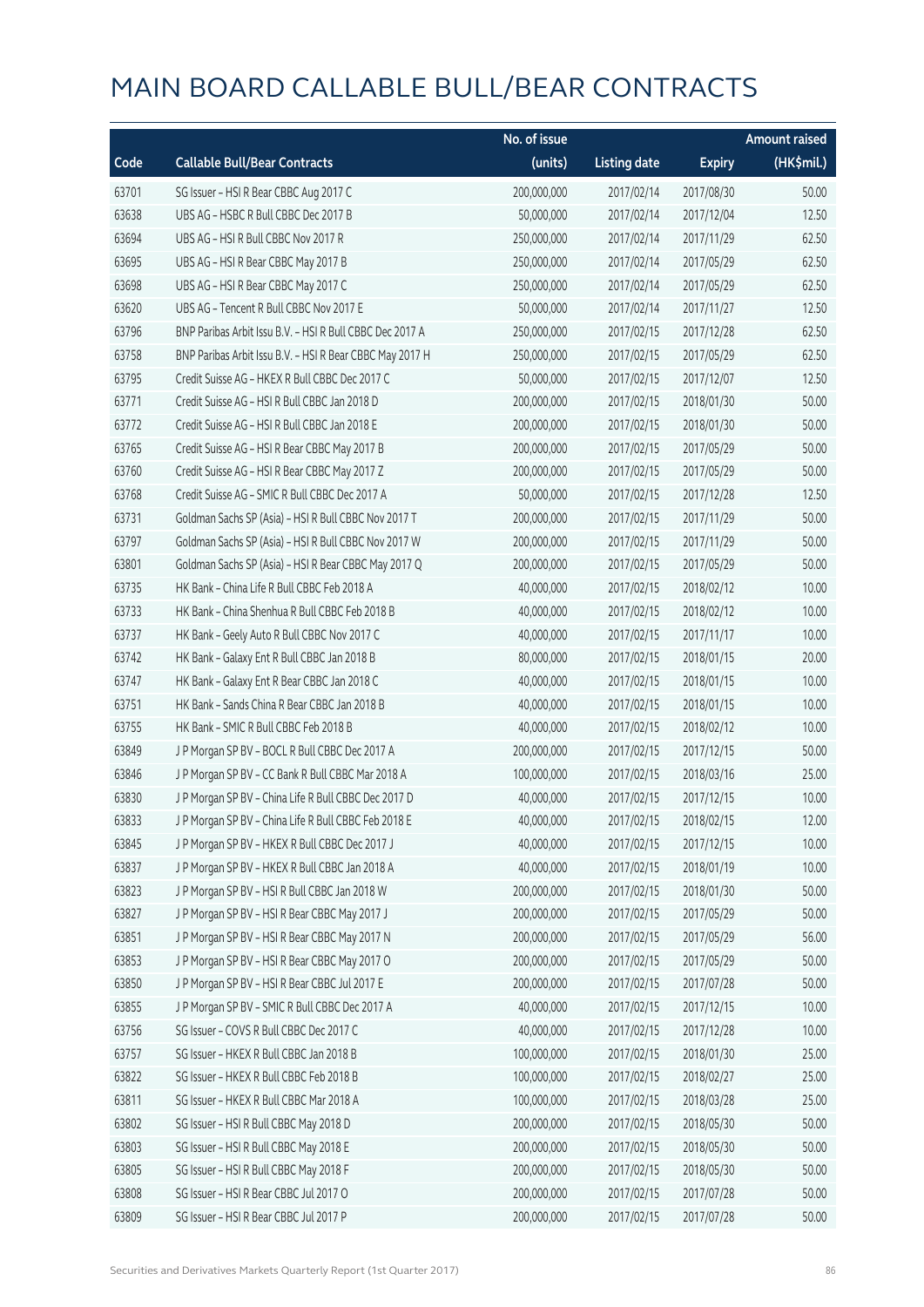# MAIN BOARD CALLABLE BULL/BEAR CONTRACTS

| Code | Callable Bull/Bear Contracts | No. of issue (units) | Listing date | Expiry | Amount raised (HK$mil.) |
|---|---|---|---|---|---|
| 63701 | SG Issuer – HSI R Bear CBBC Aug 2017 C | 200,000,000 | 2017/02/14 | 2017/08/30 | 50.00 |
| 63638 | UBS AG – HSBC R Bull CBBC Dec 2017 B | 50,000,000 | 2017/02/14 | 2017/12/04 | 12.50 |
| 63694 | UBS AG – HSI R Bull CBBC Nov 2017 R | 250,000,000 | 2017/02/14 | 2017/11/29 | 62.50 |
| 63695 | UBS AG – HSI R Bear CBBC May 2017 B | 250,000,000 | 2017/02/14 | 2017/05/29 | 62.50 |
| 63698 | UBS AG – HSI R Bear CBBC May 2017 C | 250,000,000 | 2017/02/14 | 2017/05/29 | 62.50 |
| 63620 | UBS AG – Tencent R Bull CBBC Nov 2017 E | 50,000,000 | 2017/02/14 | 2017/11/27 | 12.50 |
| 63796 | BNP Paribas Arbit Issu B.V. – HSI R Bull CBBC Dec 2017 A | 250,000,000 | 2017/02/15 | 2017/12/28 | 62.50 |
| 63758 | BNP Paribas Arbit Issu B.V. – HSI R Bear CBBC May 2017 H | 250,000,000 | 2017/02/15 | 2017/05/29 | 62.50 |
| 63795 | Credit Suisse AG – HKEX R Bull CBBC Dec 2017 C | 50,000,000 | 2017/02/15 | 2017/12/07 | 12.50 |
| 63771 | Credit Suisse AG – HSI R Bull CBBC Jan 2018 D | 200,000,000 | 2017/02/15 | 2018/01/30 | 50.00 |
| 63772 | Credit Suisse AG – HSI R Bull CBBC Jan 2018 E | 200,000,000 | 2017/02/15 | 2018/01/30 | 50.00 |
| 63765 | Credit Suisse AG – HSI R Bear CBBC May 2017 B | 200,000,000 | 2017/02/15 | 2017/05/29 | 50.00 |
| 63760 | Credit Suisse AG – HSI R Bear CBBC May 2017 Z | 200,000,000 | 2017/02/15 | 2017/05/29 | 50.00 |
| 63768 | Credit Suisse AG – SMIC R Bull CBBC Dec 2017 A | 50,000,000 | 2017/02/15 | 2017/12/28 | 12.50 |
| 63731 | Goldman Sachs SP (Asia) – HSI R Bull CBBC Nov 2017 T | 200,000,000 | 2017/02/15 | 2017/11/29 | 50.00 |
| 63797 | Goldman Sachs SP (Asia) – HSI R Bull CBBC Nov 2017 W | 200,000,000 | 2017/02/15 | 2017/11/29 | 50.00 |
| 63801 | Goldman Sachs SP (Asia) – HSI R Bear CBBC May 2017 Q | 200,000,000 | 2017/02/15 | 2017/05/29 | 50.00 |
| 63735 | HK Bank – China Life R Bull CBBC Feb 2018 A | 40,000,000 | 2017/02/15 | 2018/02/12 | 10.00 |
| 63733 | HK Bank – China Shenhua R Bull CBBC Feb 2018 B | 40,000,000 | 2017/02/15 | 2018/02/12 | 10.00 |
| 63737 | HK Bank – Geely Auto R Bull CBBC Nov 2017 C | 40,000,000 | 2017/02/15 | 2017/11/17 | 10.00 |
| 63742 | HK Bank – Galaxy Ent R Bull CBBC Jan 2018 B | 80,000,000 | 2017/02/15 | 2018/01/15 | 20.00 |
| 63747 | HK Bank – Galaxy Ent R Bear CBBC Jan 2018 C | 40,000,000 | 2017/02/15 | 2018/01/15 | 10.00 |
| 63751 | HK Bank – Sands China R Bear CBBC Jan 2018 B | 40,000,000 | 2017/02/15 | 2018/01/15 | 10.00 |
| 63755 | HK Bank – SMIC R Bull CBBC Feb 2018 B | 40,000,000 | 2017/02/15 | 2018/02/12 | 10.00 |
| 63849 | J P Morgan SP BV – BOCL R Bull CBBC Dec 2017 A | 200,000,000 | 2017/02/15 | 2017/12/15 | 50.00 |
| 63846 | J P Morgan SP BV – CC Bank R Bull CBBC Mar 2018 A | 100,000,000 | 2017/02/15 | 2018/03/16 | 25.00 |
| 63830 | J P Morgan SP BV – China Life R Bull CBBC Dec 2017 D | 40,000,000 | 2017/02/15 | 2017/12/15 | 10.00 |
| 63833 | J P Morgan SP BV – China Life R Bull CBBC Feb 2018 E | 40,000,000 | 2017/02/15 | 2018/02/15 | 12.00 |
| 63845 | J P Morgan SP BV – HKEX R Bull CBBC Dec 2017 J | 40,000,000 | 2017/02/15 | 2017/12/15 | 10.00 |
| 63837 | J P Morgan SP BV – HKEX R Bull CBBC Jan 2018 A | 40,000,000 | 2017/02/15 | 2018/01/19 | 10.00 |
| 63823 | J P Morgan SP BV – HSI R Bull CBBC Jan 2018 W | 200,000,000 | 2017/02/15 | 2018/01/30 | 50.00 |
| 63827 | J P Morgan SP BV – HSI R Bear CBBC May 2017 J | 200,000,000 | 2017/02/15 | 2017/05/29 | 50.00 |
| 63851 | J P Morgan SP BV – HSI R Bear CBBC May 2017 N | 200,000,000 | 2017/02/15 | 2017/05/29 | 56.00 |
| 63853 | J P Morgan SP BV – HSI R Bear CBBC May 2017 O | 200,000,000 | 2017/02/15 | 2017/05/29 | 50.00 |
| 63850 | J P Morgan SP BV – HSI R Bear CBBC Jul 2017 E | 200,000,000 | 2017/02/15 | 2017/07/28 | 50.00 |
| 63855 | J P Morgan SP BV – SMIC R Bull CBBC Dec 2017 A | 40,000,000 | 2017/02/15 | 2017/12/15 | 10.00 |
| 63756 | SG Issuer – COVS R Bull CBBC Dec 2017 C | 40,000,000 | 2017/02/15 | 2017/12/28 | 10.00 |
| 63757 | SG Issuer – HKEX R Bull CBBC Jan 2018 B | 100,000,000 | 2017/02/15 | 2018/01/30 | 25.00 |
| 63822 | SG Issuer – HKEX R Bull CBBC Feb 2018 B | 100,000,000 | 2017/02/15 | 2018/02/27 | 25.00 |
| 63811 | SG Issuer – HKEX R Bull CBBC Mar 2018 A | 100,000,000 | 2017/02/15 | 2018/03/28 | 25.00 |
| 63802 | SG Issuer – HSI R Bull CBBC May 2018 D | 200,000,000 | 2017/02/15 | 2018/05/30 | 50.00 |
| 63803 | SG Issuer – HSI R Bull CBBC May 2018 E | 200,000,000 | 2017/02/15 | 2018/05/30 | 50.00 |
| 63805 | SG Issuer – HSI R Bull CBBC May 2018 F | 200,000,000 | 2017/02/15 | 2018/05/30 | 50.00 |
| 63808 | SG Issuer – HSI R Bear CBBC Jul 2017 O | 200,000,000 | 2017/02/15 | 2017/07/28 | 50.00 |
| 63809 | SG Issuer – HSI R Bear CBBC Jul 2017 P | 200,000,000 | 2017/02/15 | 2017/07/28 | 50.00 |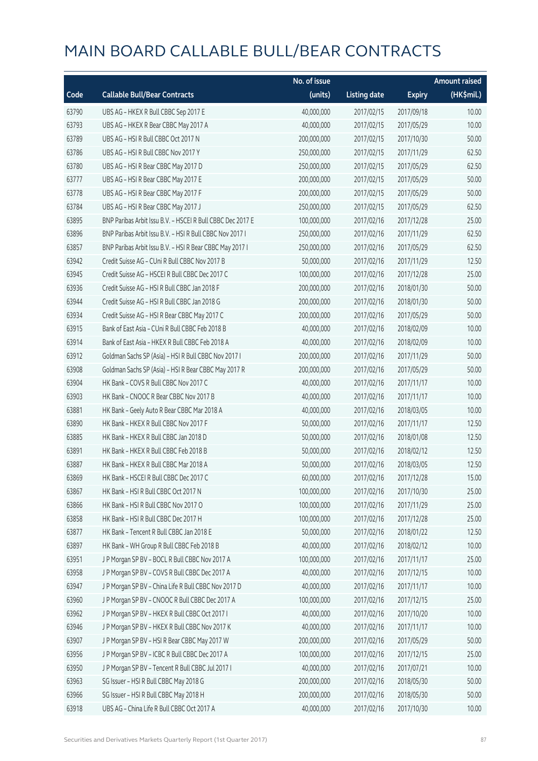# MAIN BOARD CALLABLE BULL/BEAR CONTRACTS

| Code | Callable Bull/Bear Contracts | No. of issue (units) | Listing date | Expiry | Amount raised (HK$mil.) |
|---|---|---|---|---|---|
| 63790 | UBS AG – HKEX R Bull CBBC Sep 2017 E | 40,000,000 | 2017/02/15 | 2017/09/18 | 10.00 |
| 63793 | UBS AG – HKEX R Bear CBBC May 2017 A | 40,000,000 | 2017/02/15 | 2017/05/29 | 10.00 |
| 63789 | UBS AG – HSI R Bull CBBC Oct 2017 N | 200,000,000 | 2017/02/15 | 2017/10/30 | 50.00 |
| 63786 | UBS AG – HSI R Bull CBBC Nov 2017 Y | 250,000,000 | 2017/02/15 | 2017/11/29 | 62.50 |
| 63780 | UBS AG – HSI R Bear CBBC May 2017 D | 250,000,000 | 2017/02/15 | 2017/05/29 | 62.50 |
| 63777 | UBS AG – HSI R Bear CBBC May 2017 E | 200,000,000 | 2017/02/15 | 2017/05/29 | 50.00 |
| 63778 | UBS AG – HSI R Bear CBBC May 2017 F | 200,000,000 | 2017/02/15 | 2017/05/29 | 50.00 |
| 63784 | UBS AG – HSI R Bear CBBC May 2017 J | 250,000,000 | 2017/02/15 | 2017/05/29 | 62.50 |
| 63895 | BNP Paribas Arbit Issu B.V. – HSCEI R Bull CBBC Dec 2017 E | 100,000,000 | 2017/02/16 | 2017/12/28 | 25.00 |
| 63896 | BNP Paribas Arbit Issu B.V. – HSI R Bull CBBC Nov 2017 I | 250,000,000 | 2017/02/16 | 2017/11/29 | 62.50 |
| 63857 | BNP Paribas Arbit Issu B.V. – HSI R Bear CBBC May 2017 I | 250,000,000 | 2017/02/16 | 2017/05/29 | 62.50 |
| 63942 | Credit Suisse AG – CUni R Bull CBBC Nov 2017 B | 50,000,000 | 2017/02/16 | 2017/11/29 | 12.50 |
| 63945 | Credit Suisse AG – HSCEI R Bull CBBC Dec 2017 C | 100,000,000 | 2017/02/16 | 2017/12/28 | 25.00 |
| 63936 | Credit Suisse AG – HSI R Bull CBBC Jan 2018 F | 200,000,000 | 2017/02/16 | 2018/01/30 | 50.00 |
| 63944 | Credit Suisse AG – HSI R Bull CBBC Jan 2018 G | 200,000,000 | 2017/02/16 | 2018/01/30 | 50.00 |
| 63934 | Credit Suisse AG – HSI R Bear CBBC May 2017 C | 200,000,000 | 2017/02/16 | 2017/05/29 | 50.00 |
| 63915 | Bank of East Asia – CUni R Bull CBBC Feb 2018 B | 40,000,000 | 2017/02/16 | 2018/02/09 | 10.00 |
| 63914 | Bank of East Asia – HKEX R Bull CBBC Feb 2018 A | 40,000,000 | 2017/02/16 | 2018/02/09 | 10.00 |
| 63912 | Goldman Sachs SP (Asia) – HSI R Bull CBBC Nov 2017 I | 200,000,000 | 2017/02/16 | 2017/11/29 | 50.00 |
| 63908 | Goldman Sachs SP (Asia) – HSI R Bear CBBC May 2017 R | 200,000,000 | 2017/02/16 | 2017/05/29 | 50.00 |
| 63904 | HK Bank – COVS R Bull CBBC Nov 2017 C | 40,000,000 | 2017/02/16 | 2017/11/17 | 10.00 |
| 63903 | HK Bank – CNOOC R Bear CBBC Nov 2017 B | 40,000,000 | 2017/02/16 | 2017/11/17 | 10.00 |
| 63881 | HK Bank – Geely Auto R Bear CBBC Mar 2018 A | 40,000,000 | 2017/02/16 | 2018/03/05 | 10.00 |
| 63890 | HK Bank – HKEX R Bull CBBC Nov 2017 F | 50,000,000 | 2017/02/16 | 2017/11/17 | 12.50 |
| 63885 | HK Bank – HKEX R Bull CBBC Jan 2018 D | 50,000,000 | 2017/02/16 | 2018/01/08 | 12.50 |
| 63891 | HK Bank – HKEX R Bull CBBC Feb 2018 B | 50,000,000 | 2017/02/16 | 2018/02/12 | 12.50 |
| 63887 | HK Bank – HKEX R Bull CBBC Mar 2018 A | 50,000,000 | 2017/02/16 | 2018/03/05 | 12.50 |
| 63869 | HK Bank – HSCEI R Bull CBBC Dec 2017 C | 60,000,000 | 2017/02/16 | 2017/12/28 | 15.00 |
| 63867 | HK Bank – HSI R Bull CBBC Oct 2017 N | 100,000,000 | 2017/02/16 | 2017/10/30 | 25.00 |
| 63866 | HK Bank – HSI R Bull CBBC Nov 2017 O | 100,000,000 | 2017/02/16 | 2017/11/29 | 25.00 |
| 63858 | HK Bank – HSI R Bull CBBC Dec 2017 H | 100,000,000 | 2017/02/16 | 2017/12/28 | 25.00 |
| 63877 | HK Bank – Tencent R Bull CBBC Jan 2018 E | 50,000,000 | 2017/02/16 | 2018/01/22 | 12.50 |
| 63897 | HK Bank – WH Group R Bull CBBC Feb 2018 B | 40,000,000 | 2017/02/16 | 2018/02/12 | 10.00 |
| 63951 | J P Morgan SP BV – BOCL R Bull CBBC Nov 2017 A | 100,000,000 | 2017/02/16 | 2017/11/17 | 25.00 |
| 63958 | J P Morgan SP BV – COVS R Bull CBBC Dec 2017 A | 40,000,000 | 2017/02/16 | 2017/12/15 | 10.00 |
| 63947 | J P Morgan SP BV – China Life R Bull CBBC Nov 2017 D | 40,000,000 | 2017/02/16 | 2017/11/17 | 10.00 |
| 63960 | J P Morgan SP BV – CNOOC R Bull CBBC Dec 2017 A | 100,000,000 | 2017/02/16 | 2017/12/15 | 25.00 |
| 63962 | J P Morgan SP BV – HKEX R Bull CBBC Oct 2017 I | 40,000,000 | 2017/02/16 | 2017/10/20 | 10.00 |
| 63946 | J P Morgan SP BV – HKEX R Bull CBBC Nov 2017 K | 40,000,000 | 2017/02/16 | 2017/11/17 | 10.00 |
| 63907 | J P Morgan SP BV – HSI R Bear CBBC May 2017 W | 200,000,000 | 2017/02/16 | 2017/05/29 | 50.00 |
| 63956 | J P Morgan SP BV – ICBC R Bull CBBC Dec 2017 A | 100,000,000 | 2017/02/16 | 2017/12/15 | 25.00 |
| 63950 | J P Morgan SP BV – Tencent R Bull CBBC Jul 2017 I | 40,000,000 | 2017/02/16 | 2017/07/21 | 10.00 |
| 63963 | SG Issuer – HSI R Bull CBBC May 2018 G | 200,000,000 | 2017/02/16 | 2018/05/30 | 50.00 |
| 63966 | SG Issuer – HSI R Bull CBBC May 2018 H | 200,000,000 | 2017/02/16 | 2018/05/30 | 50.00 |
| 63918 | UBS AG – China Life R Bull CBBC Oct 2017 A | 40,000,000 | 2017/02/16 | 2017/10/30 | 10.00 |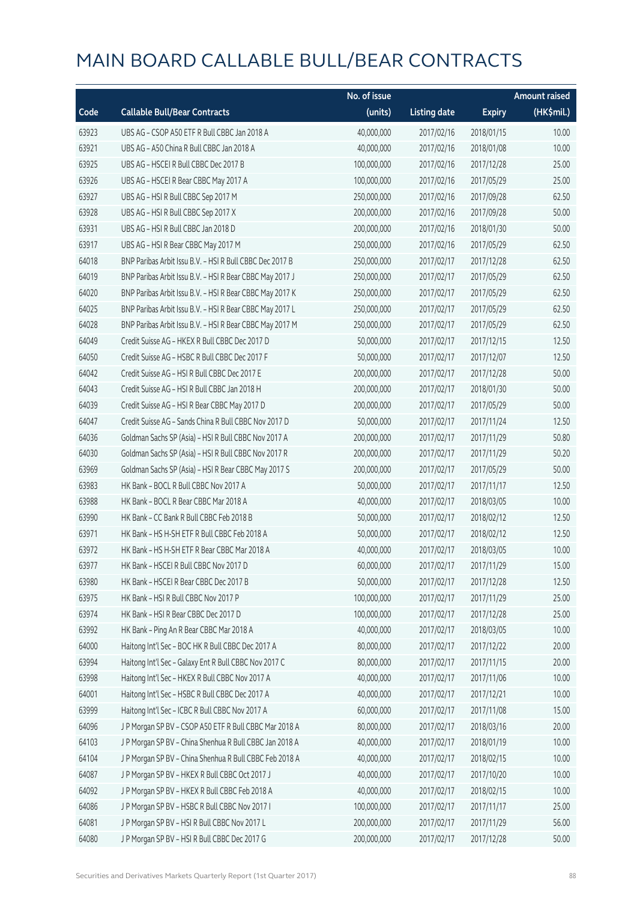# MAIN BOARD CALLABLE BULL/BEAR CONTRACTS

| Code | Callable Bull/Bear Contracts | No. of issue (units) | Listing date | Expiry | Amount raised (HK$mil.) |
|---|---|---|---|---|---|
| 63923 | UBS AG – CSOP A50 ETF R Bull CBBC Jan 2018 A | 40,000,000 | 2017/02/16 | 2018/01/15 | 10.00 |
| 63921 | UBS AG – A50 China R Bull CBBC Jan 2018 A | 40,000,000 | 2017/02/16 | 2018/01/08 | 10.00 |
| 63925 | UBS AG – HSCEI R Bull CBBC Dec 2017 B | 100,000,000 | 2017/02/16 | 2017/12/28 | 25.00 |
| 63926 | UBS AG – HSCEI R Bear CBBC May 2017 A | 100,000,000 | 2017/02/16 | 2017/05/29 | 25.00 |
| 63927 | UBS AG – HSI R Bull CBBC Sep 2017 M | 250,000,000 | 2017/02/16 | 2017/09/28 | 62.50 |
| 63928 | UBS AG – HSI R Bull CBBC Sep 2017 X | 200,000,000 | 2017/02/16 | 2017/09/28 | 50.00 |
| 63931 | UBS AG – HSI R Bull CBBC Jan 2018 D | 200,000,000 | 2017/02/16 | 2018/01/30 | 50.00 |
| 63917 | UBS AG – HSI R Bear CBBC May 2017 M | 250,000,000 | 2017/02/16 | 2017/05/29 | 62.50 |
| 64018 | BNP Paribas Arbit Issu B.V. – HSI R Bull CBBC Dec 2017 B | 250,000,000 | 2017/02/17 | 2017/12/28 | 62.50 |
| 64019 | BNP Paribas Arbit Issu B.V. – HSI R Bear CBBC May 2017 J | 250,000,000 | 2017/02/17 | 2017/05/29 | 62.50 |
| 64020 | BNP Paribas Arbit Issu B.V. – HSI R Bear CBBC May 2017 K | 250,000,000 | 2017/02/17 | 2017/05/29 | 62.50 |
| 64025 | BNP Paribas Arbit Issu B.V. – HSI R Bear CBBC May 2017 L | 250,000,000 | 2017/02/17 | 2017/05/29 | 62.50 |
| 64028 | BNP Paribas Arbit Issu B.V. – HSI R Bear CBBC May 2017 M | 250,000,000 | 2017/02/17 | 2017/05/29 | 62.50 |
| 64049 | Credit Suisse AG – HKEX R Bull CBBC Dec 2017 D | 50,000,000 | 2017/02/17 | 2017/12/15 | 12.50 |
| 64050 | Credit Suisse AG – HSBC R Bull CBBC Dec 2017 F | 50,000,000 | 2017/02/17 | 2017/12/07 | 12.50 |
| 64042 | Credit Suisse AG – HSI R Bull CBBC Dec 2017 E | 200,000,000 | 2017/02/17 | 2017/12/28 | 50.00 |
| 64043 | Credit Suisse AG – HSI R Bull CBBC Jan 2018 H | 200,000,000 | 2017/02/17 | 2018/01/30 | 50.00 |
| 64039 | Credit Suisse AG – HSI R Bear CBBC May 2017 D | 200,000,000 | 2017/02/17 | 2017/05/29 | 50.00 |
| 64047 | Credit Suisse AG – Sands China R Bull CBBC Nov 2017 D | 50,000,000 | 2017/02/17 | 2017/11/24 | 12.50 |
| 64036 | Goldman Sachs SP (Asia) – HSI R Bull CBBC Nov 2017 A | 200,000,000 | 2017/02/17 | 2017/11/29 | 50.80 |
| 64030 | Goldman Sachs SP (Asia) – HSI R Bull CBBC Nov 2017 R | 200,000,000 | 2017/02/17 | 2017/11/29 | 50.20 |
| 63969 | Goldman Sachs SP (Asia) – HSI R Bear CBBC May 2017 S | 200,000,000 | 2017/02/17 | 2017/05/29 | 50.00 |
| 63983 | HK Bank – BOCL R Bull CBBC Nov 2017 A | 50,000,000 | 2017/02/17 | 2017/11/17 | 12.50 |
| 63988 | HK Bank – BOCL R Bear CBBC Mar 2018 A | 40,000,000 | 2017/02/17 | 2018/03/05 | 10.00 |
| 63990 | HK Bank – CC Bank R Bull CBBC Feb 2018 B | 50,000,000 | 2017/02/17 | 2018/02/12 | 12.50 |
| 63971 | HK Bank – HS H-SH ETF R Bull CBBC Feb 2018 A | 50,000,000 | 2017/02/17 | 2018/02/12 | 12.50 |
| 63972 | HK Bank – HS H-SH ETF R Bear CBBC Mar 2018 A | 40,000,000 | 2017/02/17 | 2018/03/05 | 10.00 |
| 63977 | HK Bank – HSCEI R Bull CBBC Nov 2017 D | 60,000,000 | 2017/02/17 | 2017/11/29 | 15.00 |
| 63980 | HK Bank – HSCEI R Bear CBBC Dec 2017 B | 50,000,000 | 2017/02/17 | 2017/12/28 | 12.50 |
| 63975 | HK Bank – HSI R Bull CBBC Nov 2017 P | 100,000,000 | 2017/02/17 | 2017/11/29 | 25.00 |
| 63974 | HK Bank – HSI R Bear CBBC Dec 2017 D | 100,000,000 | 2017/02/17 | 2017/12/28 | 25.00 |
| 63992 | HK Bank – Ping An R Bear CBBC Mar 2018 A | 40,000,000 | 2017/02/17 | 2018/03/05 | 10.00 |
| 64000 | Haitong Int'l Sec – BOC HK R Bull CBBC Dec 2017 A | 80,000,000 | 2017/02/17 | 2017/12/22 | 20.00 |
| 63994 | Haitong Int'l Sec – Galaxy Ent R Bull CBBC Nov 2017 C | 80,000,000 | 2017/02/17 | 2017/11/15 | 20.00 |
| 63998 | Haitong Int'l Sec – HKEX R Bull CBBC Nov 2017 A | 40,000,000 | 2017/02/17 | 2017/11/06 | 10.00 |
| 64001 | Haitong Int'l Sec – HSBC R Bull CBBC Dec 2017 A | 40,000,000 | 2017/02/17 | 2017/12/21 | 10.00 |
| 63999 | Haitong Int'l Sec – ICBC R Bull CBBC Nov 2017 A | 60,000,000 | 2017/02/17 | 2017/11/08 | 15.00 |
| 64096 | J P Morgan SP BV – CSOP A50 ETF R Bull CBBC Mar 2018 A | 80,000,000 | 2017/02/17 | 2018/03/16 | 20.00 |
| 64103 | J P Morgan SP BV – China Shenhua R Bull CBBC Jan 2018 A | 40,000,000 | 2017/02/17 | 2018/01/19 | 10.00 |
| 64104 | J P Morgan SP BV – China Shenhua R Bull CBBC Feb 2018 A | 40,000,000 | 2017/02/17 | 2018/02/15 | 10.00 |
| 64087 | J P Morgan SP BV – HKEX R Bull CBBC Oct 2017 J | 40,000,000 | 2017/02/17 | 2017/10/20 | 10.00 |
| 64092 | J P Morgan SP BV – HKEX R Bull CBBC Feb 2018 A | 40,000,000 | 2017/02/17 | 2018/02/15 | 10.00 |
| 64086 | J P Morgan SP BV – HSBC R Bull CBBC Nov 2017 I | 100,000,000 | 2017/02/17 | 2017/11/17 | 25.00 |
| 64081 | J P Morgan SP BV – HSI R Bull CBBC Nov 2017 L | 200,000,000 | 2017/02/17 | 2017/11/29 | 56.00 |
| 64080 | J P Morgan SP BV – HSI R Bull CBBC Dec 2017 G | 200,000,000 | 2017/02/17 | 2017/12/28 | 50.00 |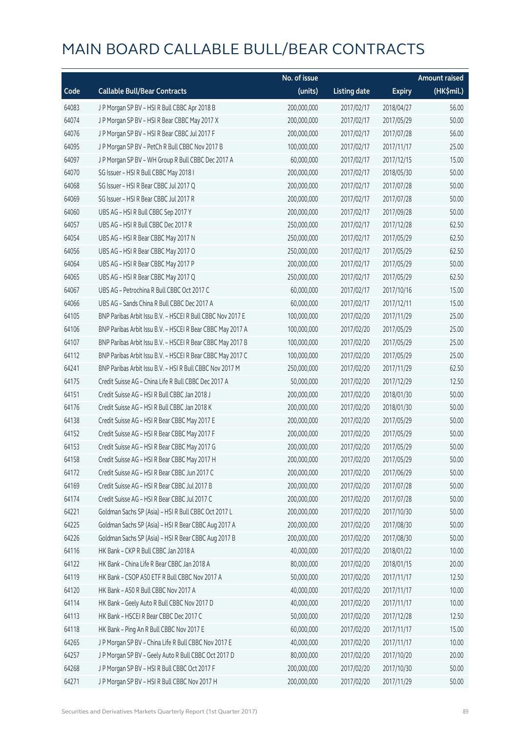# MAIN BOARD CALLABLE BULL/BEAR CONTRACTS

| Code | Callable Bull/Bear Contracts | No. of issue (units) | Listing date | Expiry | Amount raised (HK$mil.) |
|---|---|---|---|---|---|
| 64083 | J P Morgan SP BV – HSI R Bull CBBC Apr 2018 B | 200,000,000 | 2017/02/17 | 2018/04/27 | 56.00 |
| 64074 | J P Morgan SP BV – HSI R Bear CBBC May 2017 X | 200,000,000 | 2017/02/17 | 2017/05/29 | 50.00 |
| 64076 | J P Morgan SP BV – HSI R Bear CBBC Jul 2017 F | 200,000,000 | 2017/02/17 | 2017/07/28 | 56.00 |
| 64095 | J P Morgan SP BV – PetCh R Bull CBBC Nov 2017 B | 100,000,000 | 2017/02/17 | 2017/11/17 | 25.00 |
| 64097 | J P Morgan SP BV – WH Group R Bull CBBC Dec 2017 A | 60,000,000 | 2017/02/17 | 2017/12/15 | 15.00 |
| 64070 | SG Issuer – HSI R Bull CBBC May 2018 I | 200,000,000 | 2017/02/17 | 2018/05/30 | 50.00 |
| 64068 | SG Issuer – HSI R Bear CBBC Jul 2017 Q | 200,000,000 | 2017/02/17 | 2017/07/28 | 50.00 |
| 64069 | SG Issuer – HSI R Bear CBBC Jul 2017 R | 200,000,000 | 2017/02/17 | 2017/07/28 | 50.00 |
| 64060 | UBS AG – HSI R Bull CBBC Sep 2017 Y | 200,000,000 | 2017/02/17 | 2017/09/28 | 50.00 |
| 64057 | UBS AG – HSI R Bull CBBC Dec 2017 R | 250,000,000 | 2017/02/17 | 2017/12/28 | 62.50 |
| 64054 | UBS AG – HSI R Bear CBBC May 2017 N | 250,000,000 | 2017/02/17 | 2017/05/29 | 62.50 |
| 64056 | UBS AG – HSI R Bear CBBC May 2017 O | 250,000,000 | 2017/02/17 | 2017/05/29 | 62.50 |
| 64064 | UBS AG – HSI R Bear CBBC May 2017 P | 200,000,000 | 2017/02/17 | 2017/05/29 | 50.00 |
| 64065 | UBS AG – HSI R Bear CBBC May 2017 Q | 250,000,000 | 2017/02/17 | 2017/05/29 | 62.50 |
| 64067 | UBS AG – Petrochina R Bull CBBC Oct 2017 C | 60,000,000 | 2017/02/17 | 2017/10/16 | 15.00 |
| 64066 | UBS AG – Sands China R Bull CBBC Dec 2017 A | 60,000,000 | 2017/02/17 | 2017/12/11 | 15.00 |
| 64105 | BNP Paribas Arbit Issu B.V. – HSCEI R Bull CBBC Nov 2017 E | 100,000,000 | 2017/02/20 | 2017/11/29 | 25.00 |
| 64106 | BNP Paribas Arbit Issu B.V. – HSCEI R Bear CBBC May 2017 A | 100,000,000 | 2017/02/20 | 2017/05/29 | 25.00 |
| 64107 | BNP Paribas Arbit Issu B.V. – HSCEI R Bear CBBC May 2017 B | 100,000,000 | 2017/02/20 | 2017/05/29 | 25.00 |
| 64112 | BNP Paribas Arbit Issu B.V. – HSCEI R Bear CBBC May 2017 C | 100,000,000 | 2017/02/20 | 2017/05/29 | 25.00 |
| 64241 | BNP Paribas Arbit Issu B.V. – HSI R Bull CBBC Nov 2017 M | 250,000,000 | 2017/02/20 | 2017/11/29 | 62.50 |
| 64175 | Credit Suisse AG – China Life R Bull CBBC Dec 2017 A | 50,000,000 | 2017/02/20 | 2017/12/29 | 12.50 |
| 64151 | Credit Suisse AG – HSI R Bull CBBC Jan 2018 J | 200,000,000 | 2017/02/20 | 2018/01/30 | 50.00 |
| 64176 | Credit Suisse AG – HSI R Bull CBBC Jan 2018 K | 200,000,000 | 2017/02/20 | 2018/01/30 | 50.00 |
| 64138 | Credit Suisse AG – HSI R Bear CBBC May 2017 E | 200,000,000 | 2017/02/20 | 2017/05/29 | 50.00 |
| 64152 | Credit Suisse AG – HSI R Bear CBBC May 2017 F | 200,000,000 | 2017/02/20 | 2017/05/29 | 50.00 |
| 64153 | Credit Suisse AG – HSI R Bear CBBC May 2017 G | 200,000,000 | 2017/02/20 | 2017/05/29 | 50.00 |
| 64158 | Credit Suisse AG – HSI R Bear CBBC May 2017 H | 200,000,000 | 2017/02/20 | 2017/05/29 | 50.00 |
| 64172 | Credit Suisse AG – HSI R Bear CBBC Jun 2017 C | 200,000,000 | 2017/02/20 | 2017/06/29 | 50.00 |
| 64169 | Credit Suisse AG – HSI R Bear CBBC Jul 2017 B | 200,000,000 | 2017/02/20 | 2017/07/28 | 50.00 |
| 64174 | Credit Suisse AG – HSI R Bear CBBC Jul 2017 C | 200,000,000 | 2017/02/20 | 2017/07/28 | 50.00 |
| 64221 | Goldman Sachs SP (Asia) – HSI R Bull CBBC Oct 2017 L | 200,000,000 | 2017/02/20 | 2017/10/30 | 50.00 |
| 64225 | Goldman Sachs SP (Asia) – HSI R Bear CBBC Aug 2017 A | 200,000,000 | 2017/02/20 | 2017/08/30 | 50.00 |
| 64226 | Goldman Sachs SP (Asia) – HSI R Bear CBBC Aug 2017 B | 200,000,000 | 2017/02/20 | 2017/08/30 | 50.00 |
| 64116 | HK Bank – CKP R Bull CBBC Jan 2018 A | 40,000,000 | 2017/02/20 | 2018/01/22 | 10.00 |
| 64122 | HK Bank – China Life R Bear CBBC Jan 2018 A | 80,000,000 | 2017/02/20 | 2018/01/15 | 20.00 |
| 64119 | HK Bank – CSOP A50 ETF R Bull CBBC Nov 2017 A | 50,000,000 | 2017/02/20 | 2017/11/17 | 12.50 |
| 64120 | HK Bank – A50 R Bull CBBC Nov 2017 A | 40,000,000 | 2017/02/20 | 2017/11/17 | 10.00 |
| 64114 | HK Bank – Geely Auto R Bull CBBC Nov 2017 D | 40,000,000 | 2017/02/20 | 2017/11/17 | 10.00 |
| 64113 | HK Bank – HSCEI R Bear CBBC Dec 2017 C | 50,000,000 | 2017/02/20 | 2017/12/28 | 12.50 |
| 64118 | HK Bank – Ping An R Bull CBBC Nov 2017 E | 60,000,000 | 2017/02/20 | 2017/11/17 | 15.00 |
| 64265 | J P Morgan SP BV – China Life R Bull CBBC Nov 2017 E | 40,000,000 | 2017/02/20 | 2017/11/17 | 10.00 |
| 64257 | J P Morgan SP BV – Geely Auto R Bull CBBC Oct 2017 D | 80,000,000 | 2017/02/20 | 2017/10/20 | 20.00 |
| 64268 | J P Morgan SP BV – HSI R Bull CBBC Oct 2017 F | 200,000,000 | 2017/02/20 | 2017/10/30 | 50.00 |
| 64271 | J P Morgan SP BV – HSI R Bull CBBC Nov 2017 H | 200,000,000 | 2017/02/20 | 2017/11/29 | 50.00 |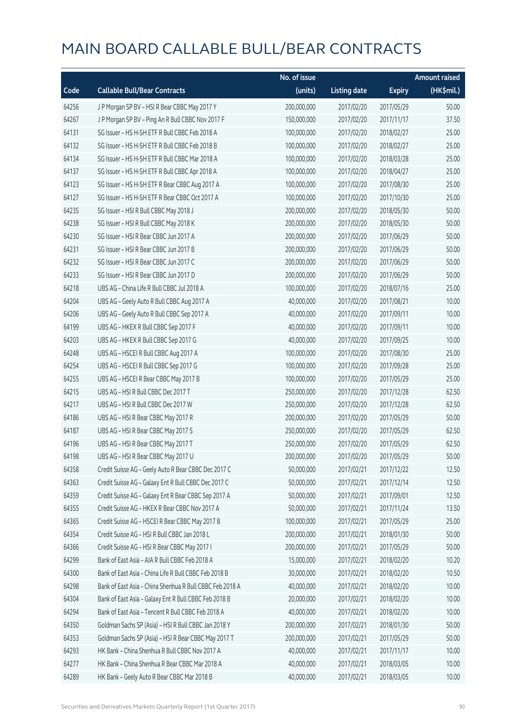# MAIN BOARD CALLABLE BULL/BEAR CONTRACTS

| Code | Callable Bull/Bear Contracts | No. of issue (units) | Listing date | Expiry | Amount raised (HK$mil.) |
|---|---|---|---|---|---|
| 64256 | J P Morgan SP BV – HSI R Bear CBBC May 2017 Y | 200,000,000 | 2017/02/20 | 2017/05/29 | 50.00 |
| 64267 | J P Morgan SP BV – Ping An R Bull CBBC Nov 2017 F | 150,000,000 | 2017/02/20 | 2017/11/17 | 37.50 |
| 64131 | SG Issuer – HS H-SH ETF R Bull CBBC Feb 2018 A | 100,000,000 | 2017/02/20 | 2018/02/27 | 25.00 |
| 64132 | SG Issuer – HS H-SH ETF R Bull CBBC Feb 2018 B | 100,000,000 | 2017/02/20 | 2018/02/27 | 25.00 |
| 64134 | SG Issuer – HS H-SH ETF R Bull CBBC Mar 2018 A | 100,000,000 | 2017/02/20 | 2018/03/28 | 25.00 |
| 64137 | SG Issuer – HS H-SH ETF R Bull CBBC Apr 2018 A | 100,000,000 | 2017/02/20 | 2018/04/27 | 25.00 |
| 64123 | SG Issuer – HS H-SH ETF R Bear CBBC Aug 2017 A | 100,000,000 | 2017/02/20 | 2017/08/30 | 25.00 |
| 64127 | SG Issuer – HS H-SH ETF R Bear CBBC Oct 2017 A | 100,000,000 | 2017/02/20 | 2017/10/30 | 25.00 |
| 64235 | SG Issuer – HSI R Bull CBBC May 2018 J | 200,000,000 | 2017/02/20 | 2018/05/30 | 50.00 |
| 64238 | SG Issuer – HSI R Bull CBBC May 2018 K | 200,000,000 | 2017/02/20 | 2018/05/30 | 50.00 |
| 64230 | SG Issuer – HSI R Bear CBBC Jun 2017 A | 200,000,000 | 2017/02/20 | 2017/06/29 | 50.00 |
| 64231 | SG Issuer – HSI R Bear CBBC Jun 2017 B | 200,000,000 | 2017/02/20 | 2017/06/29 | 50.00 |
| 64232 | SG Issuer – HSI R Bear CBBC Jun 2017 C | 200,000,000 | 2017/02/20 | 2017/06/29 | 50.00 |
| 64233 | SG Issuer – HSI R Bear CBBC Jun 2017 D | 200,000,000 | 2017/02/20 | 2017/06/29 | 50.00 |
| 64218 | UBS AG – China Life R Bull CBBC Jul 2018 A | 100,000,000 | 2017/02/20 | 2018/07/16 | 25.00 |
| 64204 | UBS AG – Geely Auto R Bull CBBC Aug 2017 A | 40,000,000 | 2017/02/20 | 2017/08/21 | 10.00 |
| 64206 | UBS AG – Geely Auto R Bull CBBC Sep 2017 A | 40,000,000 | 2017/02/20 | 2017/09/11 | 10.00 |
| 64199 | UBS AG – HKEX R Bull CBBC Sep 2017 F | 40,000,000 | 2017/02/20 | 2017/09/11 | 10.00 |
| 64203 | UBS AG – HKEX R Bull CBBC Sep 2017 G | 40,000,000 | 2017/02/20 | 2017/09/25 | 10.00 |
| 64248 | UBS AG – HSCEI R Bull CBBC Aug 2017 A | 100,000,000 | 2017/02/20 | 2017/08/30 | 25.00 |
| 64254 | UBS AG – HSCEI R Bull CBBC Sep 2017 G | 100,000,000 | 2017/02/20 | 2017/09/28 | 25.00 |
| 64255 | UBS AG – HSCEI R Bear CBBC May 2017 B | 100,000,000 | 2017/02/20 | 2017/05/29 | 25.00 |
| 64215 | UBS AG – HSI R Bull CBBC Dec 2017 T | 250,000,000 | 2017/02/20 | 2017/12/28 | 62.50 |
| 64217 | UBS AG – HSI R Bull CBBC Dec 2017 W | 250,000,000 | 2017/02/20 | 2017/12/28 | 62.50 |
| 64186 | UBS AG – HSI R Bear CBBC May 2017 R | 200,000,000 | 2017/02/20 | 2017/05/29 | 50.00 |
| 64187 | UBS AG – HSI R Bear CBBC May 2017 S | 250,000,000 | 2017/02/20 | 2017/05/29 | 62.50 |
| 64196 | UBS AG – HSI R Bear CBBC May 2017 T | 250,000,000 | 2017/02/20 | 2017/05/29 | 62.50 |
| 64198 | UBS AG – HSI R Bear CBBC May 2017 U | 200,000,000 | 2017/02/20 | 2017/05/29 | 50.00 |
| 64358 | Credit Suisse AG – Geely Auto R Bear CBBC Dec 2017 C | 50,000,000 | 2017/02/21 | 2017/12/22 | 12.50 |
| 64363 | Credit Suisse AG – Galaxy Ent R Bull CBBC Dec 2017 C | 50,000,000 | 2017/02/21 | 2017/12/14 | 12.50 |
| 64359 | Credit Suisse AG – Galaxy Ent R Bear CBBC Sep 2017 A | 50,000,000 | 2017/02/21 | 2017/09/01 | 12.50 |
| 64355 | Credit Suisse AG – HKEX R Bear CBBC Nov 2017 A | 50,000,000 | 2017/02/21 | 2017/11/24 | 13.50 |
| 64365 | Credit Suisse AG – HSCEI R Bear CBBC May 2017 B | 100,000,000 | 2017/02/21 | 2017/05/29 | 25.00 |
| 64354 | Credit Suisse AG – HSI R Bull CBBC Jan 2018 L | 200,000,000 | 2017/02/21 | 2018/01/30 | 50.00 |
| 64366 | Credit Suisse AG – HSI R Bear CBBC May 2017 I | 200,000,000 | 2017/02/21 | 2017/05/29 | 50.00 |
| 64299 | Bank of East Asia – AIA R Bull CBBC Feb 2018 A | 15,000,000 | 2017/02/21 | 2018/02/20 | 10.20 |
| 64300 | Bank of East Asia – China Life R Bull CBBC Feb 2018 B | 30,000,000 | 2017/02/21 | 2018/02/20 | 10.50 |
| 64298 | Bank of East Asia – China Shenhua R Bull CBBC Feb 2018 A | 40,000,000 | 2017/02/21 | 2018/02/20 | 10.00 |
| 64304 | Bank of East Asia – Galaxy Ent R Bull CBBC Feb 2018 B | 20,000,000 | 2017/02/21 | 2018/02/20 | 10.00 |
| 64294 | Bank of East Asia – Tencent R Bull CBBC Feb 2018 A | 40,000,000 | 2017/02/21 | 2018/02/20 | 10.00 |
| 64350 | Goldman Sachs SP (Asia) – HSI R Bull CBBC Jan 2018 Y | 200,000,000 | 2017/02/21 | 2018/01/30 | 50.00 |
| 64353 | Goldman Sachs SP (Asia) – HSI R Bear CBBC May 2017 T | 200,000,000 | 2017/02/21 | 2017/05/29 | 50.00 |
| 64293 | HK Bank – China Shenhua R Bull CBBC Nov 2017 A | 40,000,000 | 2017/02/21 | 2017/11/17 | 10.00 |
| 64277 | HK Bank – China Shenhua R Bear CBBC Mar 2018 A | 40,000,000 | 2017/02/21 | 2018/03/05 | 10.00 |
| 64289 | HK Bank – Geely Auto R Bear CBBC Mar 2018 B | 40,000,000 | 2017/02/21 | 2018/03/05 | 10.00 |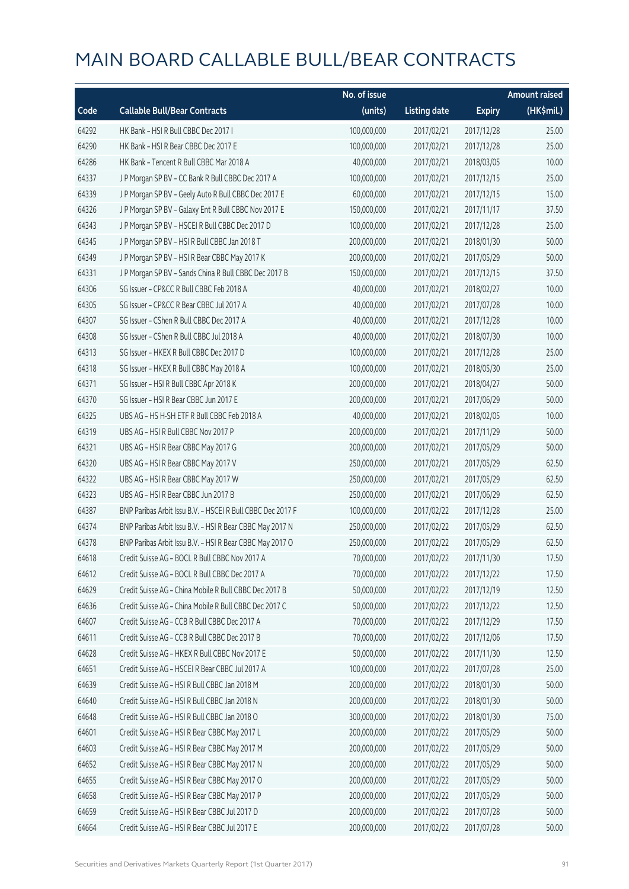# MAIN BOARD CALLABLE BULL/BEAR CONTRACTS

| Code | Callable Bull/Bear Contracts | No. of issue (units) | Listing date | Expiry | Amount raised (HK$mil.) |
|---|---|---|---|---|---|
| 64292 | HK Bank – HSI R Bull CBBC Dec 2017 I | 100,000,000 | 2017/02/21 | 2017/12/28 | 25.00 |
| 64290 | HK Bank – HSI R Bear CBBC Dec 2017 E | 100,000,000 | 2017/02/21 | 2017/12/28 | 25.00 |
| 64286 | HK Bank – Tencent R Bull CBBC Mar 2018 A | 40,000,000 | 2017/02/21 | 2018/03/05 | 10.00 |
| 64337 | J P Morgan SP BV – CC Bank R Bull CBBC Dec 2017 A | 100,000,000 | 2017/02/21 | 2017/12/15 | 25.00 |
| 64339 | J P Morgan SP BV – Geely Auto R Bull CBBC Dec 2017 E | 60,000,000 | 2017/02/21 | 2017/12/15 | 15.00 |
| 64326 | J P Morgan SP BV – Galaxy Ent R Bull CBBC Nov 2017 E | 150,000,000 | 2017/02/21 | 2017/11/17 | 37.50 |
| 64343 | J P Morgan SP BV – HSCEI R Bull CBBC Dec 2017 D | 100,000,000 | 2017/02/21 | 2017/12/28 | 25.00 |
| 64345 | J P Morgan SP BV – HSI R Bull CBBC Jan 2018 T | 200,000,000 | 2017/02/21 | 2018/01/30 | 50.00 |
| 64349 | J P Morgan SP BV – HSI R Bear CBBC May 2017 K | 200,000,000 | 2017/02/21 | 2017/05/29 | 50.00 |
| 64331 | J P Morgan SP BV – Sands China R Bull CBBC Dec 2017 B | 150,000,000 | 2017/02/21 | 2017/12/15 | 37.50 |
| 64306 | SG Issuer – CP&CC R Bull CBBC Feb 2018 A | 40,000,000 | 2017/02/21 | 2018/02/27 | 10.00 |
| 64305 | SG Issuer – CP&CC R Bear CBBC Jul 2017 A | 40,000,000 | 2017/02/21 | 2017/07/28 | 10.00 |
| 64307 | SG Issuer – CShen R Bull CBBC Dec 2017 A | 40,000,000 | 2017/02/21 | 2017/12/28 | 10.00 |
| 64308 | SG Issuer – CShen R Bull CBBC Jul 2018 A | 40,000,000 | 2017/02/21 | 2018/07/30 | 10.00 |
| 64313 | SG Issuer – HKEX R Bull CBBC Dec 2017 D | 100,000,000 | 2017/02/21 | 2017/12/28 | 25.00 |
| 64318 | SG Issuer – HKEX R Bull CBBC May 2018 A | 100,000,000 | 2017/02/21 | 2018/05/30 | 25.00 |
| 64371 | SG Issuer – HSI R Bull CBBC Apr 2018 K | 200,000,000 | 2017/02/21 | 2018/04/27 | 50.00 |
| 64370 | SG Issuer – HSI R Bear CBBC Jun 2017 E | 200,000,000 | 2017/02/21 | 2017/06/29 | 50.00 |
| 64325 | UBS AG – HS H-SH ETF R Bull CBBC Feb 2018 A | 40,000,000 | 2017/02/21 | 2018/02/05 | 10.00 |
| 64319 | UBS AG – HSI R Bull CBBC Nov 2017 P | 200,000,000 | 2017/02/21 | 2017/11/29 | 50.00 |
| 64321 | UBS AG – HSI R Bear CBBC May 2017 G | 200,000,000 | 2017/02/21 | 2017/05/29 | 50.00 |
| 64320 | UBS AG – HSI R Bear CBBC May 2017 V | 250,000,000 | 2017/02/21 | 2017/05/29 | 62.50 |
| 64322 | UBS AG – HSI R Bear CBBC May 2017 W | 250,000,000 | 2017/02/21 | 2017/05/29 | 62.50 |
| 64323 | UBS AG – HSI R Bear CBBC Jun 2017 B | 250,000,000 | 2017/02/21 | 2017/06/29 | 62.50 |
| 64387 | BNP Paribas Arbit Issu B.V. – HSCEI R Bull CBBC Dec 2017 F | 100,000,000 | 2017/02/22 | 2017/12/28 | 25.00 |
| 64374 | BNP Paribas Arbit Issu B.V. – HSI R Bear CBBC May 2017 N | 250,000,000 | 2017/02/22 | 2017/05/29 | 62.50 |
| 64378 | BNP Paribas Arbit Issu B.V. – HSI R Bear CBBC May 2017 O | 250,000,000 | 2017/02/22 | 2017/05/29 | 62.50 |
| 64618 | Credit Suisse AG – BOCL R Bull CBBC Nov 2017 A | 70,000,000 | 2017/02/22 | 2017/11/30 | 17.50 |
| 64612 | Credit Suisse AG – BOCL R Bull CBBC Dec 2017 A | 70,000,000 | 2017/02/22 | 2017/12/22 | 17.50 |
| 64629 | Credit Suisse AG – China Mobile R Bull CBBC Dec 2017 B | 50,000,000 | 2017/02/22 | 2017/12/19 | 12.50 |
| 64636 | Credit Suisse AG – China Mobile R Bull CBBC Dec 2017 C | 50,000,000 | 2017/02/22 | 2017/12/22 | 12.50 |
| 64607 | Credit Suisse AG – CCB R Bull CBBC Dec 2017 A | 70,000,000 | 2017/02/22 | 2017/12/29 | 17.50 |
| 64611 | Credit Suisse AG – CCB R Bull CBBC Dec 2017 B | 70,000,000 | 2017/02/22 | 2017/12/06 | 17.50 |
| 64628 | Credit Suisse AG – HKEX R Bull CBBC Nov 2017 E | 50,000,000 | 2017/02/22 | 2017/11/30 | 12.50 |
| 64651 | Credit Suisse AG – HSCEI R Bear CBBC Jul 2017 A | 100,000,000 | 2017/02/22 | 2017/07/28 | 25.00 |
| 64639 | Credit Suisse AG – HSI R Bull CBBC Jan 2018 M | 200,000,000 | 2017/02/22 | 2018/01/30 | 50.00 |
| 64640 | Credit Suisse AG – HSI R Bull CBBC Jan 2018 N | 200,000,000 | 2017/02/22 | 2018/01/30 | 50.00 |
| 64648 | Credit Suisse AG – HSI R Bull CBBC Jan 2018 O | 300,000,000 | 2017/02/22 | 2018/01/30 | 75.00 |
| 64601 | Credit Suisse AG – HSI R Bear CBBC May 2017 L | 200,000,000 | 2017/02/22 | 2017/05/29 | 50.00 |
| 64603 | Credit Suisse AG – HSI R Bear CBBC May 2017 M | 200,000,000 | 2017/02/22 | 2017/05/29 | 50.00 |
| 64652 | Credit Suisse AG – HSI R Bear CBBC May 2017 N | 200,000,000 | 2017/02/22 | 2017/05/29 | 50.00 |
| 64655 | Credit Suisse AG – HSI R Bear CBBC May 2017 O | 200,000,000 | 2017/02/22 | 2017/05/29 | 50.00 |
| 64658 | Credit Suisse AG – HSI R Bear CBBC May 2017 P | 200,000,000 | 2017/02/22 | 2017/05/29 | 50.00 |
| 64659 | Credit Suisse AG – HSI R Bear CBBC Jul 2017 D | 200,000,000 | 2017/02/22 | 2017/07/28 | 50.00 |
| 64664 | Credit Suisse AG – HSI R Bear CBBC Jul 2017 E | 200,000,000 | 2017/02/22 | 2017/07/28 | 50.00 |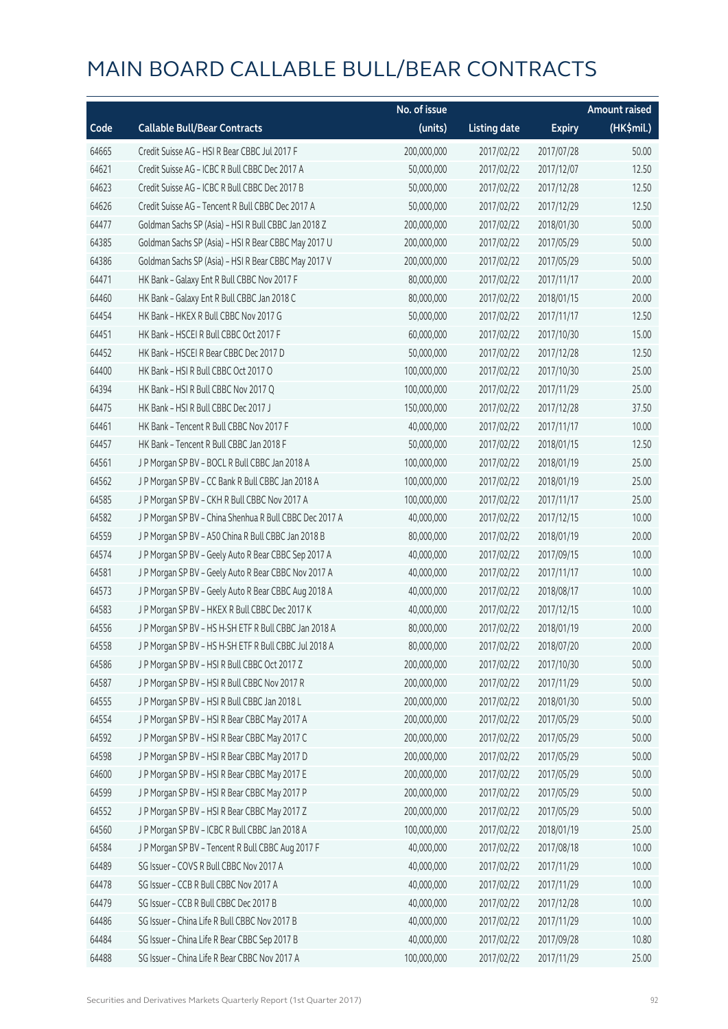# MAIN BOARD CALLABLE BULL/BEAR CONTRACTS

| Code | Callable Bull/Bear Contracts | No. of issue (units) | Listing date | Expiry | Amount raised (HK$mil.) |
|---|---|---|---|---|---|
| 64665 | Credit Suisse AG – HSI R Bear CBBC Jul 2017 F | 200,000,000 | 2017/02/22 | 2017/07/28 | 50.00 |
| 64621 | Credit Suisse AG – ICBC R Bull CBBC Dec 2017 A | 50,000,000 | 2017/02/22 | 2017/12/07 | 12.50 |
| 64623 | Credit Suisse AG – ICBC R Bull CBBC Dec 2017 B | 50,000,000 | 2017/02/22 | 2017/12/28 | 12.50 |
| 64626 | Credit Suisse AG – Tencent R Bull CBBC Dec 2017 A | 50,000,000 | 2017/02/22 | 2017/12/29 | 12.50 |
| 64477 | Goldman Sachs SP (Asia) – HSI R Bull CBBC Jan 2018 Z | 200,000,000 | 2017/02/22 | 2018/01/30 | 50.00 |
| 64385 | Goldman Sachs SP (Asia) – HSI R Bear CBBC May 2017 U | 200,000,000 | 2017/02/22 | 2017/05/29 | 50.00 |
| 64386 | Goldman Sachs SP (Asia) – HSI R Bear CBBC May 2017 V | 200,000,000 | 2017/02/22 | 2017/05/29 | 50.00 |
| 64471 | HK Bank – Galaxy Ent R Bull CBBC Nov 2017 F | 80,000,000 | 2017/02/22 | 2017/11/17 | 20.00 |
| 64460 | HK Bank – Galaxy Ent R Bull CBBC Jan 2018 C | 80,000,000 | 2017/02/22 | 2018/01/15 | 20.00 |
| 64454 | HK Bank – HKEX R Bull CBBC Nov 2017 G | 50,000,000 | 2017/02/22 | 2017/11/17 | 12.50 |
| 64451 | HK Bank – HSCEI R Bull CBBC Oct 2017 F | 60,000,000 | 2017/02/22 | 2017/10/30 | 15.00 |
| 64452 | HK Bank – HSCEI R Bear CBBC Dec 2017 D | 50,000,000 | 2017/02/22 | 2017/12/28 | 12.50 |
| 64400 | HK Bank – HSI R Bull CBBC Oct 2017 O | 100,000,000 | 2017/02/22 | 2017/10/30 | 25.00 |
| 64394 | HK Bank – HSI R Bull CBBC Nov 2017 Q | 100,000,000 | 2017/02/22 | 2017/11/29 | 25.00 |
| 64475 | HK Bank – HSI R Bull CBBC Dec 2017 J | 150,000,000 | 2017/02/22 | 2017/12/28 | 37.50 |
| 64461 | HK Bank – Tencent R Bull CBBC Nov 2017 F | 40,000,000 | 2017/02/22 | 2017/11/17 | 10.00 |
| 64457 | HK Bank – Tencent R Bull CBBC Jan 2018 F | 50,000,000 | 2017/02/22 | 2018/01/15 | 12.50 |
| 64561 | J P Morgan SP BV – BOCL R Bull CBBC Jan 2018 A | 100,000,000 | 2017/02/22 | 2018/01/19 | 25.00 |
| 64562 | J P Morgan SP BV – CC Bank R Bull CBBC Jan 2018 A | 100,000,000 | 2017/02/22 | 2018/01/19 | 25.00 |
| 64585 | J P Morgan SP BV – CKH R Bull CBBC Nov 2017 A | 100,000,000 | 2017/02/22 | 2017/11/17 | 25.00 |
| 64582 | J P Morgan SP BV – China Shenhua R Bull CBBC Dec 2017 A | 40,000,000 | 2017/02/22 | 2017/12/15 | 10.00 |
| 64559 | J P Morgan SP BV – A50 China R Bull CBBC Jan 2018 B | 80,000,000 | 2017/02/22 | 2018/01/19 | 20.00 |
| 64574 | J P Morgan SP BV – Geely Auto R Bear CBBC Sep 2017 A | 40,000,000 | 2017/02/22 | 2017/09/15 | 10.00 |
| 64581 | J P Morgan SP BV – Geely Auto R Bear CBBC Nov 2017 A | 40,000,000 | 2017/02/22 | 2017/11/17 | 10.00 |
| 64573 | J P Morgan SP BV – Geely Auto R Bear CBBC Aug 2018 A | 40,000,000 | 2017/02/22 | 2018/08/17 | 10.00 |
| 64583 | J P Morgan SP BV – HKEX R Bull CBBC Dec 2017 K | 40,000,000 | 2017/02/22 | 2017/12/15 | 10.00 |
| 64556 | J P Morgan SP BV – HS H-SH ETF R Bull CBBC Jan 2018 A | 80,000,000 | 2017/02/22 | 2018/01/19 | 20.00 |
| 64558 | J P Morgan SP BV – HS H-SH ETF R Bull CBBC Jul 2018 A | 80,000,000 | 2017/02/22 | 2018/07/20 | 20.00 |
| 64586 | J P Morgan SP BV – HSI R Bull CBBC Oct 2017 Z | 200,000,000 | 2017/02/22 | 2017/10/30 | 50.00 |
| 64587 | J P Morgan SP BV – HSI R Bull CBBC Nov 2017 R | 200,000,000 | 2017/02/22 | 2017/11/29 | 50.00 |
| 64555 | J P Morgan SP BV – HSI R Bull CBBC Jan 2018 L | 200,000,000 | 2017/02/22 | 2018/01/30 | 50.00 |
| 64554 | J P Morgan SP BV – HSI R Bear CBBC May 2017 A | 200,000,000 | 2017/02/22 | 2017/05/29 | 50.00 |
| 64592 | J P Morgan SP BV – HSI R Bear CBBC May 2017 C | 200,000,000 | 2017/02/22 | 2017/05/29 | 50.00 |
| 64598 | J P Morgan SP BV – HSI R Bear CBBC May 2017 D | 200,000,000 | 2017/02/22 | 2017/05/29 | 50.00 |
| 64600 | J P Morgan SP BV – HSI R Bear CBBC May 2017 E | 200,000,000 | 2017/02/22 | 2017/05/29 | 50.00 |
| 64599 | J P Morgan SP BV – HSI R Bear CBBC May 2017 P | 200,000,000 | 2017/02/22 | 2017/05/29 | 50.00 |
| 64552 | J P Morgan SP BV – HSI R Bear CBBC May 2017 Z | 200,000,000 | 2017/02/22 | 2017/05/29 | 50.00 |
| 64560 | J P Morgan SP BV – ICBC R Bull CBBC Jan 2018 A | 100,000,000 | 2017/02/22 | 2018/01/19 | 25.00 |
| 64584 | J P Morgan SP BV – Tencent R Bull CBBC Aug 2017 F | 40,000,000 | 2017/02/22 | 2017/08/18 | 10.00 |
| 64489 | SG Issuer – COVS R Bull CBBC Nov 2017 A | 40,000,000 | 2017/02/22 | 2017/11/29 | 10.00 |
| 64478 | SG Issuer – CCB R Bull CBBC Nov 2017 A | 40,000,000 | 2017/02/22 | 2017/11/29 | 10.00 |
| 64479 | SG Issuer – CCB R Bull CBBC Dec 2017 B | 40,000,000 | 2017/02/22 | 2017/12/28 | 10.00 |
| 64486 | SG Issuer – China Life R Bull CBBC Nov 2017 B | 40,000,000 | 2017/02/22 | 2017/11/29 | 10.00 |
| 64484 | SG Issuer – China Life R Bear CBBC Sep 2017 B | 40,000,000 | 2017/02/22 | 2017/09/28 | 10.80 |
| 64488 | SG Issuer – China Life R Bear CBBC Nov 2017 A | 100,000,000 | 2017/02/22 | 2017/11/29 | 25.00 |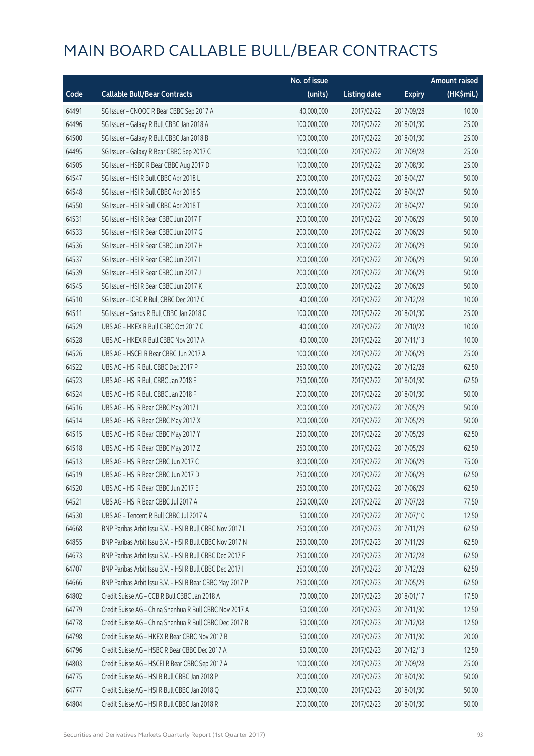# MAIN BOARD CALLABLE BULL/BEAR CONTRACTS

| Code | Callable Bull/Bear Contracts | No. of issue (units) | Listing date | Expiry | Amount raised (HK$mil.) |
|---|---|---|---|---|---|
| 64491 | SG Issuer – CNOOC R Bear CBBC Sep 2017 A | 40,000,000 | 2017/02/22 | 2017/09/28 | 10.00 |
| 64496 | SG Issuer – Galaxy R Bull CBBC Jan 2018 A | 100,000,000 | 2017/02/22 | 2018/01/30 | 25.00 |
| 64500 | SG Issuer – Galaxy R Bull CBBC Jan 2018 B | 100,000,000 | 2017/02/22 | 2018/01/30 | 25.00 |
| 64495 | SG Issuer – Galaxy R Bear CBBC Sep 2017 C | 100,000,000 | 2017/02/22 | 2017/09/28 | 25.00 |
| 64505 | SG Issuer – HSBC R Bear CBBC Aug 2017 D | 100,000,000 | 2017/02/22 | 2017/08/30 | 25.00 |
| 64547 | SG Issuer – HSI R Bull CBBC Apr 2018 L | 200,000,000 | 2017/02/22 | 2018/04/27 | 50.00 |
| 64548 | SG Issuer – HSI R Bull CBBC Apr 2018 S | 200,000,000 | 2017/02/22 | 2018/04/27 | 50.00 |
| 64550 | SG Issuer – HSI R Bull CBBC Apr 2018 T | 200,000,000 | 2017/02/22 | 2018/04/27 | 50.00 |
| 64531 | SG Issuer – HSI R Bear CBBC Jun 2017 F | 200,000,000 | 2017/02/22 | 2017/06/29 | 50.00 |
| 64533 | SG Issuer – HSI R Bear CBBC Jun 2017 G | 200,000,000 | 2017/02/22 | 2017/06/29 | 50.00 |
| 64536 | SG Issuer – HSI R Bear CBBC Jun 2017 H | 200,000,000 | 2017/02/22 | 2017/06/29 | 50.00 |
| 64537 | SG Issuer – HSI R Bear CBBC Jun 2017 I | 200,000,000 | 2017/02/22 | 2017/06/29 | 50.00 |
| 64539 | SG Issuer – HSI R Bear CBBC Jun 2017 J | 200,000,000 | 2017/02/22 | 2017/06/29 | 50.00 |
| 64545 | SG Issuer – HSI R Bear CBBC Jun 2017 K | 200,000,000 | 2017/02/22 | 2017/06/29 | 50.00 |
| 64510 | SG Issuer – ICBC R Bull CBBC Dec 2017 C | 40,000,000 | 2017/02/22 | 2017/12/28 | 10.00 |
| 64511 | SG Issuer – Sands R Bull CBBC Jan 2018 C | 100,000,000 | 2017/02/22 | 2018/01/30 | 25.00 |
| 64529 | UBS AG – HKEX R Bull CBBC Oct 2017 C | 40,000,000 | 2017/02/22 | 2017/10/23 | 10.00 |
| 64528 | UBS AG – HKEX R Bull CBBC Nov 2017 A | 40,000,000 | 2017/02/22 | 2017/11/13 | 10.00 |
| 64526 | UBS AG – HSCEI R Bear CBBC Jun 2017 A | 100,000,000 | 2017/02/22 | 2017/06/29 | 25.00 |
| 64522 | UBS AG – HSI R Bull CBBC Dec 2017 P | 250,000,000 | 2017/02/22 | 2017/12/28 | 62.50 |
| 64523 | UBS AG – HSI R Bull CBBC Jan 2018 E | 250,000,000 | 2017/02/22 | 2018/01/30 | 62.50 |
| 64524 | UBS AG – HSI R Bull CBBC Jan 2018 F | 200,000,000 | 2017/02/22 | 2018/01/30 | 50.00 |
| 64516 | UBS AG – HSI R Bear CBBC May 2017 I | 200,000,000 | 2017/02/22 | 2017/05/29 | 50.00 |
| 64514 | UBS AG – HSI R Bear CBBC May 2017 X | 200,000,000 | 2017/02/22 | 2017/05/29 | 50.00 |
| 64515 | UBS AG – HSI R Bear CBBC May 2017 Y | 250,000,000 | 2017/02/22 | 2017/05/29 | 62.50 |
| 64518 | UBS AG – HSI R Bear CBBC May 2017 Z | 250,000,000 | 2017/02/22 | 2017/05/29 | 62.50 |
| 64513 | UBS AG – HSI R Bear CBBC Jun 2017 C | 300,000,000 | 2017/02/22 | 2017/06/29 | 75.00 |
| 64519 | UBS AG – HSI R Bear CBBC Jun 2017 D | 250,000,000 | 2017/02/22 | 2017/06/29 | 62.50 |
| 64520 | UBS AG – HSI R Bear CBBC Jun 2017 E | 250,000,000 | 2017/02/22 | 2017/06/29 | 62.50 |
| 64521 | UBS AG – HSI R Bear CBBC Jul 2017 A | 250,000,000 | 2017/02/22 | 2017/07/28 | 77.50 |
| 64530 | UBS AG – Tencent R Bull CBBC Jul 2017 A | 50,000,000 | 2017/02/22 | 2017/07/10 | 12.50 |
| 64668 | BNP Paribas Arbit Issu B.V. – HSI R Bull CBBC Nov 2017 L | 250,000,000 | 2017/02/23 | 2017/11/29 | 62.50 |
| 64855 | BNP Paribas Arbit Issu B.V. – HSI R Bull CBBC Nov 2017 N | 250,000,000 | 2017/02/23 | 2017/11/29 | 62.50 |
| 64673 | BNP Paribas Arbit Issu B.V. – HSI R Bull CBBC Dec 2017 F | 250,000,000 | 2017/02/23 | 2017/12/28 | 62.50 |
| 64707 | BNP Paribas Arbit Issu B.V. – HSI R Bull CBBC Dec 2017 I | 250,000,000 | 2017/02/23 | 2017/12/28 | 62.50 |
| 64666 | BNP Paribas Arbit Issu B.V. – HSI R Bear CBBC May 2017 P | 250,000,000 | 2017/02/23 | 2017/05/29 | 62.50 |
| 64802 | Credit Suisse AG – CCB R Bull CBBC Jan 2018 A | 70,000,000 | 2017/02/23 | 2018/01/17 | 17.50 |
| 64779 | Credit Suisse AG – China Shenhua R Bull CBBC Nov 2017 A | 50,000,000 | 2017/02/23 | 2017/11/30 | 12.50 |
| 64778 | Credit Suisse AG – China Shenhua R Bull CBBC Dec 2017 B | 50,000,000 | 2017/02/23 | 2017/12/08 | 12.50 |
| 64798 | Credit Suisse AG – HKEX R Bear CBBC Nov 2017 B | 50,000,000 | 2017/02/23 | 2017/11/30 | 20.00 |
| 64796 | Credit Suisse AG – HSBC R Bear CBBC Dec 2017 A | 50,000,000 | 2017/02/23 | 2017/12/13 | 12.50 |
| 64803 | Credit Suisse AG – HSCEI R Bear CBBC Sep 2017 A | 100,000,000 | 2017/02/23 | 2017/09/28 | 25.00 |
| 64775 | Credit Suisse AG – HSI R Bull CBBC Jan 2018 P | 200,000,000 | 2017/02/23 | 2018/01/30 | 50.00 |
| 64777 | Credit Suisse AG – HSI R Bull CBBC Jan 2018 Q | 200,000,000 | 2017/02/23 | 2018/01/30 | 50.00 |
| 64804 | Credit Suisse AG – HSI R Bull CBBC Jan 2018 R | 200,000,000 | 2017/02/23 | 2018/01/30 | 50.00 |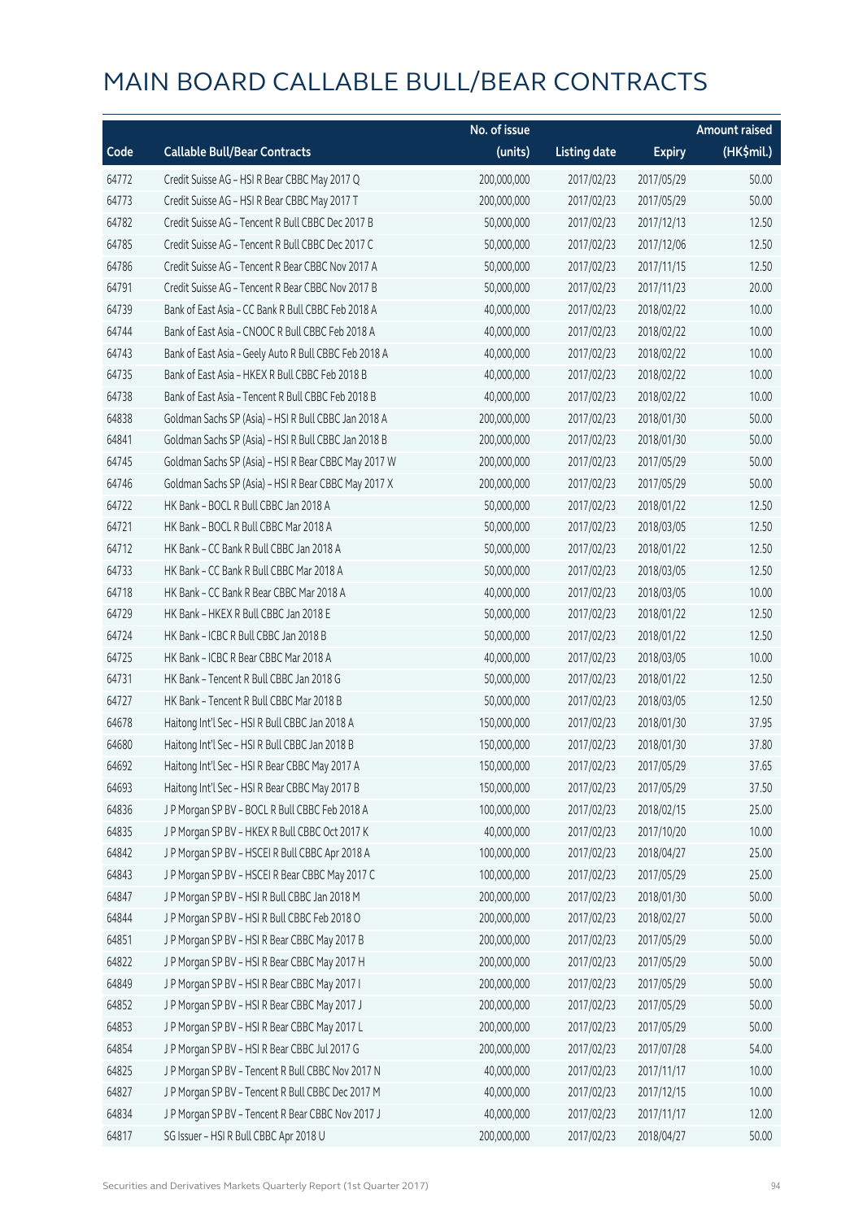# MAIN BOARD CALLABLE BULL/BEAR CONTRACTS

| Code | Callable Bull/Bear Contracts | No. of issue (units) | Listing date | Expiry | Amount raised (HK$mil.) |
|---|---|---|---|---|---|
| 64772 | Credit Suisse AG – HSI R Bear CBBC May 2017 Q | 200,000,000 | 2017/02/23 | 2017/05/29 | 50.00 |
| 64773 | Credit Suisse AG – HSI R Bear CBBC May 2017 T | 200,000,000 | 2017/02/23 | 2017/05/29 | 50.00 |
| 64782 | Credit Suisse AG – Tencent R Bull CBBC Dec 2017 B | 50,000,000 | 2017/02/23 | 2017/12/13 | 12.50 |
| 64785 | Credit Suisse AG – Tencent R Bull CBBC Dec 2017 C | 50,000,000 | 2017/02/23 | 2017/12/06 | 12.50 |
| 64786 | Credit Suisse AG – Tencent R Bear CBBC Nov 2017 A | 50,000,000 | 2017/02/23 | 2017/11/15 | 12.50 |
| 64791 | Credit Suisse AG – Tencent R Bear CBBC Nov 2017 B | 50,000,000 | 2017/02/23 | 2017/11/23 | 20.00 |
| 64739 | Bank of East Asia – CC Bank R Bull CBBC Feb 2018 A | 40,000,000 | 2017/02/23 | 2018/02/22 | 10.00 |
| 64744 | Bank of East Asia – CNOOC R Bull CBBC Feb 2018 A | 40,000,000 | 2017/02/23 | 2018/02/22 | 10.00 |
| 64743 | Bank of East Asia – Geely Auto R Bull CBBC Feb 2018 A | 40,000,000 | 2017/02/23 | 2018/02/22 | 10.00 |
| 64735 | Bank of East Asia – HKEX R Bull CBBC Feb 2018 B | 40,000,000 | 2017/02/23 | 2018/02/22 | 10.00 |
| 64738 | Bank of East Asia – Tencent R Bull CBBC Feb 2018 B | 40,000,000 | 2017/02/23 | 2018/02/22 | 10.00 |
| 64838 | Goldman Sachs SP (Asia) – HSI R Bull CBBC Jan 2018 A | 200,000,000 | 2017/02/23 | 2018/01/30 | 50.00 |
| 64841 | Goldman Sachs SP (Asia) – HSI R Bull CBBC Jan 2018 B | 200,000,000 | 2017/02/23 | 2018/01/30 | 50.00 |
| 64745 | Goldman Sachs SP (Asia) – HSI R Bear CBBC May 2017 W | 200,000,000 | 2017/02/23 | 2017/05/29 | 50.00 |
| 64746 | Goldman Sachs SP (Asia) – HSI R Bear CBBC May 2017 X | 200,000,000 | 2017/02/23 | 2017/05/29 | 50.00 |
| 64722 | HK Bank – BOCL R Bull CBBC Jan 2018 A | 50,000,000 | 2017/02/23 | 2018/01/22 | 12.50 |
| 64721 | HK Bank – BOCL R Bull CBBC Mar 2018 A | 50,000,000 | 2017/02/23 | 2018/03/05 | 12.50 |
| 64712 | HK Bank – CC Bank R Bull CBBC Jan 2018 A | 50,000,000 | 2017/02/23 | 2018/01/22 | 12.50 |
| 64733 | HK Bank – CC Bank R Bull CBBC Mar 2018 A | 50,000,000 | 2017/02/23 | 2018/03/05 | 12.50 |
| 64718 | HK Bank – CC Bank R Bear CBBC Mar 2018 A | 40,000,000 | 2017/02/23 | 2018/03/05 | 10.00 |
| 64729 | HK Bank – HKEX R Bull CBBC Jan 2018 E | 50,000,000 | 2017/02/23 | 2018/01/22 | 12.50 |
| 64724 | HK Bank – ICBC R Bull CBBC Jan 2018 B | 50,000,000 | 2017/02/23 | 2018/01/22 | 12.50 |
| 64725 | HK Bank – ICBC R Bear CBBC Mar 2018 A | 40,000,000 | 2017/02/23 | 2018/03/05 | 10.00 |
| 64731 | HK Bank – Tencent R Bull CBBC Jan 2018 G | 50,000,000 | 2017/02/23 | 2018/01/22 | 12.50 |
| 64727 | HK Bank – Tencent R Bull CBBC Mar 2018 B | 50,000,000 | 2017/02/23 | 2018/03/05 | 12.50 |
| 64678 | Haitong Int'l Sec – HSI R Bull CBBC Jan 2018 A | 150,000,000 | 2017/02/23 | 2018/01/30 | 37.95 |
| 64680 | Haitong Int'l Sec – HSI R Bull CBBC Jan 2018 B | 150,000,000 | 2017/02/23 | 2018/01/30 | 37.80 |
| 64692 | Haitong Int'l Sec – HSI R Bear CBBC May 2017 A | 150,000,000 | 2017/02/23 | 2017/05/29 | 37.65 |
| 64693 | Haitong Int'l Sec – HSI R Bear CBBC May 2017 B | 150,000,000 | 2017/02/23 | 2017/05/29 | 37.50 |
| 64836 | J P Morgan SP BV – BOCL R Bull CBBC Feb 2018 A | 100,000,000 | 2017/02/23 | 2018/02/15 | 25.00 |
| 64835 | J P Morgan SP BV – HKEX R Bull CBBC Oct 2017 K | 40,000,000 | 2017/02/23 | 2017/10/20 | 10.00 |
| 64842 | J P Morgan SP BV – HSCEI R Bull CBBC Apr 2018 A | 100,000,000 | 2017/02/23 | 2018/04/27 | 25.00 |
| 64843 | J P Morgan SP BV – HSCEI R Bear CBBC May 2017 C | 100,000,000 | 2017/02/23 | 2017/05/29 | 25.00 |
| 64847 | J P Morgan SP BV – HSI R Bull CBBC Jan 2018 M | 200,000,000 | 2017/02/23 | 2018/01/30 | 50.00 |
| 64844 | J P Morgan SP BV – HSI R Bull CBBC Feb 2018 O | 200,000,000 | 2017/02/23 | 2018/02/27 | 50.00 |
| 64851 | J P Morgan SP BV – HSI R Bear CBBC May 2017 B | 200,000,000 | 2017/02/23 | 2017/05/29 | 50.00 |
| 64822 | J P Morgan SP BV – HSI R Bear CBBC May 2017 H | 200,000,000 | 2017/02/23 | 2017/05/29 | 50.00 |
| 64849 | J P Morgan SP BV – HSI R Bear CBBC May 2017 I | 200,000,000 | 2017/02/23 | 2017/05/29 | 50.00 |
| 64852 | J P Morgan SP BV – HSI R Bear CBBC May 2017 J | 200,000,000 | 2017/02/23 | 2017/05/29 | 50.00 |
| 64853 | J P Morgan SP BV – HSI R Bear CBBC May 2017 L | 200,000,000 | 2017/02/23 | 2017/05/29 | 50.00 |
| 64854 | J P Morgan SP BV – HSI R Bear CBBC Jul 2017 G | 200,000,000 | 2017/02/23 | 2017/07/28 | 54.00 |
| 64825 | J P Morgan SP BV – Tencent R Bull CBBC Nov 2017 N | 40,000,000 | 2017/02/23 | 2017/11/17 | 10.00 |
| 64827 | J P Morgan SP BV – Tencent R Bull CBBC Dec 2017 M | 40,000,000 | 2017/02/23 | 2017/12/15 | 10.00 |
| 64834 | J P Morgan SP BV – Tencent R Bear CBBC Nov 2017 J | 40,000,000 | 2017/02/23 | 2017/11/17 | 12.00 |
| 64817 | SG Issuer – HSI R Bull CBBC Apr 2018 U | 200,000,000 | 2017/02/23 | 2018/04/27 | 50.00 |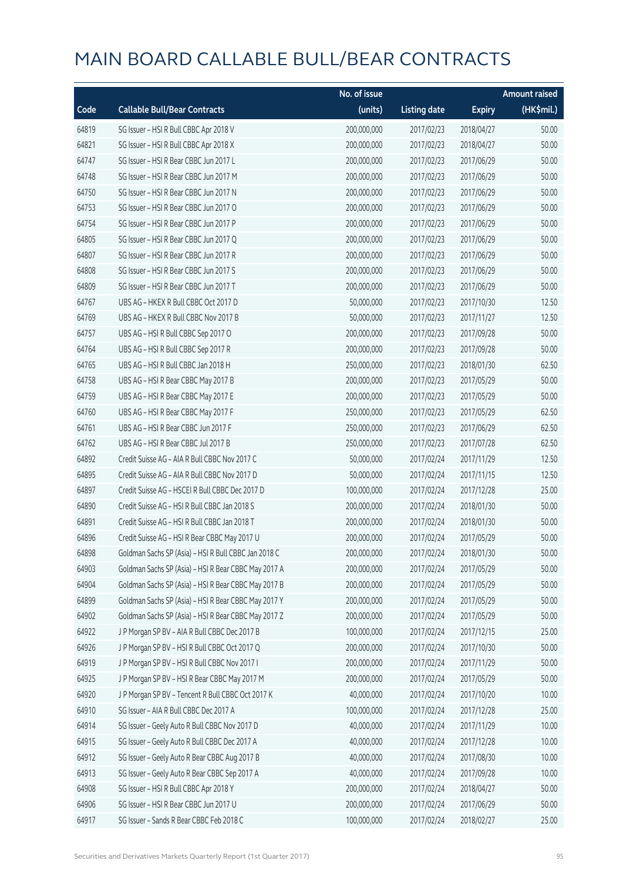# MAIN BOARD CALLABLE BULL/BEAR CONTRACTS

| Code | Callable Bull/Bear Contracts | No. of issue (units) | Listing date | Expiry | Amount raised (HK$mil.) |
|---|---|---|---|---|---|
| 64819 | SG Issuer – HSI R Bull CBBC Apr 2018 V | 200,000,000 | 2017/02/23 | 2018/04/27 | 50.00 |
| 64821 | SG Issuer – HSI R Bull CBBC Apr 2018 X | 200,000,000 | 2017/02/23 | 2018/04/27 | 50.00 |
| 64747 | SG Issuer – HSI R Bear CBBC Jun 2017 L | 200,000,000 | 2017/02/23 | 2017/06/29 | 50.00 |
| 64748 | SG Issuer – HSI R Bear CBBC Jun 2017 M | 200,000,000 | 2017/02/23 | 2017/06/29 | 50.00 |
| 64750 | SG Issuer – HSI R Bear CBBC Jun 2017 N | 200,000,000 | 2017/02/23 | 2017/06/29 | 50.00 |
| 64753 | SG Issuer – HSI R Bear CBBC Jun 2017 O | 200,000,000 | 2017/02/23 | 2017/06/29 | 50.00 |
| 64754 | SG Issuer – HSI R Bear CBBC Jun 2017 P | 200,000,000 | 2017/02/23 | 2017/06/29 | 50.00 |
| 64805 | SG Issuer – HSI R Bear CBBC Jun 2017 Q | 200,000,000 | 2017/02/23 | 2017/06/29 | 50.00 |
| 64807 | SG Issuer – HSI R Bear CBBC Jun 2017 R | 200,000,000 | 2017/02/23 | 2017/06/29 | 50.00 |
| 64808 | SG Issuer – HSI R Bear CBBC Jun 2017 S | 200,000,000 | 2017/02/23 | 2017/06/29 | 50.00 |
| 64809 | SG Issuer – HSI R Bear CBBC Jun 2017 T | 200,000,000 | 2017/02/23 | 2017/06/29 | 50.00 |
| 64767 | UBS AG – HKEX R Bull CBBC Oct 2017 D | 50,000,000 | 2017/02/23 | 2017/10/30 | 12.50 |
| 64769 | UBS AG – HKEX R Bull CBBC Nov 2017 B | 50,000,000 | 2017/02/23 | 2017/11/27 | 12.50 |
| 64757 | UBS AG – HSI R Bull CBBC Sep 2017 O | 200,000,000 | 2017/02/23 | 2017/09/28 | 50.00 |
| 64764 | UBS AG – HSI R Bull CBBC Sep 2017 R | 200,000,000 | 2017/02/23 | 2017/09/28 | 50.00 |
| 64765 | UBS AG – HSI R Bull CBBC Jan 2018 H | 250,000,000 | 2017/02/23 | 2018/01/30 | 62.50 |
| 64758 | UBS AG – HSI R Bear CBBC May 2017 B | 200,000,000 | 2017/02/23 | 2017/05/29 | 50.00 |
| 64759 | UBS AG – HSI R Bear CBBC May 2017 E | 200,000,000 | 2017/02/23 | 2017/05/29 | 50.00 |
| 64760 | UBS AG – HSI R Bear CBBC May 2017 F | 250,000,000 | 2017/02/23 | 2017/05/29 | 62.50 |
| 64761 | UBS AG – HSI R Bear CBBC Jun 2017 F | 250,000,000 | 2017/02/23 | 2017/06/29 | 62.50 |
| 64762 | UBS AG – HSI R Bear CBBC Jul 2017 B | 250,000,000 | 2017/02/23 | 2017/07/28 | 62.50 |
| 64892 | Credit Suisse AG – AIA R Bull CBBC Nov 2017 C | 50,000,000 | 2017/02/24 | 2017/11/29 | 12.50 |
| 64895 | Credit Suisse AG – AIA R Bull CBBC Nov 2017 D | 50,000,000 | 2017/02/24 | 2017/11/15 | 12.50 |
| 64897 | Credit Suisse AG – HSCEI R Bull CBBC Dec 2017 D | 100,000,000 | 2017/02/24 | 2017/12/28 | 25.00 |
| 64890 | Credit Suisse AG – HSI R Bull CBBC Jan 2018 S | 200,000,000 | 2017/02/24 | 2018/01/30 | 50.00 |
| 64891 | Credit Suisse AG – HSI R Bull CBBC Jan 2018 T | 200,000,000 | 2017/02/24 | 2018/01/30 | 50.00 |
| 64896 | Credit Suisse AG – HSI R Bear CBBC May 2017 U | 200,000,000 | 2017/02/24 | 2017/05/29 | 50.00 |
| 64898 | Goldman Sachs SP (Asia) – HSI R Bull CBBC Jan 2018 C | 200,000,000 | 2017/02/24 | 2018/01/30 | 50.00 |
| 64903 | Goldman Sachs SP (Asia) – HSI R Bear CBBC May 2017 A | 200,000,000 | 2017/02/24 | 2017/05/29 | 50.00 |
| 64904 | Goldman Sachs SP (Asia) – HSI R Bear CBBC May 2017 B | 200,000,000 | 2017/02/24 | 2017/05/29 | 50.00 |
| 64899 | Goldman Sachs SP (Asia) – HSI R Bear CBBC May 2017 Y | 200,000,000 | 2017/02/24 | 2017/05/29 | 50.00 |
| 64902 | Goldman Sachs SP (Asia) – HSI R Bear CBBC May 2017 Z | 200,000,000 | 2017/02/24 | 2017/05/29 | 50.00 |
| 64922 | J P Morgan SP BV – AIA R Bull CBBC Dec 2017 B | 100,000,000 | 2017/02/24 | 2017/12/15 | 25.00 |
| 64926 | J P Morgan SP BV – HSI R Bull CBBC Oct 2017 Q | 200,000,000 | 2017/02/24 | 2017/10/30 | 50.00 |
| 64919 | J P Morgan SP BV – HSI R Bull CBBC Nov 2017 I | 200,000,000 | 2017/02/24 | 2017/11/29 | 50.00 |
| 64925 | J P Morgan SP BV – HSI R Bear CBBC May 2017 M | 200,000,000 | 2017/02/24 | 2017/05/29 | 50.00 |
| 64920 | J P Morgan SP BV – Tencent R Bull CBBC Oct 2017 K | 40,000,000 | 2017/02/24 | 2017/10/20 | 10.00 |
| 64910 | SG Issuer – AIA R Bull CBBC Dec 2017 A | 100,000,000 | 2017/02/24 | 2017/12/28 | 25.00 |
| 64914 | SG Issuer – Geely Auto R Bull CBBC Nov 2017 D | 40,000,000 | 2017/02/24 | 2017/11/29 | 10.00 |
| 64915 | SG Issuer – Geely Auto R Bull CBBC Dec 2017 A | 40,000,000 | 2017/02/24 | 2017/12/28 | 10.00 |
| 64912 | SG Issuer – Geely Auto R Bear CBBC Aug 2017 B | 40,000,000 | 2017/02/24 | 2017/08/30 | 10.00 |
| 64913 | SG Issuer – Geely Auto R Bear CBBC Sep 2017 A | 40,000,000 | 2017/02/24 | 2017/09/28 | 10.00 |
| 64908 | SG Issuer – HSI R Bull CBBC Apr 2018 Y | 200,000,000 | 2017/02/24 | 2018/04/27 | 50.00 |
| 64906 | SG Issuer – HSI R Bear CBBC Jun 2017 U | 200,000,000 | 2017/02/24 | 2017/06/29 | 50.00 |
| 64917 | SG Issuer – Sands R Bear CBBC Feb 2018 C | 100,000,000 | 2017/02/24 | 2018/02/27 | 25.00 |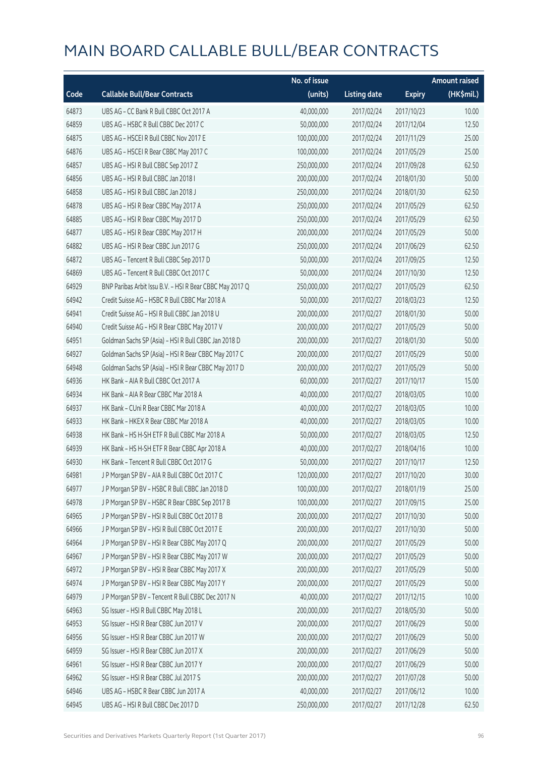# MAIN BOARD CALLABLE BULL/BEAR CONTRACTS

| Code | Callable Bull/Bear Contracts | No. of issue (units) | Listing date | Expiry | Amount raised (HK$mil.) |
|---|---|---|---|---|---|
| 64873 | UBS AG – CC Bank R Bull CBBC Oct 2017 A | 40,000,000 | 2017/02/24 | 2017/10/23 | 10.00 |
| 64859 | UBS AG – HSBC R Bull CBBC Dec 2017 C | 50,000,000 | 2017/02/24 | 2017/12/04 | 12.50 |
| 64875 | UBS AG – HSCEI R Bull CBBC Nov 2017 E | 100,000,000 | 2017/02/24 | 2017/11/29 | 25.00 |
| 64876 | UBS AG – HSCEI R Bear CBBC May 2017 C | 100,000,000 | 2017/02/24 | 2017/05/29 | 25.00 |
| 64857 | UBS AG – HSI R Bull CBBC Sep 2017 Z | 250,000,000 | 2017/02/24 | 2017/09/28 | 62.50 |
| 64856 | UBS AG – HSI R Bull CBBC Jan 2018 I | 200,000,000 | 2017/02/24 | 2018/01/30 | 50.00 |
| 64858 | UBS AG – HSI R Bull CBBC Jan 2018 J | 250,000,000 | 2017/02/24 | 2018/01/30 | 62.50 |
| 64878 | UBS AG – HSI R Bear CBBC May 2017 A | 250,000,000 | 2017/02/24 | 2017/05/29 | 62.50 |
| 64885 | UBS AG – HSI R Bear CBBC May 2017 D | 250,000,000 | 2017/02/24 | 2017/05/29 | 62.50 |
| 64877 | UBS AG – HSI R Bear CBBC May 2017 H | 200,000,000 | 2017/02/24 | 2017/05/29 | 50.00 |
| 64882 | UBS AG – HSI R Bear CBBC Jun 2017 G | 250,000,000 | 2017/02/24 | 2017/06/29 | 62.50 |
| 64872 | UBS AG – Tencent R Bull CBBC Sep 2017 D | 50,000,000 | 2017/02/24 | 2017/09/25 | 12.50 |
| 64869 | UBS AG – Tencent R Bull CBBC Oct 2017 C | 50,000,000 | 2017/02/24 | 2017/10/30 | 12.50 |
| 64929 | BNP Paribas Arbit Issu B.V. – HSI R Bear CBBC May 2017 Q | 250,000,000 | 2017/02/27 | 2017/05/29 | 62.50 |
| 64942 | Credit Suisse AG – HSBC R Bull CBBC Mar 2018 A | 50,000,000 | 2017/02/27 | 2018/03/23 | 12.50 |
| 64941 | Credit Suisse AG – HSI R Bull CBBC Jan 2018 U | 200,000,000 | 2017/02/27 | 2018/01/30 | 50.00 |
| 64940 | Credit Suisse AG – HSI R Bear CBBC May 2017 V | 200,000,000 | 2017/02/27 | 2017/05/29 | 50.00 |
| 64951 | Goldman Sachs SP (Asia) – HSI R Bull CBBC Jan 2018 D | 200,000,000 | 2017/02/27 | 2018/01/30 | 50.00 |
| 64927 | Goldman Sachs SP (Asia) – HSI R Bear CBBC May 2017 C | 200,000,000 | 2017/02/27 | 2017/05/29 | 50.00 |
| 64948 | Goldman Sachs SP (Asia) – HSI R Bear CBBC May 2017 D | 200,000,000 | 2017/02/27 | 2017/05/29 | 50.00 |
| 64936 | HK Bank – AIA R Bull CBBC Oct 2017 A | 60,000,000 | 2017/02/27 | 2017/10/17 | 15.00 |
| 64934 | HK Bank – AIA R Bear CBBC Mar 2018 A | 40,000,000 | 2017/02/27 | 2018/03/05 | 10.00 |
| 64937 | HK Bank – CUni R Bear CBBC Mar 2018 A | 40,000,000 | 2017/02/27 | 2018/03/05 | 10.00 |
| 64933 | HK Bank – HKEX R Bear CBBC Mar 2018 A | 40,000,000 | 2017/02/27 | 2018/03/05 | 10.00 |
| 64938 | HK Bank – HS H-SH ETF R Bull CBBC Mar 2018 A | 50,000,000 | 2017/02/27 | 2018/03/05 | 12.50 |
| 64939 | HK Bank – HS H-SH ETF R Bear CBBC Apr 2018 A | 40,000,000 | 2017/02/27 | 2018/04/16 | 10.00 |
| 64930 | HK Bank – Tencent R Bull CBBC Oct 2017 G | 50,000,000 | 2017/02/27 | 2017/10/17 | 12.50 |
| 64981 | J P Morgan SP BV – AIA R Bull CBBC Oct 2017 C | 120,000,000 | 2017/02/27 | 2017/10/20 | 30.00 |
| 64977 | J P Morgan SP BV – HSBC R Bull CBBC Jan 2018 D | 100,000,000 | 2017/02/27 | 2018/01/19 | 25.00 |
| 64978 | J P Morgan SP BV – HSBC R Bear CBBC Sep 2017 B | 100,000,000 | 2017/02/27 | 2017/09/15 | 25.00 |
| 64965 | J P Morgan SP BV – HSI R Bull CBBC Oct 2017 B | 200,000,000 | 2017/02/27 | 2017/10/30 | 50.00 |
| 64966 | J P Morgan SP BV – HSI R Bull CBBC Oct 2017 E | 200,000,000 | 2017/02/27 | 2017/10/30 | 50.00 |
| 64964 | J P Morgan SP BV – HSI R Bear CBBC May 2017 Q | 200,000,000 | 2017/02/27 | 2017/05/29 | 50.00 |
| 64967 | J P Morgan SP BV – HSI R Bear CBBC May 2017 W | 200,000,000 | 2017/02/27 | 2017/05/29 | 50.00 |
| 64972 | J P Morgan SP BV – HSI R Bear CBBC May 2017 X | 200,000,000 | 2017/02/27 | 2017/05/29 | 50.00 |
| 64974 | J P Morgan SP BV – HSI R Bear CBBC May 2017 Y | 200,000,000 | 2017/02/27 | 2017/05/29 | 50.00 |
| 64979 | J P Morgan SP BV – Tencent R Bull CBBC Dec 2017 N | 40,000,000 | 2017/02/27 | 2017/12/15 | 10.00 |
| 64963 | SG Issuer – HSI R Bull CBBC May 2018 L | 200,000,000 | 2017/02/27 | 2018/05/30 | 50.00 |
| 64953 | SG Issuer – HSI R Bear CBBC Jun 2017 V | 200,000,000 | 2017/02/27 | 2017/06/29 | 50.00 |
| 64956 | SG Issuer – HSI R Bear CBBC Jun 2017 W | 200,000,000 | 2017/02/27 | 2017/06/29 | 50.00 |
| 64959 | SG Issuer – HSI R Bear CBBC Jun 2017 X | 200,000,000 | 2017/02/27 | 2017/06/29 | 50.00 |
| 64961 | SG Issuer – HSI R Bear CBBC Jun 2017 Y | 200,000,000 | 2017/02/27 | 2017/06/29 | 50.00 |
| 64962 | SG Issuer – HSI R Bear CBBC Jul 2017 S | 200,000,000 | 2017/02/27 | 2017/07/28 | 50.00 |
| 64946 | UBS AG – HSBC R Bear CBBC Jun 2017 A | 40,000,000 | 2017/02/27 | 2017/06/12 | 10.00 |
| 64945 | UBS AG – HSI R Bull CBBC Dec 2017 D | 250,000,000 | 2017/02/27 | 2017/12/28 | 62.50 |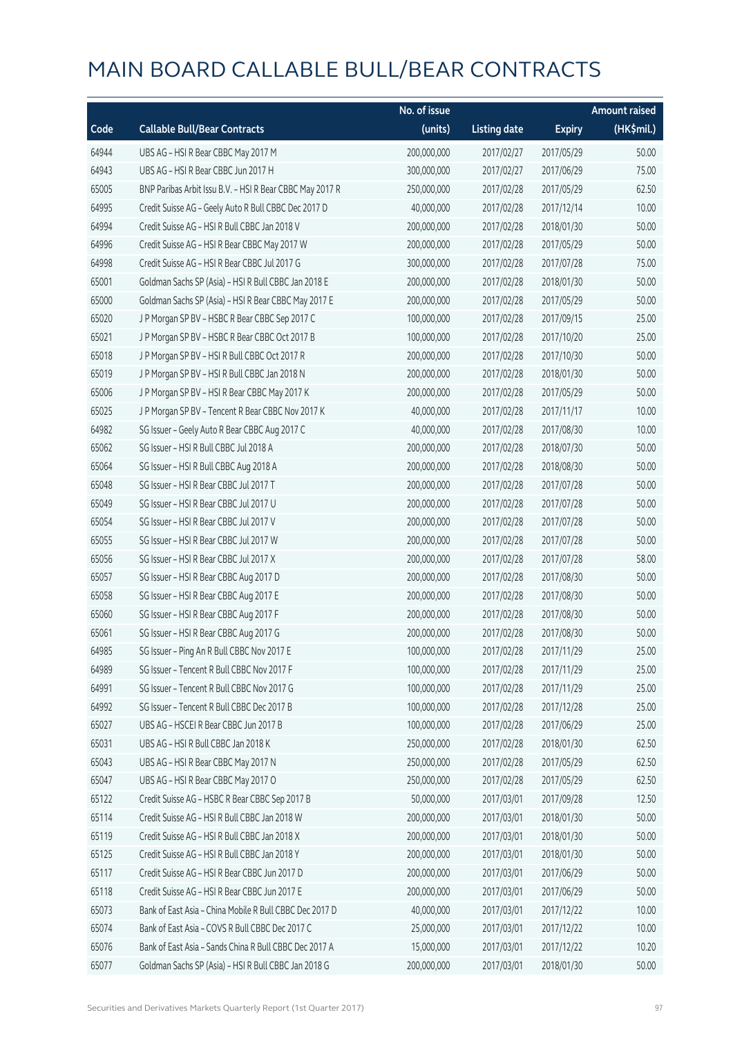# MAIN BOARD CALLABLE BULL/BEAR CONTRACTS

| Code | Callable Bull/Bear Contracts | No. of issue (units) | Listing date | Expiry | Amount raised (HK$mil.) |
|---|---|---|---|---|---|
| 64944 | UBS AG – HSI R Bear CBBC May 2017 M | 200,000,000 | 2017/02/27 | 2017/05/29 | 50.00 |
| 64943 | UBS AG – HSI R Bear CBBC Jun 2017 H | 300,000,000 | 2017/02/27 | 2017/06/29 | 75.00 |
| 65005 | BNP Paribas Arbit Issu B.V. – HSI R Bear CBBC May 2017 R | 250,000,000 | 2017/02/28 | 2017/05/29 | 62.50 |
| 64995 | Credit Suisse AG – Geely Auto R Bull CBBC Dec 2017 D | 40,000,000 | 2017/02/28 | 2017/12/14 | 10.00 |
| 64994 | Credit Suisse AG – HSI R Bull CBBC Jan 2018 V | 200,000,000 | 2017/02/28 | 2018/01/30 | 50.00 |
| 64996 | Credit Suisse AG – HSI R Bear CBBC May 2017 W | 200,000,000 | 2017/02/28 | 2017/05/29 | 50.00 |
| 64998 | Credit Suisse AG – HSI R Bear CBBC Jul 2017 G | 300,000,000 | 2017/02/28 | 2017/07/28 | 75.00 |
| 65001 | Goldman Sachs SP (Asia) – HSI R Bull CBBC Jan 2018 E | 200,000,000 | 2017/02/28 | 2018/01/30 | 50.00 |
| 65000 | Goldman Sachs SP (Asia) – HSI R Bear CBBC May 2017 E | 200,000,000 | 2017/02/28 | 2017/05/29 | 50.00 |
| 65020 | J P Morgan SP BV – HSBC R Bear CBBC Sep 2017 C | 100,000,000 | 2017/02/28 | 2017/09/15 | 25.00 |
| 65021 | J P Morgan SP BV – HSBC R Bear CBBC Oct 2017 B | 100,000,000 | 2017/02/28 | 2017/10/20 | 25.00 |
| 65018 | J P Morgan SP BV – HSI R Bull CBBC Oct 2017 R | 200,000,000 | 2017/02/28 | 2017/10/30 | 50.00 |
| 65019 | J P Morgan SP BV – HSI R Bull CBBC Jan 2018 N | 200,000,000 | 2017/02/28 | 2018/01/30 | 50.00 |
| 65006 | J P Morgan SP BV – HSI R Bear CBBC May 2017 K | 200,000,000 | 2017/02/28 | 2017/05/29 | 50.00 |
| 65025 | J P Morgan SP BV – Tencent R Bear CBBC Nov 2017 K | 40,000,000 | 2017/02/28 | 2017/11/17 | 10.00 |
| 64982 | SG Issuer – Geely Auto R Bear CBBC Aug 2017 C | 40,000,000 | 2017/02/28 | 2017/08/30 | 10.00 |
| 65062 | SG Issuer – HSI R Bull CBBC Jul 2018 A | 200,000,000 | 2017/02/28 | 2018/07/30 | 50.00 |
| 65064 | SG Issuer – HSI R Bull CBBC Aug 2018 A | 200,000,000 | 2017/02/28 | 2018/08/30 | 50.00 |
| 65048 | SG Issuer – HSI R Bear CBBC Jul 2017 T | 200,000,000 | 2017/02/28 | 2017/07/28 | 50.00 |
| 65049 | SG Issuer – HSI R Bear CBBC Jul 2017 U | 200,000,000 | 2017/02/28 | 2017/07/28 | 50.00 |
| 65054 | SG Issuer – HSI R Bear CBBC Jul 2017 V | 200,000,000 | 2017/02/28 | 2017/07/28 | 50.00 |
| 65055 | SG Issuer – HSI R Bear CBBC Jul 2017 W | 200,000,000 | 2017/02/28 | 2017/07/28 | 50.00 |
| 65056 | SG Issuer – HSI R Bear CBBC Jul 2017 X | 200,000,000 | 2017/02/28 | 2017/07/28 | 58.00 |
| 65057 | SG Issuer – HSI R Bear CBBC Aug 2017 D | 200,000,000 | 2017/02/28 | 2017/08/30 | 50.00 |
| 65058 | SG Issuer – HSI R Bear CBBC Aug 2017 E | 200,000,000 | 2017/02/28 | 2017/08/30 | 50.00 |
| 65060 | SG Issuer – HSI R Bear CBBC Aug 2017 F | 200,000,000 | 2017/02/28 | 2017/08/30 | 50.00 |
| 65061 | SG Issuer – HSI R Bear CBBC Aug 2017 G | 200,000,000 | 2017/02/28 | 2017/08/30 | 50.00 |
| 64985 | SG Issuer – Ping An R Bull CBBC Nov 2017 E | 100,000,000 | 2017/02/28 | 2017/11/29 | 25.00 |
| 64989 | SG Issuer – Tencent R Bull CBBC Nov 2017 F | 100,000,000 | 2017/02/28 | 2017/11/29 | 25.00 |
| 64991 | SG Issuer – Tencent R Bull CBBC Nov 2017 G | 100,000,000 | 2017/02/28 | 2017/11/29 | 25.00 |
| 64992 | SG Issuer – Tencent R Bull CBBC Dec 2017 B | 100,000,000 | 2017/02/28 | 2017/12/28 | 25.00 |
| 65027 | UBS AG – HSCEI R Bear CBBC Jun 2017 B | 100,000,000 | 2017/02/28 | 2017/06/29 | 25.00 |
| 65031 | UBS AG – HSI R Bull CBBC Jan 2018 K | 250,000,000 | 2017/02/28 | 2018/01/30 | 62.50 |
| 65043 | UBS AG – HSI R Bear CBBC May 2017 N | 250,000,000 | 2017/02/28 | 2017/05/29 | 62.50 |
| 65047 | UBS AG – HSI R Bear CBBC May 2017 O | 250,000,000 | 2017/02/28 | 2017/05/29 | 62.50 |
| 65122 | Credit Suisse AG – HSBC R Bear CBBC Sep 2017 B | 50,000,000 | 2017/03/01 | 2017/09/28 | 12.50 |
| 65114 | Credit Suisse AG – HSI R Bull CBBC Jan 2018 W | 200,000,000 | 2017/03/01 | 2018/01/30 | 50.00 |
| 65119 | Credit Suisse AG – HSI R Bull CBBC Jan 2018 X | 200,000,000 | 2017/03/01 | 2018/01/30 | 50.00 |
| 65125 | Credit Suisse AG – HSI R Bull CBBC Jan 2018 Y | 200,000,000 | 2017/03/01 | 2018/01/30 | 50.00 |
| 65117 | Credit Suisse AG – HSI R Bear CBBC Jun 2017 D | 200,000,000 | 2017/03/01 | 2017/06/29 | 50.00 |
| 65118 | Credit Suisse AG – HSI R Bear CBBC Jun 2017 E | 200,000,000 | 2017/03/01 | 2017/06/29 | 50.00 |
| 65073 | Bank of East Asia – China Mobile R Bull CBBC Dec 2017 D | 40,000,000 | 2017/03/01 | 2017/12/22 | 10.00 |
| 65074 | Bank of East Asia – COVS R Bull CBBC Dec 2017 C | 25,000,000 | 2017/03/01 | 2017/12/22 | 10.00 |
| 65076 | Bank of East Asia – Sands China R Bull CBBC Dec 2017 A | 15,000,000 | 2017/03/01 | 2017/12/22 | 10.20 |
| 65077 | Goldman Sachs SP (Asia) – HSI R Bull CBBC Jan 2018 G | 200,000,000 | 2017/03/01 | 2018/01/30 | 50.00 |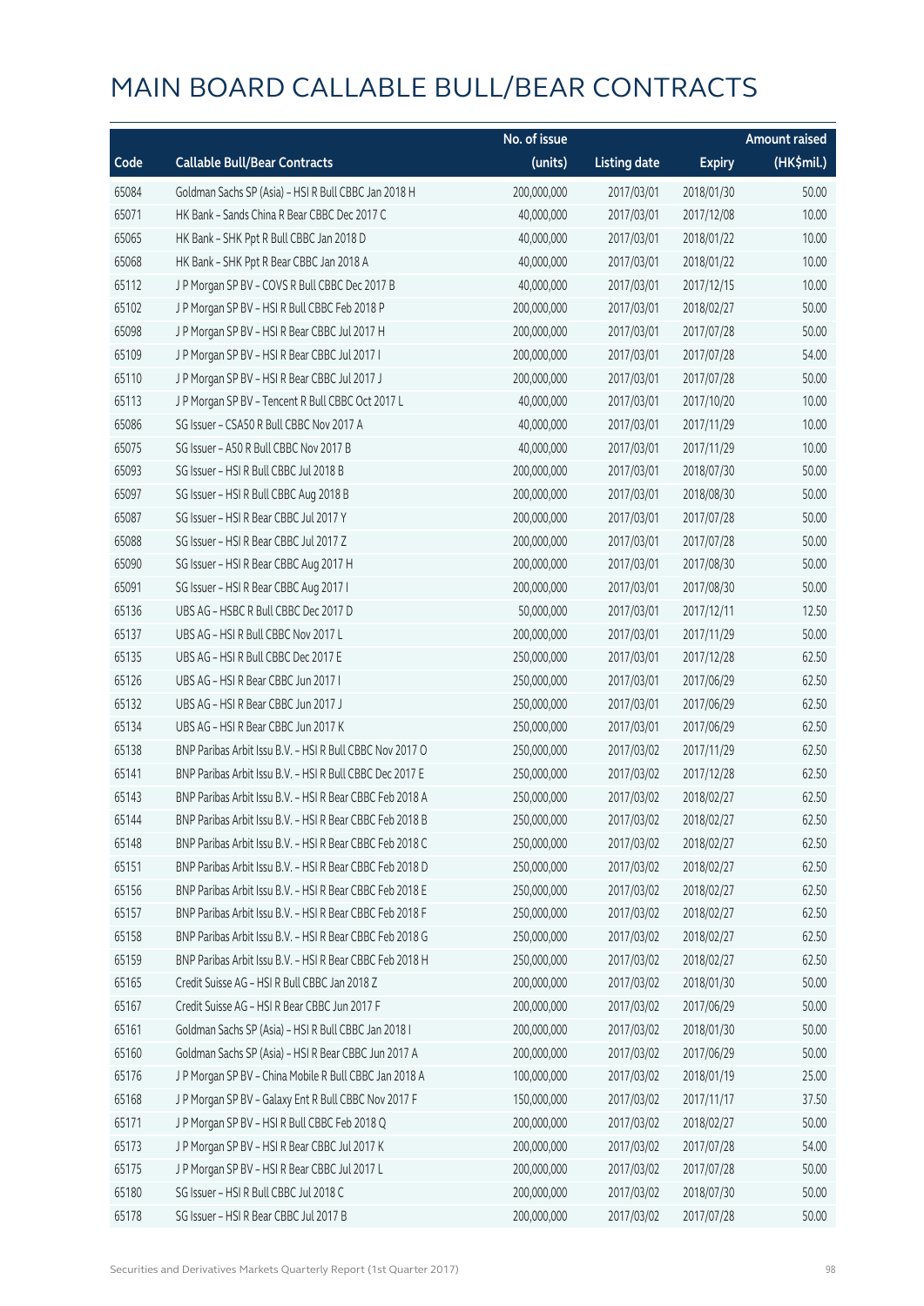# MAIN BOARD CALLABLE BULL/BEAR CONTRACTS

| Code | Callable Bull/Bear Contracts | No. of issue (units) | Listing date | Expiry | Amount raised (HK$mil.) |
|---|---|---|---|---|---|
| 65084 | Goldman Sachs SP (Asia) – HSI R Bull CBBC Jan 2018 H | 200,000,000 | 2017/03/01 | 2018/01/30 | 50.00 |
| 65071 | HK Bank – Sands China R Bear CBBC Dec 2017 C | 40,000,000 | 2017/03/01 | 2017/12/08 | 10.00 |
| 65065 | HK Bank – SHK Ppt R Bull CBBC Jan 2018 D | 40,000,000 | 2017/03/01 | 2018/01/22 | 10.00 |
| 65068 | HK Bank – SHK Ppt R Bear CBBC Jan 2018 A | 40,000,000 | 2017/03/01 | 2018/01/22 | 10.00 |
| 65112 | J P Morgan SP BV – COVS R Bull CBBC Dec 2017 B | 40,000,000 | 2017/03/01 | 2017/12/15 | 10.00 |
| 65102 | J P Morgan SP BV – HSI R Bull CBBC Feb 2018 P | 200,000,000 | 2017/03/01 | 2018/02/27 | 50.00 |
| 65098 | J P Morgan SP BV – HSI R Bear CBBC Jul 2017 H | 200,000,000 | 2017/03/01 | 2017/07/28 | 50.00 |
| 65109 | J P Morgan SP BV – HSI R Bear CBBC Jul 2017 I | 200,000,000 | 2017/03/01 | 2017/07/28 | 54.00 |
| 65110 | J P Morgan SP BV – HSI R Bear CBBC Jul 2017 J | 200,000,000 | 2017/03/01 | 2017/07/28 | 50.00 |
| 65113 | J P Morgan SP BV – Tencent R Bull CBBC Oct 2017 L | 40,000,000 | 2017/03/01 | 2017/10/20 | 10.00 |
| 65086 | SG Issuer – CSA50 R Bull CBBC Nov 2017 A | 40,000,000 | 2017/03/01 | 2017/11/29 | 10.00 |
| 65075 | SG Issuer – A50 R Bull CBBC Nov 2017 B | 40,000,000 | 2017/03/01 | 2017/11/29 | 10.00 |
| 65093 | SG Issuer – HSI R Bull CBBC Jul 2018 B | 200,000,000 | 2017/03/01 | 2018/07/30 | 50.00 |
| 65097 | SG Issuer – HSI R Bull CBBC Aug 2018 B | 200,000,000 | 2017/03/01 | 2018/08/30 | 50.00 |
| 65087 | SG Issuer – HSI R Bear CBBC Jul 2017 Y | 200,000,000 | 2017/03/01 | 2017/07/28 | 50.00 |
| 65088 | SG Issuer – HSI R Bear CBBC Jul 2017 Z | 200,000,000 | 2017/03/01 | 2017/07/28 | 50.00 |
| 65090 | SG Issuer – HSI R Bear CBBC Aug 2017 H | 200,000,000 | 2017/03/01 | 2017/08/30 | 50.00 |
| 65091 | SG Issuer – HSI R Bear CBBC Aug 2017 I | 200,000,000 | 2017/03/01 | 2017/08/30 | 50.00 |
| 65136 | UBS AG – HSBC R Bull CBBC Dec 2017 D | 50,000,000 | 2017/03/01 | 2017/12/11 | 12.50 |
| 65137 | UBS AG – HSI R Bull CBBC Nov 2017 L | 200,000,000 | 2017/03/01 | 2017/11/29 | 50.00 |
| 65135 | UBS AG – HSI R Bull CBBC Dec 2017 E | 250,000,000 | 2017/03/01 | 2017/12/28 | 62.50 |
| 65126 | UBS AG – HSI R Bear CBBC Jun 2017 I | 250,000,000 | 2017/03/01 | 2017/06/29 | 62.50 |
| 65132 | UBS AG – HSI R Bear CBBC Jun 2017 J | 250,000,000 | 2017/03/01 | 2017/06/29 | 62.50 |
| 65134 | UBS AG – HSI R Bear CBBC Jun 2017 K | 250,000,000 | 2017/03/01 | 2017/06/29 | 62.50 |
| 65138 | BNP Paribas Arbit Issu B.V. – HSI R Bull CBBC Nov 2017 O | 250,000,000 | 2017/03/02 | 2017/11/29 | 62.50 |
| 65141 | BNP Paribas Arbit Issu B.V. – HSI R Bull CBBC Dec 2017 E | 250,000,000 | 2017/03/02 | 2017/12/28 | 62.50 |
| 65143 | BNP Paribas Arbit Issu B.V. – HSI R Bear CBBC Feb 2018 A | 250,000,000 | 2017/03/02 | 2018/02/27 | 62.50 |
| 65144 | BNP Paribas Arbit Issu B.V. – HSI R Bear CBBC Feb 2018 B | 250,000,000 | 2017/03/02 | 2018/02/27 | 62.50 |
| 65148 | BNP Paribas Arbit Issu B.V. – HSI R Bear CBBC Feb 2018 C | 250,000,000 | 2017/03/02 | 2018/02/27 | 62.50 |
| 65151 | BNP Paribas Arbit Issu B.V. – HSI R Bear CBBC Feb 2018 D | 250,000,000 | 2017/03/02 | 2018/02/27 | 62.50 |
| 65156 | BNP Paribas Arbit Issu B.V. – HSI R Bear CBBC Feb 2018 E | 250,000,000 | 2017/03/02 | 2018/02/27 | 62.50 |
| 65157 | BNP Paribas Arbit Issu B.V. – HSI R Bear CBBC Feb 2018 F | 250,000,000 | 2017/03/02 | 2018/02/27 | 62.50 |
| 65158 | BNP Paribas Arbit Issu B.V. – HSI R Bear CBBC Feb 2018 G | 250,000,000 | 2017/03/02 | 2018/02/27 | 62.50 |
| 65159 | BNP Paribas Arbit Issu B.V. – HSI R Bear CBBC Feb 2018 H | 250,000,000 | 2017/03/02 | 2018/02/27 | 62.50 |
| 65165 | Credit Suisse AG – HSI R Bull CBBC Jan 2018 Z | 200,000,000 | 2017/03/02 | 2018/01/30 | 50.00 |
| 65167 | Credit Suisse AG – HSI R Bear CBBC Jun 2017 F | 200,000,000 | 2017/03/02 | 2017/06/29 | 50.00 |
| 65161 | Goldman Sachs SP (Asia) – HSI R Bull CBBC Jan 2018 I | 200,000,000 | 2017/03/02 | 2018/01/30 | 50.00 |
| 65160 | Goldman Sachs SP (Asia) – HSI R Bear CBBC Jun 2017 A | 200,000,000 | 2017/03/02 | 2017/06/29 | 50.00 |
| 65176 | J P Morgan SP BV – China Mobile R Bull CBBC Jan 2018 A | 100,000,000 | 2017/03/02 | 2018/01/19 | 25.00 |
| 65168 | J P Morgan SP BV – Galaxy Ent R Bull CBBC Nov 2017 F | 150,000,000 | 2017/03/02 | 2017/11/17 | 37.50 |
| 65171 | J P Morgan SP BV – HSI R Bull CBBC Feb 2018 Q | 200,000,000 | 2017/03/02 | 2018/02/27 | 50.00 |
| 65173 | J P Morgan SP BV – HSI R Bear CBBC Jul 2017 K | 200,000,000 | 2017/03/02 | 2017/07/28 | 54.00 |
| 65175 | J P Morgan SP BV – HSI R Bear CBBC Jul 2017 L | 200,000,000 | 2017/03/02 | 2017/07/28 | 50.00 |
| 65180 | SG Issuer – HSI R Bull CBBC Jul 2018 C | 200,000,000 | 2017/03/02 | 2018/07/30 | 50.00 |
| 65178 | SG Issuer – HSI R Bear CBBC Jul 2017 B | 200,000,000 | 2017/03/02 | 2017/07/28 | 50.00 |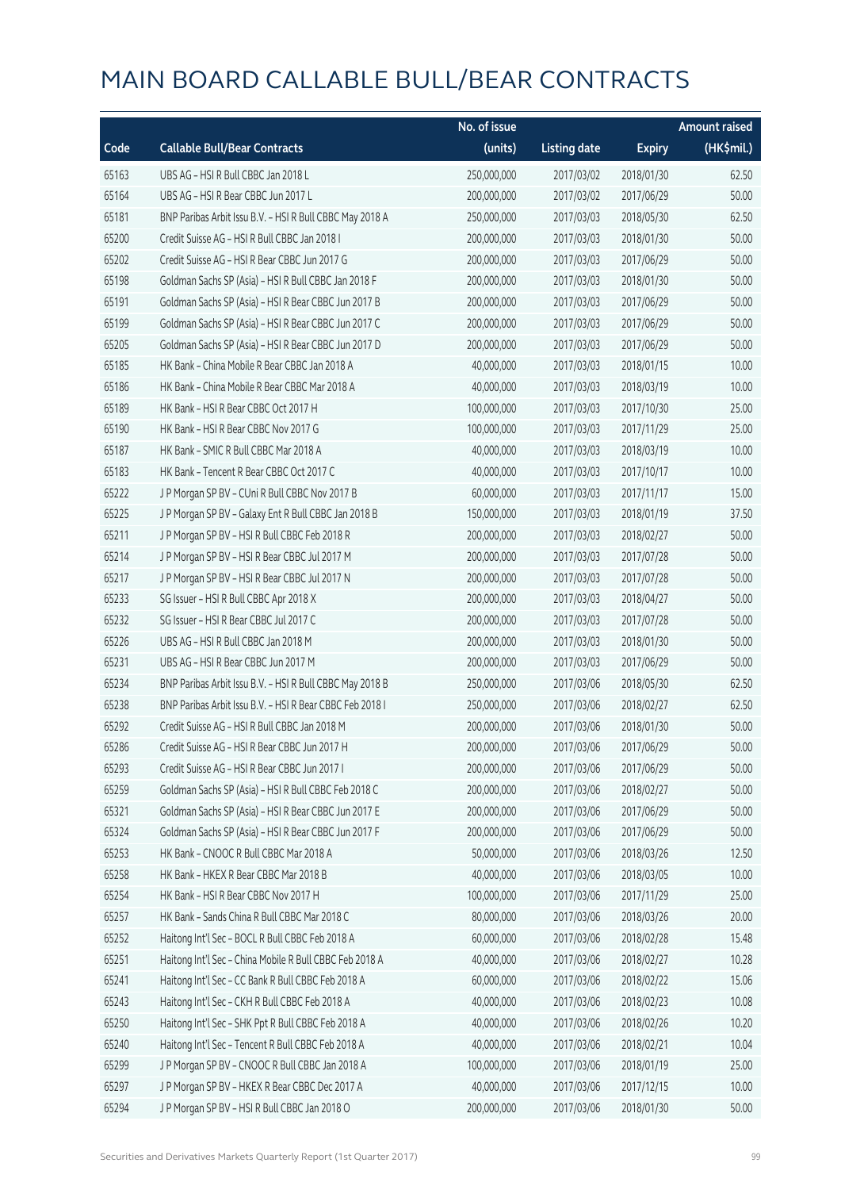# MAIN BOARD CALLABLE BULL/BEAR CONTRACTS

| Code | Callable Bull/Bear Contracts | No. of issue (units) | Listing date | Expiry | Amount raised (HK$mil.) |
|---|---|---|---|---|---|
| 65163 | UBS AG – HSI R Bull CBBC Jan 2018 L | 250,000,000 | 2017/03/02 | 2018/01/30 | 62.50 |
| 65164 | UBS AG – HSI R Bear CBBC Jun 2017 L | 200,000,000 | 2017/03/02 | 2017/06/29 | 50.00 |
| 65181 | BNP Paribas Arbit Issu B.V. – HSI R Bull CBBC May 2018 A | 250,000,000 | 2017/03/03 | 2018/05/30 | 62.50 |
| 65200 | Credit Suisse AG – HSI R Bull CBBC Jan 2018 I | 200,000,000 | 2017/03/03 | 2018/01/30 | 50.00 |
| 65202 | Credit Suisse AG – HSI R Bear CBBC Jun 2017 G | 200,000,000 | 2017/03/03 | 2017/06/29 | 50.00 |
| 65198 | Goldman Sachs SP (Asia) – HSI R Bull CBBC Jan 2018 F | 200,000,000 | 2017/03/03 | 2018/01/30 | 50.00 |
| 65191 | Goldman Sachs SP (Asia) – HSI R Bear CBBC Jun 2017 B | 200,000,000 | 2017/03/03 | 2017/06/29 | 50.00 |
| 65199 | Goldman Sachs SP (Asia) – HSI R Bear CBBC Jun 2017 C | 200,000,000 | 2017/03/03 | 2017/06/29 | 50.00 |
| 65205 | Goldman Sachs SP (Asia) – HSI R Bear CBBC Jun 2017 D | 200,000,000 | 2017/03/03 | 2017/06/29 | 50.00 |
| 65185 | HK Bank – China Mobile R Bear CBBC Jan 2018 A | 40,000,000 | 2017/03/03 | 2018/01/15 | 10.00 |
| 65186 | HK Bank – China Mobile R Bear CBBC Mar 2018 A | 40,000,000 | 2017/03/03 | 2018/03/19 | 10.00 |
| 65189 | HK Bank – HSI R Bear CBBC Oct 2017 H | 100,000,000 | 2017/03/03 | 2017/10/30 | 25.00 |
| 65190 | HK Bank – HSI R Bear CBBC Nov 2017 G | 100,000,000 | 2017/03/03 | 2017/11/29 | 25.00 |
| 65187 | HK Bank – SMIC R Bull CBBC Mar 2018 A | 40,000,000 | 2017/03/03 | 2018/03/19 | 10.00 |
| 65183 | HK Bank – Tencent R Bear CBBC Oct 2017 C | 40,000,000 | 2017/03/03 | 2017/10/17 | 10.00 |
| 65222 | J P Morgan SP BV – CUni R Bull CBBC Nov 2017 B | 60,000,000 | 2017/03/03 | 2017/11/17 | 15.00 |
| 65225 | J P Morgan SP BV – Galaxy Ent R Bull CBBC Jan 2018 B | 150,000,000 | 2017/03/03 | 2018/01/19 | 37.50 |
| 65211 | J P Morgan SP BV – HSI R Bull CBBC Feb 2018 R | 200,000,000 | 2017/03/03 | 2018/02/27 | 50.00 |
| 65214 | J P Morgan SP BV – HSI R Bear CBBC Jul 2017 M | 200,000,000 | 2017/03/03 | 2017/07/28 | 50.00 |
| 65217 | J P Morgan SP BV – HSI R Bear CBBC Jul 2017 N | 200,000,000 | 2017/03/03 | 2017/07/28 | 50.00 |
| 65233 | SG Issuer – HSI R Bull CBBC Apr 2018 X | 200,000,000 | 2017/03/03 | 2018/04/27 | 50.00 |
| 65232 | SG Issuer – HSI R Bear CBBC Jul 2017 C | 200,000,000 | 2017/03/03 | 2017/07/28 | 50.00 |
| 65226 | UBS AG – HSI R Bull CBBC Jan 2018 M | 200,000,000 | 2017/03/03 | 2018/01/30 | 50.00 |
| 65231 | UBS AG – HSI R Bear CBBC Jun 2017 M | 200,000,000 | 2017/03/03 | 2017/06/29 | 50.00 |
| 65234 | BNP Paribas Arbit Issu B.V. – HSI R Bull CBBC May 2018 B | 250,000,000 | 2017/03/06 | 2018/05/30 | 62.50 |
| 65238 | BNP Paribas Arbit Issu B.V. – HSI R Bear CBBC Feb 2018 I | 250,000,000 | 2017/03/06 | 2018/02/27 | 62.50 |
| 65292 | Credit Suisse AG – HSI R Bull CBBC Jan 2018 M | 200,000,000 | 2017/03/06 | 2018/01/30 | 50.00 |
| 65286 | Credit Suisse AG – HSI R Bear CBBC Jun 2017 H | 200,000,000 | 2017/03/06 | 2017/06/29 | 50.00 |
| 65293 | Credit Suisse AG – HSI R Bear CBBC Jun 2017 I | 200,000,000 | 2017/03/06 | 2017/06/29 | 50.00 |
| 65259 | Goldman Sachs SP (Asia) – HSI R Bull CBBC Feb 2018 C | 200,000,000 | 2017/03/06 | 2018/02/27 | 50.00 |
| 65321 | Goldman Sachs SP (Asia) – HSI R Bear CBBC Jun 2017 E | 200,000,000 | 2017/03/06 | 2017/06/29 | 50.00 |
| 65324 | Goldman Sachs SP (Asia) – HSI R Bear CBBC Jun 2017 F | 200,000,000 | 2017/03/06 | 2017/06/29 | 50.00 |
| 65253 | HK Bank – CNOOC R Bull CBBC Mar 2018 A | 50,000,000 | 2017/03/06 | 2018/03/26 | 12.50 |
| 65258 | HK Bank – HKEX R Bear CBBC Mar 2018 B | 40,000,000 | 2017/03/06 | 2018/03/05 | 10.00 |
| 65254 | HK Bank – HSI R Bear CBBC Nov 2017 H | 100,000,000 | 2017/03/06 | 2017/11/29 | 25.00 |
| 65257 | HK Bank – Sands China R Bull CBBC Mar 2018 C | 80,000,000 | 2017/03/06 | 2018/03/26 | 20.00 |
| 65252 | Haitong Int'l Sec – BOCL R Bull CBBC Feb 2018 A | 60,000,000 | 2017/03/06 | 2018/02/28 | 15.48 |
| 65251 | Haitong Int'l Sec – China Mobile R Bull CBBC Feb 2018 A | 40,000,000 | 2017/03/06 | 2018/02/27 | 10.28 |
| 65241 | Haitong Int'l Sec – CC Bank R Bull CBBC Feb 2018 A | 60,000,000 | 2017/03/06 | 2018/02/22 | 15.06 |
| 65243 | Haitong Int'l Sec – CKH R Bull CBBC Feb 2018 A | 40,000,000 | 2017/03/06 | 2018/02/23 | 10.08 |
| 65250 | Haitong Int'l Sec – SHK Ppt R Bull CBBC Feb 2018 A | 40,000,000 | 2017/03/06 | 2018/02/26 | 10.20 |
| 65240 | Haitong Int'l Sec – Tencent R Bull CBBC Feb 2018 A | 40,000,000 | 2017/03/06 | 2018/02/21 | 10.04 |
| 65299 | J P Morgan SP BV – CNOOC R Bull CBBC Jan 2018 A | 100,000,000 | 2017/03/06 | 2018/01/19 | 25.00 |
| 65297 | J P Morgan SP BV – HKEX R Bear CBBC Dec 2017 A | 40,000,000 | 2017/03/06 | 2017/12/15 | 10.00 |
| 65294 | J P Morgan SP BV – HSI R Bull CBBC Jan 2018 O | 200,000,000 | 2017/03/06 | 2018/01/30 | 50.00 |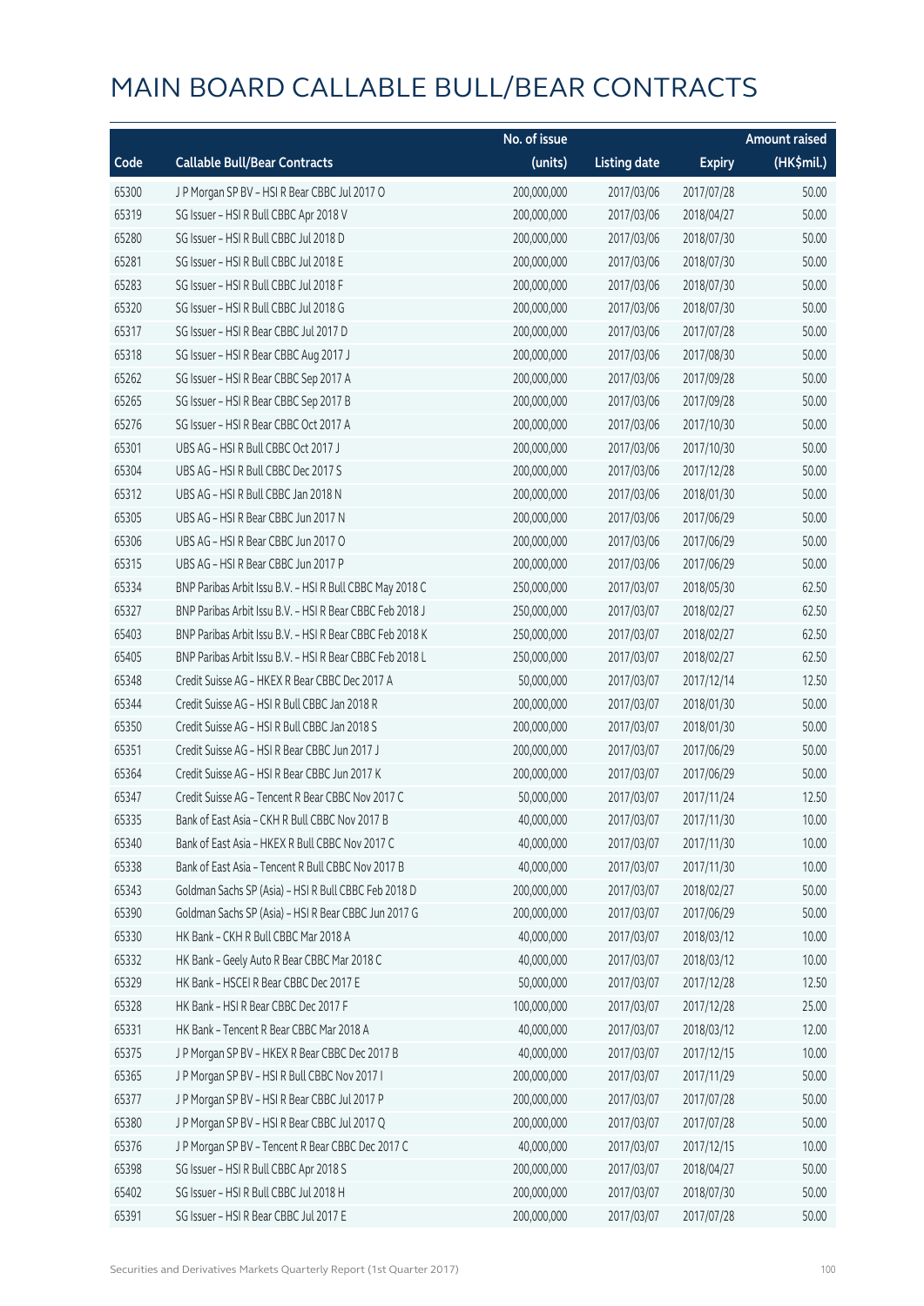# MAIN BOARD CALLABLE BULL/BEAR CONTRACTS

| Code | Callable Bull/Bear Contracts | No. of issue (units) | Listing date | Expiry | Amount raised (HK$mil.) |
|---|---|---|---|---|---|
| 65300 | J P Morgan SP BV – HSI R Bear CBBC Jul 2017 O | 200,000,000 | 2017/03/06 | 2017/07/28 | 50.00 |
| 65319 | SG Issuer – HSI R Bull CBBC Apr 2018 V | 200,000,000 | 2017/03/06 | 2018/04/27 | 50.00 |
| 65280 | SG Issuer – HSI R Bull CBBC Jul 2018 D | 200,000,000 | 2017/03/06 | 2018/07/30 | 50.00 |
| 65281 | SG Issuer – HSI R Bull CBBC Jul 2018 E | 200,000,000 | 2017/03/06 | 2018/07/30 | 50.00 |
| 65283 | SG Issuer – HSI R Bull CBBC Jul 2018 F | 200,000,000 | 2017/03/06 | 2018/07/30 | 50.00 |
| 65320 | SG Issuer – HSI R Bull CBBC Jul 2018 G | 200,000,000 | 2017/03/06 | 2018/07/30 | 50.00 |
| 65317 | SG Issuer – HSI R Bear CBBC Jul 2017 D | 200,000,000 | 2017/03/06 | 2017/07/28 | 50.00 |
| 65318 | SG Issuer – HSI R Bear CBBC Aug 2017 J | 200,000,000 | 2017/03/06 | 2017/08/30 | 50.00 |
| 65262 | SG Issuer – HSI R Bear CBBC Sep 2017 A | 200,000,000 | 2017/03/06 | 2017/09/28 | 50.00 |
| 65265 | SG Issuer – HSI R Bear CBBC Sep 2017 B | 200,000,000 | 2017/03/06 | 2017/09/28 | 50.00 |
| 65276 | SG Issuer – HSI R Bear CBBC Oct 2017 A | 200,000,000 | 2017/03/06 | 2017/10/30 | 50.00 |
| 65301 | UBS AG – HSI R Bull CBBC Oct 2017 J | 200,000,000 | 2017/03/06 | 2017/10/30 | 50.00 |
| 65304 | UBS AG – HSI R Bull CBBC Dec 2017 S | 200,000,000 | 2017/03/06 | 2017/12/28 | 50.00 |
| 65312 | UBS AG – HSI R Bull CBBC Jan 2018 N | 200,000,000 | 2017/03/06 | 2018/01/30 | 50.00 |
| 65305 | UBS AG – HSI R Bear CBBC Jun 2017 N | 200,000,000 | 2017/03/06 | 2017/06/29 | 50.00 |
| 65306 | UBS AG – HSI R Bear CBBC Jun 2017 O | 200,000,000 | 2017/03/06 | 2017/06/29 | 50.00 |
| 65315 | UBS AG – HSI R Bear CBBC Jun 2017 P | 200,000,000 | 2017/03/06 | 2017/06/29 | 50.00 |
| 65334 | BNP Paribas Arbit Issu B.V. – HSI R Bull CBBC May 2018 C | 250,000,000 | 2017/03/07 | 2018/05/30 | 62.50 |
| 65327 | BNP Paribas Arbit Issu B.V. – HSI R Bear CBBC Feb 2018 J | 250,000,000 | 2017/03/07 | 2018/02/27 | 62.50 |
| 65403 | BNP Paribas Arbit Issu B.V. – HSI R Bear CBBC Feb 2018 K | 250,000,000 | 2017/03/07 | 2018/02/27 | 62.50 |
| 65405 | BNP Paribas Arbit Issu B.V. – HSI R Bear CBBC Feb 2018 L | 250,000,000 | 2017/03/07 | 2018/02/27 | 62.50 |
| 65348 | Credit Suisse AG – HKEX R Bear CBBC Dec 2017 A | 50,000,000 | 2017/03/07 | 2017/12/14 | 12.50 |
| 65344 | Credit Suisse AG – HSI R Bull CBBC Jan 2018 R | 200,000,000 | 2017/03/07 | 2018/01/30 | 50.00 |
| 65350 | Credit Suisse AG – HSI R Bull CBBC Jan 2018 S | 200,000,000 | 2017/03/07 | 2018/01/30 | 50.00 |
| 65351 | Credit Suisse AG – HSI R Bear CBBC Jun 2017 J | 200,000,000 | 2017/03/07 | 2017/06/29 | 50.00 |
| 65364 | Credit Suisse AG – HSI R Bear CBBC Jun 2017 K | 200,000,000 | 2017/03/07 | 2017/06/29 | 50.00 |
| 65347 | Credit Suisse AG – Tencent R Bear CBBC Nov 2017 C | 50,000,000 | 2017/03/07 | 2017/11/24 | 12.50 |
| 65335 | Bank of East Asia – CKH R Bull CBBC Nov 2017 B | 40,000,000 | 2017/03/07 | 2017/11/30 | 10.00 |
| 65340 | Bank of East Asia – HKEX R Bull CBBC Nov 2017 C | 40,000,000 | 2017/03/07 | 2017/11/30 | 10.00 |
| 65338 | Bank of East Asia – Tencent R Bull CBBC Nov 2017 B | 40,000,000 | 2017/03/07 | 2017/11/30 | 10.00 |
| 65343 | Goldman Sachs SP (Asia) – HSI R Bull CBBC Feb 2018 D | 200,000,000 | 2017/03/07 | 2018/02/27 | 50.00 |
| 65390 | Goldman Sachs SP (Asia) – HSI R Bear CBBC Jun 2017 G | 200,000,000 | 2017/03/07 | 2017/06/29 | 50.00 |
| 65330 | HK Bank – CKH R Bull CBBC Mar 2018 A | 40,000,000 | 2017/03/07 | 2018/03/12 | 10.00 |
| 65332 | HK Bank – Geely Auto R Bear CBBC Mar 2018 C | 40,000,000 | 2017/03/07 | 2018/03/12 | 10.00 |
| 65329 | HK Bank – HSCEI R Bear CBBC Dec 2017 E | 50,000,000 | 2017/03/07 | 2017/12/28 | 12.50 |
| 65328 | HK Bank – HSI R Bear CBBC Dec 2017 F | 100,000,000 | 2017/03/07 | 2017/12/28 | 25.00 |
| 65331 | HK Bank – Tencent R Bear CBBC Mar 2018 A | 40,000,000 | 2017/03/07 | 2018/03/12 | 12.00 |
| 65375 | J P Morgan SP BV – HKEX R Bear CBBC Dec 2017 B | 40,000,000 | 2017/03/07 | 2017/12/15 | 10.00 |
| 65365 | J P Morgan SP BV – HSI R Bull CBBC Nov 2017 I | 200,000,000 | 2017/03/07 | 2017/11/29 | 50.00 |
| 65377 | J P Morgan SP BV – HSI R Bear CBBC Jul 2017 P | 200,000,000 | 2017/03/07 | 2017/07/28 | 50.00 |
| 65380 | J P Morgan SP BV – HSI R Bear CBBC Jul 2017 Q | 200,000,000 | 2017/03/07 | 2017/07/28 | 50.00 |
| 65376 | J P Morgan SP BV – Tencent R Bear CBBC Dec 2017 C | 40,000,000 | 2017/03/07 | 2017/12/15 | 10.00 |
| 65398 | SG Issuer – HSI R Bull CBBC Apr 2018 S | 200,000,000 | 2017/03/07 | 2018/04/27 | 50.00 |
| 65402 | SG Issuer – HSI R Bull CBBC Jul 2018 H | 200,000,000 | 2017/03/07 | 2018/07/30 | 50.00 |
| 65391 | SG Issuer – HSI R Bear CBBC Jul 2017 E | 200,000,000 | 2017/03/07 | 2017/07/28 | 50.00 |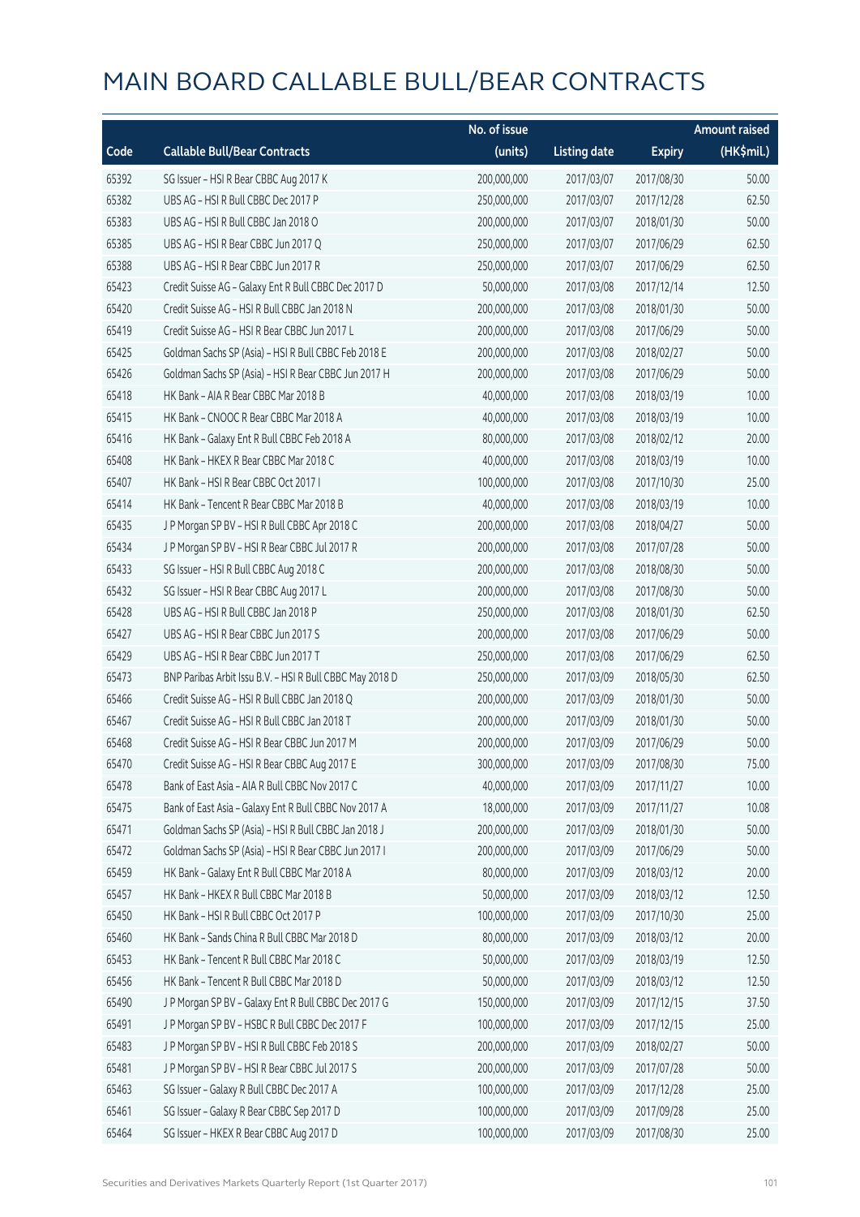# MAIN BOARD CALLABLE BULL/BEAR CONTRACTS

| Code | Callable Bull/Bear Contracts | No. of issue (units) | Listing date | Expiry | Amount raised (HK$mil.) |
|---|---|---|---|---|---|
| 65392 | SG Issuer – HSI R Bear CBBC Aug 2017 K | 200,000,000 | 2017/03/07 | 2017/08/30 | 50.00 |
| 65382 | UBS AG – HSI R Bull CBBC Dec 2017 P | 250,000,000 | 2017/03/07 | 2017/12/28 | 62.50 |
| 65383 | UBS AG – HSI R Bull CBBC Jan 2018 O | 200,000,000 | 2017/03/07 | 2018/01/30 | 50.00 |
| 65385 | UBS AG – HSI R Bear CBBC Jun 2017 Q | 250,000,000 | 2017/03/07 | 2017/06/29 | 62.50 |
| 65388 | UBS AG – HSI R Bear CBBC Jun 2017 R | 250,000,000 | 2017/03/07 | 2017/06/29 | 62.50 |
| 65423 | Credit Suisse AG – Galaxy Ent R Bull CBBC Dec 2017 D | 50,000,000 | 2017/03/08 | 2017/12/14 | 12.50 |
| 65420 | Credit Suisse AG – HSI R Bull CBBC Jan 2018 N | 200,000,000 | 2017/03/08 | 2018/01/30 | 50.00 |
| 65419 | Credit Suisse AG – HSI R Bear CBBC Jun 2017 L | 200,000,000 | 2017/03/08 | 2017/06/29 | 50.00 |
| 65425 | Goldman Sachs SP (Asia) – HSI R Bull CBBC Feb 2018 E | 200,000,000 | 2017/03/08 | 2018/02/27 | 50.00 |
| 65426 | Goldman Sachs SP (Asia) – HSI R Bear CBBC Jun 2017 H | 200,000,000 | 2017/03/08 | 2017/06/29 | 50.00 |
| 65418 | HK Bank – AIA R Bear CBBC Mar 2018 B | 40,000,000 | 2017/03/08 | 2018/03/19 | 10.00 |
| 65415 | HK Bank – CNOOC R Bear CBBC Mar 2018 A | 40,000,000 | 2017/03/08 | 2018/03/19 | 10.00 |
| 65416 | HK Bank – Galaxy Ent R Bull CBBC Feb 2018 A | 80,000,000 | 2017/03/08 | 2018/02/12 | 20.00 |
| 65408 | HK Bank – HKEX R Bear CBBC Mar 2018 C | 40,000,000 | 2017/03/08 | 2018/03/19 | 10.00 |
| 65407 | HK Bank – HSI R Bear CBBC Oct 2017 I | 100,000,000 | 2017/03/08 | 2017/10/30 | 25.00 |
| 65414 | HK Bank – Tencent R Bear CBBC Mar 2018 B | 40,000,000 | 2017/03/08 | 2018/03/19 | 10.00 |
| 65435 | J P Morgan SP BV – HSI R Bull CBBC Apr 2018 C | 200,000,000 | 2017/03/08 | 2018/04/27 | 50.00 |
| 65434 | J P Morgan SP BV – HSI R Bear CBBC Jul 2017 R | 200,000,000 | 2017/03/08 | 2017/07/28 | 50.00 |
| 65433 | SG Issuer – HSI R Bull CBBC Aug 2018 C | 200,000,000 | 2017/03/08 | 2018/08/30 | 50.00 |
| 65432 | SG Issuer – HSI R Bear CBBC Aug 2017 L | 200,000,000 | 2017/03/08 | 2017/08/30 | 50.00 |
| 65428 | UBS AG – HSI R Bull CBBC Jan 2018 P | 250,000,000 | 2017/03/08 | 2018/01/30 | 62.50 |
| 65427 | UBS AG – HSI R Bear CBBC Jun 2017 S | 200,000,000 | 2017/03/08 | 2017/06/29 | 50.00 |
| 65429 | UBS AG – HSI R Bear CBBC Jun 2017 T | 250,000,000 | 2017/03/08 | 2017/06/29 | 62.50 |
| 65473 | BNP Paribas Arbit Issu B.V. – HSI R Bull CBBC May 2018 D | 250,000,000 | 2017/03/09 | 2018/05/30 | 62.50 |
| 65466 | Credit Suisse AG – HSI R Bull CBBC Jan 2018 Q | 200,000,000 | 2017/03/09 | 2018/01/30 | 50.00 |
| 65467 | Credit Suisse AG – HSI R Bull CBBC Jan 2018 T | 200,000,000 | 2017/03/09 | 2018/01/30 | 50.00 |
| 65468 | Credit Suisse AG – HSI R Bear CBBC Jun 2017 M | 200,000,000 | 2017/03/09 | 2017/06/29 | 50.00 |
| 65470 | Credit Suisse AG – HSI R Bear CBBC Aug 2017 E | 300,000,000 | 2017/03/09 | 2017/08/30 | 75.00 |
| 65478 | Bank of East Asia – AIA R Bull CBBC Nov 2017 C | 40,000,000 | 2017/03/09 | 2017/11/27 | 10.00 |
| 65475 | Bank of East Asia – Galaxy Ent R Bull CBBC Nov 2017 A | 18,000,000 | 2017/03/09 | 2017/11/27 | 10.08 |
| 65471 | Goldman Sachs SP (Asia) – HSI R Bull CBBC Jan 2018 J | 200,000,000 | 2017/03/09 | 2018/01/30 | 50.00 |
| 65472 | Goldman Sachs SP (Asia) – HSI R Bear CBBC Jun 2017 I | 200,000,000 | 2017/03/09 | 2017/06/29 | 50.00 |
| 65459 | HK Bank – Galaxy Ent R Bull CBBC Mar 2018 A | 80,000,000 | 2017/03/09 | 2018/03/12 | 20.00 |
| 65457 | HK Bank – HKEX R Bull CBBC Mar 2018 B | 50,000,000 | 2017/03/09 | 2018/03/12 | 12.50 |
| 65450 | HK Bank – HSI R Bull CBBC Oct 2017 P | 100,000,000 | 2017/03/09 | 2017/10/30 | 25.00 |
| 65460 | HK Bank – Sands China R Bull CBBC Mar 2018 D | 80,000,000 | 2017/03/09 | 2018/03/12 | 20.00 |
| 65453 | HK Bank – Tencent R Bull CBBC Mar 2018 C | 50,000,000 | 2017/03/09 | 2018/03/19 | 12.50 |
| 65456 | HK Bank – Tencent R Bull CBBC Mar 2018 D | 50,000,000 | 2017/03/09 | 2018/03/12 | 12.50 |
| 65490 | J P Morgan SP BV – Galaxy Ent R Bull CBBC Dec 2017 G | 150,000,000 | 2017/03/09 | 2017/12/15 | 37.50 |
| 65491 | J P Morgan SP BV – HSBC R Bull CBBC Dec 2017 F | 100,000,000 | 2017/03/09 | 2017/12/15 | 25.00 |
| 65483 | J P Morgan SP BV – HSI R Bull CBBC Feb 2018 S | 200,000,000 | 2017/03/09 | 2018/02/27 | 50.00 |
| 65481 | J P Morgan SP BV – HSI R Bear CBBC Jul 2017 S | 200,000,000 | 2017/03/09 | 2017/07/28 | 50.00 |
| 65463 | SG Issuer – Galaxy R Bull CBBC Dec 2017 A | 100,000,000 | 2017/03/09 | 2017/12/28 | 25.00 |
| 65461 | SG Issuer – Galaxy R Bear CBBC Sep 2017 D | 100,000,000 | 2017/03/09 | 2017/09/28 | 25.00 |
| 65464 | SG Issuer – HKEX R Bear CBBC Aug 2017 D | 100,000,000 | 2017/03/09 | 2017/08/30 | 25.00 |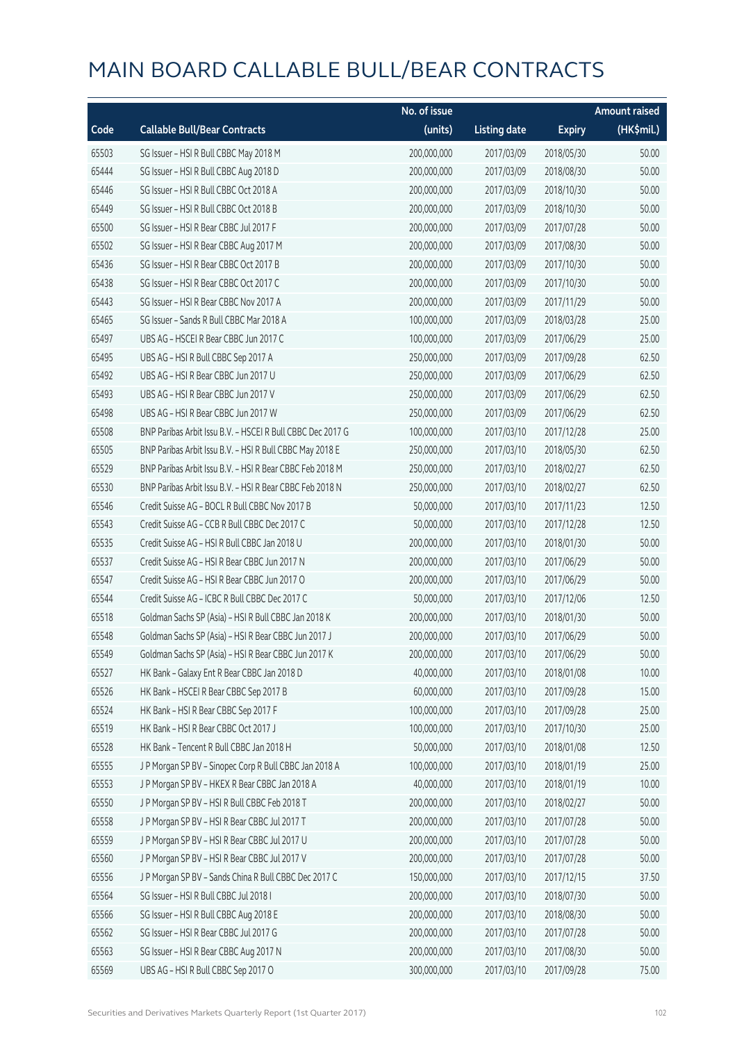# MAIN BOARD CALLABLE BULL/BEAR CONTRACTS

| Code | Callable Bull/Bear Contracts | No. of issue (units) | Listing date | Expiry | Amount raised (HK$mil.) |
|---|---|---|---|---|---|
| 65503 | SG Issuer – HSI R Bull CBBC May 2018 M | 200,000,000 | 2017/03/09 | 2018/05/30 | 50.00 |
| 65444 | SG Issuer – HSI R Bull CBBC Aug 2018 D | 200,000,000 | 2017/03/09 | 2018/08/30 | 50.00 |
| 65446 | SG Issuer – HSI R Bull CBBC Oct 2018 A | 200,000,000 | 2017/03/09 | 2018/10/30 | 50.00 |
| 65449 | SG Issuer – HSI R Bull CBBC Oct 2018 B | 200,000,000 | 2017/03/09 | 2018/10/30 | 50.00 |
| 65500 | SG Issuer – HSI R Bear CBBC Jul 2017 F | 200,000,000 | 2017/03/09 | 2017/07/28 | 50.00 |
| 65502 | SG Issuer – HSI R Bear CBBC Aug 2017 M | 200,000,000 | 2017/03/09 | 2017/08/30 | 50.00 |
| 65436 | SG Issuer – HSI R Bear CBBC Oct 2017 B | 200,000,000 | 2017/03/09 | 2017/10/30 | 50.00 |
| 65438 | SG Issuer – HSI R Bear CBBC Oct 2017 C | 200,000,000 | 2017/03/09 | 2017/10/30 | 50.00 |
| 65443 | SG Issuer – HSI R Bear CBBC Nov 2017 A | 200,000,000 | 2017/03/09 | 2017/11/29 | 50.00 |
| 65465 | SG Issuer – Sands R Bull CBBC Mar 2018 A | 100,000,000 | 2017/03/09 | 2018/03/28 | 25.00 |
| 65497 | UBS AG – HSCEI R Bear CBBC Jun 2017 C | 100,000,000 | 2017/03/09 | 2017/06/29 | 25.00 |
| 65495 | UBS AG – HSI R Bull CBBC Sep 2017 A | 250,000,000 | 2017/03/09 | 2017/09/28 | 62.50 |
| 65492 | UBS AG – HSI R Bear CBBC Jun 2017 U | 250,000,000 | 2017/03/09 | 2017/06/29 | 62.50 |
| 65493 | UBS AG – HSI R Bear CBBC Jun 2017 V | 250,000,000 | 2017/03/09 | 2017/06/29 | 62.50 |
| 65498 | UBS AG – HSI R Bear CBBC Jun 2017 W | 250,000,000 | 2017/03/09 | 2017/06/29 | 62.50 |
| 65508 | BNP Paribas Arbit Issu B.V. – HSCEI R Bull CBBC Dec 2017 G | 100,000,000 | 2017/03/10 | 2017/12/28 | 25.00 |
| 65505 | BNP Paribas Arbit Issu B.V. – HSI R Bull CBBC May 2018 E | 250,000,000 | 2017/03/10 | 2018/05/30 | 62.50 |
| 65529 | BNP Paribas Arbit Issu B.V. – HSI R Bear CBBC Feb 2018 M | 250,000,000 | 2017/03/10 | 2018/02/27 | 62.50 |
| 65530 | BNP Paribas Arbit Issu B.V. – HSI R Bear CBBC Feb 2018 N | 250,000,000 | 2017/03/10 | 2018/02/27 | 62.50 |
| 65546 | Credit Suisse AG – BOCL R Bull CBBC Nov 2017 B | 50,000,000 | 2017/03/10 | 2017/11/23 | 12.50 |
| 65543 | Credit Suisse AG – CCB R Bull CBBC Dec 2017 C | 50,000,000 | 2017/03/10 | 2017/12/28 | 12.50 |
| 65535 | Credit Suisse AG – HSI R Bull CBBC Jan 2018 U | 200,000,000 | 2017/03/10 | 2018/01/30 | 50.00 |
| 65537 | Credit Suisse AG – HSI R Bear CBBC Jun 2017 N | 200,000,000 | 2017/03/10 | 2017/06/29 | 50.00 |
| 65547 | Credit Suisse AG – HSI R Bear CBBC Jun 2017 O | 200,000,000 | 2017/03/10 | 2017/06/29 | 50.00 |
| 65544 | Credit Suisse AG – ICBC R Bull CBBC Dec 2017 C | 50,000,000 | 2017/03/10 | 2017/12/06 | 12.50 |
| 65518 | Goldman Sachs SP (Asia) – HSI R Bull CBBC Jan 2018 K | 200,000,000 | 2017/03/10 | 2018/01/30 | 50.00 |
| 65548 | Goldman Sachs SP (Asia) – HSI R Bear CBBC Jun 2017 J | 200,000,000 | 2017/03/10 | 2017/06/29 | 50.00 |
| 65549 | Goldman Sachs SP (Asia) – HSI R Bear CBBC Jun 2017 K | 200,000,000 | 2017/03/10 | 2017/06/29 | 50.00 |
| 65527 | HK Bank – Galaxy Ent R Bear CBBC Jan 2018 D | 40,000,000 | 2017/03/10 | 2018/01/08 | 10.00 |
| 65526 | HK Bank – HSCEI R Bear CBBC Sep 2017 B | 60,000,000 | 2017/03/10 | 2017/09/28 | 15.00 |
| 65524 | HK Bank – HSI R Bear CBBC Sep 2017 F | 100,000,000 | 2017/03/10 | 2017/09/28 | 25.00 |
| 65519 | HK Bank – HSI R Bear CBBC Oct 2017 J | 100,000,000 | 2017/03/10 | 2017/10/30 | 25.00 |
| 65528 | HK Bank – Tencent R Bull CBBC Jan 2018 H | 50,000,000 | 2017/03/10 | 2018/01/08 | 12.50 |
| 65555 | J P Morgan SP BV – Sinopec Corp R Bull CBBC Jan 2018 A | 100,000,000 | 2017/03/10 | 2018/01/19 | 25.00 |
| 65553 | J P Morgan SP BV – HKEX R Bear CBBC Jan 2018 A | 40,000,000 | 2017/03/10 | 2018/01/19 | 10.00 |
| 65550 | J P Morgan SP BV – HSI R Bull CBBC Feb 2018 T | 200,000,000 | 2017/03/10 | 2018/02/27 | 50.00 |
| 65558 | J P Morgan SP BV – HSI R Bear CBBC Jul 2017 T | 200,000,000 | 2017/03/10 | 2017/07/28 | 50.00 |
| 65559 | J P Morgan SP BV – HSI R Bear CBBC Jul 2017 U | 200,000,000 | 2017/03/10 | 2017/07/28 | 50.00 |
| 65560 | J P Morgan SP BV – HSI R Bear CBBC Jul 2017 V | 200,000,000 | 2017/03/10 | 2017/07/28 | 50.00 |
| 65556 | J P Morgan SP BV – Sands China R Bull CBBC Dec 2017 C | 150,000,000 | 2017/03/10 | 2017/12/15 | 37.50 |
| 65564 | SG Issuer – HSI R Bull CBBC Jul 2018 I | 200,000,000 | 2017/03/10 | 2018/07/30 | 50.00 |
| 65566 | SG Issuer – HSI R Bull CBBC Aug 2018 E | 200,000,000 | 2017/03/10 | 2018/08/30 | 50.00 |
| 65562 | SG Issuer – HSI R Bear CBBC Jul 2017 G | 200,000,000 | 2017/03/10 | 2017/07/28 | 50.00 |
| 65563 | SG Issuer – HSI R Bear CBBC Aug 2017 N | 200,000,000 | 2017/03/10 | 2017/08/30 | 50.00 |
| 65569 | UBS AG – HSI R Bull CBBC Sep 2017 O | 300,000,000 | 2017/03/10 | 2017/09/28 | 75.00 |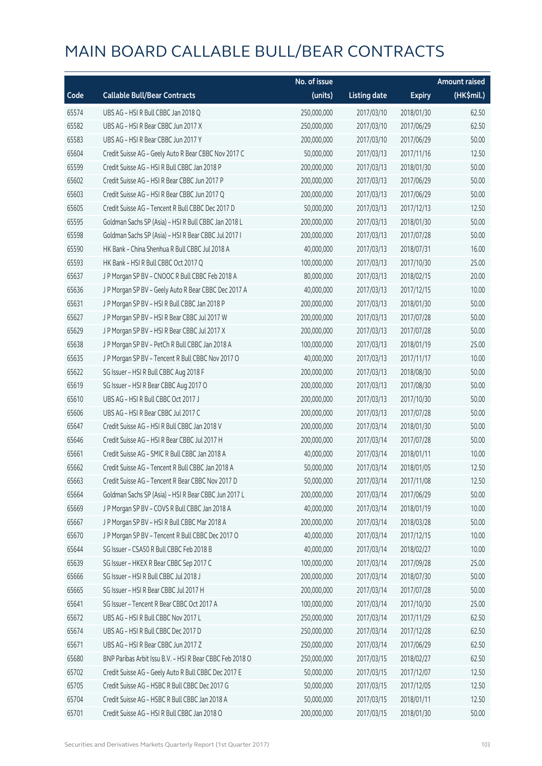# MAIN BOARD CALLABLE BULL/BEAR CONTRACTS

| Code | Callable Bull/Bear Contracts | No. of issue (units) | Listing date | Expiry | Amount raised (HK$mil.) |
|---|---|---|---|---|---|
| 65574 | UBS AG – HSI R Bull CBBC Jan 2018 Q | 250,000,000 | 2017/03/10 | 2018/01/30 | 62.50 |
| 65582 | UBS AG – HSI R Bear CBBC Jun 2017 X | 250,000,000 | 2017/03/10 | 2017/06/29 | 62.50 |
| 65583 | UBS AG – HSI R Bear CBBC Jun 2017 Y | 200,000,000 | 2017/03/10 | 2017/06/29 | 50.00 |
| 65604 | Credit Suisse AG – Geely Auto R Bear CBBC Nov 2017 C | 50,000,000 | 2017/03/13 | 2017/11/16 | 12.50 |
| 65599 | Credit Suisse AG – HSI R Bull CBBC Jan 2018 P | 200,000,000 | 2017/03/13 | 2018/01/30 | 50.00 |
| 65602 | Credit Suisse AG – HSI R Bear CBBC Jun 2017 P | 200,000,000 | 2017/03/13 | 2017/06/29 | 50.00 |
| 65603 | Credit Suisse AG – HSI R Bear CBBC Jun 2017 Q | 200,000,000 | 2017/03/13 | 2017/06/29 | 50.00 |
| 65605 | Credit Suisse AG – Tencent R Bull CBBC Dec 2017 D | 50,000,000 | 2017/03/13 | 2017/12/13 | 12.50 |
| 65595 | Goldman Sachs SP (Asia) – HSI R Bull CBBC Jan 2018 L | 200,000,000 | 2017/03/13 | 2018/01/30 | 50.00 |
| 65598 | Goldman Sachs SP (Asia) – HSI R Bear CBBC Jul 2017 I | 200,000,000 | 2017/03/13 | 2017/07/28 | 50.00 |
| 65590 | HK Bank – China Shenhua R Bull CBBC Jul 2018 A | 40,000,000 | 2017/03/13 | 2018/07/31 | 16.00 |
| 65593 | HK Bank – HSI R Bull CBBC Oct 2017 Q | 100,000,000 | 2017/03/13 | 2017/10/30 | 25.00 |
| 65637 | J P Morgan SP BV – CNOOC R Bull CBBC Feb 2018 A | 80,000,000 | 2017/03/13 | 2018/02/15 | 20.00 |
| 65636 | J P Morgan SP BV – Geely Auto R Bear CBBC Dec 2017 A | 40,000,000 | 2017/03/13 | 2017/12/15 | 10.00 |
| 65631 | J P Morgan SP BV – HSI R Bull CBBC Jan 2018 P | 200,000,000 | 2017/03/13 | 2018/01/30 | 50.00 |
| 65627 | J P Morgan SP BV – HSI R Bear CBBC Jul 2017 W | 200,000,000 | 2017/03/13 | 2017/07/28 | 50.00 |
| 65629 | J P Morgan SP BV – HSI R Bear CBBC Jul 2017 X | 200,000,000 | 2017/03/13 | 2017/07/28 | 50.00 |
| 65638 | J P Morgan SP BV – PetCh R Bull CBBC Jan 2018 A | 100,000,000 | 2017/03/13 | 2018/01/19 | 25.00 |
| 65635 | J P Morgan SP BV – Tencent R Bull CBBC Nov 2017 O | 40,000,000 | 2017/03/13 | 2017/11/17 | 10.00 |
| 65622 | SG Issuer – HSI R Bull CBBC Aug 2018 F | 200,000,000 | 2017/03/13 | 2018/08/30 | 50.00 |
| 65619 | SG Issuer – HSI R Bear CBBC Aug 2017 O | 200,000,000 | 2017/03/13 | 2017/08/30 | 50.00 |
| 65610 | UBS AG – HSI R Bull CBBC Oct 2017 J | 200,000,000 | 2017/03/13 | 2017/10/30 | 50.00 |
| 65606 | UBS AG – HSI R Bear CBBC Jul 2017 C | 200,000,000 | 2017/03/13 | 2017/07/28 | 50.00 |
| 65647 | Credit Suisse AG – HSI R Bull CBBC Jan 2018 V | 200,000,000 | 2017/03/14 | 2018/01/30 | 50.00 |
| 65646 | Credit Suisse AG – HSI R Bear CBBC Jul 2017 H | 200,000,000 | 2017/03/14 | 2017/07/28 | 50.00 |
| 65661 | Credit Suisse AG – SMIC R Bull CBBC Jan 2018 A | 40,000,000 | 2017/03/14 | 2018/01/11 | 10.00 |
| 65662 | Credit Suisse AG – Tencent R Bull CBBC Jan 2018 A | 50,000,000 | 2017/03/14 | 2018/01/05 | 12.50 |
| 65663 | Credit Suisse AG – Tencent R Bear CBBC Nov 2017 D | 50,000,000 | 2017/03/14 | 2017/11/08 | 12.50 |
| 65664 | Goldman Sachs SP (Asia) – HSI R Bear CBBC Jun 2017 L | 200,000,000 | 2017/03/14 | 2017/06/29 | 50.00 |
| 65669 | J P Morgan SP BV – COVS R Bull CBBC Jan 2018 A | 40,000,000 | 2017/03/14 | 2018/01/19 | 10.00 |
| 65667 | J P Morgan SP BV – HSI R Bull CBBC Mar 2018 A | 200,000,000 | 2017/03/14 | 2018/03/28 | 50.00 |
| 65670 | J P Morgan SP BV – Tencent R Bull CBBC Dec 2017 O | 40,000,000 | 2017/03/14 | 2017/12/15 | 10.00 |
| 65644 | SG Issuer – CSA50 R Bull CBBC Feb 2018 B | 40,000,000 | 2017/03/14 | 2018/02/27 | 10.00 |
| 65639 | SG Issuer – HKEX R Bear CBBC Sep 2017 C | 100,000,000 | 2017/03/14 | 2017/09/28 | 25.00 |
| 65666 | SG Issuer – HSI R Bull CBBC Jul 2018 J | 200,000,000 | 2017/03/14 | 2018/07/30 | 50.00 |
| 65665 | SG Issuer – HSI R Bear CBBC Jul 2017 H | 200,000,000 | 2017/03/14 | 2017/07/28 | 50.00 |
| 65641 | SG Issuer – Tencent R Bear CBBC Oct 2017 A | 100,000,000 | 2017/03/14 | 2017/10/30 | 25.00 |
| 65672 | UBS AG – HSI R Bull CBBC Nov 2017 L | 250,000,000 | 2017/03/14 | 2017/11/29 | 62.50 |
| 65674 | UBS AG – HSI R Bull CBBC Dec 2017 D | 250,000,000 | 2017/03/14 | 2017/12/28 | 62.50 |
| 65671 | UBS AG – HSI R Bear CBBC Jun 2017 Z | 250,000,000 | 2017/03/14 | 2017/06/29 | 62.50 |
| 65680 | BNP Paribas Arbit Issu B.V. – HSI R Bear CBBC Feb 2018 O | 250,000,000 | 2017/03/15 | 2018/02/27 | 62.50 |
| 65702 | Credit Suisse AG – Geely Auto R Bull CBBC Dec 2017 E | 50,000,000 | 2017/03/15 | 2017/12/07 | 12.50 |
| 65705 | Credit Suisse AG – HSBC R Bull CBBC Dec 2017 G | 50,000,000 | 2017/03/15 | 2017/12/05 | 12.50 |
| 65704 | Credit Suisse AG – HSBC R Bull CBBC Jan 2018 A | 50,000,000 | 2017/03/15 | 2018/01/11 | 12.50 |
| 65701 | Credit Suisse AG – HSI R Bull CBBC Jan 2018 O | 200,000,000 | 2017/03/15 | 2018/01/30 | 50.00 |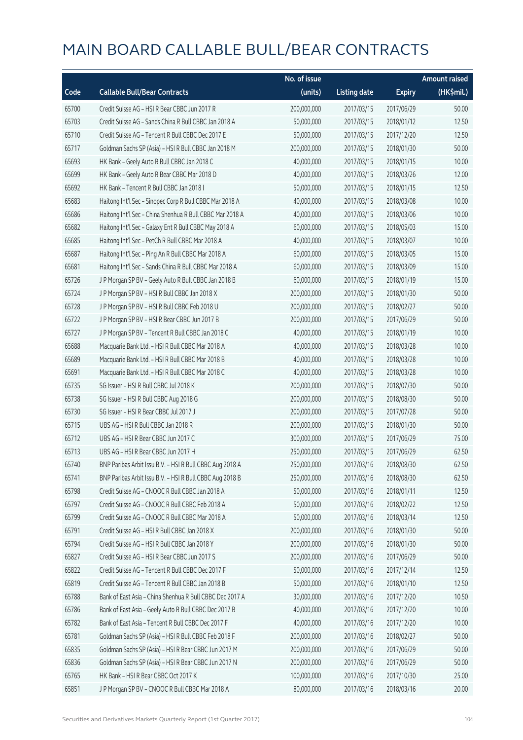# MAIN BOARD CALLABLE BULL/BEAR CONTRACTS

| Code | Callable Bull/Bear Contracts | No. of issue (units) | Listing date | Expiry | Amount raised (HK$mil.) |
|---|---|---|---|---|---|
| 65700 | Credit Suisse AG - HSI R Bear CBBC Jun 2017 R | 200,000,000 | 2017/03/15 | 2017/06/29 | 50.00 |
| 65703 | Credit Suisse AG - Sands China R Bull CBBC Jan 2018 A | 50,000,000 | 2017/03/15 | 2018/01/12 | 12.50 |
| 65710 | Credit Suisse AG - Tencent R Bull CBBC Dec 2017 E | 50,000,000 | 2017/03/15 | 2017/12/20 | 12.50 |
| 65717 | Goldman Sachs SP (Asia) - HSI R Bull CBBC Jan 2018 M | 200,000,000 | 2017/03/15 | 2018/01/30 | 50.00 |
| 65693 | HK Bank - Geely Auto R Bull CBBC Jan 2018 C | 40,000,000 | 2017/03/15 | 2018/01/15 | 10.00 |
| 65699 | HK Bank - Geely Auto R Bear CBBC Mar 2018 D | 40,000,000 | 2017/03/15 | 2018/03/26 | 12.00 |
| 65692 | HK Bank - Tencent R Bull CBBC Jan 2018 I | 50,000,000 | 2017/03/15 | 2018/01/15 | 12.50 |
| 65683 | Haitong Int'l Sec - Sinopec Corp R Bull CBBC Mar 2018 A | 40,000,000 | 2017/03/15 | 2018/03/08 | 10.00 |
| 65686 | Haitong Int'l Sec - China Shenhua R Bull CBBC Mar 2018 A | 40,000,000 | 2017/03/15 | 2018/03/06 | 10.00 |
| 65682 | Haitong Int'l Sec - Galaxy Ent R Bull CBBC May 2018 A | 60,000,000 | 2017/03/15 | 2018/05/03 | 15.00 |
| 65685 | Haitong Int'l Sec - PetCh R Bull CBBC Mar 2018 A | 40,000,000 | 2017/03/15 | 2018/03/07 | 10.00 |
| 65687 | Haitong Int'l Sec - Ping An R Bull CBBC Mar 2018 A | 60,000,000 | 2017/03/15 | 2018/03/05 | 15.00 |
| 65681 | Haitong Int'l Sec - Sands China R Bull CBBC Mar 2018 A | 60,000,000 | 2017/03/15 | 2018/03/09 | 15.00 |
| 65726 | J P Morgan SP BV - Geely Auto R Bull CBBC Jan 2018 B | 60,000,000 | 2017/03/15 | 2018/01/19 | 15.00 |
| 65724 | J P Morgan SP BV - HSI R Bull CBBC Jan 2018 X | 200,000,000 | 2017/03/15 | 2018/01/30 | 50.00 |
| 65728 | J P Morgan SP BV - HSI R Bull CBBC Feb 2018 U | 200,000,000 | 2017/03/15 | 2018/02/27 | 50.00 |
| 65722 | J P Morgan SP BV - HSI R Bear CBBC Jun 2017 B | 200,000,000 | 2017/03/15 | 2017/06/29 | 50.00 |
| 65727 | J P Morgan SP BV - Tencent R Bull CBBC Jan 2018 C | 40,000,000 | 2017/03/15 | 2018/01/19 | 10.00 |
| 65688 | Macquarie Bank Ltd. - HSI R Bull CBBC Mar 2018 A | 40,000,000 | 2017/03/15 | 2018/03/28 | 10.00 |
| 65689 | Macquarie Bank Ltd. - HSI R Bull CBBC Mar 2018 B | 40,000,000 | 2017/03/15 | 2018/03/28 | 10.00 |
| 65691 | Macquarie Bank Ltd. - HSI R Bull CBBC Mar 2018 C | 40,000,000 | 2017/03/15 | 2018/03/28 | 10.00 |
| 65735 | SG Issuer - HSI R Bull CBBC Jul 2018 K | 200,000,000 | 2017/03/15 | 2018/07/30 | 50.00 |
| 65738 | SG Issuer - HSI R Bull CBBC Aug 2018 G | 200,000,000 | 2017/03/15 | 2018/08/30 | 50.00 |
| 65730 | SG Issuer - HSI R Bear CBBC Jul 2017 J | 200,000,000 | 2017/03/15 | 2017/07/28 | 50.00 |
| 65715 | UBS AG - HSI R Bull CBBC Jan 2018 R | 200,000,000 | 2017/03/15 | 2018/01/30 | 50.00 |
| 65712 | UBS AG - HSI R Bear CBBC Jun 2017 C | 300,000,000 | 2017/03/15 | 2017/06/29 | 75.00 |
| 65713 | UBS AG - HSI R Bear CBBC Jun 2017 H | 250,000,000 | 2017/03/15 | 2017/06/29 | 62.50 |
| 65740 | BNP Paribas Arbit Issu B.V. - HSI R Bull CBBC Aug 2018 A | 250,000,000 | 2017/03/16 | 2018/08/30 | 62.50 |
| 65741 | BNP Paribas Arbit Issu B.V. - HSI R Bull CBBC Aug 2018 B | 250,000,000 | 2017/03/16 | 2018/08/30 | 62.50 |
| 65798 | Credit Suisse AG - CNOOC R Bull CBBC Jan 2018 A | 50,000,000 | 2017/03/16 | 2018/01/11 | 12.50 |
| 65797 | Credit Suisse AG - CNOOC R Bull CBBC Feb 2018 A | 50,000,000 | 2017/03/16 | 2018/02/22 | 12.50 |
| 65799 | Credit Suisse AG - CNOOC R Bull CBBC Mar 2018 A | 50,000,000 | 2017/03/16 | 2018/03/14 | 12.50 |
| 65791 | Credit Suisse AG - HSI R Bull CBBC Jan 2018 X | 200,000,000 | 2017/03/16 | 2018/01/30 | 50.00 |
| 65794 | Credit Suisse AG - HSI R Bull CBBC Jan 2018 Y | 200,000,000 | 2017/03/16 | 2018/01/30 | 50.00 |
| 65827 | Credit Suisse AG - HSI R Bear CBBC Jun 2017 S | 200,000,000 | 2017/03/16 | 2017/06/29 | 50.00 |
| 65822 | Credit Suisse AG - Tencent R Bull CBBC Dec 2017 F | 50,000,000 | 2017/03/16 | 2017/12/14 | 12.50 |
| 65819 | Credit Suisse AG - Tencent R Bull CBBC Jan 2018 B | 50,000,000 | 2017/03/16 | 2018/01/10 | 12.50 |
| 65788 | Bank of East Asia - China Shenhua R Bull CBBC Dec 2017 A | 30,000,000 | 2017/03/16 | 2017/12/20 | 10.50 |
| 65786 | Bank of East Asia - Geely Auto R Bull CBBC Dec 2017 B | 40,000,000 | 2017/03/16 | 2017/12/20 | 10.00 |
| 65782 | Bank of East Asia - Tencent R Bull CBBC Dec 2017 F | 40,000,000 | 2017/03/16 | 2017/12/20 | 10.00 |
| 65781 | Goldman Sachs SP (Asia) - HSI R Bull CBBC Feb 2018 F | 200,000,000 | 2017/03/16 | 2018/02/27 | 50.00 |
| 65835 | Goldman Sachs SP (Asia) - HSI R Bear CBBC Jun 2017 M | 200,000,000 | 2017/03/16 | 2017/06/29 | 50.00 |
| 65836 | Goldman Sachs SP (Asia) - HSI R Bear CBBC Jun 2017 N | 200,000,000 | 2017/03/16 | 2017/06/29 | 50.00 |
| 65765 | HK Bank - HSI R Bear CBBC Oct 2017 K | 100,000,000 | 2017/03/16 | 2017/10/30 | 25.00 |
| 65851 | J P Morgan SP BV - CNOOC R Bull CBBC Mar 2018 A | 80,000,000 | 2017/03/16 | 2018/03/16 | 20.00 |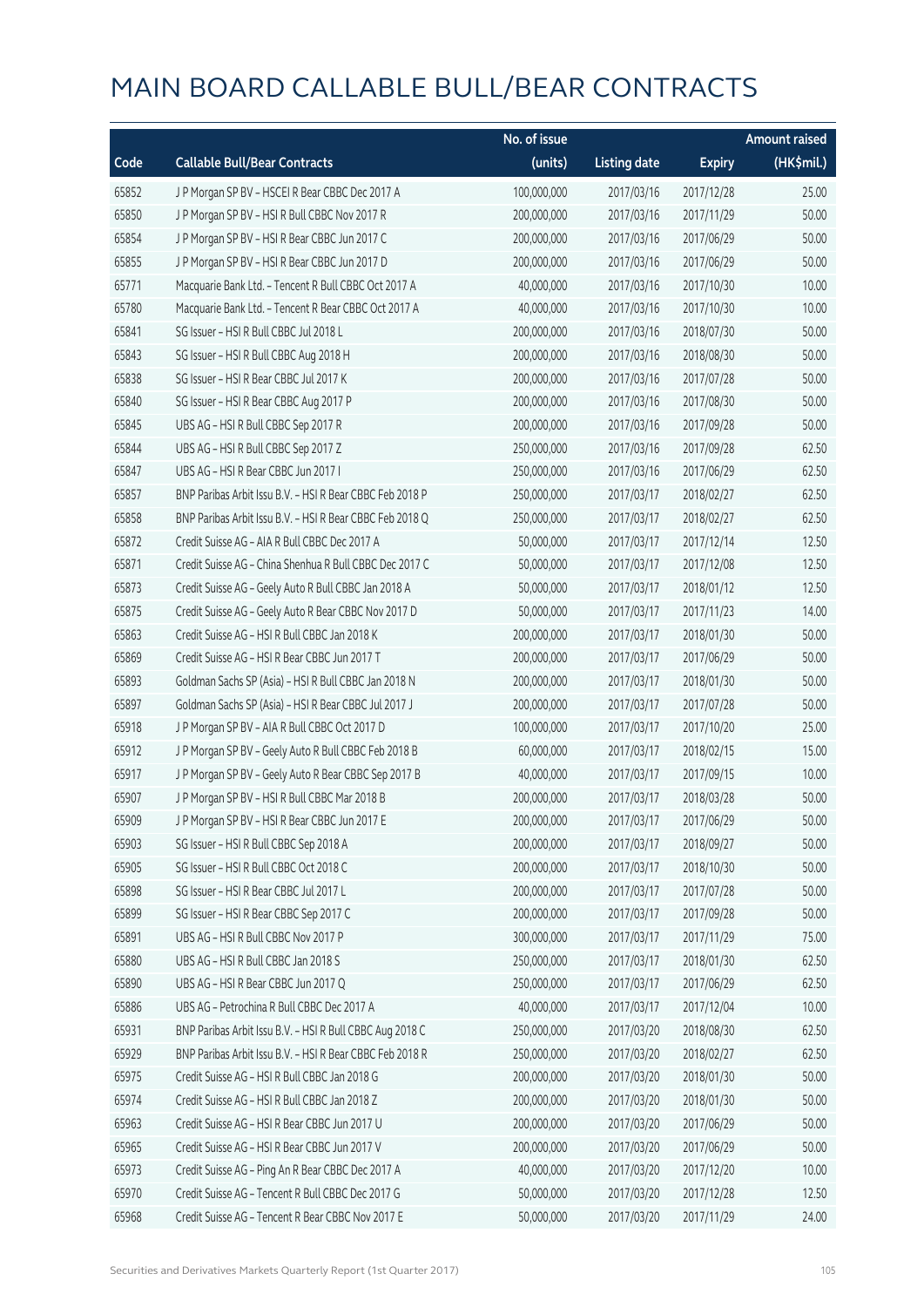# MAIN BOARD CALLABLE BULL/BEAR CONTRACTS

| Code | Callable Bull/Bear Contracts | No. of issue (units) | Listing date | Expiry | Amount raised (HK$mil.) |
|---|---|---|---|---|---|
| 65852 | J P Morgan SP BV – HSCEI R Bear CBBC Dec 2017 A | 100,000,000 | 2017/03/16 | 2017/12/28 | 25.00 |
| 65850 | J P Morgan SP BV – HSI R Bull CBBC Nov 2017 R | 200,000,000 | 2017/03/16 | 2017/11/29 | 50.00 |
| 65854 | J P Morgan SP BV – HSI R Bear CBBC Jun 2017 C | 200,000,000 | 2017/03/16 | 2017/06/29 | 50.00 |
| 65855 | J P Morgan SP BV – HSI R Bear CBBC Jun 2017 D | 200,000,000 | 2017/03/16 | 2017/06/29 | 50.00 |
| 65771 | Macquarie Bank Ltd. – Tencent R Bull CBBC Oct 2017 A | 40,000,000 | 2017/03/16 | 2017/10/30 | 10.00 |
| 65780 | Macquarie Bank Ltd. – Tencent R Bear CBBC Oct 2017 A | 40,000,000 | 2017/03/16 | 2017/10/30 | 10.00 |
| 65841 | SG Issuer – HSI R Bull CBBC Jul 2018 L | 200,000,000 | 2017/03/16 | 2018/07/30 | 50.00 |
| 65843 | SG Issuer – HSI R Bull CBBC Aug 2018 H | 200,000,000 | 2017/03/16 | 2018/08/30 | 50.00 |
| 65838 | SG Issuer – HSI R Bear CBBC Jul 2017 K | 200,000,000 | 2017/03/16 | 2017/07/28 | 50.00 |
| 65840 | SG Issuer – HSI R Bear CBBC Aug 2017 P | 200,000,000 | 2017/03/16 | 2017/08/30 | 50.00 |
| 65845 | UBS AG – HSI R Bull CBBC Sep 2017 R | 200,000,000 | 2017/03/16 | 2017/09/28 | 50.00 |
| 65844 | UBS AG – HSI R Bull CBBC Sep 2017 Z | 250,000,000 | 2017/03/16 | 2017/09/28 | 62.50 |
| 65847 | UBS AG – HSI R Bear CBBC Jun 2017 I | 250,000,000 | 2017/03/16 | 2017/06/29 | 62.50 |
| 65857 | BNP Paribas Arbit Issu B.V. – HSI R Bear CBBC Feb 2018 P | 250,000,000 | 2017/03/17 | 2018/02/27 | 62.50 |
| 65858 | BNP Paribas Arbit Issu B.V. – HSI R Bear CBBC Feb 2018 Q | 250,000,000 | 2017/03/17 | 2018/02/27 | 62.50 |
| 65872 | Credit Suisse AG – AIA R Bull CBBC Dec 2017 A | 50,000,000 | 2017/03/17 | 2017/12/14 | 12.50 |
| 65871 | Credit Suisse AG – China Shenhua R Bull CBBC Dec 2017 C | 50,000,000 | 2017/03/17 | 2017/12/08 | 12.50 |
| 65873 | Credit Suisse AG – Geely Auto R Bull CBBC Jan 2018 A | 50,000,000 | 2017/03/17 | 2018/01/12 | 12.50 |
| 65875 | Credit Suisse AG – Geely Auto R Bear CBBC Nov 2017 D | 50,000,000 | 2017/03/17 | 2017/11/23 | 14.00 |
| 65863 | Credit Suisse AG – HSI R Bull CBBC Jan 2018 K | 200,000,000 | 2017/03/17 | 2018/01/30 | 50.00 |
| 65869 | Credit Suisse AG – HSI R Bear CBBC Jun 2017 T | 200,000,000 | 2017/03/17 | 2017/06/29 | 50.00 |
| 65893 | Goldman Sachs SP (Asia) – HSI R Bull CBBC Jan 2018 N | 200,000,000 | 2017/03/17 | 2018/01/30 | 50.00 |
| 65897 | Goldman Sachs SP (Asia) – HSI R Bear CBBC Jul 2017 J | 200,000,000 | 2017/03/17 | 2017/07/28 | 50.00 |
| 65918 | J P Morgan SP BV – AIA R Bull CBBC Oct 2017 D | 100,000,000 | 2017/03/17 | 2017/10/20 | 25.00 |
| 65912 | J P Morgan SP BV – Geely Auto R Bull CBBC Feb 2018 B | 60,000,000 | 2017/03/17 | 2018/02/15 | 15.00 |
| 65917 | J P Morgan SP BV – Geely Auto R Bear CBBC Sep 2017 B | 40,000,000 | 2017/03/17 | 2017/09/15 | 10.00 |
| 65907 | J P Morgan SP BV – HSI R Bull CBBC Mar 2018 B | 200,000,000 | 2017/03/17 | 2018/03/28 | 50.00 |
| 65909 | J P Morgan SP BV – HSI R Bear CBBC Jun 2017 E | 200,000,000 | 2017/03/17 | 2017/06/29 | 50.00 |
| 65903 | SG Issuer – HSI R Bull CBBC Sep 2018 A | 200,000,000 | 2017/03/17 | 2018/09/27 | 50.00 |
| 65905 | SG Issuer – HSI R Bull CBBC Oct 2018 C | 200,000,000 | 2017/03/17 | 2018/10/30 | 50.00 |
| 65898 | SG Issuer – HSI R Bear CBBC Jul 2017 L | 200,000,000 | 2017/03/17 | 2017/07/28 | 50.00 |
| 65899 | SG Issuer – HSI R Bear CBBC Sep 2017 C | 200,000,000 | 2017/03/17 | 2017/09/28 | 50.00 |
| 65891 | UBS AG – HSI R Bull CBBC Nov 2017 P | 300,000,000 | 2017/03/17 | 2017/11/29 | 75.00 |
| 65880 | UBS AG – HSI R Bull CBBC Jan 2018 S | 250,000,000 | 2017/03/17 | 2018/01/30 | 62.50 |
| 65890 | UBS AG – HSI R Bear CBBC Jun 2017 Q | 250,000,000 | 2017/03/17 | 2017/06/29 | 62.50 |
| 65886 | UBS AG – Petrochina R Bull CBBC Dec 2017 A | 40,000,000 | 2017/03/17 | 2017/12/04 | 10.00 |
| 65931 | BNP Paribas Arbit Issu B.V. – HSI R Bull CBBC Aug 2018 C | 250,000,000 | 2017/03/20 | 2018/08/30 | 62.50 |
| 65929 | BNP Paribas Arbit Issu B.V. – HSI R Bear CBBC Feb 2018 R | 250,000,000 | 2017/03/20 | 2018/02/27 | 62.50 |
| 65975 | Credit Suisse AG – HSI R Bull CBBC Jan 2018 G | 200,000,000 | 2017/03/20 | 2018/01/30 | 50.00 |
| 65974 | Credit Suisse AG – HSI R Bull CBBC Jan 2018 Z | 200,000,000 | 2017/03/20 | 2018/01/30 | 50.00 |
| 65963 | Credit Suisse AG – HSI R Bear CBBC Jun 2017 U | 200,000,000 | 2017/03/20 | 2017/06/29 | 50.00 |
| 65965 | Credit Suisse AG – HSI R Bear CBBC Jun 2017 V | 200,000,000 | 2017/03/20 | 2017/06/29 | 50.00 |
| 65973 | Credit Suisse AG – Ping An R Bear CBBC Dec 2017 A | 40,000,000 | 2017/03/20 | 2017/12/20 | 10.00 |
| 65970 | Credit Suisse AG – Tencent R Bull CBBC Dec 2017 G | 50,000,000 | 2017/03/20 | 2017/12/28 | 12.50 |
| 65968 | Credit Suisse AG – Tencent R Bear CBBC Nov 2017 E | 50,000,000 | 2017/03/20 | 2017/11/29 | 24.00 |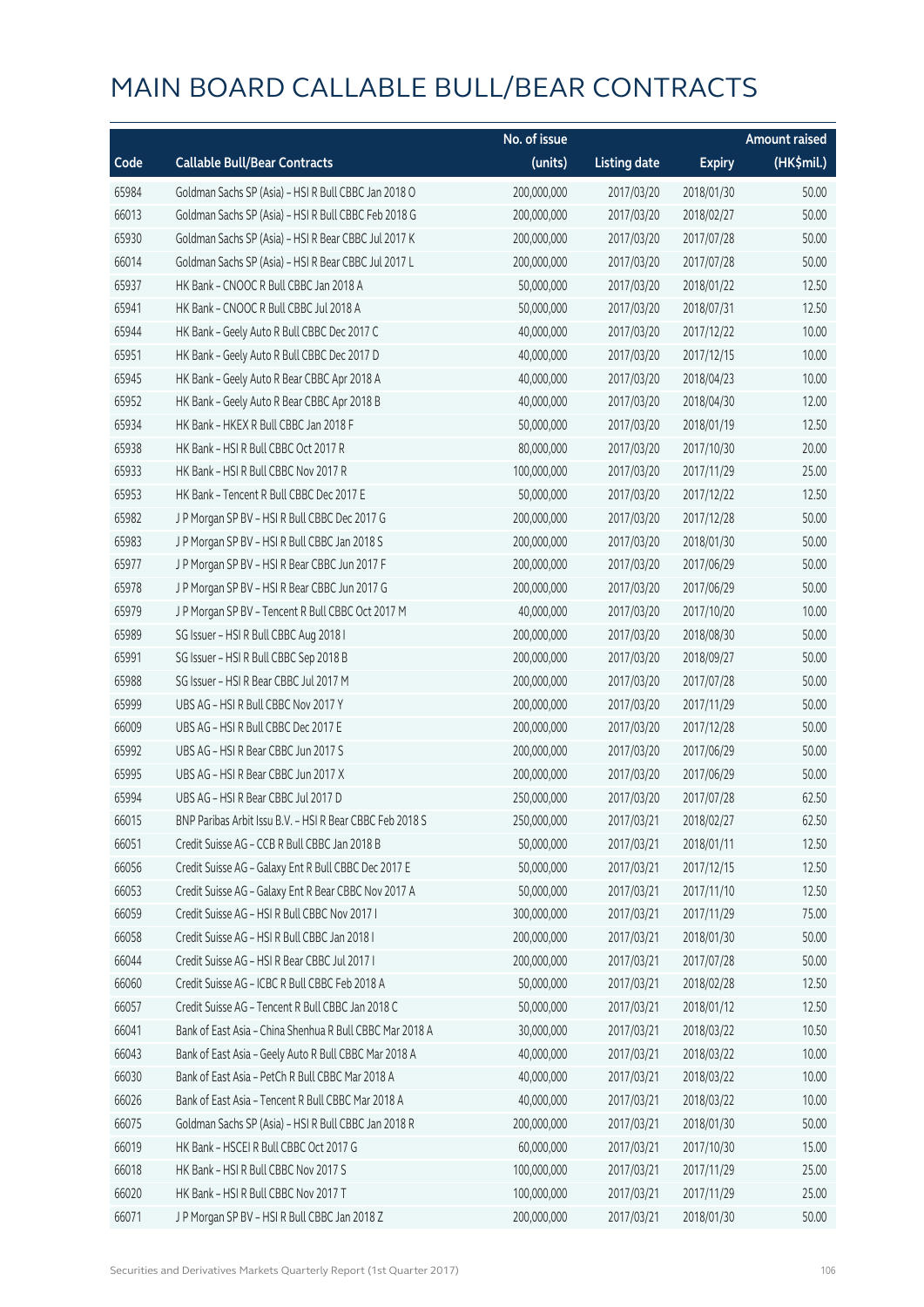# MAIN BOARD CALLABLE BULL/BEAR CONTRACTS

| Code | Callable Bull/Bear Contracts | No. of issue (units) | Listing date | Expiry | Amount raised (HK$mil.) |
|---|---|---|---|---|---|
| 65984 | Goldman Sachs SP (Asia) – HSI R Bull CBBC Jan 2018 O | 200,000,000 | 2017/03/20 | 2018/01/30 | 50.00 |
| 66013 | Goldman Sachs SP (Asia) – HSI R Bull CBBC Feb 2018 G | 200,000,000 | 2017/03/20 | 2018/02/27 | 50.00 |
| 65930 | Goldman Sachs SP (Asia) – HSI R Bear CBBC Jul 2017 K | 200,000,000 | 2017/03/20 | 2017/07/28 | 50.00 |
| 66014 | Goldman Sachs SP (Asia) – HSI R Bear CBBC Jul 2017 L | 200,000,000 | 2017/03/20 | 2017/07/28 | 50.00 |
| 65937 | HK Bank – CNOOC R Bull CBBC Jan 2018 A | 50,000,000 | 2017/03/20 | 2018/01/22 | 12.50 |
| 65941 | HK Bank – CNOOC R Bull CBBC Jul 2018 A | 50,000,000 | 2017/03/20 | 2018/07/31 | 12.50 |
| 65944 | HK Bank – Geely Auto R Bull CBBC Dec 2017 C | 40,000,000 | 2017/03/20 | 2017/12/22 | 10.00 |
| 65951 | HK Bank – Geely Auto R Bull CBBC Dec 2017 D | 40,000,000 | 2017/03/20 | 2017/12/15 | 10.00 |
| 65945 | HK Bank – Geely Auto R Bear CBBC Apr 2018 A | 40,000,000 | 2017/03/20 | 2018/04/23 | 10.00 |
| 65952 | HK Bank – Geely Auto R Bear CBBC Apr 2018 B | 40,000,000 | 2017/03/20 | 2018/04/30 | 12.00 |
| 65934 | HK Bank – HKEX R Bull CBBC Jan 2018 F | 50,000,000 | 2017/03/20 | 2018/01/19 | 12.50 |
| 65938 | HK Bank – HSI R Bull CBBC Oct 2017 R | 80,000,000 | 2017/03/20 | 2017/10/30 | 20.00 |
| 65933 | HK Bank – HSI R Bull CBBC Nov 2017 R | 100,000,000 | 2017/03/20 | 2017/11/29 | 25.00 |
| 65953 | HK Bank – Tencent R Bull CBBC Dec 2017 E | 50,000,000 | 2017/03/20 | 2017/12/22 | 12.50 |
| 65982 | J P Morgan SP BV – HSI R Bull CBBC Dec 2017 G | 200,000,000 | 2017/03/20 | 2017/12/28 | 50.00 |
| 65983 | J P Morgan SP BV – HSI R Bull CBBC Jan 2018 S | 200,000,000 | 2017/03/20 | 2018/01/30 | 50.00 |
| 65977 | J P Morgan SP BV – HSI R Bear CBBC Jun 2017 F | 200,000,000 | 2017/03/20 | 2017/06/29 | 50.00 |
| 65978 | J P Morgan SP BV – HSI R Bear CBBC Jun 2017 G | 200,000,000 | 2017/03/20 | 2017/06/29 | 50.00 |
| 65979 | J P Morgan SP BV – Tencent R Bull CBBC Oct 2017 M | 40,000,000 | 2017/03/20 | 2017/10/20 | 10.00 |
| 65989 | SG Issuer – HSI R Bull CBBC Aug 2018 I | 200,000,000 | 2017/03/20 | 2018/08/30 | 50.00 |
| 65991 | SG Issuer – HSI R Bull CBBC Sep 2018 B | 200,000,000 | 2017/03/20 | 2018/09/27 | 50.00 |
| 65988 | SG Issuer – HSI R Bear CBBC Jul 2017 M | 200,000,000 | 2017/03/20 | 2017/07/28 | 50.00 |
| 65999 | UBS AG – HSI R Bull CBBC Nov 2017 Y | 200,000,000 | 2017/03/20 | 2017/11/29 | 50.00 |
| 66009 | UBS AG – HSI R Bull CBBC Dec 2017 E | 200,000,000 | 2017/03/20 | 2017/12/28 | 50.00 |
| 65992 | UBS AG – HSI R Bear CBBC Jun 2017 S | 200,000,000 | 2017/03/20 | 2017/06/29 | 50.00 |
| 65995 | UBS AG – HSI R Bear CBBC Jun 2017 X | 200,000,000 | 2017/03/20 | 2017/06/29 | 50.00 |
| 65994 | UBS AG – HSI R Bear CBBC Jul 2017 D | 250,000,000 | 2017/03/20 | 2017/07/28 | 62.50 |
| 66015 | BNP Paribas Arbit Issu B.V. – HSI R Bear CBBC Feb 2018 S | 250,000,000 | 2017/03/21 | 2018/02/27 | 62.50 |
| 66051 | Credit Suisse AG – CCB R Bull CBBC Jan 2018 B | 50,000,000 | 2017/03/21 | 2018/01/11 | 12.50 |
| 66056 | Credit Suisse AG – Galaxy Ent R Bull CBBC Dec 2017 E | 50,000,000 | 2017/03/21 | 2017/12/15 | 12.50 |
| 66053 | Credit Suisse AG – Galaxy Ent R Bear CBBC Nov 2017 A | 50,000,000 | 2017/03/21 | 2017/11/10 | 12.50 |
| 66059 | Credit Suisse AG – HSI R Bull CBBC Nov 2017 I | 300,000,000 | 2017/03/21 | 2017/11/29 | 75.00 |
| 66058 | Credit Suisse AG – HSI R Bull CBBC Jan 2018 I | 200,000,000 | 2017/03/21 | 2018/01/30 | 50.00 |
| 66044 | Credit Suisse AG – HSI R Bear CBBC Jul 2017 I | 200,000,000 | 2017/03/21 | 2017/07/28 | 50.00 |
| 66060 | Credit Suisse AG – ICBC R Bull CBBC Feb 2018 A | 50,000,000 | 2017/03/21 | 2018/02/28 | 12.50 |
| 66057 | Credit Suisse AG – Tencent R Bull CBBC Jan 2018 C | 50,000,000 | 2017/03/21 | 2018/01/12 | 12.50 |
| 66041 | Bank of East Asia – China Shenhua R Bull CBBC Mar 2018 A | 30,000,000 | 2017/03/21 | 2018/03/22 | 10.50 |
| 66043 | Bank of East Asia – Geely Auto R Bull CBBC Mar 2018 A | 40,000,000 | 2017/03/21 | 2018/03/22 | 10.00 |
| 66030 | Bank of East Asia – PetCh R Bull CBBC Mar 2018 A | 40,000,000 | 2017/03/21 | 2018/03/22 | 10.00 |
| 66026 | Bank of East Asia – Tencent R Bull CBBC Mar 2018 A | 40,000,000 | 2017/03/21 | 2018/03/22 | 10.00 |
| 66075 | Goldman Sachs SP (Asia) – HSI R Bull CBBC Jan 2018 R | 200,000,000 | 2017/03/21 | 2018/01/30 | 50.00 |
| 66019 | HK Bank – HSCEI R Bull CBBC Oct 2017 G | 60,000,000 | 2017/03/21 | 2017/10/30 | 15.00 |
| 66018 | HK Bank – HSI R Bull CBBC Nov 2017 S | 100,000,000 | 2017/03/21 | 2017/11/29 | 25.00 |
| 66020 | HK Bank – HSI R Bull CBBC Nov 2017 T | 100,000,000 | 2017/03/21 | 2017/11/29 | 25.00 |
| 66071 | J P Morgan SP BV – HSI R Bull CBBC Jan 2018 Z | 200,000,000 | 2017/03/21 | 2018/01/30 | 50.00 |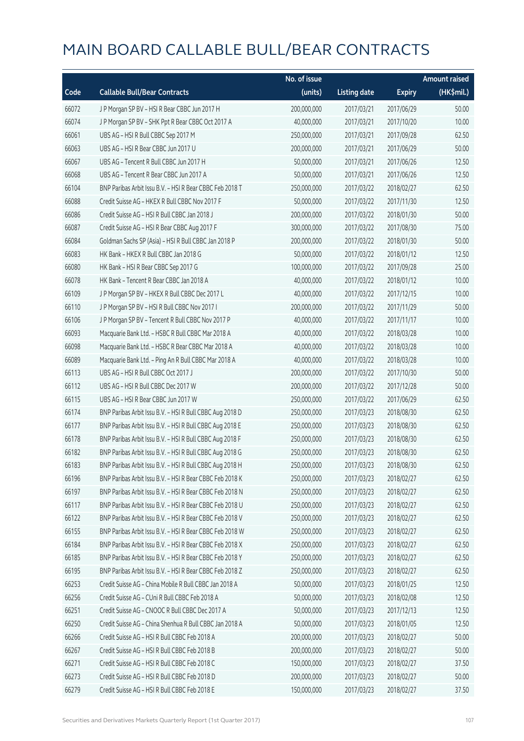# MAIN BOARD CALLABLE BULL/BEAR CONTRACTS

| Code | Callable Bull/Bear Contracts | No. of issue (units) | Listing date | Expiry | Amount raised (HK$mil.) |
|---|---|---|---|---|---|
| 66072 | J P Morgan SP BV – HSI R Bear CBBC Jun 2017 H | 200,000,000 | 2017/03/21 | 2017/06/29 | 50.00 |
| 66074 | J P Morgan SP BV – SHK Ppt R Bear CBBC Oct 2017 A | 40,000,000 | 2017/03/21 | 2017/10/20 | 10.00 |
| 66061 | UBS AG – HSI R Bull CBBC Sep 2017 M | 250,000,000 | 2017/03/21 | 2017/09/28 | 62.50 |
| 66063 | UBS AG – HSI R Bear CBBC Jun 2017 U | 200,000,000 | 2017/03/21 | 2017/06/29 | 50.00 |
| 66067 | UBS AG – Tencent R Bull CBBC Jun 2017 H | 50,000,000 | 2017/03/21 | 2017/06/26 | 12.50 |
| 66068 | UBS AG – Tencent R Bear CBBC Jun 2017 A | 50,000,000 | 2017/03/21 | 2017/06/26 | 12.50 |
| 66104 | BNP Paribas Arbit Issu B.V. – HSI R Bear CBBC Feb 2018 T | 250,000,000 | 2017/03/22 | 2018/02/27 | 62.50 |
| 66088 | Credit Suisse AG – HKEX R Bull CBBC Nov 2017 F | 50,000,000 | 2017/03/22 | 2017/11/30 | 12.50 |
| 66086 | Credit Suisse AG – HSI R Bull CBBC Jan 2018 J | 200,000,000 | 2017/03/22 | 2018/01/30 | 50.00 |
| 66087 | Credit Suisse AG – HSI R Bear CBBC Aug 2017 F | 300,000,000 | 2017/03/22 | 2017/08/30 | 75.00 |
| 66084 | Goldman Sachs SP (Asia) – HSI R Bull CBBC Jan 2018 P | 200,000,000 | 2017/03/22 | 2018/01/30 | 50.00 |
| 66083 | HK Bank – HKEX R Bull CBBC Jan 2018 G | 50,000,000 | 2017/03/22 | 2018/01/12 | 12.50 |
| 66080 | HK Bank – HSI R Bear CBBC Sep 2017 G | 100,000,000 | 2017/03/22 | 2017/09/28 | 25.00 |
| 66078 | HK Bank – Tencent R Bear CBBC Jan 2018 A | 40,000,000 | 2017/03/22 | 2018/01/12 | 10.00 |
| 66109 | J P Morgan SP BV – HKEX R Bull CBBC Dec 2017 L | 40,000,000 | 2017/03/22 | 2017/12/15 | 10.00 |
| 66110 | J P Morgan SP BV – HSI R Bull CBBC Nov 2017 I | 200,000,000 | 2017/03/22 | 2017/11/29 | 50.00 |
| 66106 | J P Morgan SP BV – Tencent R Bull CBBC Nov 2017 P | 40,000,000 | 2017/03/22 | 2017/11/17 | 10.00 |
| 66093 | Macquarie Bank Ltd. – HSBC R Bull CBBC Mar 2018 A | 40,000,000 | 2017/03/22 | 2018/03/28 | 10.00 |
| 66098 | Macquarie Bank Ltd. – HSBC R Bear CBBC Mar 2018 A | 40,000,000 | 2017/03/22 | 2018/03/28 | 10.00 |
| 66089 | Macquarie Bank Ltd. – Ping An R Bull CBBC Mar 2018 A | 40,000,000 | 2017/03/22 | 2018/03/28 | 10.00 |
| 66113 | UBS AG – HSI R Bull CBBC Oct 2017 J | 200,000,000 | 2017/03/22 | 2017/10/30 | 50.00 |
| 66112 | UBS AG – HSI R Bull CBBC Dec 2017 W | 200,000,000 | 2017/03/22 | 2017/12/28 | 50.00 |
| 66115 | UBS AG – HSI R Bear CBBC Jun 2017 W | 250,000,000 | 2017/03/22 | 2017/06/29 | 62.50 |
| 66174 | BNP Paribas Arbit Issu B.V. – HSI R Bull CBBC Aug 2018 D | 250,000,000 | 2017/03/23 | 2018/08/30 | 62.50 |
| 66177 | BNP Paribas Arbit Issu B.V. – HSI R Bull CBBC Aug 2018 E | 250,000,000 | 2017/03/23 | 2018/08/30 | 62.50 |
| 66178 | BNP Paribas Arbit Issu B.V. – HSI R Bull CBBC Aug 2018 F | 250,000,000 | 2017/03/23 | 2018/08/30 | 62.50 |
| 66182 | BNP Paribas Arbit Issu B.V. – HSI R Bull CBBC Aug 2018 G | 250,000,000 | 2017/03/23 | 2018/08/30 | 62.50 |
| 66183 | BNP Paribas Arbit Issu B.V. – HSI R Bull CBBC Aug 2018 H | 250,000,000 | 2017/03/23 | 2018/08/30 | 62.50 |
| 66196 | BNP Paribas Arbit Issu B.V. – HSI R Bear CBBC Feb 2018 K | 250,000,000 | 2017/03/23 | 2018/02/27 | 62.50 |
| 66197 | BNP Paribas Arbit Issu B.V. – HSI R Bear CBBC Feb 2018 N | 250,000,000 | 2017/03/23 | 2018/02/27 | 62.50 |
| 66117 | BNP Paribas Arbit Issu B.V. – HSI R Bear CBBC Feb 2018 U | 250,000,000 | 2017/03/23 | 2018/02/27 | 62.50 |
| 66122 | BNP Paribas Arbit Issu B.V. – HSI R Bear CBBC Feb 2018 V | 250,000,000 | 2017/03/23 | 2018/02/27 | 62.50 |
| 66155 | BNP Paribas Arbit Issu B.V. – HSI R Bear CBBC Feb 2018 W | 250,000,000 | 2017/03/23 | 2018/02/27 | 62.50 |
| 66184 | BNP Paribas Arbit Issu B.V. – HSI R Bear CBBC Feb 2018 X | 250,000,000 | 2017/03/23 | 2018/02/27 | 62.50 |
| 66185 | BNP Paribas Arbit Issu B.V. – HSI R Bear CBBC Feb 2018 Y | 250,000,000 | 2017/03/23 | 2018/02/27 | 62.50 |
| 66195 | BNP Paribas Arbit Issu B.V. – HSI R Bear CBBC Feb 2018 Z | 250,000,000 | 2017/03/23 | 2018/02/27 | 62.50 |
| 66253 | Credit Suisse AG – China Mobile R Bull CBBC Jan 2018 A | 50,000,000 | 2017/03/23 | 2018/01/25 | 12.50 |
| 66256 | Credit Suisse AG – CUni R Bull CBBC Feb 2018 A | 50,000,000 | 2017/03/23 | 2018/02/08 | 12.50 |
| 66251 | Credit Suisse AG – CNOOC R Bull CBBC Dec 2017 A | 50,000,000 | 2017/03/23 | 2017/12/13 | 12.50 |
| 66250 | Credit Suisse AG – China Shenhua R Bull CBBC Jan 2018 A | 50,000,000 | 2017/03/23 | 2018/01/05 | 12.50 |
| 66266 | Credit Suisse AG – HSI R Bull CBBC Feb 2018 A | 200,000,000 | 2017/03/23 | 2018/02/27 | 50.00 |
| 66267 | Credit Suisse AG – HSI R Bull CBBC Feb 2018 B | 200,000,000 | 2017/03/23 | 2018/02/27 | 50.00 |
| 66271 | Credit Suisse AG – HSI R Bull CBBC Feb 2018 C | 150,000,000 | 2017/03/23 | 2018/02/27 | 37.50 |
| 66273 | Credit Suisse AG – HSI R Bull CBBC Feb 2018 D | 200,000,000 | 2017/03/23 | 2018/02/27 | 50.00 |
| 66279 | Credit Suisse AG – HSI R Bull CBBC Feb 2018 E | 150,000,000 | 2017/03/23 | 2018/02/27 | 37.50 |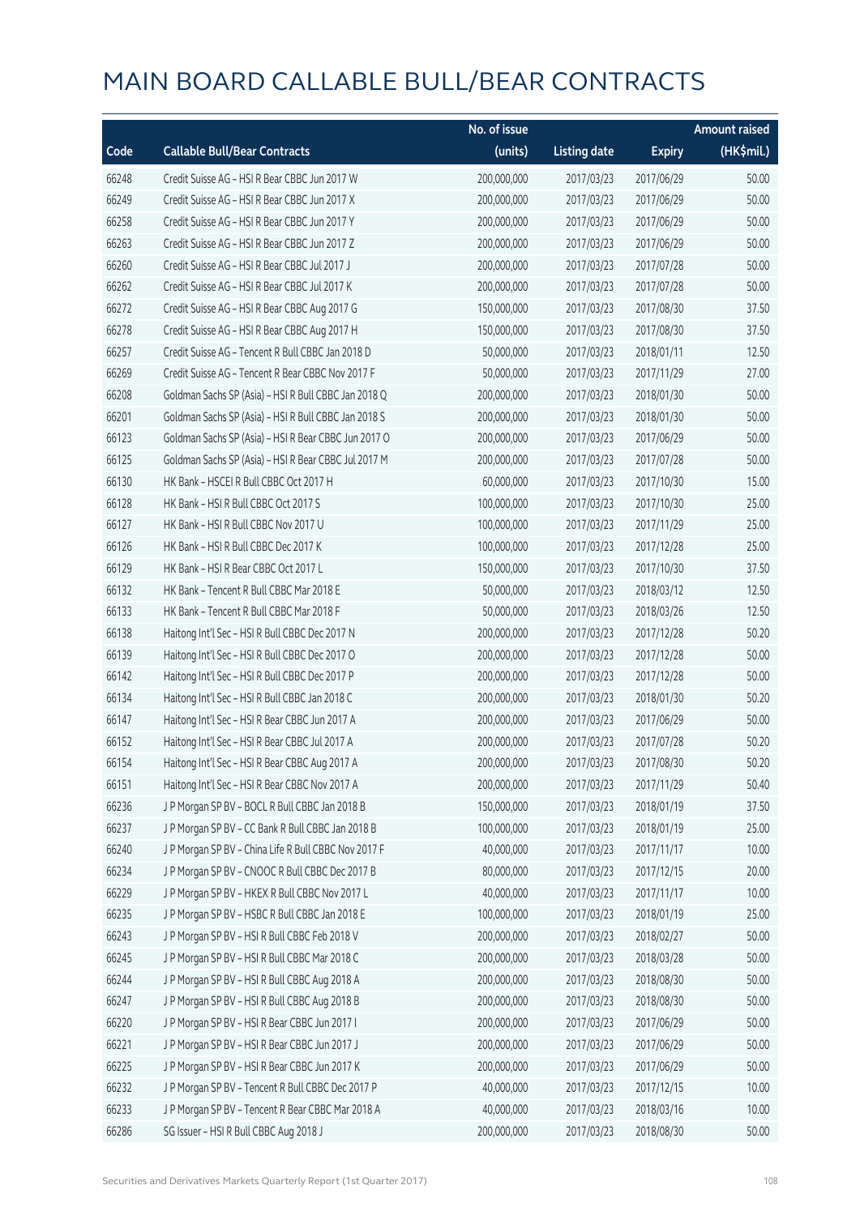# MAIN BOARD CALLABLE BULL/BEAR CONTRACTS

| Code | Callable Bull/Bear Contracts | No. of issue (units) | Listing date | Expiry | Amount raised (HK$mil.) |
|---|---|---|---|---|---|
| 66248 | Credit Suisse AG – HSI R Bear CBBC Jun 2017 W | 200,000,000 | 2017/03/23 | 2017/06/29 | 50.00 |
| 66249 | Credit Suisse AG – HSI R Bear CBBC Jun 2017 X | 200,000,000 | 2017/03/23 | 2017/06/29 | 50.00 |
| 66258 | Credit Suisse AG – HSI R Bear CBBC Jun 2017 Y | 200,000,000 | 2017/03/23 | 2017/06/29 | 50.00 |
| 66263 | Credit Suisse AG – HSI R Bear CBBC Jun 2017 Z | 200,000,000 | 2017/03/23 | 2017/06/29 | 50.00 |
| 66260 | Credit Suisse AG – HSI R Bear CBBC Jul 2017 J | 200,000,000 | 2017/03/23 | 2017/07/28 | 50.00 |
| 66262 | Credit Suisse AG – HSI R Bear CBBC Jul 2017 K | 200,000,000 | 2017/03/23 | 2017/07/28 | 50.00 |
| 66272 | Credit Suisse AG – HSI R Bear CBBC Aug 2017 G | 150,000,000 | 2017/03/23 | 2017/08/30 | 37.50 |
| 66278 | Credit Suisse AG – HSI R Bear CBBC Aug 2017 H | 150,000,000 | 2017/03/23 | 2017/08/30 | 37.50 |
| 66257 | Credit Suisse AG – Tencent R Bull CBBC Jan 2018 D | 50,000,000 | 2017/03/23 | 2018/01/11 | 12.50 |
| 66269 | Credit Suisse AG – Tencent R Bear CBBC Nov 2017 F | 50,000,000 | 2017/03/23 | 2017/11/29 | 27.00 |
| 66208 | Goldman Sachs SP (Asia) – HSI R Bull CBBC Jan 2018 Q | 200,000,000 | 2017/03/23 | 2018/01/30 | 50.00 |
| 66201 | Goldman Sachs SP (Asia) – HSI R Bull CBBC Jan 2018 S | 200,000,000 | 2017/03/23 | 2018/01/30 | 50.00 |
| 66123 | Goldman Sachs SP (Asia) – HSI R Bear CBBC Jun 2017 O | 200,000,000 | 2017/03/23 | 2017/06/29 | 50.00 |
| 66125 | Goldman Sachs SP (Asia) – HSI R Bear CBBC Jul 2017 M | 200,000,000 | 2017/03/23 | 2017/07/28 | 50.00 |
| 66130 | HK Bank – HSCEI R Bull CBBC Oct 2017 H | 60,000,000 | 2017/03/23 | 2017/10/30 | 15.00 |
| 66128 | HK Bank – HSI R Bull CBBC Oct 2017 S | 100,000,000 | 2017/03/23 | 2017/10/30 | 25.00 |
| 66127 | HK Bank – HSI R Bull CBBC Nov 2017 U | 100,000,000 | 2017/03/23 | 2017/11/29 | 25.00 |
| 66126 | HK Bank – HSI R Bull CBBC Dec 2017 K | 100,000,000 | 2017/03/23 | 2017/12/28 | 25.00 |
| 66129 | HK Bank – HSI R Bear CBBC Oct 2017 L | 150,000,000 | 2017/03/23 | 2017/10/30 | 37.50 |
| 66132 | HK Bank – Tencent R Bull CBBC Mar 2018 E | 50,000,000 | 2017/03/23 | 2018/03/12 | 12.50 |
| 66133 | HK Bank – Tencent R Bull CBBC Mar 2018 F | 50,000,000 | 2017/03/23 | 2018/03/26 | 12.50 |
| 66138 | Haitong Int'l Sec – HSI R Bull CBBC Dec 2017 N | 200,000,000 | 2017/03/23 | 2017/12/28 | 50.20 |
| 66139 | Haitong Int'l Sec – HSI R Bull CBBC Dec 2017 O | 200,000,000 | 2017/03/23 | 2017/12/28 | 50.00 |
| 66142 | Haitong Int'l Sec – HSI R Bull CBBC Dec 2017 P | 200,000,000 | 2017/03/23 | 2017/12/28 | 50.00 |
| 66134 | Haitong Int'l Sec – HSI R Bull CBBC Jan 2018 C | 200,000,000 | 2017/03/23 | 2018/01/30 | 50.20 |
| 66147 | Haitong Int'l Sec – HSI R Bear CBBC Jun 2017 A | 200,000,000 | 2017/03/23 | 2017/06/29 | 50.00 |
| 66152 | Haitong Int'l Sec – HSI R Bear CBBC Jul 2017 A | 200,000,000 | 2017/03/23 | 2017/07/28 | 50.20 |
| 66154 | Haitong Int'l Sec – HSI R Bear CBBC Aug 2017 A | 200,000,000 | 2017/03/23 | 2017/08/30 | 50.20 |
| 66151 | Haitong Int'l Sec – HSI R Bear CBBC Nov 2017 A | 200,000,000 | 2017/03/23 | 2017/11/29 | 50.40 |
| 66236 | J P Morgan SP BV – BOCL R Bull CBBC Jan 2018 B | 150,000,000 | 2017/03/23 | 2018/01/19 | 37.50 |
| 66237 | J P Morgan SP BV – CC Bank R Bull CBBC Jan 2018 B | 100,000,000 | 2017/03/23 | 2018/01/19 | 25.00 |
| 66240 | J P Morgan SP BV – China Life R Bull CBBC Nov 2017 F | 40,000,000 | 2017/03/23 | 2017/11/17 | 10.00 |
| 66234 | J P Morgan SP BV – CNOOC R Bull CBBC Dec 2017 B | 80,000,000 | 2017/03/23 | 2017/12/15 | 20.00 |
| 66229 | J P Morgan SP BV – HKEX R Bull CBBC Nov 2017 L | 40,000,000 | 2017/03/23 | 2017/11/17 | 10.00 |
| 66235 | J P Morgan SP BV – HSBC R Bull CBBC Jan 2018 E | 100,000,000 | 2017/03/23 | 2018/01/19 | 25.00 |
| 66243 | J P Morgan SP BV – HSI R Bull CBBC Feb 2018 V | 200,000,000 | 2017/03/23 | 2018/02/27 | 50.00 |
| 66245 | J P Morgan SP BV – HSI R Bull CBBC Mar 2018 C | 200,000,000 | 2017/03/23 | 2018/03/28 | 50.00 |
| 66244 | J P Morgan SP BV – HSI R Bull CBBC Aug 2018 A | 200,000,000 | 2017/03/23 | 2018/08/30 | 50.00 |
| 66247 | J P Morgan SP BV – HSI R Bull CBBC Aug 2018 B | 200,000,000 | 2017/03/23 | 2018/08/30 | 50.00 |
| 66220 | J P Morgan SP BV – HSI R Bear CBBC Jun 2017 I | 200,000,000 | 2017/03/23 | 2017/06/29 | 50.00 |
| 66221 | J P Morgan SP BV – HSI R Bear CBBC Jun 2017 J | 200,000,000 | 2017/03/23 | 2017/06/29 | 50.00 |
| 66225 | J P Morgan SP BV – HSI R Bear CBBC Jun 2017 K | 200,000,000 | 2017/03/23 | 2017/06/29 | 50.00 |
| 66232 | J P Morgan SP BV – Tencent R Bull CBBC Dec 2017 P | 40,000,000 | 2017/03/23 | 2017/12/15 | 10.00 |
| 66233 | J P Morgan SP BV – Tencent R Bear CBBC Mar 2018 A | 40,000,000 | 2017/03/23 | 2018/03/16 | 10.00 |
| 66286 | SG Issuer – HSI R Bull CBBC Aug 2018 J | 200,000,000 | 2017/03/23 | 2018/08/30 | 50.00 |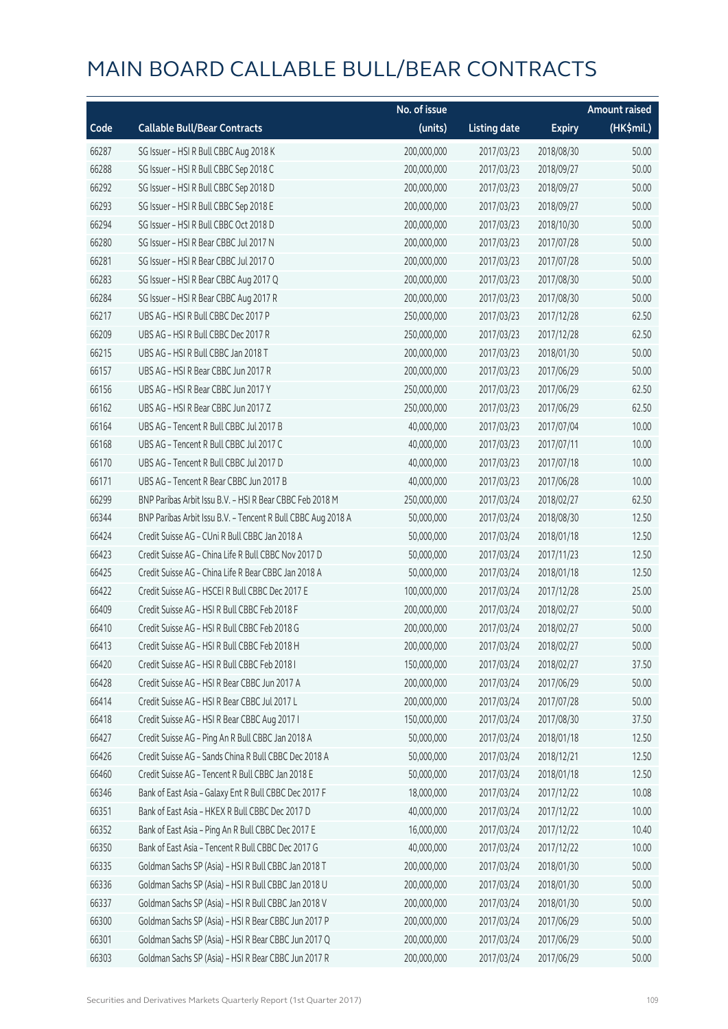# MAIN BOARD CALLABLE BULL/BEAR CONTRACTS

| Code | Callable Bull/Bear Contracts | No. of issue (units) | Listing date | Expiry | Amount raised (HK$mil.) |
|---|---|---|---|---|---|
| 66287 | SG Issuer – HSI R Bull CBBC Aug 2018 K | 200,000,000 | 2017/03/23 | 2018/08/30 | 50.00 |
| 66288 | SG Issuer – HSI R Bull CBBC Sep 2018 C | 200,000,000 | 2017/03/23 | 2018/09/27 | 50.00 |
| 66292 | SG Issuer – HSI R Bull CBBC Sep 2018 D | 200,000,000 | 2017/03/23 | 2018/09/27 | 50.00 |
| 66293 | SG Issuer – HSI R Bull CBBC Sep 2018 E | 200,000,000 | 2017/03/23 | 2018/09/27 | 50.00 |
| 66294 | SG Issuer – HSI R Bull CBBC Oct 2018 D | 200,000,000 | 2017/03/23 | 2018/10/30 | 50.00 |
| 66280 | SG Issuer – HSI R Bear CBBC Jul 2017 N | 200,000,000 | 2017/03/23 | 2017/07/28 | 50.00 |
| 66281 | SG Issuer – HSI R Bear CBBC Jul 2017 O | 200,000,000 | 2017/03/23 | 2017/07/28 | 50.00 |
| 66283 | SG Issuer – HSI R Bear CBBC Aug 2017 Q | 200,000,000 | 2017/03/23 | 2017/08/30 | 50.00 |
| 66284 | SG Issuer – HSI R Bear CBBC Aug 2017 R | 200,000,000 | 2017/03/23 | 2017/08/30 | 50.00 |
| 66217 | UBS AG – HSI R Bull CBBC Dec 2017 P | 250,000,000 | 2017/03/23 | 2017/12/28 | 62.50 |
| 66209 | UBS AG – HSI R Bull CBBC Dec 2017 R | 250,000,000 | 2017/03/23 | 2017/12/28 | 62.50 |
| 66215 | UBS AG – HSI R Bull CBBC Jan 2018 T | 200,000,000 | 2017/03/23 | 2018/01/30 | 50.00 |
| 66157 | UBS AG – HSI R Bear CBBC Jun 2017 R | 200,000,000 | 2017/03/23 | 2017/06/29 | 50.00 |
| 66156 | UBS AG – HSI R Bear CBBC Jun 2017 Y | 250,000,000 | 2017/03/23 | 2017/06/29 | 62.50 |
| 66162 | UBS AG – HSI R Bear CBBC Jun 2017 Z | 250,000,000 | 2017/03/23 | 2017/06/29 | 62.50 |
| 66164 | UBS AG – Tencent R Bull CBBC Jul 2017 B | 40,000,000 | 2017/03/23 | 2017/07/04 | 10.00 |
| 66168 | UBS AG – Tencent R Bull CBBC Jul 2017 C | 40,000,000 | 2017/03/23 | 2017/07/11 | 10.00 |
| 66170 | UBS AG – Tencent R Bull CBBC Jul 2017 D | 40,000,000 | 2017/03/23 | 2017/07/18 | 10.00 |
| 66171 | UBS AG – Tencent R Bear CBBC Jun 2017 B | 40,000,000 | 2017/03/23 | 2017/06/28 | 10.00 |
| 66299 | BNP Paribas Arbit Issu B.V. – HSI R Bear CBBC Feb 2018 M | 250,000,000 | 2017/03/24 | 2018/02/27 | 62.50 |
| 66344 | BNP Paribas Arbit Issu B.V. – Tencent R Bull CBBC Aug 2018 A | 50,000,000 | 2017/03/24 | 2018/08/30 | 12.50 |
| 66424 | Credit Suisse AG – CUni R Bull CBBC Jan 2018 A | 50,000,000 | 2017/03/24 | 2018/01/18 | 12.50 |
| 66423 | Credit Suisse AG – China Life R Bull CBBC Nov 2017 D | 50,000,000 | 2017/03/24 | 2017/11/23 | 12.50 |
| 66425 | Credit Suisse AG – China Life R Bear CBBC Jan 2018 A | 50,000,000 | 2017/03/24 | 2018/01/18 | 12.50 |
| 66422 | Credit Suisse AG – HSCEI R Bull CBBC Dec 2017 E | 100,000,000 | 2017/03/24 | 2017/12/28 | 25.00 |
| 66409 | Credit Suisse AG – HSI R Bull CBBC Feb 2018 F | 200,000,000 | 2017/03/24 | 2018/02/27 | 50.00 |
| 66410 | Credit Suisse AG – HSI R Bull CBBC Feb 2018 G | 200,000,000 | 2017/03/24 | 2018/02/27 | 50.00 |
| 66413 | Credit Suisse AG – HSI R Bull CBBC Feb 2018 H | 200,000,000 | 2017/03/24 | 2018/02/27 | 50.00 |
| 66420 | Credit Suisse AG – HSI R Bull CBBC Feb 2018 I | 150,000,000 | 2017/03/24 | 2018/02/27 | 37.50 |
| 66428 | Credit Suisse AG – HSI R Bear CBBC Jun 2017 A | 200,000,000 | 2017/03/24 | 2017/06/29 | 50.00 |
| 66414 | Credit Suisse AG – HSI R Bear CBBC Jul 2017 L | 200,000,000 | 2017/03/24 | 2017/07/28 | 50.00 |
| 66418 | Credit Suisse AG – HSI R Bear CBBC Aug 2017 I | 150,000,000 | 2017/03/24 | 2017/08/30 | 37.50 |
| 66427 | Credit Suisse AG – Ping An R Bull CBBC Jan 2018 A | 50,000,000 | 2017/03/24 | 2018/01/18 | 12.50 |
| 66426 | Credit Suisse AG – Sands China R Bull CBBC Dec 2018 A | 50,000,000 | 2017/03/24 | 2018/12/21 | 12.50 |
| 66460 | Credit Suisse AG – Tencent R Bull CBBC Jan 2018 E | 50,000,000 | 2017/03/24 | 2018/01/18 | 12.50 |
| 66346 | Bank of East Asia – Galaxy Ent R Bull CBBC Dec 2017 F | 18,000,000 | 2017/03/24 | 2017/12/22 | 10.08 |
| 66351 | Bank of East Asia – HKEX R Bull CBBC Dec 2017 D | 40,000,000 | 2017/03/24 | 2017/12/22 | 10.00 |
| 66352 | Bank of East Asia – Ping An R Bull CBBC Dec 2017 E | 16,000,000 | 2017/03/24 | 2017/12/22 | 10.40 |
| 66350 | Bank of East Asia – Tencent R Bull CBBC Dec 2017 G | 40,000,000 | 2017/03/24 | 2017/12/22 | 10.00 |
| 66335 | Goldman Sachs SP (Asia) – HSI R Bull CBBC Jan 2018 T | 200,000,000 | 2017/03/24 | 2018/01/30 | 50.00 |
| 66336 | Goldman Sachs SP (Asia) – HSI R Bull CBBC Jan 2018 U | 200,000,000 | 2017/03/24 | 2018/01/30 | 50.00 |
| 66337 | Goldman Sachs SP (Asia) – HSI R Bull CBBC Jan 2018 V | 200,000,000 | 2017/03/24 | 2018/01/30 | 50.00 |
| 66300 | Goldman Sachs SP (Asia) – HSI R Bear CBBC Jun 2017 P | 200,000,000 | 2017/03/24 | 2017/06/29 | 50.00 |
| 66301 | Goldman Sachs SP (Asia) – HSI R Bear CBBC Jun 2017 Q | 200,000,000 | 2017/03/24 | 2017/06/29 | 50.00 |
| 66303 | Goldman Sachs SP (Asia) – HSI R Bear CBBC Jun 2017 R | 200,000,000 | 2017/03/24 | 2017/06/29 | 50.00 |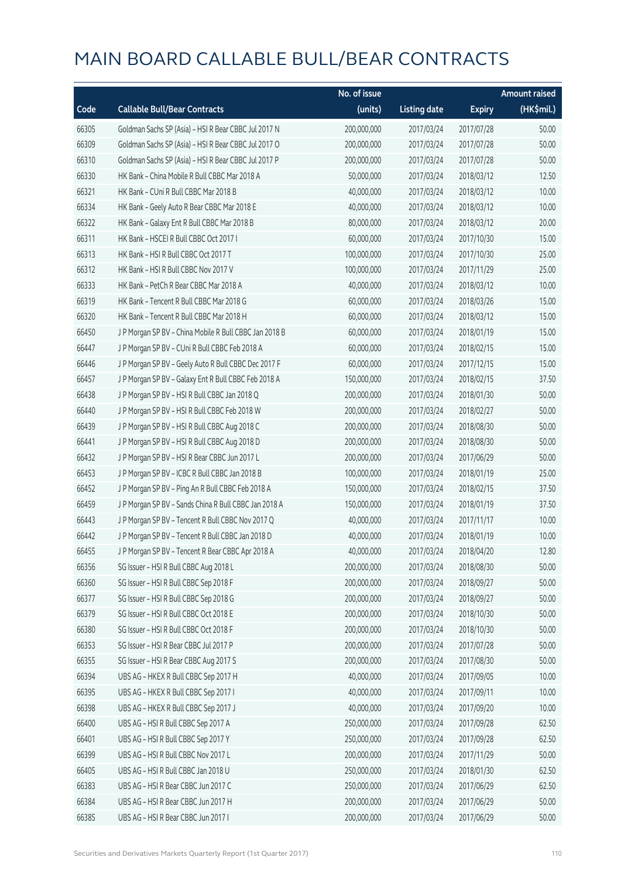# MAIN BOARD CALLABLE BULL/BEAR CONTRACTS

| Code | Callable Bull/Bear Contracts | No. of issue (units) | Listing date | Expiry | Amount raised (HK$mil.) |
|---|---|---|---|---|---|
| 66305 | Goldman Sachs SP (Asia) – HSI R Bear CBBC Jul 2017 N | 200,000,000 | 2017/03/24 | 2017/07/28 | 50.00 |
| 66309 | Goldman Sachs SP (Asia) – HSI R Bear CBBC Jul 2017 O | 200,000,000 | 2017/03/24 | 2017/07/28 | 50.00 |
| 66310 | Goldman Sachs SP (Asia) – HSI R Bear CBBC Jul 2017 P | 200,000,000 | 2017/03/24 | 2017/07/28 | 50.00 |
| 66330 | HK Bank – China Mobile R Bull CBBC Mar 2018 A | 50,000,000 | 2017/03/24 | 2018/03/12 | 12.50 |
| 66321 | HK Bank – CUni R Bull CBBC Mar 2018 B | 40,000,000 | 2017/03/24 | 2018/03/12 | 10.00 |
| 66334 | HK Bank – Geely Auto R Bear CBBC Mar 2018 E | 40,000,000 | 2017/03/24 | 2018/03/12 | 10.00 |
| 66322 | HK Bank – Galaxy Ent R Bull CBBC Mar 2018 B | 80,000,000 | 2017/03/24 | 2018/03/12 | 20.00 |
| 66311 | HK Bank – HSCEI R Bull CBBC Oct 2017 I | 60,000,000 | 2017/03/24 | 2017/10/30 | 15.00 |
| 66313 | HK Bank – HSI R Bull CBBC Oct 2017 T | 100,000,000 | 2017/03/24 | 2017/10/30 | 25.00 |
| 66312 | HK Bank – HSI R Bull CBBC Nov 2017 V | 100,000,000 | 2017/03/24 | 2017/11/29 | 25.00 |
| 66333 | HK Bank – PetCh R Bear CBBC Mar 2018 A | 40,000,000 | 2017/03/24 | 2018/03/12 | 10.00 |
| 66319 | HK Bank – Tencent R Bull CBBC Mar 2018 G | 60,000,000 | 2017/03/24 | 2018/03/26 | 15.00 |
| 66320 | HK Bank – Tencent R Bull CBBC Mar 2018 H | 60,000,000 | 2017/03/24 | 2018/03/12 | 15.00 |
| 66450 | J P Morgan SP BV – China Mobile R Bull CBBC Jan 2018 B | 60,000,000 | 2017/03/24 | 2018/01/19 | 15.00 |
| 66447 | J P Morgan SP BV – CUni R Bull CBBC Feb 2018 A | 60,000,000 | 2017/03/24 | 2018/02/15 | 15.00 |
| 66446 | J P Morgan SP BV – Geely Auto R Bull CBBC Dec 2017 F | 60,000,000 | 2017/03/24 | 2017/12/15 | 15.00 |
| 66457 | J P Morgan SP BV – Galaxy Ent R Bull CBBC Feb 2018 A | 150,000,000 | 2017/03/24 | 2018/02/15 | 37.50 |
| 66438 | J P Morgan SP BV – HSI R Bull CBBC Jan 2018 Q | 200,000,000 | 2017/03/24 | 2018/01/30 | 50.00 |
| 66440 | J P Morgan SP BV – HSI R Bull CBBC Feb 2018 W | 200,000,000 | 2017/03/24 | 2018/02/27 | 50.00 |
| 66439 | J P Morgan SP BV – HSI R Bull CBBC Aug 2018 C | 200,000,000 | 2017/03/24 | 2018/08/30 | 50.00 |
| 66441 | J P Morgan SP BV – HSI R Bull CBBC Aug 2018 D | 200,000,000 | 2017/03/24 | 2018/08/30 | 50.00 |
| 66432 | J P Morgan SP BV – HSI R Bear CBBC Jun 2017 L | 200,000,000 | 2017/03/24 | 2017/06/29 | 50.00 |
| 66453 | J P Morgan SP BV – ICBC R Bull CBBC Jan 2018 B | 100,000,000 | 2017/03/24 | 2018/01/19 | 25.00 |
| 66452 | J P Morgan SP BV – Ping An R Bull CBBC Feb 2018 A | 150,000,000 | 2017/03/24 | 2018/02/15 | 37.50 |
| 66459 | J P Morgan SP BV – Sands China R Bull CBBC Jan 2018 A | 150,000,000 | 2017/03/24 | 2018/01/19 | 37.50 |
| 66443 | J P Morgan SP BV – Tencent R Bull CBBC Nov 2017 Q | 40,000,000 | 2017/03/24 | 2017/11/17 | 10.00 |
| 66442 | J P Morgan SP BV – Tencent R Bull CBBC Jan 2018 D | 40,000,000 | 2017/03/24 | 2018/01/19 | 10.00 |
| 66455 | J P Morgan SP BV – Tencent R Bear CBBC Apr 2018 A | 40,000,000 | 2017/03/24 | 2018/04/20 | 12.80 |
| 66356 | SG Issuer – HSI R Bull CBBC Aug 2018 L | 200,000,000 | 2017/03/24 | 2018/08/30 | 50.00 |
| 66360 | SG Issuer – HSI R Bull CBBC Sep 2018 F | 200,000,000 | 2017/03/24 | 2018/09/27 | 50.00 |
| 66377 | SG Issuer – HSI R Bull CBBC Sep 2018 G | 200,000,000 | 2017/03/24 | 2018/09/27 | 50.00 |
| 66379 | SG Issuer – HSI R Bull CBBC Oct 2018 E | 200,000,000 | 2017/03/24 | 2018/10/30 | 50.00 |
| 66380 | SG Issuer – HSI R Bull CBBC Oct 2018 F | 200,000,000 | 2017/03/24 | 2018/10/30 | 50.00 |
| 66353 | SG Issuer – HSI R Bear CBBC Jul 2017 P | 200,000,000 | 2017/03/24 | 2017/07/28 | 50.00 |
| 66355 | SG Issuer – HSI R Bear CBBC Aug 2017 S | 200,000,000 | 2017/03/24 | 2017/08/30 | 50.00 |
| 66394 | UBS AG – HKEX R Bull CBBC Sep 2017 H | 40,000,000 | 2017/03/24 | 2017/09/05 | 10.00 |
| 66395 | UBS AG – HKEX R Bull CBBC Sep 2017 I | 40,000,000 | 2017/03/24 | 2017/09/11 | 10.00 |
| 66398 | UBS AG – HKEX R Bull CBBC Sep 2017 J | 40,000,000 | 2017/03/24 | 2017/09/20 | 10.00 |
| 66400 | UBS AG – HSI R Bull CBBC Sep 2017 A | 250,000,000 | 2017/03/24 | 2017/09/28 | 62.50 |
| 66401 | UBS AG – HSI R Bull CBBC Sep 2017 Y | 250,000,000 | 2017/03/24 | 2017/09/28 | 62.50 |
| 66399 | UBS AG – HSI R Bull CBBC Nov 2017 L | 200,000,000 | 2017/03/24 | 2017/11/29 | 50.00 |
| 66405 | UBS AG – HSI R Bull CBBC Jan 2018 U | 250,000,000 | 2017/03/24 | 2018/01/30 | 62.50 |
| 66383 | UBS AG – HSI R Bear CBBC Jun 2017 C | 250,000,000 | 2017/03/24 | 2017/06/29 | 62.50 |
| 66384 | UBS AG – HSI R Bear CBBC Jun 2017 H | 200,000,000 | 2017/03/24 | 2017/06/29 | 50.00 |
| 66385 | UBS AG – HSI R Bear CBBC Jun 2017 I | 200,000,000 | 2017/03/24 | 2017/06/29 | 50.00 |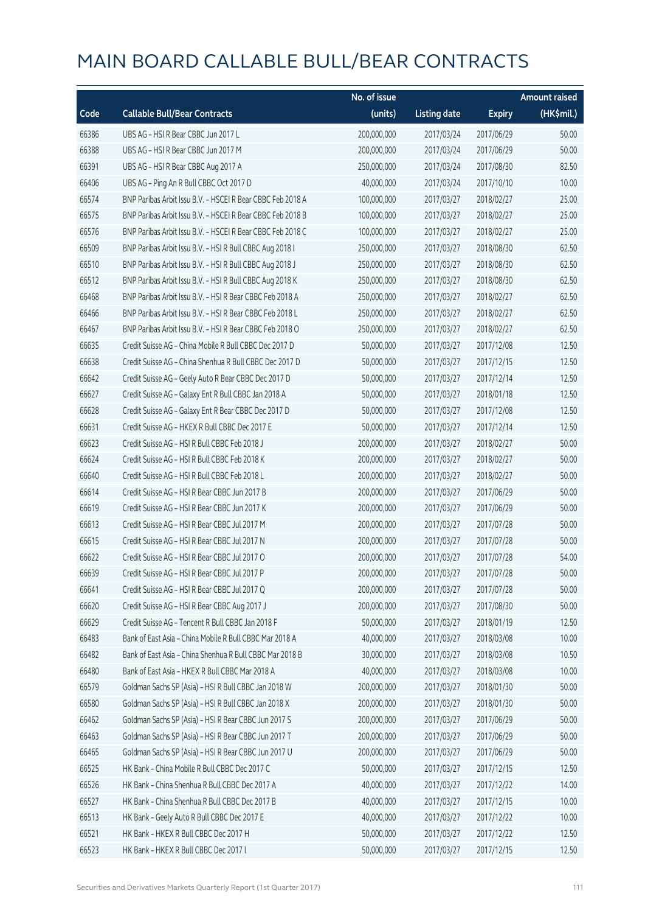# MAIN BOARD CALLABLE BULL/BEAR CONTRACTS

| Code | Callable Bull/Bear Contracts | No. of issue (units) | Listing date | Expiry | Amount raised (HK$mil.) |
|---|---|---|---|---|---|
| 66386 | UBS AG – HSI R Bear CBBC Jun 2017 L | 200,000,000 | 2017/03/24 | 2017/06/29 | 50.00 |
| 66388 | UBS AG – HSI R Bear CBBC Jun 2017 M | 200,000,000 | 2017/03/24 | 2017/06/29 | 50.00 |
| 66391 | UBS AG – HSI R Bear CBBC Aug 2017 A | 250,000,000 | 2017/03/24 | 2017/08/30 | 82.50 |
| 66406 | UBS AG – Ping An R Bull CBBC Oct 2017 D | 40,000,000 | 2017/03/24 | 2017/10/10 | 10.00 |
| 66574 | BNP Paribas Arbit Issu B.V. – HSCEI R Bear CBBC Feb 2018 A | 100,000,000 | 2017/03/27 | 2018/02/27 | 25.00 |
| 66575 | BNP Paribas Arbit Issu B.V. – HSCEI R Bear CBBC Feb 2018 B | 100,000,000 | 2017/03/27 | 2018/02/27 | 25.00 |
| 66576 | BNP Paribas Arbit Issu B.V. – HSCEI R Bear CBBC Feb 2018 C | 100,000,000 | 2017/03/27 | 2018/02/27 | 25.00 |
| 66509 | BNP Paribas Arbit Issu B.V. – HSI R Bull CBBC Aug 2018 I | 250,000,000 | 2017/03/27 | 2018/08/30 | 62.50 |
| 66510 | BNP Paribas Arbit Issu B.V. – HSI R Bull CBBC Aug 2018 J | 250,000,000 | 2017/03/27 | 2018/08/30 | 62.50 |
| 66512 | BNP Paribas Arbit Issu B.V. – HSI R Bull CBBC Aug 2018 K | 250,000,000 | 2017/03/27 | 2018/08/30 | 62.50 |
| 66468 | BNP Paribas Arbit Issu B.V. – HSI R Bear CBBC Feb 2018 A | 250,000,000 | 2017/03/27 | 2018/02/27 | 62.50 |
| 66466 | BNP Paribas Arbit Issu B.V. – HSI R Bear CBBC Feb 2018 L | 250,000,000 | 2017/03/27 | 2018/02/27 | 62.50 |
| 66467 | BNP Paribas Arbit Issu B.V. – HSI R Bear CBBC Feb 2018 O | 250,000,000 | 2017/03/27 | 2018/02/27 | 62.50 |
| 66635 | Credit Suisse AG – China Mobile R Bull CBBC Dec 2017 D | 50,000,000 | 2017/03/27 | 2017/12/08 | 12.50 |
| 66638 | Credit Suisse AG – China Shenhua R Bull CBBC Dec 2017 D | 50,000,000 | 2017/03/27 | 2017/12/15 | 12.50 |
| 66642 | Credit Suisse AG – Geely Auto R Bear CBBC Dec 2017 D | 50,000,000 | 2017/03/27 | 2017/12/14 | 12.50 |
| 66627 | Credit Suisse AG – Galaxy Ent R Bull CBBC Jan 2018 A | 50,000,000 | 2017/03/27 | 2018/01/18 | 12.50 |
| 66628 | Credit Suisse AG – Galaxy Ent R Bear CBBC Dec 2017 D | 50,000,000 | 2017/03/27 | 2017/12/08 | 12.50 |
| 66631 | Credit Suisse AG – HKEX R Bull CBBC Dec 2017 E | 50,000,000 | 2017/03/27 | 2017/12/14 | 12.50 |
| 66623 | Credit Suisse AG – HSI R Bull CBBC Feb 2018 J | 200,000,000 | 2017/03/27 | 2018/02/27 | 50.00 |
| 66624 | Credit Suisse AG – HSI R Bull CBBC Feb 2018 K | 200,000,000 | 2017/03/27 | 2018/02/27 | 50.00 |
| 66640 | Credit Suisse AG – HSI R Bull CBBC Feb 2018 L | 200,000,000 | 2017/03/27 | 2018/02/27 | 50.00 |
| 66614 | Credit Suisse AG – HSI R Bear CBBC Jun 2017 B | 200,000,000 | 2017/03/27 | 2017/06/29 | 50.00 |
| 66619 | Credit Suisse AG – HSI R Bear CBBC Jun 2017 K | 200,000,000 | 2017/03/27 | 2017/06/29 | 50.00 |
| 66613 | Credit Suisse AG – HSI R Bear CBBC Jul 2017 M | 200,000,000 | 2017/03/27 | 2017/07/28 | 50.00 |
| 66615 | Credit Suisse AG – HSI R Bear CBBC Jul 2017 N | 200,000,000 | 2017/03/27 | 2017/07/28 | 50.00 |
| 66622 | Credit Suisse AG – HSI R Bear CBBC Jul 2017 O | 200,000,000 | 2017/03/27 | 2017/07/28 | 54.00 |
| 66639 | Credit Suisse AG – HSI R Bear CBBC Jul 2017 P | 200,000,000 | 2017/03/27 | 2017/07/28 | 50.00 |
| 66641 | Credit Suisse AG – HSI R Bear CBBC Jul 2017 Q | 200,000,000 | 2017/03/27 | 2017/07/28 | 50.00 |
| 66620 | Credit Suisse AG – HSI R Bear CBBC Aug 2017 J | 200,000,000 | 2017/03/27 | 2017/08/30 | 50.00 |
| 66629 | Credit Suisse AG – Tencent R Bull CBBC Jan 2018 F | 50,000,000 | 2017/03/27 | 2018/01/19 | 12.50 |
| 66483 | Bank of East Asia – China Mobile R Bull CBBC Mar 2018 A | 40,000,000 | 2017/03/27 | 2018/03/08 | 10.00 |
| 66482 | Bank of East Asia – China Shenhua R Bull CBBC Mar 2018 B | 30,000,000 | 2017/03/27 | 2018/03/08 | 10.50 |
| 66480 | Bank of East Asia – HKEX R Bull CBBC Mar 2018 A | 40,000,000 | 2017/03/27 | 2018/03/08 | 10.00 |
| 66579 | Goldman Sachs SP (Asia) – HSI R Bull CBBC Jan 2018 W | 200,000,000 | 2017/03/27 | 2018/01/30 | 50.00 |
| 66580 | Goldman Sachs SP (Asia) – HSI R Bull CBBC Jan 2018 X | 200,000,000 | 2017/03/27 | 2018/01/30 | 50.00 |
| 66462 | Goldman Sachs SP (Asia) – HSI R Bear CBBC Jun 2017 S | 200,000,000 | 2017/03/27 | 2017/06/29 | 50.00 |
| 66463 | Goldman Sachs SP (Asia) – HSI R Bear CBBC Jun 2017 T | 200,000,000 | 2017/03/27 | 2017/06/29 | 50.00 |
| 66465 | Goldman Sachs SP (Asia) – HSI R Bear CBBC Jun 2017 U | 200,000,000 | 2017/03/27 | 2017/06/29 | 50.00 |
| 66525 | HK Bank – China Mobile R Bull CBBC Dec 2017 C | 50,000,000 | 2017/03/27 | 2017/12/15 | 12.50 |
| 66526 | HK Bank – China Shenhua R Bull CBBC Dec 2017 A | 40,000,000 | 2017/03/27 | 2017/12/22 | 14.00 |
| 66527 | HK Bank – China Shenhua R Bull CBBC Dec 2017 B | 40,000,000 | 2017/03/27 | 2017/12/15 | 10.00 |
| 66513 | HK Bank – Geely Auto R Bull CBBC Dec 2017 E | 40,000,000 | 2017/03/27 | 2017/12/22 | 10.00 |
| 66521 | HK Bank – HKEX R Bull CBBC Dec 2017 H | 50,000,000 | 2017/03/27 | 2017/12/22 | 12.50 |
| 66523 | HK Bank – HKEX R Bull CBBC Dec 2017 I | 50,000,000 | 2017/03/27 | 2017/12/15 | 12.50 |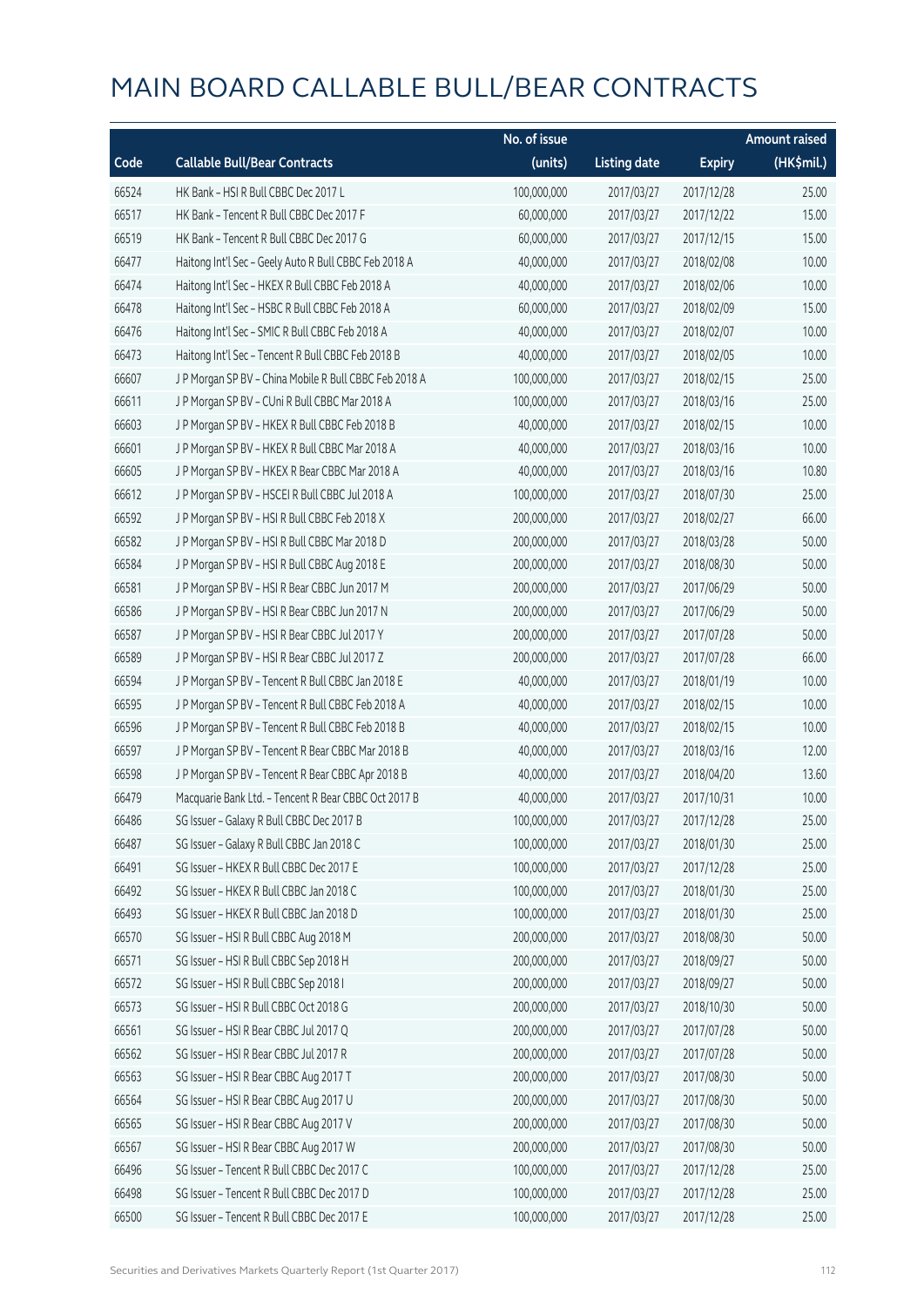# MAIN BOARD CALLABLE BULL/BEAR CONTRACTS

| Code | Callable Bull/Bear Contracts | No. of issue (units) | Listing date | Expiry | Amount raised (HK$mil.) |
|---|---|---|---|---|---|
| 66524 | HK Bank – HSI R Bull CBBC Dec 2017 L | 100,000,000 | 2017/03/27 | 2017/12/28 | 25.00 |
| 66517 | HK Bank – Tencent R Bull CBBC Dec 2017 F | 60,000,000 | 2017/03/27 | 2017/12/22 | 15.00 |
| 66519 | HK Bank – Tencent R Bull CBBC Dec 2017 G | 60,000,000 | 2017/03/27 | 2017/12/15 | 15.00 |
| 66477 | Haitong Int'l Sec – Geely Auto R Bull CBBC Feb 2018 A | 40,000,000 | 2017/03/27 | 2018/02/08 | 10.00 |
| 66474 | Haitong Int'l Sec – HKEX R Bull CBBC Feb 2018 A | 40,000,000 | 2017/03/27 | 2018/02/06 | 10.00 |
| 66478 | Haitong Int'l Sec – HSBC R Bull CBBC Feb 2018 A | 60,000,000 | 2017/03/27 | 2018/02/09 | 15.00 |
| 66476 | Haitong Int'l Sec – SMIC R Bull CBBC Feb 2018 A | 40,000,000 | 2017/03/27 | 2018/02/07 | 10.00 |
| 66473 | Haitong Int'l Sec – Tencent R Bull CBBC Feb 2018 B | 40,000,000 | 2017/03/27 | 2018/02/05 | 10.00 |
| 66607 | J P Morgan SP BV – China Mobile R Bull CBBC Feb 2018 A | 100,000,000 | 2017/03/27 | 2018/02/15 | 25.00 |
| 66611 | J P Morgan SP BV – CUni R Bull CBBC Mar 2018 A | 100,000,000 | 2017/03/27 | 2018/03/16 | 25.00 |
| 66603 | J P Morgan SP BV – HKEX R Bull CBBC Feb 2018 B | 40,000,000 | 2017/03/27 | 2018/02/15 | 10.00 |
| 66601 | J P Morgan SP BV – HKEX R Bull CBBC Mar 2018 A | 40,000,000 | 2017/03/27 | 2018/03/16 | 10.00 |
| 66605 | J P Morgan SP BV – HKEX R Bear CBBC Mar 2018 A | 40,000,000 | 2017/03/27 | 2018/03/16 | 10.80 |
| 66612 | J P Morgan SP BV – HSCEI R Bull CBBC Jul 2018 A | 100,000,000 | 2017/03/27 | 2018/07/30 | 25.00 |
| 66592 | J P Morgan SP BV – HSI R Bull CBBC Feb 2018 X | 200,000,000 | 2017/03/27 | 2018/02/27 | 66.00 |
| 66582 | J P Morgan SP BV – HSI R Bull CBBC Mar 2018 D | 200,000,000 | 2017/03/27 | 2018/03/28 | 50.00 |
| 66584 | J P Morgan SP BV – HSI R Bull CBBC Aug 2018 E | 200,000,000 | 2017/03/27 | 2018/08/30 | 50.00 |
| 66581 | J P Morgan SP BV – HSI R Bear CBBC Jun 2017 M | 200,000,000 | 2017/03/27 | 2017/06/29 | 50.00 |
| 66586 | J P Morgan SP BV – HSI R Bear CBBC Jun 2017 N | 200,000,000 | 2017/03/27 | 2017/06/29 | 50.00 |
| 66587 | J P Morgan SP BV – HSI R Bear CBBC Jul 2017 Y | 200,000,000 | 2017/03/27 | 2017/07/28 | 50.00 |
| 66589 | J P Morgan SP BV – HSI R Bear CBBC Jul 2017 Z | 200,000,000 | 2017/03/27 | 2017/07/28 | 66.00 |
| 66594 | J P Morgan SP BV – Tencent R Bull CBBC Jan 2018 E | 40,000,000 | 2017/03/27 | 2018/01/19 | 10.00 |
| 66595 | J P Morgan SP BV – Tencent R Bull CBBC Feb 2018 A | 40,000,000 | 2017/03/27 | 2018/02/15 | 10.00 |
| 66596 | J P Morgan SP BV – Tencent R Bull CBBC Feb 2018 B | 40,000,000 | 2017/03/27 | 2018/02/15 | 10.00 |
| 66597 | J P Morgan SP BV – Tencent R Bear CBBC Mar 2018 B | 40,000,000 | 2017/03/27 | 2018/03/16 | 12.00 |
| 66598 | J P Morgan SP BV – Tencent R Bear CBBC Apr 2018 B | 40,000,000 | 2017/03/27 | 2018/04/20 | 13.60 |
| 66479 | Macquarie Bank Ltd. – Tencent R Bear CBBC Oct 2017 B | 40,000,000 | 2017/03/27 | 2017/10/31 | 10.00 |
| 66486 | SG Issuer – Galaxy R Bull CBBC Dec 2017 B | 100,000,000 | 2017/03/27 | 2017/12/28 | 25.00 |
| 66487 | SG Issuer – Galaxy R Bull CBBC Jan 2018 C | 100,000,000 | 2017/03/27 | 2018/01/30 | 25.00 |
| 66491 | SG Issuer – HKEX R Bull CBBC Dec 2017 E | 100,000,000 | 2017/03/27 | 2017/12/28 | 25.00 |
| 66492 | SG Issuer – HKEX R Bull CBBC Jan 2018 C | 100,000,000 | 2017/03/27 | 2018/01/30 | 25.00 |
| 66493 | SG Issuer – HKEX R Bull CBBC Jan 2018 D | 100,000,000 | 2017/03/27 | 2018/01/30 | 25.00 |
| 66570 | SG Issuer – HSI R Bull CBBC Aug 2018 M | 200,000,000 | 2017/03/27 | 2018/08/30 | 50.00 |
| 66571 | SG Issuer – HSI R Bull CBBC Sep 2018 H | 200,000,000 | 2017/03/27 | 2018/09/27 | 50.00 |
| 66572 | SG Issuer – HSI R Bull CBBC Sep 2018 I | 200,000,000 | 2017/03/27 | 2018/09/27 | 50.00 |
| 66573 | SG Issuer – HSI R Bull CBBC Oct 2018 G | 200,000,000 | 2017/03/27 | 2018/10/30 | 50.00 |
| 66561 | SG Issuer – HSI R Bear CBBC Jul 2017 Q | 200,000,000 | 2017/03/27 | 2017/07/28 | 50.00 |
| 66562 | SG Issuer – HSI R Bear CBBC Jul 2017 R | 200,000,000 | 2017/03/27 | 2017/07/28 | 50.00 |
| 66563 | SG Issuer – HSI R Bear CBBC Aug 2017 T | 200,000,000 | 2017/03/27 | 2017/08/30 | 50.00 |
| 66564 | SG Issuer – HSI R Bear CBBC Aug 2017 U | 200,000,000 | 2017/03/27 | 2017/08/30 | 50.00 |
| 66565 | SG Issuer – HSI R Bear CBBC Aug 2017 V | 200,000,000 | 2017/03/27 | 2017/08/30 | 50.00 |
| 66567 | SG Issuer – HSI R Bear CBBC Aug 2017 W | 200,000,000 | 2017/03/27 | 2017/08/30 | 50.00 |
| 66496 | SG Issuer – Tencent R Bull CBBC Dec 2017 C | 100,000,000 | 2017/03/27 | 2017/12/28 | 25.00 |
| 66498 | SG Issuer – Tencent R Bull CBBC Dec 2017 D | 100,000,000 | 2017/03/27 | 2017/12/28 | 25.00 |
| 66500 | SG Issuer – Tencent R Bull CBBC Dec 2017 E | 100,000,000 | 2017/03/27 | 2017/12/28 | 25.00 |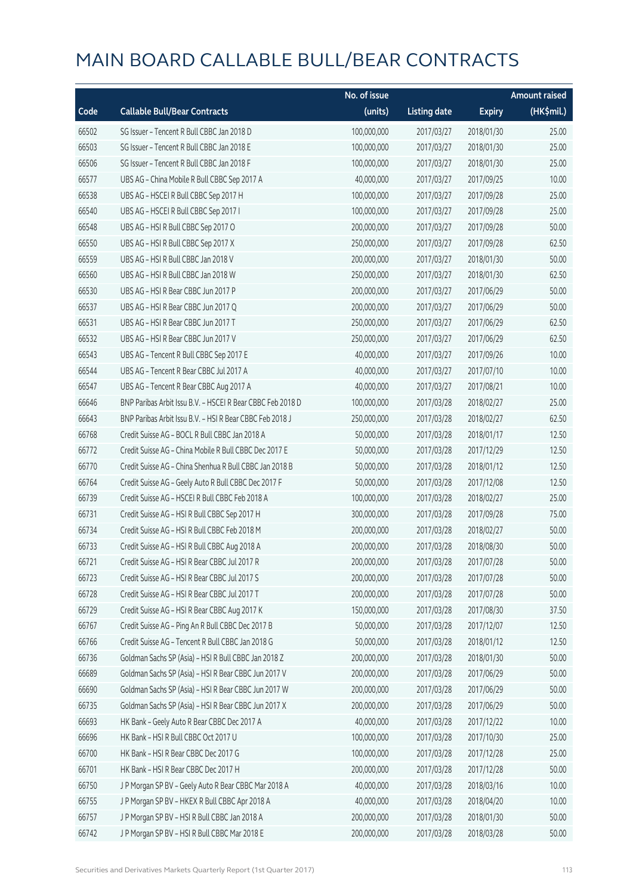# MAIN BOARD CALLABLE BULL/BEAR CONTRACTS

| Code | Callable Bull/Bear Contracts | No. of issue (units) | Listing date | Expiry | Amount raised (HK$mil.) |
|---|---|---|---|---|---|
| 66502 | SG Issuer – Tencent R Bull CBBC Jan 2018 D | 100,000,000 | 2017/03/27 | 2018/01/30 | 25.00 |
| 66503 | SG Issuer – Tencent R Bull CBBC Jan 2018 E | 100,000,000 | 2017/03/27 | 2018/01/30 | 25.00 |
| 66506 | SG Issuer – Tencent R Bull CBBC Jan 2018 F | 100,000,000 | 2017/03/27 | 2018/01/30 | 25.00 |
| 66577 | UBS AG – China Mobile R Bull CBBC Sep 2017 A | 40,000,000 | 2017/03/27 | 2017/09/25 | 10.00 |
| 66538 | UBS AG – HSCEI R Bull CBBC Sep 2017 H | 100,000,000 | 2017/03/27 | 2017/09/28 | 25.00 |
| 66540 | UBS AG – HSCEI R Bull CBBC Sep 2017 I | 100,000,000 | 2017/03/27 | 2017/09/28 | 25.00 |
| 66548 | UBS AG – HSI R Bull CBBC Sep 2017 O | 200,000,000 | 2017/03/27 | 2017/09/28 | 50.00 |
| 66550 | UBS AG – HSI R Bull CBBC Sep 2017 X | 250,000,000 | 2017/03/27 | 2017/09/28 | 62.50 |
| 66559 | UBS AG – HSI R Bull CBBC Jan 2018 V | 200,000,000 | 2017/03/27 | 2018/01/30 | 50.00 |
| 66560 | UBS AG – HSI R Bull CBBC Jan 2018 W | 250,000,000 | 2017/03/27 | 2018/01/30 | 62.50 |
| 66530 | UBS AG – HSI R Bear CBBC Jun 2017 P | 200,000,000 | 2017/03/27 | 2017/06/29 | 50.00 |
| 66537 | UBS AG – HSI R Bear CBBC Jun 2017 Q | 200,000,000 | 2017/03/27 | 2017/06/29 | 50.00 |
| 66531 | UBS AG – HSI R Bear CBBC Jun 2017 T | 250,000,000 | 2017/03/27 | 2017/06/29 | 62.50 |
| 66532 | UBS AG – HSI R Bear CBBC Jun 2017 V | 250,000,000 | 2017/03/27 | 2017/06/29 | 62.50 |
| 66543 | UBS AG – Tencent R Bull CBBC Sep 2017 E | 40,000,000 | 2017/03/27 | 2017/09/26 | 10.00 |
| 66544 | UBS AG – Tencent R Bear CBBC Jul 2017 A | 40,000,000 | 2017/03/27 | 2017/07/10 | 10.00 |
| 66547 | UBS AG – Tencent R Bear CBBC Aug 2017 A | 40,000,000 | 2017/03/27 | 2017/08/21 | 10.00 |
| 66646 | BNP Paribas Arbit Issu B.V. – HSCEI R Bear CBBC Feb 2018 D | 100,000,000 | 2017/03/28 | 2018/02/27 | 25.00 |
| 66643 | BNP Paribas Arbit Issu B.V. – HSI R Bear CBBC Feb 2018 J | 250,000,000 | 2017/03/28 | 2018/02/27 | 62.50 |
| 66768 | Credit Suisse AG – BOCL R Bull CBBC Jan 2018 A | 50,000,000 | 2017/03/28 | 2018/01/17 | 12.50 |
| 66772 | Credit Suisse AG – China Mobile R Bull CBBC Dec 2017 E | 50,000,000 | 2017/03/28 | 2017/12/29 | 12.50 |
| 66770 | Credit Suisse AG – China Shenhua R Bull CBBC Jan 2018 B | 50,000,000 | 2017/03/28 | 2018/01/12 | 12.50 |
| 66764 | Credit Suisse AG – Geely Auto R Bull CBBC Dec 2017 F | 50,000,000 | 2017/03/28 | 2017/12/08 | 12.50 |
| 66739 | Credit Suisse AG – HSCEI R Bull CBBC Feb 2018 A | 100,000,000 | 2017/03/28 | 2018/02/27 | 25.00 |
| 66731 | Credit Suisse AG – HSI R Bull CBBC Sep 2017 H | 300,000,000 | 2017/03/28 | 2017/09/28 | 75.00 |
| 66734 | Credit Suisse AG – HSI R Bull CBBC Feb 2018 M | 200,000,000 | 2017/03/28 | 2018/02/27 | 50.00 |
| 66733 | Credit Suisse AG – HSI R Bull CBBC Aug 2018 A | 200,000,000 | 2017/03/28 | 2018/08/30 | 50.00 |
| 66721 | Credit Suisse AG – HSI R Bear CBBC Jul 2017 R | 200,000,000 | 2017/03/28 | 2017/07/28 | 50.00 |
| 66723 | Credit Suisse AG – HSI R Bear CBBC Jul 2017 S | 200,000,000 | 2017/03/28 | 2017/07/28 | 50.00 |
| 66728 | Credit Suisse AG – HSI R Bear CBBC Jul 2017 T | 200,000,000 | 2017/03/28 | 2017/07/28 | 50.00 |
| 66729 | Credit Suisse AG – HSI R Bear CBBC Aug 2017 K | 150,000,000 | 2017/03/28 | 2017/08/30 | 37.50 |
| 66767 | Credit Suisse AG – Ping An R Bull CBBC Dec 2017 B | 50,000,000 | 2017/03/28 | 2017/12/07 | 12.50 |
| 66766 | Credit Suisse AG – Tencent R Bull CBBC Jan 2018 G | 50,000,000 | 2017/03/28 | 2018/01/12 | 12.50 |
| 66736 | Goldman Sachs SP (Asia) – HSI R Bull CBBC Jan 2018 Z | 200,000,000 | 2017/03/28 | 2018/01/30 | 50.00 |
| 66689 | Goldman Sachs SP (Asia) – HSI R Bear CBBC Jun 2017 V | 200,000,000 | 2017/03/28 | 2017/06/29 | 50.00 |
| 66690 | Goldman Sachs SP (Asia) – HSI R Bear CBBC Jun 2017 W | 200,000,000 | 2017/03/28 | 2017/06/29 | 50.00 |
| 66735 | Goldman Sachs SP (Asia) – HSI R Bear CBBC Jun 2017 X | 200,000,000 | 2017/03/28 | 2017/06/29 | 50.00 |
| 66693 | HK Bank – Geely Auto R Bear CBBC Dec 2017 A | 40,000,000 | 2017/03/28 | 2017/12/22 | 10.00 |
| 66696 | HK Bank – HSI R Bull CBBC Oct 2017 U | 100,000,000 | 2017/03/28 | 2017/10/30 | 25.00 |
| 66700 | HK Bank – HSI R Bear CBBC Dec 2017 G | 100,000,000 | 2017/03/28 | 2017/12/28 | 25.00 |
| 66701 | HK Bank – HSI R Bear CBBC Dec 2017 H | 200,000,000 | 2017/03/28 | 2017/12/28 | 50.00 |
| 66750 | J P Morgan SP BV – Geely Auto R Bear CBBC Mar 2018 A | 40,000,000 | 2017/03/28 | 2018/03/16 | 10.00 |
| 66755 | J P Morgan SP BV – HKEX R Bull CBBC Apr 2018 A | 40,000,000 | 2017/03/28 | 2018/04/20 | 10.00 |
| 66757 | J P Morgan SP BV – HSI R Bull CBBC Jan 2018 A | 200,000,000 | 2017/03/28 | 2018/01/30 | 50.00 |
| 66742 | J P Morgan SP BV – HSI R Bull CBBC Mar 2018 E | 200,000,000 | 2017/03/28 | 2018/03/28 | 50.00 |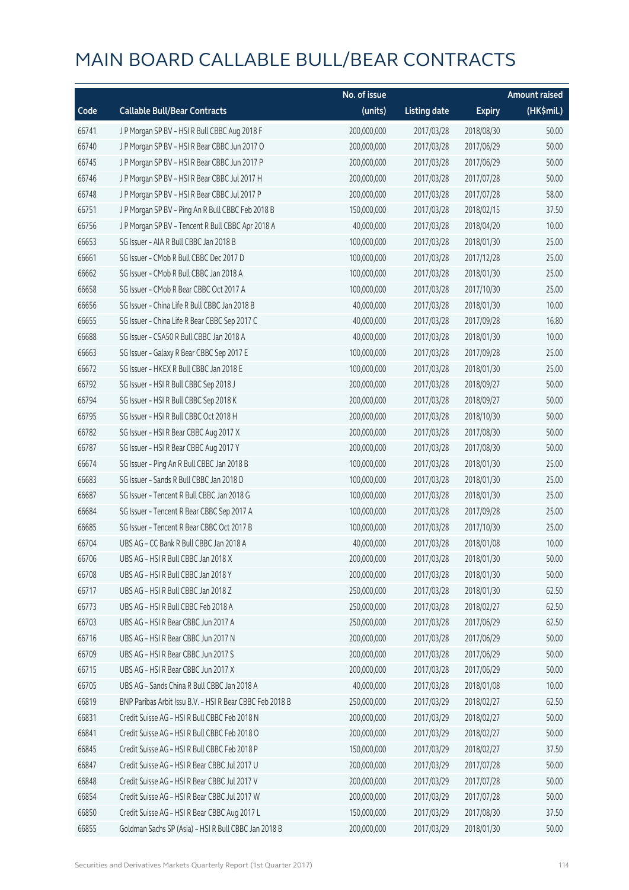# MAIN BOARD CALLABLE BULL/BEAR CONTRACTS

| Code | Callable Bull/Bear Contracts | No. of issue (units) | Listing date | Expiry | Amount raised (HK$mil.) |
|---|---|---|---|---|---|
| 66741 | J P Morgan SP BV – HSI R Bull CBBC Aug 2018 F | 200,000,000 | 2017/03/28 | 2018/08/30 | 50.00 |
| 66740 | J P Morgan SP BV – HSI R Bear CBBC Jun 2017 O | 200,000,000 | 2017/03/28 | 2017/06/29 | 50.00 |
| 66745 | J P Morgan SP BV – HSI R Bear CBBC Jun 2017 P | 200,000,000 | 2017/03/28 | 2017/06/29 | 50.00 |
| 66746 | J P Morgan SP BV – HSI R Bear CBBC Jul 2017 H | 200,000,000 | 2017/03/28 | 2017/07/28 | 50.00 |
| 66748 | J P Morgan SP BV – HSI R Bear CBBC Jul 2017 P | 200,000,000 | 2017/03/28 | 2017/07/28 | 58.00 |
| 66751 | J P Morgan SP BV – Ping An R Bull CBBC Feb 2018 B | 150,000,000 | 2017/03/28 | 2018/02/15 | 37.50 |
| 66756 | J P Morgan SP BV – Tencent R Bull CBBC Apr 2018 A | 40,000,000 | 2017/03/28 | 2018/04/20 | 10.00 |
| 66653 | SG Issuer – AIA R Bull CBBC Jan 2018 B | 100,000,000 | 2017/03/28 | 2018/01/30 | 25.00 |
| 66661 | SG Issuer – CMob R Bull CBBC Dec 2017 D | 100,000,000 | 2017/03/28 | 2017/12/28 | 25.00 |
| 66662 | SG Issuer – CMob R Bull CBBC Jan 2018 A | 100,000,000 | 2017/03/28 | 2018/01/30 | 25.00 |
| 66658 | SG Issuer – CMob R Bear CBBC Oct 2017 A | 100,000,000 | 2017/03/28 | 2017/10/30 | 25.00 |
| 66656 | SG Issuer – China Life R Bull CBBC Jan 2018 B | 40,000,000 | 2017/03/28 | 2018/01/30 | 10.00 |
| 66655 | SG Issuer – China Life R Bear CBBC Sep 2017 C | 40,000,000 | 2017/03/28 | 2017/09/28 | 16.80 |
| 66688 | SG Issuer – CSA50 R Bull CBBC Jan 2018 A | 40,000,000 | 2017/03/28 | 2018/01/30 | 10.00 |
| 66663 | SG Issuer – Galaxy R Bear CBBC Sep 2017 E | 100,000,000 | 2017/03/28 | 2017/09/28 | 25.00 |
| 66672 | SG Issuer – HKEX R Bull CBBC Jan 2018 E | 100,000,000 | 2017/03/28 | 2018/01/30 | 25.00 |
| 66792 | SG Issuer – HSI R Bull CBBC Sep 2018 J | 200,000,000 | 2017/03/28 | 2018/09/27 | 50.00 |
| 66794 | SG Issuer – HSI R Bull CBBC Sep 2018 K | 200,000,000 | 2017/03/28 | 2018/09/27 | 50.00 |
| 66795 | SG Issuer – HSI R Bull CBBC Oct 2018 H | 200,000,000 | 2017/03/28 | 2018/10/30 | 50.00 |
| 66782 | SG Issuer – HSI R Bear CBBC Aug 2017 X | 200,000,000 | 2017/03/28 | 2017/08/30 | 50.00 |
| 66787 | SG Issuer – HSI R Bear CBBC Aug 2017 Y | 200,000,000 | 2017/03/28 | 2017/08/30 | 50.00 |
| 66674 | SG Issuer – Ping An R Bull CBBC Jan 2018 B | 100,000,000 | 2017/03/28 | 2018/01/30 | 25.00 |
| 66683 | SG Issuer – Sands R Bull CBBC Jan 2018 D | 100,000,000 | 2017/03/28 | 2018/01/30 | 25.00 |
| 66687 | SG Issuer – Tencent R Bull CBBC Jan 2018 G | 100,000,000 | 2017/03/28 | 2018/01/30 | 25.00 |
| 66684 | SG Issuer – Tencent R Bear CBBC Sep 2017 A | 100,000,000 | 2017/03/28 | 2017/09/28 | 25.00 |
| 66685 | SG Issuer – Tencent R Bear CBBC Oct 2017 B | 100,000,000 | 2017/03/28 | 2017/10/30 | 25.00 |
| 66704 | UBS AG – CC Bank R Bull CBBC Jan 2018 A | 40,000,000 | 2017/03/28 | 2018/01/08 | 10.00 |
| 66706 | UBS AG – HSI R Bull CBBC Jan 2018 X | 200,000,000 | 2017/03/28 | 2018/01/30 | 50.00 |
| 66708 | UBS AG – HSI R Bull CBBC Jan 2018 Y | 200,000,000 | 2017/03/28 | 2018/01/30 | 50.00 |
| 66717 | UBS AG – HSI R Bull CBBC Jan 2018 Z | 250,000,000 | 2017/03/28 | 2018/01/30 | 62.50 |
| 66773 | UBS AG – HSI R Bull CBBC Feb 2018 A | 250,000,000 | 2017/03/28 | 2018/02/27 | 62.50 |
| 66703 | UBS AG – HSI R Bear CBBC Jun 2017 A | 250,000,000 | 2017/03/28 | 2017/06/29 | 62.50 |
| 66716 | UBS AG – HSI R Bear CBBC Jun 2017 N | 200,000,000 | 2017/03/28 | 2017/06/29 | 50.00 |
| 66709 | UBS AG – HSI R Bear CBBC Jun 2017 S | 200,000,000 | 2017/03/28 | 2017/06/29 | 50.00 |
| 66715 | UBS AG – HSI R Bear CBBC Jun 2017 X | 200,000,000 | 2017/03/28 | 2017/06/29 | 50.00 |
| 66705 | UBS AG – Sands China R Bull CBBC Jan 2018 A | 40,000,000 | 2017/03/28 | 2018/01/08 | 10.00 |
| 66819 | BNP Paribas Arbit Issu B.V. – HSI R Bear CBBC Feb 2018 B | 250,000,000 | 2017/03/29 | 2018/02/27 | 62.50 |
| 66831 | Credit Suisse AG – HSI R Bull CBBC Feb 2018 N | 200,000,000 | 2017/03/29 | 2018/02/27 | 50.00 |
| 66841 | Credit Suisse AG – HSI R Bull CBBC Feb 2018 O | 200,000,000 | 2017/03/29 | 2018/02/27 | 50.00 |
| 66845 | Credit Suisse AG – HSI R Bull CBBC Feb 2018 P | 150,000,000 | 2017/03/29 | 2018/02/27 | 37.50 |
| 66847 | Credit Suisse AG – HSI R Bear CBBC Jul 2017 U | 200,000,000 | 2017/03/29 | 2017/07/28 | 50.00 |
| 66848 | Credit Suisse AG – HSI R Bear CBBC Jul 2017 V | 200,000,000 | 2017/03/29 | 2017/07/28 | 50.00 |
| 66854 | Credit Suisse AG – HSI R Bear CBBC Jul 2017 W | 200,000,000 | 2017/03/29 | 2017/07/28 | 50.00 |
| 66850 | Credit Suisse AG – HSI R Bear CBBC Aug 2017 L | 150,000,000 | 2017/03/29 | 2017/08/30 | 37.50 |
| 66855 | Goldman Sachs SP (Asia) – HSI R Bull CBBC Jan 2018 B | 200,000,000 | 2017/03/29 | 2018/01/30 | 50.00 |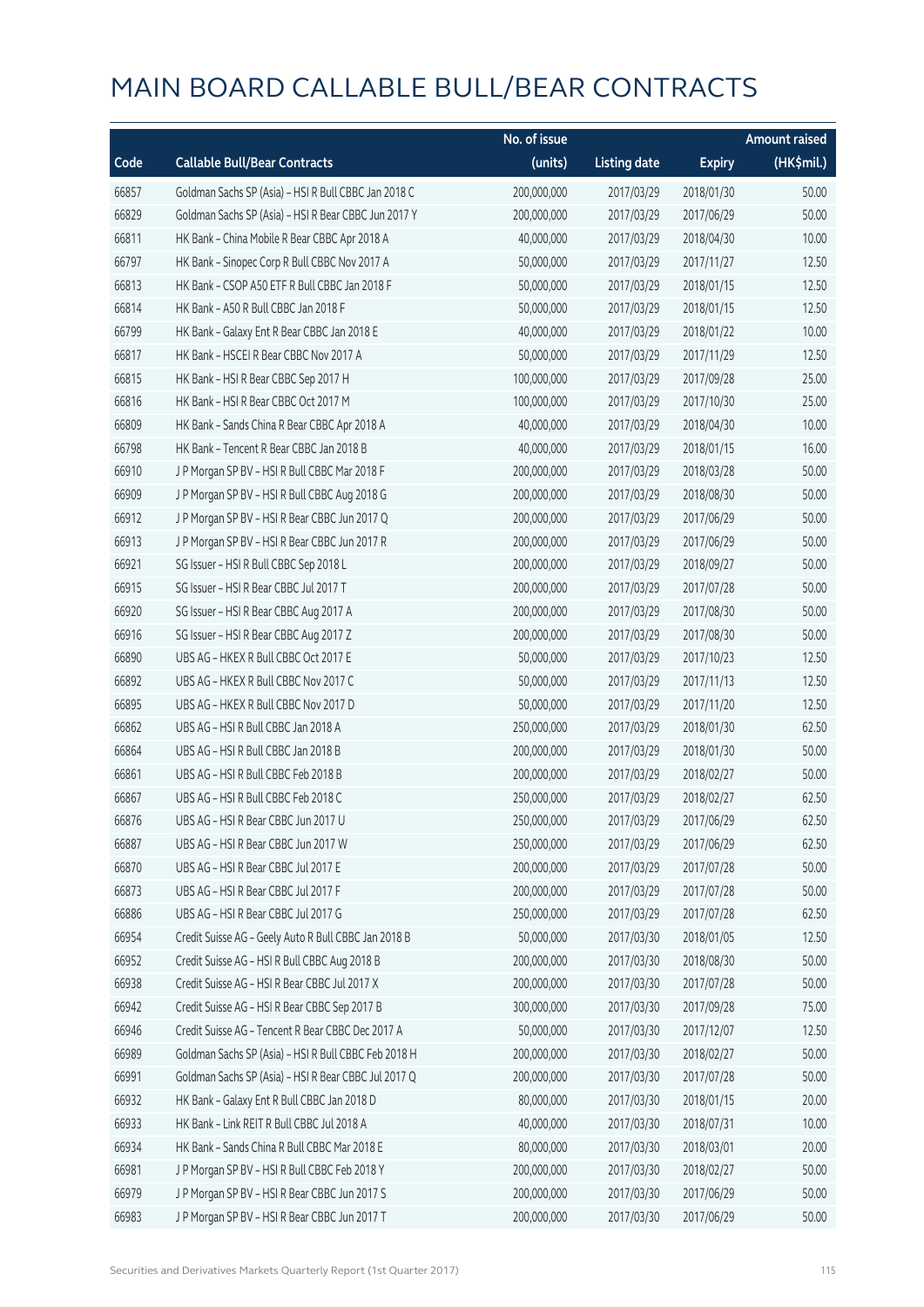# MAIN BOARD CALLABLE BULL/BEAR CONTRACTS

| Code | Callable Bull/Bear Contracts | No. of issue (units) | Listing date | Expiry | Amount raised (HK$mil.) |
|---|---|---|---|---|---|
| 66857 | Goldman Sachs SP (Asia) – HSI R Bull CBBC Jan 2018 C | 200,000,000 | 2017/03/29 | 2018/01/30 | 50.00 |
| 66829 | Goldman Sachs SP (Asia) – HSI R Bear CBBC Jun 2017 Y | 200,000,000 | 2017/03/29 | 2017/06/29 | 50.00 |
| 66811 | HK Bank – China Mobile R Bear CBBC Apr 2018 A | 40,000,000 | 2017/03/29 | 2018/04/30 | 10.00 |
| 66797 | HK Bank – Sinopec Corp R Bull CBBC Nov 2017 A | 50,000,000 | 2017/03/29 | 2017/11/27 | 12.50 |
| 66813 | HK Bank – CSOP A50 ETF R Bull CBBC Jan 2018 F | 50,000,000 | 2017/03/29 | 2018/01/15 | 12.50 |
| 66814 | HK Bank – A50 R Bull CBBC Jan 2018 F | 50,000,000 | 2017/03/29 | 2018/01/15 | 12.50 |
| 66799 | HK Bank – Galaxy Ent R Bear CBBC Jan 2018 E | 40,000,000 | 2017/03/29 | 2018/01/22 | 10.00 |
| 66817 | HK Bank – HSCEI R Bear CBBC Nov 2017 A | 50,000,000 | 2017/03/29 | 2017/11/29 | 12.50 |
| 66815 | HK Bank – HSI R Bear CBBC Sep 2017 H | 100,000,000 | 2017/03/29 | 2017/09/28 | 25.00 |
| 66816 | HK Bank – HSI R Bear CBBC Oct 2017 M | 100,000,000 | 2017/03/29 | 2017/10/30 | 25.00 |
| 66809 | HK Bank – Sands China R Bear CBBC Apr 2018 A | 40,000,000 | 2017/03/29 | 2018/04/30 | 10.00 |
| 66798 | HK Bank – Tencent R Bear CBBC Jan 2018 B | 40,000,000 | 2017/03/29 | 2018/01/15 | 16.00 |
| 66910 | J P Morgan SP BV – HSI R Bull CBBC Mar 2018 F | 200,000,000 | 2017/03/29 | 2018/03/28 | 50.00 |
| 66909 | J P Morgan SP BV – HSI R Bull CBBC Aug 2018 G | 200,000,000 | 2017/03/29 | 2018/08/30 | 50.00 |
| 66912 | J P Morgan SP BV – HSI R Bear CBBC Jun 2017 Q | 200,000,000 | 2017/03/29 | 2017/06/29 | 50.00 |
| 66913 | J P Morgan SP BV – HSI R Bear CBBC Jun 2017 R | 200,000,000 | 2017/03/29 | 2017/06/29 | 50.00 |
| 66921 | SG Issuer – HSI R Bull CBBC Sep 2018 L | 200,000,000 | 2017/03/29 | 2018/09/27 | 50.00 |
| 66915 | SG Issuer – HSI R Bear CBBC Jul 2017 T | 200,000,000 | 2017/03/29 | 2017/07/28 | 50.00 |
| 66920 | SG Issuer – HSI R Bear CBBC Aug 2017 A | 200,000,000 | 2017/03/29 | 2017/08/30 | 50.00 |
| 66916 | SG Issuer – HSI R Bear CBBC Aug 2017 Z | 200,000,000 | 2017/03/29 | 2017/08/30 | 50.00 |
| 66890 | UBS AG – HKEX R Bull CBBC Oct 2017 E | 50,000,000 | 2017/03/29 | 2017/10/23 | 12.50 |
| 66892 | UBS AG – HKEX R Bull CBBC Nov 2017 C | 50,000,000 | 2017/03/29 | 2017/11/13 | 12.50 |
| 66895 | UBS AG – HKEX R Bull CBBC Nov 2017 D | 50,000,000 | 2017/03/29 | 2017/11/20 | 12.50 |
| 66862 | UBS AG – HSI R Bull CBBC Jan 2018 A | 250,000,000 | 2017/03/29 | 2018/01/30 | 62.50 |
| 66864 | UBS AG – HSI R Bull CBBC Jan 2018 B | 200,000,000 | 2017/03/29 | 2018/01/30 | 50.00 |
| 66861 | UBS AG – HSI R Bull CBBC Feb 2018 B | 200,000,000 | 2017/03/29 | 2018/02/27 | 50.00 |
| 66867 | UBS AG – HSI R Bull CBBC Feb 2018 C | 250,000,000 | 2017/03/29 | 2018/02/27 | 62.50 |
| 66876 | UBS AG – HSI R Bear CBBC Jun 2017 U | 250,000,000 | 2017/03/29 | 2017/06/29 | 62.50 |
| 66887 | UBS AG – HSI R Bear CBBC Jun 2017 W | 250,000,000 | 2017/03/29 | 2017/06/29 | 62.50 |
| 66870 | UBS AG – HSI R Bear CBBC Jul 2017 E | 200,000,000 | 2017/03/29 | 2017/07/28 | 50.00 |
| 66873 | UBS AG – HSI R Bear CBBC Jul 2017 F | 200,000,000 | 2017/03/29 | 2017/07/28 | 50.00 |
| 66886 | UBS AG – HSI R Bear CBBC Jul 2017 G | 250,000,000 | 2017/03/29 | 2017/07/28 | 62.50 |
| 66954 | Credit Suisse AG – Geely Auto R Bull CBBC Jan 2018 B | 50,000,000 | 2017/03/30 | 2018/01/05 | 12.50 |
| 66952 | Credit Suisse AG – HSI R Bull CBBC Aug 2018 B | 200,000,000 | 2017/03/30 | 2018/08/30 | 50.00 |
| 66938 | Credit Suisse AG – HSI R Bear CBBC Jul 2017 X | 200,000,000 | 2017/03/30 | 2017/07/28 | 50.00 |
| 66942 | Credit Suisse AG – HSI R Bear CBBC Sep 2017 B | 300,000,000 | 2017/03/30 | 2017/09/28 | 75.00 |
| 66946 | Credit Suisse AG – Tencent R Bear CBBC Dec 2017 A | 50,000,000 | 2017/03/30 | 2017/12/07 | 12.50 |
| 66989 | Goldman Sachs SP (Asia) – HSI R Bull CBBC Feb 2018 H | 200,000,000 | 2017/03/30 | 2018/02/27 | 50.00 |
| 66991 | Goldman Sachs SP (Asia) – HSI R Bear CBBC Jul 2017 Q | 200,000,000 | 2017/03/30 | 2017/07/28 | 50.00 |
| 66932 | HK Bank – Galaxy Ent R Bull CBBC Jan 2018 D | 80,000,000 | 2017/03/30 | 2018/01/15 | 20.00 |
| 66933 | HK Bank – Link REIT R Bull CBBC Jul 2018 A | 40,000,000 | 2017/03/30 | 2018/07/31 | 10.00 |
| 66934 | HK Bank – Sands China R Bull CBBC Mar 2018 E | 80,000,000 | 2017/03/30 | 2018/03/01 | 20.00 |
| 66981 | J P Morgan SP BV – HSI R Bull CBBC Feb 2018 Y | 200,000,000 | 2017/03/30 | 2018/02/27 | 50.00 |
| 66979 | J P Morgan SP BV – HSI R Bear CBBC Jun 2017 S | 200,000,000 | 2017/03/30 | 2017/06/29 | 50.00 |
| 66983 | J P Morgan SP BV – HSI R Bear CBBC Jun 2017 T | 200,000,000 | 2017/03/30 | 2017/06/29 | 50.00 |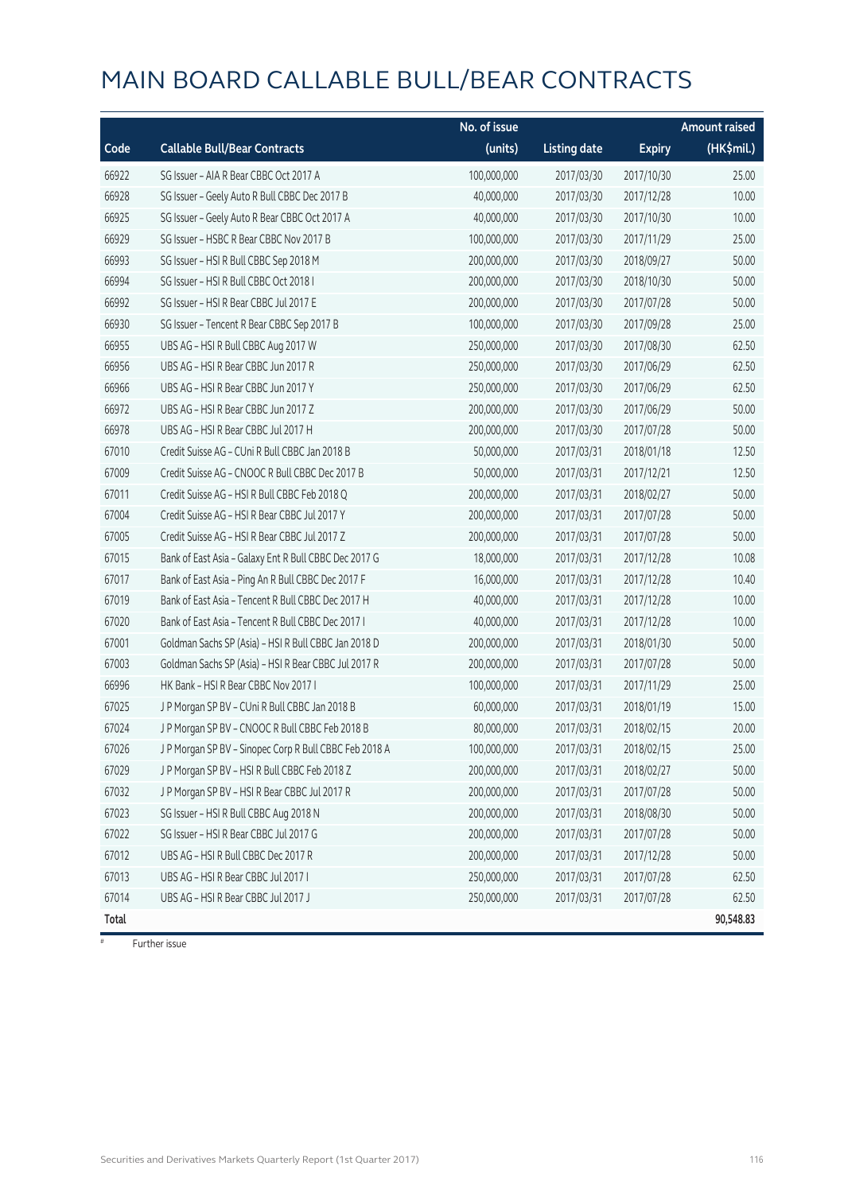# MAIN BOARD CALLABLE BULL/BEAR CONTRACTS

| Code | Callable Bull/Bear Contracts | No. of issue (units) | Listing date | Expiry | Amount raised (HK$mil.) |
|---|---|---|---|---|---|
| 66922 | SG Issuer – AIA R Bear CBBC Oct 2017 A | 100,000,000 | 2017/03/30 | 2017/10/30 | 25.00 |
| 66928 | SG Issuer – Geely Auto R Bull CBBC Dec 2017 B | 40,000,000 | 2017/03/30 | 2017/12/28 | 10.00 |
| 66925 | SG Issuer – Geely Auto R Bear CBBC Oct 2017 A | 40,000,000 | 2017/03/30 | 2017/10/30 | 10.00 |
| 66929 | SG Issuer – HSBC R Bear CBBC Nov 2017 B | 100,000,000 | 2017/03/30 | 2017/11/29 | 25.00 |
| 66993 | SG Issuer – HSI R Bull CBBC Sep 2018 M | 200,000,000 | 2017/03/30 | 2018/09/27 | 50.00 |
| 66994 | SG Issuer – HSI R Bull CBBC Oct 2018 I | 200,000,000 | 2017/03/30 | 2018/10/30 | 50.00 |
| 66992 | SG Issuer – HSI R Bear CBBC Jul 2017 E | 200,000,000 | 2017/03/30 | 2017/07/28 | 50.00 |
| 66930 | SG Issuer – Tencent R Bear CBBC Sep 2017 B | 100,000,000 | 2017/03/30 | 2017/09/28 | 25.00 |
| 66955 | UBS AG – HSI R Bull CBBC Aug 2017 W | 250,000,000 | 2017/03/30 | 2017/08/30 | 62.50 |
| 66956 | UBS AG – HSI R Bear CBBC Jun 2017 R | 250,000,000 | 2017/03/30 | 2017/06/29 | 62.50 |
| 66966 | UBS AG – HSI R Bear CBBC Jun 2017 Y | 250,000,000 | 2017/03/30 | 2017/06/29 | 62.50 |
| 66972 | UBS AG – HSI R Bear CBBC Jun 2017 Z | 200,000,000 | 2017/03/30 | 2017/06/29 | 50.00 |
| 66978 | UBS AG – HSI R Bear CBBC Jul 2017 H | 200,000,000 | 2017/03/30 | 2017/07/28 | 50.00 |
| 67010 | Credit Suisse AG – CUni R Bull CBBC Jan 2018 B | 50,000,000 | 2017/03/31 | 2018/01/18 | 12.50 |
| 67009 | Credit Suisse AG – CNOOC R Bull CBBC Dec 2017 B | 50,000,000 | 2017/03/31 | 2017/12/21 | 12.50 |
| 67011 | Credit Suisse AG – HSI R Bull CBBC Feb 2018 Q | 200,000,000 | 2017/03/31 | 2018/02/27 | 50.00 |
| 67004 | Credit Suisse AG – HSI R Bear CBBC Jul 2017 Y | 200,000,000 | 2017/03/31 | 2017/07/28 | 50.00 |
| 67005 | Credit Suisse AG – HSI R Bear CBBC Jul 2017 Z | 200,000,000 | 2017/03/31 | 2017/07/28 | 50.00 |
| 67015 | Bank of East Asia – Galaxy Ent R Bull CBBC Dec 2017 G | 18,000,000 | 2017/03/31 | 2017/12/28 | 10.08 |
| 67017 | Bank of East Asia – Ping An R Bull CBBC Dec 2017 F | 16,000,000 | 2017/03/31 | 2017/12/28 | 10.40 |
| 67019 | Bank of East Asia – Tencent R Bull CBBC Dec 2017 H | 40,000,000 | 2017/03/31 | 2017/12/28 | 10.00 |
| 67020 | Bank of East Asia – Tencent R Bull CBBC Dec 2017 I | 40,000,000 | 2017/03/31 | 2017/12/28 | 10.00 |
| 67001 | Goldman Sachs SP (Asia) – HSI R Bull CBBC Jan 2018 D | 200,000,000 | 2017/03/31 | 2018/01/30 | 50.00 |
| 67003 | Goldman Sachs SP (Asia) – HSI R Bear CBBC Jul 2017 R | 200,000,000 | 2017/03/31 | 2017/07/28 | 50.00 |
| 66996 | HK Bank – HSI R Bear CBBC Nov 2017 I | 100,000,000 | 2017/03/31 | 2017/11/29 | 25.00 |
| 67025 | J P Morgan SP BV – CUni R Bull CBBC Jan 2018 B | 60,000,000 | 2017/03/31 | 2018/01/19 | 15.00 |
| 67024 | J P Morgan SP BV – CNOOC R Bull CBBC Feb 2018 B | 80,000,000 | 2017/03/31 | 2018/02/15 | 20.00 |
| 67026 | J P Morgan SP BV – Sinopec Corp R Bull CBBC Feb 2018 A | 100,000,000 | 2017/03/31 | 2018/02/15 | 25.00 |
| 67029 | J P Morgan SP BV – HSI R Bull CBBC Feb 2018 Z | 200,000,000 | 2017/03/31 | 2018/02/27 | 50.00 |
| 67032 | J P Morgan SP BV – HSI R Bear CBBC Jul 2017 R | 200,000,000 | 2017/03/31 | 2017/07/28 | 50.00 |
| 67023 | SG Issuer – HSI R Bull CBBC Aug 2018 N | 200,000,000 | 2017/03/31 | 2018/08/30 | 50.00 |
| 67022 | SG Issuer – HSI R Bear CBBC Jul 2017 G | 200,000,000 | 2017/03/31 | 2017/07/28 | 50.00 |
| 67012 | UBS AG – HSI R Bull CBBC Dec 2017 R | 200,000,000 | 2017/03/31 | 2017/12/28 | 50.00 |
| 67013 | UBS AG – HSI R Bear CBBC Jul 2017 I | 250,000,000 | 2017/03/31 | 2017/07/28 | 62.50 |
| 67014 | UBS AG – HSI R Bear CBBC Jul 2017 J | 250,000,000 | 2017/03/31 | 2017/07/28 | 62.50 |
| **Total** | | | | | **90,548.83** |

# Further issue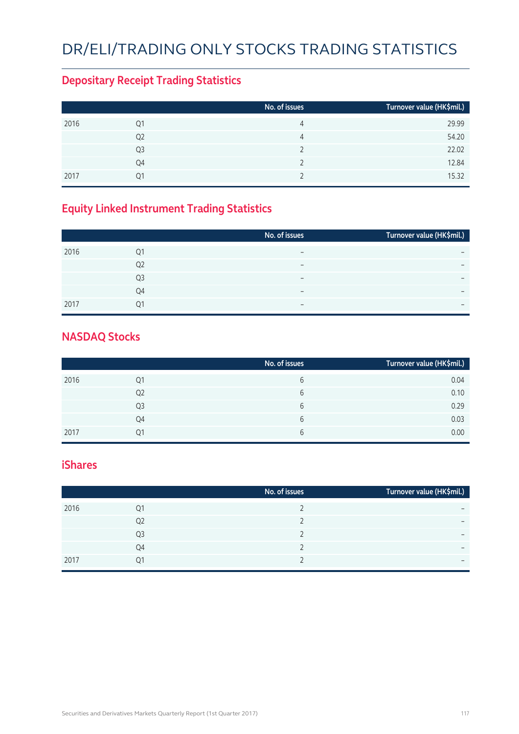# DR/ELI/TRADING ONLY STOCKS TRADING STATISTICS

## Depositary Receipt Trading Statistics

| | | No. of issues | Turnover value (HK$mil.) |
|---|---|---|---|
| 2016 | Q1 | 4 | 29.99 |
| | Q2 | 4 | 54.20 |
| | Q3 | 2 | 22.02 |
| | Q4 | 2 | 12.84 |
| 2017 | Q1 | 2 | 15.32 |

## Equity Linked Instrument Trading Statistics

| | | No. of issues | Turnover value (HK$mil.) |
|---|---|---|---|
| 2016 | Q1 | – | – |
| | Q2 | – | – |
| | Q3 | – | – |
| | Q4 | – | – |
| 2017 | Q1 | – | – |

## NASDAQ Stocks

| | | No. of issues | Turnover value (HK$mil.) |
|---|---|---|---|
| 2016 | Q1 | 6 | 0.04 |
| | Q2 | 6 | 0.10 |
| | Q3 | 6 | 0.29 |
| | Q4 | 6 | 0.03 |
| 2017 | Q1 | 6 | 0.00 |

## iShares

| | | No. of issues | Turnover value (HK$mil.) |
|---|---|---|---|
| 2016 | Q1 | 2 | – |
| | Q2 | 2 | – |
| | Q3 | 2 | – |
| | Q4 | 2 | – |
| 2017 | Q1 | 2 | – |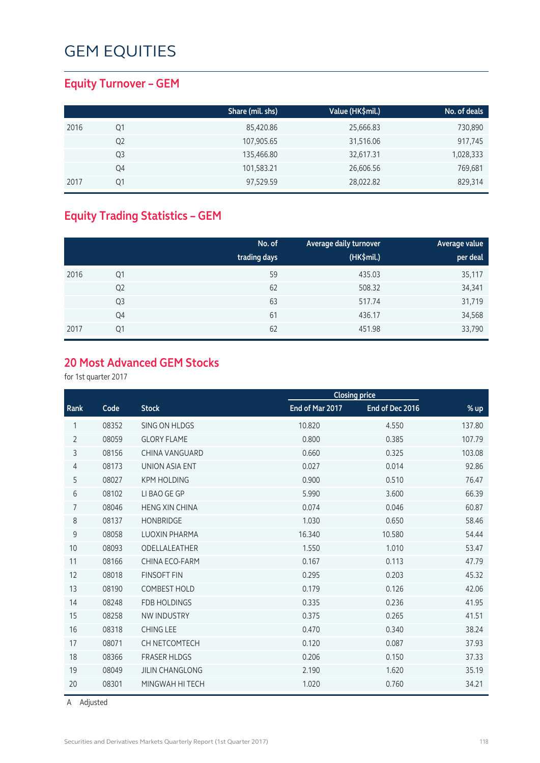# GEM EQUITIES

## Equity Turnover – GEM

| | | Share (mil. shs) | Value (HK$mil.) | No. of deals |
|---|---|---|---|---|
| 2016 | Q1 | 85,420.86 | 25,666.83 | 730,890 |
| | Q2 | 107,905.65 | 31,516.06 | 917,745 |
| | Q3 | 135,466.80 | 32,617.31 | 1,028,333 |
| | Q4 | 101,583.21 | 26,606.56 | 769,681 |
| 2017 | Q1 | 97,529.59 | 28,022.82 | 829,314 |

## Equity Trading Statistics – GEM

| | | No. of trading days | Average daily turnover (HK$mil.) | Average value per deal |
|---|---|---|---|---|
| 2016 | Q1 | 59 | 435.03 | 35,117 |
| | Q2 | 62 | 508.32 | 34,341 |
| | Q3 | 63 | 517.74 | 31,719 |
| | Q4 | 61 | 436.17 | 34,568 |
| 2017 | Q1 | 62 | 451.98 | 33,790 |

## 20 Most Advanced GEM Stocks

for 1st quarter 2017

| | | | Closing price | | |
|---|---|---|---|---|---|
| Rank | Code | Stock | End of Mar 2017 | End of Dec 2016 | % up |
| 1 | 08352 | SING ON HLDGS | 10.820 | 4.550 | 137.80 |
| 2 | 08059 | GLORY FLAME | 0.800 | 0.385 | 107.79 |
| 3 | 08156 | CHINA VANGUARD | 0.660 | 0.325 | 103.08 |
| 4 | 08173 | UNION ASIA ENT | 0.027 | 0.014 | 92.86 |
| 5 | 08027 | KPM HOLDING | 0.900 | 0.510 | 76.47 |
| 6 | 08102 | LI BAO GE GP | 5.990 | 3.600 | 66.39 |
| 7 | 08046 | HENG XIN CHINA | 0.074 | 0.046 | 60.87 |
| 8 | 08137 | HONBRIDGE | 1.030 | 0.650 | 58.46 |
| 9 | 08058 | LUOXIN PHARMA | 16.340 | 10.580 | 54.44 |
| 10 | 08093 | ODELLALEATHER | 1.550 | 1.010 | 53.47 |
| 11 | 08166 | CHINA ECO-FARM | 0.167 | 0.113 | 47.79 |
| 12 | 08018 | FINSOFT FIN | 0.295 | 0.203 | 45.32 |
| 13 | 08190 | COMBEST HOLD | 0.179 | 0.126 | 42.06 |
| 14 | 08248 | FDB HOLDINGS | 0.335 | 0.236 | 41.95 |
| 15 | 08258 | NW INDUSTRY | 0.375 | 0.265 | 41.51 |
| 16 | 08318 | CHING LEE | 0.470 | 0.340 | 38.24 |
| 17 | 08071 | CH NETCOMTECH | 0.120 | 0.087 | 37.93 |
| 18 | 08366 | FRASER HLDGS | 0.206 | 0.150 | 37.33 |
| 19 | 08049 | JILIN CHANGLONG | 2.190 | 1.620 | 35.19 |
| 20 | 08301 | MINGWAH HI TECH | 1.020 | 0.760 | 34.21 |

A Adjusted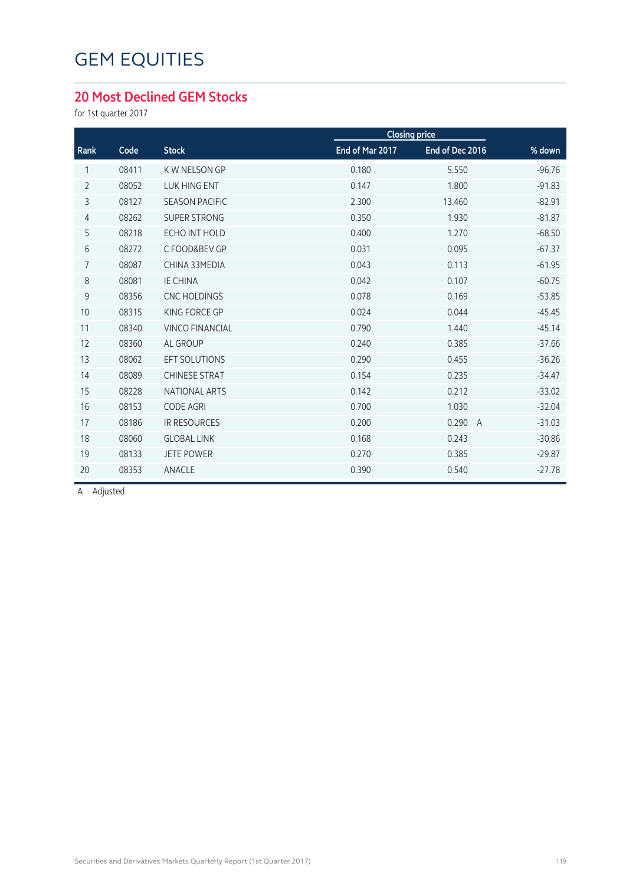# GEM EQUITIES

## 20 Most Declined GEM Stocks

for 1st quarter 2017

| | | | Closing price | | |
|---|---|---|---|---|---|
| Rank | Code | Stock | End of Mar 2017 | End of Dec 2016 | % down |
| 1 | 08411 | K W NELSON GP | 0.180 | 5.550 | -96.76 |
| 2 | 08052 | LUK HING ENT | 0.147 | 1.800 | -91.83 |
| 3 | 08127 | SEASON PACIFIC | 2.300 | 13.460 | -82.91 |
| 4 | 08262 | SUPER STRONG | 0.350 | 1.930 | -81.87 |
| 5 | 08218 | ECHO INT HOLD | 0.400 | 1.270 | -68.50 |
| 6 | 08272 | C FOOD&BEV GP | 0.031 | 0.095 | -67.37 |
| 7 | 08087 | CHINA 33MEDIA | 0.043 | 0.113 | -61.95 |
| 8 | 08081 | IE CHINA | 0.042 | 0.107 | -60.75 |
| 9 | 08356 | CNC HOLDINGS | 0.078 | 0.169 | -53.85 |
| 10 | 08315 | KING FORCE GP | 0.024 | 0.044 | -45.45 |
| 11 | 08340 | VINCO FINANCIAL | 0.790 | 1.440 | -45.14 |
| 12 | 08360 | AL GROUP | 0.240 | 0.385 | -37.66 |
| 13 | 08062 | EFT SOLUTIONS | 0.290 | 0.455 | -36.26 |
| 14 | 08089 | CHINESE STRAT | 0.154 | 0.235 | -34.47 |
| 15 | 08228 | NATIONAL ARTS | 0.142 | 0.212 | -33.02 |
| 16 | 08153 | CODE AGRI | 0.700 | 1.030 | -32.04 |
| 17 | 08186 | IR RESOURCES | 0.200 | 0.290 A | -31.03 |
| 18 | 08060 | GLOBAL LINK | 0.168 | 0.243 | -30.86 |
| 19 | 08133 | JETE POWER | 0.270 | 0.385 | -29.87 |
| 20 | 08353 | ANACLE | 0.390 | 0.540 | -27.78 |

A Adjusted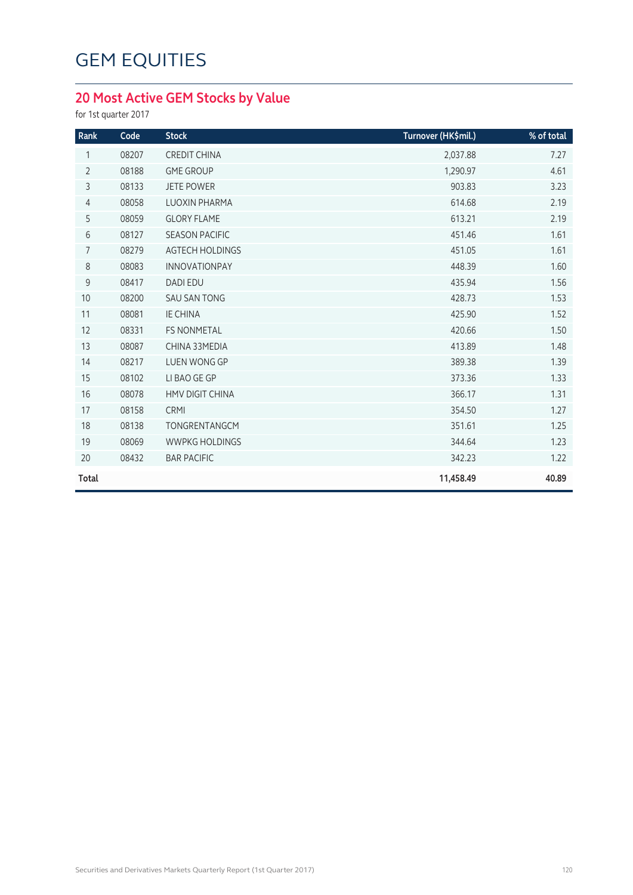# GEM EQUITIES

## 20 Most Active GEM Stocks by Value

for 1st quarter 2017

| Rank | Code | Stock | Turnover (HK$mil.) | % of total |
|---|---|---|---|---|
| 1 | 08207 | CREDIT CHINA | 2,037.88 | 7.27 |
| 2 | 08188 | GME GROUP | 1,290.97 | 4.61 |
| 3 | 08133 | JETE POWER | 903.83 | 3.23 |
| 4 | 08058 | LUOXIN PHARMA | 614.68 | 2.19 |
| 5 | 08059 | GLORY FLAME | 613.21 | 2.19 |
| 6 | 08127 | SEASON PACIFIC | 451.46 | 1.61 |
| 7 | 08279 | AGTECH HOLDINGS | 451.05 | 1.61 |
| 8 | 08083 | INNOVATIONPAY | 448.39 | 1.60 |
| 9 | 08417 | DADI EDU | 435.94 | 1.56 |
| 10 | 08200 | SAU SAN TONG | 428.73 | 1.53 |
| 11 | 08081 | IE CHINA | 425.90 | 1.52 |
| 12 | 08331 | FS NONMETAL | 420.66 | 1.50 |
| 13 | 08087 | CHINA 33MEDIA | 413.89 | 1.48 |
| 14 | 08217 | LUEN WONG GP | 389.38 | 1.39 |
| 15 | 08102 | LI BAO GE GP | 373.36 | 1.33 |
| 16 | 08078 | HMV DIGIT CHINA | 366.17 | 1.31 |
| 17 | 08158 | CRMI | 354.50 | 1.27 |
| 18 | 08138 | TONGRENTANGCM | 351.61 | 1.25 |
| 19 | 08069 | WWPKG HOLDINGS | 344.64 | 1.23 |
| 20 | 08432 | BAR PACIFIC | 342.23 | 1.22 |
| **Total** | | | **11,458.49** | **40.89** |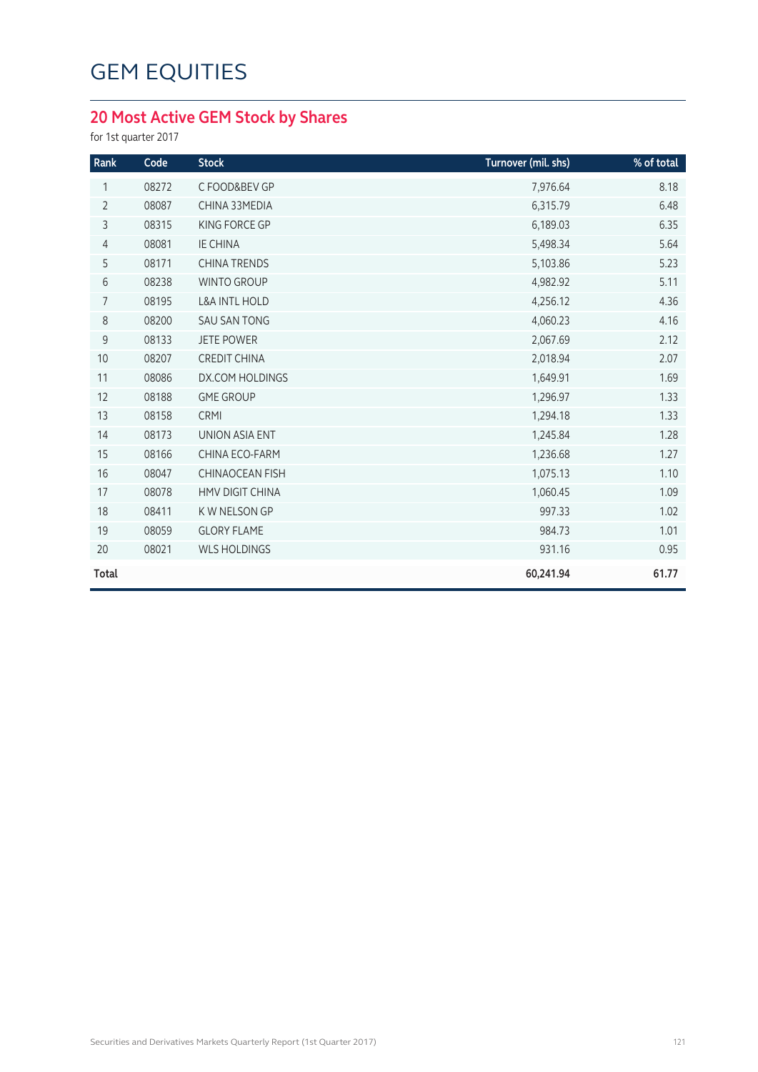# GEM EQUITIES

## 20 Most Active GEM Stock by Shares

for 1st quarter 2017

| Rank | Code | Stock | Turnover (mil. shs) | % of total |
|---|---|---|---|---|
| 1 | 08272 | C FOOD&BEV GP | 7,976.64 | 8.18 |
| 2 | 08087 | CHINA 33MEDIA | 6,315.79 | 6.48 |
| 3 | 08315 | KING FORCE GP | 6,189.03 | 6.35 |
| 4 | 08081 | IE CHINA | 5,498.34 | 5.64 |
| 5 | 08171 | CHINA TRENDS | 5,103.86 | 5.23 |
| 6 | 08238 | WINTO GROUP | 4,982.92 | 5.11 |
| 7 | 08195 | L&A INTL HOLD | 4,256.12 | 4.36 |
| 8 | 08200 | SAU SAN TONG | 4,060.23 | 4.16 |
| 9 | 08133 | JETE POWER | 2,067.69 | 2.12 |
| 10 | 08207 | CREDIT CHINA | 2,018.94 | 2.07 |
| 11 | 08086 | DX.COM HOLDINGS | 1,649.91 | 1.69 |
| 12 | 08188 | GME GROUP | 1,296.97 | 1.33 |
| 13 | 08158 | CRMI | 1,294.18 | 1.33 |
| 14 | 08173 | UNION ASIA ENT | 1,245.84 | 1.28 |
| 15 | 08166 | CHINA ECO-FARM | 1,236.68 | 1.27 |
| 16 | 08047 | CHINAOCEAN FISH | 1,075.13 | 1.10 |
| 17 | 08078 | HMV DIGIT CHINA | 1,060.45 | 1.09 |
| 18 | 08411 | K W NELSON GP | 997.33 | 1.02 |
| 19 | 08059 | GLORY FLAME | 984.73 | 1.01 |
| 20 | 08021 | WLS HOLDINGS | 931.16 | 0.95 |
| **Total** | | | **60,241.94** | **61.77** |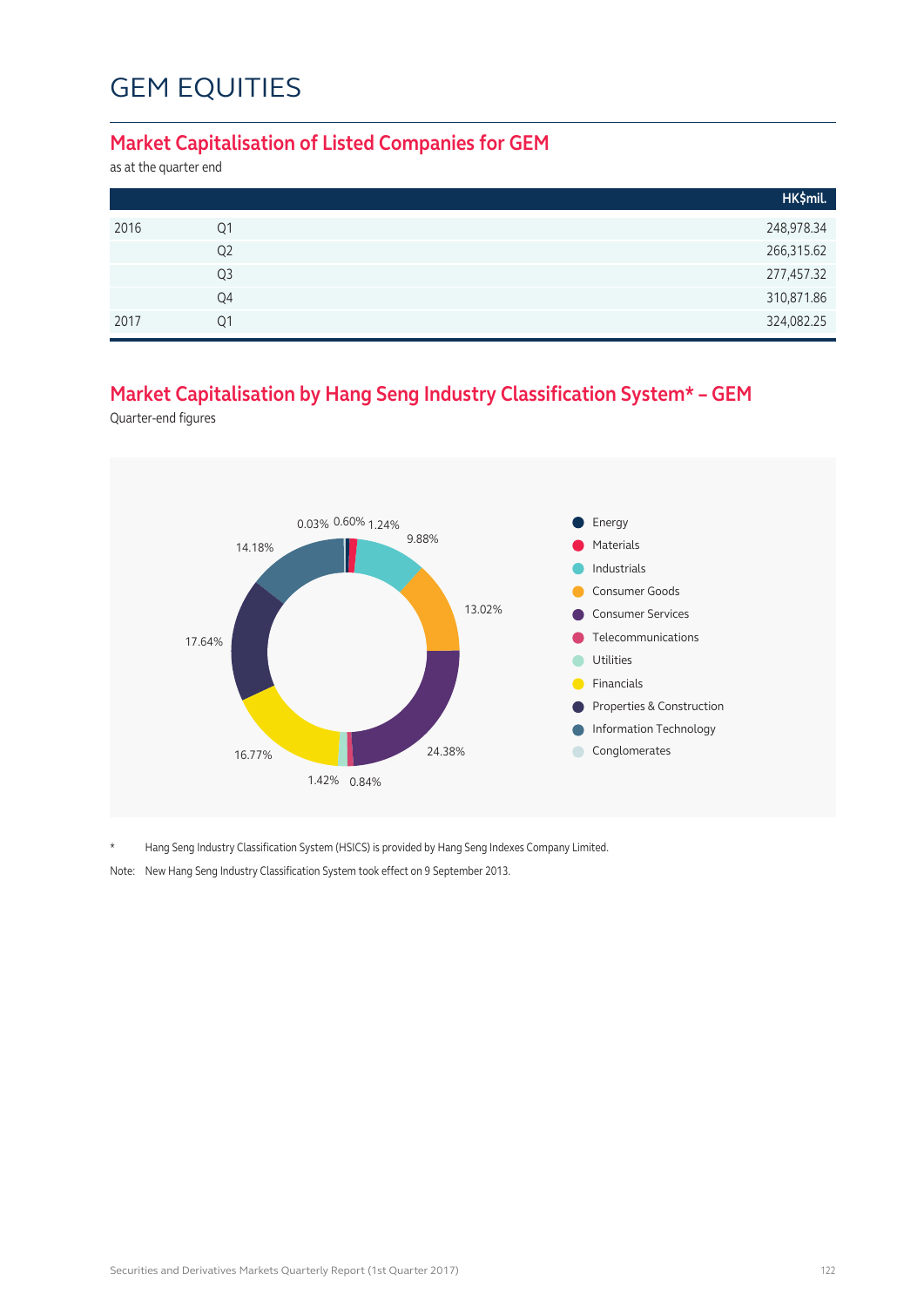# GEM EQUITIES

## Market Capitalisation of Listed Companies for GEM

as at the quarter end

| | | HK$mil. |
|---|---|---|
| 2016 | Q1 | 248,978.34 |
| | Q2 | 266,315.62 |
| | Q3 | 277,457.32 |
| | Q4 | 310,871.86 |
| 2017 | Q1 | 324,082.25 |

## Market Capitalisation by Hang Seng Industry Classification System* – GEM

Quarter-end figures

0.03%
0.60%
1.24%
9.88%
13.02%
24.38%
0.84%
1.42%
16.77%
17.64%
14.18%

Energy
Materials
Industrials
Consumer Goods
Consumer Services
Telecommunications
Utilities
Financials
Properties & Construction
Information Technology
Conglomerates

\* Hang Seng Industry Classification System (HSICS) is provided by Hang Seng Indexes Company Limited.

Note: New Hang Seng Industry Classification System took effect on 9 September 2013.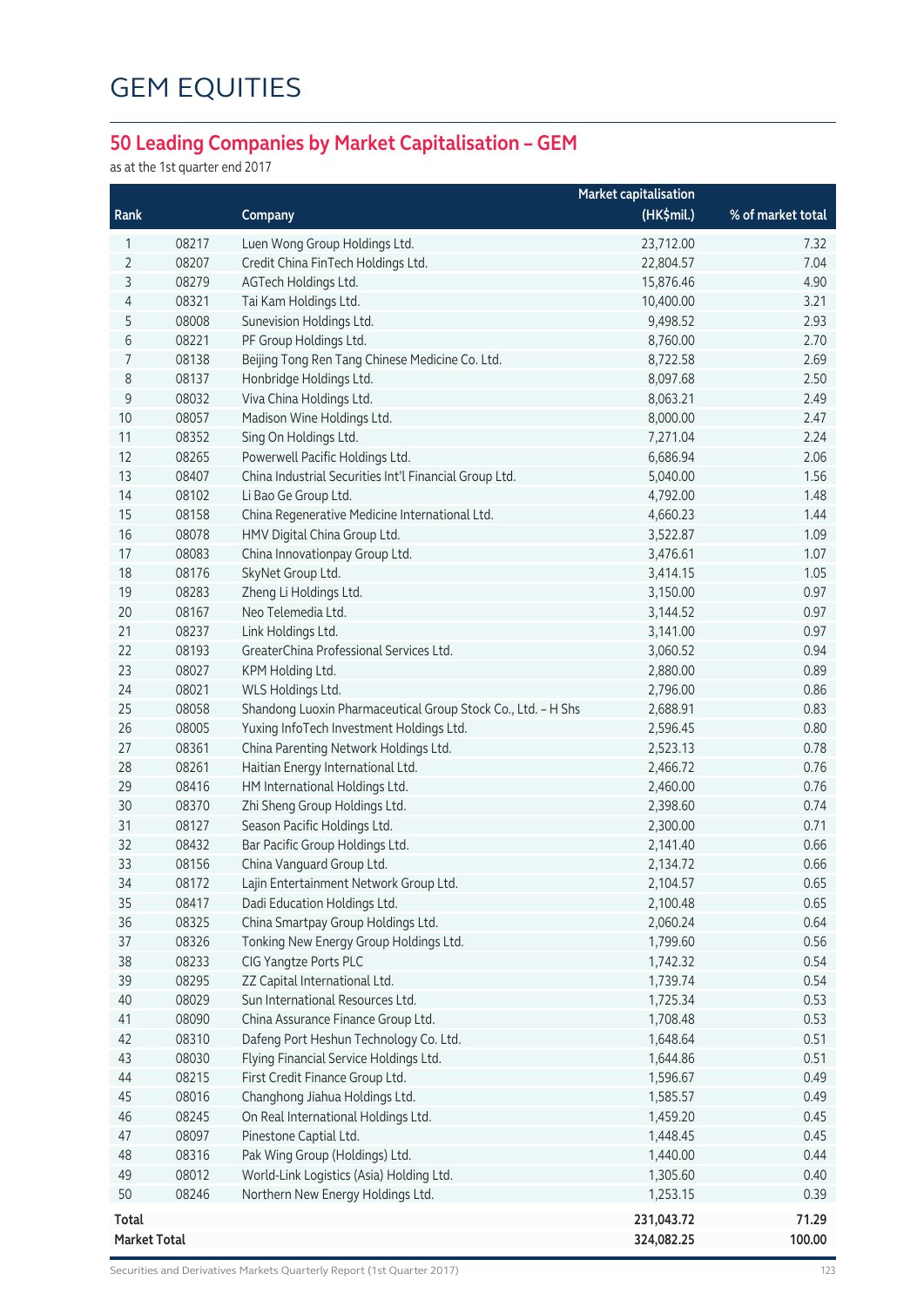# GEM EQUITIES

## 50 Leading Companies by Market Capitalisation – GEM

as at the 1st quarter end 2017

| Rank | | Company | Market capitalisation (HK$mil.) | % of market total |
|---|---|---|---|---|
| 1 | 08217 | Luen Wong Group Holdings Ltd. | 23,712.00 | 7.32 |
| 2 | 08207 | Credit China FinTech Holdings Ltd. | 22,804.57 | 7.04 |
| 3 | 08279 | AGTech Holdings Ltd. | 15,876.46 | 4.90 |
| 4 | 08321 | Tai Kam Holdings Ltd. | 10,400.00 | 3.21 |
| 5 | 08008 | Sunevision Holdings Ltd. | 9,498.52 | 2.93 |
| 6 | 08221 | PF Group Holdings Ltd. | 8,760.00 | 2.70 |
| 7 | 08138 | Beijing Tong Ren Tang Chinese Medicine Co. Ltd. | 8,722.58 | 2.69 |
| 8 | 08137 | Honbridge Holdings Ltd. | 8,097.68 | 2.50 |
| 9 | 08032 | Viva China Holdings Ltd. | 8,063.21 | 2.49 |
| 10 | 08057 | Madison Wine Holdings Ltd. | 8,000.00 | 2.47 |
| 11 | 08352 | Sing On Holdings Ltd. | 7,271.04 | 2.24 |
| 12 | 08265 | Powerwell Pacific Holdings Ltd. | 6,686.94 | 2.06 |
| 13 | 08407 | China Industrial Securities Int'l Financial Group Ltd. | 5,040.00 | 1.56 |
| 14 | 08102 | Li Bao Ge Group Ltd. | 4,792.00 | 1.48 |
| 15 | 08158 | China Regenerative Medicine International Ltd. | 4,660.23 | 1.44 |
| 16 | 08078 | HMV Digital China Group Ltd. | 3,522.87 | 1.09 |
| 17 | 08083 | China Innovationpay Group Ltd. | 3,476.61 | 1.07 |
| 18 | 08176 | SkyNet Group Ltd. | 3,414.15 | 1.05 |
| 19 | 08283 | Zheng Li Holdings Ltd. | 3,150.00 | 0.97 |
| 20 | 08167 | Neo Telemedia Ltd. | 3,144.52 | 0.97 |
| 21 | 08237 | Link Holdings Ltd. | 3,141.00 | 0.97 |
| 22 | 08193 | GreaterChina Professional Services Ltd. | 3,060.52 | 0.94 |
| 23 | 08027 | KPM Holding Ltd. | 2,880.00 | 0.89 |
| 24 | 08021 | WLS Holdings Ltd. | 2,796.00 | 0.86 |
| 25 | 08058 | Shandong Luoxin Pharmaceutical Group Stock Co., Ltd. – H Shs | 2,688.91 | 0.83 |
| 26 | 08005 | Yuxing InfoTech Investment Holdings Ltd. | 2,596.45 | 0.80 |
| 27 | 08361 | China Parenting Network Holdings Ltd. | 2,523.13 | 0.78 |
| 28 | 08261 | Haitian Energy International Ltd. | 2,466.72 | 0.76 |
| 29 | 08416 | HM International Holdings Ltd. | 2,460.00 | 0.76 |
| 30 | 08370 | Zhi Sheng Group Holdings Ltd. | 2,398.60 | 0.74 |
| 31 | 08127 | Season Pacific Holdings Ltd. | 2,300.00 | 0.71 |
| 32 | 08432 | Bar Pacific Group Holdings Ltd. | 2,141.40 | 0.66 |
| 33 | 08156 | China Vanguard Group Ltd. | 2,134.72 | 0.66 |
| 34 | 08172 | Lajin Entertainment Network Group Ltd. | 2,104.57 | 0.65 |
| 35 | 08417 | Dadi Education Holdings Ltd. | 2,100.48 | 0.65 |
| 36 | 08325 | China Smartpay Group Holdings Ltd. | 2,060.24 | 0.64 |
| 37 | 08326 | Tonking New Energy Group Holdings Ltd. | 1,799.60 | 0.56 |
| 38 | 08233 | CIG Yangtze Ports PLC | 1,742.32 | 0.54 |
| 39 | 08295 | ZZ Capital International Ltd. | 1,739.74 | 0.54 |
| 40 | 08029 | Sun International Resources Ltd. | 1,725.34 | 0.53 |
| 41 | 08090 | China Assurance Finance Group Ltd. | 1,708.48 | 0.53 |
| 42 | 08310 | Dafeng Port Heshun Technology Co. Ltd. | 1,648.64 | 0.51 |
| 43 | 08030 | Flying Financial Service Holdings Ltd. | 1,644.86 | 0.51 |
| 44 | 08215 | First Credit Finance Group Ltd. | 1,596.67 | 0.49 |
| 45 | 08016 | Changhong Jiahua Holdings Ltd. | 1,585.57 | 0.49 |
| 46 | 08245 | On Real International Holdings Ltd. | 1,459.20 | 0.45 |
| 47 | 08097 | Pinestone Captial Ltd. | 1,448.45 | 0.45 |
| 48 | 08316 | Pak Wing Group (Holdings) Ltd. | 1,440.00 | 0.44 |
| 49 | 08012 | World-Link Logistics (Asia) Holding Ltd. | 1,305.60 | 0.40 |
| 50 | 08246 | Northern New Energy Holdings Ltd. | 1,253.15 | 0.39 |
| **Total** | | | **231,043.72** | **71.29** |
| **Market Total** | | | **324,082.25** | **100.00** |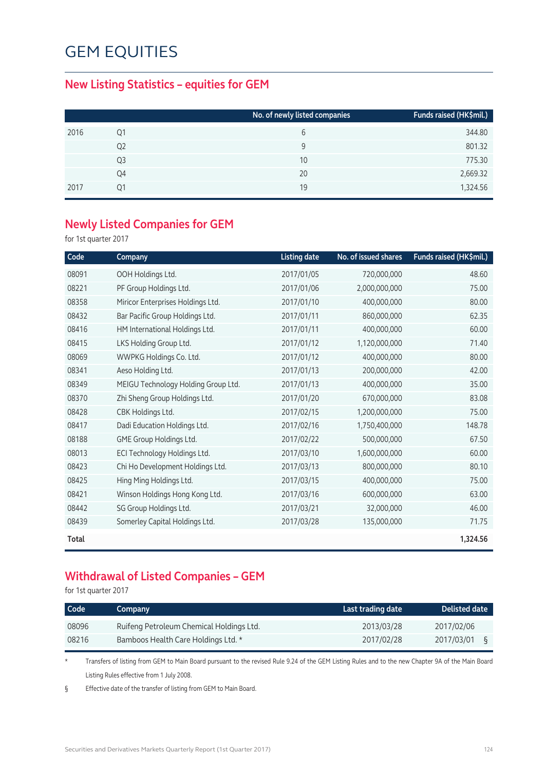# GEM EQUITIES

## New Listing Statistics – equities for GEM

| | | No. of newly listed companies | Funds raised (HK$mil.) |
|---|---|---|---|
| 2016 | Q1 | 6 | 344.80 |
| | Q2 | 9 | 801.32 |
| | Q3 | 10 | 775.30 |
| | Q4 | 20 | 2,669.32 |
| 2017 | Q1 | 19 | 1,324.56 |

## Newly Listed Companies for GEM

for 1st quarter 2017

| Code | Company | Listing date | No. of issued shares | Funds raised (HK$mil.) |
|---|---|---|---|---|
| 08091 | OOH Holdings Ltd. | 2017/01/05 | 720,000,000 | 48.60 |
| 08221 | PF Group Holdings Ltd. | 2017/01/06 | 2,000,000,000 | 75.00 |
| 08358 | Miricor Enterprises Holdings Ltd. | 2017/01/10 | 400,000,000 | 80.00 |
| 08432 | Bar Pacific Group Holdings Ltd. | 2017/01/11 | 860,000,000 | 62.35 |
| 08416 | HM International Holdings Ltd. | 2017/01/11 | 400,000,000 | 60.00 |
| 08415 | LKS Holding Group Ltd. | 2017/01/12 | 1,120,000,000 | 71.40 |
| 08069 | WWPKG Holdings Co. Ltd. | 2017/01/12 | 400,000,000 | 80.00 |
| 08341 | Aeso Holding Ltd. | 2017/01/13 | 200,000,000 | 42.00 |
| 08349 | MEIGU Technology Holding Group Ltd. | 2017/01/13 | 400,000,000 | 35.00 |
| 08370 | Zhi Sheng Group Holdings Ltd. | 2017/01/20 | 670,000,000 | 83.08 |
| 08428 | CBK Holdings Ltd. | 2017/02/15 | 1,200,000,000 | 75.00 |
| 08417 | Dadi Education Holdings Ltd. | 2017/02/16 | 1,750,400,000 | 148.78 |
| 08188 | GME Group Holdings Ltd. | 2017/02/22 | 500,000,000 | 67.50 |
| 08013 | ECI Technology Holdings Ltd. | 2017/03/10 | 1,600,000,000 | 60.00 |
| 08423 | Chi Ho Development Holdings Ltd. | 2017/03/13 | 800,000,000 | 80.10 |
| 08425 | Hing Ming Holdings Ltd. | 2017/03/15 | 400,000,000 | 75.00 |
| 08421 | Winson Holdings Hong Kong Ltd. | 2017/03/16 | 600,000,000 | 63.00 |
| 08442 | SG Group Holdings Ltd. | 2017/03/21 | 32,000,000 | 46.00 |
| 08439 | Somerley Capital Holdings Ltd. | 2017/03/28 | 135,000,000 | 71.75 |
| **Total** | | | | **1,324.56** |

## Withdrawal of Listed Companies – GEM

for 1st quarter 2017

| Code | Company | Last trading date | Delisted date |
|---|---|---|---|
| 08096 | Ruifeng Petroleum Chemical Holdings Ltd. | 2013/03/28 | 2017/02/06 |
| 08216 | Bamboos Health Care Holdings Ltd. * | 2017/02/28 | 2017/03/01 § |

\* Transfers of listing from GEM to Main Board pursuant to the revised Rule 9.24 of the GEM Listing Rules and to the new Chapter 9A of the Main Board Listing Rules effective from 1 July 2008.

§ Effective date of the transfer of listing from GEM to Main Board.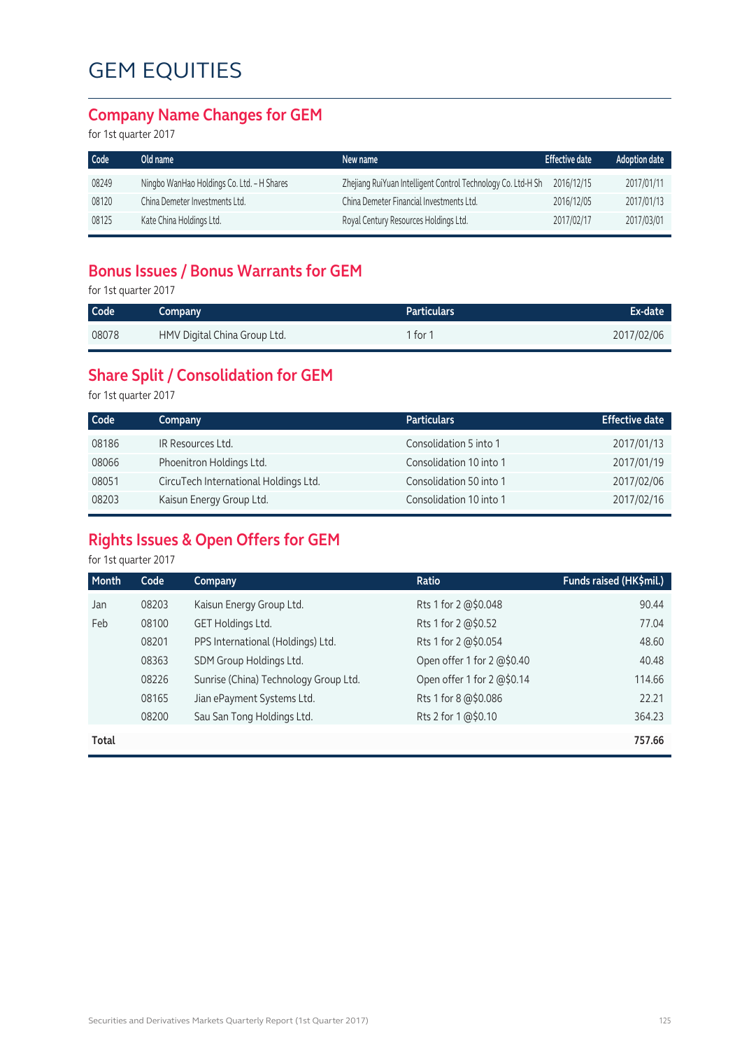# GEM EQUITIES

## Company Name Changes for GEM

for 1st quarter 2017

| Code | Old name | New name | Effective date | Adoption date |
|---|---|---|---|---|
| 08249 | Ningbo WanHao Holdings Co. Ltd. - H Shares | Zhejiang RuiYuan Intelligent Control Technology Co. Ltd-H Sh | 2016/12/15 | 2017/01/11 |
| 08120 | China Demeter Investments Ltd. | China Demeter Financial Investments Ltd. | 2016/12/05 | 2017/01/13 |
| 08125 | Kate China Holdings Ltd. | Royal Century Resources Holdings Ltd. | 2017/02/17 | 2017/03/01 |

## Bonus Issues / Bonus Warrants for GEM

for 1st quarter 2017

| Code | Company | Particulars | Ex-date |
|---|---|---|---|
| 08078 | HMV Digital China Group Ltd. | 1 for 1 | 2017/02/06 |

## Share Split / Consolidation for GEM

for 1st quarter 2017

| Code | Company | Particulars | Effective date |
|---|---|---|---|
| 08186 | IR Resources Ltd. | Consolidation 5 into 1 | 2017/01/13 |
| 08066 | Phoenitron Holdings Ltd. | Consolidation 10 into 1 | 2017/01/19 |
| 08051 | CircuTech International Holdings Ltd. | Consolidation 50 into 1 | 2017/02/06 |
| 08203 | Kaisun Energy Group Ltd. | Consolidation 10 into 1 | 2017/02/16 |

## Rights Issues & Open Offers for GEM

for 1st quarter 2017

| Month | Code | Company | Ratio | Funds raised (HK$mil.) |
|---|---|---|---|---|
| Jan | 08203 | Kaisun Energy Group Ltd. | Rts 1 for 2 @$0.048 | 90.44 |
| Feb | 08100 | GET Holdings Ltd. | Rts 1 for 2 @$0.52 | 77.04 |
| | 08201 | PPS International (Holdings) Ltd. | Rts 1 for 2 @$0.054 | 48.60 |
| | 08363 | SDM Group Holdings Ltd. | Open offer 1 for 2 @$0.40 | 40.48 |
| | 08226 | Sunrise (China) Technology Group Ltd. | Open offer 1 for 2 @$0.14 | 114.66 |
| | 08165 | Jian ePayment Systems Ltd. | Rts 1 for 8 @$0.086 | 22.21 |
| | 08200 | Sau San Tong Holdings Ltd. | Rts 2 for 1 @$0.10 | 364.23 |
| **Total** | | | | **757.66** |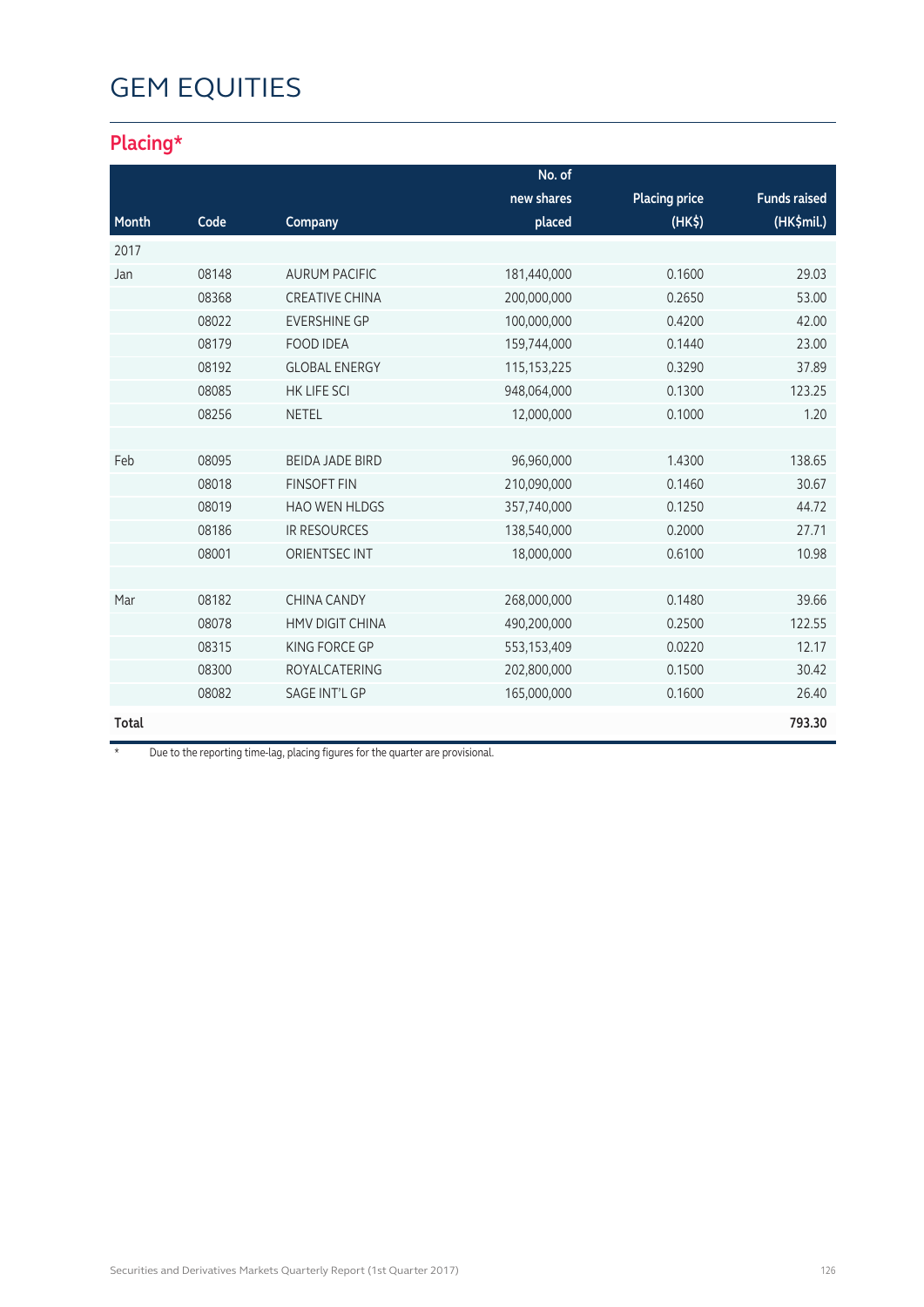# GEM EQUITIES

## Placing*

| Month | Code | Company | No. of new shares placed | Placing price (HK$) | Funds raised (HK$mil.) |
|---|---|---|---|---|---|
| 2017 | | | | | |
| Jan | 08148 | AURUM PACIFIC | 181,440,000 | 0.1600 | 29.03 |
| | 08368 | CREATIVE CHINA | 200,000,000 | 0.2650 | 53.00 |
| | 08022 | EVERSHINE GP | 100,000,000 | 0.4200 | 42.00 |
| | 08179 | FOOD IDEA | 159,744,000 | 0.1440 | 23.00 |
| | 08192 | GLOBAL ENERGY | 115,153,225 | 0.3290 | 37.89 |
| | 08085 | HK LIFE SCI | 948,064,000 | 0.1300 | 123.25 |
| | 08256 | NETEL | 12,000,000 | 0.1000 | 1.20 |
| | | | | | |
| Feb | 08095 | BEIDA JADE BIRD | 96,960,000 | 1.4300 | 138.65 |
| | 08018 | FINSOFT FIN | 210,090,000 | 0.1460 | 30.67 |
| | 08019 | HAO WEN HLDGS | 357,740,000 | 0.1250 | 44.72 |
| | 08186 | IR RESOURCES | 138,540,000 | 0.2000 | 27.71 |
| | 08001 | ORIENTSEC INT | 18,000,000 | 0.6100 | 10.98 |
| | | | | | |
| Mar | 08182 | CHINA CANDY | 268,000,000 | 0.1480 | 39.66 |
| | 08078 | HMV DIGIT CHINA | 490,200,000 | 0.2500 | 122.55 |
| | 08315 | KING FORCE GP | 553,153,409 | 0.0220 | 12.17 |
| | 08300 | ROYALCATERING | 202,800,000 | 0.1500 | 30.42 |
| | 08082 | SAGE INT'L GP | 165,000,000 | 0.1600 | 26.40 |
| **Total** | | | | | **793.30** |

\* Due to the reporting time-lag, placing figures for the quarter are provisional.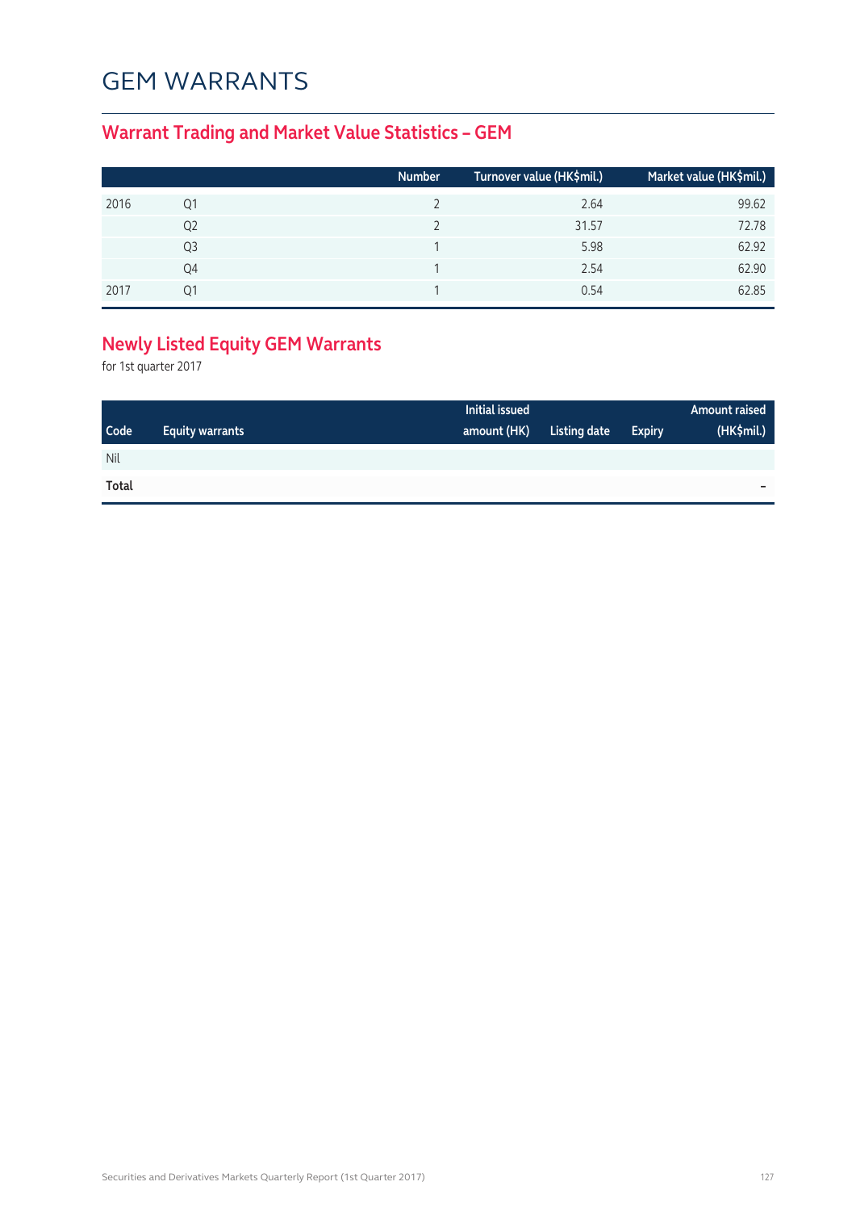# GEM WARRANTS

## Warrant Trading and Market Value Statistics – GEM

| | | Number | Turnover value (HK$mil.) | Market value (HK$mil.) |
|---|---|---|---|---|
| 2016 | Q1 | 2 | 2.64 | 99.62 |
| | Q2 | 2 | 31.57 | 72.78 |
| | Q3 | 1 | 5.98 | 62.92 |
| | Q4 | 1 | 2.54 | 62.90 |
| 2017 | Q1 | 1 | 0.54 | 62.85 |

## Newly Listed Equity GEM Warrants

for 1st quarter 2017

| Code | Equity warrants | Initial issued amount (HK) | Listing date | Expiry | Amount raised (HK$mil.) |
|---|---|---|---|---|---|
| Nil | | | | | |
| **Total** | | | | | – |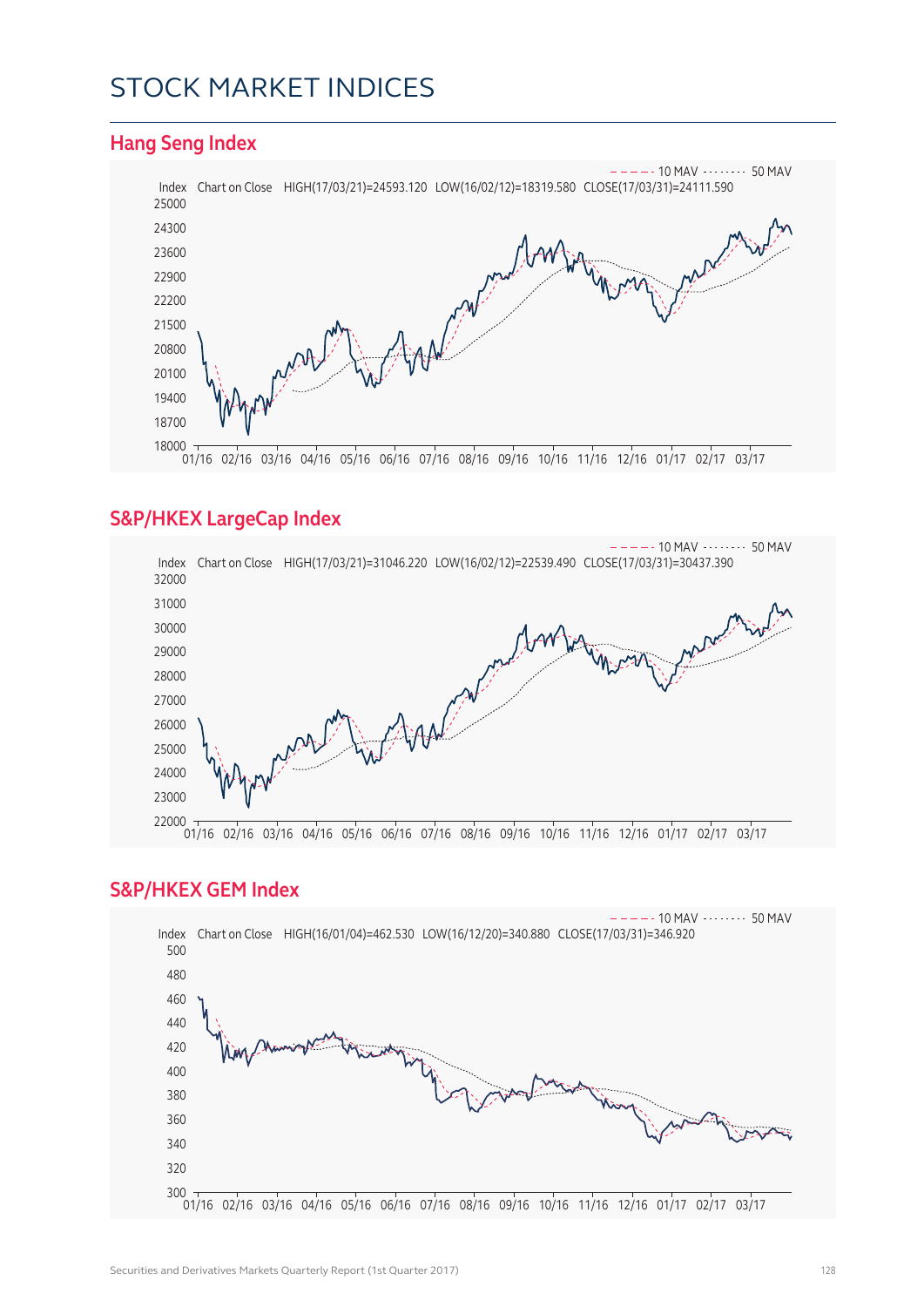# STOCK MARKET INDICES

## Hang Seng Index

- - - - 10 MAV ········ 50 MAV

Index Chart on Close HIGH(17/03/21)=24593.120 LOW(16/02/12)=18319.580 CLOSE(17/03/31)=24111.590

25000
24300
23600
22900
22200
21500
20800
20100
19400
18700
18000

01/16 02/16 03/16 04/16 05/16 06/16 07/16 08/16 09/16 10/16 11/16 12/16 01/17 02/17 03/17

## S&P/HKEX LargeCap Index

- - - - 10 MAV ········ 50 MAV

Index Chart on Close HIGH(17/03/21)=31046.220 LOW(16/02/12)=22539.490 CLOSE(17/03/31)=30437.390

32000
31000
30000
29000
28000
27000
26000
25000
24000
23000
22000

01/16 02/16 03/16 04/16 05/16 06/16 07/16 08/16 09/16 10/16 11/16 12/16 01/17 02/17 03/17

## S&P/HKEX GEM Index

- - - - 10 MAV ········ 50 MAV

Index Chart on Close HIGH(16/01/04)=462.530 LOW(16/12/20)=340.880 CLOSE(17/03/31)=346.920

500
480
460
440
420
400
380
360
340
320
300

01/16 02/16 03/16 04/16 05/16 06/16 07/16 08/16 09/16 10/16 11/16 12/16 01/17 02/17 03/17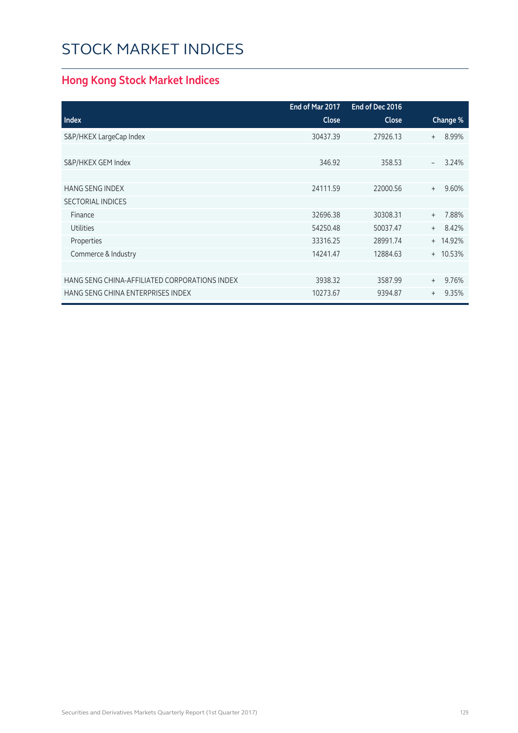# STOCK MARKET INDICES

## Hong Kong Stock Market Indices

| Index | End of Mar 2017 Close | End of Dec 2016 Close | Change % |
|---|---|---|---|
| S&P/HKEX LargeCap Index | 30437.39 | 27926.13 | + 8.99% |
| | | | |
| S&P/HKEX GEM Index | 346.92 | 358.53 | – 3.24% |
| | | | |
| HANG SENG INDEX | 24111.59 | 22000.56 | + 9.60% |
| SECTORIAL INDICES | | | |
| Finance | 32696.38 | 30308.31 | + 7.88% |
| Utilities | 54250.48 | 50037.47 | + 8.42% |
| Properties | 33316.25 | 28991.74 | + 14.92% |
| Commerce & Industry | 14241.47 | 12884.63 | + 10.53% |
| | | | |
| HANG SENG CHINA-AFFILIATED CORPORATIONS INDEX | 3938.32 | 3587.99 | + 9.76% |
| HANG SENG CHINA ENTERPRISES INDEX | 10273.67 | 9394.87 | + 9.35% |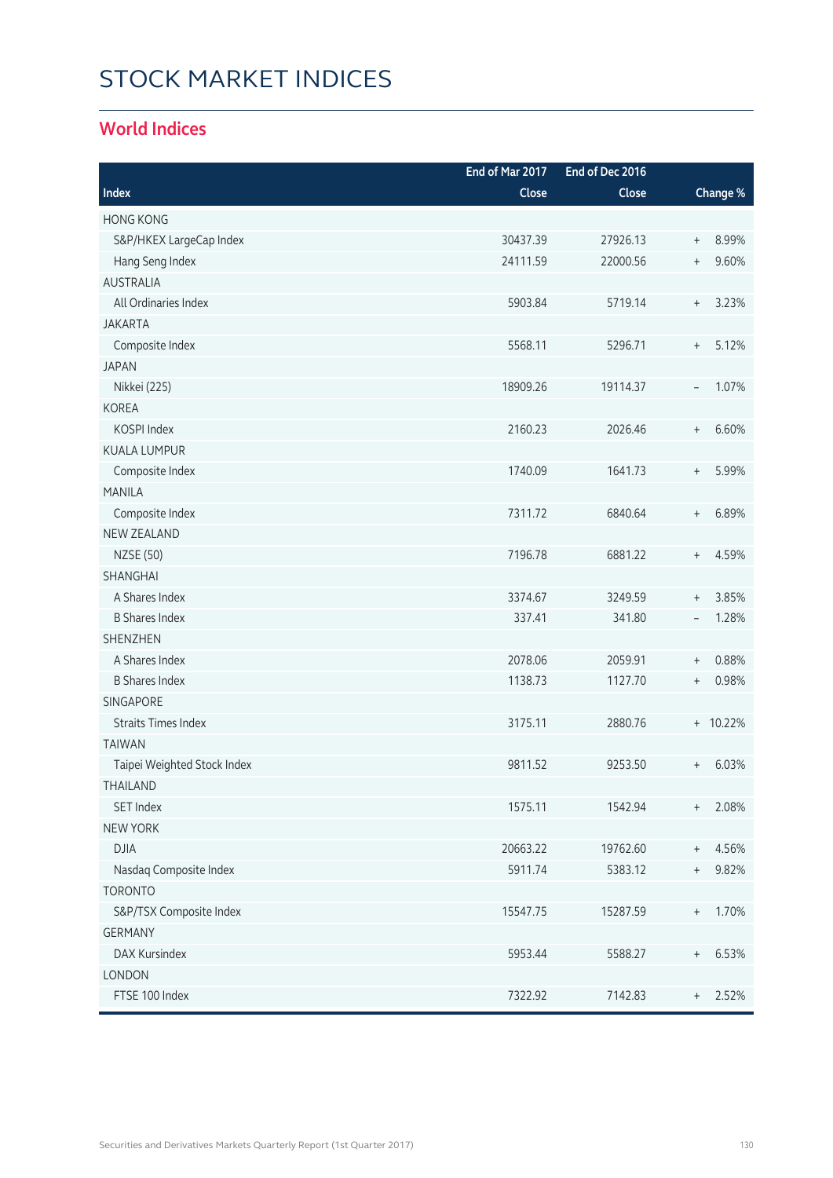# STOCK MARKET INDICES

## World Indices

| Index | End of Mar 2017 Close | End of Dec 2016 Close | Change % |
|---|---|---|---|
| HONG KONG | | | |
| S&P/HKEX LargeCap Index | 30437.39 | 27926.13 | + 8.99% |
| Hang Seng Index | 24111.59 | 22000.56 | + 9.60% |
| AUSTRALIA | | | |
| All Ordinaries Index | 5903.84 | 5719.14 | + 3.23% |
| JAKARTA | | | |
| Composite Index | 5568.11 | 5296.71 | + 5.12% |
| JAPAN | | | |
| Nikkei (225) | 18909.26 | 19114.37 | – 1.07% |
| KOREA | | | |
| KOSPI Index | 2160.23 | 2026.46 | + 6.60% |
| KUALA LUMPUR | | | |
| Composite Index | 1740.09 | 1641.73 | + 5.99% |
| MANILA | | | |
| Composite Index | 7311.72 | 6840.64 | + 6.89% |
| NEW ZEALAND | | | |
| NZSE (50) | 7196.78 | 6881.22 | + 4.59% |
| SHANGHAI | | | |
| A Shares Index | 3374.67 | 3249.59 | + 3.85% |
| B Shares Index | 337.41 | 341.80 | – 1.28% |
| SHENZHEN | | | |
| A Shares Index | 2078.06 | 2059.91 | + 0.88% |
| B Shares Index | 1138.73 | 1127.70 | + 0.98% |
| SINGAPORE | | | |
| Straits Times Index | 3175.11 | 2880.76 | + 10.22% |
| TAIWAN | | | |
| Taipei Weighted Stock Index | 9811.52 | 9253.50 | + 6.03% |
| THAILAND | | | |
| SET Index | 1575.11 | 1542.94 | + 2.08% |
| NEW YORK | | | |
| DJIA | 20663.22 | 19762.60 | + 4.56% |
| Nasdaq Composite Index | 5911.74 | 5383.12 | + 9.82% |
| TORONTO | | | |
| S&P/TSX Composite Index | 15547.75 | 15287.59 | + 1.70% |
| GERMANY | | | |
| DAX Kursindex | 5953.44 | 5588.27 | + 6.53% |
| LONDON | | | |
| FTSE 100 Index | 7322.92 | 7142.83 | + 2.52% |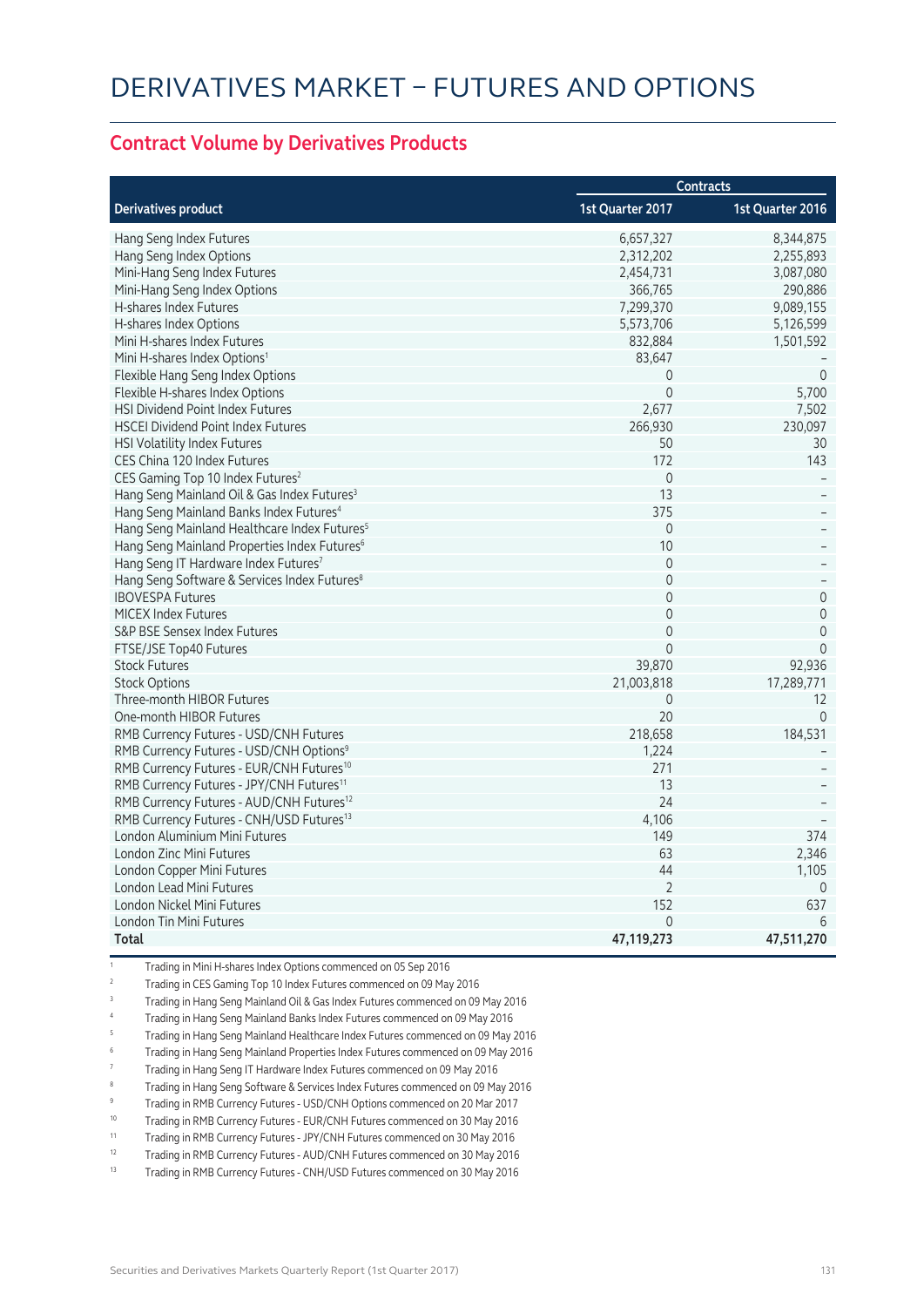# DERIVATIVES MARKET – FUTURES AND OPTIONS

## Contract Volume by Derivatives Products

| Derivatives product | Contracts | |
|---|---|---|
| | 1st Quarter 2017 | 1st Quarter 2016 |
| Hang Seng Index Futures | 6,657,327 | 8,344,875 |
| Hang Seng Index Options | 2,312,202 | 2,255,893 |
| Mini-Hang Seng Index Futures | 2,454,731 | 3,087,080 |
| Mini-Hang Seng Index Options | 366,765 | 290,886 |
| H-shares Index Futures | 7,299,370 | 9,089,155 |
| H-shares Index Options | 5,573,706 | 5,126,599 |
| Mini H-shares Index Futures | 832,884 | 1,501,592 |
| Mini H-shares Index Options[1] | 83,647 | – |
| Flexible Hang Seng Index Options | 0 | 0 |
| Flexible H-shares Index Options | 0 | 5,700 |
| HSI Dividend Point Index Futures | 2,677 | 7,502 |
| HSCEI Dividend Point Index Futures | 266,930 | 230,097 |
| HSI Volatility Index Futures | 50 | 30 |
| CES China 120 Index Futures | 172 | 143 |
| CES Gaming Top 10 Index Futures[2] | 0 | – |
| Hang Seng Mainland Oil & Gas Index Futures[3] | 13 | – |
| Hang Seng Mainland Banks Index Futures[4] | 375 | – |
| Hang Seng Mainland Healthcare Index Futures[5] | 0 | – |
| Hang Seng Mainland Properties Index Futures[6] | 10 | – |
| Hang Seng IT Hardware Index Futures[7] | 0 | – |
| Hang Seng Software & Services Index Futures[8] | 0 | – |
| IBOVESPA Futures | 0 | 0 |
| MICEX Index Futures | 0 | 0 |
| S&P BSE Sensex Index Futures | 0 | 0 |
| FTSE/JSE Top40 Futures | 0 | 0 |
| Stock Futures | 39,870 | 92,936 |
| Stock Options | 21,003,818 | 17,289,771 |
| Three-month HIBOR Futures | 0 | 12 |
| One-month HIBOR Futures | 20 | 0 |
| RMB Currency Futures - USD/CNH Futures | 218,658 | 184,531 |
| RMB Currency Futures - USD/CNH Options[9] | 1,224 | – |
| RMB Currency Futures - EUR/CNH Futures[10] | 271 | – |
| RMB Currency Futures - JPY/CNH Futures[11] | 13 | – |
| RMB Currency Futures - AUD/CNH Futures[12] | 24 | – |
| RMB Currency Futures - CNH/USD Futures[13] | 4,106 | – |
| London Aluminium Mini Futures | 149 | 374 |
| London Zinc Mini Futures | 63 | 2,346 |
| London Copper Mini Futures | 44 | 1,105 |
| London Lead Mini Futures | 2 | 0 |
| London Nickel Mini Futures | 152 | 637 |
| London Tin Mini Futures | 0 | 6 |
| **Total** | **47,119,273** | **47,511,270** |

1 Trading in Mini H-shares Index Options commenced on 05 Sep 2016
2 Trading in CES Gaming Top 10 Index Futures commenced on 09 May 2016
3 Trading in Hang Seng Mainland Oil & Gas Index Futures commenced on 09 May 2016
4 Trading in Hang Seng Mainland Banks Index Futures commenced on 09 May 2016
5 Trading in Hang Seng Mainland Healthcare Index Futures commenced on 09 May 2016
6 Trading in Hang Seng Mainland Properties Index Futures commenced on 09 May 2016
7 Trading in Hang Seng IT Hardware Index Futures commenced on 09 May 2016
8 Trading in Hang Seng Software & Services Index Futures commenced on 09 May 2016
9 Trading in RMB Currency Futures - USD/CNH Options commenced on 20 Mar 2017
10 Trading in RMB Currency Futures - EUR/CNH Futures commenced on 30 May 2016
11 Trading in RMB Currency Futures - JPY/CNH Futures commenced on 30 May 2016
12 Trading in RMB Currency Futures - AUD/CNH Futures commenced on 30 May 2016
13 Trading in RMB Currency Futures - CNH/USD Futures commenced on 30 May 2016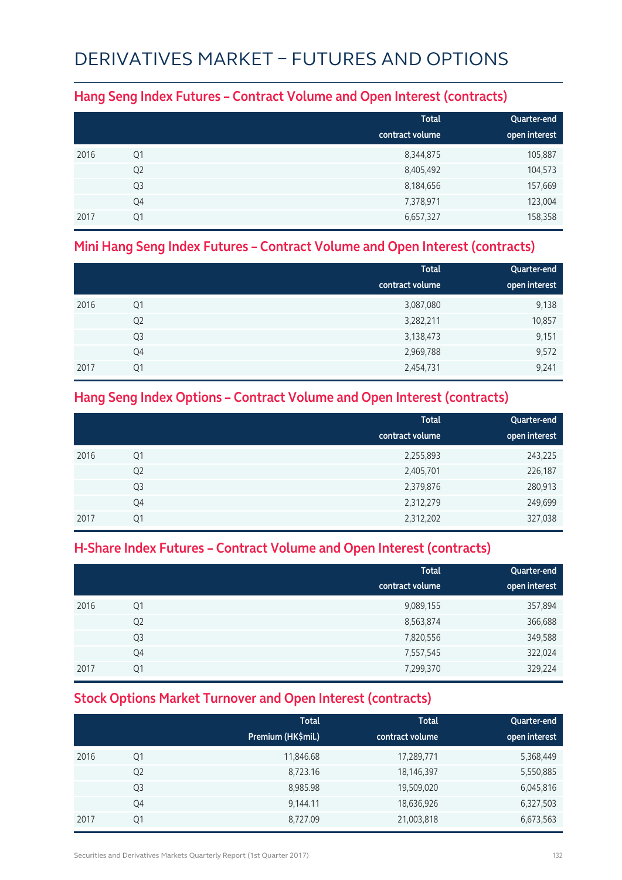# DERIVATIVES MARKET – FUTURES AND OPTIONS

## Hang Seng Index Futures – Contract Volume and Open Interest (contracts)

| | | Total contract volume | Quarter-end open interest |
|---|---|---|---|
| 2016 | Q1 | 8,344,875 | 105,887 |
| | Q2 | 8,405,492 | 104,573 |
| | Q3 | 8,184,656 | 157,669 |
| | Q4 | 7,378,971 | 123,004 |
| 2017 | Q1 | 6,657,327 | 158,358 |

## Mini Hang Seng Index Futures – Contract Volume and Open Interest (contracts)

| | | Total contract volume | Quarter-end open interest |
|---|---|---|---|
| 2016 | Q1 | 3,087,080 | 9,138 |
| | Q2 | 3,282,211 | 10,857 |
| | Q3 | 3,138,473 | 9,151 |
| | Q4 | 2,969,788 | 9,572 |
| 2017 | Q1 | 2,454,731 | 9,241 |

## Hang Seng Index Options – Contract Volume and Open Interest (contracts)

| | | Total contract volume | Quarter-end open interest |
|---|---|---|---|
| 2016 | Q1 | 2,255,893 | 243,225 |
| | Q2 | 2,405,701 | 226,187 |
| | Q3 | 2,379,876 | 280,913 |
| | Q4 | 2,312,279 | 249,699 |
| 2017 | Q1 | 2,312,202 | 327,038 |

## H-Share Index Futures – Contract Volume and Open Interest (contracts)

| | | Total contract volume | Quarter-end open interest |
|---|---|---|---|
| 2016 | Q1 | 9,089,155 | 357,894 |
| | Q2 | 8,563,874 | 366,688 |
| | Q3 | 7,820,556 | 349,588 |
| | Q4 | 7,557,545 | 322,024 |
| 2017 | Q1 | 7,299,370 | 329,224 |

## Stock Options Market Turnover and Open Interest (contracts)

| | | Total Premium (HK$mil.) | Total contract volume | Quarter-end open interest |
|---|---|---|---|---|
| 2016 | Q1 | 11,846.68 | 17,289,771 | 5,368,449 |
| | Q2 | 8,723.16 | 18,146,397 | 5,550,885 |
| | Q3 | 8,985.98 | 19,509,020 | 6,045,816 |
| | Q4 | 9,144.11 | 18,636,926 | 6,327,503 |
| 2017 | Q1 | 8,727.09 | 21,003,818 | 6,673,563 |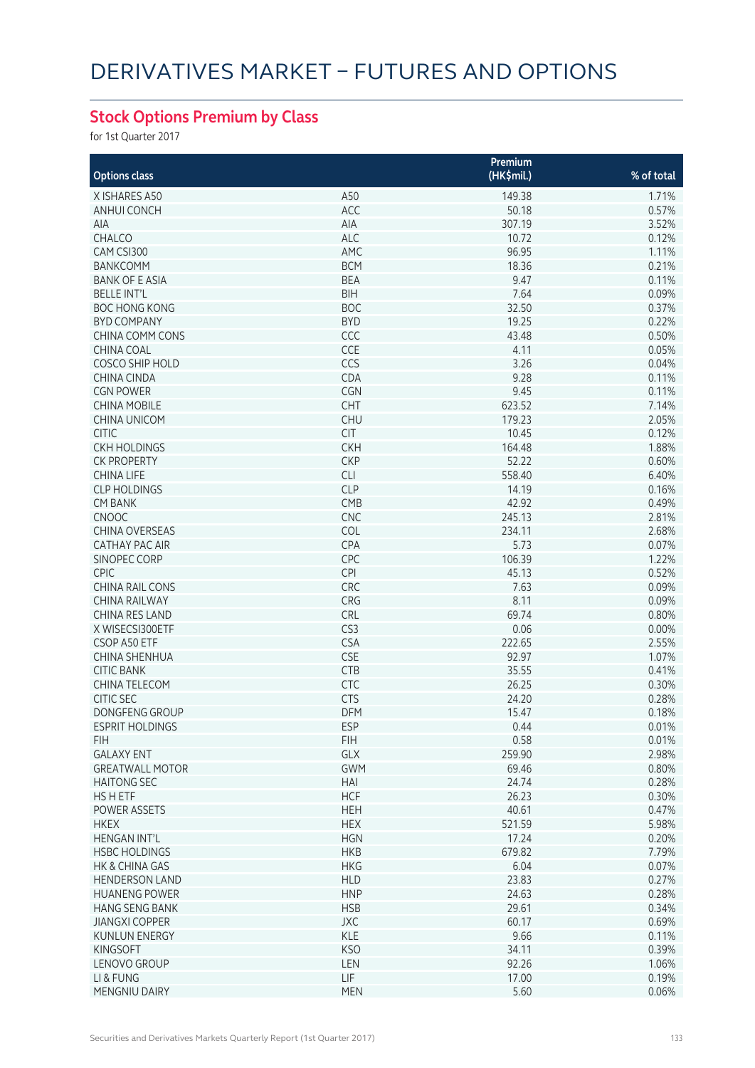# DERIVATIVES MARKET – FUTURES AND OPTIONS

## Stock Options Premium by Class

for 1st Quarter 2017

| Options class | | Premium (HK$mil.) | % of total |
|---|---|---|---|
| X ISHARES A50 | A50 | 149.38 | 1.71% |
| ANHUI CONCH | ACC | 50.18 | 0.57% |
| AIA | AIA | 307.19 | 3.52% |
| CHALCO | ALC | 10.72 | 0.12% |
| CAM CSI300 | AMC | 96.95 | 1.11% |
| BANKCOMM | BCM | 18.36 | 0.21% |
| BANK OF E ASIA | BEA | 9.47 | 0.11% |
| BELLE INT'L | BIH | 7.64 | 0.09% |
| BOC HONG KONG | BOC | 32.50 | 0.37% |
| BYD COMPANY | BYD | 19.25 | 0.22% |
| CHINA COMM CONS | CCC | 43.48 | 0.50% |
| CHINA COAL | CCE | 4.11 | 0.05% |
| COSCO SHIP HOLD | CCS | 3.26 | 0.04% |
| CHINA CINDA | CDA | 9.28 | 0.11% |
| CGN POWER | CGN | 9.45 | 0.11% |
| CHINA MOBILE | CHT | 623.52 | 7.14% |
| CHINA UNICOM | CHU | 179.23 | 2.05% |
| CITIC | CIT | 10.45 | 0.12% |
| CKH HOLDINGS | CKH | 164.48 | 1.88% |
| CK PROPERTY | CKP | 52.22 | 0.60% |
| CHINA LIFE | CLI | 558.40 | 6.40% |
| CLP HOLDINGS | CLP | 14.19 | 0.16% |
| CM BANK | CMB | 42.92 | 0.49% |
| CNOOC | CNC | 245.13 | 2.81% |
| CHINA OVERSEAS | COL | 234.11 | 2.68% |
| CATHAY PAC AIR | CPA | 5.73 | 0.07% |
| SINOPEC CORP | CPC | 106.39 | 1.22% |
| CPIC | CPI | 45.13 | 0.52% |
| CHINA RAIL CONS | CRC | 7.63 | 0.09% |
| CHINA RAILWAY | CRG | 8.11 | 0.09% |
| CHINA RES LAND | CRL | 69.74 | 0.80% |
| X WISECSI300ETF | CS3 | 0.06 | 0.00% |
| CSOP A50 ETF | CSA | 222.65 | 2.55% |
| CHINA SHENHUA | CSE | 92.97 | 1.07% |
| CITIC BANK | CTB | 35.55 | 0.41% |
| CHINA TELECOM | CTC | 26.25 | 0.30% |
| CITIC SEC | CTS | 24.20 | 0.28% |
| DONGFENG GROUP | DFM | 15.47 | 0.18% |
| ESPRIT HOLDINGS | ESP | 0.44 | 0.01% |
| FIH | FIH | 0.58 | 0.01% |
| GALAXY ENT | GLX | 259.90 | 2.98% |
| GREATWALL MOTOR | GWM | 69.46 | 0.80% |
| HAITONG SEC | HAI | 24.74 | 0.28% |
| HS H ETF | HCF | 26.23 | 0.30% |
| POWER ASSETS | HEH | 40.61 | 0.47% |
| HKEX | HEX | 521.59 | 5.98% |
| HENGAN INT'L | HGN | 17.24 | 0.20% |
| HSBC HOLDINGS | HKB | 679.82 | 7.79% |
| HK & CHINA GAS | HKG | 6.04 | 0.07% |
| HENDERSON LAND | HLD | 23.83 | 0.27% |
| HUANENG POWER | HNP | 24.63 | 0.28% |
| HANG SENG BANK | HSB | 29.61 | 0.34% |
| JIANGXI COPPER | JXC | 60.17 | 0.69% |
| KUNLUN ENERGY | KLE | 9.66 | 0.11% |
| KINGSOFT | KSO | 34.11 | 0.39% |
| LENOVO GROUP | LEN | 92.26 | 1.06% |
| LI & FUNG | LIF | 17.00 | 0.19% |
| MENGNIU DAIRY | MEN | 5.60 | 0.06% |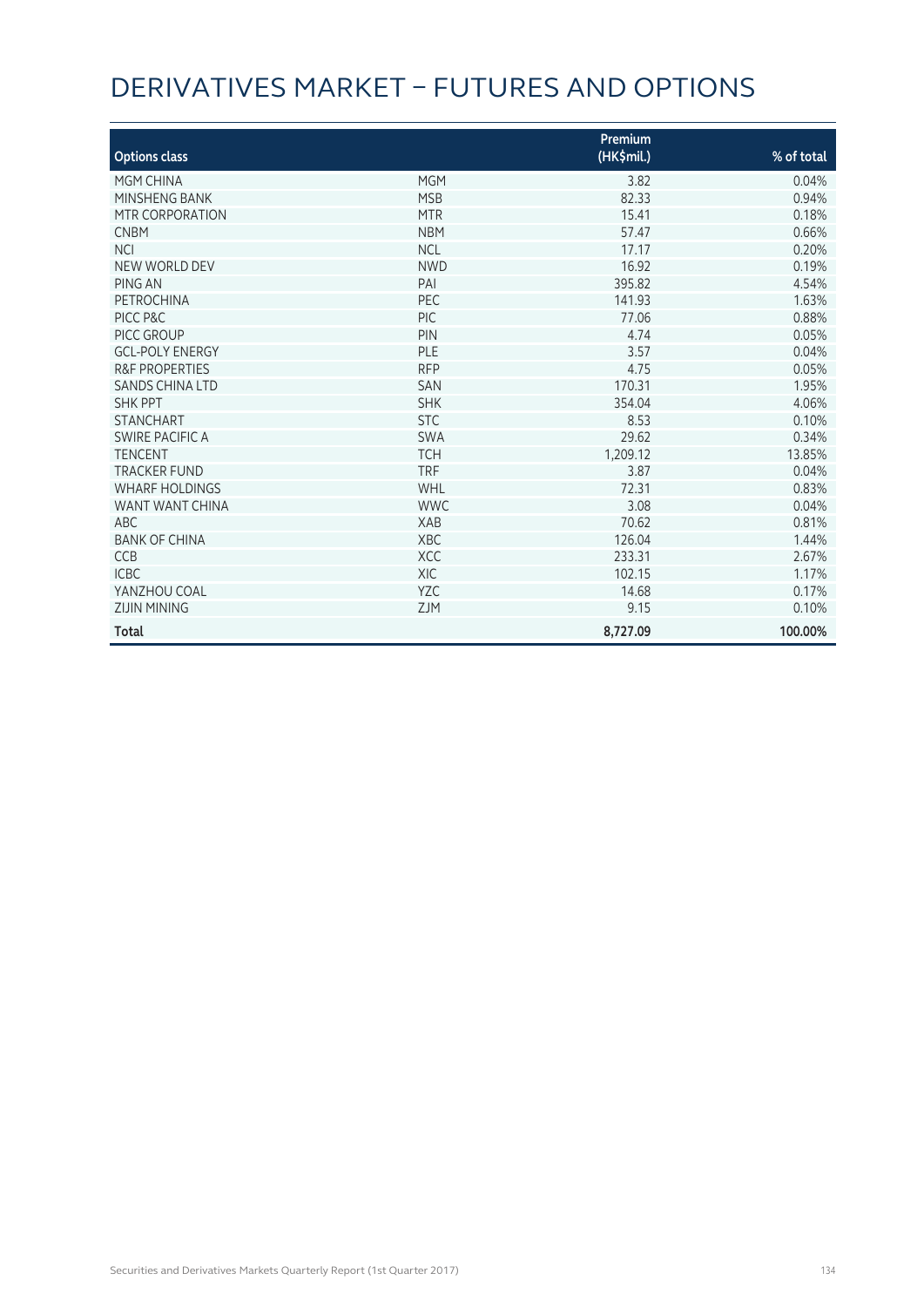# DERIVATIVES MARKET – FUTURES AND OPTIONS

| Options class | | Premium (HK$mil.) | % of total |
|---|---|---|---|
| MGM CHINA | MGM | 3.82 | 0.04% |
| MINSHENG BANK | MSB | 82.33 | 0.94% |
| MTR CORPORATION | MTR | 15.41 | 0.18% |
| CNBM | NBM | 57.47 | 0.66% |
| NCI | NCL | 17.17 | 0.20% |
| NEW WORLD DEV | NWD | 16.92 | 0.19% |
| PING AN | PAI | 395.82 | 4.54% |
| PETROCHINA | PEC | 141.93 | 1.63% |
| PICC P&C | PIC | 77.06 | 0.88% |
| PICC GROUP | PIN | 4.74 | 0.05% |
| GCL-POLY ENERGY | PLE | 3.57 | 0.04% |
| R&F PROPERTIES | RFP | 4.75 | 0.05% |
| SANDS CHINA LTD | SAN | 170.31 | 1.95% |
| SHK PPT | SHK | 354.04 | 4.06% |
| STANCHART | STC | 8.53 | 0.10% |
| SWIRE PACIFIC A | SWA | 29.62 | 0.34% |
| TENCENT | TCH | 1,209.12 | 13.85% |
| TRACKER FUND | TRF | 3.87 | 0.04% |
| WHARF HOLDINGS | WHL | 72.31 | 0.83% |
| WANT WANT CHINA | WWC | 3.08 | 0.04% |
| ABC | XAB | 70.62 | 0.81% |
| BANK OF CHINA | XBC | 126.04 | 1.44% |
| CCB | XCC | 233.31 | 2.67% |
| ICBC | XIC | 102.15 | 1.17% |
| YANZHOU COAL | YZC | 14.68 | 0.17% |
| ZIJIN MINING | ZJM | 9.15 | 0.10% |
| **Total** | | **8,727.09** | **100.00%** |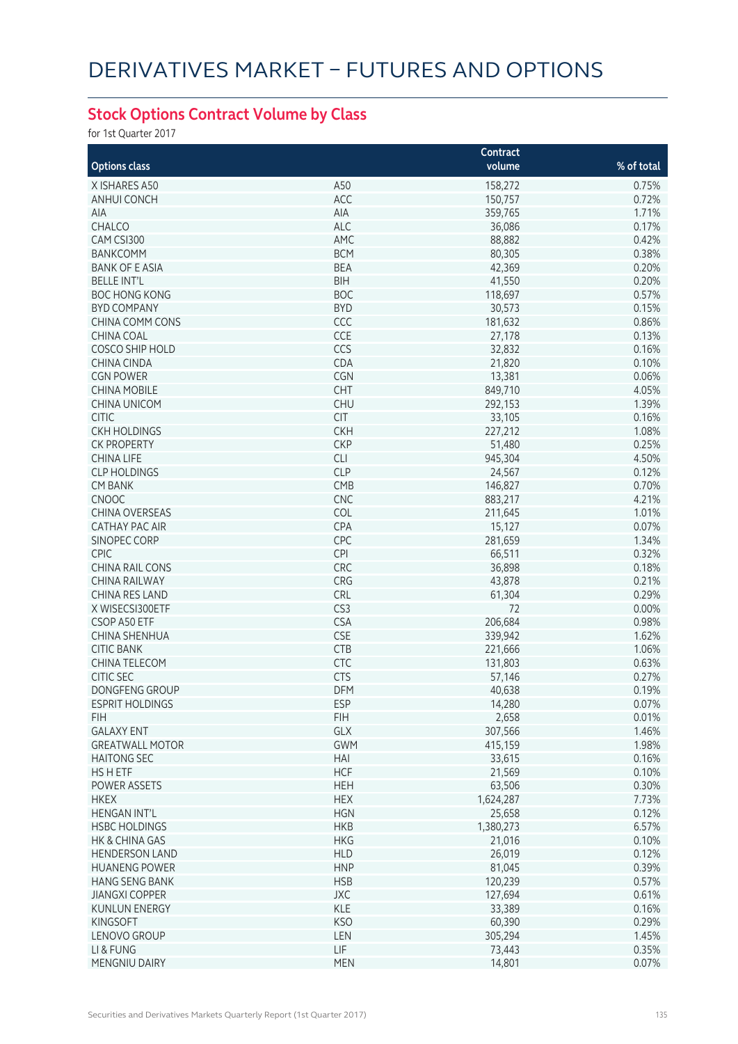# DERIVATIVES MARKET – FUTURES AND OPTIONS

## Stock Options Contract Volume by Class

for 1st Quarter 2017

| Options class | | Contract volume | % of total |
|---|---|---|---|
| X ISHARES A50 | A50 | 158,272 | 0.75% |
| ANHUI CONCH | ACC | 150,757 | 0.72% |
| AIA | AIA | 359,765 | 1.71% |
| CHALCO | ALC | 36,086 | 0.17% |
| CAM CSI300 | AMC | 88,882 | 0.42% |
| BANKCOMM | BCM | 80,305 | 0.38% |
| BANK OF E ASIA | BEA | 42,369 | 0.20% |
| BELLE INT'L | BIH | 41,550 | 0.20% |
| BOC HONG KONG | BOC | 118,697 | 0.57% |
| BYD COMPANY | BYD | 30,573 | 0.15% |
| CHINA COMM CONS | CCC | 181,632 | 0.86% |
| CHINA COAL | CCE | 27,178 | 0.13% |
| COSCO SHIP HOLD | CCS | 32,832 | 0.16% |
| CHINA CINDA | CDA | 21,820 | 0.10% |
| CGN POWER | CGN | 13,381 | 0.06% |
| CHINA MOBILE | CHT | 849,710 | 4.05% |
| CHINA UNICOM | CHU | 292,153 | 1.39% |
| CITIC | CIT | 33,105 | 0.16% |
| CKH HOLDINGS | CKH | 227,212 | 1.08% |
| CK PROPERTY | CKP | 51,480 | 0.25% |
| CHINA LIFE | CLI | 945,304 | 4.50% |
| CLP HOLDINGS | CLP | 24,567 | 0.12% |
| CM BANK | CMB | 146,827 | 0.70% |
| CNOOC | CNC | 883,217 | 4.21% |
| CHINA OVERSEAS | COL | 211,645 | 1.01% |
| CATHAY PAC AIR | CPA | 15,127 | 0.07% |
| SINOPEC CORP | CPC | 281,659 | 1.34% |
| CPIC | CPI | 66,511 | 0.32% |
| CHINA RAIL CONS | CRC | 36,898 | 0.18% |
| CHINA RAILWAY | CRG | 43,878 | 0.21% |
| CHINA RES LAND | CRL | 61,304 | 0.29% |
| X WISECSI300ETF | CS3 | 72 | 0.00% |
| CSOP A50 ETF | CSA | 206,684 | 0.98% |
| CHINA SHENHUA | CSE | 339,942 | 1.62% |
| CITIC BANK | CTB | 221,666 | 1.06% |
| CHINA TELECOM | CTC | 131,803 | 0.63% |
| CITIC SEC | CTS | 57,146 | 0.27% |
| DONGFENG GROUP | DFM | 40,638 | 0.19% |
| ESPRIT HOLDINGS | ESP | 14,280 | 0.07% |
| FIH | FIH | 2,658 | 0.01% |
| GALAXY ENT | GLX | 307,566 | 1.46% |
| GREATWALL MOTOR | GWM | 415,159 | 1.98% |
| HAITONG SEC | HAI | 33,615 | 0.16% |
| HS H ETF | HCF | 21,569 | 0.10% |
| POWER ASSETS | HEH | 63,506 | 0.30% |
| HKEX | HEX | 1,624,287 | 7.73% |
| HENGAN INT'L | HGN | 25,658 | 0.12% |
| HSBC HOLDINGS | HKB | 1,380,273 | 6.57% |
| HK & CHINA GAS | HKG | 21,016 | 0.10% |
| HENDERSON LAND | HLD | 26,019 | 0.12% |
| HUANENG POWER | HNP | 81,045 | 0.39% |
| HANG SENG BANK | HSB | 120,239 | 0.57% |
| JIANGXI COPPER | JXC | 127,694 | 0.61% |
| KUNLUN ENERGY | KLE | 33,389 | 0.16% |
| KINGSOFT | KSO | 60,390 | 0.29% |
| LENOVO GROUP | LEN | 305,294 | 1.45% |
| LI & FUNG | LIF | 73,443 | 0.35% |
| MENGNIU DAIRY | MEN | 14,801 | 0.07% |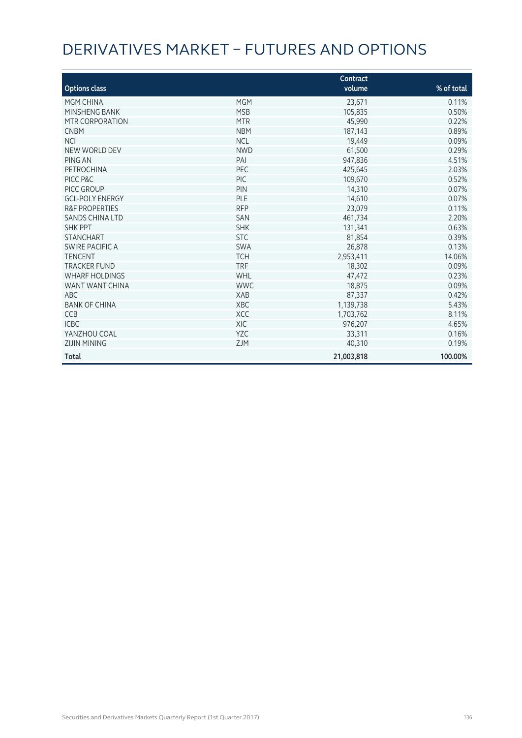# DERIVATIVES MARKET – FUTURES AND OPTIONS

| Options class | | Contract volume | % of total |
|---|---|---|---|
| MGM CHINA | MGM | 23,671 | 0.11% |
| MINSHENG BANK | MSB | 105,835 | 0.50% |
| MTR CORPORATION | MTR | 45,990 | 0.22% |
| CNBM | NBM | 187,143 | 0.89% |
| NCI | NCL | 19,449 | 0.09% |
| NEW WORLD DEV | NWD | 61,500 | 0.29% |
| PING AN | PAI | 947,836 | 4.51% |
| PETROCHINA | PEC | 425,645 | 2.03% |
| PICC P&C | PIC | 109,670 | 0.52% |
| PICC GROUP | PIN | 14,310 | 0.07% |
| GCL-POLY ENERGY | PLE | 14,610 | 0.07% |
| R&F PROPERTIES | RFP | 23,079 | 0.11% |
| SANDS CHINA LTD | SAN | 461,734 | 2.20% |
| SHK PPT | SHK | 131,341 | 0.63% |
| STANCHART | STC | 81,854 | 0.39% |
| SWIRE PACIFIC A | SWA | 26,878 | 0.13% |
| TENCENT | TCH | 2,953,411 | 14.06% |
| TRACKER FUND | TRF | 18,302 | 0.09% |
| WHARF HOLDINGS | WHL | 47,472 | 0.23% |
| WANT WANT CHINA | WWC | 18,875 | 0.09% |
| ABC | XAB | 87,337 | 0.42% |
| BANK OF CHINA | XBC | 1,139,738 | 5.43% |
| CCB | XCC | 1,703,762 | 8.11% |
| ICBC | XIC | 976,207 | 4.65% |
| YANZHOU COAL | YZC | 33,311 | 0.16% |
| ZIJIN MINING | ZJM | 40,310 | 0.19% |
| **Total** | | **21,003,818** | **100.00%** |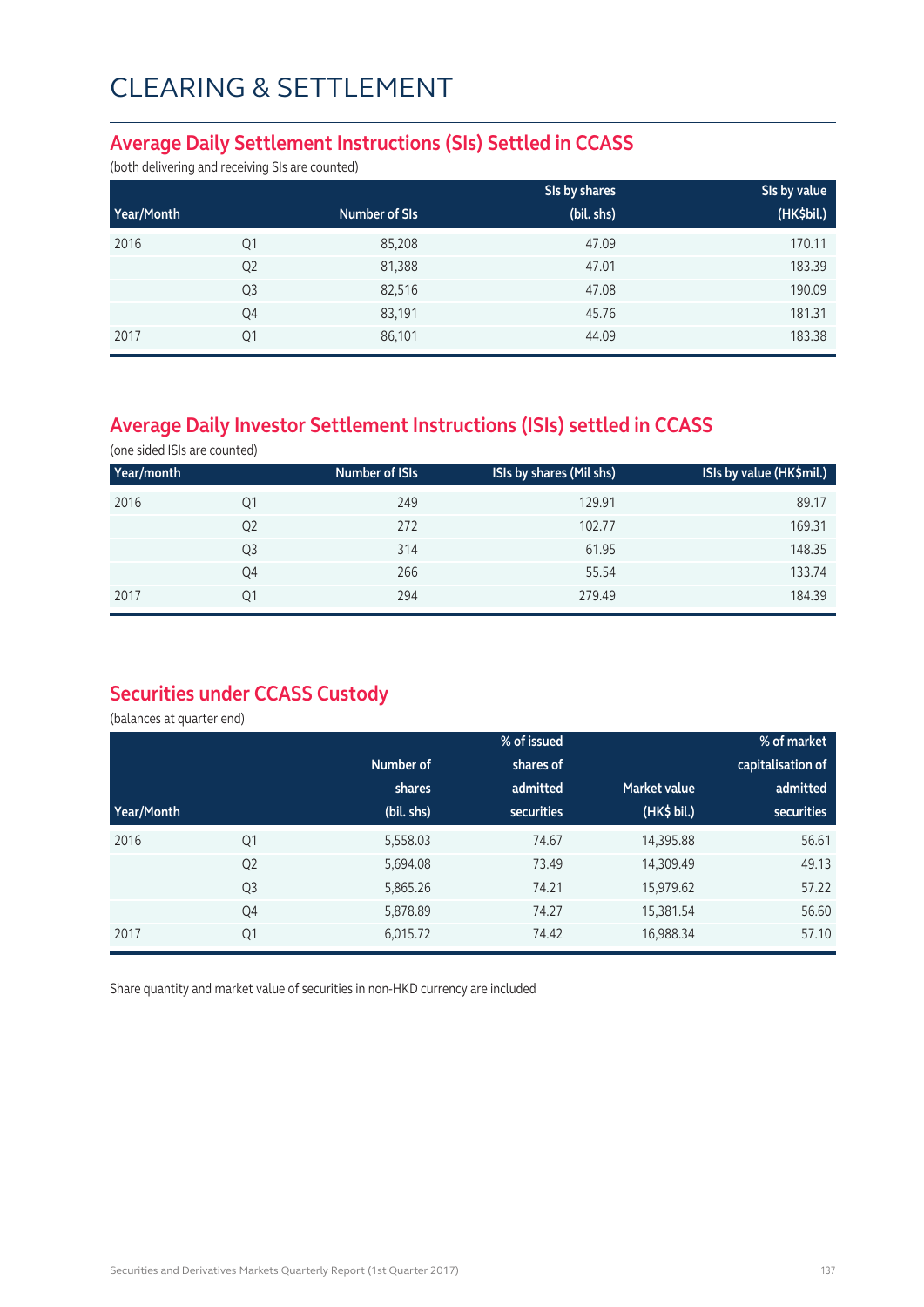# CLEARING & SETTLEMENT

## Average Daily Settlement Instructions (SIs) Settled in CCASS

(both delivering and receiving SIs are counted)

| Year/Month | | Number of SIs | SIs by shares (bil. shs) | SIs by value (HK$bil.) |
|---|---|---|---|---|
| 2016 | Q1 | 85,208 | 47.09 | 170.11 |
| | Q2 | 81,388 | 47.01 | 183.39 |
| | Q3 | 82,516 | 47.08 | 190.09 |
| | Q4 | 83,191 | 45.76 | 181.31 |
| 2017 | Q1 | 86,101 | 44.09 | 183.38 |

## Average Daily Investor Settlement Instructions (ISIs) settled in CCASS

(one sided ISIs are counted)

| Year/month | | Number of ISIs | ISIs by shares (Mil shs) | ISIs by value (HK$mil.) |
|---|---|---|---|---|
| 2016 | Q1 | 249 | 129.91 | 89.17 |
| | Q2 | 272 | 102.77 | 169.31 |
| | Q3 | 314 | 61.95 | 148.35 |
| | Q4 | 266 | 55.54 | 133.74 |
| 2017 | Q1 | 294 | 279.49 | 184.39 |

## Securities under CCASS Custody

(balances at quarter end)

| Year/Month | | Number of shares (bil. shs) | % of issued shares of admitted securities | Market value (HK$ bil.) | % of market capitalisation of admitted securities |
|---|---|---|---|---|---|
| 2016 | Q1 | 5,558.03 | 74.67 | 14,395.88 | 56.61 |
| | Q2 | 5,694.08 | 73.49 | 14,309.49 | 49.13 |
| | Q3 | 5,865.26 | 74.21 | 15,979.62 | 57.22 |
| | Q4 | 5,878.89 | 74.27 | 15,381.54 | 56.60 |
| 2017 | Q1 | 6,015.72 | 74.42 | 16,988.34 | 57.10 |

Share quantity and market value of securities in non-HKD currency are included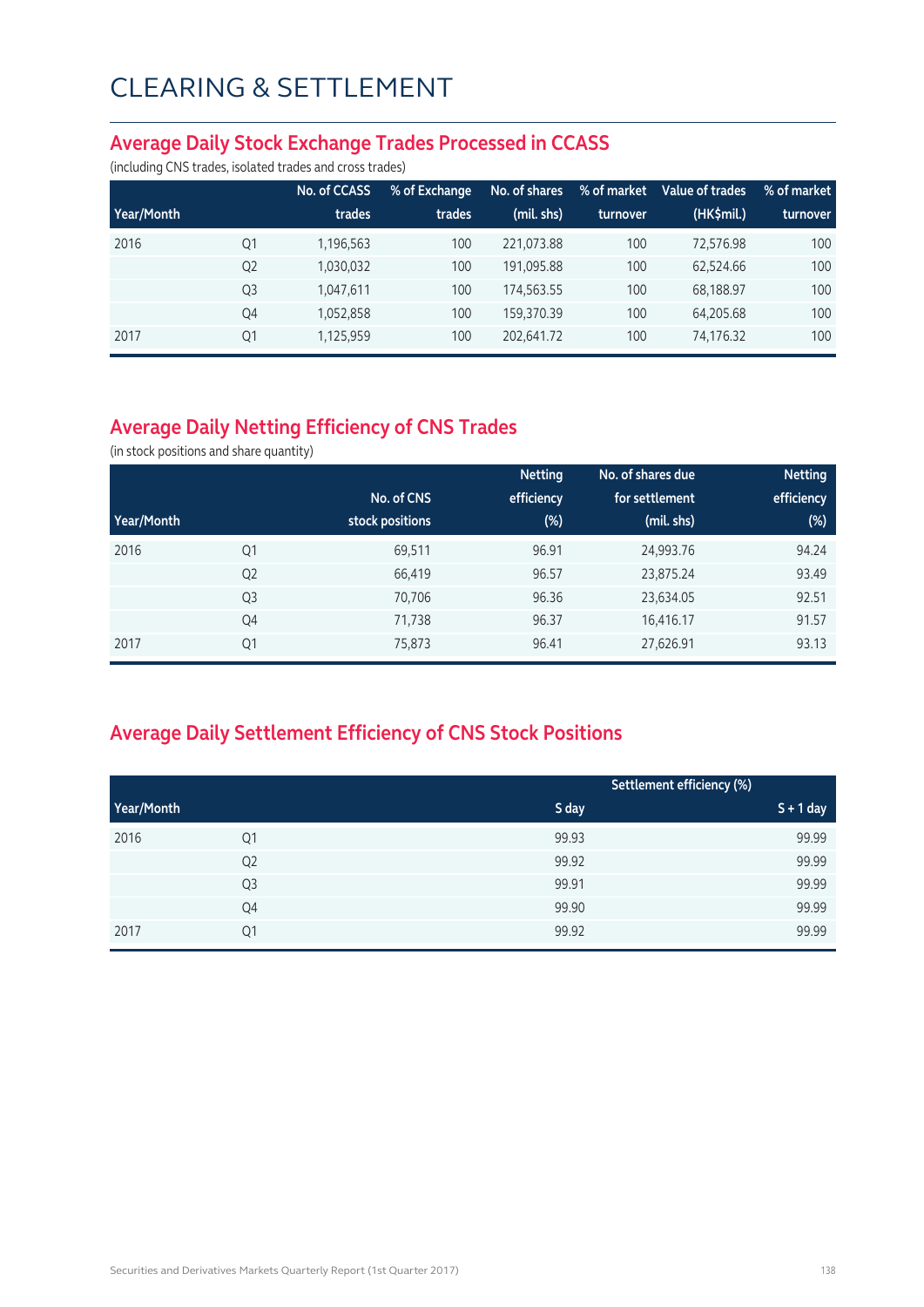# CLEARING & SETTLEMENT

## Average Daily Stock Exchange Trades Processed in CCASS

(including CNS trades, isolated trades and cross trades)

| Year/Month | | No. of CCASS trades | % of Exchange trades | No. of shares (mil. shs) | % of market turnover | Value of trades (HK$mil.) | % of market turnover |
|---|---|---|---|---|---|---|---|
| 2016 | Q1 | 1,196,563 | 100 | 221,073.88 | 100 | 72,576.98 | 100 |
| | Q2 | 1,030,032 | 100 | 191,095.88 | 100 | 62,524.66 | 100 |
| | Q3 | 1,047,611 | 100 | 174,563.55 | 100 | 68,188.97 | 100 |
| | Q4 | 1,052,858 | 100 | 159,370.39 | 100 | 64,205.68 | 100 |
| 2017 | Q1 | 1,125,959 | 100 | 202,641.72 | 100 | 74,176.32 | 100 |

## Average Daily Netting Efficiency of CNS Trades

(in stock positions and share quantity)

| Year/Month | | No. of CNS stock positions | Netting efficiency (%) | No. of shares due for settlement (mil. shs) | Netting efficiency (%) |
|---|---|---|---|---|---|
| 2016 | Q1 | 69,511 | 96.91 | 24,993.76 | 94.24 |
| | Q2 | 66,419 | 96.57 | 23,875.24 | 93.49 |
| | Q3 | 70,706 | 96.36 | 23,634.05 | 92.51 |
| | Q4 | 71,738 | 96.37 | 16,416.17 | 91.57 |
| 2017 | Q1 | 75,873 | 96.41 | 27,626.91 | 93.13 |

## Average Daily Settlement Efficiency of CNS Stock Positions

| Year/Month | | Settlement efficiency (%) | |
|---|---|---|---|
| | | S day | S + 1 day |
| 2016 | Q1 | 99.93 | 99.99 |
| | Q2 | 99.92 | 99.99 |
| | Q3 | 99.91 | 99.99 |
| | Q4 | 99.90 | 99.99 |
| 2017 | Q1 | 99.92 | 99.99 |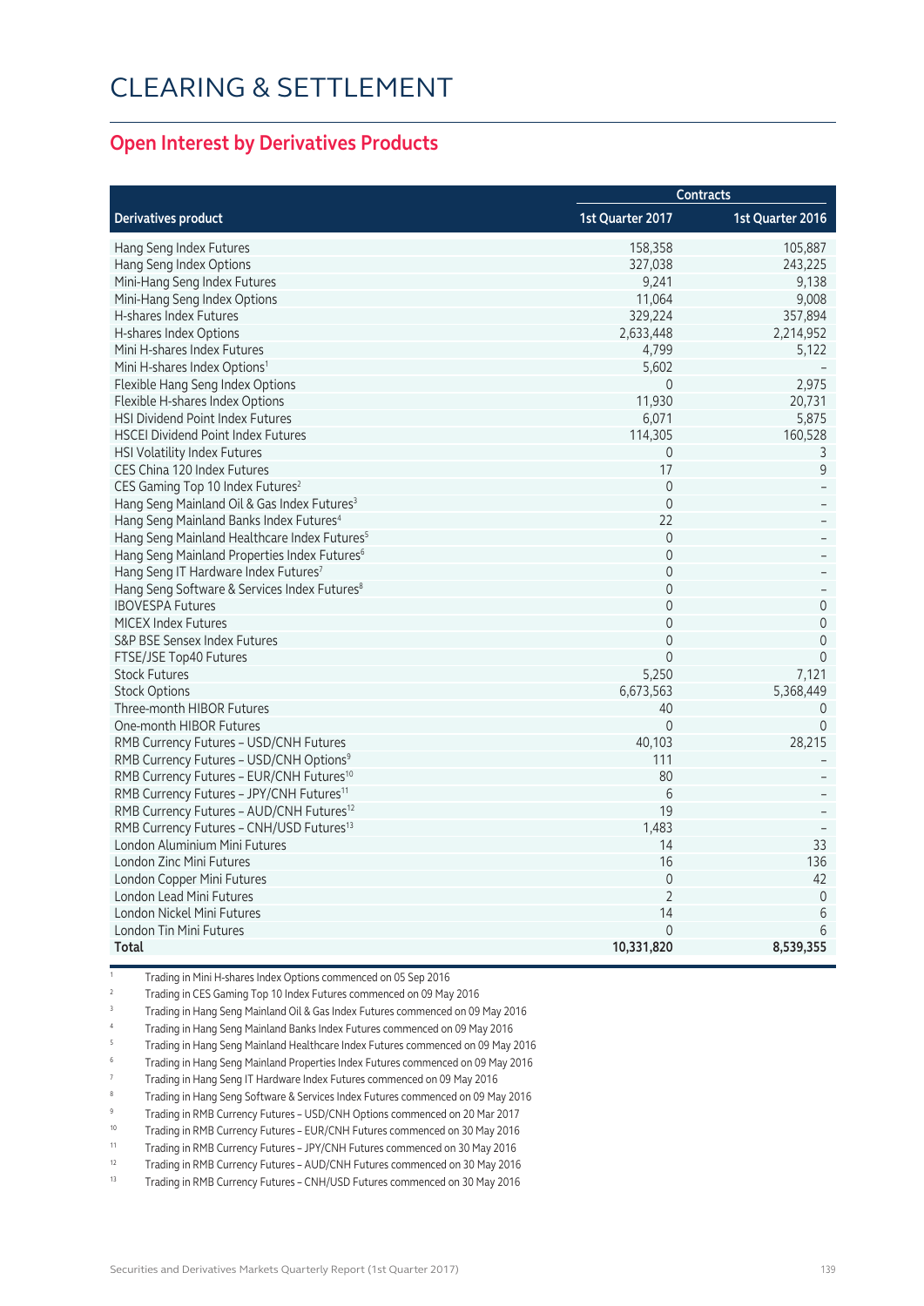# CLEARING & SETTLEMENT

## Open Interest by Derivatives Products

| | Contracts | |
|---|---|---|
| **Derivatives product** | **1st Quarter 2017** | **1st Quarter 2016** |
| Hang Seng Index Futures | 158,358 | 105,887 |
| Hang Seng Index Options | 327,038 | 243,225 |
| Mini-Hang Seng Index Futures | 9,241 | 9,138 |
| Mini-Hang Seng Index Options | 11,064 | 9,008 |
| H-shares Index Futures | 329,224 | 357,894 |
| H-shares Index Options | 2,633,448 | 2,214,952 |
| Mini H-shares Index Futures | 4,799 | 5,122 |
| Mini H-shares Index Options[1] | 5,602 | – |
| Flexible Hang Seng Index Options | 0 | 2,975 |
| Flexible H-shares Index Options | 11,930 | 20,731 |
| HSI Dividend Point Index Futures | 6,071 | 5,875 |
| HSCEI Dividend Point Index Futures | 114,305 | 160,528 |
| HSI Volatility Index Futures | 0 | 3 |
| CES China 120 Index Futures | 17 | 9 |
| CES Gaming Top 10 Index Futures[2] | 0 | – |
| Hang Seng Mainland Oil & Gas Index Futures[3] | 0 | – |
| Hang Seng Mainland Banks Index Futures[4] | 22 | – |
| Hang Seng Mainland Healthcare Index Futures[5] | 0 | – |
| Hang Seng Mainland Properties Index Futures[6] | 0 | – |
| Hang Seng IT Hardware Index Futures[7] | 0 | – |
| Hang Seng Software & Services Index Futures[8] | 0 | – |
| IBOVESPA Futures | 0 | 0 |
| MICEX Index Futures | 0 | 0 |
| S&P BSE Sensex Index Futures | 0 | 0 |
| FTSE/JSE Top40 Futures | 0 | 0 |
| Stock Futures | 5,250 | 7,121 |
| Stock Options | 6,673,563 | 5,368,449 |
| Three-month HIBOR Futures | 40 | 0 |
| One-month HIBOR Futures | 0 | 0 |
| RMB Currency Futures – USD/CNH Futures | 40,103 | 28,215 |
| RMB Currency Futures – USD/CNH Options[9] | 111 | – |
| RMB Currency Futures – EUR/CNH Futures[10] | 80 | – |
| RMB Currency Futures – JPY/CNH Futures[11] | 6 | – |
| RMB Currency Futures – AUD/CNH Futures[12] | 19 | – |
| RMB Currency Futures – CNH/USD Futures[13] | 1,483 | – |
| London Aluminium Mini Futures | 14 | 33 |
| London Zinc Mini Futures | 16 | 136 |
| London Copper Mini Futures | 0 | 42 |
| London Lead Mini Futures | 2 | 0 |
| London Nickel Mini Futures | 14 | 6 |
| London Tin Mini Futures | 0 | 6 |
| **Total** | **10,331,820** | **8,539,355** |

1 Trading in Mini H-shares Index Options commenced on 05 Sep 2016

2 Trading in CES Gaming Top 10 Index Futures commenced on 09 May 2016

3 Trading in Hang Seng Mainland Oil & Gas Index Futures commenced on 09 May 2016

4 Trading in Hang Seng Mainland Banks Index Futures commenced on 09 May 2016

5 Trading in Hang Seng Mainland Healthcare Index Futures commenced on 09 May 2016

6 Trading in Hang Seng Mainland Properties Index Futures commenced on 09 May 2016

7 Trading in Hang Seng IT Hardware Index Futures commenced on 09 May 2016

8 Trading in Hang Seng Software & Services Index Futures commenced on 09 May 2016

9 Trading in RMB Currency Futures – USD/CNH Options commenced on 20 Mar 2017

10 Trading in RMB Currency Futures – EUR/CNH Futures commenced on 30 May 2016

11 Trading in RMB Currency Futures – JPY/CNH Futures commenced on 30 May 2016

12 Trading in RMB Currency Futures – AUD/CNH Futures commenced on 30 May 2016

13 Trading in RMB Currency Futures – CNH/USD Futures commenced on 30 May 2016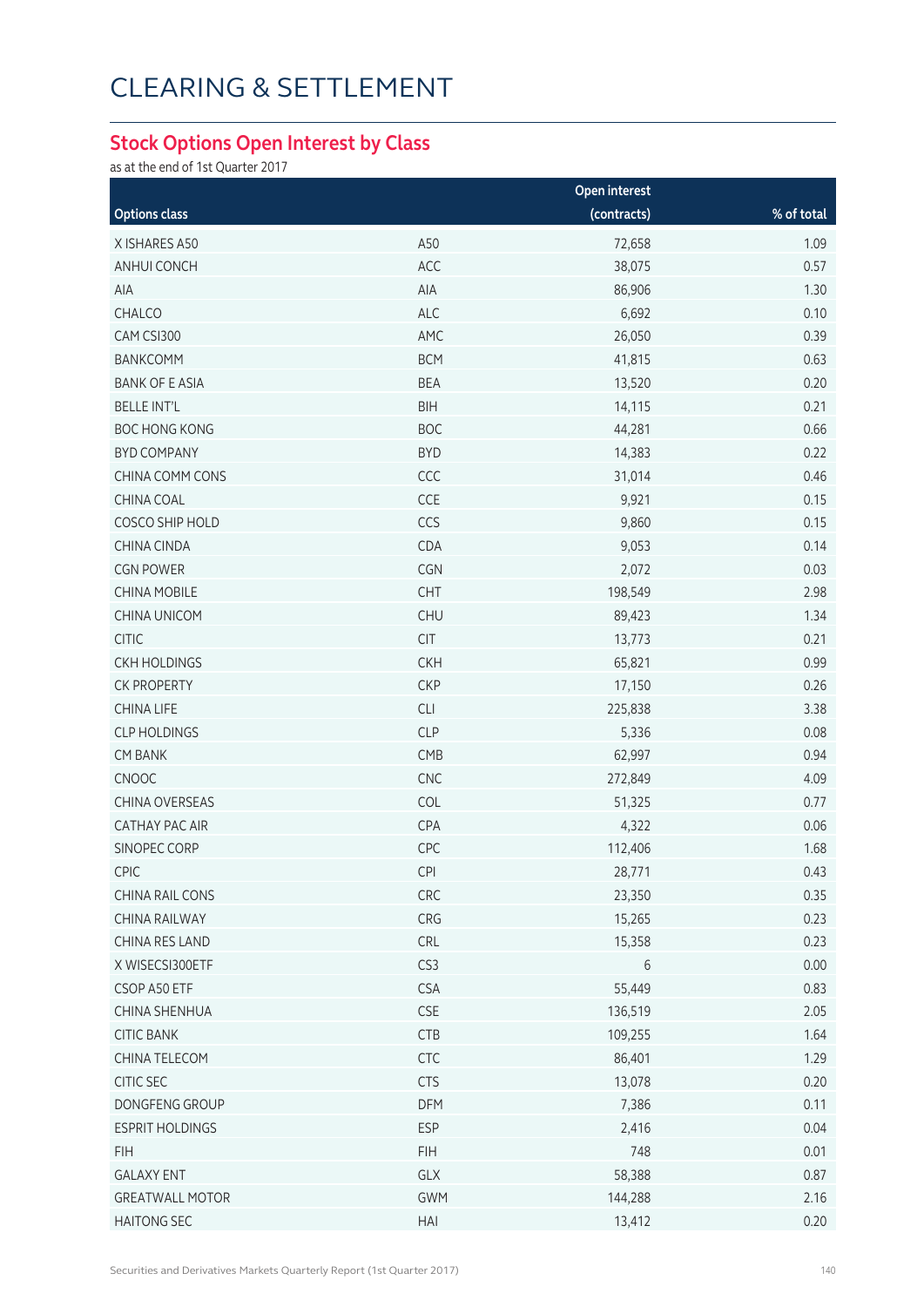# CLEARING & SETTLEMENT

## Stock Options Open Interest by Class

as at the end of 1st Quarter 2017

| Options class | | Open interest (contracts) | % of total |
|---|---|---|---|
| X ISHARES A50 | A50 | 72,658 | 1.09 |
| ANHUI CONCH | ACC | 38,075 | 0.57 |
| AIA | AIA | 86,906 | 1.30 |
| CHALCO | ALC | 6,692 | 0.10 |
| CAM CSI300 | AMC | 26,050 | 0.39 |
| BANKCOMM | BCM | 41,815 | 0.63 |
| BANK OF E ASIA | BEA | 13,520 | 0.20 |
| BELLE INT'L | BIH | 14,115 | 0.21 |
| BOC HONG KONG | BOC | 44,281 | 0.66 |
| BYD COMPANY | BYD | 14,383 | 0.22 |
| CHINA COMM CONS | CCC | 31,014 | 0.46 |
| CHINA COAL | CCE | 9,921 | 0.15 |
| COSCO SHIP HOLD | CCS | 9,860 | 0.15 |
| CHINA CINDA | CDA | 9,053 | 0.14 |
| CGN POWER | CGN | 2,072 | 0.03 |
| CHINA MOBILE | CHT | 198,549 | 2.98 |
| CHINA UNICOM | CHU | 89,423 | 1.34 |
| CITIC | CIT | 13,773 | 0.21 |
| CKH HOLDINGS | CKH | 65,821 | 0.99 |
| CK PROPERTY | CKP | 17,150 | 0.26 |
| CHINA LIFE | CLI | 225,838 | 3.38 |
| CLP HOLDINGS | CLP | 5,336 | 0.08 |
| CM BANK | CMB | 62,997 | 0.94 |
| CNOOC | CNC | 272,849 | 4.09 |
| CHINA OVERSEAS | COL | 51,325 | 0.77 |
| CATHAY PAC AIR | CPA | 4,322 | 0.06 |
| SINOPEC CORP | CPC | 112,406 | 1.68 |
| CPIC | CPI | 28,771 | 0.43 |
| CHINA RAIL CONS | CRC | 23,350 | 0.35 |
| CHINA RAILWAY | CRG | 15,265 | 0.23 |
| CHINA RES LAND | CRL | 15,358 | 0.23 |
| X WISECSI300ETF | CS3 | 6 | 0.00 |
| CSOP A50 ETF | CSA | 55,449 | 0.83 |
| CHINA SHENHUA | CSE | 136,519 | 2.05 |
| CITIC BANK | CTB | 109,255 | 1.64 |
| CHINA TELECOM | CTC | 86,401 | 1.29 |
| CITIC SEC | CTS | 13,078 | 0.20 |
| DONGFENG GROUP | DFM | 7,386 | 0.11 |
| ESPRIT HOLDINGS | ESP | 2,416 | 0.04 |
| FIH | FIH | 748 | 0.01 |
| GALAXY ENT | GLX | 58,388 | 0.87 |
| GREATWALL MOTOR | GWM | 144,288 | 2.16 |
| HAITONG SEC | HAI | 13,412 | 0.20 |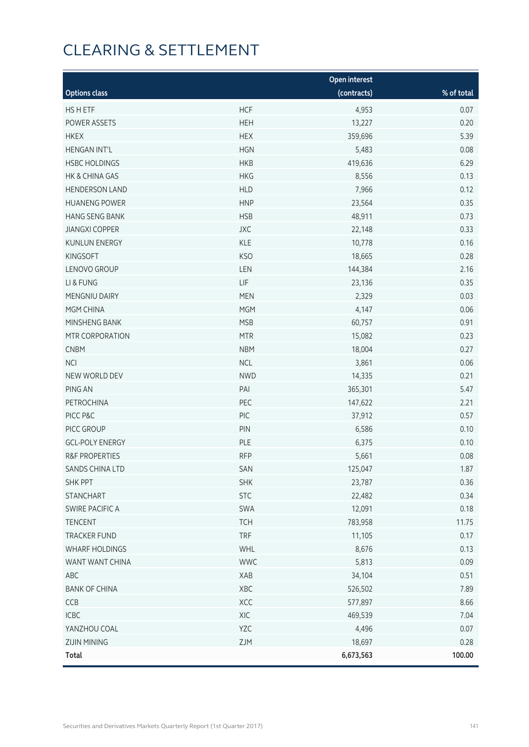# CLEARING & SETTLEMENT

| Options class | | Open interest (contracts) | % of total |
|---|---|---|---|
| HS H ETF | HCF | 4,953 | 0.07 |
| POWER ASSETS | HEH | 13,227 | 0.20 |
| HKEX | HEX | 359,696 | 5.39 |
| HENGAN INT'L | HGN | 5,483 | 0.08 |
| HSBC HOLDINGS | HKB | 419,636 | 6.29 |
| HK & CHINA GAS | HKG | 8,556 | 0.13 |
| HENDERSON LAND | HLD | 7,966 | 0.12 |
| HUANENG POWER | HNP | 23,564 | 0.35 |
| HANG SENG BANK | HSB | 48,911 | 0.73 |
| JIANGXI COPPER | JXC | 22,148 | 0.33 |
| KUNLUN ENERGY | KLE | 10,778 | 0.16 |
| KINGSOFT | KSO | 18,665 | 0.28 |
| LENOVO GROUP | LEN | 144,384 | 2.16 |
| LI & FUNG | LIF | 23,136 | 0.35 |
| MENGNIU DAIRY | MEN | 2,329 | 0.03 |
| MGM CHINA | MGM | 4,147 | 0.06 |
| MINSHENG BANK | MSB | 60,757 | 0.91 |
| MTR CORPORATION | MTR | 15,082 | 0.23 |
| CNBM | NBM | 18,004 | 0.27 |
| NCI | NCL | 3,861 | 0.06 |
| NEW WORLD DEV | NWD | 14,335 | 0.21 |
| PING AN | PAI | 365,301 | 5.47 |
| PETROCHINA | PEC | 147,622 | 2.21 |
| PICC P&C | PIC | 37,912 | 0.57 |
| PICC GROUP | PIN | 6,586 | 0.10 |
| GCL-POLY ENERGY | PLE | 6,375 | 0.10 |
| R&F PROPERTIES | RFP | 5,661 | 0.08 |
| SANDS CHINA LTD | SAN | 125,047 | 1.87 |
| SHK PPT | SHK | 23,787 | 0.36 |
| STANCHART | STC | 22,482 | 0.34 |
| SWIRE PACIFIC A | SWA | 12,091 | 0.18 |
| TENCENT | TCH | 783,958 | 11.75 |
| TRACKER FUND | TRF | 11,105 | 0.17 |
| WHARF HOLDINGS | WHL | 8,676 | 0.13 |
| WANT WANT CHINA | WWC | 5,813 | 0.09 |
| ABC | XAB | 34,104 | 0.51 |
| BANK OF CHINA | XBC | 526,502 | 7.89 |
| CCB | XCC | 577,897 | 8.66 |
| ICBC | XIC | 469,539 | 7.04 |
| YANZHOU COAL | YZC | 4,496 | 0.07 |
| ZIJIN MINING | ZJM | 18,697 | 0.28 |
| **Total** | | **6,673,563** | **100.00** |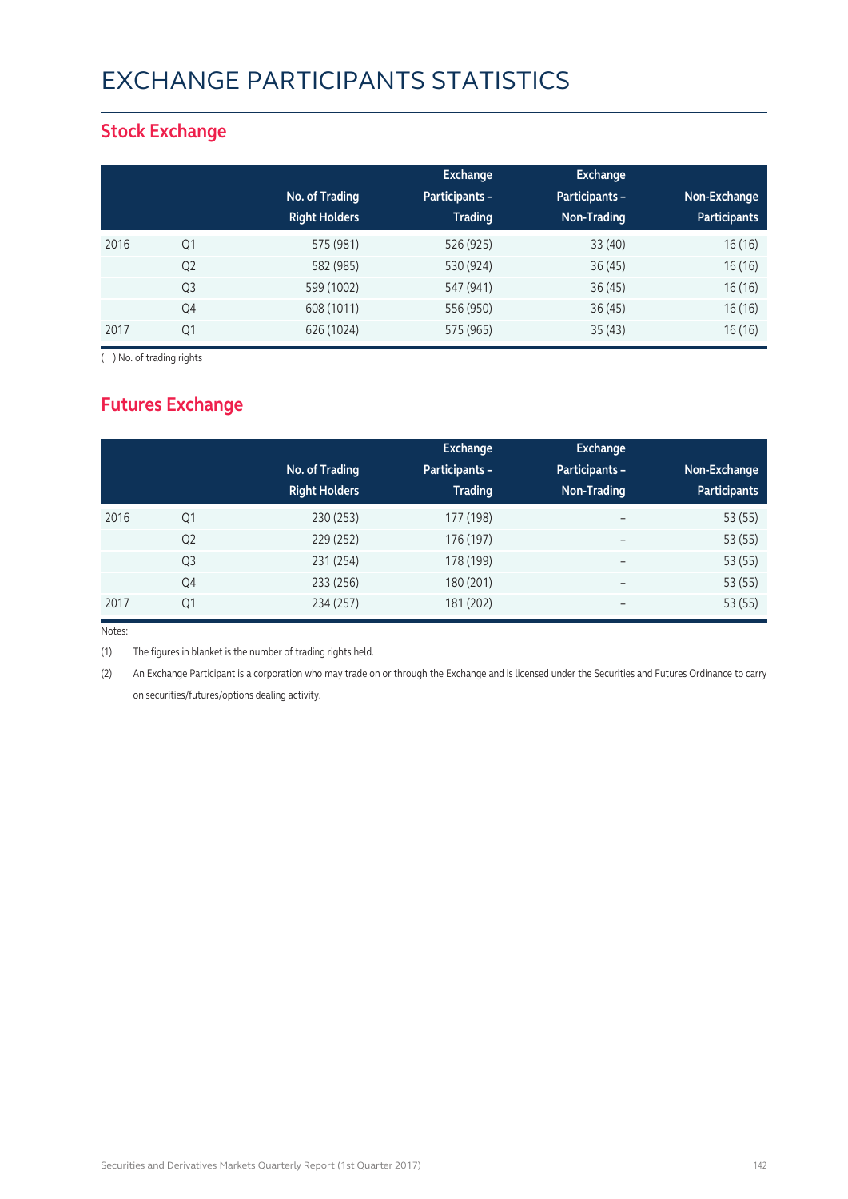# EXCHANGE PARTICIPANTS STATISTICS

## Stock Exchange

| | | No. of Trading Right Holders | Exchange Participants – Trading | Exchange Participants – Non-Trading | Non-Exchange Participants |
|---|---|---|---|---|---|
| 2016 | Q1 | 575 (981) | 526 (925) | 33 (40) | 16 (16) |
| | Q2 | 582 (985) | 530 (924) | 36 (45) | 16 (16) |
| | Q3 | 599 (1002) | 547 (941) | 36 (45) | 16 (16) |
| | Q4 | 608 (1011) | 556 (950) | 36 (45) | 16 (16) |
| 2017 | Q1 | 626 (1024) | 575 (965) | 35 (43) | 16 (16) |

( ) No. of trading rights

## Futures Exchange

| | | No. of Trading Right Holders | Exchange Participants – Trading | Exchange Participants – Non-Trading | Non-Exchange Participants |
|---|---|---|---|---|---|
| 2016 | Q1 | 230 (253) | 177 (198) | – | 53 (55) |
| | Q2 | 229 (252) | 176 (197) | – | 53 (55) |
| | Q3 | 231 (254) | 178 (199) | – | 53 (55) |
| | Q4 | 233 (256) | 180 (201) | – | 53 (55) |
| 2017 | Q1 | 234 (257) | 181 (202) | – | 53 (55) |

Notes:

(1) The figures in blanket is the number of trading rights held.

(2) An Exchange Participant is a corporation who may trade on or through the Exchange and is licensed under the Securities and Futures Ordinance to carry on securities/futures/options dealing activity.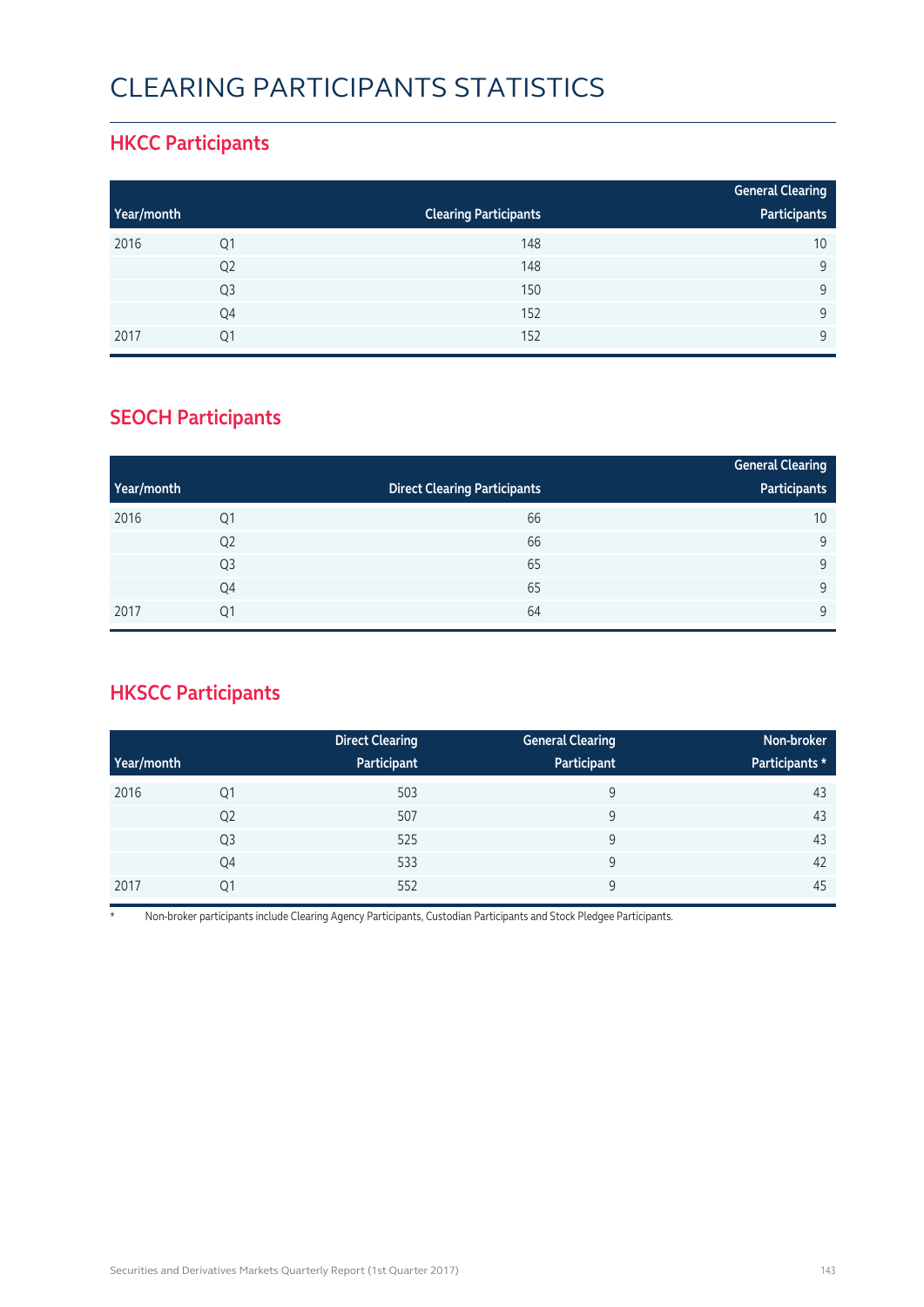# CLEARING PARTICIPANTS STATISTICS

## HKCC Participants

| Year/month | | Clearing Participants | General Clearing Participants |
|---|---|---|---|
| 2016 | Q1 | 148 | 10 |
| | Q2 | 148 | 9 |
| | Q3 | 150 | 9 |
| | Q4 | 152 | 9 |
| 2017 | Q1 | 152 | 9 |

## SEOCH Participants

| Year/month | | Direct Clearing Participants | General Clearing Participants |
|---|---|---|---|
| 2016 | Q1 | 66 | 10 |
| | Q2 | 66 | 9 |
| | Q3 | 65 | 9 |
| | Q4 | 65 | 9 |
| 2017 | Q1 | 64 | 9 |

## HKSCC Participants

| Year/month | | Direct Clearing Participant | General Clearing Participant | Non-broker Participants * |
|---|---|---|---|---|
| 2016 | Q1 | 503 | 9 | 43 |
| | Q2 | 507 | 9 | 43 |
| | Q3 | 525 | 9 | 43 |
| | Q4 | 533 | 9 | 42 |
| 2017 | Q1 | 552 | 9 | 45 |

* Non-broker participants include Clearing Agency Participants, Custodian Participants and Stock Pledgee Participants.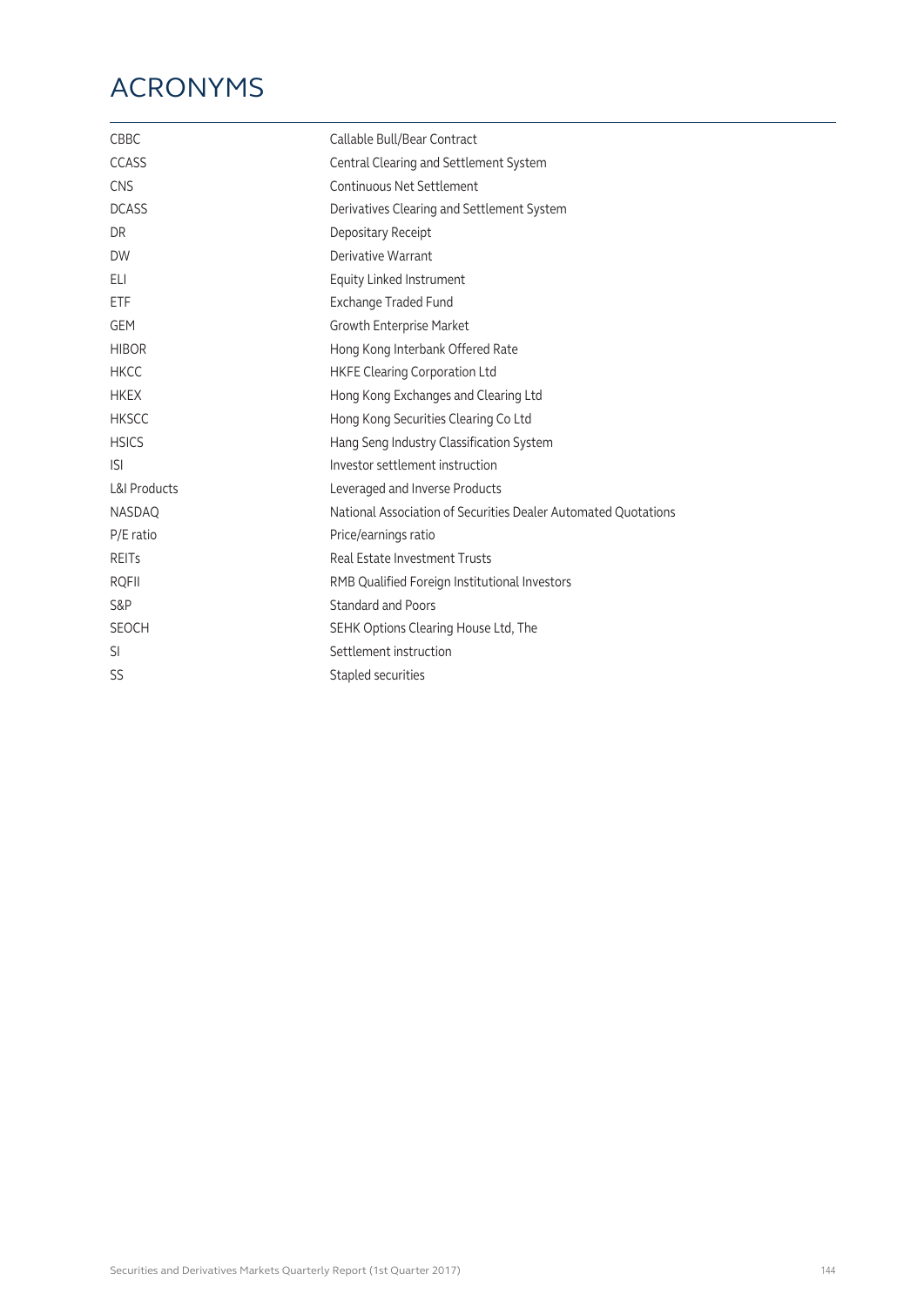# ACRONYMS

| | |
|---|---|
| CBBC | Callable Bull/Bear Contract |
| CCASS | Central Clearing and Settlement System |
| CNS | Continuous Net Settlement |
| DCASS | Derivatives Clearing and Settlement System |
| DR | Depositary Receipt |
| DW | Derivative Warrant |
| ELI | Equity Linked Instrument |
| ETF | Exchange Traded Fund |
| GEM | Growth Enterprise Market |
| HIBOR | Hong Kong Interbank Offered Rate |
| HKCC | HKFE Clearing Corporation Ltd |
| HKEX | Hong Kong Exchanges and Clearing Ltd |
| HKSCC | Hong Kong Securities Clearing Co Ltd |
| HSICS | Hang Seng Industry Classification System |
| ISI | Investor settlement instruction |
| L&I Products | Leveraged and Inverse Products |
| NASDAQ | National Association of Securities Dealer Automated Quotations |
| P/E ratio | Price/earnings ratio |
| REITs | Real Estate Investment Trusts |
| RQFII | RMB Qualified Foreign Institutional Investors |
| S&P | Standard and Poors |
| SEOCH | SEHK Options Clearing House Ltd, The |
| SI | Settlement instruction |
| SS | Stapled securities |